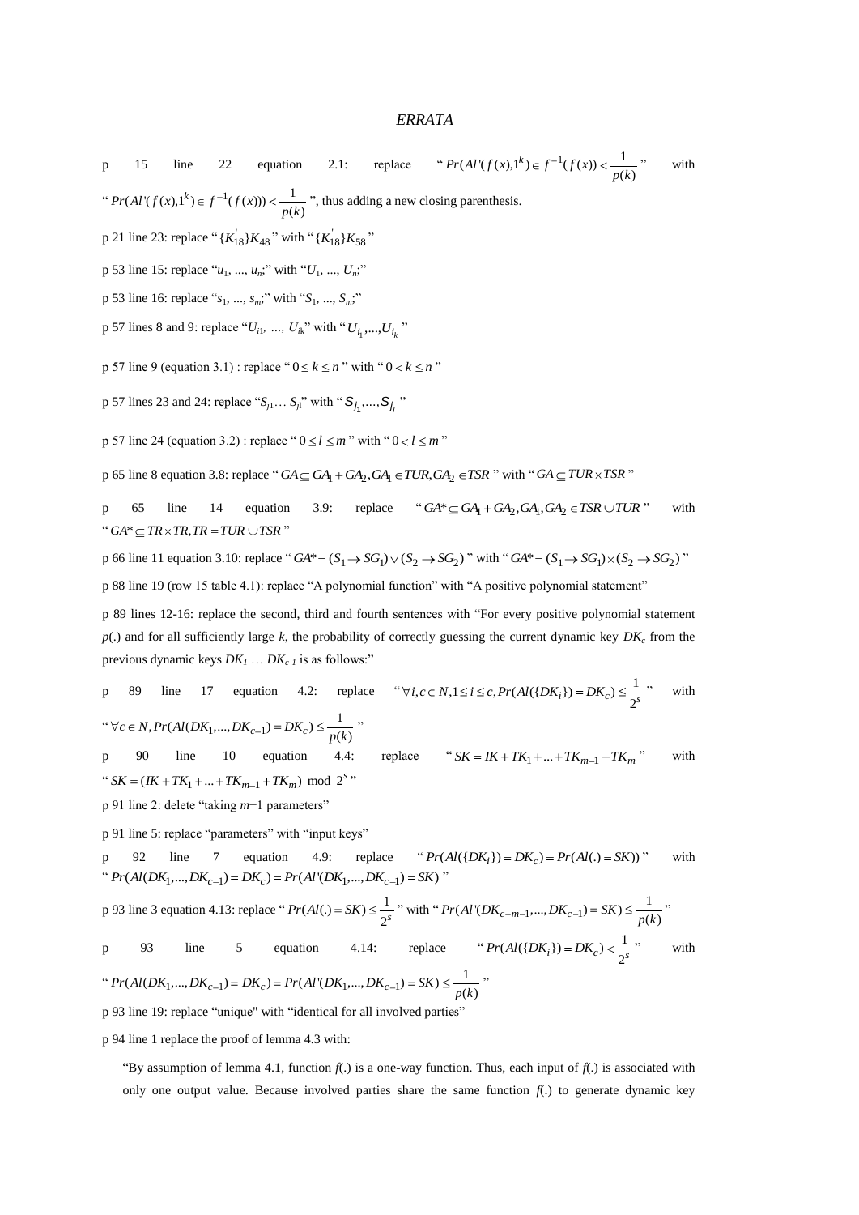# *ERRATA*

p 15 line 22 equation 2.1: replace "$Pr(Al'(f(x),1^k) \in f^{-1}(f(x)) < \frac{1}{p(k)}$" with "$Pr(Al'(f(x),1^k) \in f^{-1}(f(x))) < \frac{1}{p(k)}$", thus adding a new closing parenthesis.

p 21 line 23: replace "$\{K_{18}^{'}\}K_{48}$" with "$\{K_{18}^{'}\}K_{58}$"

p 53 line 15: replace "$u_1, ..., u_n$;" with "$U_1, ..., U_n$;"

p 53 line 16: replace "$s_1, ..., s_m$;" with "$S_1, ..., S_m$;"

p 57 lines 8 and 9: replace "$U_{i1}, ..., U_{ik}$" with "$U_{i_1},...,U_{i_k}$"

p 57 line 9 (equation 3.1) : replace "$0 \le k \le n$" with "$0 < k \le n$"

p 57 lines 23 and 24: replace "$S_{j1} \ldots S_{jl}$" with "$S_{j_1},...,S_{j_l}$"

p 57 line 24 (equation 3.2) : replace "$0 \le l \le m$" with "$0 < l \le m$"

p 65 line 8 equation 3.8: replace "$GA \subseteq GA_1 + GA_2, GA_1 \in TUR, GA_2 \in TSR$" with "$GA \subseteq TUR \times TSR$"

p 65 line 14 equation 3.9: replace "$GA^* \subseteq GA_1 + GA_2, GA_1, GA_2 \in TSR \cup TUR$" with "$GA^* \subseteq TR \times TR, TR = TUR \cup TSR$"

p 66 line 11 equation 3.10: replace "$GA^* = (S_1 \rightarrow SG_1) \vee (S_2 \rightarrow SG_2)$" with "$GA^* = (S_1 \rightarrow SG_1) \times (S_2 \rightarrow SG_2)$"

p 88 line 19 (row 15 table 4.1): replace "A polynomial function" with "A positive polynomial statement"

p 89 lines 12-16: replace the second, third and fourth sentences with "For every positive polynomial statement $p(.)$ and for all sufficiently large $k$, the probability of correctly guessing the current dynamic key $DK_c$ from the previous dynamic keys $DK_1 \ldots DK_{c-1}$ is as follows:"

p 89 line 17 equation 4.2: replace "$\forall i, c \in N, 1 \le i \le c, Pr(Al(\{DK_i\}) = DK_c) \le \frac{1}{2^s}$" with "$\forall c \in N, Pr(Al(DK_1,...,DK_{c-1}) = DK_c) \le \frac{1}{p(k)}$"

p 90 line 10 equation 4.4: replace "$SK = IK + TK_1 + ... + TK_{m-1} + TK_m$" with "$SK = (IK + TK_1 + ... + TK_{m-1} + TK_m) \bmod 2^s$"

p 91 line 2: delete "taking $m$+1 parameters"

p 91 line 5: replace "parameters" with "input keys"

p 92 line 7 equation 4.9: replace "$Pr(Al(\{DK_i\}) = DK_c) = Pr(Al(.) = SK))$" with "$Pr(Al(DK_1,...,DK_{c-1}) = DK_c) = Pr(Al'(DK_1,...,DK_{c-1}) = SK)$"

p 93 line 3 equation 4.13: replace "$Pr(Al(.) = SK) \le \frac{1}{2^s}$" with "$Pr(Al'(DK_{c-m-1},...,DK_{c-1}) = SK) \le \frac{1}{p(k)}$"

p 93 line 5 equation 4.14: replace "$Pr(Al(\{DK_i\}) = DK_c) < \frac{1}{2^s}$" with "$Pr(Al(DK_1,...,DK_{c-1}) = DK_c) = Pr(Al'(DK_1,...,DK_{c-1}) = SK) \le \frac{1}{p(k)}$"

p 93 line 19: replace "unique" with "identical for all involved parties"

p 94 line 1 replace the proof of lemma 4.3 with:

> "By assumption of lemma 4.1, function $f(.)$ is a one-way function. Thus, each input of $f(.)$ is associated with only one output value. Because involved parties share the same function $f(.)$ to generate dynamic key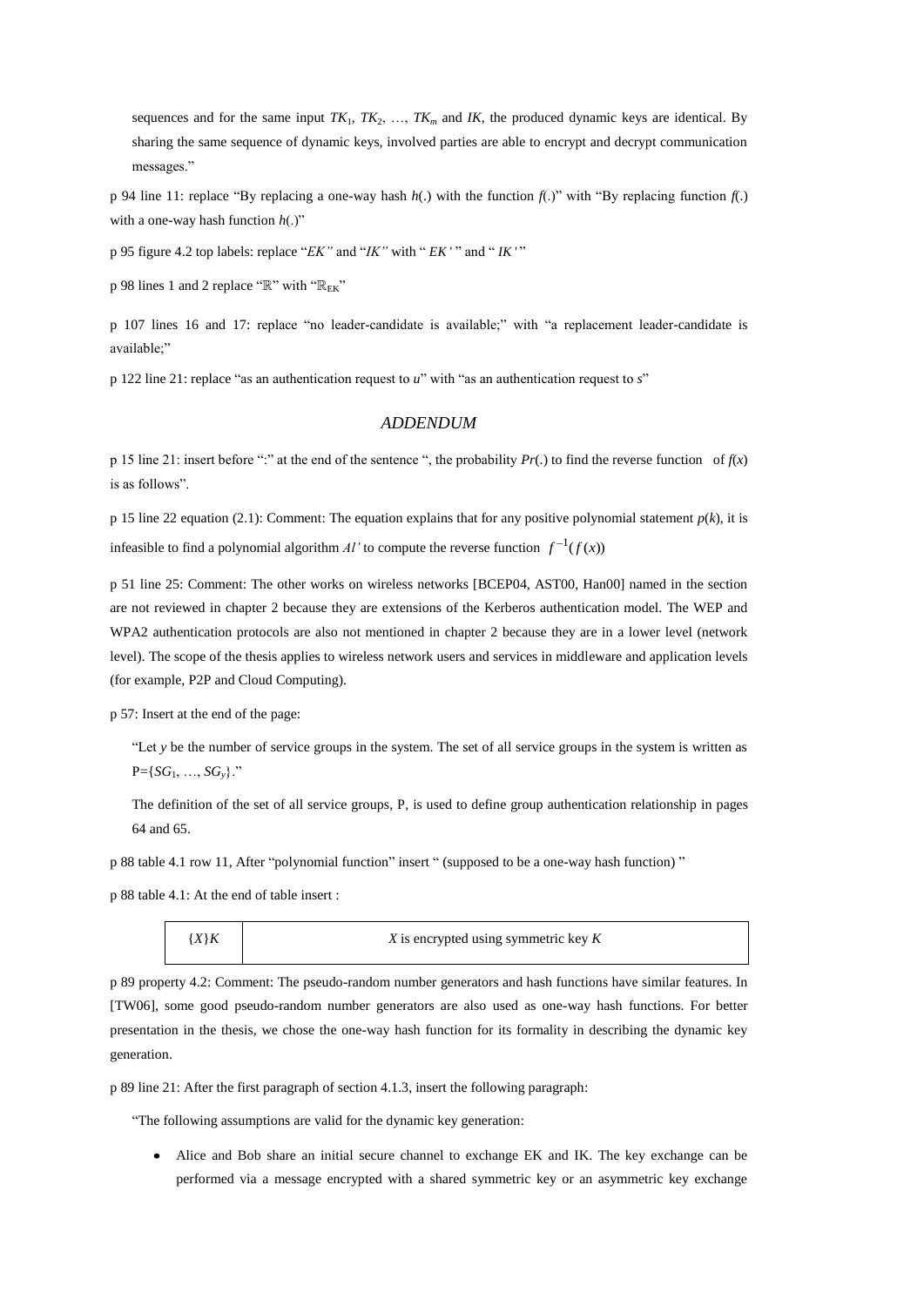sequences and for the same input $TK_1$, $TK_2$, …, $TK_m$ and $IK$, the produced dynamic keys are identical. By sharing the same sequence of dynamic keys, involved parties are able to encrypt and decrypt communication messages."

p 94 line 11: replace "By replacing a one-way hash $h(.)$ with the function $f(.)$" with "By replacing function $f(.)$ with a one-way hash function $h(.)$"

p 95 figure 4.2 top labels: replace "*EK"* and "*IK"* with " *EK'* " and " *IK'* "

p 98 lines 1 and 2 replace "$\mathbb{R}$" with "$\mathbb{R}_{EK}$"

p 107 lines 16 and 17: replace "no leader-candidate is available;" with "a replacement leader-candidate is available;"

p 122 line 21: replace "as an authentication request to $u$" with "as an authentication request to $s$"

## *ADDENDUM*

p 15 line 21: insert before ":" at the end of the sentence ", the probability $Pr(.)$ to find the reverse function of $f(x)$ is as follows".

p 15 line 22 equation (2.1): Comment: The equation explains that for any positive polynomial statement $p(k)$, it is infeasible to find a polynomial algorithm $Al'$ to compute the reverse function $f^{-1}(f(x))$

p 51 line 25: Comment: The other works on wireless networks [BCEP04, AST00, Han00] named in the section are not reviewed in chapter 2 because they are extensions of the Kerberos authentication model. The WEP and WPA2 authentication protocols are also not mentioned in chapter 2 because they are in a lower level (network level). The scope of the thesis applies to wireless network users and services in middleware and application levels (for example, P2P and Cloud Computing).

p 57: Insert at the end of the page:

"Let $y$ be the number of service groups in the system. The set of all service groups in the system is written as $P=\{SG_1, …, SG_y\}$."

The definition of the set of all service groups, P, is used to define group authentication relationship in pages 64 and 65.

p 88 table 4.1 row 11, After "polynomial function" insert " (supposed to be a one-way hash function) "

p 88 table 4.1: At the end of table insert :

| | |
|---|---|
| $\{X\}K$ | $X$ is encrypted using symmetric key $K$ |

p 89 property 4.2: Comment: The pseudo-random number generators and hash functions have similar features. In [TW06], some good pseudo-random number generators are also used as one-way hash functions. For better presentation in the thesis, we chose the one-way hash function for its formality in describing the dynamic key generation.

p 89 line 21: After the first paragraph of section 4.1.3, insert the following paragraph:

"The following assumptions are valid for the dynamic key generation:

- Alice and Bob share an initial secure channel to exchange EK and IK. The key exchange can be performed via a message encrypted with a shared symmetric key or an asymmetric key exchange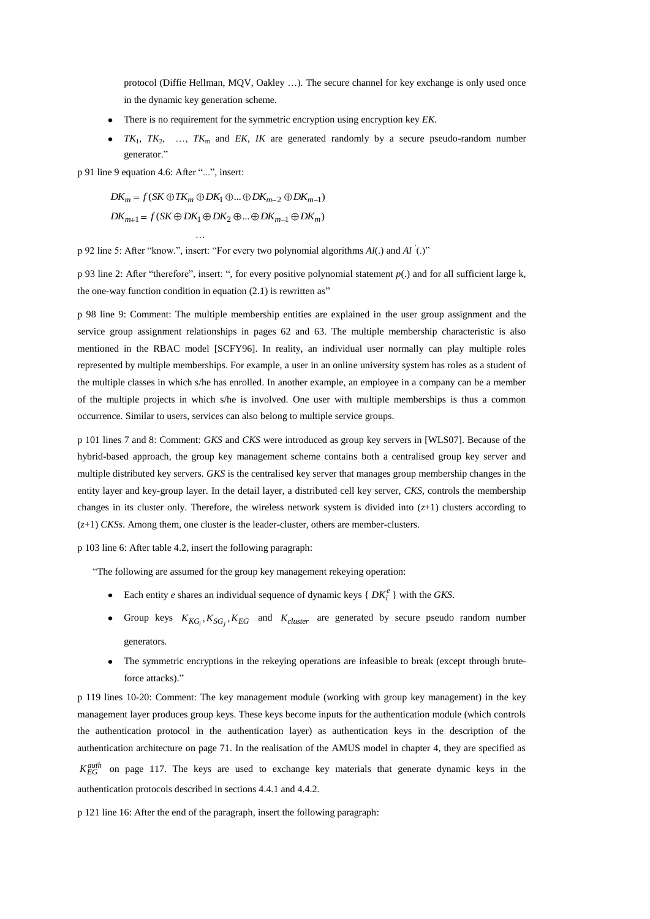protocol (Diffie Hellman, MQV, Oakley …). The secure channel for key exchange is only used once in the dynamic key generation scheme.

- There is no requirement for the symmetric encryption using encryption key *EK*.
- $TK_1$, $TK_2$, …, $TK_m$ and *EK*, *IK* are generated randomly by a secure pseudo-random number generator."

p 91 line 9 equation 4.6: After "...", insert:

$$DK_m = f(SK \oplus TK_m \oplus DK_1 \oplus ... \oplus DK_{m-2} \oplus DK_{m-1})$$
$$DK_{m+1} = f(SK \oplus DK_1 \oplus DK_2 \oplus ... \oplus DK_{m-1} \oplus DK_m)$$
$$\ldots$$

p 92 line 5: After "know.", insert: "For every two polynomial algorithms $Al(.)$ and $Al^{'}(.)$"

p 93 line 2: After "therefore", insert: ", for every positive polynomial statement $p(.)$ and for all sufficient large k, the one-way function condition in equation (2.1) is rewritten as"

p 98 line 9: Comment: The multiple membership entities are explained in the user group assignment and the service group assignment relationships in pages 62 and 63. The multiple membership characteristic is also mentioned in the RBAC model [SCFY96]. In reality, an individual user normally can play multiple roles represented by multiple memberships. For example, a user in an online university system has roles as a student of the multiple classes in which s/he has enrolled. In another example, an employee in a company can be a member of the multiple projects in which s/he is involved. One user with multiple memberships is thus a common occurrence. Similar to users, services can also belong to multiple service groups.

p 101 lines 7 and 8: Comment: *GKS* and *CKS* were introduced as group key servers in [WLS07]. Because of the hybrid-based approach, the group key management scheme contains both a centralised group key server and multiple distributed key servers. *GKS* is the centralised key server that manages group membership changes in the entity layer and key-group layer. In the detail layer, a distributed cell key server, *CKS*, controls the membership changes in its cluster only. Therefore, the wireless network system is divided into $(z+1)$ clusters according to $(z+1)$ *CKSs*. Among them, one cluster is the leader-cluster, others are member-clusters.

p 103 line 6: After table 4.2, insert the following paragraph:

"The following are assumed for the group key management rekeying operation:

- Each entity $e$ shares an individual sequence of dynamic keys { $DK_i^e$ } with the *GKS*.
- Group keys $K_{KG_i}, K_{SG_j}, K_{EG}$ and $K_{cluster}$ are generated by secure pseudo random number generators.
- The symmetric encryptions in the rekeying operations are infeasible to break (except through brute-force attacks)."

p 119 lines 10-20: Comment: The key management module (working with group key management) in the key management layer produces group keys. These keys become inputs for the authentication module (which controls the authentication protocol in the authentication layer) as authentication keys in the description of the authentication architecture on page 71. In the realisation of the AMUS model in chapter 4, they are specified as $K_{EG}^{auth}$ on page 117. The keys are used to exchange key materials that generate dynamic keys in the authentication protocols described in sections 4.4.1 and 4.4.2.

p 121 line 16: After the end of the paragraph, insert the following paragraph: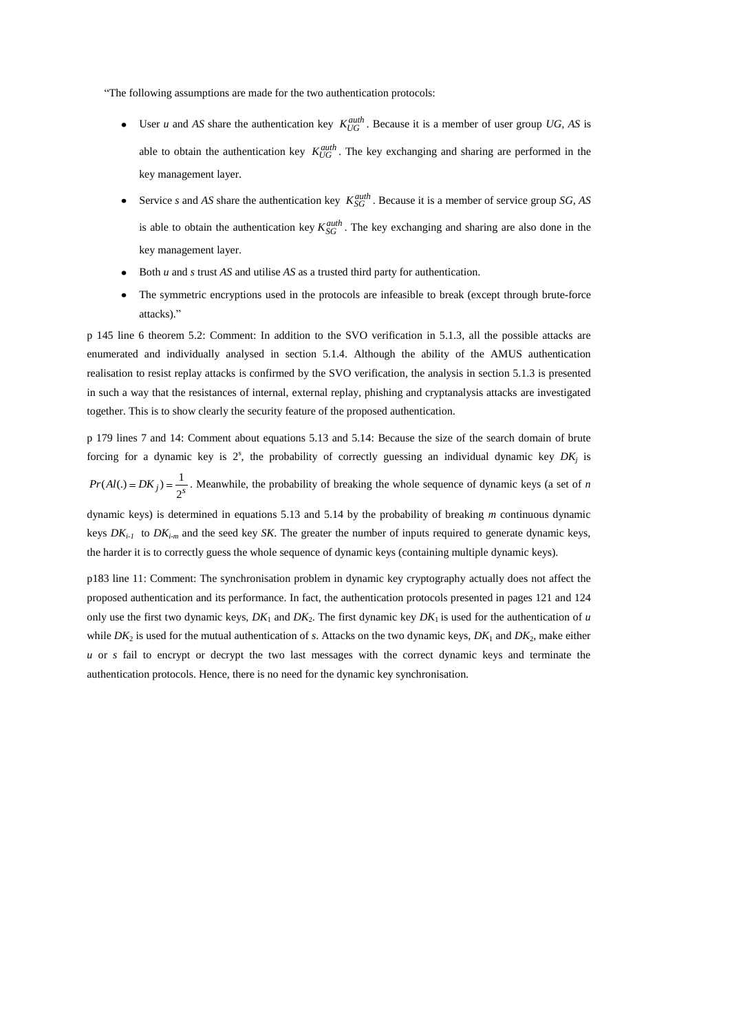"The following assumptions are made for the two authentication protocols:

- User *u* and *AS* share the authentication key $K_{UG}^{auth}$. Because it is a member of user group *UG*, *AS* is able to obtain the authentication key $K_{UG}^{auth}$. The key exchanging and sharing are performed in the key management layer.
- Service *s* and *AS* share the authentication key $K_{SG}^{auth}$. Because it is a member of service group *SG*, *AS* is able to obtain the authentication key $K_{SG}^{auth}$. The key exchanging and sharing are also done in the key management layer.
- Both *u* and *s* trust *AS* and utilise *AS* as a trusted third party for authentication.
- The symmetric encryptions used in the protocols are infeasible to break (except through brute-force attacks)."

p 145 line 6 theorem 5.2: Comment: In addition to the SVO verification in 5.1.3, all the possible attacks are enumerated and individually analysed in section 5.1.4. Although the ability of the AMUS authentication realisation to resist replay attacks is confirmed by the SVO verification, the analysis in section 5.1.3 is presented in such a way that the resistances of internal, external replay, phishing and cryptanalysis attacks are investigated together. This is to show clearly the security feature of the proposed authentication.

p 179 lines 7 and 14: Comment about equations 5.13 and 5.14: Because the size of the search domain of brute forcing for a dynamic key is $2^s$, the probability of correctly guessing an individual dynamic key $DK_j$ is $Pr(Al(.) = DK_j) = \frac{1}{2^s}$. Meanwhile, the probability of breaking the whole sequence of dynamic keys (a set of *n* dynamic keys) is determined in equations 5.13 and 5.14 by the probability of breaking *m* continuous dynamic keys $DK_{i-1}$ to $DK_{i-m}$ and the seed key *SK*. The greater the number of inputs required to generate dynamic keys, the harder it is to correctly guess the whole sequence of dynamic keys (containing multiple dynamic keys).

p183 line 11: Comment: The synchronisation problem in dynamic key cryptography actually does not affect the proposed authentication and its performance. In fact, the authentication protocols presented in pages 121 and 124 only use the first two dynamic keys, $DK_1$ and $DK_2$. The first dynamic key $DK_1$ is used for the authentication of *u* while $DK_2$ is used for the mutual authentication of *s*. Attacks on the two dynamic keys, $DK_1$ and $DK_2$, make either *u* or *s* fail to encrypt or decrypt the two last messages with the correct dynamic keys and terminate the authentication protocols. Hence, there is no need for the dynamic key synchronisation.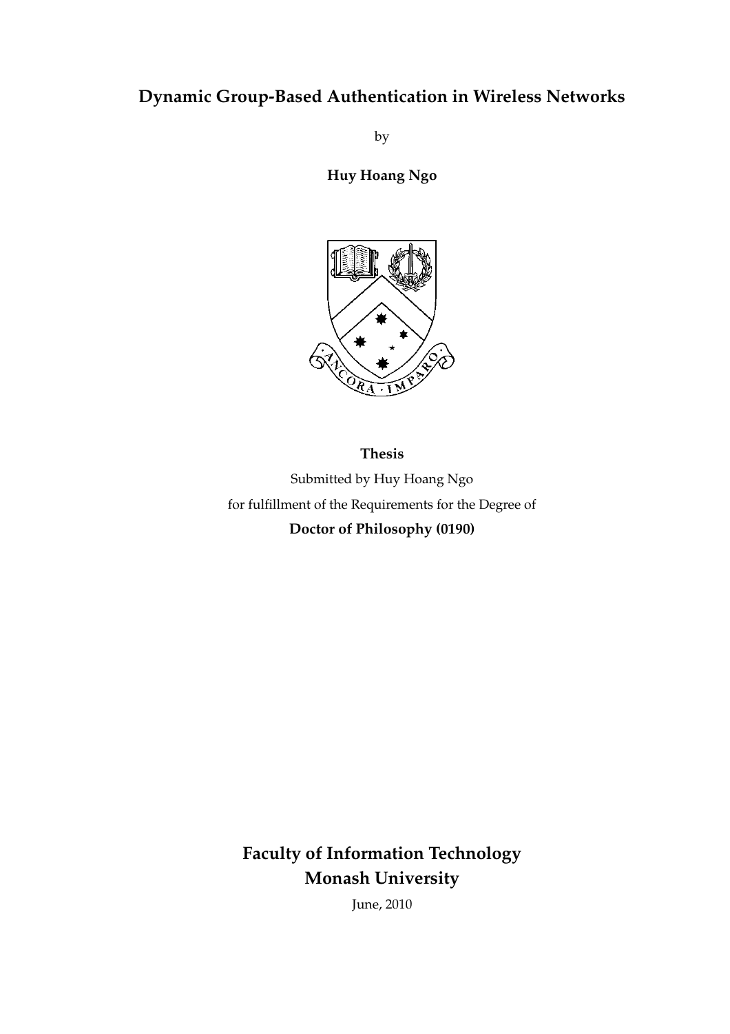# Dynamic Group-Based Authentication in Wireless Networks

by

**Huy Hoang Ngo**

**Thesis**

Submitted by Huy Hoang Ngo

for fulfillment of the Requirements for the Degree of

**Doctor of Philosophy (0190)**

**Faculty of Information Technology**

**Monash University**

June, 2010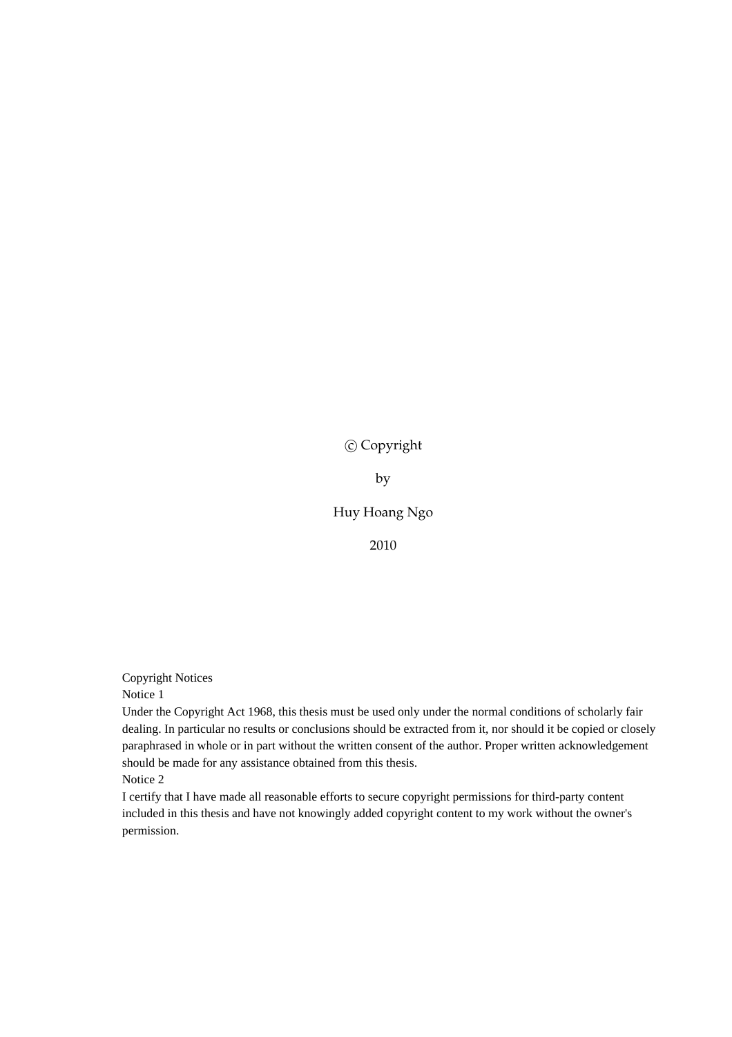© Copyright

by

Huy Hoang Ngo

2010

Copyright Notices

Notice 1

Under the Copyright Act 1968, this thesis must be used only under the normal conditions of scholarly fair dealing. In particular no results or conclusions should be extracted from it, nor should it be copied or closely paraphrased in whole or in part without the written consent of the author. Proper written acknowledgement should be made for any assistance obtained from this thesis.

Notice 2

I certify that I have made all reasonable efforts to secure copyright permissions for third-party content included in this thesis and have not knowingly added copyright content to my work without the owner's permission.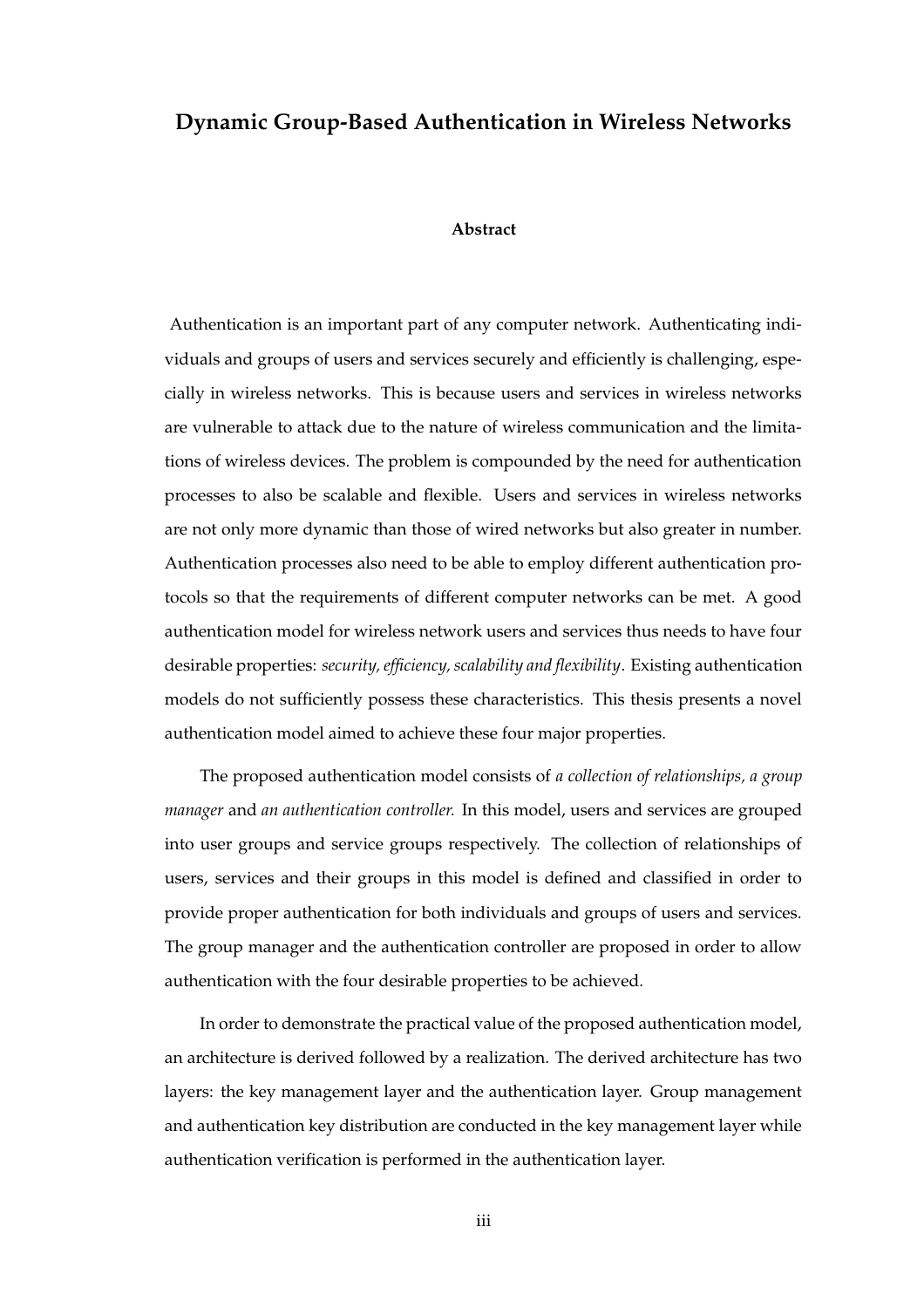# Dynamic Group-Based Authentication in Wireless Networks

## Abstract

Authentication is an important part of any computer network. Authenticating individuals and groups of users and services securely and efficiently is challenging, especially in wireless networks. This is because users and services in wireless networks are vulnerable to attack due to the nature of wireless communication and the limitations of wireless devices. The problem is compounded by the need for authentication processes to also be scalable and flexible. Users and services in wireless networks are not only more dynamic than those of wired networks but also greater in number. Authentication processes also need to be able to employ different authentication protocols so that the requirements of different computer networks can be met. A good authentication model for wireless network users and services thus needs to have four desirable properties: *security, efficiency, scalability and flexibility*. Existing authentication models do not sufficiently possess these characteristics. This thesis presents a novel authentication model aimed to achieve these four major properties.

The proposed authentication model consists of *a collection of relationships, a group manager* and *an authentication controller.* In this model, users and services are grouped into user groups and service groups respectively. The collection of relationships of users, services and their groups in this model is defined and classified in order to provide proper authentication for both individuals and groups of users and services. The group manager and the authentication controller are proposed in order to allow authentication with the four desirable properties to be achieved.

In order to demonstrate the practical value of the proposed authentication model, an architecture is derived followed by a realization. The derived architecture has two layers: the key management layer and the authentication layer. Group management and authentication key distribution are conducted in the key management layer while authentication verification is performed in the authentication layer.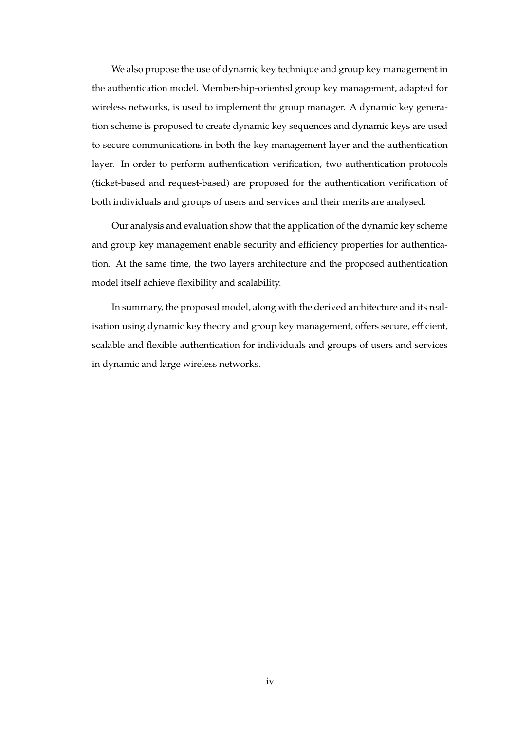We also propose the use of dynamic key technique and group key management in the authentication model. Membership-oriented group key management, adapted for wireless networks, is used to implement the group manager. A dynamic key generation scheme is proposed to create dynamic key sequences and dynamic keys are used to secure communications in both the key management layer and the authentication layer. In order to perform authentication verification, two authentication protocols (ticket-based and request-based) are proposed for the authentication verification of both individuals and groups of users and services and their merits are analysed.

Our analysis and evaluation show that the application of the dynamic key scheme and group key management enable security and efficiency properties for authentication. At the same time, the two layers architecture and the proposed authentication model itself achieve flexibility and scalability.

In summary, the proposed model, along with the derived architecture and its realisation using dynamic key theory and group key management, offers secure, efficient, scalable and flexible authentication for individuals and groups of users and services in dynamic and large wireless networks.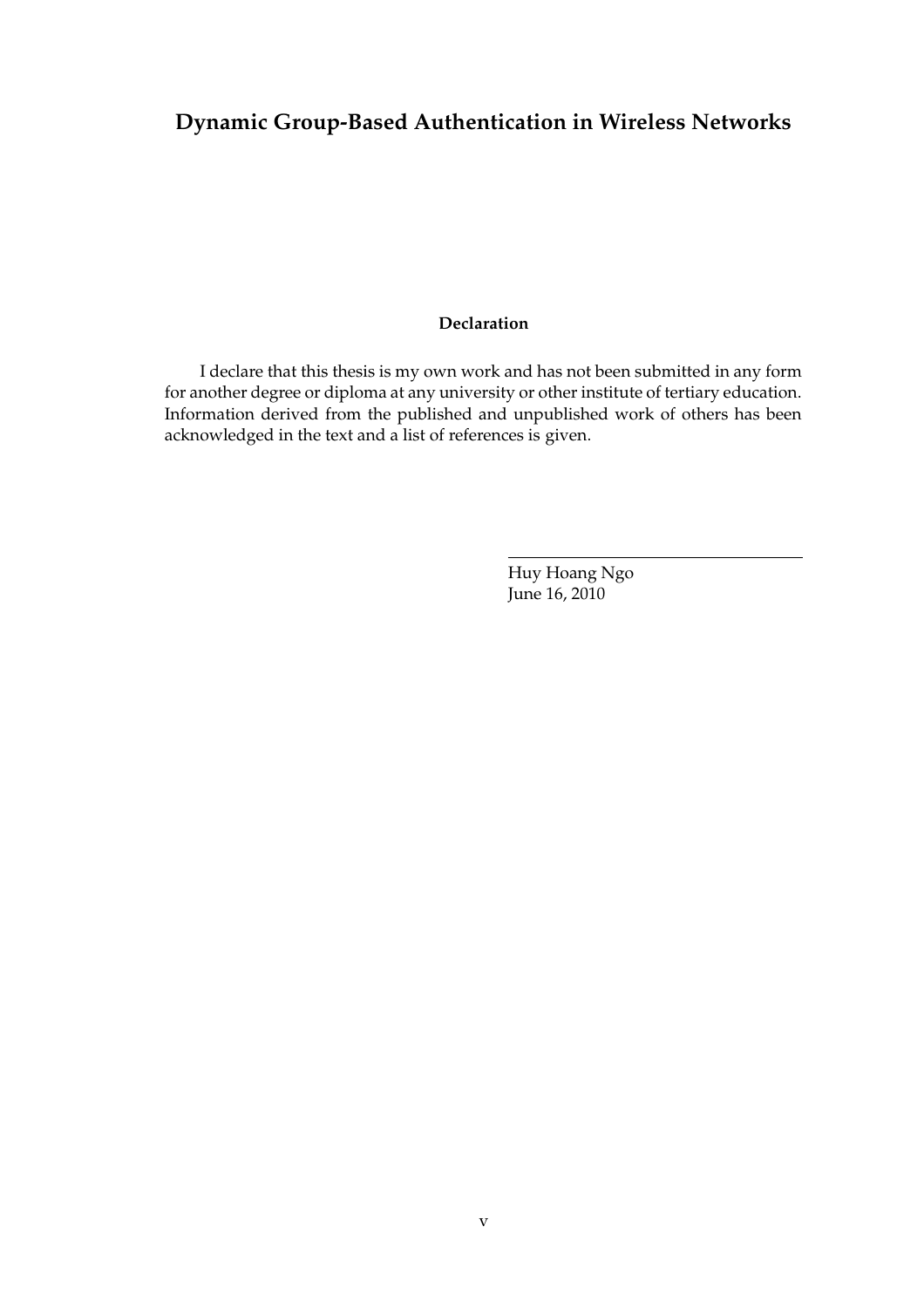# Dynamic Group-Based Authentication in Wireless Networks

## Declaration

I declare that this thesis is my own work and has not been submitted in any form for another degree or diploma at any university or other institute of tertiary education. Information derived from the published and unpublished work of others has been acknowledged in the text and a list of references is given.

Huy Hoang Ngo
June 16, 2010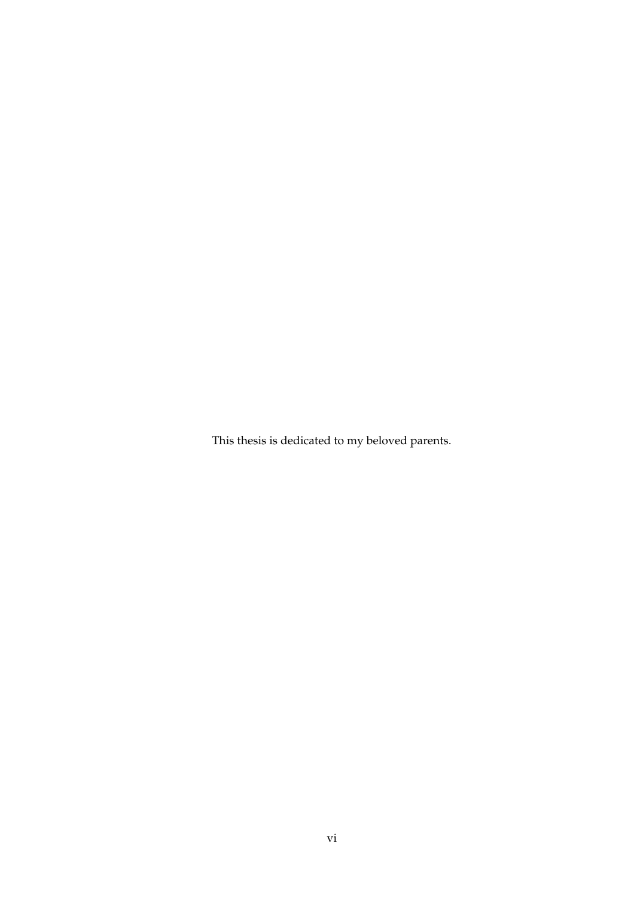This thesis is dedicated to my beloved parents.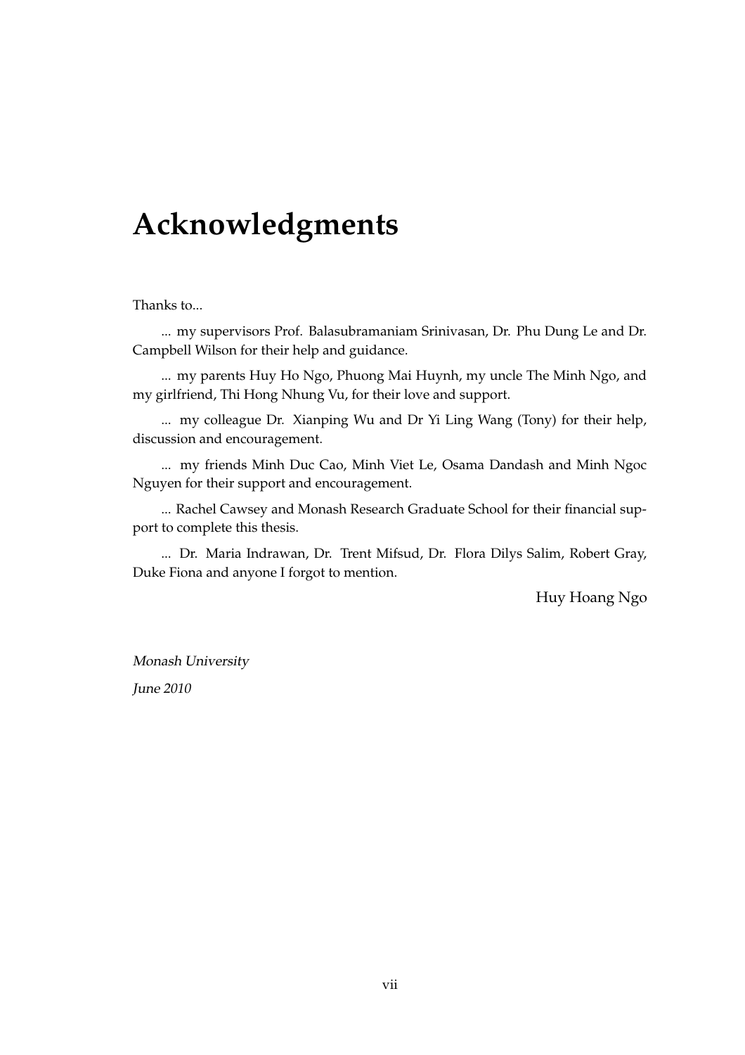# Acknowledgments

Thanks to...

... my supervisors Prof. Balasubramaniam Srinivasan, Dr. Phu Dung Le and Dr. Campbell Wilson for their help and guidance.

... my parents Huy Ho Ngo, Phuong Mai Huynh, my uncle The Minh Ngo, and my girlfriend, Thi Hong Nhung Vu, for their love and support.

... my colleague Dr. Xianping Wu and Dr Yi Ling Wang (Tony) for their help, discussion and encouragement.

... my friends Minh Duc Cao, Minh Viet Le, Osama Dandash and Minh Ngoc Nguyen for their support and encouragement.

... Rachel Cawsey and Monash Research Graduate School for their financial support to complete this thesis.

... Dr. Maria Indrawan, Dr. Trent Mifsud, Dr. Flora Dilys Salim, Robert Gray, Duke Fiona and anyone I forgot to mention.

Huy Hoang Ngo

*Monash University*

*June 2010*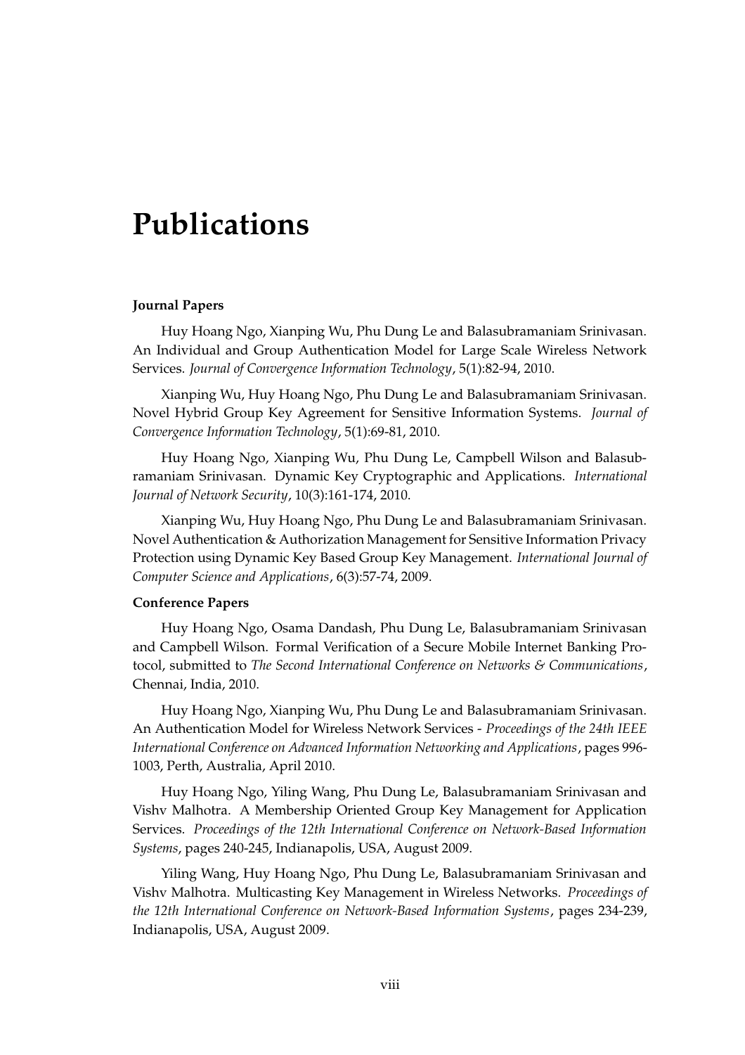# Publications

**Journal Papers**

Huy Hoang Ngo, Xianping Wu, Phu Dung Le and Balasubramaniam Srinivasan. An Individual and Group Authentication Model for Large Scale Wireless Network Services. *Journal of Convergence Information Technology*, 5(1):82-94, 2010.

Xianping Wu, Huy Hoang Ngo, Phu Dung Le and Balasubramaniam Srinivasan. Novel Hybrid Group Key Agreement for Sensitive Information Systems. *Journal of Convergence Information Technology*, 5(1):69-81, 2010.

Huy Hoang Ngo, Xianping Wu, Phu Dung Le, Campbell Wilson and Balasubramaniam Srinivasan. Dynamic Key Cryptographic and Applications. *International Journal of Network Security*, 10(3):161-174, 2010.

Xianping Wu, Huy Hoang Ngo, Phu Dung Le and Balasubramaniam Srinivasan. Novel Authentication & Authorization Management for Sensitive Information Privacy Protection using Dynamic Key Based Group Key Management. *International Journal of Computer Science and Applications*, 6(3):57-74, 2009.

**Conference Papers**

Huy Hoang Ngo, Osama Dandash, Phu Dung Le, Balasubramaniam Srinivasan and Campbell Wilson. Formal Verification of a Secure Mobile Internet Banking Protocol, submitted to *The Second International Conference on Networks & Communications*, Chennai, India, 2010.

Huy Hoang Ngo, Xianping Wu, Phu Dung Le and Balasubramaniam Srinivasan. An Authentication Model for Wireless Network Services - *Proceedings of the 24th IEEE International Conference on Advanced Information Networking and Applications*, pages 996-1003, Perth, Australia, April 2010.

Huy Hoang Ngo, Yiling Wang, Phu Dung Le, Balasubramaniam Srinivasan and Vishv Malhotra. A Membership Oriented Group Key Management for Application Services. *Proceedings of the 12th International Conference on Network-Based Information Systems*, pages 240-245, Indianapolis, USA, August 2009.

Yiling Wang, Huy Hoang Ngo, Phu Dung Le, Balasubramaniam Srinivasan and Vishv Malhotra. Multicasting Key Management in Wireless Networks. *Proceedings of the 12th International Conference on Network-Based Information Systems*, pages 234-239, Indianapolis, USA, August 2009.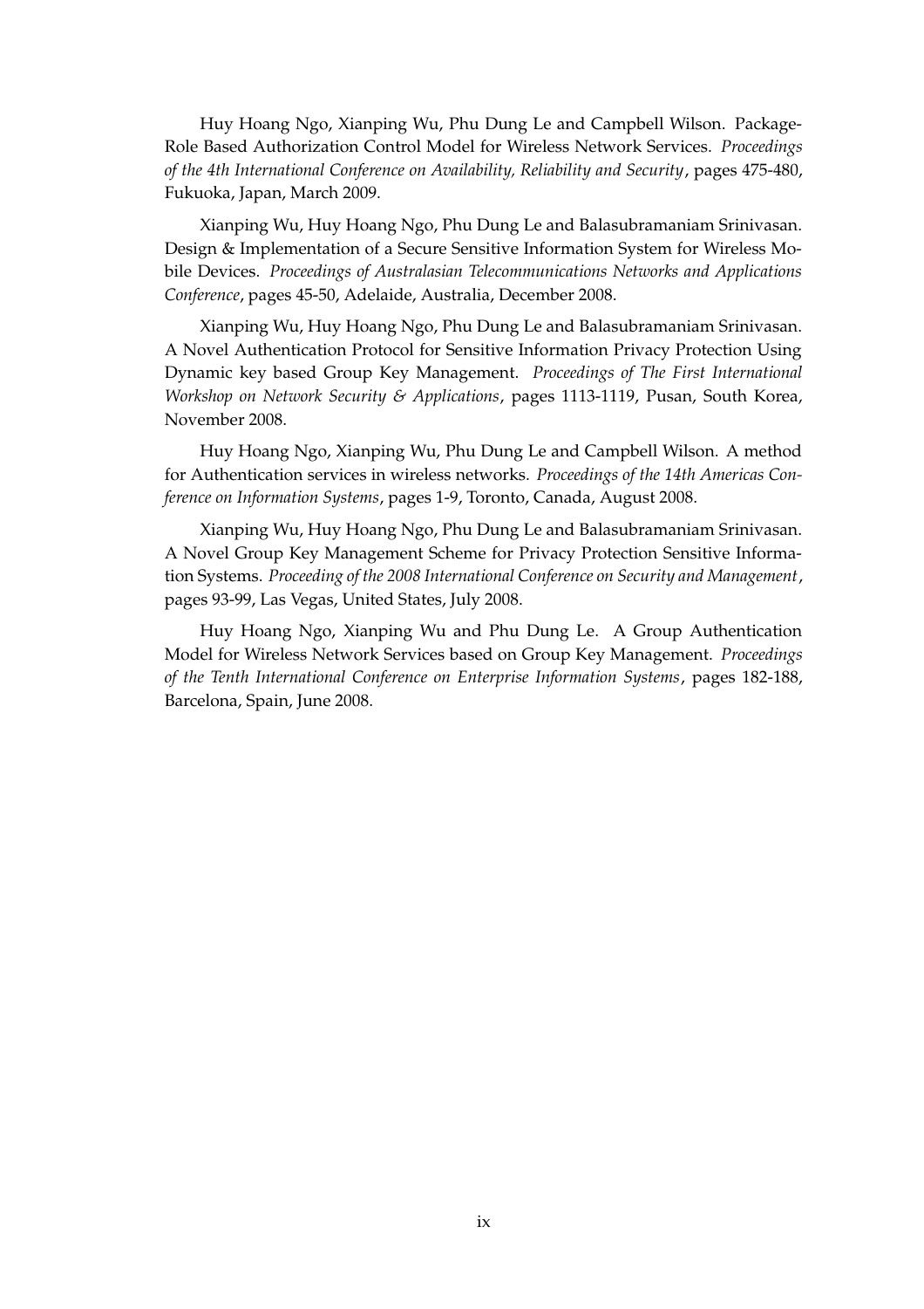Huy Hoang Ngo, Xianping Wu, Phu Dung Le and Campbell Wilson. Package-Role Based Authorization Control Model for Wireless Network Services. *Proceedings of the 4th International Conference on Availability, Reliability and Security*, pages 475-480, Fukuoka, Japan, March 2009.

Xianping Wu, Huy Hoang Ngo, Phu Dung Le and Balasubramaniam Srinivasan. Design & Implementation of a Secure Sensitive Information System for Wireless Mobile Devices. *Proceedings of Australasian Telecommunications Networks and Applications Conference*, pages 45-50, Adelaide, Australia, December 2008.

Xianping Wu, Huy Hoang Ngo, Phu Dung Le and Balasubramaniam Srinivasan. A Novel Authentication Protocol for Sensitive Information Privacy Protection Using Dynamic key based Group Key Management. *Proceedings of The First International Workshop on Network Security & Applications*, pages 1113-1119, Pusan, South Korea, November 2008.

Huy Hoang Ngo, Xianping Wu, Phu Dung Le and Campbell Wilson. A method for Authentication services in wireless networks. *Proceedings of the 14th Americas Conference on Information Systems*, pages 1-9, Toronto, Canada, August 2008.

Xianping Wu, Huy Hoang Ngo, Phu Dung Le and Balasubramaniam Srinivasan. A Novel Group Key Management Scheme for Privacy Protection Sensitive Information Systems. *Proceeding of the 2008 International Conference on Security and Management*, pages 93-99, Las Vegas, United States, July 2008.

Huy Hoang Ngo, Xianping Wu and Phu Dung Le. A Group Authentication Model for Wireless Network Services based on Group Key Management. *Proceedings of the Tenth International Conference on Enterprise Information Systems*, pages 182-188, Barcelona, Spain, June 2008.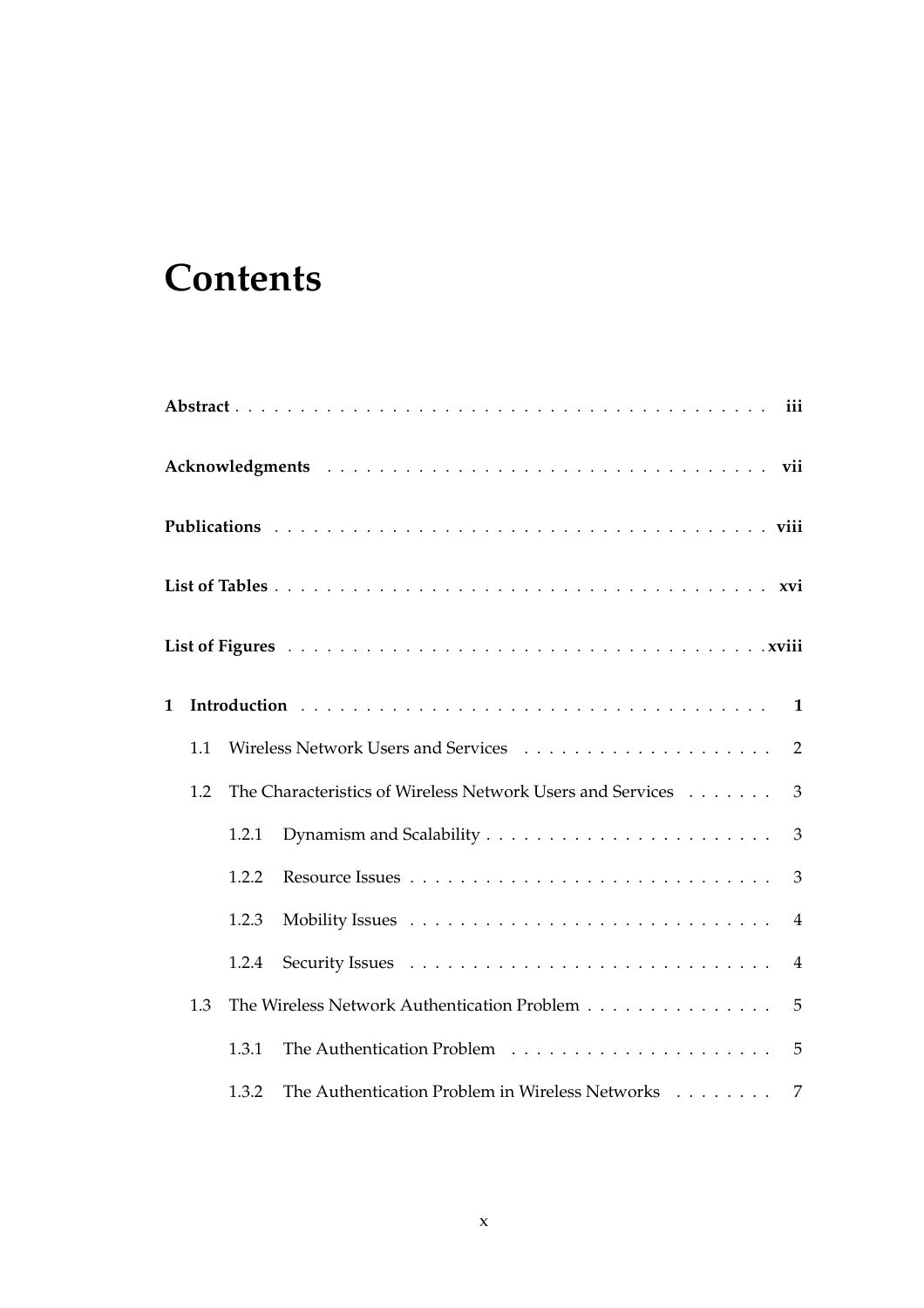# Contents

**Abstract** . . . . . . . . . . . . . . . . . . . . . . . . . . . . . . . . . . . . . . . . . **iii**

**Acknowledgments** . . . . . . . . . . . . . . . . . . . . . . . . . . . . . . . . . . **vii**

**Publications** . . . . . . . . . . . . . . . . . . . . . . . . . . . . . . . . . . . . . . . **viii**

**List of Tables** . . . . . . . . . . . . . . . . . . . . . . . . . . . . . . . . . . . . . . **xvi**

**List of Figures** . . . . . . . . . . . . . . . . . . . . . . . . . . . . . . . . . . . . **xviii**

**1 Introduction** . . . . . . . . . . . . . . . . . . . . . . . . . . . . . . . . . . . . **1**

1.1 Wireless Network Users and Services . . . . . . . . . . . . . . . . . . . . 2

1.2 The Characteristics of Wireless Network Users and Services . . . . . . . 3

1.2.1 Dynamism and Scalability . . . . . . . . . . . . . . . . . . . . . . . 3

1.2.2 Resource Issues . . . . . . . . . . . . . . . . . . . . . . . . . . . . . 3

1.2.3 Mobility Issues . . . . . . . . . . . . . . . . . . . . . . . . . . . . . 4

1.2.4 Security Issues . . . . . . . . . . . . . . . . . . . . . . . . . . . . . 4

1.3 The Wireless Network Authentication Problem . . . . . . . . . . . . . . . 5

1.3.1 The Authentication Problem . . . . . . . . . . . . . . . . . . . . . 5

1.3.2 The Authentication Problem in Wireless Networks . . . . . . . . 7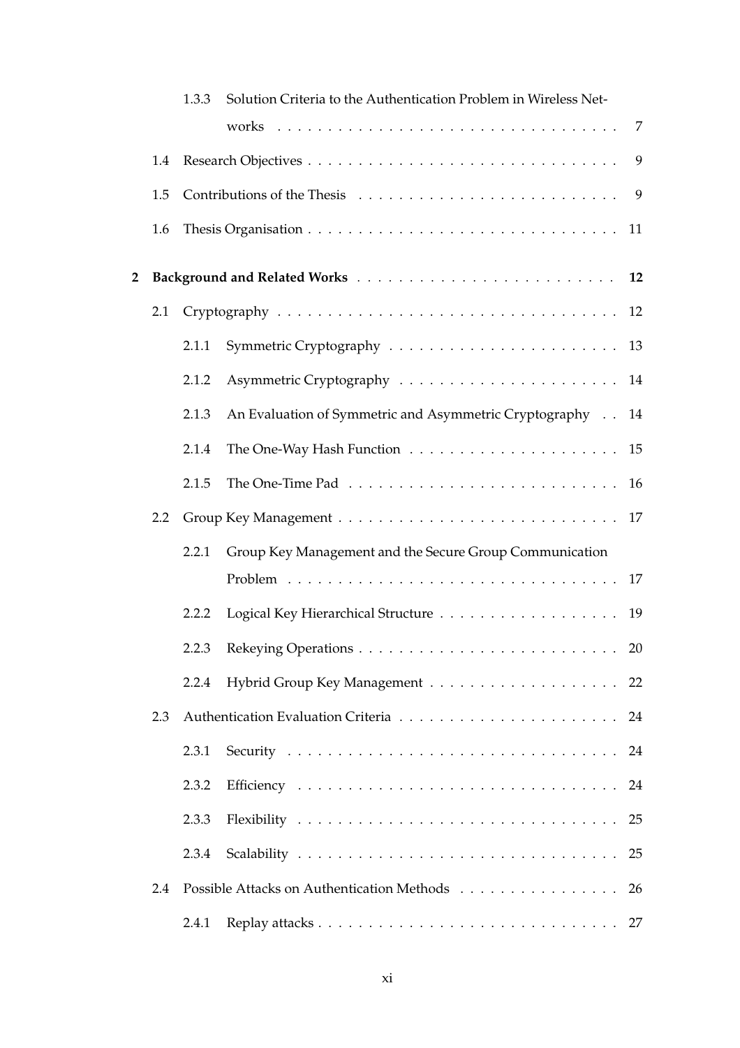1.3.3 Solution Criteria to the Authentication Problem in Wireless Networks . . . 7

1.4 Research Objectives . . . 9

1.5 Contributions of the Thesis . . . 9

1.6 Thesis Organisation . . . 11

**2 Background and Related Works . . . 12**

2.1 Cryptography . . . 12

2.1.1 Symmetric Cryptography . . . 13

2.1.2 Asymmetric Cryptography . . . 14

2.1.3 An Evaluation of Symmetric and Asymmetric Cryptography . . . 14

2.1.4 The One-Way Hash Function . . . 15

2.1.5 The One-Time Pad . . . 16

2.2 Group Key Management . . . 17

2.2.1 Group Key Management and the Secure Group Communication Problem . . . 17

2.2.2 Logical Key Hierarchical Structure . . . 19

2.2.3 Rekeying Operations . . . 20

2.2.4 Hybrid Group Key Management . . . 22

2.3 Authentication Evaluation Criteria . . . 24

2.3.1 Security . . . 24

2.3.2 Efficiency . . . 24

2.3.3 Flexibility . . . 25

2.3.4 Scalability . . . 25

2.4 Possible Attacks on Authentication Methods . . . 26

2.4.1 Replay attacks . . . 27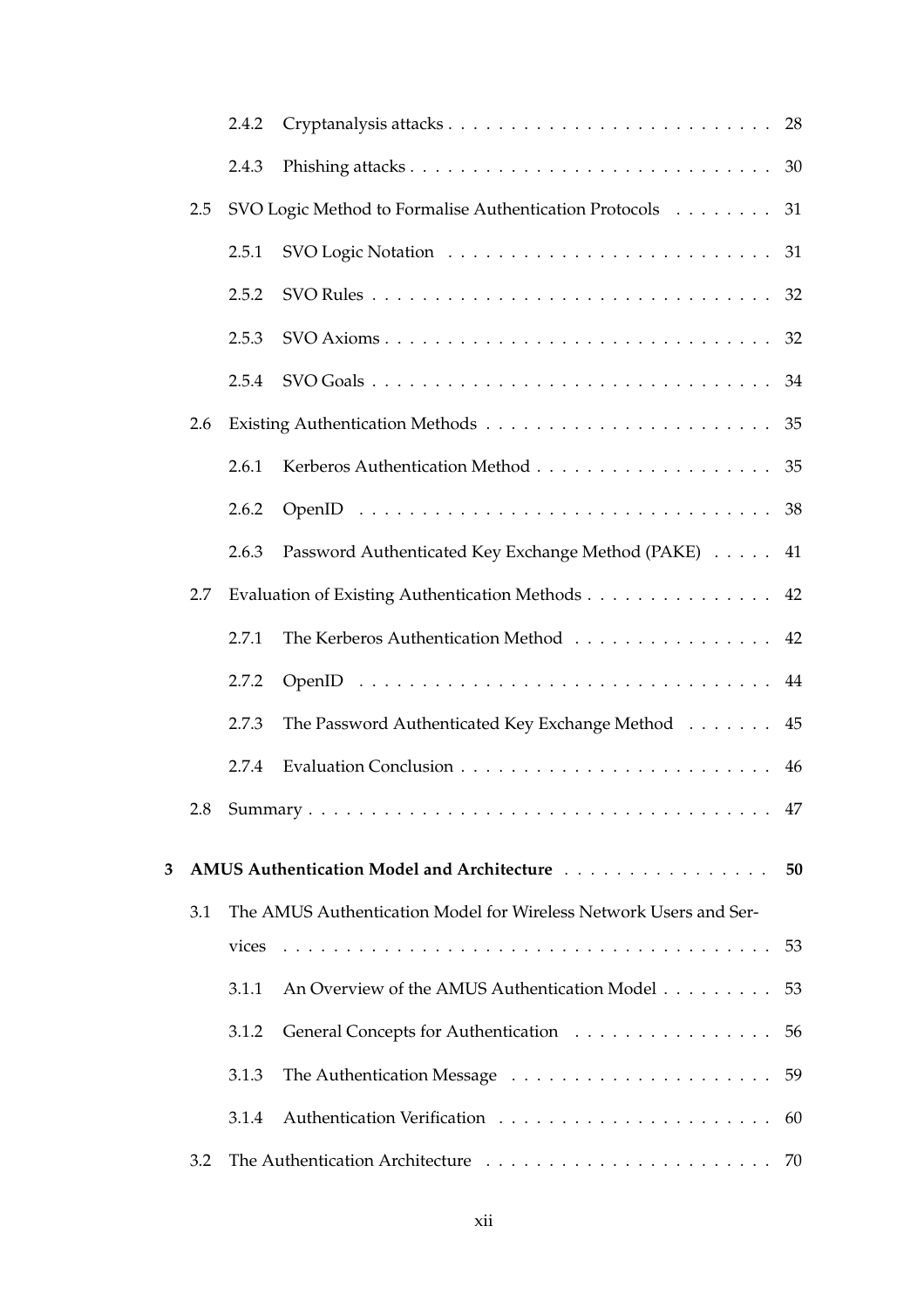- 2.4.2 Cryptanalysis attacks . . . . . . . . . . . . . . . . . . . . . . . . . . 28
- 2.4.3 Phishing attacks . . . . . . . . . . . . . . . . . . . . . . . . . . . . . 30
- 2.5 SVO Logic Method to Formalise Authentication Protocols . . . . . . . . 31
  - 2.5.1 SVO Logic Notation . . . . . . . . . . . . . . . . . . . . . . . . . . 31
  - 2.5.2 SVO Rules . . . . . . . . . . . . . . . . . . . . . . . . . . . . . . . . 32
  - 2.5.3 SVO Axioms . . . . . . . . . . . . . . . . . . . . . . . . . . . . . . . 32
  - 2.5.4 SVO Goals . . . . . . . . . . . . . . . . . . . . . . . . . . . . . . . . 34
- 2.6 Existing Authentication Methods . . . . . . . . . . . . . . . . . . . . . . . 35
  - 2.6.1 Kerberos Authentication Method . . . . . . . . . . . . . . . . . . . 35
  - 2.6.2 OpenID . . . . . . . . . . . . . . . . . . . . . . . . . . . . . . . . . . 38
  - 2.6.3 Password Authenticated Key Exchange Method (PAKE) . . . . . 41
- 2.7 Evaluation of Existing Authentication Methods . . . . . . . . . . . . . . . 42
  - 2.7.1 The Kerberos Authentication Method . . . . . . . . . . . . . . . . 42
  - 2.7.2 OpenID . . . . . . . . . . . . . . . . . . . . . . . . . . . . . . . . . . 44
  - 2.7.3 The Password Authenticated Key Exchange Method . . . . . . . 45
  - 2.7.4 Evaluation Conclusion . . . . . . . . . . . . . . . . . . . . . . . . . 46
- 2.8 Summary . . . . . . . . . . . . . . . . . . . . . . . . . . . . . . . . . . . . 47

**3 AMUS Authentication Model and Architecture . . . . . . . . . . . . . . . . 50**

- 3.1 The AMUS Authentication Model for Wireless Network Users and Services . . . . . . . . . . . . . . . . . . . . . . . . . . . . . . . . . . . . . . 53
  - 3.1.1 An Overview of the AMUS Authentication Model . . . . . . . . . 53
  - 3.1.2 General Concepts for Authentication . . . . . . . . . . . . . . . . 56
  - 3.1.3 The Authentication Message . . . . . . . . . . . . . . . . . . . . . 59
  - 3.1.4 Authentication Verification . . . . . . . . . . . . . . . . . . . . . . 60
- 3.2 The Authentication Architecture . . . . . . . . . . . . . . . . . . . . . . . 70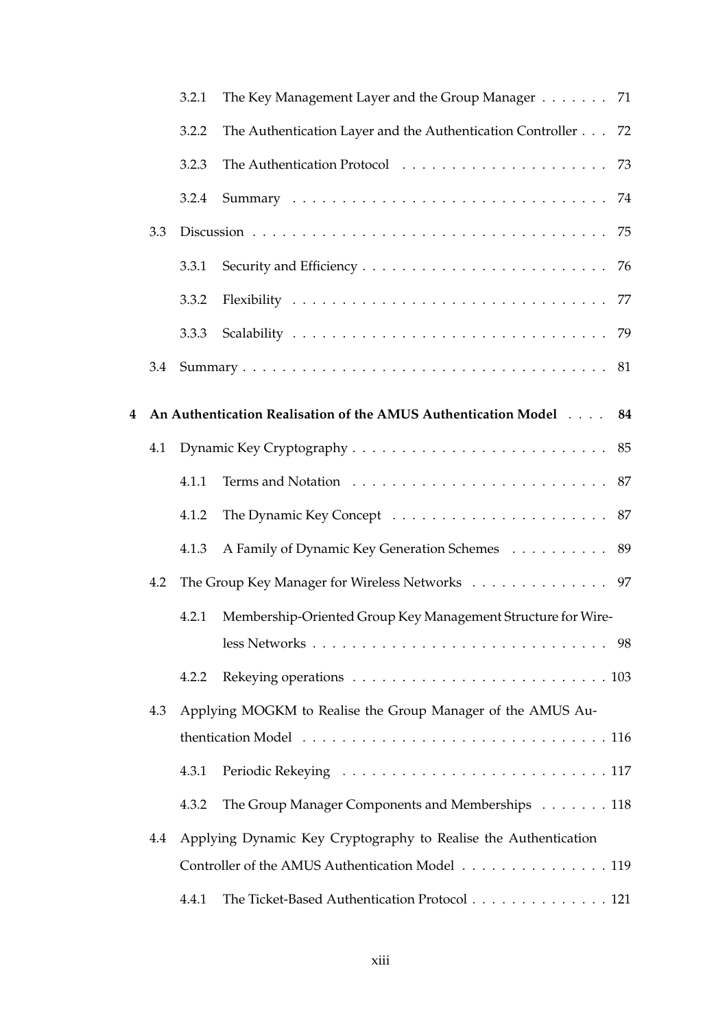- 3.2.1 The Key Management Layer and the Group Manager ....... 71
- 3.2.2 The Authentication Layer and the Authentication Controller ... 72
- 3.2.3 The Authentication Protocol ..................... 73
- 3.2.4 Summary ................................ 74
- 3.3 Discussion ................................... 75
  - 3.3.1 Security and Efficiency ......................... 76
  - 3.3.2 Flexibility ................................ 77
  - 3.3.3 Scalability ................................ 79
- 3.4 Summary ..................................... 81

**4 An Authentication Realisation of the AMUS Authentication Model .... 84**

- 4.1 Dynamic Key Cryptography .......................... 85
  - 4.1.1 Terms and Notation .......................... 87
  - 4.1.2 The Dynamic Key Concept ....................... 87
  - 4.1.3 A Family of Dynamic Key Generation Schemes .......... 89
- 4.2 The Group Key Manager for Wireless Networks .............. 97
  - 4.2.1 Membership-Oriented Group Key Management Structure for Wireless Networks ............................. 98
  - 4.2.2 Rekeying operations .......................... 103
- 4.3 Applying MOGKM to Realise the Group Manager of the AMUS Authentication Model ............................... 116
  - 4.3.1 Periodic Rekeying ........................... 117
  - 4.3.2 The Group Manager Components and Memberships ....... 118
- 4.4 Applying Dynamic Key Cryptography to Realise the Authentication Controller of the AMUS Authentication Model ............... 119
  - 4.4.1 The Ticket-Based Authentication Protocol .............. 121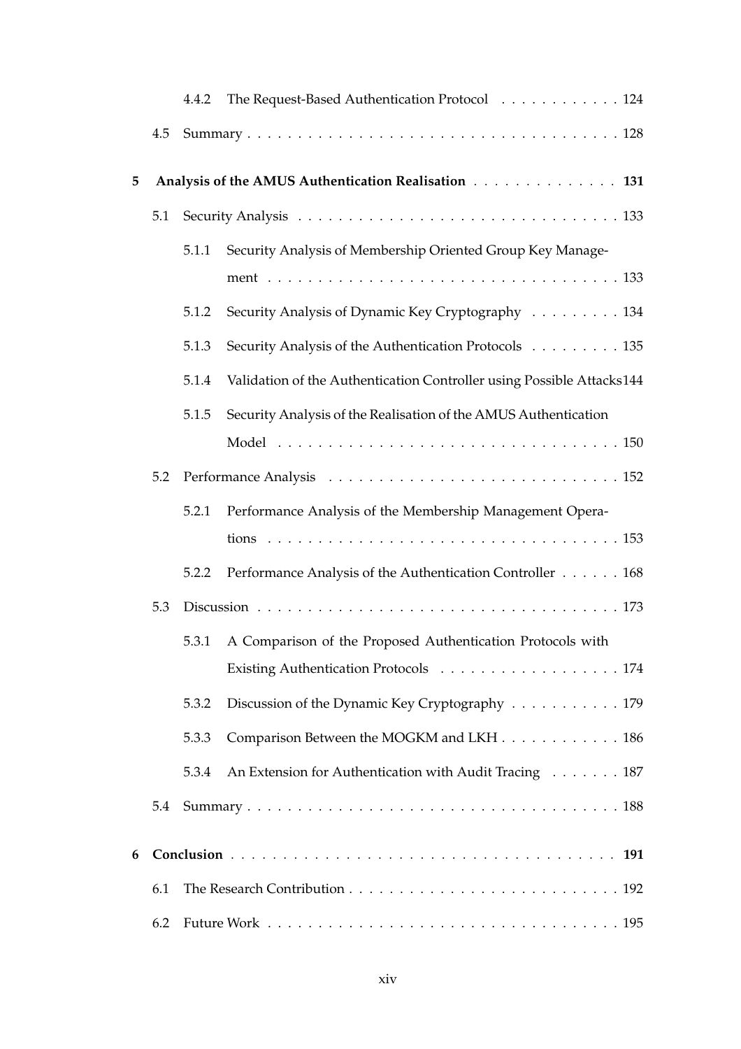4.4.2 The Request-Based Authentication Protocol . . . . . . . . . . . . 124

4.5 Summary . . . . . . . . . . . . . . . . . . . . . . . . . . . . . . . . . . . . . . 128

**5 Analysis of the AMUS Authentication Realisation . . . . . . . . . . . . . . 131**

5.1 Security Analysis . . . . . . . . . . . . . . . . . . . . . . . . . . . . . . . . . 133

5.1.1 Security Analysis of Membership Oriented Group Key Management . . . . . . . . . . . . . . . . . . . . . . . . . . . . . . . . . . 133

5.1.2 Security Analysis of Dynamic Key Cryptography . . . . . . . . . 134

5.1.3 Security Analysis of the Authentication Protocols . . . . . . . . . 135

5.1.4 Validation of the Authentication Controller using Possible Attacks 144

5.1.5 Security Analysis of the Realisation of the AMUS Authentication Model . . . . . . . . . . . . . . . . . . . . . . . . . . . . . . . . 150

5.2 Performance Analysis . . . . . . . . . . . . . . . . . . . . . . . . . . . . . 152

5.2.1 Performance Analysis of the Membership Management Operations . . . . . . . . . . . . . . . . . . . . . . . . . . . . . . . . . . 153

5.2.2 Performance Analysis of the Authentication Controller . . . . . . 168

5.3 Discussion . . . . . . . . . . . . . . . . . . . . . . . . . . . . . . . . . . . . 173

5.3.1 A Comparison of the Proposed Authentication Protocols with Existing Authentication Protocols . . . . . . . . . . . . . . . . . . 174

5.3.2 Discussion of the Dynamic Key Cryptography . . . . . . . . . . . 179

5.3.3 Comparison Between the MOGKM and LKH . . . . . . . . . . . . 186

5.3.4 An Extension for Authentication with Audit Tracing . . . . . . . 187

5.4 Summary . . . . . . . . . . . . . . . . . . . . . . . . . . . . . . . . . . . . . . 188

**6 Conclusion . . . . . . . . . . . . . . . . . . . . . . . . . . . . . . . . . . . . . 191**

6.1 The Research Contribution . . . . . . . . . . . . . . . . . . . . . . . . . . . 192

6.2 Future Work . . . . . . . . . . . . . . . . . . . . . . . . . . . . . . . . . . . . 195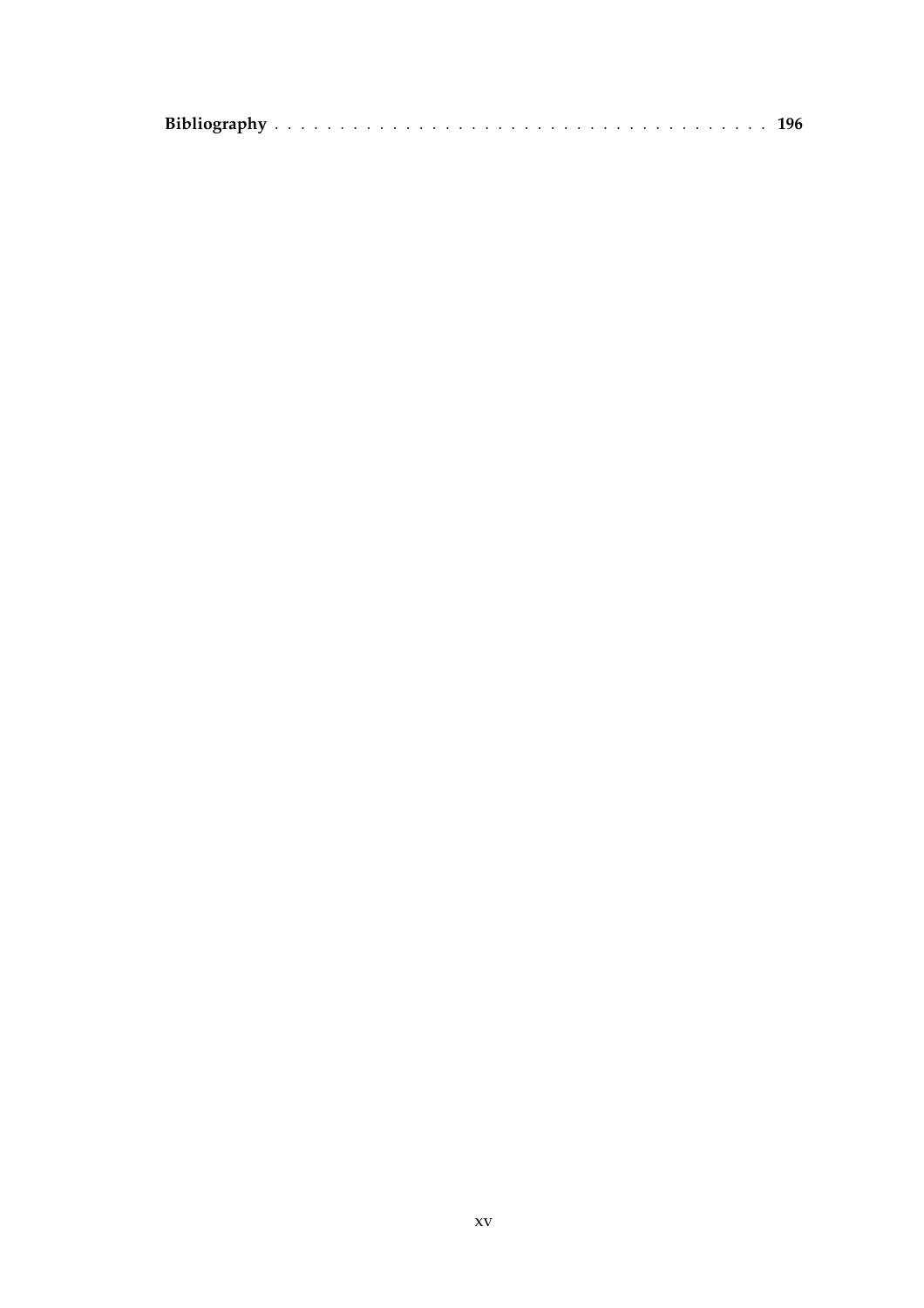**Bibliography** . . . . . . . . . . . . . . . . . . . . . . . . . . . . . . . . . . . . . . **196**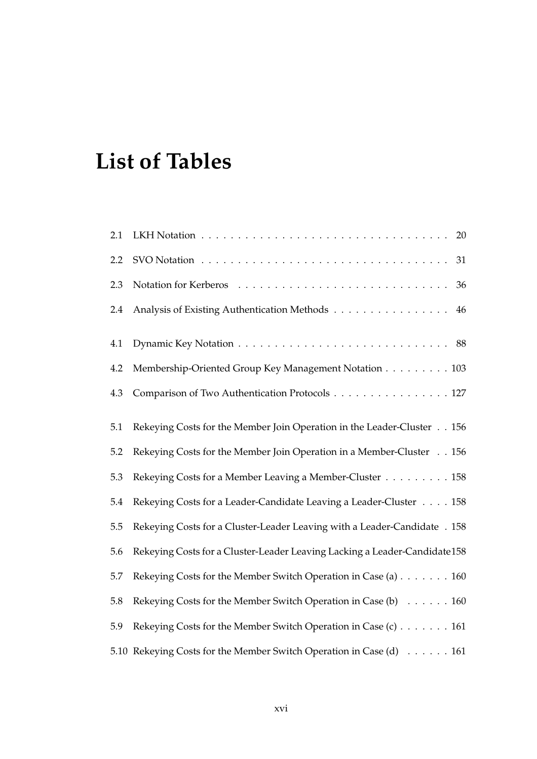# List of Tables

2.1 LKH Notation . . . . . . . . . . . . . . . . . . . . . . . . . . . . . . . . . . 20

2.2 SVO Notation . . . . . . . . . . . . . . . . . . . . . . . . . . . . . . . . . . 31

2.3 Notation for Kerberos . . . . . . . . . . . . . . . . . . . . . . . . . . . . 36

2.4 Analysis of Existing Authentication Methods . . . . . . . . . . . . . . . . 46

4.1 Dynamic Key Notation . . . . . . . . . . . . . . . . . . . . . . . . . . . . 88

4.2 Membership-Oriented Group Key Management Notation . . . . . . . . . 103

4.3 Comparison of Two Authentication Protocols . . . . . . . . . . . . . . . . 127

5.1 Rekeying Costs for the Member Join Operation in the Leader-Cluster . . 156

5.2 Rekeying Costs for the Member Join Operation in a Member-Cluster . . 156

5.3 Rekeying Costs for a Member Leaving a Member-Cluster . . . . . . . . . 158

5.4 Rekeying Costs for a Leader-Candidate Leaving a Leader-Cluster . . . . 158

5.5 Rekeying Costs for a Cluster-Leader Leaving with a Leader-Candidate . 158

5.6 Rekeying Costs for a Cluster-Leader Leaving Lacking a Leader-Candidate 158

5.7 Rekeying Costs for the Member Switch Operation in Case (a) . . . . . . . 160

5.8 Rekeying Costs for the Member Switch Operation in Case (b) . . . . . . 160

5.9 Rekeying Costs for the Member Switch Operation in Case (c) . . . . . . . 161

5.10 Rekeying Costs for the Member Switch Operation in Case (d) . . . . . . 161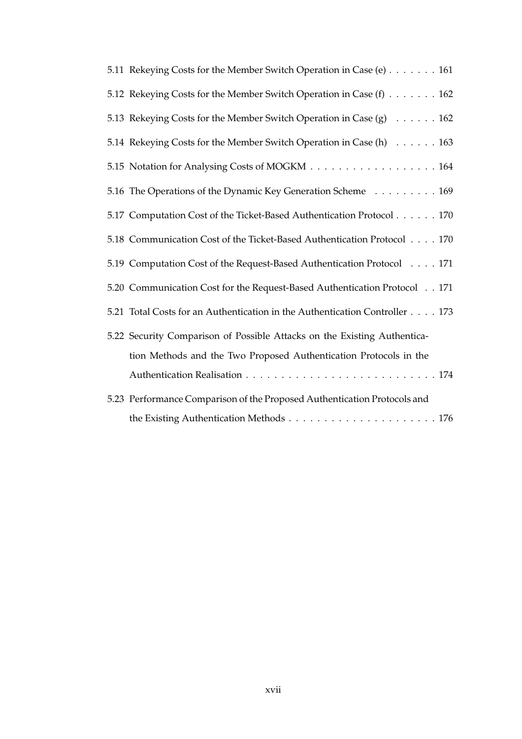5.11 Rekeying Costs for the Member Switch Operation in Case (e) . . . . . . . 161

5.12 Rekeying Costs for the Member Switch Operation in Case (f) . . . . . . . 162

5.13 Rekeying Costs for the Member Switch Operation in Case (g) . . . . . . 162

5.14 Rekeying Costs for the Member Switch Operation in Case (h) . . . . . . 163

5.15 Notation for Analysing Costs of MOGKM . . . . . . . . . . . . . . . . . 164

5.16 The Operations of the Dynamic Key Generation Scheme . . . . . . . . . 169

5.17 Computation Cost of the Ticket-Based Authentication Protocol . . . . . . 170

5.18 Communication Cost of the Ticket-Based Authentication Protocol . . . . 170

5.19 Computation Cost of the Request-Based Authentication Protocol . . . . 171

5.20 Communication Cost for the Request-Based Authentication Protocol . . 171

5.21 Total Costs for an Authentication in the Authentication Controller . . . . 173

5.22 Security Comparison of Possible Attacks on the Existing Authentication Methods and the Two Proposed Authentication Protocols in the Authentication Realisation . . . . . . . . . . . . . . . . . . . . . . . . . . 174

5.23 Performance Comparison of the Proposed Authentication Protocols and the Existing Authentication Methods . . . . . . . . . . . . . . . . . . . . . 176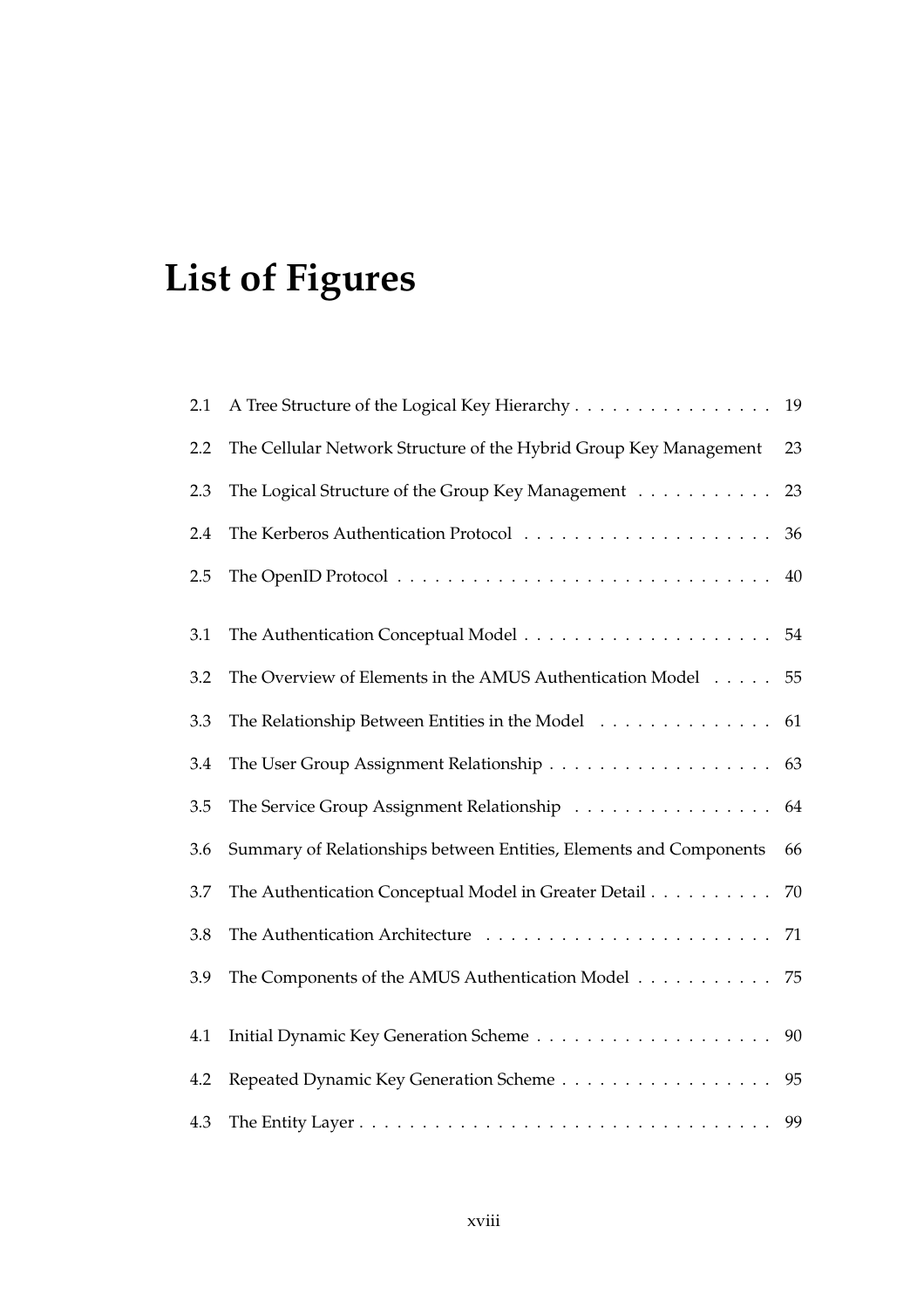# List of Figures

| | | |
|---|---|---|
| 2.1 | A Tree Structure of the Logical Key Hierarchy | 19 |
| 2.2 | The Cellular Network Structure of the Hybrid Group Key Management | 23 |
| 2.3 | The Logical Structure of the Group Key Management | 23 |
| 2.4 | The Kerberos Authentication Protocol | 36 |
| 2.5 | The OpenID Protocol | 40 |
| 3.1 | The Authentication Conceptual Model | 54 |
| 3.2 | The Overview of Elements in the AMUS Authentication Model | 55 |
| 3.3 | The Relationship Between Entities in the Model | 61 |
| 3.4 | The User Group Assignment Relationship | 63 |
| 3.5 | The Service Group Assignment Relationship | 64 |
| 3.6 | Summary of Relationships between Entities, Elements and Components | 66 |
| 3.7 | The Authentication Conceptual Model in Greater Detail | 70 |
| 3.8 | The Authentication Architecture | 71 |
| 3.9 | The Components of the AMUS Authentication Model | 75 |
| 4.1 | Initial Dynamic Key Generation Scheme | 90 |
| 4.2 | Repeated Dynamic Key Generation Scheme | 95 |
| 4.3 | The Entity Layer | 99 |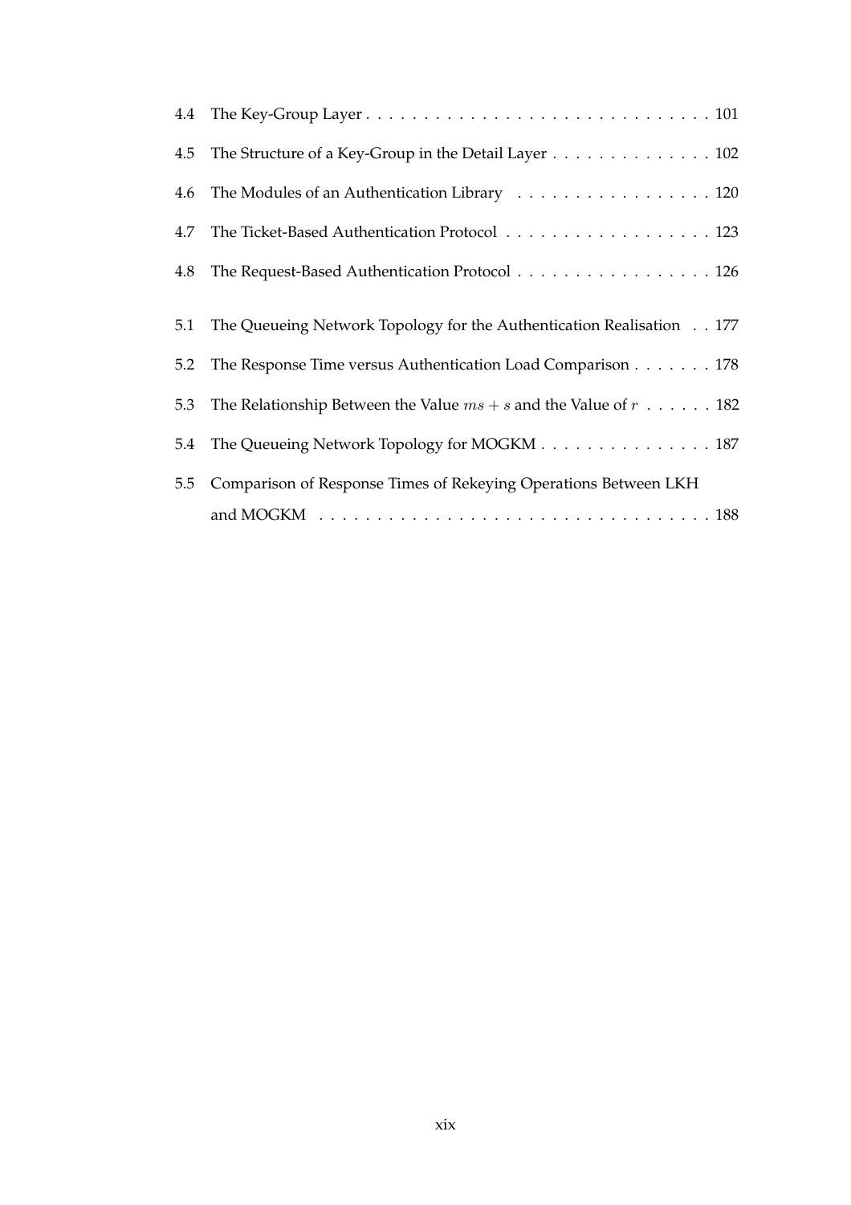4.4 The Key-Group Layer . . . . . . . . . . . . . . . . . . . . . . . . . . . . . . 101

4.5 The Structure of a Key-Group in the Detail Layer . . . . . . . . . . . . . . 102

4.6 The Modules of an Authentication Library . . . . . . . . . . . . . . . . . 120

4.7 The Ticket-Based Authentication Protocol . . . . . . . . . . . . . . . . . . 123

4.8 The Request-Based Authentication Protocol . . . . . . . . . . . . . . . . . 126

5.1 The Queueing Network Topology for the Authentication Realisation . . 177

5.2 The Response Time versus Authentication Load Comparison . . . . . . . 178

5.3 The Relationship Between the Value $ms + s$ and the Value of $r$ . . . . . . 182

5.4 The Queueing Network Topology for MOGKM . . . . . . . . . . . . . . . 187

5.5 Comparison of Response Times of Rekeying Operations Between LKH and MOGKM . . . . . . . . . . . . . . . . . . . . . . . . . . . . . . . . . . 188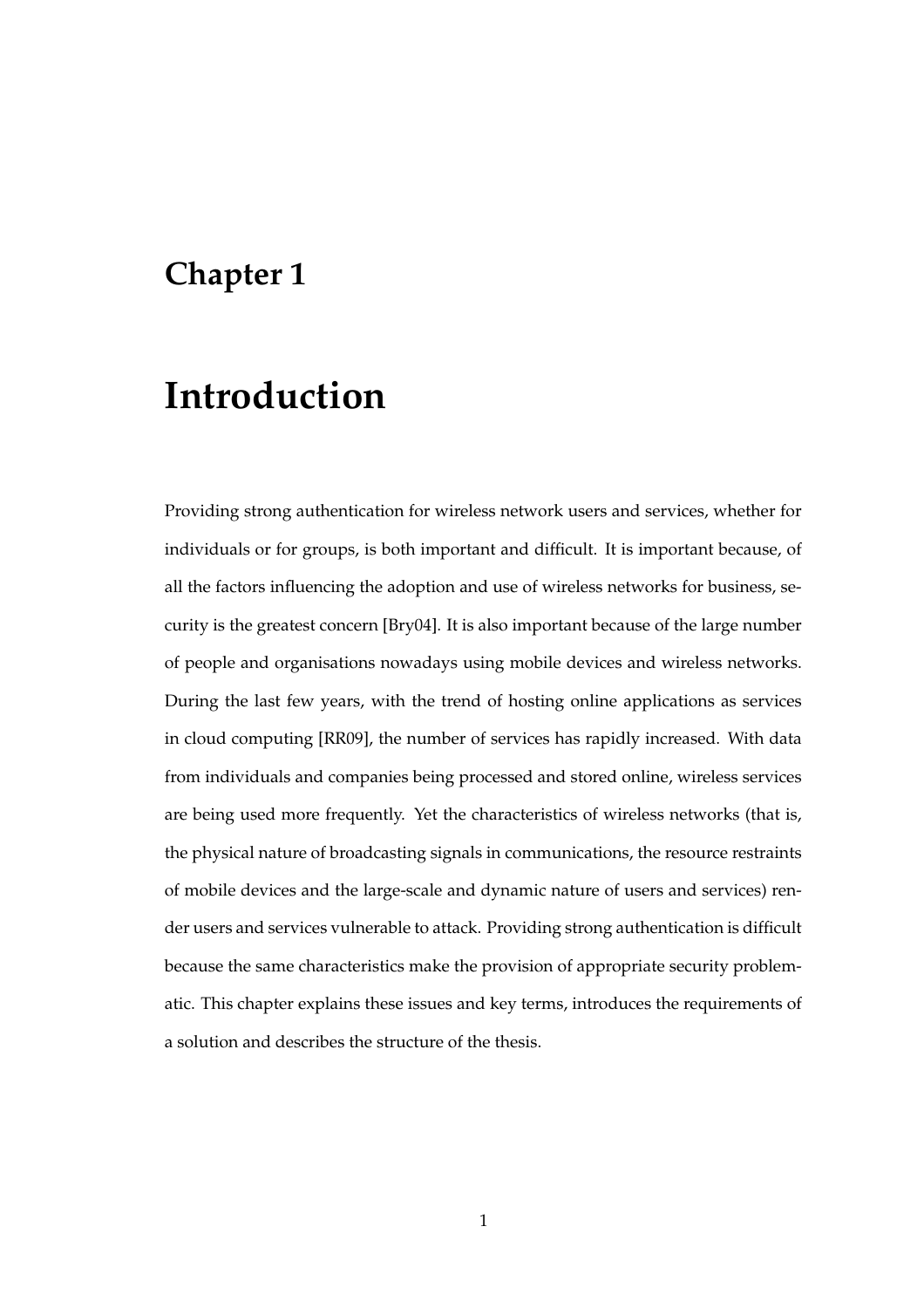# Chapter 1

# Introduction

Providing strong authentication for wireless network users and services, whether for individuals or for groups, is both important and difficult. It is important because, of all the factors influencing the adoption and use of wireless networks for business, security is the greatest concern [Bry04]. It is also important because of the large number of people and organisations nowadays using mobile devices and wireless networks. During the last few years, with the trend of hosting online applications as services in cloud computing [RR09], the number of services has rapidly increased. With data from individuals and companies being processed and stored online, wireless services are being used more frequently. Yet the characteristics of wireless networks (that is, the physical nature of broadcasting signals in communications, the resource restraints of mobile devices and the large-scale and dynamic nature of users and services) render users and services vulnerable to attack. Providing strong authentication is difficult because the same characteristics make the provision of appropriate security problematic. This chapter explains these issues and key terms, introduces the requirements of a solution and describes the structure of the thesis.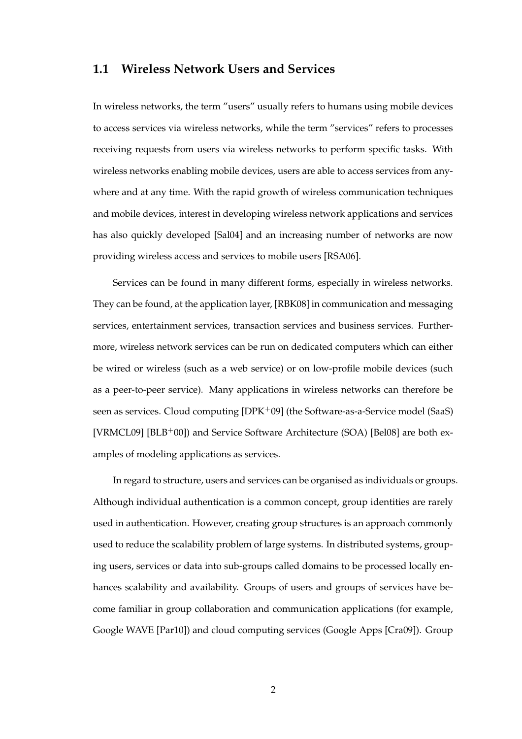## 1.1 Wireless Network Users and Services

In wireless networks, the term ”users” usually refers to humans using mobile devices to access services via wireless networks, while the term ”services” refers to processes receiving requests from users via wireless networks to perform specific tasks. With wireless networks enabling mobile devices, users are able to access services from anywhere and at any time. With the rapid growth of wireless communication techniques and mobile devices, interest in developing wireless network applications and services has also quickly developed [Sal04] and an increasing number of networks are now providing wireless access and services to mobile users [RSA06].

Services can be found in many different forms, especially in wireless networks. They can be found, at the application layer, [RBK08] in communication and messaging services, entertainment services, transaction services and business services. Furthermore, wireless network services can be run on dedicated computers which can either be wired or wireless (such as a web service) or on low-profile mobile devices (such as a peer-to-peer service). Many applications in wireless networks can therefore be seen as services. Cloud computing [DPK+09] (the Software-as-a-Service model (SaaS) [VRMCL09] [BLB+00]) and Service Software Architecture (SOA) [Bel08] are both examples of modeling applications as services.

In regard to structure, users and services can be organised as individuals or groups. Although individual authentication is a common concept, group identities are rarely used in authentication. However, creating group structures is an approach commonly used to reduce the scalability problem of large systems. In distributed systems, grouping users, services or data into sub-groups called domains to be processed locally enhances scalability and availability. Groups of users and groups of services have become familiar in group collaboration and communication applications (for example, Google WAVE [Par10]) and cloud computing services (Google Apps [Cra09]). Group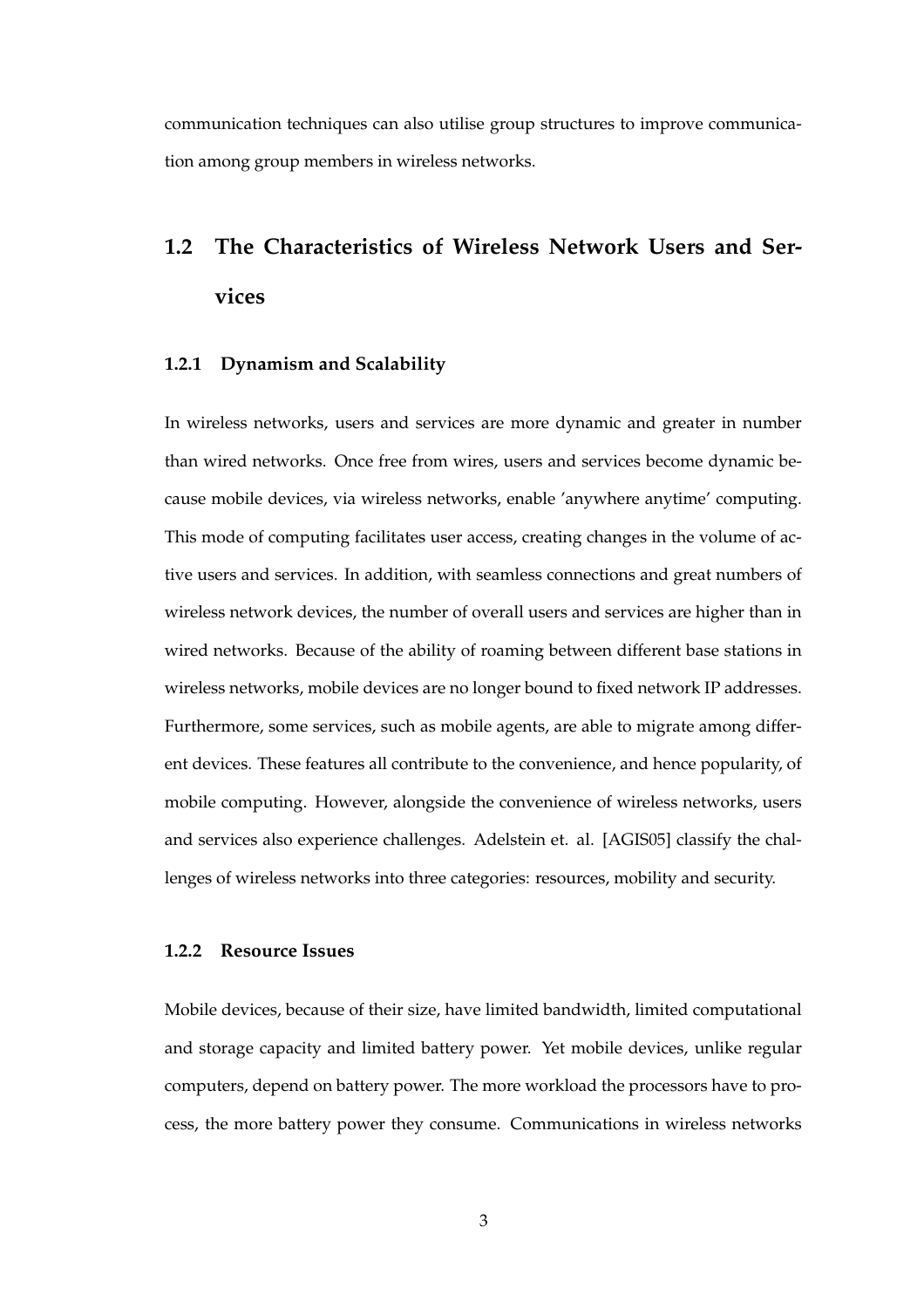communication techniques can also utilise group structures to improve communication among group members in wireless networks.

## 1.2 The Characteristics of Wireless Network Users and Services

### 1.2.1 Dynamism and Scalability

In wireless networks, users and services are more dynamic and greater in number than wired networks. Once free from wires, users and services become dynamic because mobile devices, via wireless networks, enable 'anywhere anytime' computing. This mode of computing facilitates user access, creating changes in the volume of active users and services. In addition, with seamless connections and great numbers of wireless network devices, the number of overall users and services are higher than in wired networks. Because of the ability of roaming between different base stations in wireless networks, mobile devices are no longer bound to fixed network IP addresses. Furthermore, some services, such as mobile agents, are able to migrate among different devices. These features all contribute to the convenience, and hence popularity, of mobile computing. However, alongside the convenience of wireless networks, users and services also experience challenges. Adelstein et. al. [AGIS05] classify the challenges of wireless networks into three categories: resources, mobility and security.

### 1.2.2 Resource Issues

Mobile devices, because of their size, have limited bandwidth, limited computational and storage capacity and limited battery power. Yet mobile devices, unlike regular computers, depend on battery power. The more workload the processors have to process, the more battery power they consume. Communications in wireless networks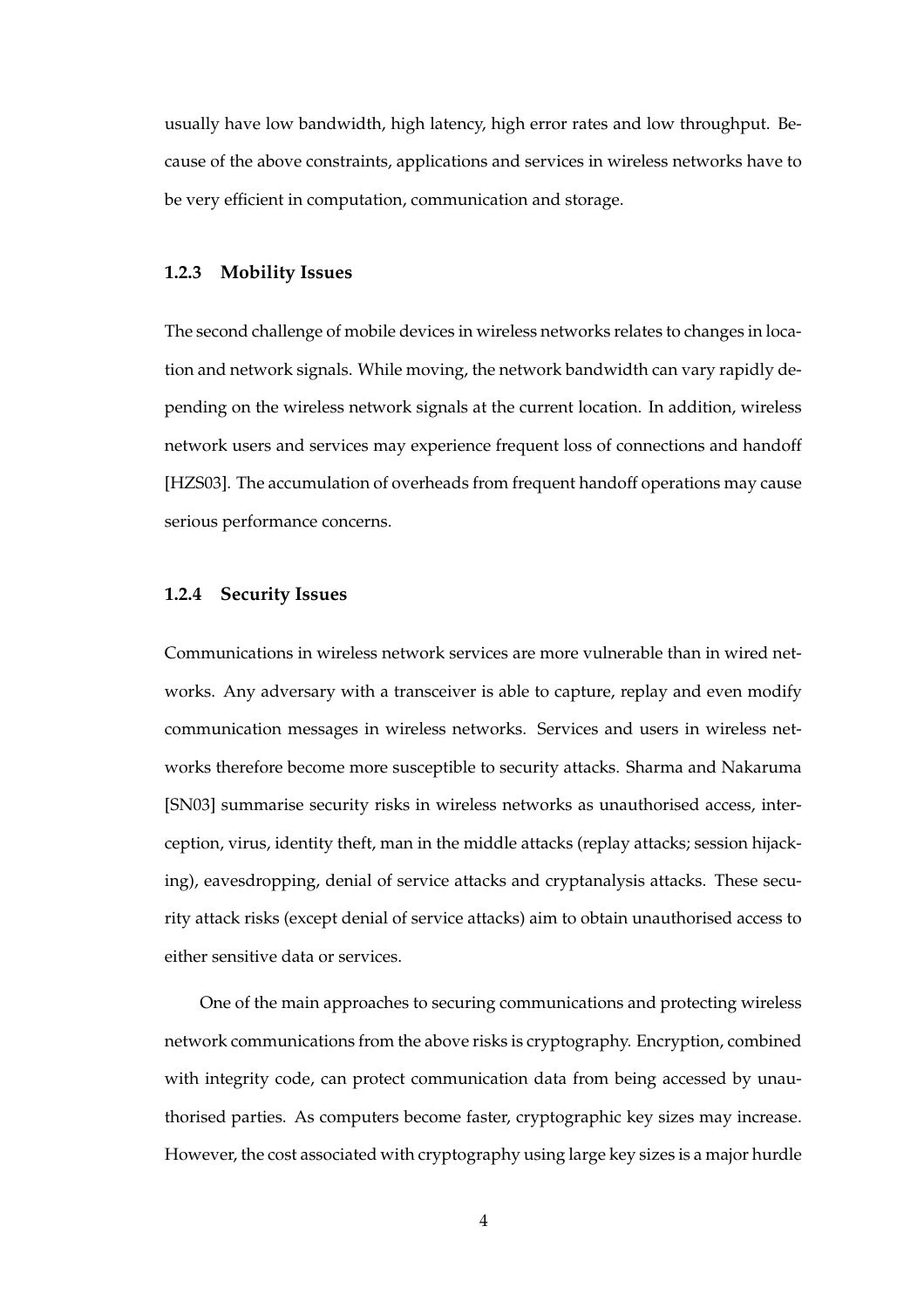usually have low bandwidth, high latency, high error rates and low throughput. Because of the above constraints, applications and services in wireless networks have to be very efficient in computation, communication and storage.

### 1.2.3 Mobility Issues

The second challenge of mobile devices in wireless networks relates to changes in location and network signals. While moving, the network bandwidth can vary rapidly depending on the wireless network signals at the current location. In addition, wireless network users and services may experience frequent loss of connections and handoff [HZS03]. The accumulation of overheads from frequent handoff operations may cause serious performance concerns.

### 1.2.4 Security Issues

Communications in wireless network services are more vulnerable than in wired networks. Any adversary with a transceiver is able to capture, replay and even modify communication messages in wireless networks. Services and users in wireless networks therefore become more susceptible to security attacks. Sharma and Nakaruma [SN03] summarise security risks in wireless networks as unauthorised access, interception, virus, identity theft, man in the middle attacks (replay attacks; session hijacking), eavesdropping, denial of service attacks and cryptanalysis attacks. These security attack risks (except denial of service attacks) aim to obtain unauthorised access to either sensitive data or services.

One of the main approaches to securing communications and protecting wireless network communications from the above risks is cryptography. Encryption, combined with integrity code, can protect communication data from being accessed by unauthorised parties. As computers become faster, cryptographic key sizes may increase. However, the cost associated with cryptography using large key sizes is a major hurdle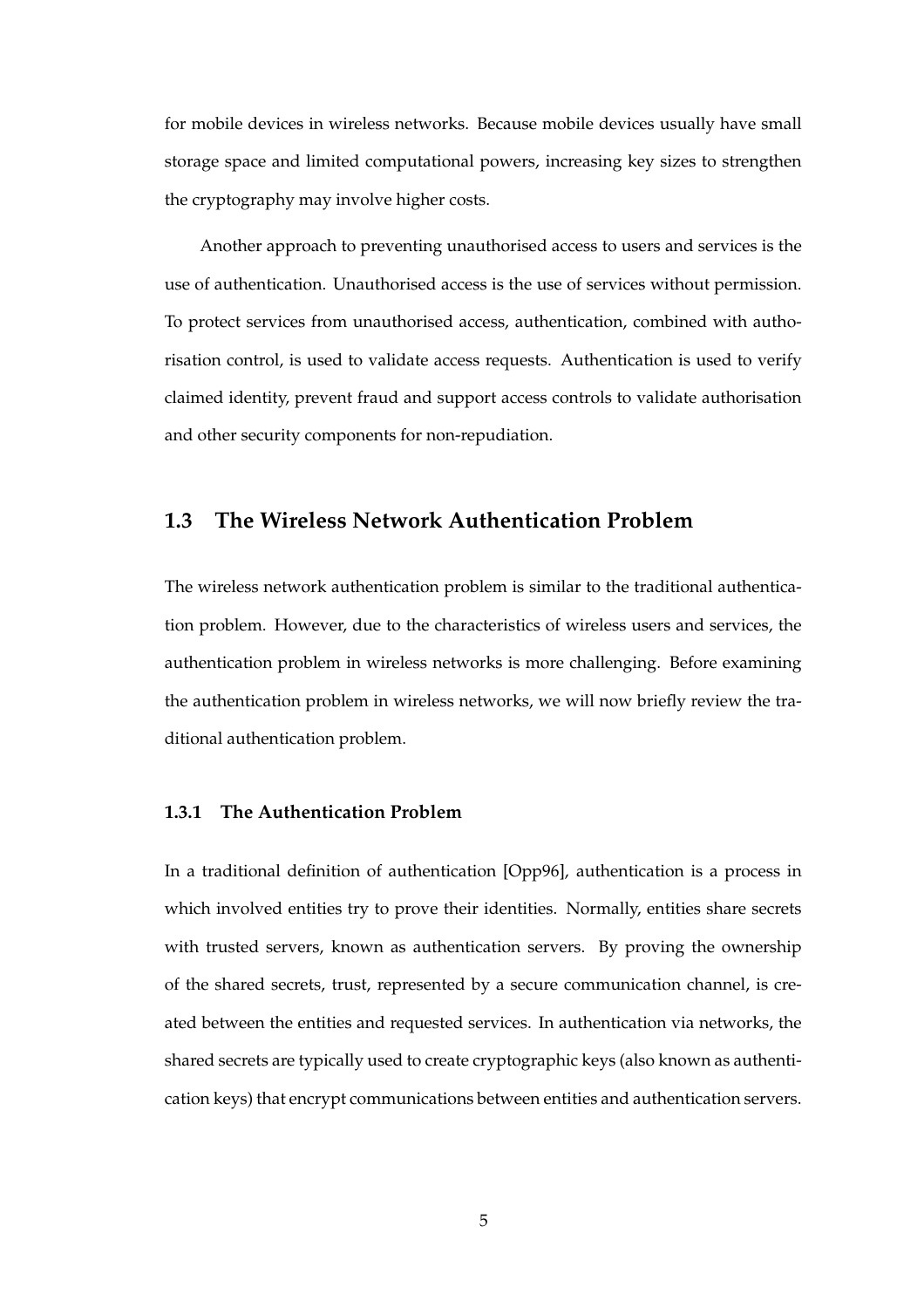for mobile devices in wireless networks. Because mobile devices usually have small storage space and limited computational powers, increasing key sizes to strengthen the cryptography may involve higher costs.

Another approach to preventing unauthorised access to users and services is the use of authentication. Unauthorised access is the use of services without permission. To protect services from unauthorised access, authentication, combined with authorisation control, is used to validate access requests. Authentication is used to verify claimed identity, prevent fraud and support access controls to validate authorisation and other security components for non-repudiation.

## 1.3 The Wireless Network Authentication Problem

The wireless network authentication problem is similar to the traditional authentication problem. However, due to the characteristics of wireless users and services, the authentication problem in wireless networks is more challenging. Before examining the authentication problem in wireless networks, we will now briefly review the traditional authentication problem.

### 1.3.1 The Authentication Problem

In a traditional definition of authentication [Opp96], authentication is a process in which involved entities try to prove their identities. Normally, entities share secrets with trusted servers, known as authentication servers. By proving the ownership of the shared secrets, trust, represented by a secure communication channel, is created between the entities and requested services. In authentication via networks, the shared secrets are typically used to create cryptographic keys (also known as authentication keys) that encrypt communications between entities and authentication servers.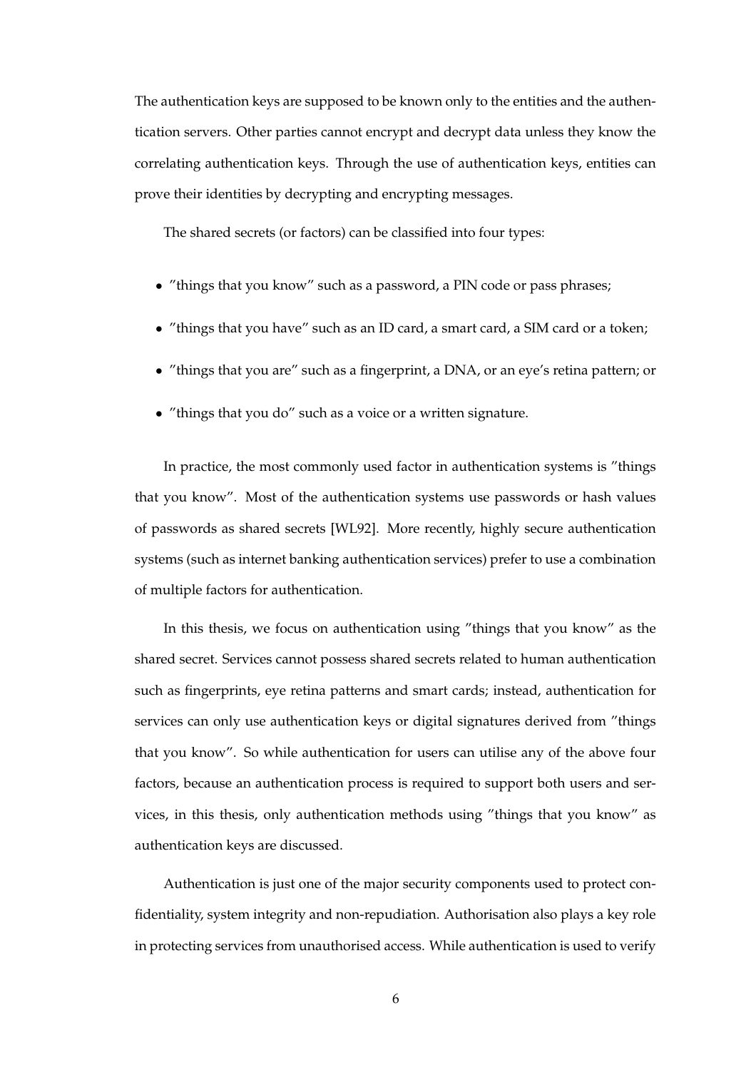The authentication keys are supposed to be known only to the entities and the authentication servers. Other parties cannot encrypt and decrypt data unless they know the correlating authentication keys. Through the use of authentication keys, entities can prove their identities by decrypting and encrypting messages.

The shared secrets (or factors) can be classified into four types:

- ”things that you know” such as a password, a PIN code or pass phrases;
- ”things that you have” such as an ID card, a smart card, a SIM card or a token;
- ”things that you are” such as a fingerprint, a DNA, or an eye’s retina pattern; or
- ”things that you do” such as a voice or a written signature.

In practice, the most commonly used factor in authentication systems is ”things that you know”. Most of the authentication systems use passwords or hash values of passwords as shared secrets [WL92]. More recently, highly secure authentication systems (such as internet banking authentication services) prefer to use a combination of multiple factors for authentication.

In this thesis, we focus on authentication using ”things that you know” as the shared secret. Services cannot possess shared secrets related to human authentication such as fingerprints, eye retina patterns and smart cards; instead, authentication for services can only use authentication keys or digital signatures derived from ”things that you know”. So while authentication for users can utilise any of the above four factors, because an authentication process is required to support both users and services, in this thesis, only authentication methods using ”things that you know” as authentication keys are discussed.

Authentication is just one of the major security components used to protect confidentiality, system integrity and non-repudiation. Authorisation also plays a key role in protecting services from unauthorised access. While authentication is used to verify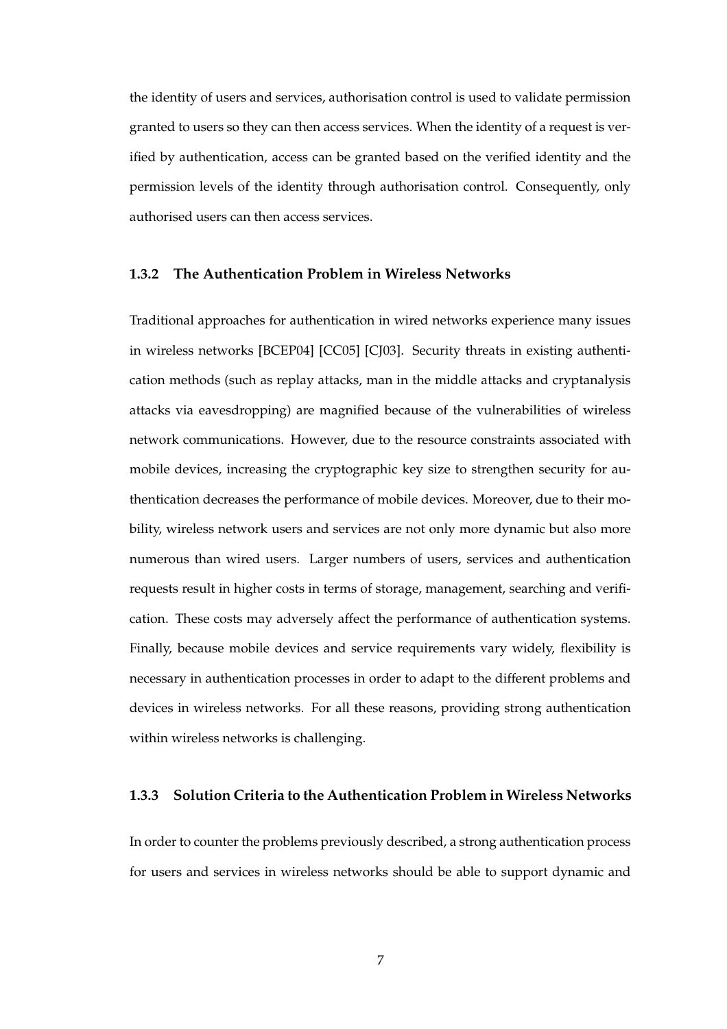the identity of users and services, authorisation control is used to validate permission granted to users so they can then access services. When the identity of a request is verified by authentication, access can be granted based on the verified identity and the permission levels of the identity through authorisation control. Consequently, only authorised users can then access services.

### 1.3.2 The Authentication Problem in Wireless Networks

Traditional approaches for authentication in wired networks experience many issues in wireless networks [BCEP04] [CC05] [CJ03]. Security threats in existing authentication methods (such as replay attacks, man in the middle attacks and cryptanalysis attacks via eavesdropping) are magnified because of the vulnerabilities of wireless network communications. However, due to the resource constraints associated with mobile devices, increasing the cryptographic key size to strengthen security for authentication decreases the performance of mobile devices. Moreover, due to their mobility, wireless network users and services are not only more dynamic but also more numerous than wired users. Larger numbers of users, services and authentication requests result in higher costs in terms of storage, management, searching and verification. These costs may adversely affect the performance of authentication systems. Finally, because mobile devices and service requirements vary widely, flexibility is necessary in authentication processes in order to adapt to the different problems and devices in wireless networks. For all these reasons, providing strong authentication within wireless networks is challenging.

### 1.3.3 Solution Criteria to the Authentication Problem in Wireless Networks

In order to counter the problems previously described, a strong authentication process for users and services in wireless networks should be able to support dynamic and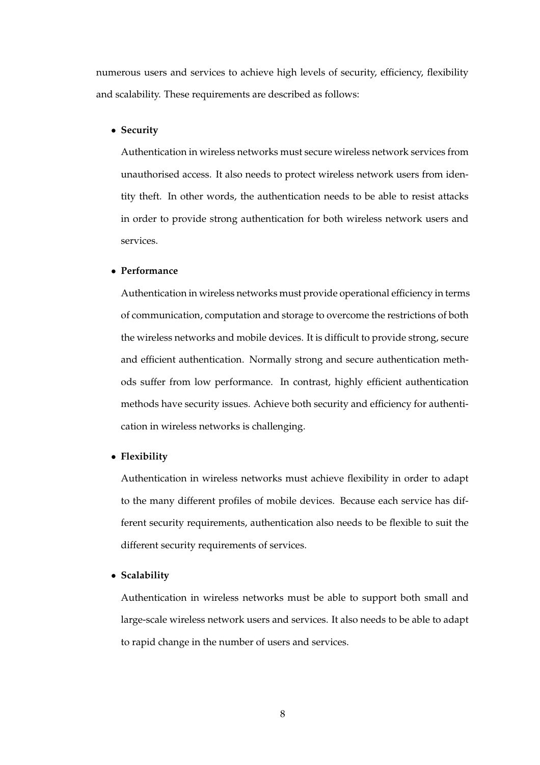numerous users and services to achieve high levels of security, efficiency, flexibility and scalability. These requirements are described as follows:

- **Security**

  Authentication in wireless networks must secure wireless network services from unauthorised access. It also needs to protect wireless network users from identity theft. In other words, the authentication needs to be able to resist attacks in order to provide strong authentication for both wireless network users and services.

- **Performance**

  Authentication in wireless networks must provide operational efficiency in terms of communication, computation and storage to overcome the restrictions of both the wireless networks and mobile devices. It is difficult to provide strong, secure and efficient authentication. Normally strong and secure authentication methods suffer from low performance. In contrast, highly efficient authentication methods have security issues. Achieve both security and efficiency for authentication in wireless networks is challenging.

- **Flexibility**

  Authentication in wireless networks must achieve flexibility in order to adapt to the many different profiles of mobile devices. Because each service has different security requirements, authentication also needs to be flexible to suit the different security requirements of services.

- **Scalability**

  Authentication in wireless networks must be able to support both small and large-scale wireless network users and services. It also needs to be able to adapt to rapid change in the number of users and services.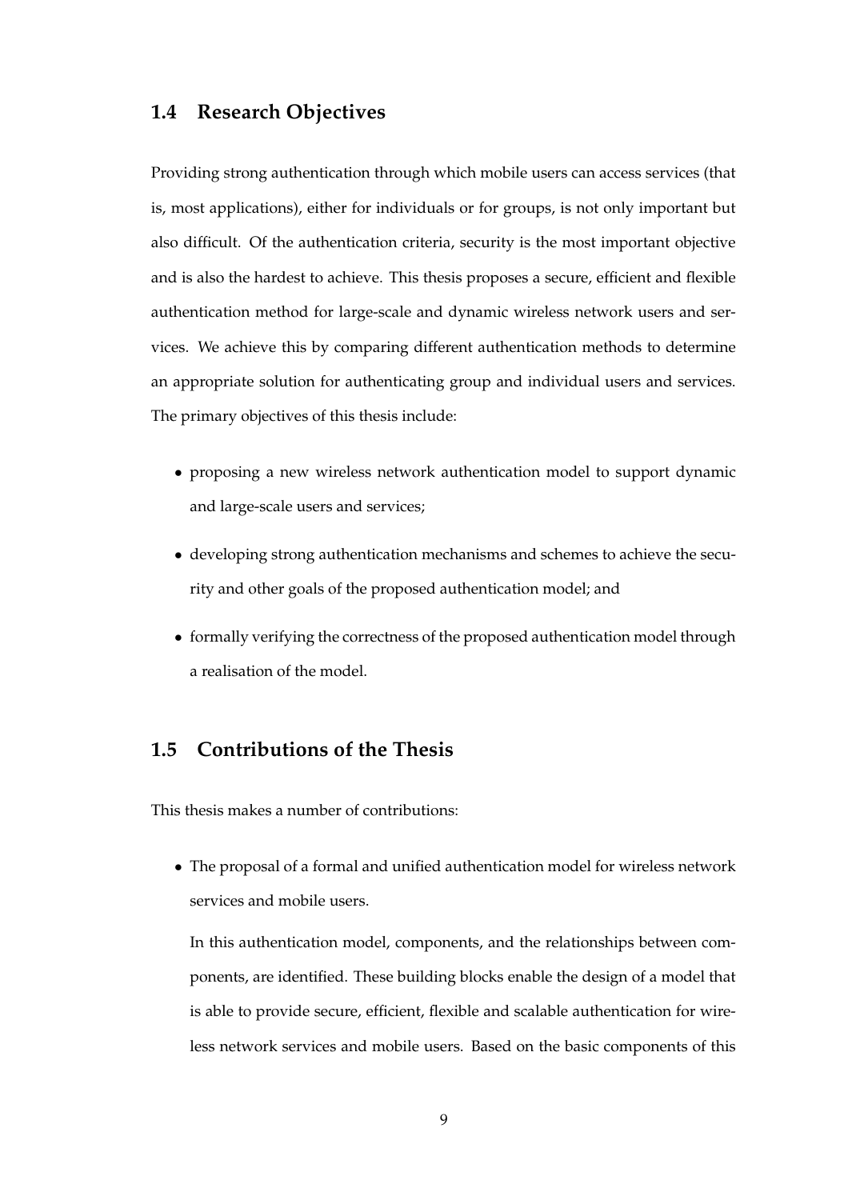## 1.4 Research Objectives

Providing strong authentication through which mobile users can access services (that is, most applications), either for individuals or for groups, is not only important but also difficult. Of the authentication criteria, security is the most important objective and is also the hardest to achieve. This thesis proposes a secure, efficient and flexible authentication method for large-scale and dynamic wireless network users and services. We achieve this by comparing different authentication methods to determine an appropriate solution for authenticating group and individual users and services. The primary objectives of this thesis include:

- proposing a new wireless network authentication model to support dynamic and large-scale users and services;
- developing strong authentication mechanisms and schemes to achieve the security and other goals of the proposed authentication model; and
- formally verifying the correctness of the proposed authentication model through a realisation of the model.

## 1.5 Contributions of the Thesis

This thesis makes a number of contributions:

- The proposal of a formal and unified authentication model for wireless network services and mobile users.

  In this authentication model, components, and the relationships between components, are identified. These building blocks enable the design of a model that is able to provide secure, efficient, flexible and scalable authentication for wireless network services and mobile users. Based on the basic components of this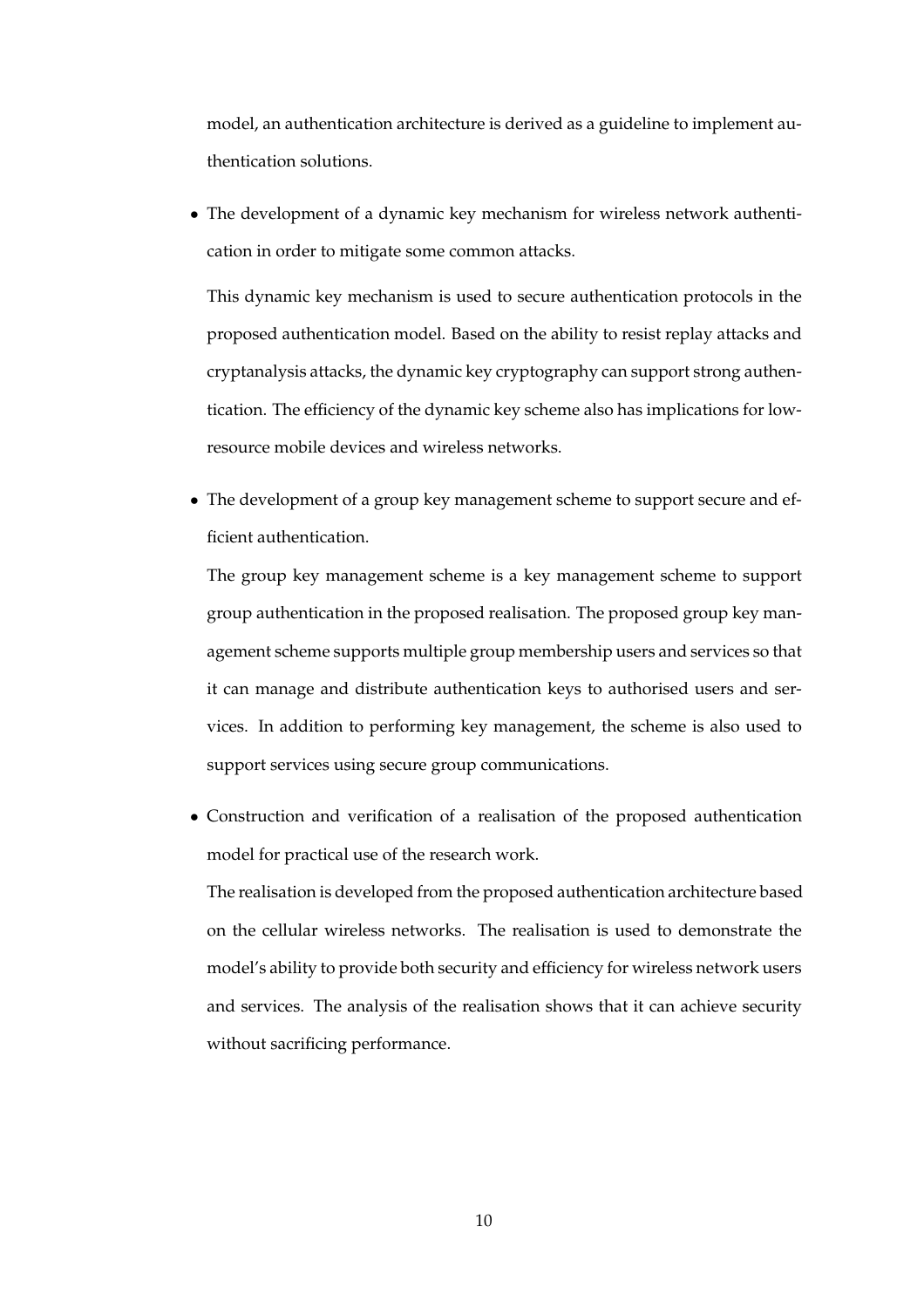model, an authentication architecture is derived as a guideline to implement authentication solutions.

- The development of a dynamic key mechanism for wireless network authentication in order to mitigate some common attacks.

  This dynamic key mechanism is used to secure authentication protocols in the proposed authentication model. Based on the ability to resist replay attacks and cryptanalysis attacks, the dynamic key cryptography can support strong authentication. The efficiency of the dynamic key scheme also has implications for low-resource mobile devices and wireless networks.

- The development of a group key management scheme to support secure and efficient authentication.

  The group key management scheme is a key management scheme to support group authentication in the proposed realisation. The proposed group key management scheme supports multiple group membership users and services so that it can manage and distribute authentication keys to authorised users and services. In addition to performing key management, the scheme is also used to support services using secure group communications.

- Construction and verification of a realisation of the proposed authentication model for practical use of the research work.

  The realisation is developed from the proposed authentication architecture based on the cellular wireless networks. The realisation is used to demonstrate the model's ability to provide both security and efficiency for wireless network users and services. The analysis of the realisation shows that it can achieve security without sacrificing performance.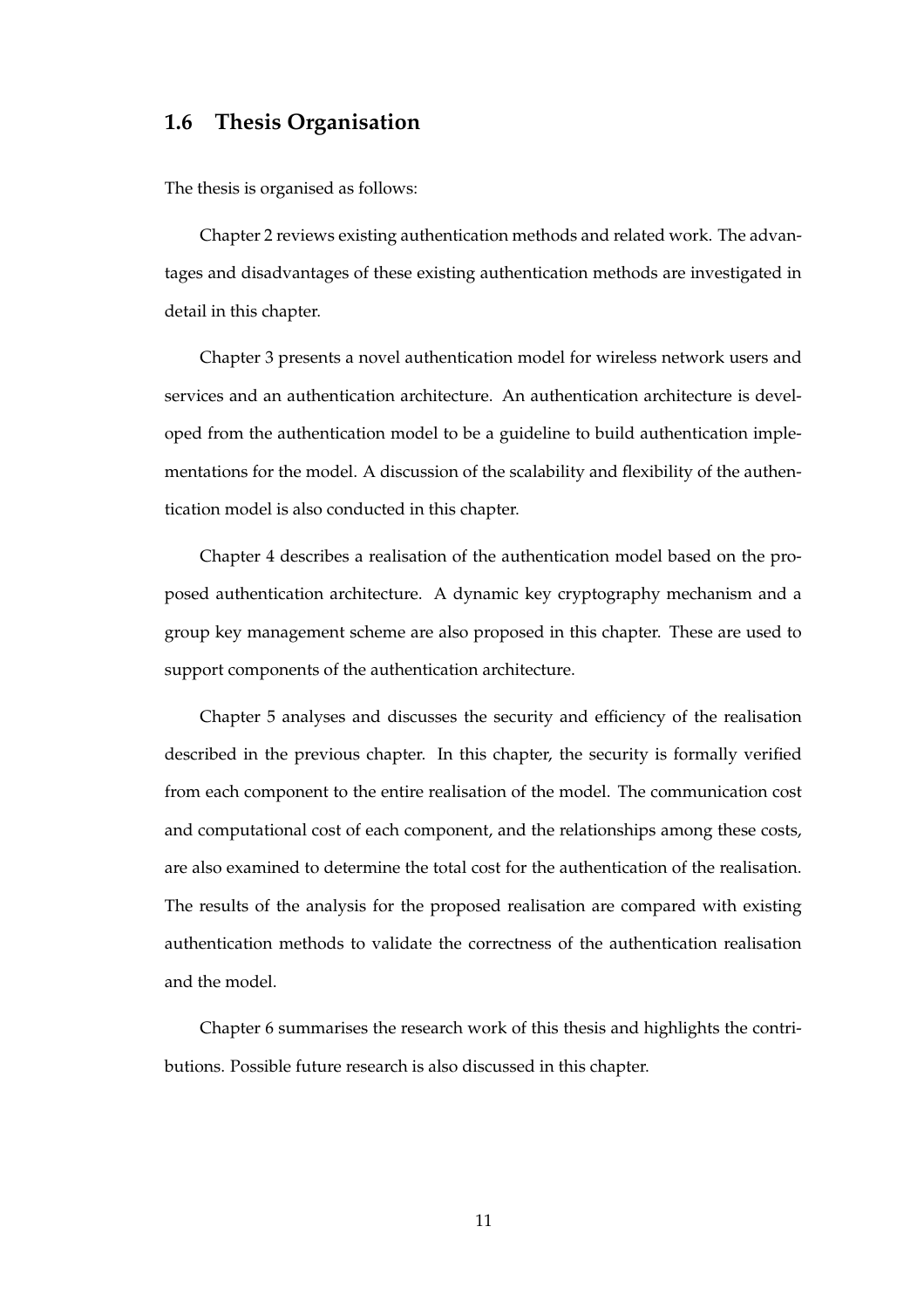## 1.6 Thesis Organisation

The thesis is organised as follows:

Chapter 2 reviews existing authentication methods and related work. The advantages and disadvantages of these existing authentication methods are investigated in detail in this chapter.

Chapter 3 presents a novel authentication model for wireless network users and services and an authentication architecture. An authentication architecture is developed from the authentication model to be a guideline to build authentication implementations for the model. A discussion of the scalability and flexibility of the authentication model is also conducted in this chapter.

Chapter 4 describes a realisation of the authentication model based on the proposed authentication architecture. A dynamic key cryptography mechanism and a group key management scheme are also proposed in this chapter. These are used to support components of the authentication architecture.

Chapter 5 analyses and discusses the security and efficiency of the realisation described in the previous chapter. In this chapter, the security is formally verified from each component to the entire realisation of the model. The communication cost and computational cost of each component, and the relationships among these costs, are also examined to determine the total cost for the authentication of the realisation. The results of the analysis for the proposed realisation are compared with existing authentication methods to validate the correctness of the authentication realisation and the model.

Chapter 6 summarises the research work of this thesis and highlights the contributions. Possible future research is also discussed in this chapter.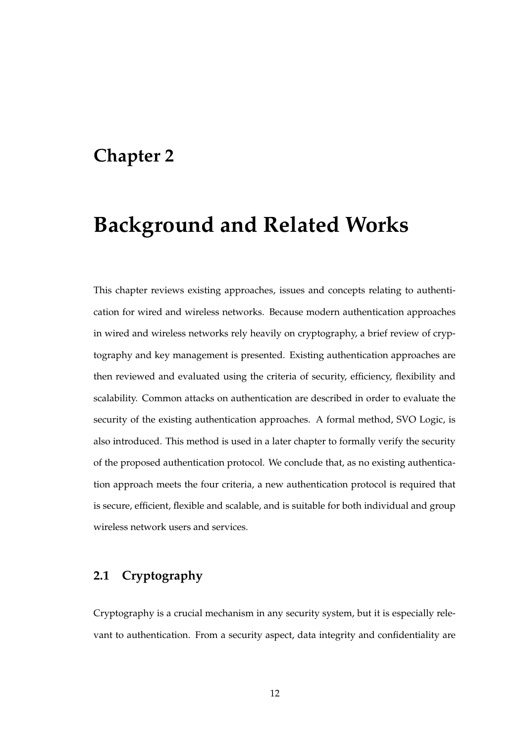# Chapter 2

# Background and Related Works

This chapter reviews existing approaches, issues and concepts relating to authentication for wired and wireless networks. Because modern authentication approaches in wired and wireless networks rely heavily on cryptography, a brief review of cryptography and key management is presented. Existing authentication approaches are then reviewed and evaluated using the criteria of security, efficiency, flexibility and scalability. Common attacks on authentication are described in order to evaluate the security of the existing authentication approaches. A formal method, SVO Logic, is also introduced. This method is used in a later chapter to formally verify the security of the proposed authentication protocol. We conclude that, as no existing authentication approach meets the four criteria, a new authentication protocol is required that is secure, efficient, flexible and scalable, and is suitable for both individual and group wireless network users and services.

## 2.1 Cryptography

Cryptography is a crucial mechanism in any security system, but it is especially relevant to authentication. From a security aspect, data integrity and confidentiality are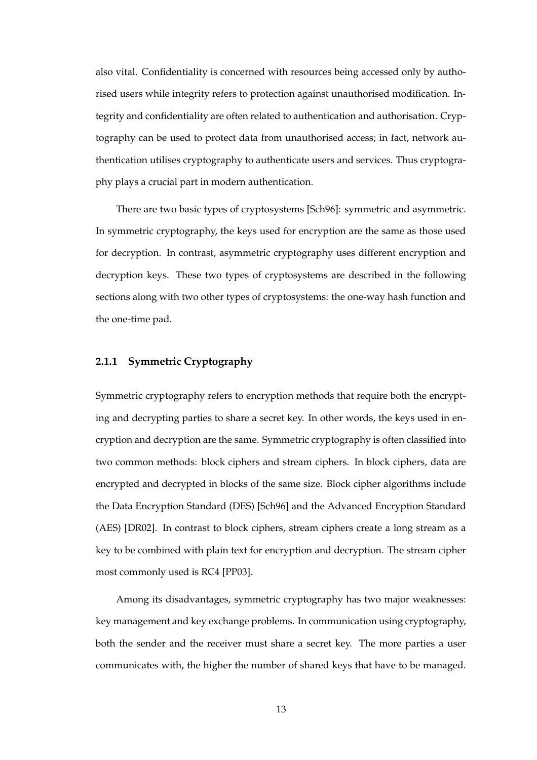also vital. Confidentiality is concerned with resources being accessed only by authorised users while integrity refers to protection against unauthorised modification. Integrity and confidentiality are often related to authentication and authorisation. Cryptography can be used to protect data from unauthorised access; in fact, network authentication utilises cryptography to authenticate users and services. Thus cryptography plays a crucial part in modern authentication.

There are two basic types of cryptosystems [Sch96]: symmetric and asymmetric. In symmetric cryptography, the keys used for encryption are the same as those used for decryption. In contrast, asymmetric cryptography uses different encryption and decryption keys. These two types of cryptosystems are described in the following sections along with two other types of cryptosystems: the one-way hash function and the one-time pad.

### 2.1.1 Symmetric Cryptography

Symmetric cryptography refers to encryption methods that require both the encrypting and decrypting parties to share a secret key. In other words, the keys used in encryption and decryption are the same. Symmetric cryptography is often classified into two common methods: block ciphers and stream ciphers. In block ciphers, data are encrypted and decrypted in blocks of the same size. Block cipher algorithms include the Data Encryption Standard (DES) [Sch96] and the Advanced Encryption Standard (AES) [DR02]. In contrast to block ciphers, stream ciphers create a long stream as a key to be combined with plain text for encryption and decryption. The stream cipher most commonly used is RC4 [PP03].

Among its disadvantages, symmetric cryptography has two major weaknesses: key management and key exchange problems. In communication using cryptography, both the sender and the receiver must share a secret key. The more parties a user communicates with, the higher the number of shared keys that have to be managed.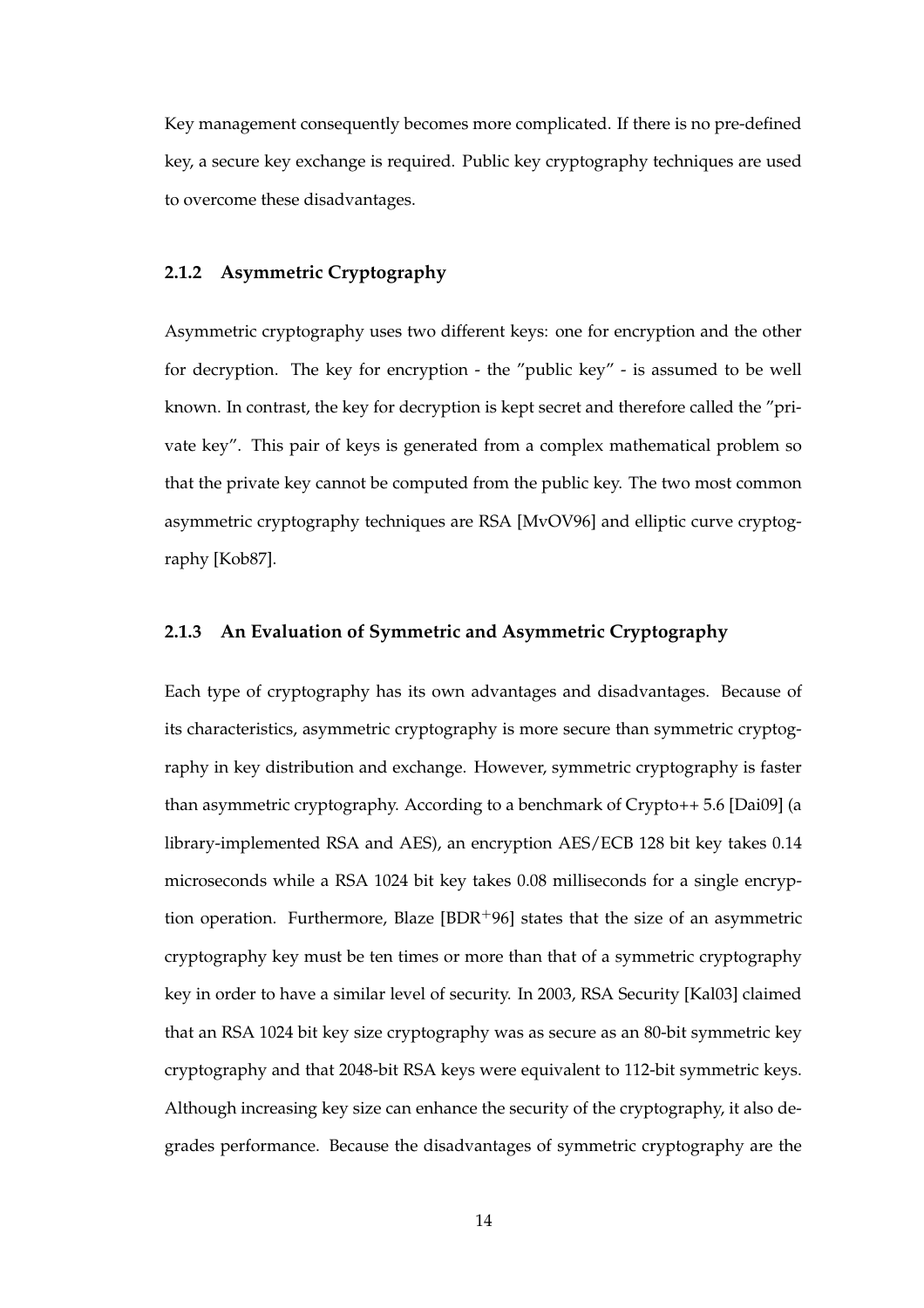Key management consequently becomes more complicated. If there is no pre-defined key, a secure key exchange is required. Public key cryptography techniques are used to overcome these disadvantages.

### 2.1.2 Asymmetric Cryptography

Asymmetric cryptography uses two different keys: one for encryption and the other for decryption. The key for encryption - the "public key" - is assumed to be well known. In contrast, the key for decryption is kept secret and therefore called the "private key". This pair of keys is generated from a complex mathematical problem so that the private key cannot be computed from the public key. The two most common asymmetric cryptography techniques are RSA [MvOV96] and elliptic curve cryptography [Kob87].

### 2.1.3 An Evaluation of Symmetric and Asymmetric Cryptography

Each type of cryptography has its own advantages and disadvantages. Because of its characteristics, asymmetric cryptography is more secure than symmetric cryptography in key distribution and exchange. However, symmetric cryptography is faster than asymmetric cryptography. According to a benchmark of Crypto++ 5.6 [Dai09] (a library-implemented RSA and AES), an encryption AES/ECB 128 bit key takes 0.14 microseconds while a RSA 1024 bit key takes 0.08 milliseconds for a single encryption operation. Furthermore, Blaze [BDR+96] states that the size of an asymmetric cryptography key must be ten times or more than that of a symmetric cryptography key in order to have a similar level of security. In 2003, RSA Security [Kal03] claimed that an RSA 1024 bit key size cryptography was as secure as an 80-bit symmetric key cryptography and that 2048-bit RSA keys were equivalent to 112-bit symmetric keys. Although increasing key size can enhance the security of the cryptography, it also degrades performance. Because the disadvantages of symmetric cryptography are the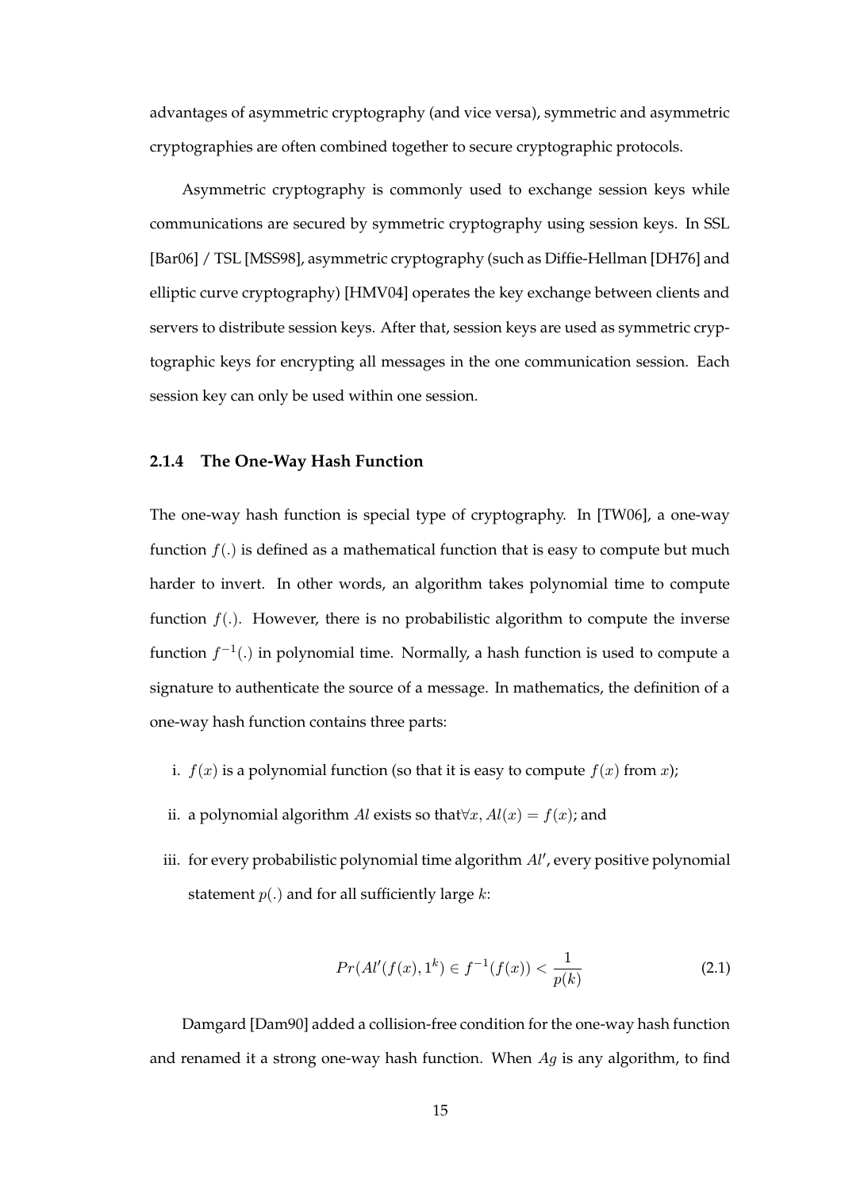advantages of asymmetric cryptography (and vice versa), symmetric and asymmetric cryptographies are often combined together to secure cryptographic protocols.

Asymmetric cryptography is commonly used to exchange session keys while communications are secured by symmetric cryptography using session keys. In SSL [Bar06] / TSL [MSS98], asymmetric cryptography (such as Diffie-Hellman [DH76] and elliptic curve cryptography) [HMV04] operates the key exchange between clients and servers to distribute session keys. After that, session keys are used as symmetric cryptographic keys for encrypting all messages in the one communication session. Each session key can only be used within one session.

### 2.1.4 The One-Way Hash Function

The one-way hash function is special type of cryptography. In [TW06], a one-way function $f(.)$ is defined as a mathematical function that is easy to compute but much harder to invert. In other words, an algorithm takes polynomial time to compute function $f(.)$. However, there is no probabilistic algorithm to compute the inverse function $f^{-1}(.)$ in polynomial time. Normally, a hash function is used to compute a signature to authenticate the source of a message. In mathematics, the definition of a one-way hash function contains three parts:

i. $f(x)$ is a polynomial function (so that it is easy to compute $f(x)$ from $x$);

ii. a polynomial algorithm $Al$ exists so that$\forall x$, $Al(x) = f(x)$; and

iii. for every probabilistic polynomial time algorithm $Al'$, every positive polynomial statement $p(.)$ and for all sufficiently large $k$:

$$Pr(Al'(f(x), 1^k) \in f^{-1}(f(x)) < \frac{1}{p(k)} \tag{2.1}$$

Damgard [Dam90] added a collision-free condition for the one-way hash function and renamed it a strong one-way hash function. When $Ag$ is any algorithm, to find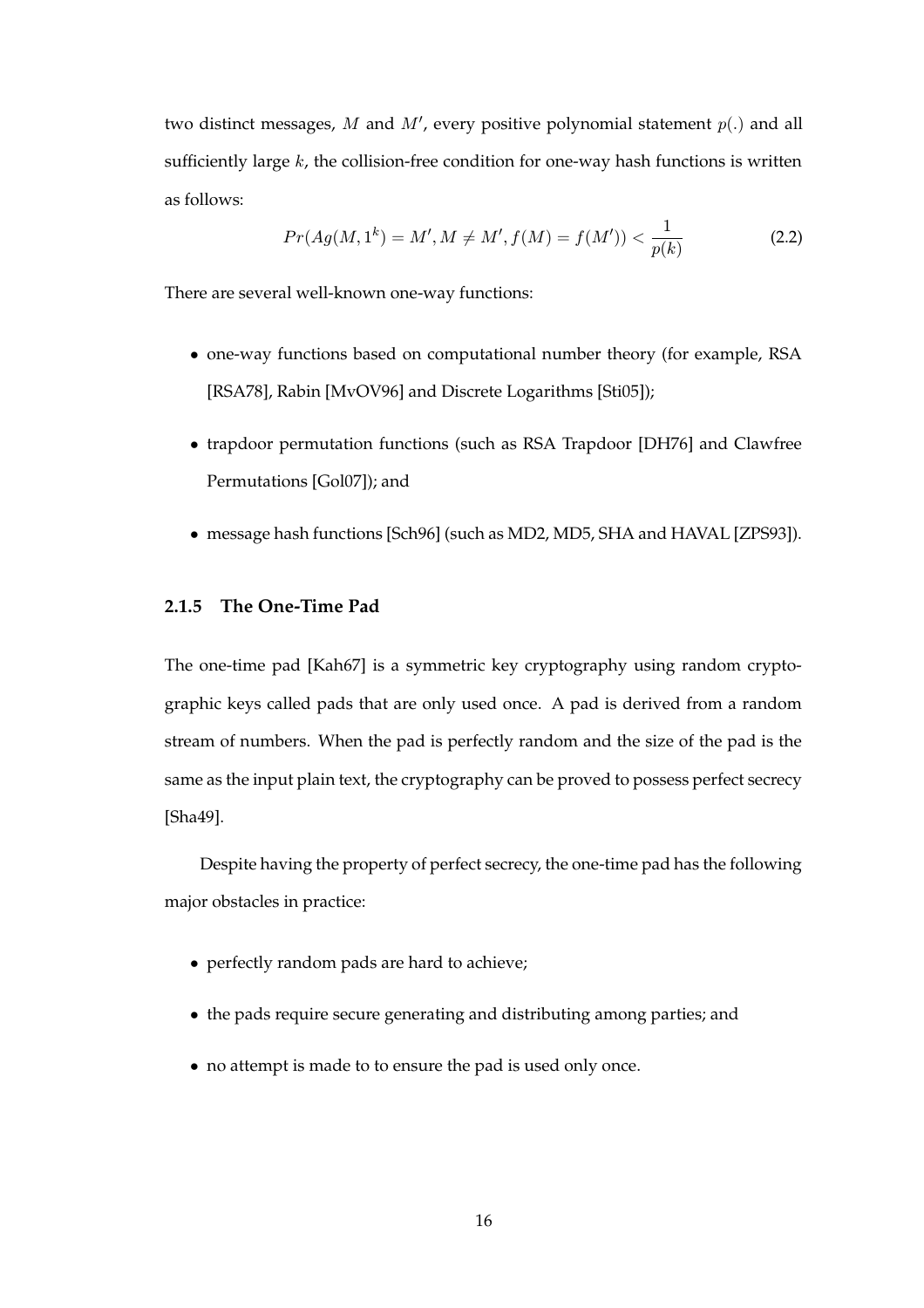two distinct messages, $M$ and $M'$, every positive polynomial statement $p(.)$ and all sufficiently large $k$, the collision-free condition for one-way hash functions is written as follows:

$$Pr(Ag(M, 1^k) = M', M \neq M', f(M) = f(M')) < \frac{1}{p(k)} \tag{2.2}$$

There are several well-known one-way functions:

- one-way functions based on computational number theory (for example, RSA [RSA78], Rabin [MvOV96] and Discrete Logarithms [Sti05]);
- trapdoor permutation functions (such as RSA Trapdoor [DH76] and Clawfree Permutations [Gol07]); and
- message hash functions [Sch96] (such as MD2, MD5, SHA and HAVAL [ZPS93]).

### 2.1.5 The One-Time Pad

The one-time pad [Kah67] is a symmetric key cryptography using random cryptographic keys called pads that are only used once. A pad is derived from a random stream of numbers. When the pad is perfectly random and the size of the pad is the same as the input plain text, the cryptography can be proved to possess perfect secrecy [Sha49].

Despite having the property of perfect secrecy, the one-time pad has the following major obstacles in practice:

- perfectly random pads are hard to achieve;
- the pads require secure generating and distributing among parties; and
- no attempt is made to to ensure the pad is used only once.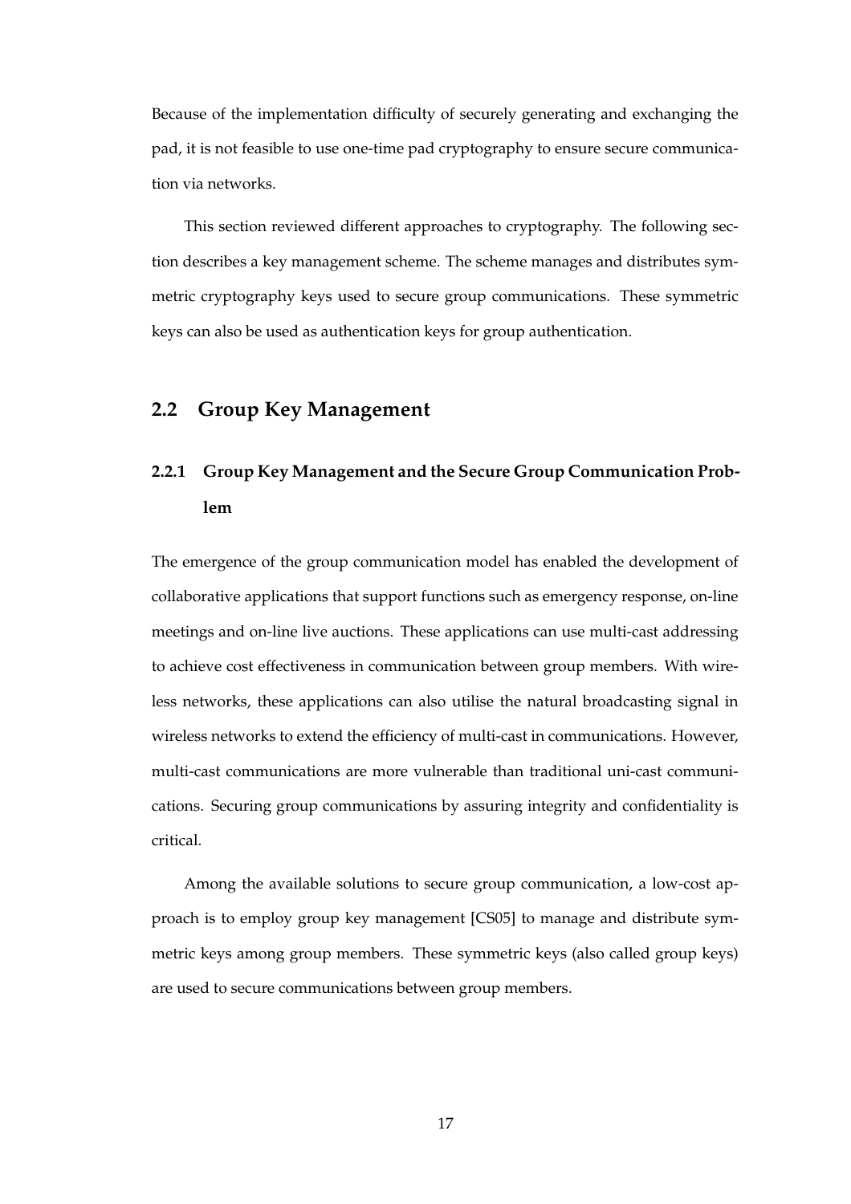Because of the implementation difficulty of securely generating and exchanging the pad, it is not feasible to use one-time pad cryptography to ensure secure communication via networks.

This section reviewed different approaches to cryptography. The following section describes a key management scheme. The scheme manages and distributes symmetric cryptography keys used to secure group communications. These symmetric keys can also be used as authentication keys for group authentication.

## 2.2 Group Key Management

### 2.2.1 Group Key Management and the Secure Group Communication Problem

The emergence of the group communication model has enabled the development of collaborative applications that support functions such as emergency response, on-line meetings and on-line live auctions. These applications can use multi-cast addressing to achieve cost effectiveness in communication between group members. With wireless networks, these applications can also utilise the natural broadcasting signal in wireless networks to extend the efficiency of multi-cast in communications. However, multi-cast communications are more vulnerable than traditional uni-cast communications. Securing group communications by assuring integrity and confidentiality is critical.

Among the available solutions to secure group communication, a low-cost approach is to employ group key management [CS05] to manage and distribute symmetric keys among group members. These symmetric keys (also called group keys) are used to secure communications between group members.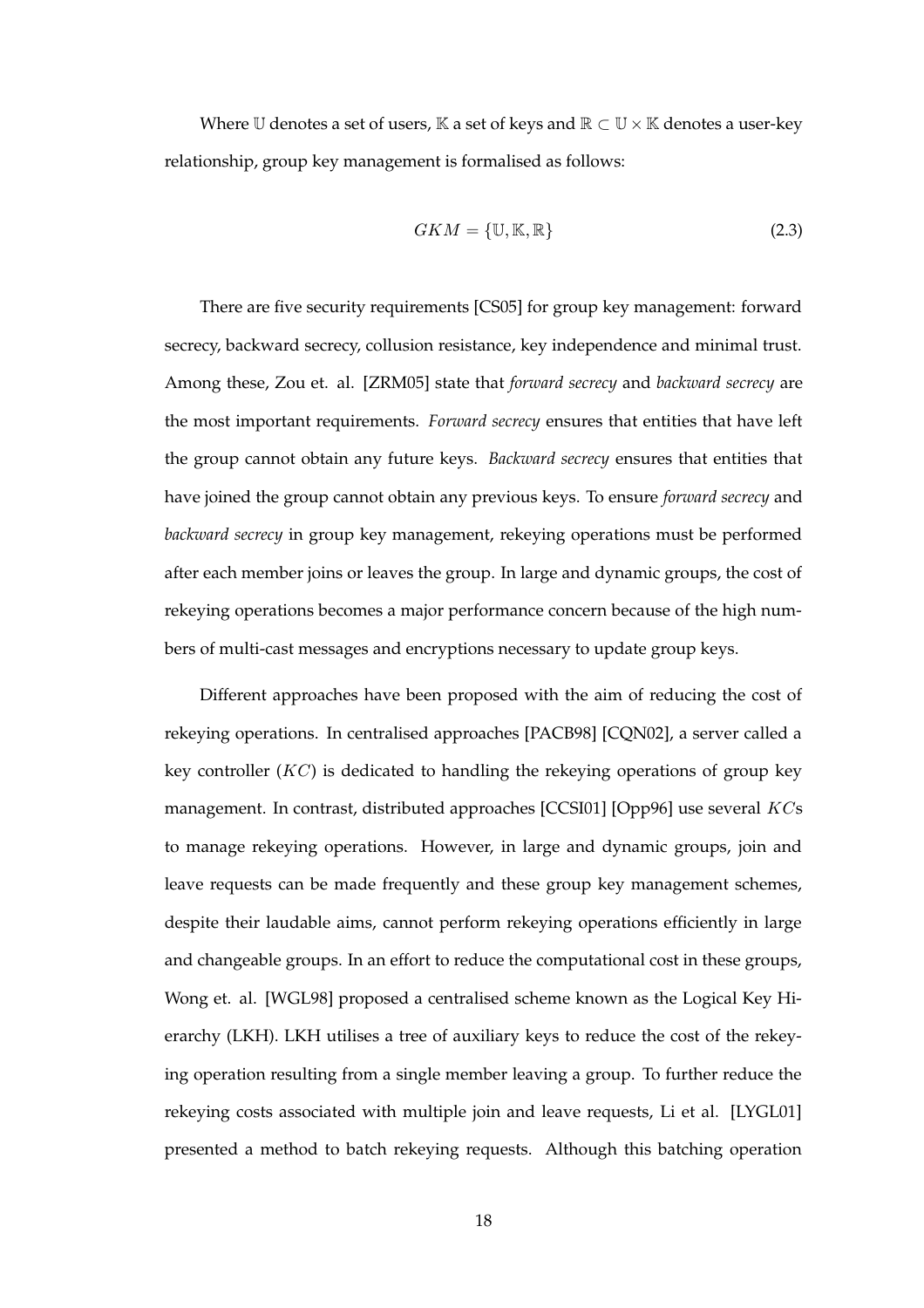Where $\mathbb{U}$ denotes a set of users, $\mathbb{K}$ a set of keys and $\mathbb{R} \subset \mathbb{U} \times \mathbb{K}$ denotes a user-key relationship, group key management is formalised as follows:

$$GKM = \{\mathbb{U}, \mathbb{K}, \mathbb{R}\} \tag{2.3}$$

There are five security requirements [CS05] for group key management: forward secrecy, backward secrecy, collusion resistance, key independence and minimal trust. Among these, Zou et. al. [ZRM05] state that *forward secrecy* and *backward secrecy* are the most important requirements. *Forward secrecy* ensures that entities that have left the group cannot obtain any future keys. *Backward secrecy* ensures that entities that have joined the group cannot obtain any previous keys. To ensure *forward secrecy* and *backward secrecy* in group key management, rekeying operations must be performed after each member joins or leaves the group. In large and dynamic groups, the cost of rekeying operations becomes a major performance concern because of the high numbers of multi-cast messages and encryptions necessary to update group keys.

Different approaches have been proposed with the aim of reducing the cost of rekeying operations. In centralised approaches [PACB98] [CQN02], a server called a key controller ($KC$) is dedicated to handling the rekeying operations of group key management. In contrast, distributed approaches [CCSI01] [Opp96] use several $KC$s to manage rekeying operations. However, in large and dynamic groups, join and leave requests can be made frequently and these group key management schemes, despite their laudable aims, cannot perform rekeying operations efficiently in large and changeable groups. In an effort to reduce the computational cost in these groups, Wong et. al. [WGL98] proposed a centralised scheme known as the Logical Key Hierarchy (LKH). LKH utilises a tree of auxiliary keys to reduce the cost of the rekeying operation resulting from a single member leaving a group. To further reduce the rekeying costs associated with multiple join and leave requests, Li et al. [LYGL01] presented a method to batch rekeying requests. Although this batching operation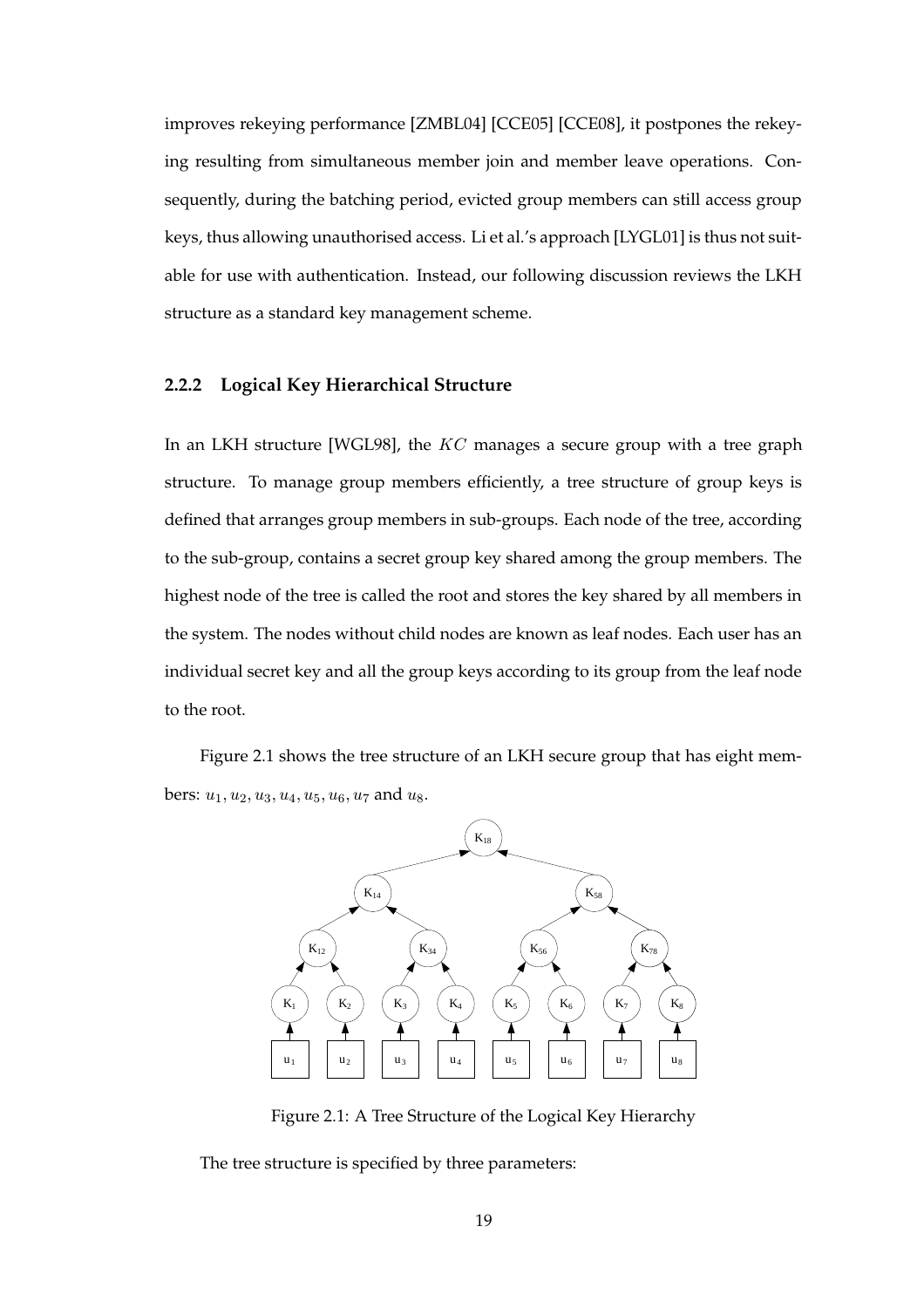improves rekeying performance [ZMBL04] [CCE05] [CCE08], it postpones the rekeying resulting from simultaneous member join and member leave operations. Consequently, during the batching period, evicted group members can still access group keys, thus allowing unauthorised access. Li et al.'s approach [LYGL01] is thus not suitable for use with authentication. Instead, our following discussion reviews the LKH structure as a standard key management scheme.

### 2.2.2 Logical Key Hierarchical Structure

In an LKH structure [WGL98], the $KC$ manages a secure group with a tree graph structure. To manage group members efficiently, a tree structure of group keys is defined that arranges group members in sub-groups. Each node of the tree, according to the sub-group, contains a secret group key shared among the group members. The highest node of the tree is called the root and stores the key shared by all members in the system. The nodes without child nodes are known as leaf nodes. Each user has an individual secret key and all the group keys according to its group from the leaf node to the root.

Figure 2.1 shows the tree structure of an LKH secure group that has eight members: $u_1, u_2, u_3, u_4, u_5, u_6, u_7$ and $u_8$.

K18
K14
K58
K12
K34
K56
K78
K1
K2
K3
K4
K5
K6
K7
K8
u1
u2
u3
u4
u5
u6
u7
u8

Figure 2.1: A Tree Structure of the Logical Key Hierarchy

The tree structure is specified by three parameters: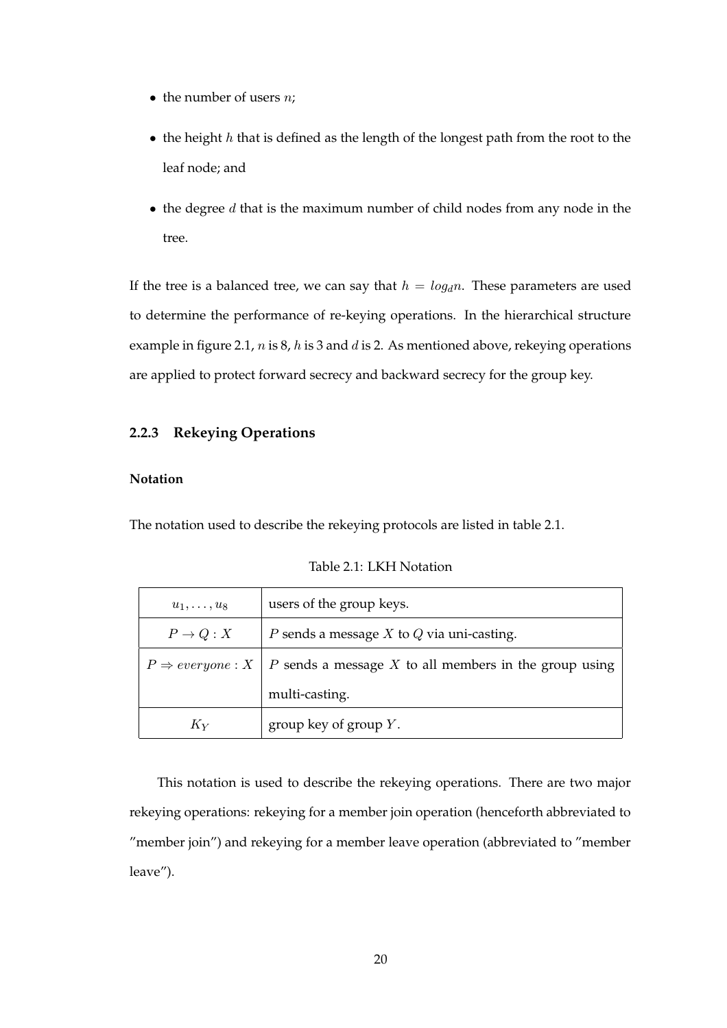- the number of users $n$;
- the height $h$ that is defined as the length of the longest path from the root to the leaf node; and
- the degree $d$ that is the maximum number of child nodes from any node in the tree.

If the tree is a balanced tree, we can say that $h = log_d n$. These parameters are used to determine the performance of re-keying operations. In the hierarchical structure example in figure 2.1, $n$ is 8, $h$ is 3 and $d$ is 2. As mentioned above, rekeying operations are applied to protect forward secrecy and backward secrecy for the group key.

### 2.2.3 Rekeying Operations

**Notation**

The notation used to describe the rekeying protocols are listed in table 2.1.

Table 2.1: LKH Notation

| | |
|---|---|
| $u_1, \ldots, u_8$ | users of the group keys. |
| $P \rightarrow Q : X$ | $P$ sends a message $X$ to $Q$ via uni-casting. |
| $P \Rightarrow everyone : X$ | $P$ sends a message $X$ to all members in the group using multi-casting. |
| $K_Y$ | group key of group $Y$. |

This notation is used to describe the rekeying operations. There are two major rekeying operations: rekeying for a member join operation (henceforth abbreviated to "member join") and rekeying for a member leave operation (abbreviated to "member leave").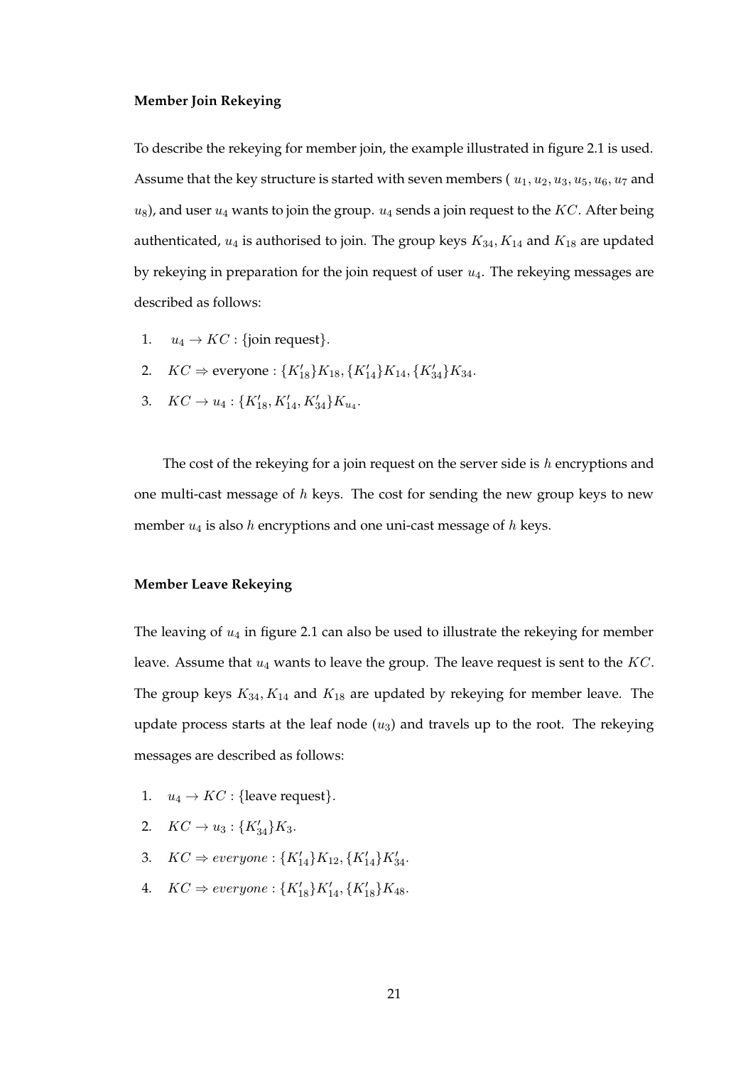**Member Join Rekeying**

To describe the rekeying for member join, the example illustrated in figure 2.1 is used. Assume that the key structure is started with seven members ( $u_1, u_2, u_3, u_5, u_6, u_7$ and $u_8$), and user $u_4$ wants to join the group. $u_4$ sends a join request to the $KC$. After being authenticated, $u_4$ is authorised to join. The group keys $K_{34}, K_{14}$ and $K_{18}$ are updated by rekeying in preparation for the join request of user $u_4$. The rekeying messages are described as follows:

1. $u_4 \rightarrow KC$ : {join request}.
2. $KC \Rightarrow$ everyone : $\{K'_{18}\}K_{18}, \{K'_{14}\}K_{14}, \{K'_{34}\}K_{34}$.
3. $KC \rightarrow u_4 : \{K'_{18}, K'_{14}, K'_{34}\}K_{u_4}$.

The cost of the rekeying for a join request on the server side is $h$ encryptions and one multi-cast message of $h$ keys. The cost for sending the new group keys to new member $u_4$ is also $h$ encryptions and one uni-cast message of $h$ keys.

**Member Leave Rekeying**

The leaving of $u_4$ in figure 2.1 can also be used to illustrate the rekeying for member leave. Assume that $u_4$ wants to leave the group. The leave request is sent to the $KC$. The group keys $K_{34}, K_{14}$ and $K_{18}$ are updated by rekeying for member leave. The update process starts at the leaf node ($u_3$) and travels up to the root. The rekeying messages are described as follows:

1. $u_4 \rightarrow KC$ : {leave request}.
2. $KC \rightarrow u_3 : \{K'_{34}\}K_3$.
3. $KC \Rightarrow everyone : \{K'_{14}\}K_{12}, \{K'_{14}\}K'_{34}$.
4. $KC \Rightarrow everyone : \{K'_{18}\}K'_{14}, \{K'_{18}\}K_{48}$.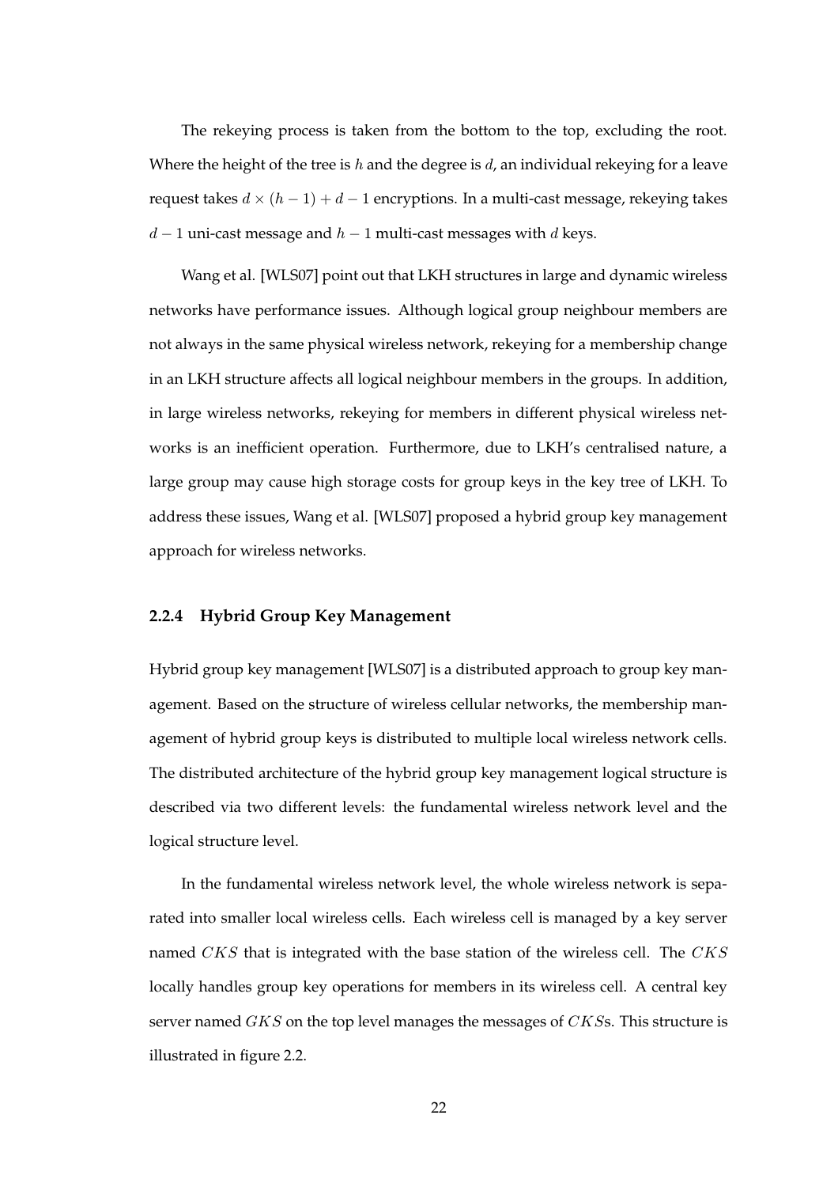The rekeying process is taken from the bottom to the top, excluding the root. Where the height of the tree is $h$ and the degree is $d$, an individual rekeying for a leave request takes $d \times (h-1) + d - 1$ encryptions. In a multi-cast message, rekeying takes $d-1$ uni-cast message and $h-1$ multi-cast messages with $d$ keys.

Wang et al. [WLS07] point out that LKH structures in large and dynamic wireless networks have performance issues. Although logical group neighbour members are not always in the same physical wireless network, rekeying for a membership change in an LKH structure affects all logical neighbour members in the groups. In addition, in large wireless networks, rekeying for members in different physical wireless networks is an inefficient operation. Furthermore, due to LKH's centralised nature, a large group may cause high storage costs for group keys in the key tree of LKH. To address these issues, Wang et al. [WLS07] proposed a hybrid group key management approach for wireless networks.

### 2.2.4 Hybrid Group Key Management

Hybrid group key management [WLS07] is a distributed approach to group key management. Based on the structure of wireless cellular networks, the membership management of hybrid group keys is distributed to multiple local wireless network cells. The distributed architecture of the hybrid group key management logical structure is described via two different levels: the fundamental wireless network level and the logical structure level.

In the fundamental wireless network level, the whole wireless network is separated into smaller local wireless cells. Each wireless cell is managed by a key server named $CKS$ that is integrated with the base station of the wireless cell. The $CKS$ locally handles group key operations for members in its wireless cell. A central key server named $GKS$ on the top level manages the messages of $CKS$s. This structure is illustrated in figure 2.2.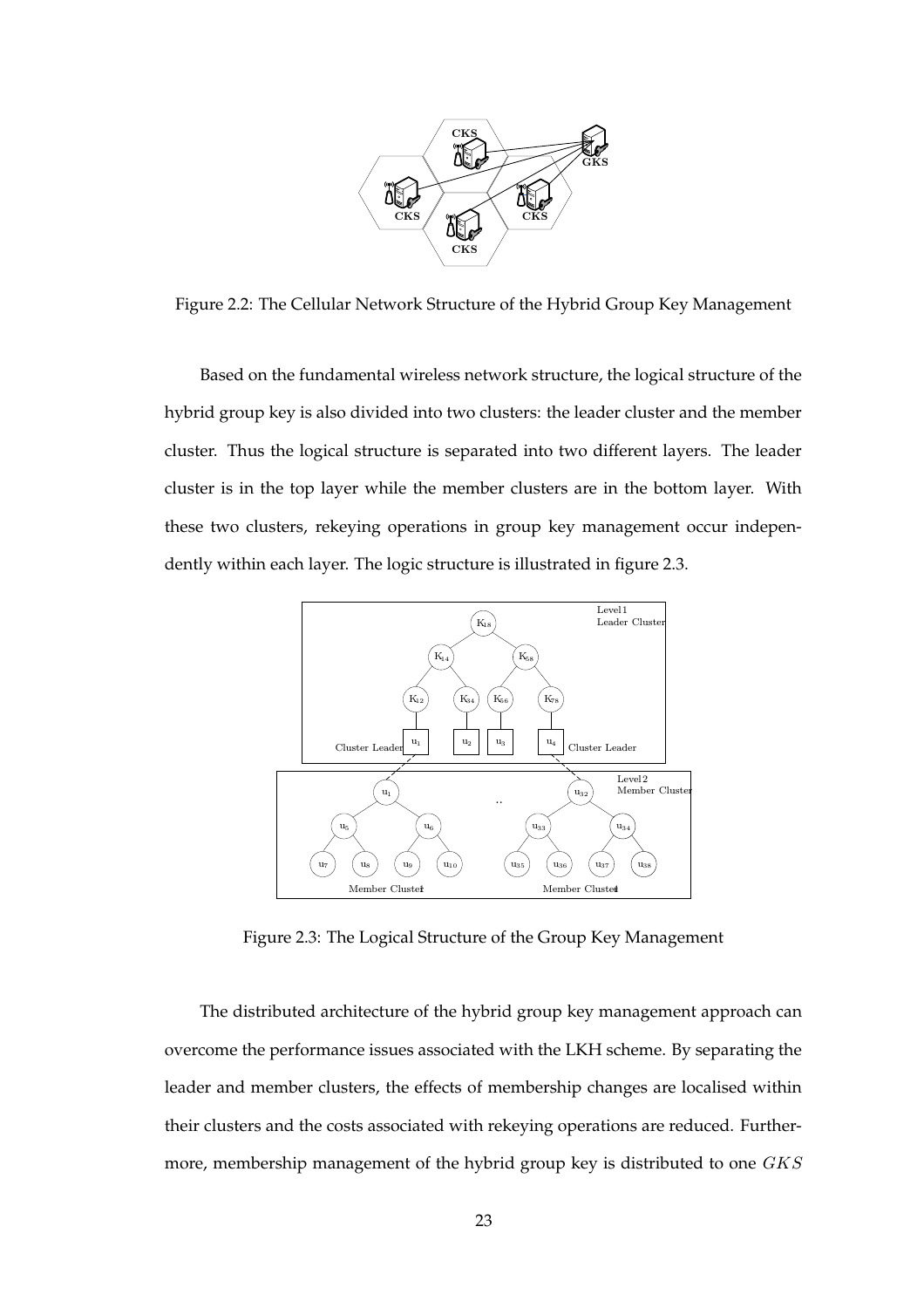Figure 2.2: The Cellular Network Structure of the Hybrid Group Key Management

Based on the fundamental wireless network structure, the logical structure of the hybrid group key is also divided into two clusters: the leader cluster and the member cluster. Thus the logical structure is separated into two different layers. The leader cluster is in the top layer while the member clusters are in the bottom layer. With these two clusters, rekeying operations in group key management occur independently within each layer. The logic structure is illustrated in figure 2.3.

Figure 2.3: The Logical Structure of the Group Key Management

The distributed architecture of the hybrid group key management approach can overcome the performance issues associated with the LKH scheme. By separating the leader and member clusters, the effects of membership changes are localised within their clusters and the costs associated with rekeying operations are reduced. Furthermore, membership management of the hybrid group key is distributed to one $GKS$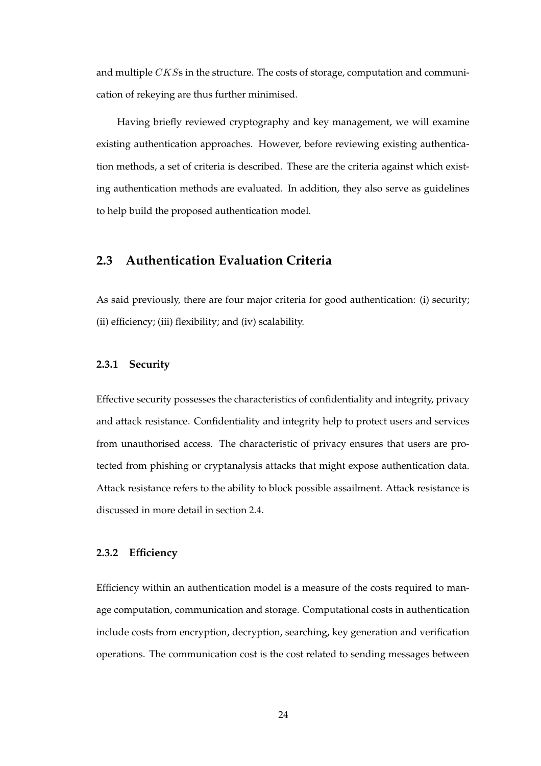and multiple $CKS$s in the structure. The costs of storage, computation and communication of rekeying are thus further minimised.

Having briefly reviewed cryptography and key management, we will examine existing authentication approaches. However, before reviewing existing authentication methods, a set of criteria is described. These are the criteria against which existing authentication methods are evaluated. In addition, they also serve as guidelines to help build the proposed authentication model.

## 2.3 Authentication Evaluation Criteria

As said previously, there are four major criteria for good authentication: (i) security; (ii) efficiency; (iii) flexibility; and (iv) scalability.

### 2.3.1 Security

Effective security possesses the characteristics of confidentiality and integrity, privacy and attack resistance. Confidentiality and integrity help to protect users and services from unauthorised access. The characteristic of privacy ensures that users are protected from phishing or cryptanalysis attacks that might expose authentication data. Attack resistance refers to the ability to block possible assailment. Attack resistance is discussed in more detail in section 2.4.

### 2.3.2 Efficiency

Efficiency within an authentication model is a measure of the costs required to manage computation, communication and storage. Computational costs in authentication include costs from encryption, decryption, searching, key generation and verification operations. The communication cost is the cost related to sending messages between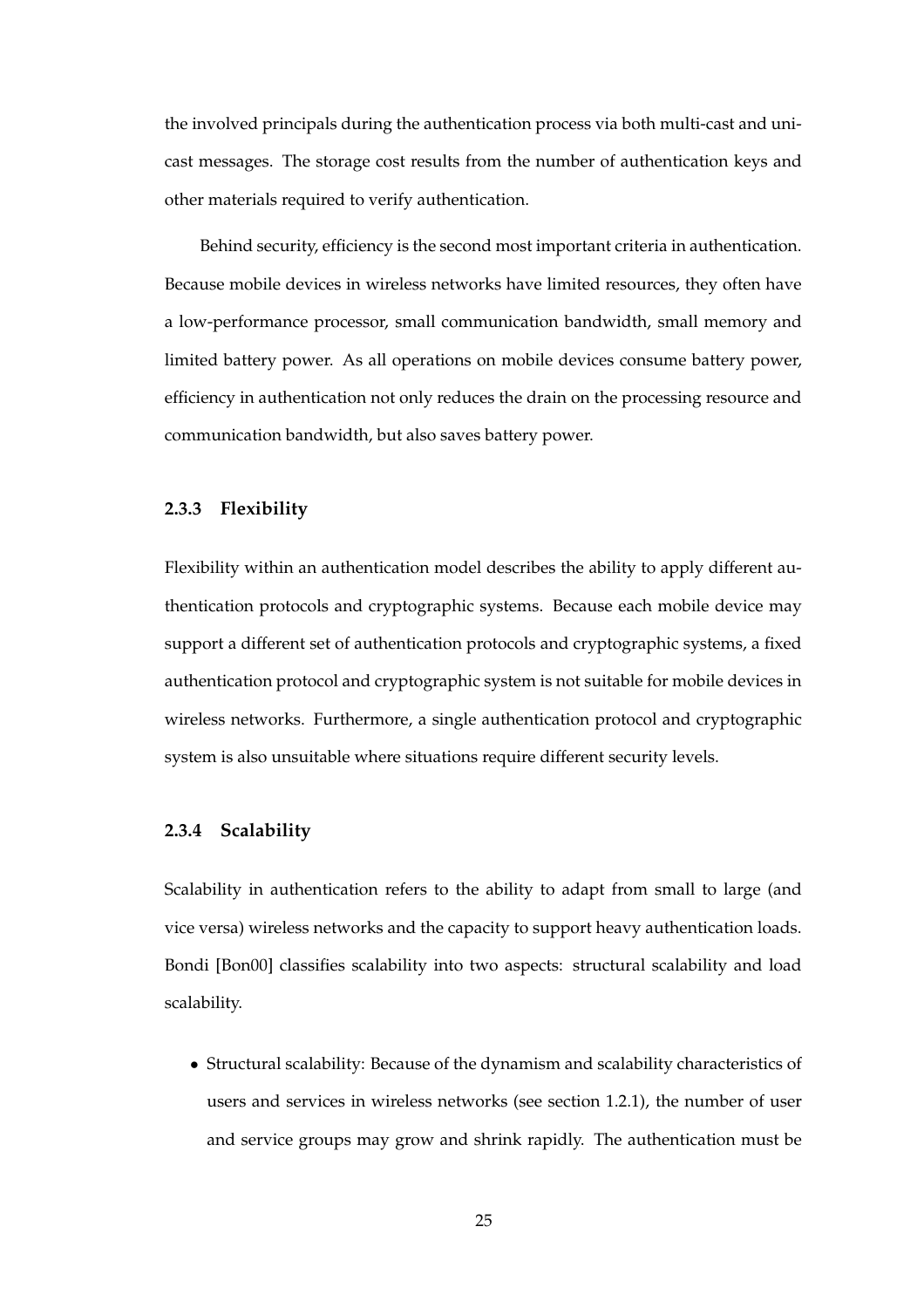the involved principals during the authentication process via both multi-cast and uni-cast messages. The storage cost results from the number of authentication keys and other materials required to verify authentication.

Behind security, efficiency is the second most important criteria in authentication. Because mobile devices in wireless networks have limited resources, they often have a low-performance processor, small communication bandwidth, small memory and limited battery power. As all operations on mobile devices consume battery power, efficiency in authentication not only reduces the drain on the processing resource and communication bandwidth, but also saves battery power.

### 2.3.3 Flexibility

Flexibility within an authentication model describes the ability to apply different authentication protocols and cryptographic systems. Because each mobile device may support a different set of authentication protocols and cryptographic systems, a fixed authentication protocol and cryptographic system is not suitable for mobile devices in wireless networks. Furthermore, a single authentication protocol and cryptographic system is also unsuitable where situations require different security levels.

### 2.3.4 Scalability

Scalability in authentication refers to the ability to adapt from small to large (and vice versa) wireless networks and the capacity to support heavy authentication loads. Bondi [Bon00] classifies scalability into two aspects: structural scalability and load scalability.

- Structural scalability: Because of the dynamism and scalability characteristics of users and services in wireless networks (see section 1.2.1), the number of user and service groups may grow and shrink rapidly. The authentication must be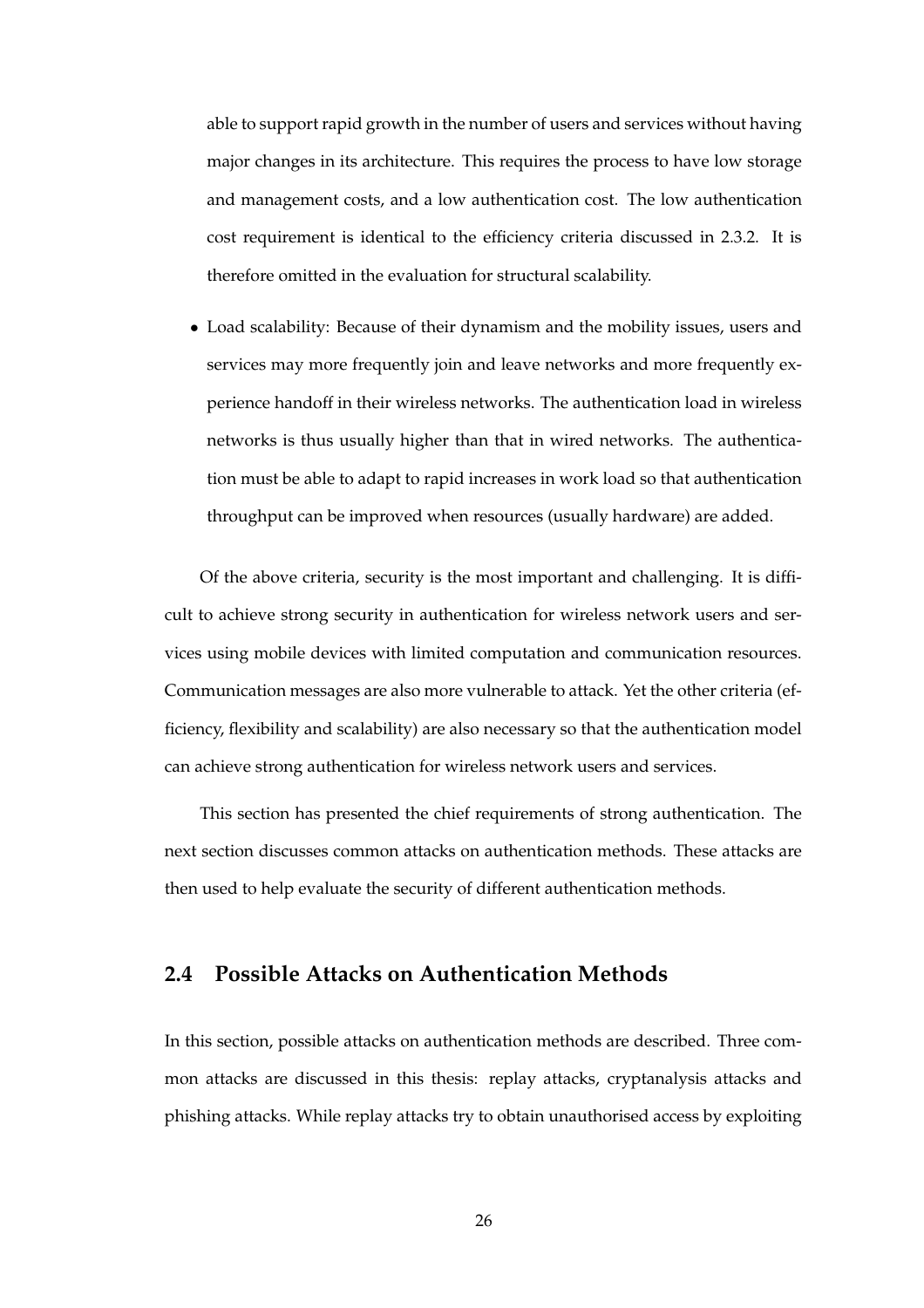able to support rapid growth in the number of users and services without having major changes in its architecture. This requires the process to have low storage and management costs, and a low authentication cost. The low authentication cost requirement is identical to the efficiency criteria discussed in 2.3.2. It is therefore omitted in the evaluation for structural scalability.

- Load scalability: Because of their dynamism and the mobility issues, users and services may more frequently join and leave networks and more frequently experience handoff in their wireless networks. The authentication load in wireless networks is thus usually higher than that in wired networks. The authentication must be able to adapt to rapid increases in work load so that authentication throughput can be improved when resources (usually hardware) are added.

Of the above criteria, security is the most important and challenging. It is difficult to achieve strong security in authentication for wireless network users and services using mobile devices with limited computation and communication resources. Communication messages are also more vulnerable to attack. Yet the other criteria (efficiency, flexibility and scalability) are also necessary so that the authentication model can achieve strong authentication for wireless network users and services.

This section has presented the chief requirements of strong authentication. The next section discusses common attacks on authentication methods. These attacks are then used to help evaluate the security of different authentication methods.

## 2.4 Possible Attacks on Authentication Methods

In this section, possible attacks on authentication methods are described. Three common attacks are discussed in this thesis: replay attacks, cryptanalysis attacks and phishing attacks. While replay attacks try to obtain unauthorised access by exploiting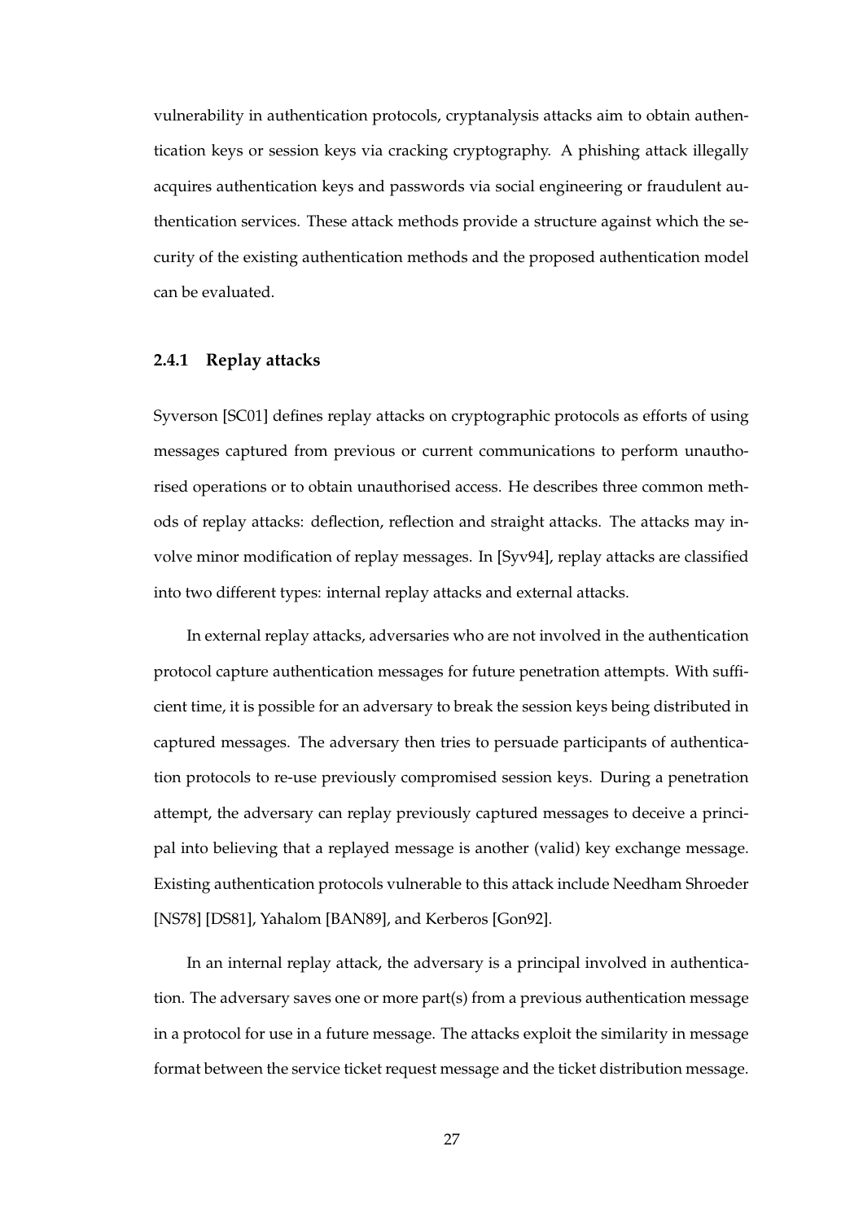vulnerability in authentication protocols, cryptanalysis attacks aim to obtain authentication keys or session keys via cracking cryptography. A phishing attack illegally acquires authentication keys and passwords via social engineering or fraudulent authentication services. These attack methods provide a structure against which the security of the existing authentication methods and the proposed authentication model can be evaluated.

### 2.4.1 Replay attacks

Syverson [SC01] defines replay attacks on cryptographic protocols as efforts of using messages captured from previous or current communications to perform unauthorised operations or to obtain unauthorised access. He describes three common methods of replay attacks: deflection, reflection and straight attacks. The attacks may involve minor modification of replay messages. In [Syv94], replay attacks are classified into two different types: internal replay attacks and external attacks.

In external replay attacks, adversaries who are not involved in the authentication protocol capture authentication messages for future penetration attempts. With sufficient time, it is possible for an adversary to break the session keys being distributed in captured messages. The adversary then tries to persuade participants of authentication protocols to re-use previously compromised session keys. During a penetration attempt, the adversary can replay previously captured messages to deceive a principal into believing that a replayed message is another (valid) key exchange message. Existing authentication protocols vulnerable to this attack include Needham Shroeder [NS78] [DS81], Yahalom [BAN89], and Kerberos [Gon92].

In an internal replay attack, the adversary is a principal involved in authentication. The adversary saves one or more part(s) from a previous authentication message in a protocol for use in a future message. The attacks exploit the similarity in message format between the service ticket request message and the ticket distribution message.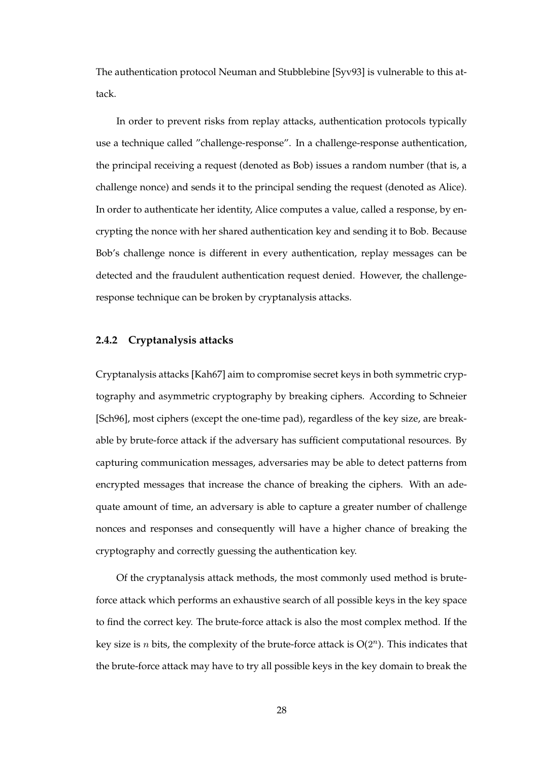The authentication protocol Neuman and Stubblebine [Syv93] is vulnerable to this attack.

In order to prevent risks from replay attacks, authentication protocols typically use a technique called "challenge-response". In a challenge-response authentication, the principal receiving a request (denoted as Bob) issues a random number (that is, a challenge nonce) and sends it to the principal sending the request (denoted as Alice). In order to authenticate her identity, Alice computes a value, called a response, by encrypting the nonce with her shared authentication key and sending it to Bob. Because Bob's challenge nonce is different in every authentication, replay messages can be detected and the fraudulent authentication request denied. However, the challenge-response technique can be broken by cryptanalysis attacks.

### 2.4.2 Cryptanalysis attacks

Cryptanalysis attacks [Kah67] aim to compromise secret keys in both symmetric cryptography and asymmetric cryptography by breaking ciphers. According to Schneier [Sch96], most ciphers (except the one-time pad), regardless of the key size, are breakable by brute-force attack if the adversary has sufficient computational resources. By capturing communication messages, adversaries may be able to detect patterns from encrypted messages that increase the chance of breaking the ciphers. With an adequate amount of time, an adversary is able to capture a greater number of challenge nonces and responses and consequently will have a higher chance of breaking the cryptography and correctly guessing the authentication key.

Of the cryptanalysis attack methods, the most commonly used method is brute-force attack which performs an exhaustive search of all possible keys in the key space to find the correct key. The brute-force attack is also the most complex method. If the key size is $n$ bits, the complexity of the brute-force attack is $O(2^n)$. This indicates that the brute-force attack may have to try all possible keys in the key domain to break the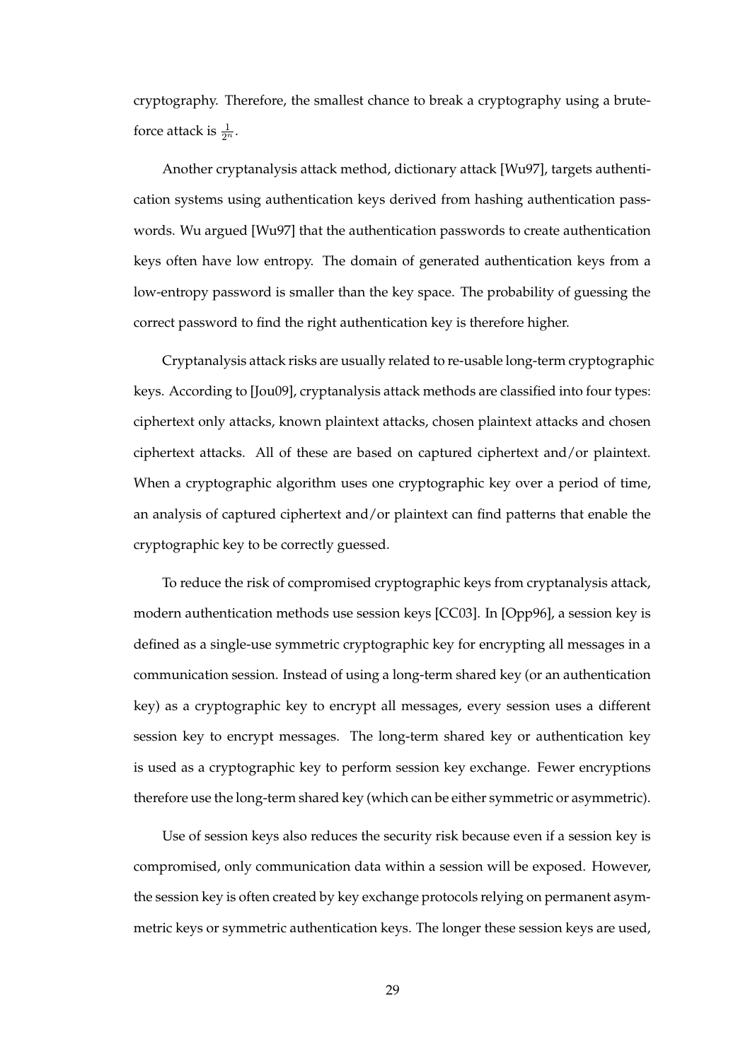cryptography. Therefore, the smallest chance to break a cryptography using a brute-force attack is $\frac{1}{2^n}$.

Another cryptanalysis attack method, dictionary attack [Wu97], targets authentication systems using authentication keys derived from hashing authentication passwords. Wu argued [Wu97] that the authentication passwords to create authentication keys often have low entropy. The domain of generated authentication keys from a low-entropy password is smaller than the key space. The probability of guessing the correct password to find the right authentication key is therefore higher.

Cryptanalysis attack risks are usually related to re-usable long-term cryptographic keys. According to [Jou09], cryptanalysis attack methods are classified into four types: ciphertext only attacks, known plaintext attacks, chosen plaintext attacks and chosen ciphertext attacks. All of these are based on captured ciphertext and/or plaintext. When a cryptographic algorithm uses one cryptographic key over a period of time, an analysis of captured ciphertext and/or plaintext can find patterns that enable the cryptographic key to be correctly guessed.

To reduce the risk of compromised cryptographic keys from cryptanalysis attack, modern authentication methods use session keys [CC03]. In [Opp96], a session key is defined as a single-use symmetric cryptographic key for encrypting all messages in a communication session. Instead of using a long-term shared key (or an authentication key) as a cryptographic key to encrypt all messages, every session uses a different session key to encrypt messages. The long-term shared key or authentication key is used as a cryptographic key to perform session key exchange. Fewer encryptions therefore use the long-term shared key (which can be either symmetric or asymmetric).

Use of session keys also reduces the security risk because even if a session key is compromised, only communication data within a session will be exposed. However, the session key is often created by key exchange protocols relying on permanent asymmetric keys or symmetric authentication keys. The longer these session keys are used,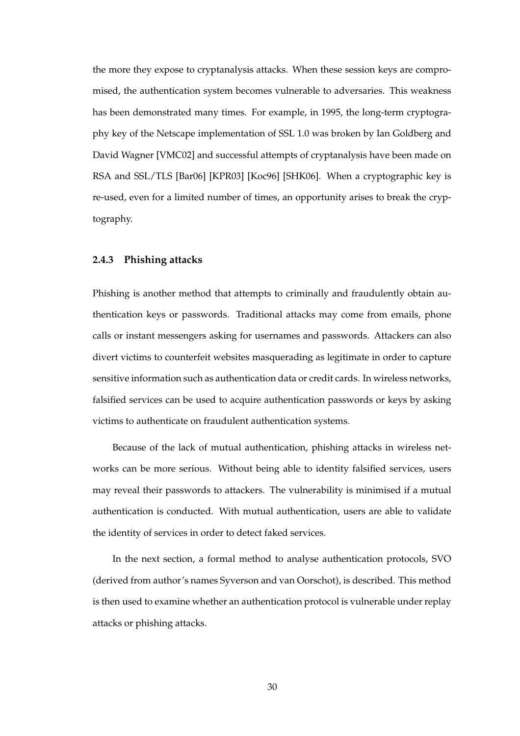the more they expose to cryptanalysis attacks. When these session keys are compromised, the authentication system becomes vulnerable to adversaries. This weakness has been demonstrated many times. For example, in 1995, the long-term cryptography key of the Netscape implementation of SSL 1.0 was broken by Ian Goldberg and David Wagner [VMC02] and successful attempts of cryptanalysis have been made on RSA and SSL/TLS [Bar06] [KPR03] [Koc96] [SHK06]. When a cryptographic key is re-used, even for a limited number of times, an opportunity arises to break the cryptography.

### 2.4.3 Phishing attacks

Phishing is another method that attempts to criminally and fraudulently obtain authentication keys or passwords. Traditional attacks may come from emails, phone calls or instant messengers asking for usernames and passwords. Attackers can also divert victims to counterfeit websites masquerading as legitimate in order to capture sensitive information such as authentication data or credit cards. In wireless networks, falsified services can be used to acquire authentication passwords or keys by asking victims to authenticate on fraudulent authentication systems.

Because of the lack of mutual authentication, phishing attacks in wireless networks can be more serious. Without being able to identity falsified services, users may reveal their passwords to attackers. The vulnerability is minimised if a mutual authentication is conducted. With mutual authentication, users are able to validate the identity of services in order to detect faked services.

In the next section, a formal method to analyse authentication protocols, SVO (derived from author's names Syverson and van Oorschot), is described. This method is then used to examine whether an authentication protocol is vulnerable under replay attacks or phishing attacks.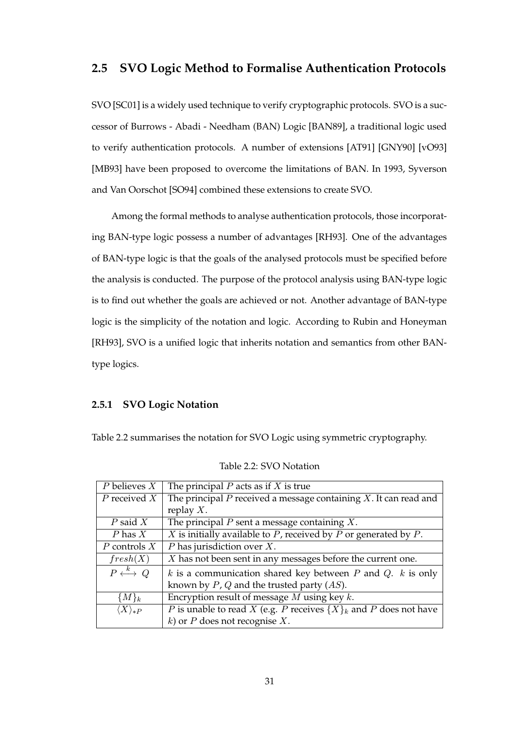## 2.5 SVO Logic Method to Formalise Authentication Protocols

SVO [SC01] is a widely used technique to verify cryptographic protocols. SVO is a successor of Burrows - Abadi - Needham (BAN) Logic [BAN89], a traditional logic used to verify authentication protocols. A number of extensions [AT91] [GNY90] [vO93] [MB93] have been proposed to overcome the limitations of BAN. In 1993, Syverson and Van Oorschot [SO94] combined these extensions to create SVO.

Among the formal methods to analyse authentication protocols, those incorporating BAN-type logic possess a number of advantages [RH93]. One of the advantages of BAN-type logic is that the goals of the analysed protocols must be specified before the analysis is conducted. The purpose of the protocol analysis using BAN-type logic is to find out whether the goals are achieved or not. Another advantage of BAN-type logic is the simplicity of the notation and logic. According to Rubin and Honeyman [RH93], SVO is a unified logic that inherits notation and semantics from other BAN-type logics.

### 2.5.1 SVO Logic Notation

Table 2.2 summarises the notation for SVO Logic using symmetric cryptography.

Table 2.2: SVO Notation

| | |
|---|---|
| $P$ believes $X$ | The principal $P$ acts as if $X$ is true |
| $P$ received $X$ | The principal $P$ received a message containing $X$. It can read and replay $X$. |
| $P$ said $X$ | The principal $P$ sent a message containing $X$. |
| $P$ has $X$ | $X$ is initially available to $P$, received by $P$ or generated by $P$. |
| $P$ controls $X$ | $P$ has jurisdiction over $X$. |
| $fresh(X)$ | $X$ has not been sent in any messages before the current one. |
| $P \stackrel{k}{\longleftrightarrow} Q$ | $k$ is a communication shared key between $P$ and $Q$. $k$ is only known by $P$, $Q$ and the trusted party ($AS$). |
| $\{M\}_k$ | Encryption result of message $M$ using key $k$. |
| $\langle X \rangle_{*P}$ | $P$ is unable to read $X$ (e.g. $P$ receives $\{X\}_k$ and $P$ does not have $k$) or $P$ does not recognise $X$. |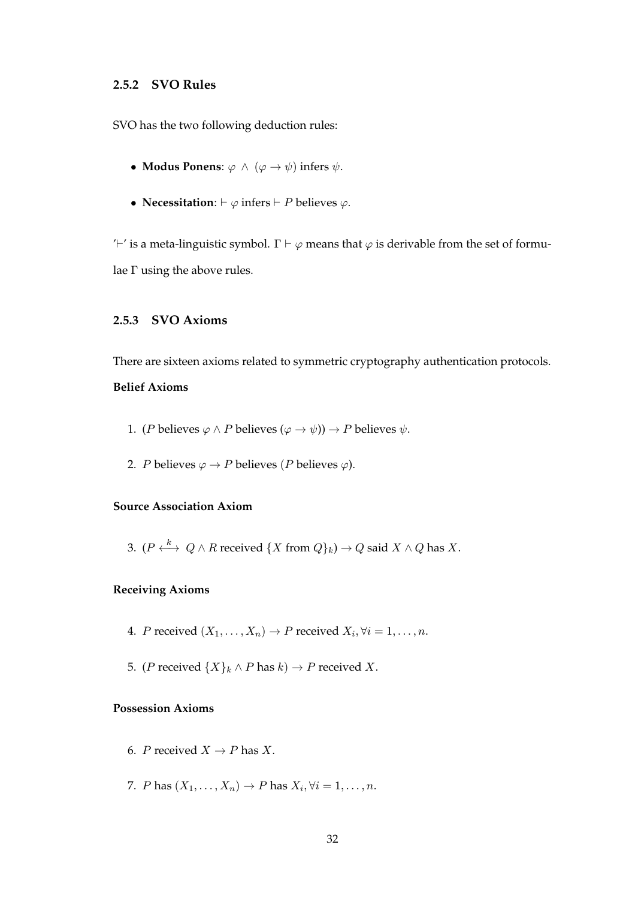### 2.5.2 SVO Rules

SVO has the two following deduction rules:

- **Modus Ponens**: $\varphi \wedge (\varphi \rightarrow \psi)$ infers $\psi$.
- **Necessitation**: $\vdash \varphi$ infers $\vdash P$ believes $\varphi$.

'$\vdash$' is a meta-linguistic symbol. $\Gamma \vdash \varphi$ means that $\varphi$ is derivable from the set of formulae $\Gamma$ using the above rules.

### 2.5.3 SVO Axioms

There are sixteen axioms related to symmetric cryptography authentication protocols.

**Belief Axioms**

1. ($P$ believes $\varphi \wedge P$ believes $(\varphi \rightarrow \psi)) \rightarrow P$ believes $\psi$.
2. $P$ believes $\varphi \rightarrow P$ believes ($P$ believes $\varphi$).

**Source Association Axiom**

3. $(P \overset{k}{\longleftrightarrow} Q \wedge R$ received $\{X \text{ from } Q\}_k) \rightarrow Q$ said $X \wedge Q$ has $X$.

**Receiving Axioms**

4. $P$ received $(X_1, \ldots, X_n) \rightarrow P$ received $X_i, \forall i = 1, \ldots, n$.
5. ($P$ received $\{X\}_k \wedge P$ has $k) \rightarrow P$ received $X$.

**Possession Axioms**

6. $P$ received $X \rightarrow P$ has $X$.
7. $P$ has $(X_1, \ldots, X_n) \rightarrow P$ has $X_i, \forall i = 1, \ldots, n$.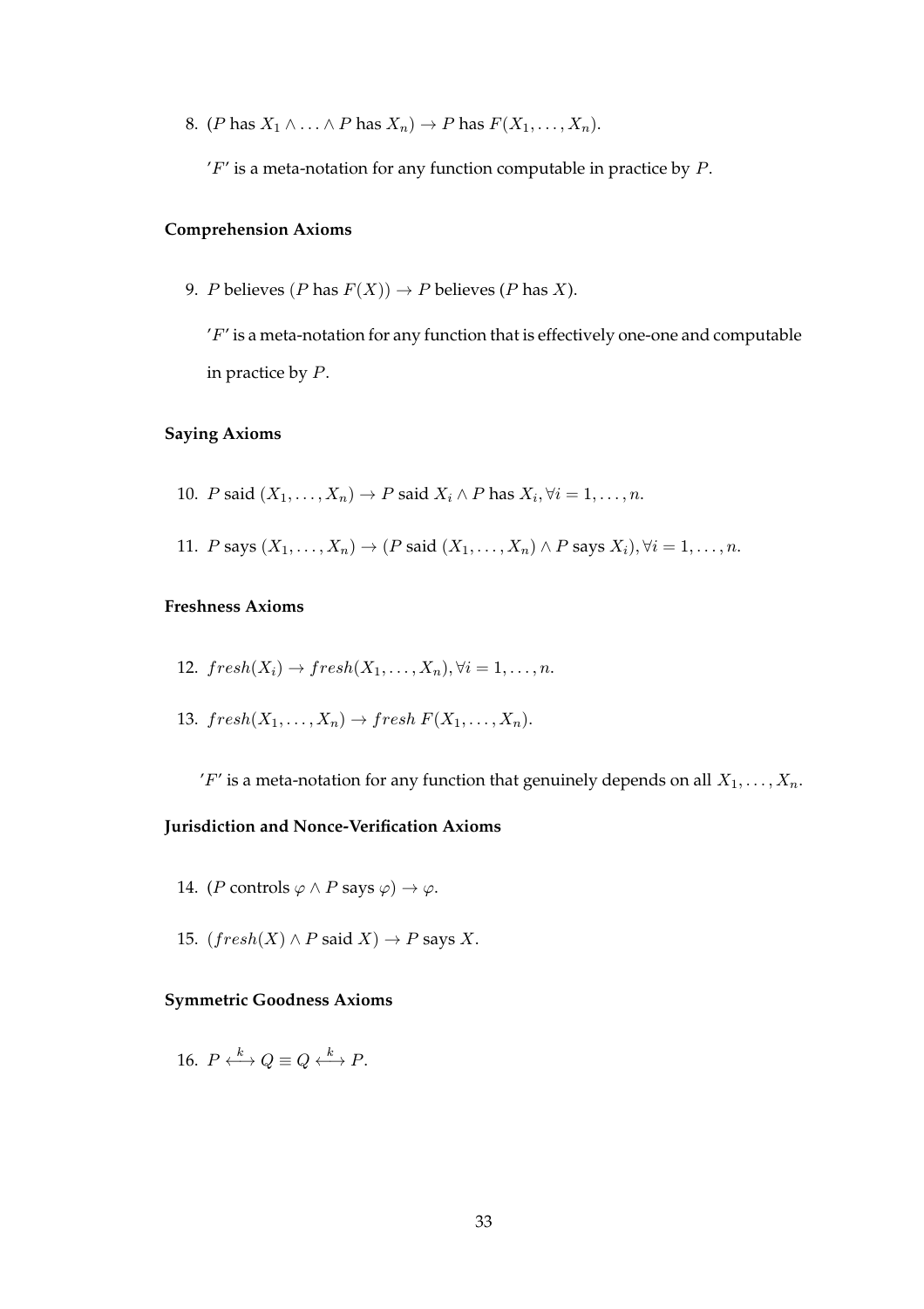8. $(P \text{ has } X_1 \wedge \ldots \wedge P \text{ has } X_n) \rightarrow P \text{ has } F(X_1, \ldots, X_n)$.

   $'F'$ is a meta-notation for any function computable in practice by $P$.

**Comprehension Axioms**

9. $P$ believes ($P$ has $F(X)$) $\rightarrow$ $P$ believes ($P$ has $X$).

   $'F'$ is a meta-notation for any function that is effectively one-one and computable in practice by $P$.

**Saying Axioms**

10. $P \text{ said } (X_1, \ldots, X_n) \rightarrow P \text{ said } X_i \wedge P \text{ has } X_i, \forall i = 1, \ldots, n$.

11. $P \text{ says } (X_1, \ldots, X_n) \rightarrow (P \text{ said } (X_1, \ldots, X_n) \wedge P \text{ says } X_i), \forall i = 1, \ldots, n$.

**Freshness Axioms**

12. $fresh(X_i) \rightarrow fresh(X_1, \ldots, X_n), \forall i = 1, \ldots, n$.

13. $fresh(X_1, \ldots, X_n) \rightarrow fresh\ F(X_1, \ldots, X_n)$.

$'F'$ is a meta-notation for any function that genuinely depends on all $X_1, \ldots, X_n$.

**Jurisdiction and Nonce-Verification Axioms**

14. $(P \text{ controls } \varphi \wedge P \text{ says } \varphi) \rightarrow \varphi$.

15. $(fresh(X) \wedge P \text{ said } X) \rightarrow P \text{ says } X$.

**Symmetric Goodness Axioms**

16. $P \overset{k}{\longleftrightarrow} Q \equiv Q \overset{k}{\longleftrightarrow} P$.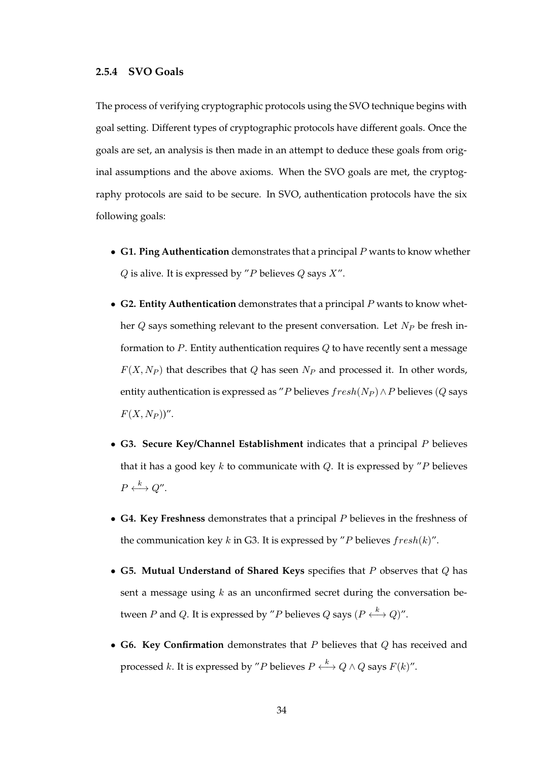### 2.5.4 SVO Goals

The process of verifying cryptographic protocols using the SVO technique begins with goal setting. Different types of cryptographic protocols have different goals. Once the goals are set, an analysis is then made in an attempt to deduce these goals from original assumptions and the above axioms. When the SVO goals are met, the cryptography protocols are said to be secure. In SVO, authentication protocols have the six following goals:

- **G1. Ping Authentication** demonstrates that a principal $P$ wants to know whether $Q$ is alive. It is expressed by "$P$ believes $Q$ says $X$".
- **G2. Entity Authentication** demonstrates that a principal $P$ wants to know whether $Q$ says something relevant to the present conversation. Let $N_P$ be fresh information to $P$. Entity authentication requires $Q$ to have recently sent a message $F(X, N_P)$ that describes that $Q$ has seen $N_P$ and processed it. In other words, entity authentication is expressed as "$P$ believes $fresh(N_P) \wedge P$ believes ($Q$ says $F(X, N_P)$)".
- **G3. Secure Key/Channel Establishment** indicates that a principal $P$ believes that it has a good key $k$ to communicate with $Q$. It is expressed by "$P$ believes $P \overset{k}{\longleftrightarrow} Q$".
- **G4. Key Freshness** demonstrates that a principal $P$ believes in the freshness of the communication key $k$ in G3. It is expressed by "$P$ believes $fresh(k)$".
- **G5. Mutual Understand of Shared Keys** specifies that $P$ observes that $Q$ has sent a message using $k$ as an unconfirmed secret during the conversation between $P$ and $Q$. It is expressed by "$P$ believes $Q$ says ($P \overset{k}{\longleftrightarrow} Q$)".
- **G6. Key Confirmation** demonstrates that $P$ believes that $Q$ has received and processed $k$. It is expressed by "$P$ believes $P \overset{k}{\longleftrightarrow} Q \wedge Q$ says $F(k)$".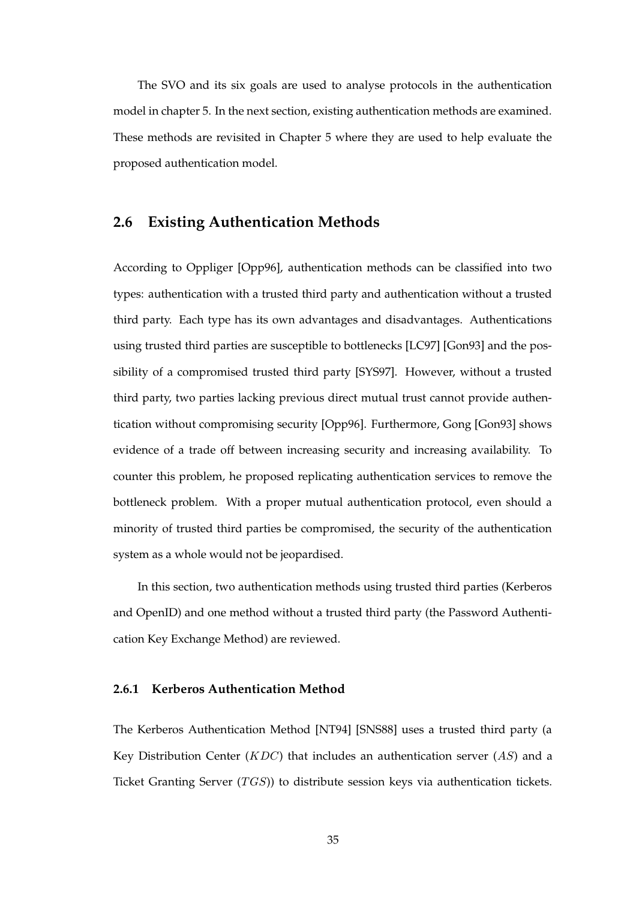The SVO and its six goals are used to analyse protocols in the authentication model in chapter 5. In the next section, existing authentication methods are examined. These methods are revisited in Chapter 5 where they are used to help evaluate the proposed authentication model.

## 2.6 Existing Authentication Methods

According to Oppliger [Opp96], authentication methods can be classified into two types: authentication with a trusted third party and authentication without a trusted third party. Each type has its own advantages and disadvantages. Authentications using trusted third parties are susceptible to bottlenecks [LC97] [Gon93] and the possibility of a compromised trusted third party [SYS97]. However, without a trusted third party, two parties lacking previous direct mutual trust cannot provide authentication without compromising security [Opp96]. Furthermore, Gong [Gon93] shows evidence of a trade off between increasing security and increasing availability. To counter this problem, he proposed replicating authentication services to remove the bottleneck problem. With a proper mutual authentication protocol, even should a minority of trusted third parties be compromised, the security of the authentication system as a whole would not be jeopardised.

In this section, two authentication methods using trusted third parties (Kerberos and OpenID) and one method without a trusted third party (the Password Authentication Key Exchange Method) are reviewed.

### 2.6.1 Kerberos Authentication Method

The Kerberos Authentication Method [NT94] [SNS88] uses a trusted third party (a Key Distribution Center ($KDC$) that includes an authentication server ($AS$) and a Ticket Granting Server ($TGS$)) to distribute session keys via authentication tickets.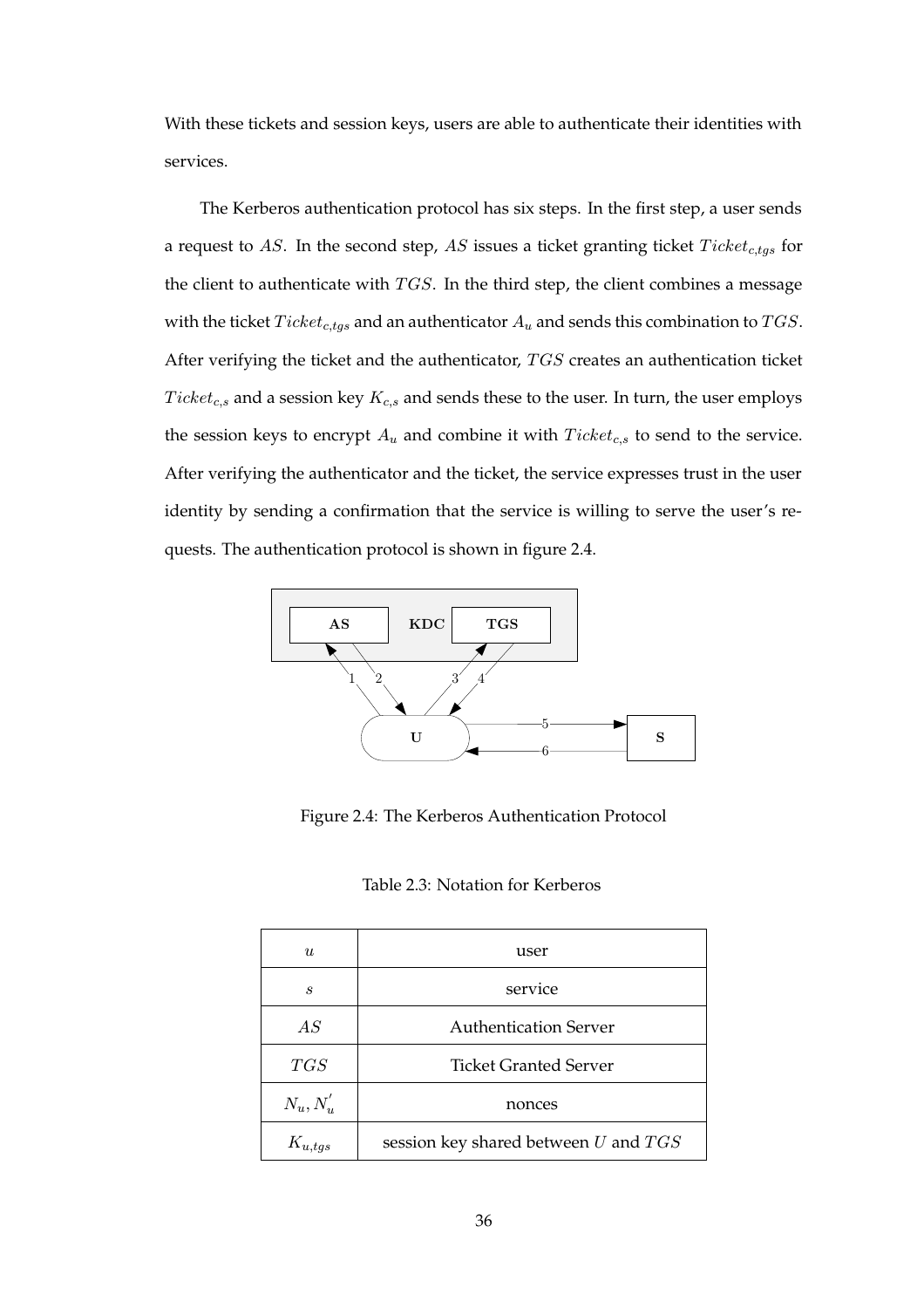With these tickets and session keys, users are able to authenticate their identities with services.

The Kerberos authentication protocol has six steps. In the first step, a user sends a request to $AS$. In the second step, $AS$ issues a ticket granting ticket $Ticket_{c,tgs}$ for the client to authenticate with $TGS$. In the third step, the client combines a message with the ticket $Ticket_{c,tgs}$ and an authenticator $A_u$ and sends this combination to $TGS$. After verifying the ticket and the authenticator, $TGS$ creates an authentication ticket $Ticket_{c,s}$ and a session key $K_{c,s}$ and sends these to the user. In turn, the user employs the session keys to encrypt $A_u$ and combine it with $Ticket_{c,s}$ to send to the service. After verifying the authenticator and the ticket, the service expresses trust in the user identity by sending a confirmation that the service is willing to serve the user's requests. The authentication protocol is shown in figure 2.4.

Figure 2.4: The Kerberos Authentication Protocol

Table 2.3: Notation for Kerberos

| | |
|---|---|
| $u$ | user |
| $s$ | service |
| $AS$ | Authentication Server |
| $TGS$ | Ticket Granted Server |
| $N_u, N_u^{'}$ | nonces |
| $K_{u,tgs}$ | session key shared between $U$ and $TGS$ |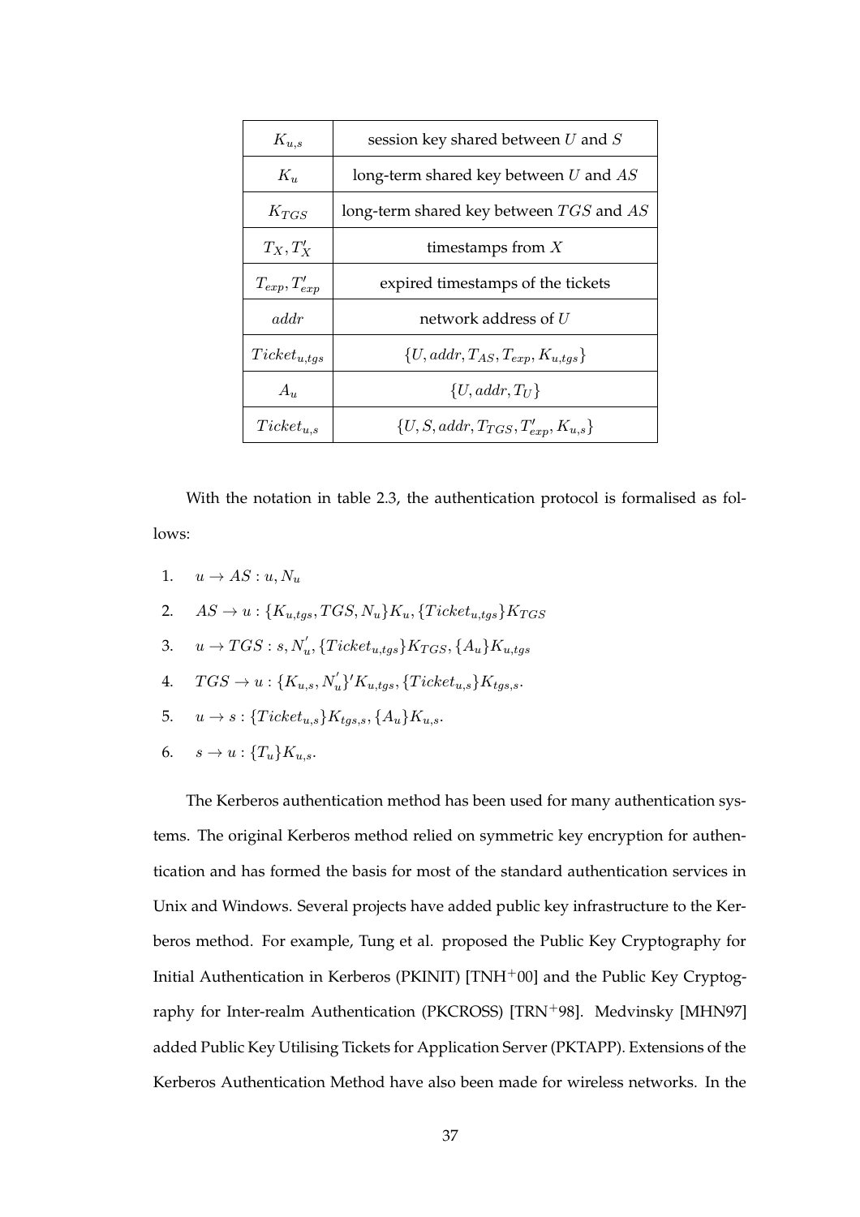| | |
|---|---|
| $K_{u,s}$ | session key shared between $U$ and $S$ |
| $K_u$ | long-term shared key between $U$ and $AS$ |
| $K_{TGS}$ | long-term shared key between $TGS$ and $AS$ |
| $T_X, T'_X$ | timestamps from $X$ |
| $T_{exp}, T'_{exp}$ | expired timestamps of the tickets |
| $addr$ | network address of $U$ |
| $Ticket_{u,tgs}$ | $\{U, addr, T_{AS}, T_{exp}, K_{u,tgs}\}$ |
| $A_u$ | $\{U, addr, T_U\}$ |
| $Ticket_{u,s}$ | $\{U, S, addr, T_{TGS}, T'_{exp}, K_{u,s}\}$ |

With the notation in table 2.3, the authentication protocol is formalised as follows:

1. $u \rightarrow AS : u, N_u$
2. $AS \rightarrow u : \{K_{u,tgs}, TGS, N_u\}K_u, \{Ticket_{u,tgs}\}K_{TGS}$
3. $u \rightarrow TGS : s, N_u^{'}, \{Ticket_{u,tgs}\}K_{TGS}, \{A_u\}K_{u,tgs}$
4. $TGS \rightarrow u : \{K_{u,s}, N_u^{'}\}'K_{u,tgs}, \{Ticket_{u,s}\}K_{tgs,s}.$
5. $u \rightarrow s : \{Ticket_{u,s}\}K_{tgs,s}, \{A_u\}K_{u,s}.$
6. $s \rightarrow u : \{T_u\}K_{u,s}.$

The Kerberos authentication method has been used for many authentication systems. The original Kerberos method relied on symmetric key encryption for authentication and has formed the basis for most of the standard authentication services in Unix and Windows. Several projects have added public key infrastructure to the Kerberos method. For example, Tung et al. proposed the Public Key Cryptography for Initial Authentication in Kerberos (PKINIT) [TNH+00] and the Public Key Cryptography for Inter-realm Authentication (PKCROSS) [TRN+98]. Medvinsky [MHN97] added Public Key Utilising Tickets for Application Server (PKTAPP). Extensions of the Kerberos Authentication Method have also been made for wireless networks. In the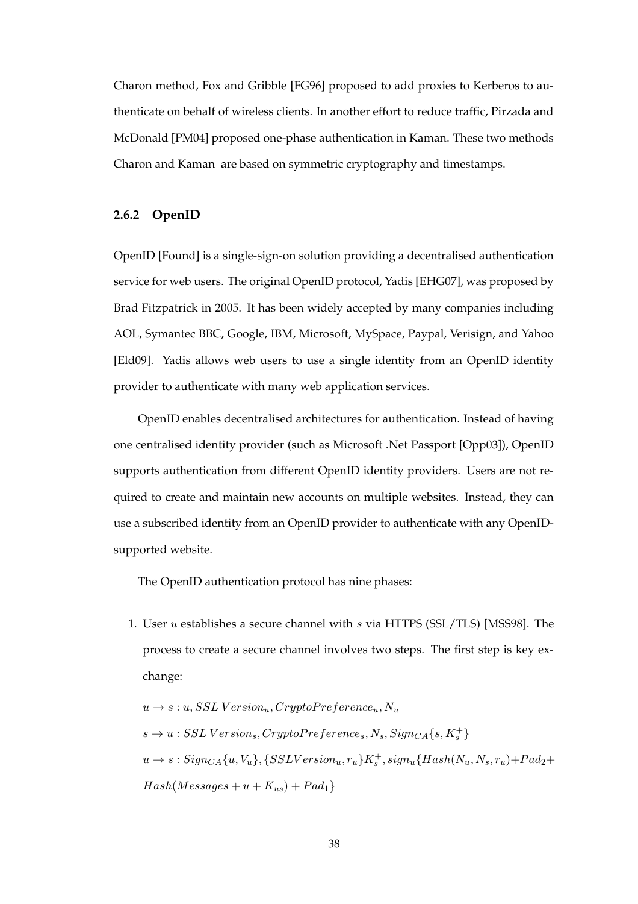Charon method, Fox and Gribble [FG96] proposed to add proxies to Kerberos to authenticate on behalf of wireless clients. In another effort to reduce traffic, Pirzada and McDonald [PM04] proposed one-phase authentication in Kaman. These two methods Charon and Kaman are based on symmetric cryptography and timestamps.

### 2.6.2 OpenID

OpenID [Found] is a single-sign-on solution providing a decentralised authentication service for web users. The original OpenID protocol, Yadis [EHG07], was proposed by Brad Fitzpatrick in 2005. It has been widely accepted by many companies including AOL, Symantec BBC, Google, IBM, Microsoft, MySpace, Paypal, Verisign, and Yahoo [Eld09]. Yadis allows web users to use a single identity from an OpenID identity provider to authenticate with many web application services.

OpenID enables decentralised architectures for authentication. Instead of having one centralised identity provider (such as Microsoft .Net Passport [Opp03]), OpenID supports authentication from different OpenID identity providers. Users are not required to create and maintain new accounts on multiple websites. Instead, they can use a subscribed identity from an OpenID provider to authenticate with any OpenID-supported website.

The OpenID authentication protocol has nine phases:

1. User $u$ establishes a secure channel with $s$ via HTTPS (SSL/TLS) [MSS98]. The process to create a secure channel involves two steps. The first step is key exchange:

   $u \rightarrow s : u, SSL\, Version_u, CryptoPreference_u, N_u$

   $s \rightarrow u : SSL\, Version_s, CryptoPreference_s, N_s, Sign_{CA}\{s, K_s^+\}$

   $u \rightarrow s : Sign_{CA}\{u, V_u\}, \{SSLVersion_u, r_u\}K_s^+, sign_u\{Hash(N_u, N_s, r_u) + Pad_2 + Hash(Messages + u + K_{us}) + Pad_1\}$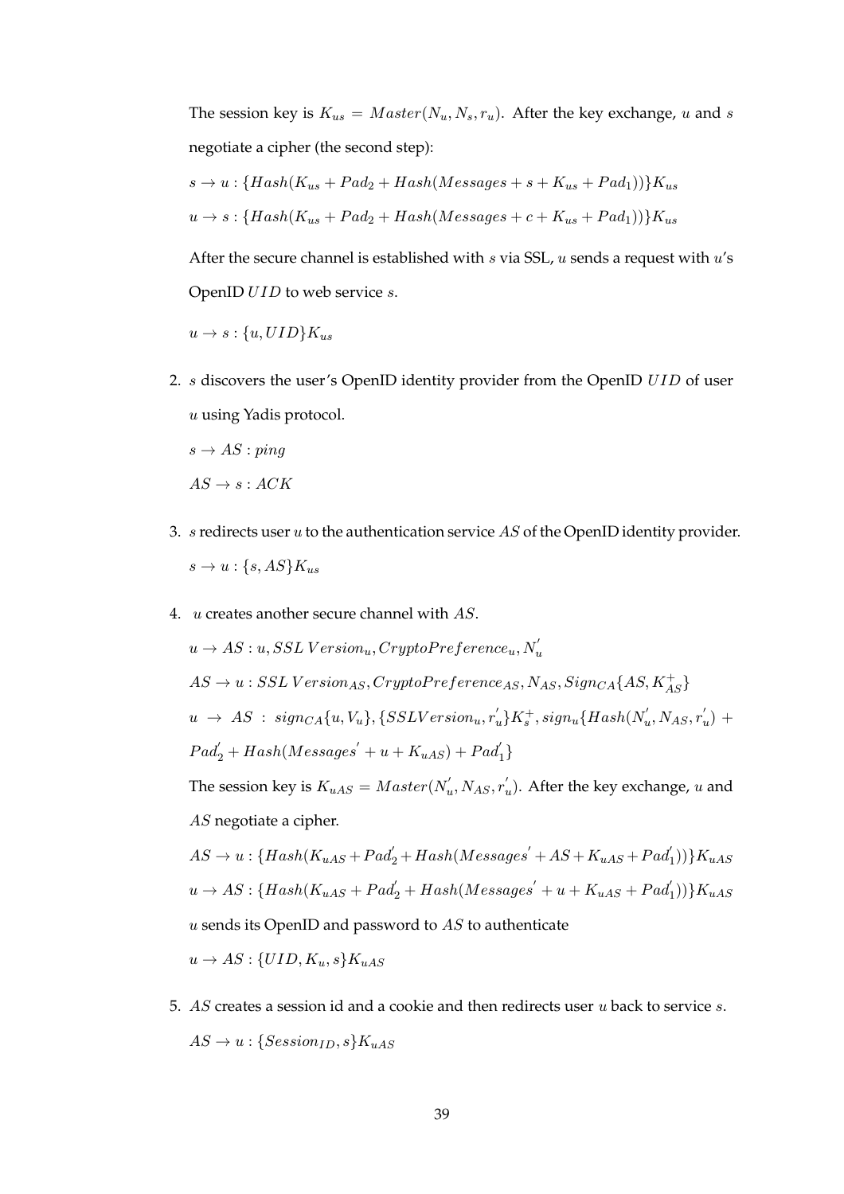The session key is $K_{us} = Master(N_u, N_s, r_u)$. After the key exchange, $u$ and $s$ negotiate a cipher (the second step):

$s \rightarrow u : \{Hash(K_{us} + Pad_2 + Hash(Messages + s + K_{us} + Pad_1))\}K_{us}$

$u \rightarrow s : \{Hash(K_{us} + Pad_2 + Hash(Messages + c + K_{us} + Pad_1))\}K_{us}$

After the secure channel is established with $s$ via SSL, $u$ sends a request with $u$'s OpenID $UID$ to web service $s$.

$u \rightarrow s : \{u, UID\}K_{us}$

2. $s$ discovers the user's OpenID identity provider from the OpenID $UID$ of user $u$ using Yadis protocol.

   $s \rightarrow AS : ping$

   $AS \rightarrow s : ACK$

3. $s$ redirects user $u$ to the authentication service $AS$ of the OpenID identity provider.

   $s \rightarrow u : \{s, AS\}K_{us}$

4. $u$ creates another secure channel with $AS$.

   $u \rightarrow AS : u, SSL\,Version_u, CryptoPreference_u, N_u^{'}$

   $AS \rightarrow u : SSL\,Version_{AS}, CryptoPreference_{AS}, N_{AS}, Sign_{CA}\{AS, K_{AS}^{+}\}$

   $u \rightarrow AS : sign_{CA}\{u, V_u\}, \{SSLVersion_u, r_u^{'}\}K_s^{+}, sign_u\{Hash(N_u^{'}, N_{AS}, r_u^{'}) + Pad_2^{'} + Hash(Messages^{'} + u + K_{uAS}) + Pad_1^{'}\}$

   The session key is $K_{uAS} = Master(N_u^{'}, N_{AS}, r_u^{'})$. After the key exchange, $u$ and $AS$ negotiate a cipher.

   $AS \rightarrow u : \{Hash(K_{uAS} + Pad_2^{'} + Hash(Messages^{'} + AS + K_{uAS} + Pad_1^{'}))\}K_{uAS}$

   $u \rightarrow AS : \{Hash(K_{uAS} + Pad_2^{'} + Hash(Messages^{'} + u + K_{uAS} + Pad_1^{'}))\}K_{uAS}$

   $u$ sends its OpenID and password to $AS$ to authenticate

   $u \rightarrow AS : \{UID, K_u, s\}K_{uAS}$

5. $AS$ creates a session id and a cookie and then redirects user $u$ back to service $s$.

   $AS \rightarrow u : \{Session_{ID}, s\}K_{uAS}$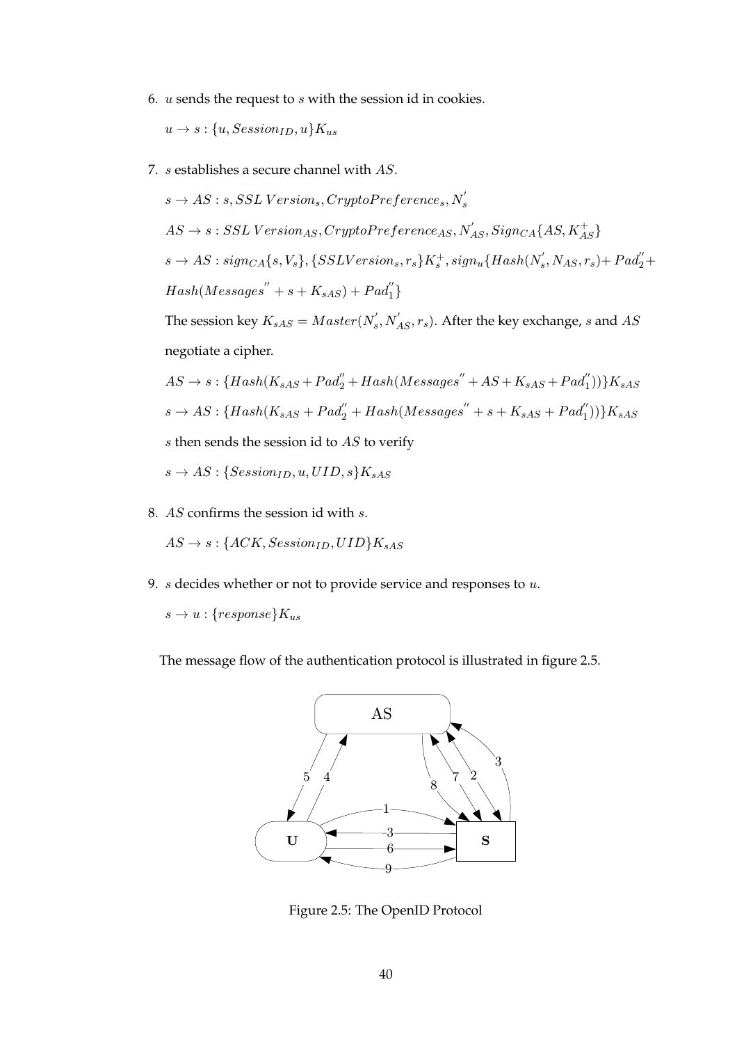6. $u$ sends the request to $s$ with the session id in cookies.

   $u \rightarrow s : \{u, Session_{ID}, u\}K_{us}$

7. $s$ establishes a secure channel with $AS$.

   $s \rightarrow AS : s, SSL\ Version_s, CryptoPreference_s, N_s^{'}$

   $AS \rightarrow s : SSL\ Version_{AS}, CryptoPreference_{AS}, N_{AS}^{'}, Sign_{CA}\{AS, K_{AS}^{+}\}$

   $s \rightarrow AS : sign_{CA}\{s, V_s\}, \{SSLVersion_s, r_s\}K_s^{+}, sign_u\{Hash(N_s^{'}, N_{AS}, r_s) + Pad_2^{''} +$
   $Hash(Messages^{''} + s + K_{sAS}) + Pad_1^{''}\}$

   The session key $K_{sAS} = Master(N_s^{'}, N_{AS}^{'}, r_s)$. After the key exchange, $s$ and $AS$ negotiate a cipher.

   $AS \rightarrow s : \{Hash(K_{sAS} + Pad_2^{''} + Hash(Messages^{''} + AS + K_{sAS} + Pad_1^{''}))\}K_{sAS}$

   $s \rightarrow AS : \{Hash(K_{sAS} + Pad_2^{''} + Hash(Messages^{''} + s + K_{sAS} + Pad_1^{''}))\}K_{sAS}$

   $s$ then sends the session id to $AS$ to verify

   $s \rightarrow AS : \{Session_{ID}, u, UID, s\}K_{sAS}$

8. $AS$ confirms the session id with $s$.

   $AS \rightarrow s : \{ACK, Session_{ID}, UID\}K_{sAS}$

9. $s$ decides whether or not to provide service and responses to $u$.

   $s \rightarrow u : \{response\}K_{us}$

The message flow of the authentication protocol is illustrated in figure 2.5.

AS

U

S

1

2

3

3

4

5

6

7

8

9

Figure 2.5: The OpenID Protocol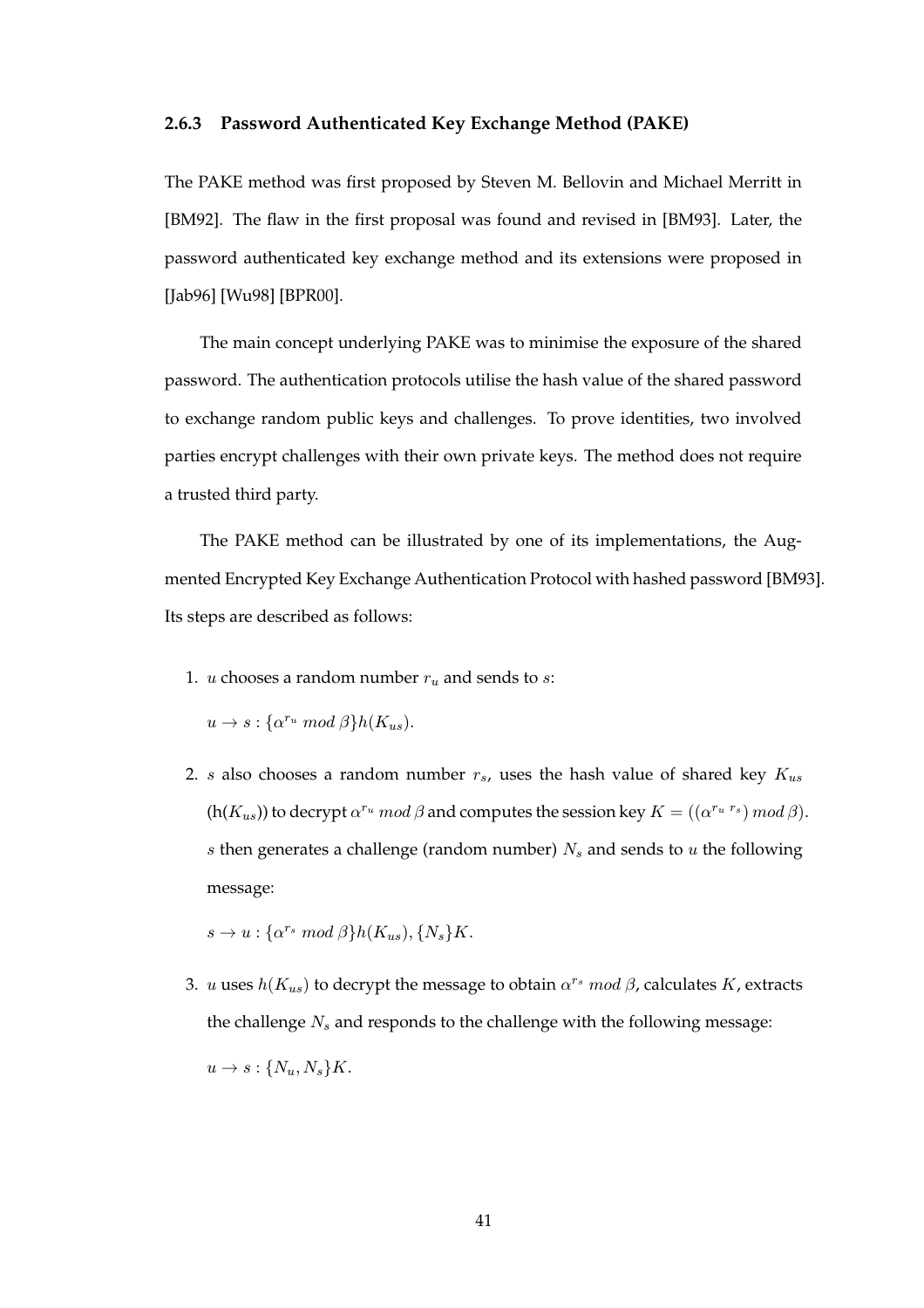### 2.6.3 Password Authenticated Key Exchange Method (PAKE)

The PAKE method was first proposed by Steven M. Bellovin and Michael Merritt in [BM92]. The flaw in the first proposal was found and revised in [BM93]. Later, the password authenticated key exchange method and its extensions were proposed in [Jab96] [Wu98] [BPR00].

The main concept underlying PAKE was to minimise the exposure of the shared password. The authentication protocols utilise the hash value of the shared password to exchange random public keys and challenges. To prove identities, two involved parties encrypt challenges with their own private keys. The method does not require a trusted third party.

The PAKE method can be illustrated by one of its implementations, the Augmented Encrypted Key Exchange Authentication Protocol with hashed password [BM93]. Its steps are described as follows:

1. $u$ chooses a random number $r_u$ and sends to $s$:

   $u \rightarrow s : \{\alpha^{r_u} \; mod \; \beta\}h(K_{us})$.

2. $s$ also chooses a random number $r_s$, uses the hash value of shared key $K_{us}$ (h($K_{us}$)) to decrypt $\alpha^{r_u} \; mod \; \beta$ and computes the session key $K = ((\alpha^{r_u \; r_s}) \; mod \; \beta)$. $s$ then generates a challenge (random number) $N_s$ and sends to $u$ the following message:

   $s \rightarrow u : \{\alpha^{r_s} \; mod \; \beta\}h(K_{us}), \{N_s\}K$.

3. $u$ uses $h(K_{us})$ to decrypt the message to obtain $\alpha^{r_s} \; mod \; \beta$, calculates $K$, extracts the challenge $N_s$ and responds to the challenge with the following message:

   $u \rightarrow s : \{N_u, N_s\}K$.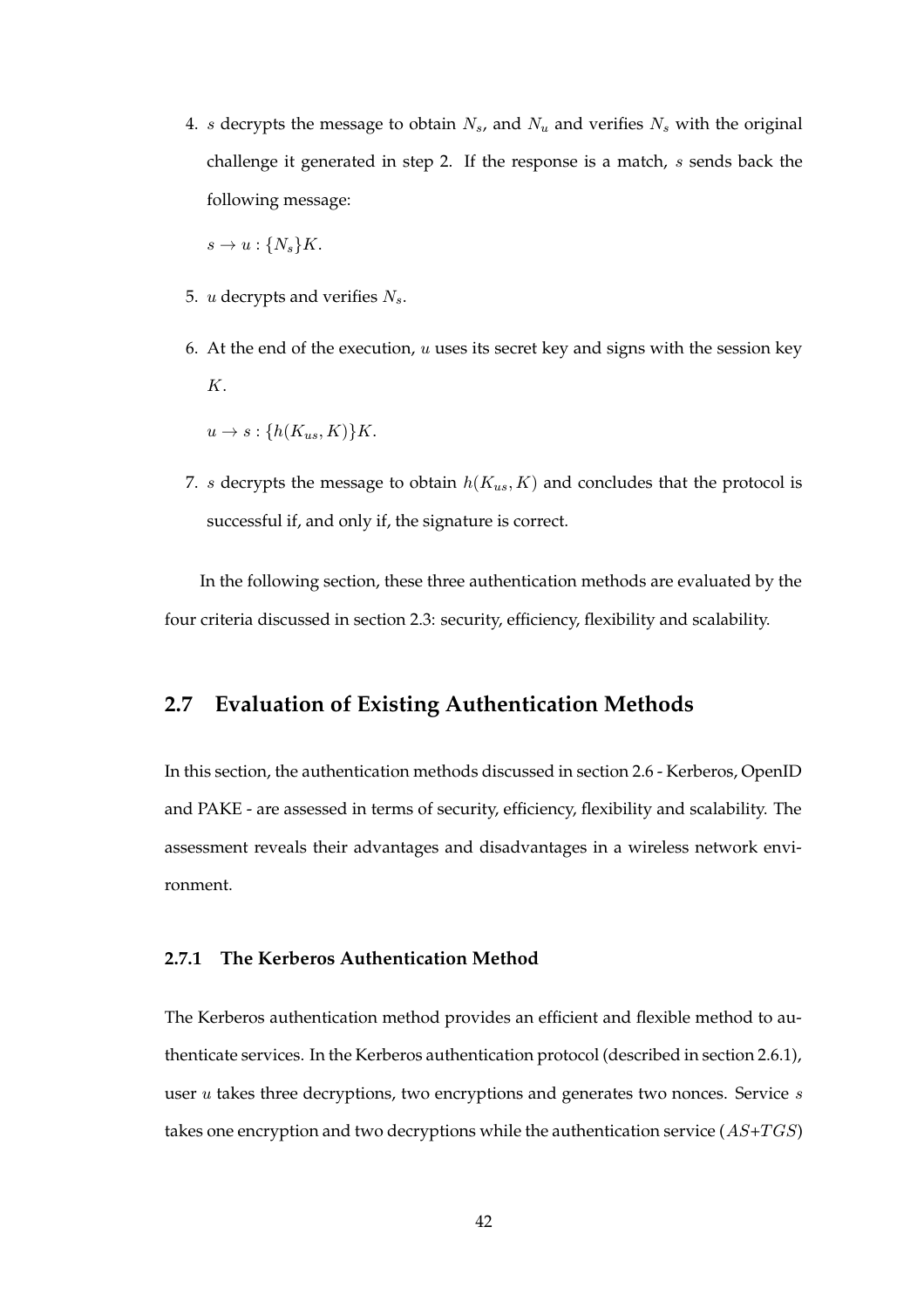4. $s$ decrypts the message to obtain $N_s$, and $N_u$ and verifies $N_s$ with the original challenge it generated in step 2. If the response is a match, $s$ sends back the following message:

   $s \rightarrow u : \{N_s\}K.$

5. $u$ decrypts and verifies $N_s$.

6. At the end of the execution, $u$ uses its secret key and signs with the session key $K$.

   $u \rightarrow s : \{h(K_{us}, K)\}K.$

7. $s$ decrypts the message to obtain $h(K_{us}, K)$ and concludes that the protocol is successful if, and only if, the signature is correct.

In the following section, these three authentication methods are evaluated by the four criteria discussed in section 2.3: security, efficiency, flexibility and scalability.

## 2.7 Evaluation of Existing Authentication Methods

In this section, the authentication methods discussed in section 2.6 - Kerberos, OpenID and PAKE - are assessed in terms of security, efficiency, flexibility and scalability. The assessment reveals their advantages and disadvantages in a wireless network environment.

### 2.7.1 The Kerberos Authentication Method

The Kerberos authentication method provides an efficient and flexible method to authenticate services. In the Kerberos authentication protocol (described in section 2.6.1), user $u$ takes three decryptions, two encryptions and generates two nonces. Service $s$ takes one encryption and two decryptions while the authentication service ($AS$+$TGS$)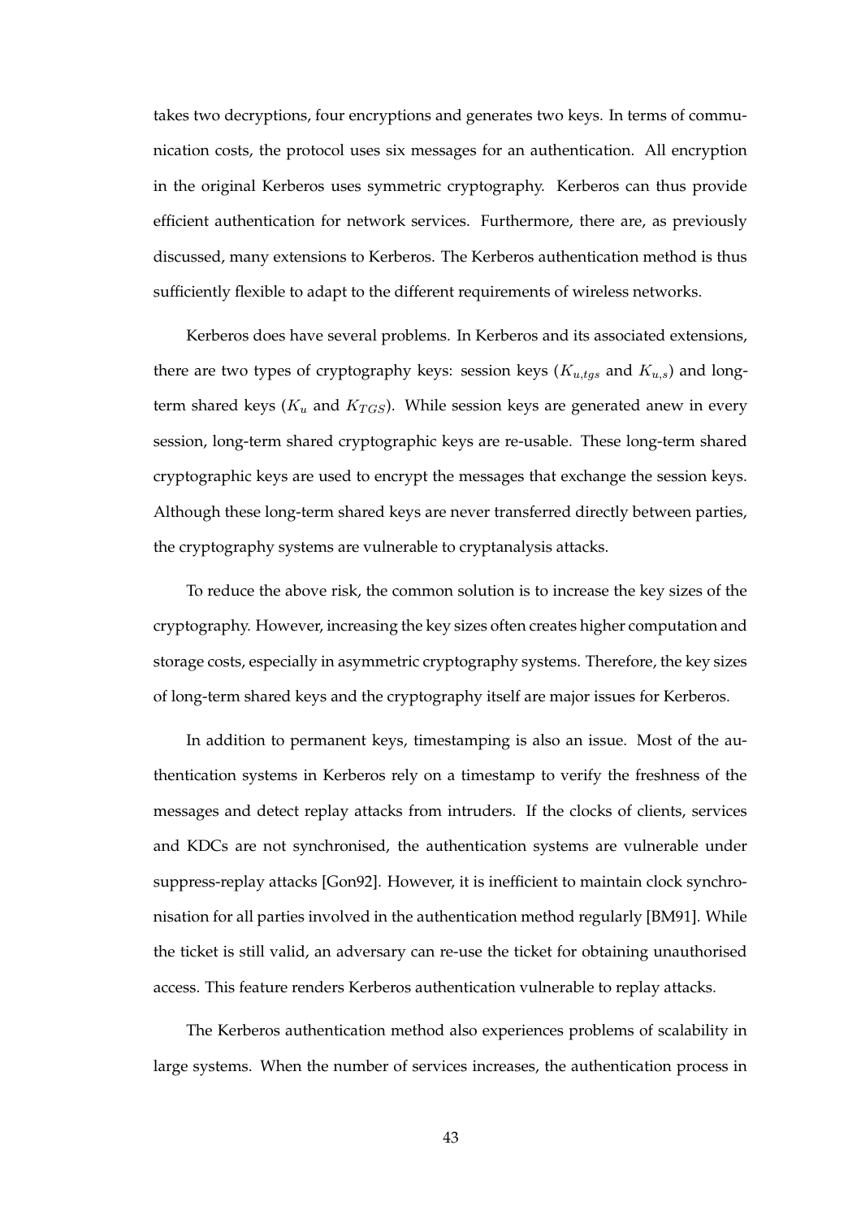takes two decryptions, four encryptions and generates two keys. In terms of communication costs, the protocol uses six messages for an authentication. All encryption in the original Kerberos uses symmetric cryptography. Kerberos can thus provide efficient authentication for network services. Furthermore, there are, as previously discussed, many extensions to Kerberos. The Kerberos authentication method is thus sufficiently flexible to adapt to the different requirements of wireless networks.

Kerberos does have several problems. In Kerberos and its associated extensions, there are two types of cryptography keys: session keys ($K_{u,tgs}$ and $K_{u,s}$) and long-term shared keys ($K_u$ and $K_{TGS}$). While session keys are generated anew in every session, long-term shared cryptographic keys are re-usable. These long-term shared cryptographic keys are used to encrypt the messages that exchange the session keys. Although these long-term shared keys are never transferred directly between parties, the cryptography systems are vulnerable to cryptanalysis attacks.

To reduce the above risk, the common solution is to increase the key sizes of the cryptography. However, increasing the key sizes often creates higher computation and storage costs, especially in asymmetric cryptography systems. Therefore, the key sizes of long-term shared keys and the cryptography itself are major issues for Kerberos.

In addition to permanent keys, timestamping is also an issue. Most of the authentication systems in Kerberos rely on a timestamp to verify the freshness of the messages and detect replay attacks from intruders. If the clocks of clients, services and KDCs are not synchronised, the authentication systems are vulnerable under suppress-replay attacks [Gon92]. However, it is inefficient to maintain clock synchronisation for all parties involved in the authentication method regularly [BM91]. While the ticket is still valid, an adversary can re-use the ticket for obtaining unauthorised access. This feature renders Kerberos authentication vulnerable to replay attacks.

The Kerberos authentication method also experiences problems of scalability in large systems. When the number of services increases, the authentication process in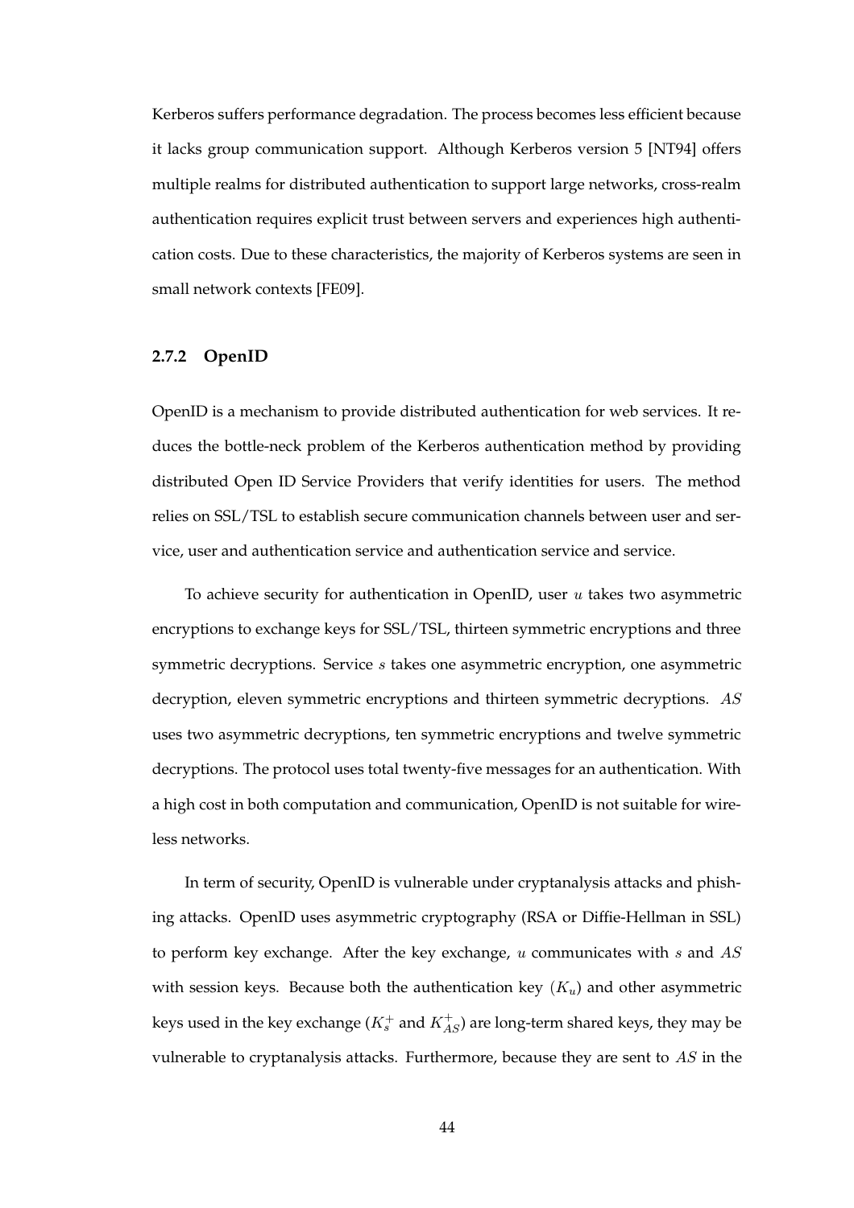Kerberos suffers performance degradation. The process becomes less efficient because it lacks group communication support. Although Kerberos version 5 [NT94] offers multiple realms for distributed authentication to support large networks, cross-realm authentication requires explicit trust between servers and experiences high authentication costs. Due to these characteristics, the majority of Kerberos systems are seen in small network contexts [FE09].

### 2.7.2 OpenID

OpenID is a mechanism to provide distributed authentication for web services. It reduces the bottle-neck problem of the Kerberos authentication method by providing distributed Open ID Service Providers that verify identities for users. The method relies on SSL/TSL to establish secure communication channels between user and service, user and authentication service and authentication service and service.

To achieve security for authentication in OpenID, user $u$ takes two asymmetric encryptions to exchange keys for SSL/TSL, thirteen symmetric encryptions and three symmetric decryptions. Service $s$ takes one asymmetric encryption, one asymmetric decryption, eleven symmetric encryptions and thirteen symmetric decryptions. $AS$ uses two asymmetric decryptions, ten symmetric encryptions and twelve symmetric decryptions. The protocol uses total twenty-five messages for an authentication. With a high cost in both computation and communication, OpenID is not suitable for wireless networks.

In term of security, OpenID is vulnerable under cryptanalysis attacks and phishing attacks. OpenID uses asymmetric cryptography (RSA or Diffie-Hellman in SSL) to perform key exchange. After the key exchange, $u$ communicates with $s$ and $AS$ with session keys. Because both the authentication key ($K_u$) and other asymmetric keys used in the key exchange ($K_s^+$ and $K_{AS}^+$) are long-term shared keys, they may be vulnerable to cryptanalysis attacks. Furthermore, because they are sent to $AS$ in the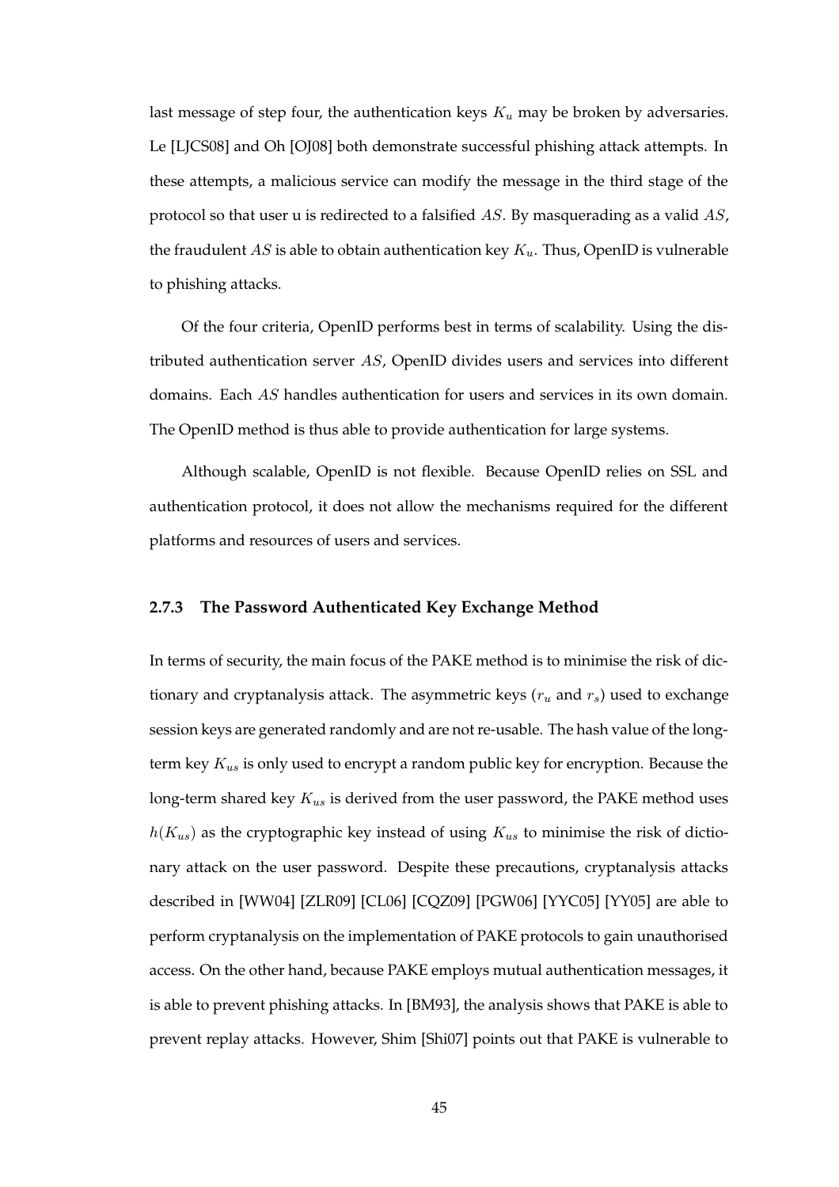last message of step four, the authentication keys $K_u$ may be broken by adversaries. Le [LJCS08] and Oh [OJ08] both demonstrate successful phishing attack attempts. In these attempts, a malicious service can modify the message in the third stage of the protocol so that user u is redirected to a falsified $AS$. By masquerading as a valid $AS$, the fraudulent $AS$ is able to obtain authentication key $K_u$. Thus, OpenID is vulnerable to phishing attacks.

Of the four criteria, OpenID performs best in terms of scalability. Using the distributed authentication server $AS$, OpenID divides users and services into different domains. Each $AS$ handles authentication for users and services in its own domain. The OpenID method is thus able to provide authentication for large systems.

Although scalable, OpenID is not flexible. Because OpenID relies on SSL and authentication protocol, it does not allow the mechanisms required for the different platforms and resources of users and services.

### 2.7.3 The Password Authenticated Key Exchange Method

In terms of security, the main focus of the PAKE method is to minimise the risk of dictionary and cryptanalysis attack. The asymmetric keys ($r_u$ and $r_s$) used to exchange session keys are generated randomly and are not re-usable. The hash value of the long-term key $K_{us}$ is only used to encrypt a random public key for encryption. Because the long-term shared key $K_{us}$ is derived from the user password, the PAKE method uses $h(K_{us})$ as the cryptographic key instead of using $K_{us}$ to minimise the risk of dictionary attack on the user password. Despite these precautions, cryptanalysis attacks described in [WW04] [ZLR09] [CL06] [CQZ09] [PGW06] [YYC05] [YY05] are able to perform cryptanalysis on the implementation of PAKE protocols to gain unauthorised access. On the other hand, because PAKE employs mutual authentication messages, it is able to prevent phishing attacks. In [BM93], the analysis shows that PAKE is able to prevent replay attacks. However, Shim [Shi07] points out that PAKE is vulnerable to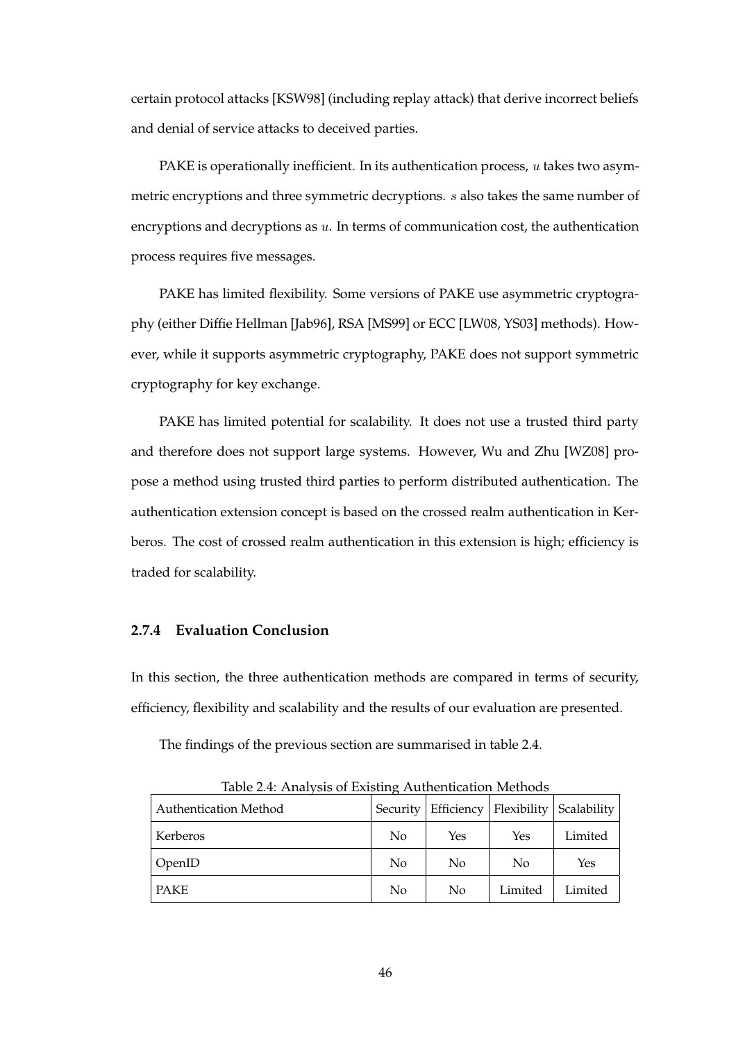certain protocol attacks [KSW98] (including replay attack) that derive incorrect beliefs and denial of service attacks to deceived parties.

PAKE is operationally inefficient. In its authentication process, $u$ takes two asymmetric encryptions and three symmetric decryptions. $s$ also takes the same number of encryptions and decryptions as $u$. In terms of communication cost, the authentication process requires five messages.

PAKE has limited flexibility. Some versions of PAKE use asymmetric cryptography (either Diffie Hellman [Jab96], RSA [MS99] or ECC [LW08, YS03] methods). However, while it supports asymmetric cryptography, PAKE does not support symmetric cryptography for key exchange.

PAKE has limited potential for scalability. It does not use a trusted third party and therefore does not support large systems. However, Wu and Zhu [WZ08] propose a method using trusted third parties to perform distributed authentication. The authentication extension concept is based on the crossed realm authentication in Kerberos. The cost of crossed realm authentication in this extension is high; efficiency is traded for scalability.

### 2.7.4 Evaluation Conclusion

In this section, the three authentication methods are compared in terms of security, efficiency, flexibility and scalability and the results of our evaluation are presented.

The findings of the previous section are summarised in table 2.4.

Table 2.4: Analysis of Existing Authentication Methods

| Authentication Method | Security | Efficiency | Flexibility | Scalability |
|---|---|---|---|---|
| Kerberos | No | Yes | Yes | Limited |
| OpenID | No | No | No | Yes |
| PAKE | No | No | Limited | Limited |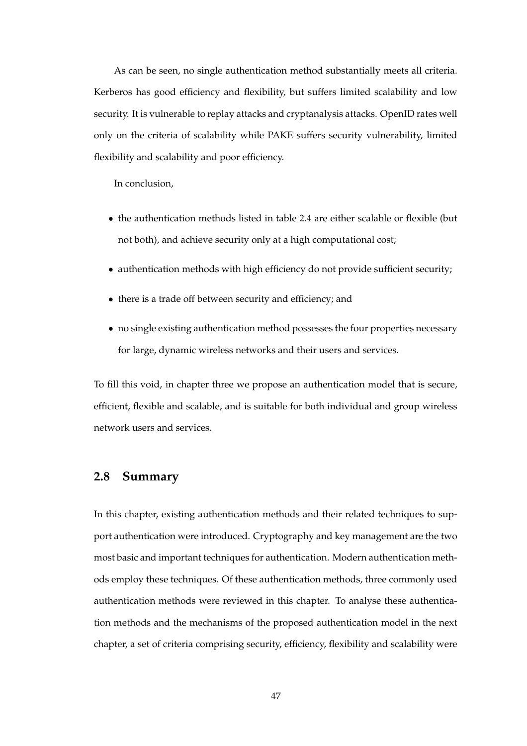As can be seen, no single authentication method substantially meets all criteria. Kerberos has good efficiency and flexibility, but suffers limited scalability and low security. It is vulnerable to replay attacks and cryptanalysis attacks. OpenID rates well only on the criteria of scalability while PAKE suffers security vulnerability, limited flexibility and scalability and poor efficiency.

In conclusion,

- the authentication methods listed in table 2.4 are either scalable or flexible (but not both), and achieve security only at a high computational cost;
- authentication methods with high efficiency do not provide sufficient security;
- there is a trade off between security and efficiency; and
- no single existing authentication method possesses the four properties necessary for large, dynamic wireless networks and their users and services.

To fill this void, in chapter three we propose an authentication model that is secure, efficient, flexible and scalable, and is suitable for both individual and group wireless network users and services.

## 2.8 Summary

In this chapter, existing authentication methods and their related techniques to support authentication were introduced. Cryptography and key management are the two most basic and important techniques for authentication. Modern authentication methods employ these techniques. Of these authentication methods, three commonly used authentication methods were reviewed in this chapter. To analyse these authentication methods and the mechanisms of the proposed authentication model in the next chapter, a set of criteria comprising security, efficiency, flexibility and scalability were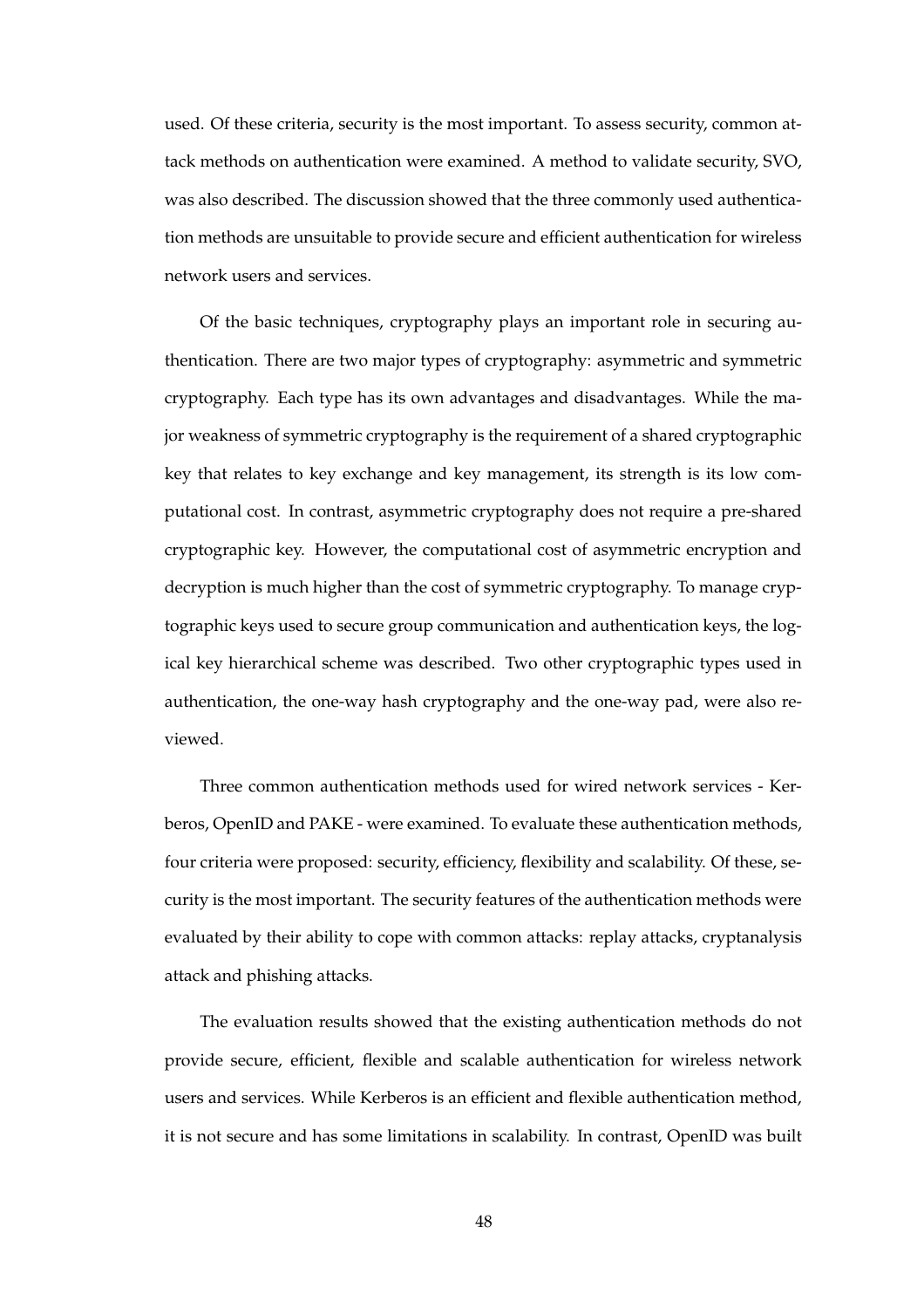used. Of these criteria, security is the most important. To assess security, common attack methods on authentication were examined. A method to validate security, SVO, was also described. The discussion showed that the three commonly used authentication methods are unsuitable to provide secure and efficient authentication for wireless network users and services.

Of the basic techniques, cryptography plays an important role in securing authentication. There are two major types of cryptography: asymmetric and symmetric cryptography. Each type has its own advantages and disadvantages. While the major weakness of symmetric cryptography is the requirement of a shared cryptographic key that relates to key exchange and key management, its strength is its low computational cost. In contrast, asymmetric cryptography does not require a pre-shared cryptographic key. However, the computational cost of asymmetric encryption and decryption is much higher than the cost of symmetric cryptography. To manage cryptographic keys used to secure group communication and authentication keys, the logical key hierarchical scheme was described. Two other cryptographic types used in authentication, the one-way hash cryptography and the one-way pad, were also reviewed.

Three common authentication methods used for wired network services - Kerberos, OpenID and PAKE - were examined. To evaluate these authentication methods, four criteria were proposed: security, efficiency, flexibility and scalability. Of these, security is the most important. The security features of the authentication methods were evaluated by their ability to cope with common attacks: replay attacks, cryptanalysis attack and phishing attacks.

The evaluation results showed that the existing authentication methods do not provide secure, efficient, flexible and scalable authentication for wireless network users and services. While Kerberos is an efficient and flexible authentication method, it is not secure and has some limitations in scalability. In contrast, OpenID was built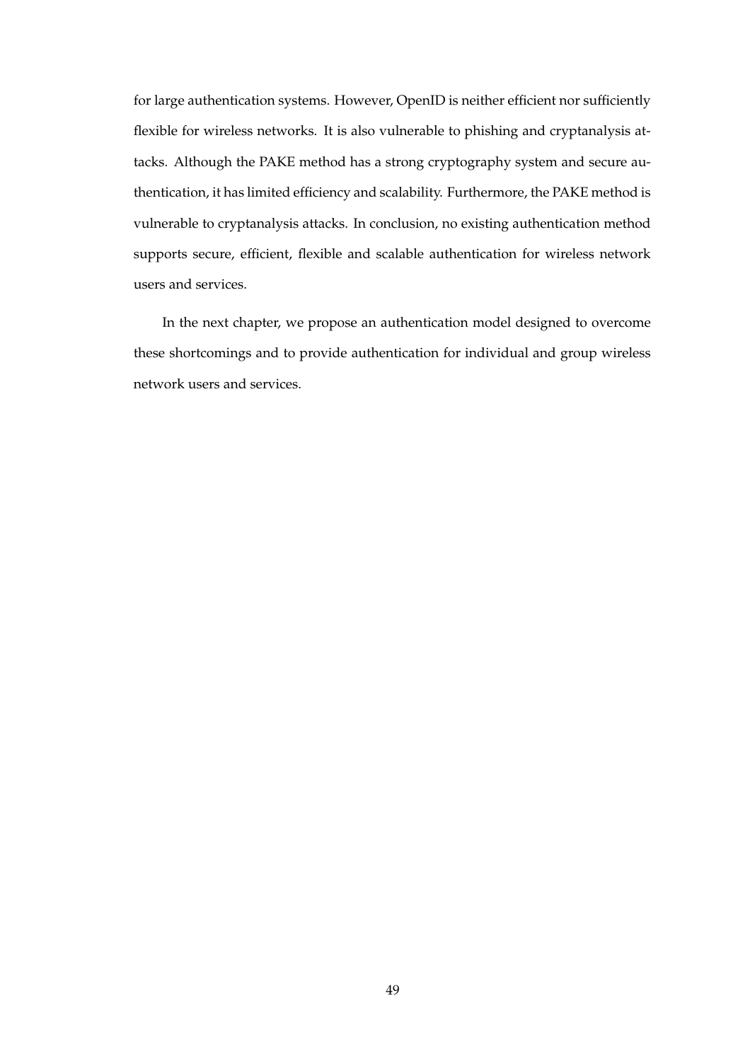for large authentication systems. However, OpenID is neither efficient nor sufficiently flexible for wireless networks. It is also vulnerable to phishing and cryptanalysis attacks. Although the PAKE method has a strong cryptography system and secure authentication, it has limited efficiency and scalability. Furthermore, the PAKE method is vulnerable to cryptanalysis attacks. In conclusion, no existing authentication method supports secure, efficient, flexible and scalable authentication for wireless network users and services.

In the next chapter, we propose an authentication model designed to overcome these shortcomings and to provide authentication for individual and group wireless network users and services.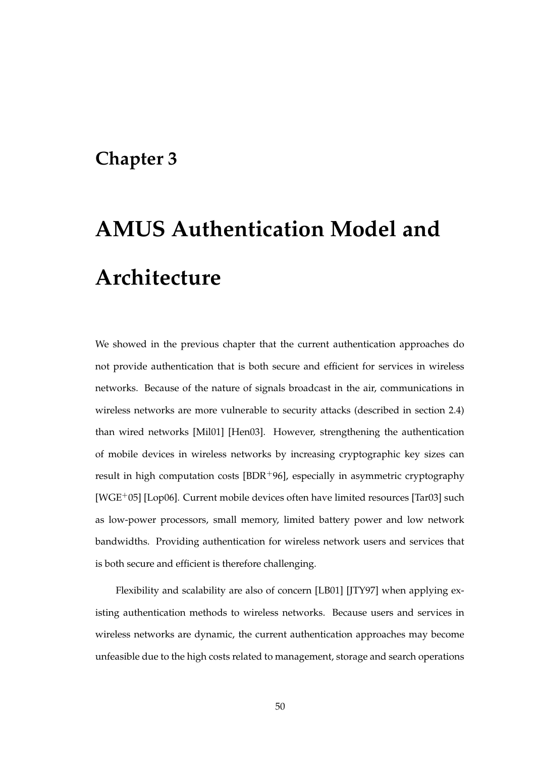# Chapter 3

# AMUS Authentication Model and Architecture

We showed in the previous chapter that the current authentication approaches do not provide authentication that is both secure and efficient for services in wireless networks. Because of the nature of signals broadcast in the air, communications in wireless networks are more vulnerable to security attacks (described in section 2.4) than wired networks [Mil01] [Hen03]. However, strengthening the authentication of mobile devices in wireless networks by increasing cryptographic key sizes can result in high computation costs [BDR+96], especially in asymmetric cryptography [WGE+05] [Lop06]. Current mobile devices often have limited resources [Tar03] such as low-power processors, small memory, limited battery power and low network bandwidths. Providing authentication for wireless network users and services that is both secure and efficient is therefore challenging.

Flexibility and scalability are also of concern [LB01] [JTY97] when applying existing authentication methods to wireless networks. Because users and services in wireless networks are dynamic, the current authentication approaches may become unfeasible due to the high costs related to management, storage and search operations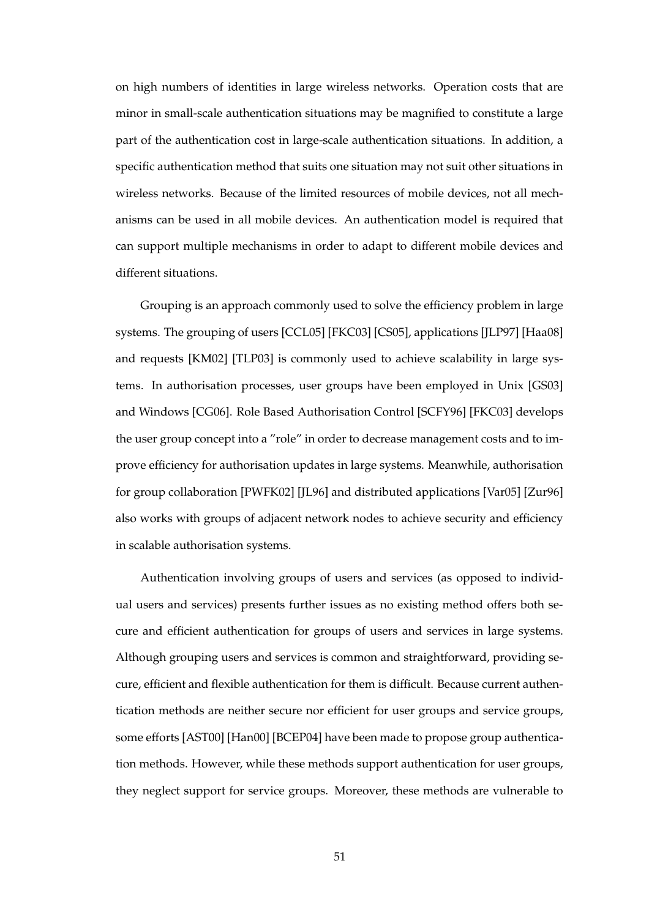on high numbers of identities in large wireless networks. Operation costs that are minor in small-scale authentication situations may be magnified to constitute a large part of the authentication cost in large-scale authentication situations. In addition, a specific authentication method that suits one situation may not suit other situations in wireless networks. Because of the limited resources of mobile devices, not all mechanisms can be used in all mobile devices. An authentication model is required that can support multiple mechanisms in order to adapt to different mobile devices and different situations.

Grouping is an approach commonly used to solve the efficiency problem in large systems. The grouping of users [CCL05] [FKC03] [CS05], applications [JLP97] [Haa08] and requests [KM02] [TLP03] is commonly used to achieve scalability in large systems. In authorisation processes, user groups have been employed in Unix [GS03] and Windows [CG06]. Role Based Authorisation Control [SCFY96] [FKC03] develops the user group concept into a "role" in order to decrease management costs and to improve efficiency for authorisation updates in large systems. Meanwhile, authorisation for group collaboration [PWFK02] [JL96] and distributed applications [Var05] [Zur96] also works with groups of adjacent network nodes to achieve security and efficiency in scalable authorisation systems.

Authentication involving groups of users and services (as opposed to individual users and services) presents further issues as no existing method offers both secure and efficient authentication for groups of users and services in large systems. Although grouping users and services is common and straightforward, providing secure, efficient and flexible authentication for them is difficult. Because current authentication methods are neither secure nor efficient for user groups and service groups, some efforts [AST00] [Han00] [BCEP04] have been made to propose group authentication methods. However, while these methods support authentication for user groups, they neglect support for service groups. Moreover, these methods are vulnerable to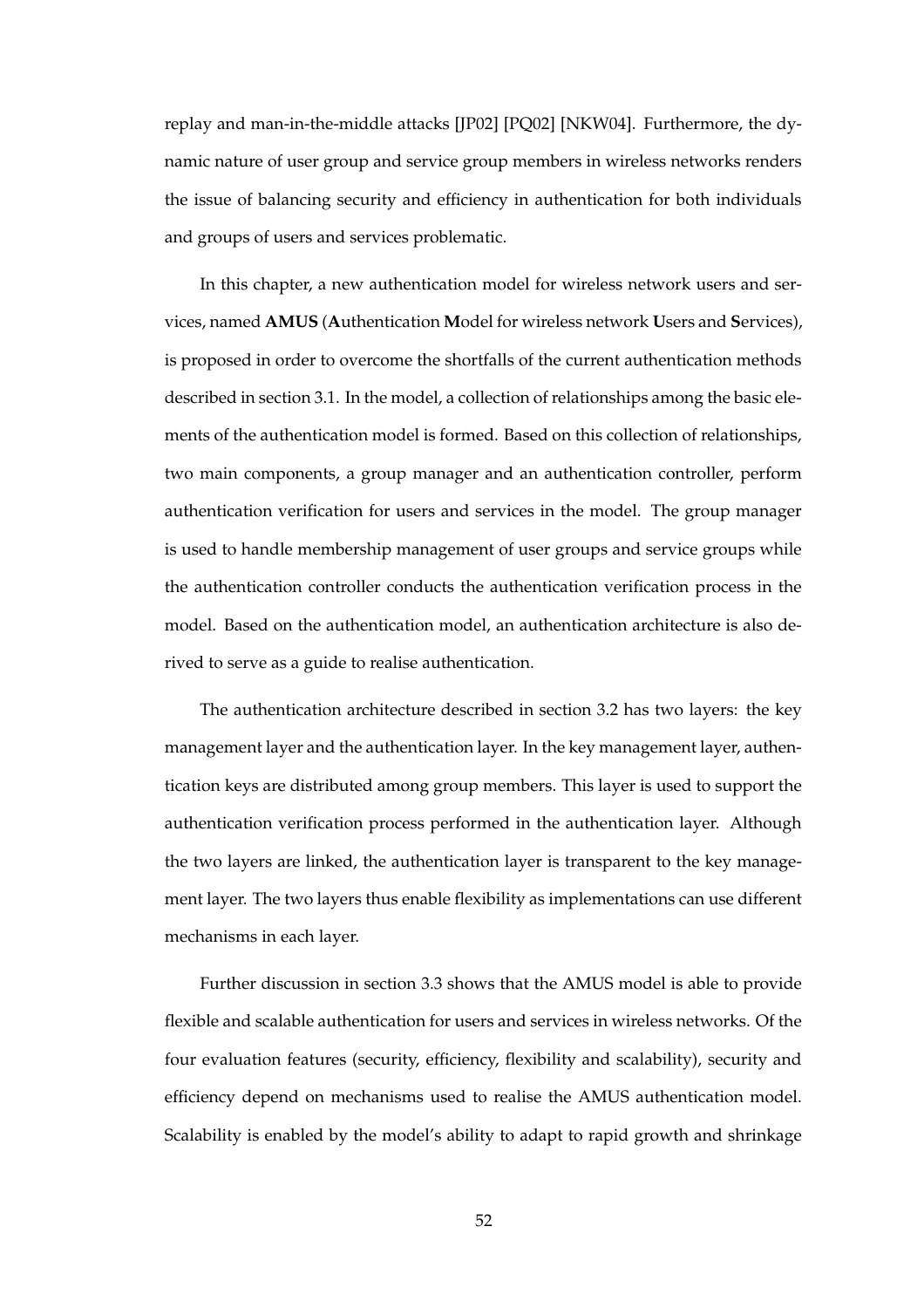replay and man-in-the-middle attacks [JP02] [PQ02] [NKW04]. Furthermore, the dynamic nature of user group and service group members in wireless networks renders the issue of balancing security and efficiency in authentication for both individuals and groups of users and services problematic.

In this chapter, a new authentication model for wireless network users and services, named **AMUS** (**A**uthentication **M**odel for wireless network **U**sers and **S**ervices), is proposed in order to overcome the shortfalls of the current authentication methods described in section 3.1. In the model, a collection of relationships among the basic elements of the authentication model is formed. Based on this collection of relationships, two main components, a group manager and an authentication controller, perform authentication verification for users and services in the model. The group manager is used to handle membership management of user groups and service groups while the authentication controller conducts the authentication verification process in the model. Based on the authentication model, an authentication architecture is also derived to serve as a guide to realise authentication.

The authentication architecture described in section 3.2 has two layers: the key management layer and the authentication layer. In the key management layer, authentication keys are distributed among group members. This layer is used to support the authentication verification process performed in the authentication layer. Although the two layers are linked, the authentication layer is transparent to the key management layer. The two layers thus enable flexibility as implementations can use different mechanisms in each layer.

Further discussion in section 3.3 shows that the AMUS model is able to provide flexible and scalable authentication for users and services in wireless networks. Of the four evaluation features (security, efficiency, flexibility and scalability), security and efficiency depend on mechanisms used to realise the AMUS authentication model. Scalability is enabled by the model's ability to adapt to rapid growth and shrinkage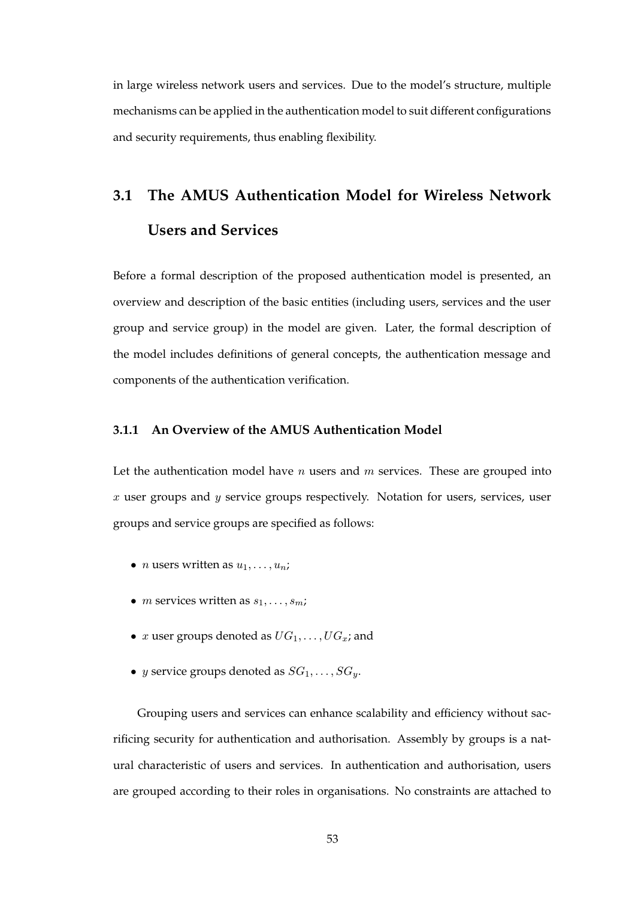in large wireless network users and services. Due to the model's structure, multiple mechanisms can be applied in the authentication model to suit different configurations and security requirements, thus enabling flexibility.

## 3.1 The AMUS Authentication Model for Wireless Network Users and Services

Before a formal description of the proposed authentication model is presented, an overview and description of the basic entities (including users, services and the user group and service group) in the model are given. Later, the formal description of the model includes definitions of general concepts, the authentication message and components of the authentication verification.

### 3.1.1 An Overview of the AMUS Authentication Model

Let the authentication model have $n$ users and $m$ services. These are grouped into $x$ user groups and $y$ service groups respectively. Notation for users, services, user groups and service groups are specified as follows:

- $n$ users written as $u_1, \ldots, u_n$;
- $m$ services written as $s_1, \ldots, s_m$;
- $x$ user groups denoted as $UG_1, \ldots, UG_x$; and
- $y$ service groups denoted as $SG_1, \ldots, SG_y$.

Grouping users and services can enhance scalability and efficiency without sacrificing security for authentication and authorisation. Assembly by groups is a natural characteristic of users and services. In authentication and authorisation, users are grouped according to their roles in organisations. No constraints are attached to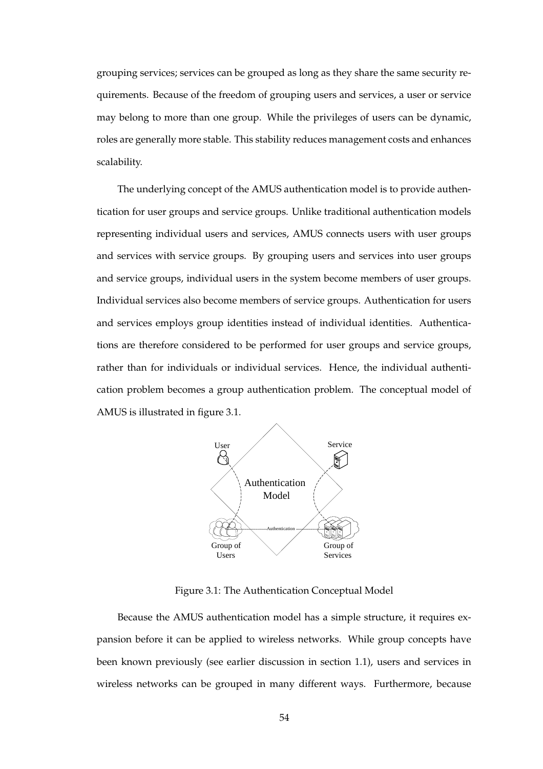grouping services; services can be grouped as long as they share the same security requirements. Because of the freedom of grouping users and services, a user or service may belong to more than one group. While the privileges of users can be dynamic, roles are generally more stable. This stability reduces management costs and enhances scalability.

The underlying concept of the AMUS authentication model is to provide authentication for user groups and service groups. Unlike traditional authentication models representing individual users and services, AMUS connects users with user groups and services with service groups. By grouping users and services into user groups and service groups, individual users in the system become members of user groups. Individual services also become members of service groups. Authentication for users and services employs group identities instead of individual identities. Authentications are therefore considered to be performed for user groups and service groups, rather than for individuals or individual services. Hence, the individual authentication problem becomes a group authentication problem. The conceptual model of AMUS is illustrated in figure 3.1.

User

Service

Authentication Model

Authentication

Group of Users

Group of Services

Figure 3.1: The Authentication Conceptual Model

Because the AMUS authentication model has a simple structure, it requires expansion before it can be applied to wireless networks. While group concepts have been known previously (see earlier discussion in section 1.1), users and services in wireless networks can be grouped in many different ways. Furthermore, because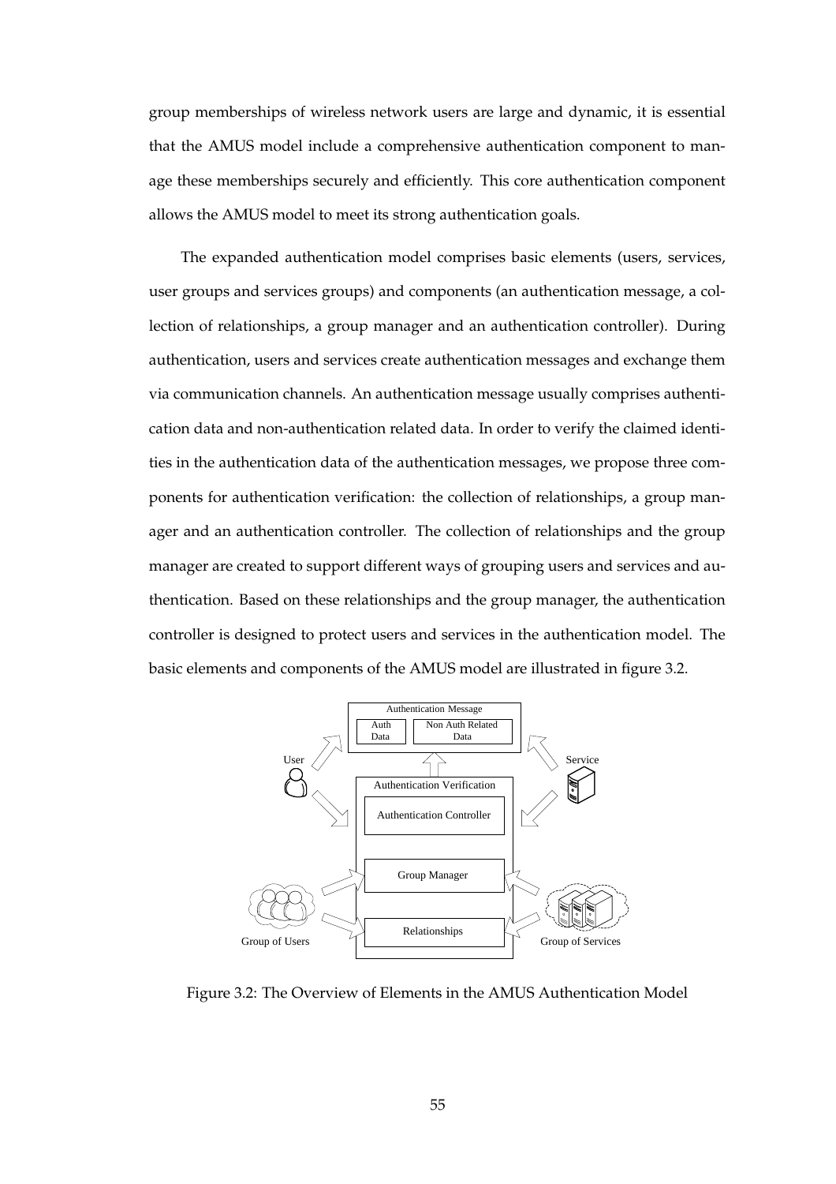group memberships of wireless network users are large and dynamic, it is essential that the AMUS model include a comprehensive authentication component to manage these memberships securely and efficiently. This core authentication component allows the AMUS model to meet its strong authentication goals.

The expanded authentication model comprises basic elements (users, services, user groups and services groups) and components (an authentication message, a collection of relationships, a group manager and an authentication controller). During authentication, users and services create authentication messages and exchange them via communication channels. An authentication message usually comprises authentication data and non-authentication related data. In order to verify the claimed identities in the authentication data of the authentication messages, we propose three components for authentication verification: the collection of relationships, a group manager and an authentication controller. The collection of relationships and the group manager are created to support different ways of grouping users and services and authentication. Based on these relationships and the group manager, the authentication controller is designed to protect users and services in the authentication model. The basic elements and components of the AMUS model are illustrated in figure 3.2.

Authentication Message

Auth Data

Non Auth Related Data

User

Service

Authentication Verification

Authentication Controller

Group Manager

Relationships

Group of Users

Group of Services

Figure 3.2: The Overview of Elements in the AMUS Authentication Model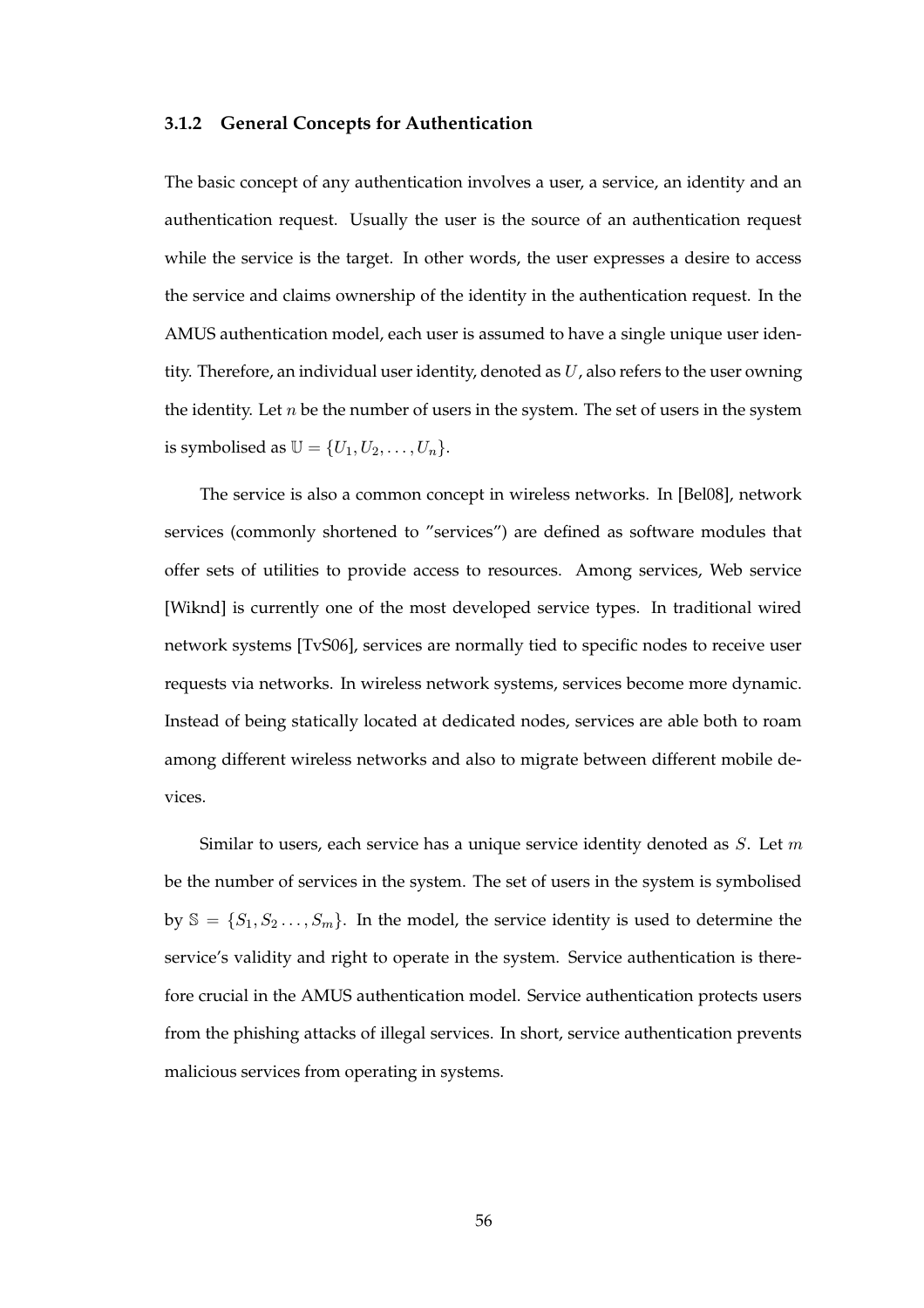### 3.1.2 General Concepts for Authentication

The basic concept of any authentication involves a user, a service, an identity and an authentication request. Usually the user is the source of an authentication request while the service is the target. In other words, the user expresses a desire to access the service and claims ownership of the identity in the authentication request. In the AMUS authentication model, each user is assumed to have a single unique user identity. Therefore, an individual user identity, denoted as $U$, also refers to the user owning the identity. Let $n$ be the number of users in the system. The set of users in the system is symbolised as $\mathbb{U} = \{U_1, U_2, \ldots, U_n\}$.

The service is also a common concept in wireless networks. In [Bel08], network services (commonly shortened to "services") are defined as software modules that offer sets of utilities to provide access to resources. Among services, Web service [Wiknd] is currently one of the most developed service types. In traditional wired network systems [TvS06], services are normally tied to specific nodes to receive user requests via networks. In wireless network systems, services become more dynamic. Instead of being statically located at dedicated nodes, services are able both to roam among different wireless networks and also to migrate between different mobile devices.

Similar to users, each service has a unique service identity denoted as $S$. Let $m$ be the number of services in the system. The set of users in the system is symbolised by $\mathbb{S} = \{S_1, S_2 \ldots, S_m\}$. In the model, the service identity is used to determine the service's validity and right to operate in the system. Service authentication is therefore crucial in the AMUS authentication model. Service authentication protects users from the phishing attacks of illegal services. In short, service authentication prevents malicious services from operating in systems.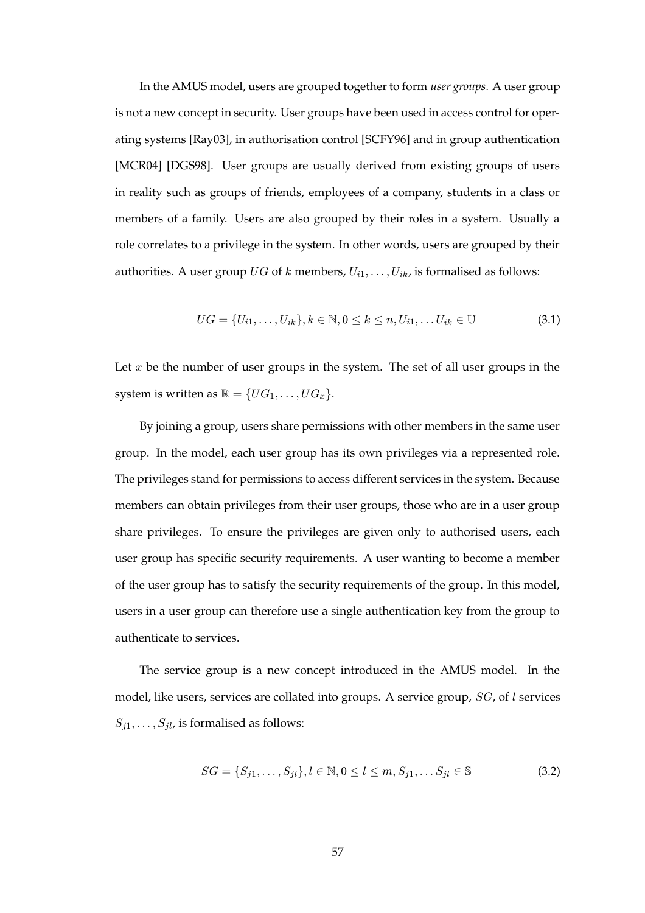In the AMUS model, users are grouped together to form *user groups*. A user group is not a new concept in security. User groups have been used in access control for operating systems [Ray03], in authorisation control [SCFY96] and in group authentication [MCR04] [DGS98]. User groups are usually derived from existing groups of users in reality such as groups of friends, employees of a company, students in a class or members of a family. Users are also grouped by their roles in a system. Usually a role correlates to a privilege in the system. In other words, users are grouped by their authorities. A user group $UG$ of $k$ members, $U_{i1}, \ldots, U_{ik}$, is formalised as follows:

$$UG = \{U_{i1}, \ldots, U_{ik}\}, k \in \mathbb{N}, 0 \leq k \leq n, U_{i1}, \ldots U_{ik} \in \mathbb{U} \tag{3.1}$$

Let $x$ be the number of user groups in the system. The set of all user groups in the system is written as $\mathbb{R} = \{UG_1, \ldots, UG_x\}$.

By joining a group, users share permissions with other members in the same user group. In the model, each user group has its own privileges via a represented role. The privileges stand for permissions to access different services in the system. Because members can obtain privileges from their user groups, those who are in a user group share privileges. To ensure the privileges are given only to authorised users, each user group has specific security requirements. A user wanting to become a member of the user group has to satisfy the security requirements of the group. In this model, users in a user group can therefore use a single authentication key from the group to authenticate to services.

The service group is a new concept introduced in the AMUS model. In the model, like users, services are collated into groups. A service group, $SG$, of $l$ services $S_{j1}, \ldots, S_{jl}$, is formalised as follows:

$$SG = \{S_{j1}, \ldots, S_{jl}\}, l \in \mathbb{N}, 0 \leq l \leq m, S_{j1}, \ldots S_{jl} \in \mathbb{S} \tag{3.2}$$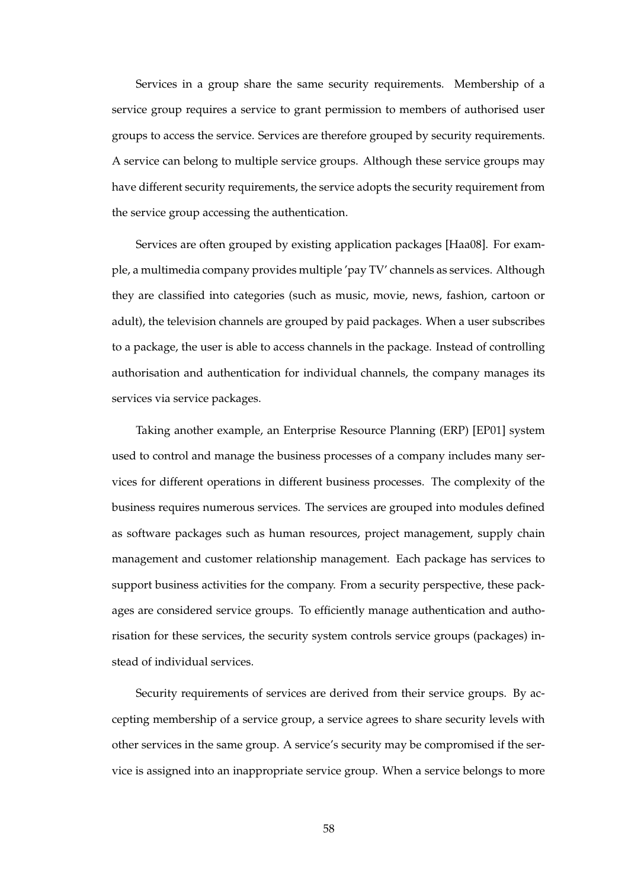Services in a group share the same security requirements. Membership of a service group requires a service to grant permission to members of authorised user groups to access the service. Services are therefore grouped by security requirements. A service can belong to multiple service groups. Although these service groups may have different security requirements, the service adopts the security requirement from the service group accessing the authentication.

Services are often grouped by existing application packages [Haa08]. For example, a multimedia company provides multiple 'pay TV' channels as services. Although they are classified into categories (such as music, movie, news, fashion, cartoon or adult), the television channels are grouped by paid packages. When a user subscribes to a package, the user is able to access channels in the package. Instead of controlling authorisation and authentication for individual channels, the company manages its services via service packages.

Taking another example, an Enterprise Resource Planning (ERP) [EP01] system used to control and manage the business processes of a company includes many services for different operations in different business processes. The complexity of the business requires numerous services. The services are grouped into modules defined as software packages such as human resources, project management, supply chain management and customer relationship management. Each package has services to support business activities for the company. From a security perspective, these packages are considered service groups. To efficiently manage authentication and authorisation for these services, the security system controls service groups (packages) instead of individual services.

Security requirements of services are derived from their service groups. By accepting membership of a service group, a service agrees to share security levels with other services in the same group. A service's security may be compromised if the service is assigned into an inappropriate service group. When a service belongs to more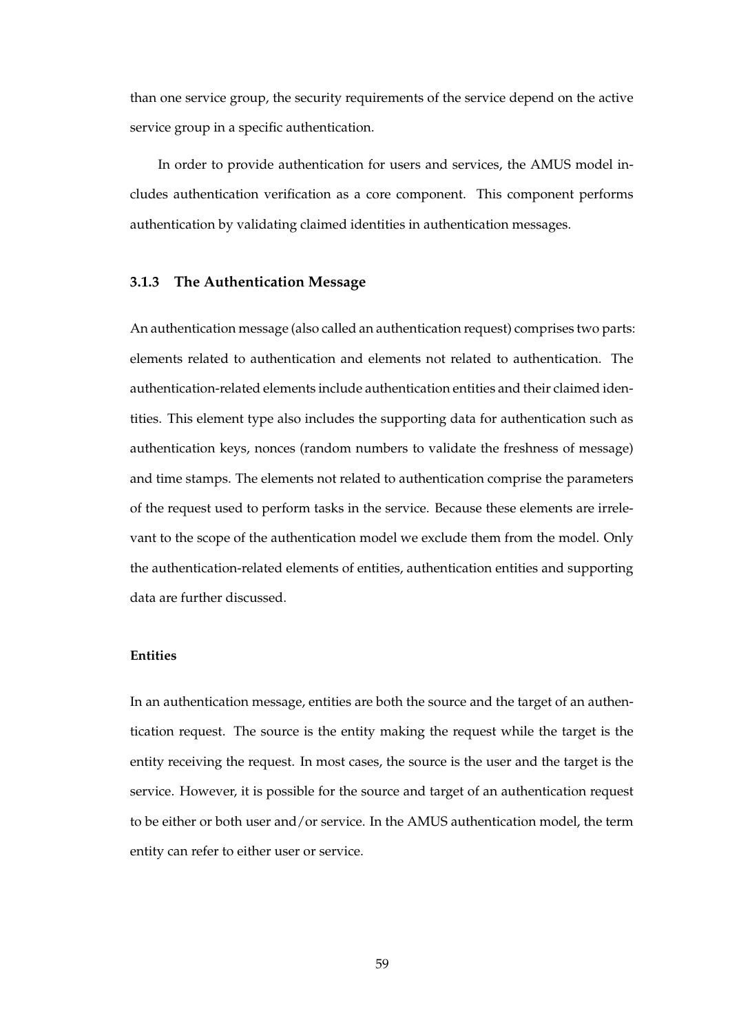than one service group, the security requirements of the service depend on the active service group in a specific authentication.

In order to provide authentication for users and services, the AMUS model includes authentication verification as a core component. This component performs authentication by validating claimed identities in authentication messages.

### 3.1.3 The Authentication Message

An authentication message (also called an authentication request) comprises two parts: elements related to authentication and elements not related to authentication. The authentication-related elements include authentication entities and their claimed identities. This element type also includes the supporting data for authentication such as authentication keys, nonces (random numbers to validate the freshness of message) and time stamps. The elements not related to authentication comprise the parameters of the request used to perform tasks in the service. Because these elements are irrelevant to the scope of the authentication model we exclude them from the model. Only the authentication-related elements of entities, authentication entities and supporting data are further discussed.

#### Entities

In an authentication message, entities are both the source and the target of an authentication request. The source is the entity making the request while the target is the entity receiving the request. In most cases, the source is the user and the target is the service. However, it is possible for the source and target of an authentication request to be either or both user and/or service. In the AMUS authentication model, the term entity can refer to either user or service.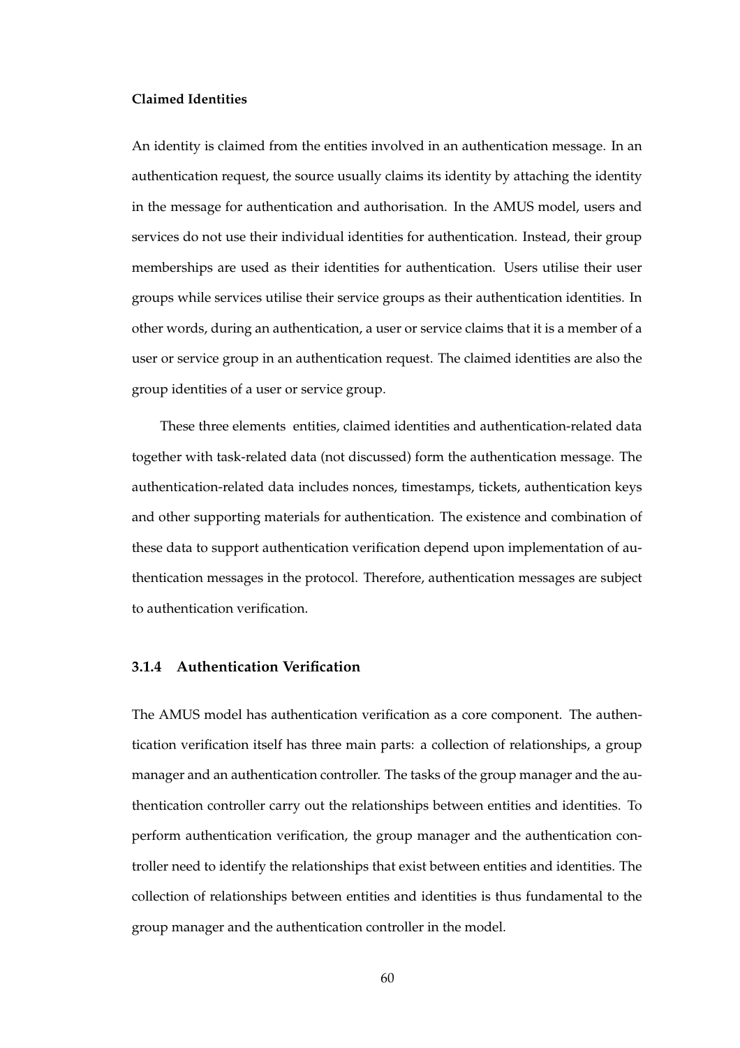**Claimed Identities**

An identity is claimed from the entities involved in an authentication message. In an authentication request, the source usually claims its identity by attaching the identity in the message for authentication and authorisation. In the AMUS model, users and services do not use their individual identities for authentication. Instead, their group memberships are used as their identities for authentication. Users utilise their user groups while services utilise their service groups as their authentication identities. In other words, during an authentication, a user or service claims that it is a member of a user or service group in an authentication request. The claimed identities are also the group identities of a user or service group.

These three elements entities, claimed identities and authentication-related data together with task-related data (not discussed) form the authentication message. The authentication-related data includes nonces, timestamps, tickets, authentication keys and other supporting materials for authentication. The existence and combination of these data to support authentication verification depend upon implementation of authentication messages in the protocol. Therefore, authentication messages are subject to authentication verification.

### 3.1.4 Authentication Verification

The AMUS model has authentication verification as a core component. The authentication verification itself has three main parts: a collection of relationships, a group manager and an authentication controller. The tasks of the group manager and the authentication controller carry out the relationships between entities and identities. To perform authentication verification, the group manager and the authentication controller need to identify the relationships that exist between entities and identities. The collection of relationships between entities and identities is thus fundamental to the group manager and the authentication controller in the model.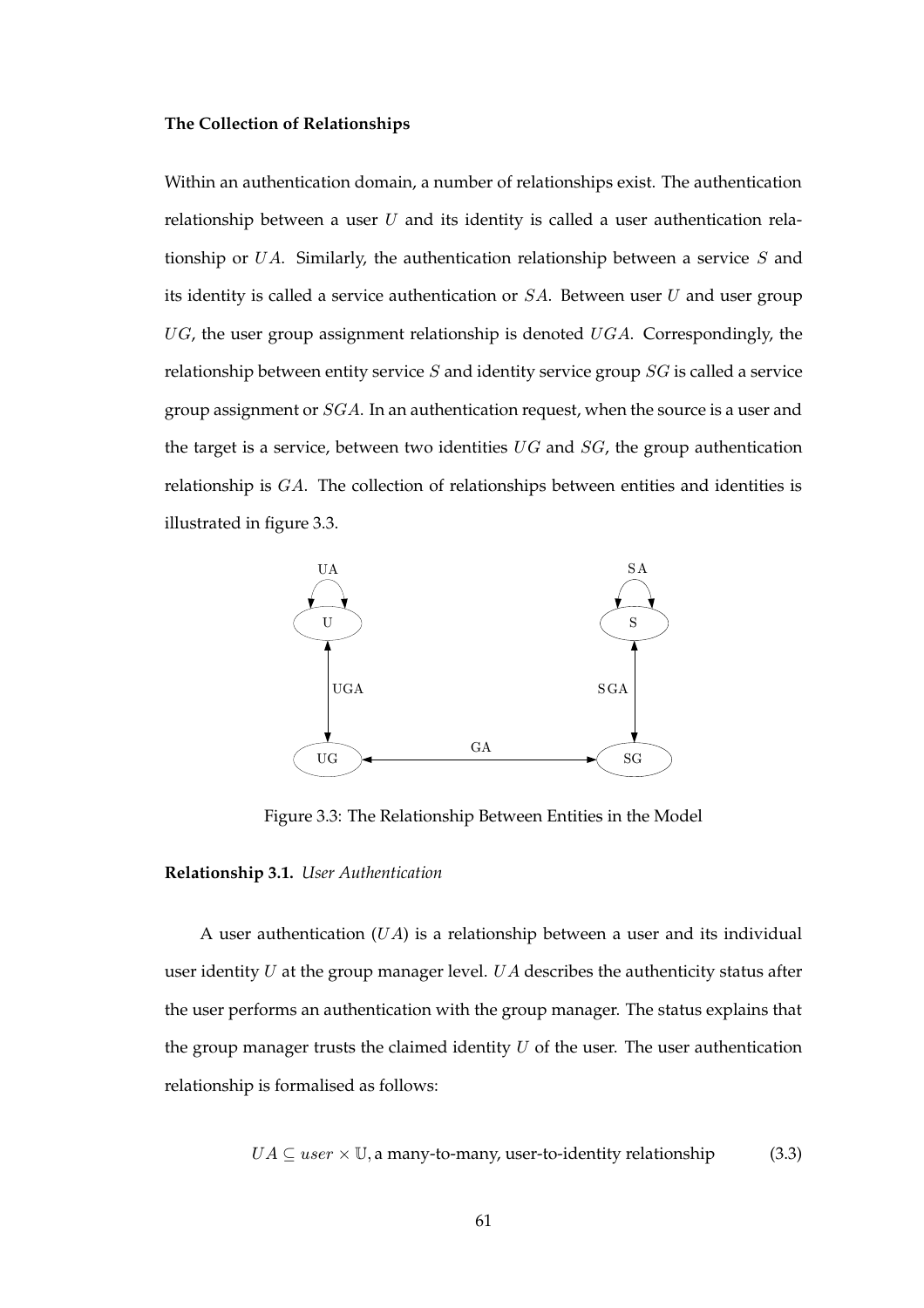**The Collection of Relationships**

Within an authentication domain, a number of relationships exist. The authentication relationship between a user $U$ and its identity is called a user authentication relationship or $UA$. Similarly, the authentication relationship between a service $S$ and its identity is called a service authentication or $SA$. Between user $U$ and user group $UG$, the user group assignment relationship is denoted $UGA$. Correspondingly, the relationship between entity service $S$ and identity service group $SG$ is called a service group assignment or $SGA$. In an authentication request, when the source is a user and the target is a service, between two identities $UG$ and $SG$, the group authentication relationship is $GA$. The collection of relationships between entities and identities is illustrated in figure 3.3.

UA
SA
U
S
UGA
SGA
GA
UG
SG

Figure 3.3: The Relationship Between Entities in the Model

**Relationship 3.1.** *User Authentication*

A user authentication ($UA$) is a relationship between a user and its individual user identity $U$ at the group manager level. $UA$ describes the authenticity status after the user performs an authentication with the group manager. The status explains that the group manager trusts the claimed identity $U$ of the user. The user authentication relationship is formalised as follows:

$$UA \subseteq user \times \mathbb{U}, \text{a many-to-many, user-to-identity relationship} \tag{3.3}$$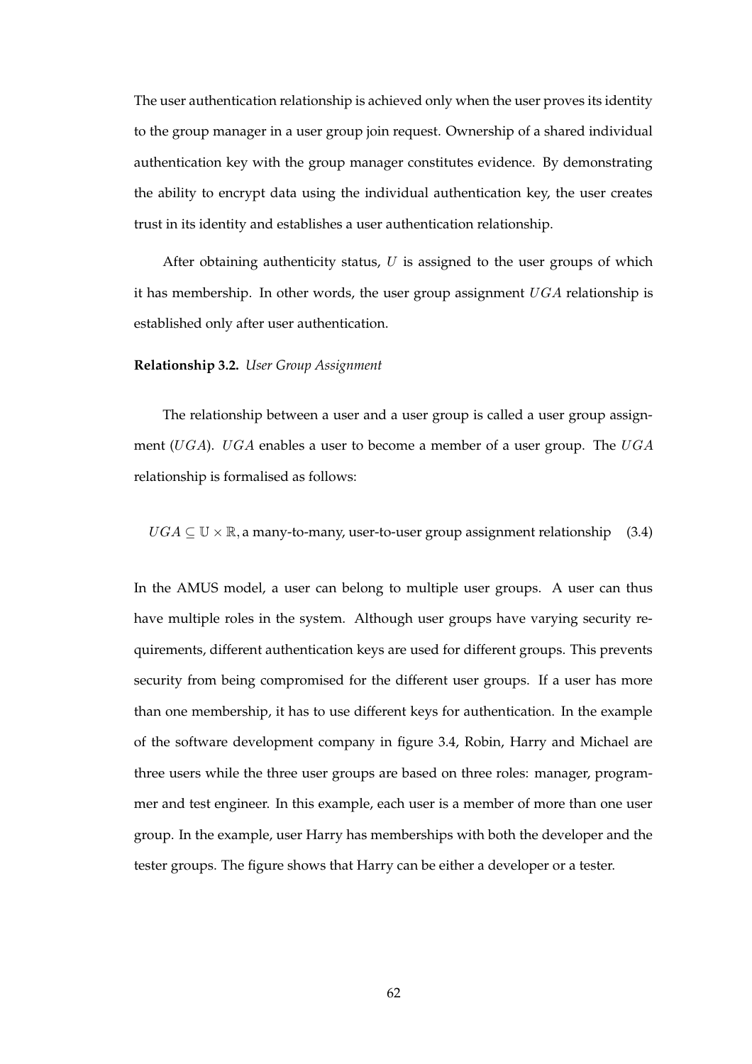The user authentication relationship is achieved only when the user proves its identity to the group manager in a user group join request. Ownership of a shared individual authentication key with the group manager constitutes evidence. By demonstrating the ability to encrypt data using the individual authentication key, the user creates trust in its identity and establishes a user authentication relationship.

After obtaining authenticity status, $U$ is assigned to the user groups of which it has membership. In other words, the user group assignment $UGA$ relationship is established only after user authentication.

**Relationship 3.2.** *User Group Assignment*

The relationship between a user and a user group is called a user group assignment ($UGA$). $UGA$ enables a user to become a member of a user group. The $UGA$ relationship is formalised as follows:

$$UGA \subseteq \mathbb{U} \times \mathbb{R}, \text{a many-to-many, user-to-user group assignment relationship} \quad (3.4)$$

In the AMUS model, a user can belong to multiple user groups. A user can thus have multiple roles in the system. Although user groups have varying security requirements, different authentication keys are used for different groups. This prevents security from being compromised for the different user groups. If a user has more than one membership, it has to use different keys for authentication. In the example of the software development company in figure 3.4, Robin, Harry and Michael are three users while the three user groups are based on three roles: manager, programmer and test engineer. In this example, each user is a member of more than one user group. In the example, user Harry has memberships with both the developer and the tester groups. The figure shows that Harry can be either a developer or a tester.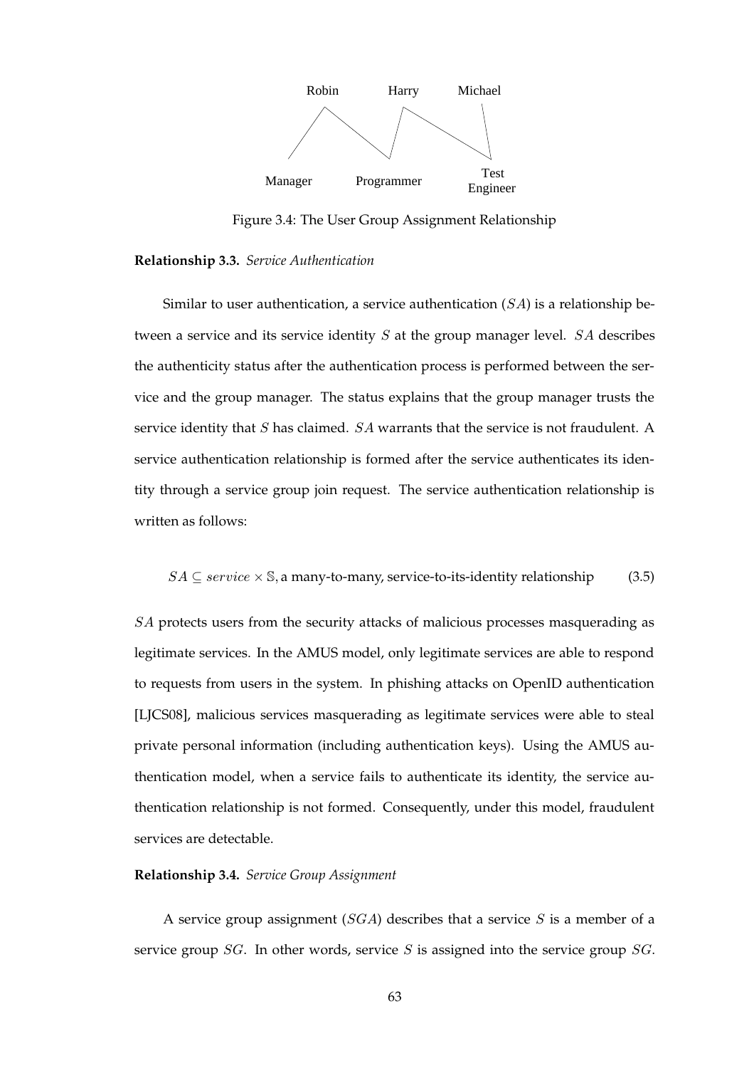Robin

Harry

Michael

Manager

Programmer

Test Engineer

Figure 3.4: The User Group Assignment Relationship

**Relationship 3.3.** *Service Authentication*

Similar to user authentication, a service authentication ($SA$) is a relationship between a service and its service identity $S$ at the group manager level. $SA$ describes the authenticity status after the authentication process is performed between the service and the group manager. The status explains that the group manager trusts the service identity that $S$ has claimed. $SA$ warrants that the service is not fraudulent. A service authentication relationship is formed after the service authenticates its identity through a service group join request. The service authentication relationship is written as follows:

$$SA \subseteq service \times \mathbb{S}, \text{a many-to-many, service-to-its-identity relationship} \qquad (3.5)$$

$SA$ protects users from the security attacks of malicious processes masquerading as legitimate services. In the AMUS model, only legitimate services are able to respond to requests from users in the system. In phishing attacks on OpenID authentication [LJCS08], malicious services masquerading as legitimate services were able to steal private personal information (including authentication keys). Using the AMUS authentication model, when a service fails to authenticate its identity, the service authentication relationship is not formed. Consequently, under this model, fraudulent services are detectable.

**Relationship 3.4.** *Service Group Assignment*

A service group assignment ($SGA$) describes that a service $S$ is a member of a service group $SG$. In other words, service $S$ is assigned into the service group $SG$.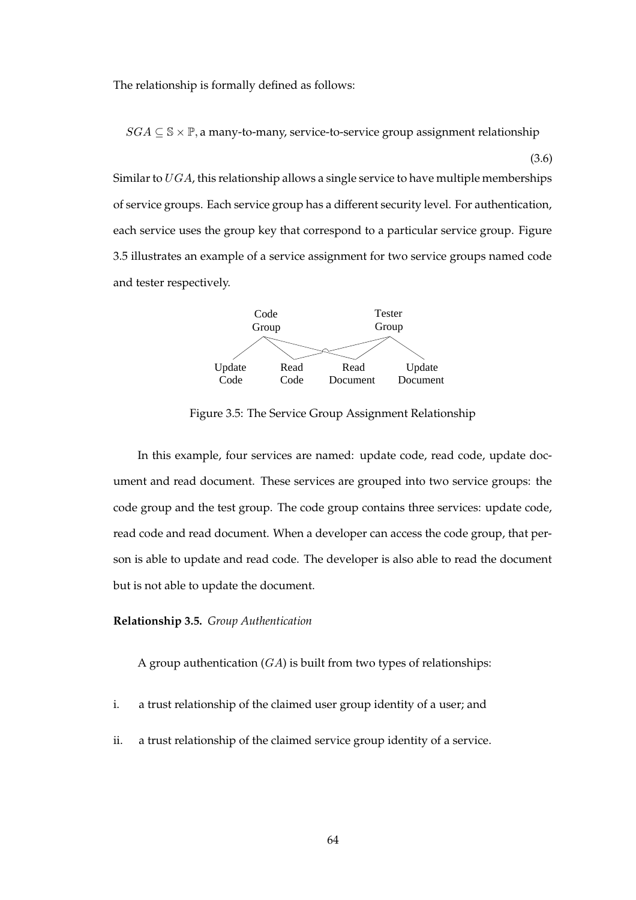The relationship is formally defined as follows:

$$SGA \subseteq \mathbb{S} \times \mathbb{P}, \text{a many-to-many, service-to-service group assignment relationship} \tag{3.6}$$

Similar to $UGA$, this relationship allows a single service to have multiple memberships of service groups. Each service group has a different security level. For authentication, each service uses the group key that correspond to a particular service group. Figure 3.5 illustrates an example of a service assignment for two service groups named code and tester respectively.

Code Group
Tester Group
Update Code
Read Code
Read Document
Update Document

Figure 3.5: The Service Group Assignment Relationship

In this example, four services are named: update code, read code, update document and read document. These services are grouped into two service groups: the code group and the test group. The code group contains three services: update code, read code and read document. When a developer can access the code group, that person is able to update and read code. The developer is also able to read the document but is not able to update the document.

**Relationship 3.5.** *Group Authentication*

A group authentication ($GA$) is built from two types of relationships:

i. a trust relationship of the claimed user group identity of a user; and

ii. a trust relationship of the claimed service group identity of a service.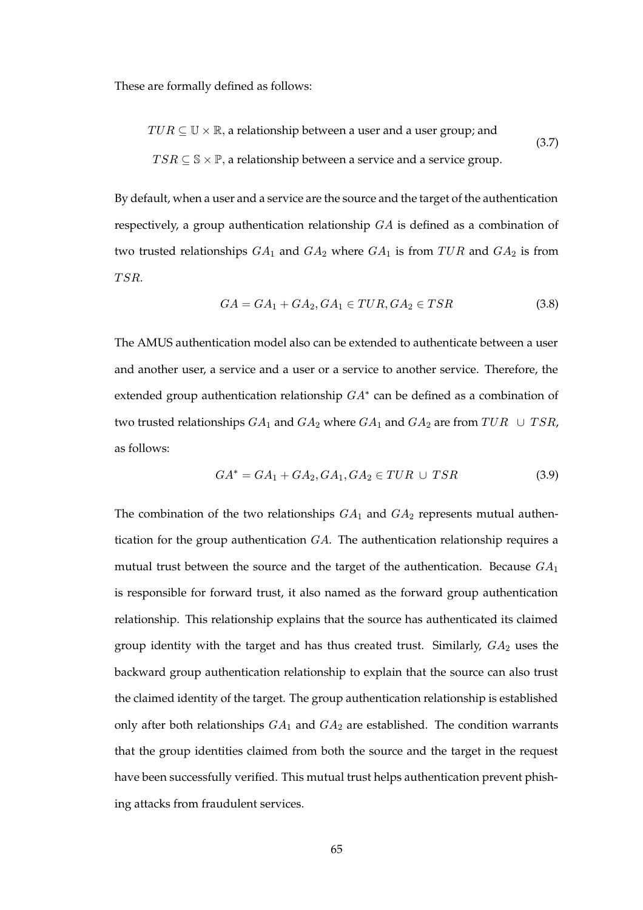These are formally defined as follows:

$$
\begin{aligned}
TUR &\subseteq \mathbb{U} \times \mathbb{R}, \text{ a relationship between a user and a user group; and} \\
TSR &\subseteq \mathbb{S} \times \mathbb{P}, \text{ a relationship between a service and a service group.}
\end{aligned}
\tag{3.7}
$$

By default, when a user and a service are the source and the target of the authentication respectively, a group authentication relationship $GA$ is defined as a combination of two trusted relationships $GA_1$ and $GA_2$ where $GA_1$ is from $TUR$ and $GA_2$ is from $TSR$.

$$
GA = GA_1 + GA_2, GA_1 \in TUR, GA_2 \in TSR \tag{3.8}
$$

The AMUS authentication model also can be extended to authenticate between a user and another user, a service and a user or a service to another service. Therefore, the extended group authentication relationship $GA^*$ can be defined as a combination of two trusted relationships $GA_1$ and $GA_2$ where $GA_1$ and $GA_2$ are from $TUR \cup TSR$, as follows:

$$
GA^* = GA_1 + GA_2, GA_1, GA_2 \in TUR \cup TSR \tag{3.9}
$$

The combination of the two relationships $GA_1$ and $GA_2$ represents mutual authentication for the group authentication $GA$. The authentication relationship requires a mutual trust between the source and the target of the authentication. Because $GA_1$ is responsible for forward trust, it also named as the forward group authentication relationship. This relationship explains that the source has authenticated its claimed group identity with the target and has thus created trust. Similarly, $GA_2$ uses the backward group authentication relationship to explain that the source can also trust the claimed identity of the target. The group authentication relationship is established only after both relationships $GA_1$ and $GA_2$ are established. The condition warrants that the group identities claimed from both the source and the target in the request have been successfully verified. This mutual trust helps authentication prevent phishing attacks from fraudulent services.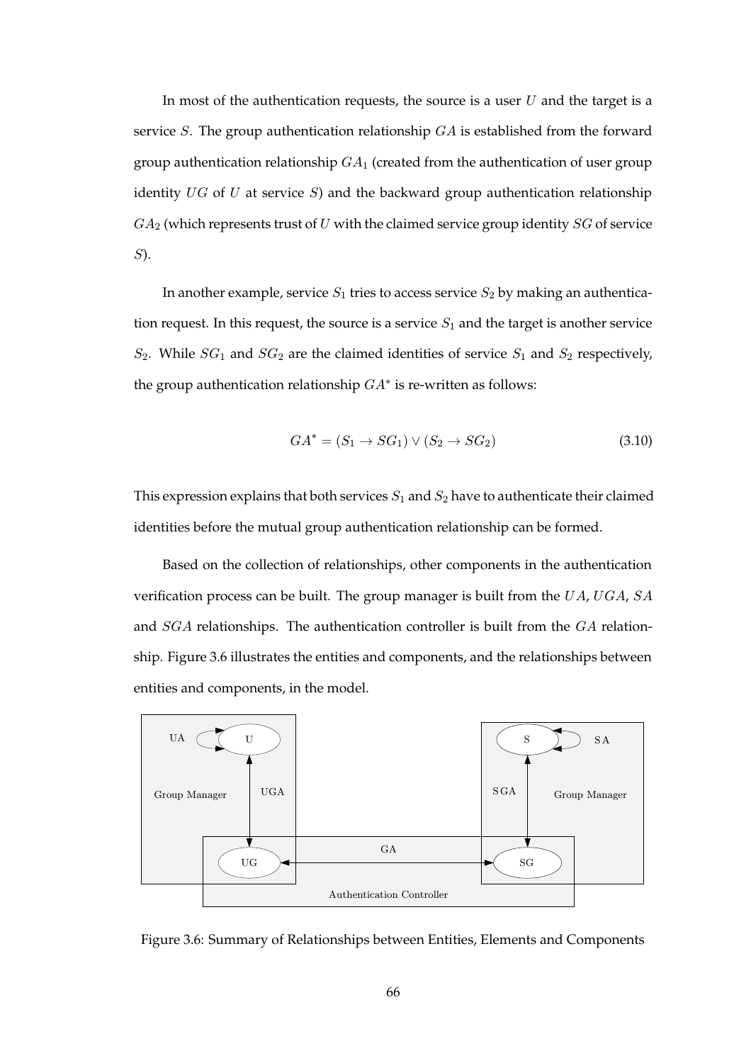In most of the authentication requests, the source is a user $U$ and the target is a service $S$. The group authentication relationship $GA$ is established from the forward group authentication relationship $GA_1$ (created from the authentication of user group identity $UG$ of $U$ at service $S$) and the backward group authentication relationship $GA_2$ (which represents trust of $U$ with the claimed service group identity $SG$ of service $S$).

In another example, service $S_1$ tries to access service $S_2$ by making an authentication request. In this request, the source is a service $S_1$ and the target is another service $S_2$. While $SG_1$ and $SG_2$ are the claimed identities of service $S_1$ and $S_2$ respectively, the group authentication relationship $GA^*$ is re-written as follows:

$$GA^* = (S_1 \rightarrow SG_1) \vee (S_2 \rightarrow SG_2) \tag{3.10}$$

This expression explains that both services $S_1$ and $S_2$ have to authenticate their claimed identities before the mutual group authentication relationship can be formed.

Based on the collection of relationships, other components in the authentication verification process can be built. The group manager is built from the $UA$, $UGA$, $SA$ and $SGA$ relationships. The authentication controller is built from the $GA$ relationship. Figure 3.6 illustrates the entities and components, and the relationships between entities and components, in the model.

UA
U
Group Manager
UGA
UG
GA
SG
SGA
S
SA
Group Manager
Authentication Controller

Figure 3.6: Summary of Relationships between Entities, Elements and Components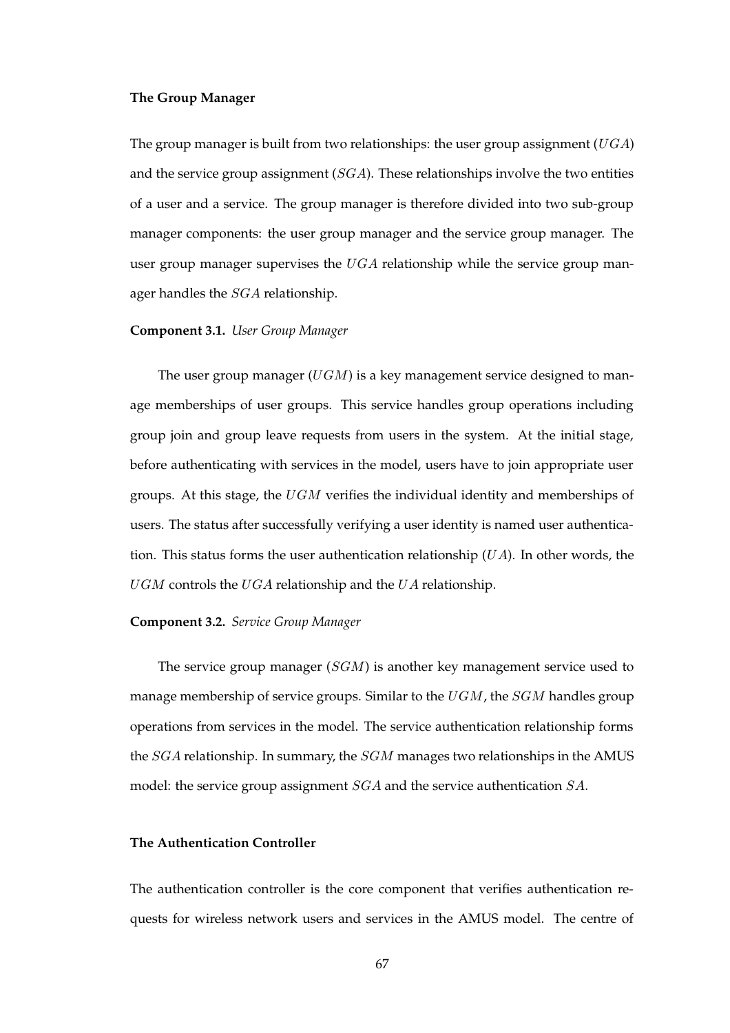**The Group Manager**

The group manager is built from two relationships: the user group assignment ($UGA$) and the service group assignment ($SGA$). These relationships involve the two entities of a user and a service. The group manager is therefore divided into two sub-group manager components: the user group manager and the service group manager. The user group manager supervises the $UGA$ relationship while the service group manager handles the $SGA$ relationship.

**Component 3.1.** *User Group Manager*

The user group manager ($UGM$) is a key management service designed to manage memberships of user groups. This service handles group operations including group join and group leave requests from users in the system. At the initial stage, before authenticating with services in the model, users have to join appropriate user groups. At this stage, the $UGM$ verifies the individual identity and memberships of users. The status after successfully verifying a user identity is named user authentication. This status forms the user authentication relationship ($UA$). In other words, the $UGM$ controls the $UGA$ relationship and the $UA$ relationship.

**Component 3.2.** *Service Group Manager*

The service group manager ($SGM$) is another key management service used to manage membership of service groups. Similar to the $UGM$, the $SGM$ handles group operations from services in the model. The service authentication relationship forms the $SGA$ relationship. In summary, the $SGM$ manages two relationships in the AMUS model: the service group assignment $SGA$ and the service authentication $SA$.

**The Authentication Controller**

The authentication controller is the core component that verifies authentication requests for wireless network users and services in the AMUS model. The centre of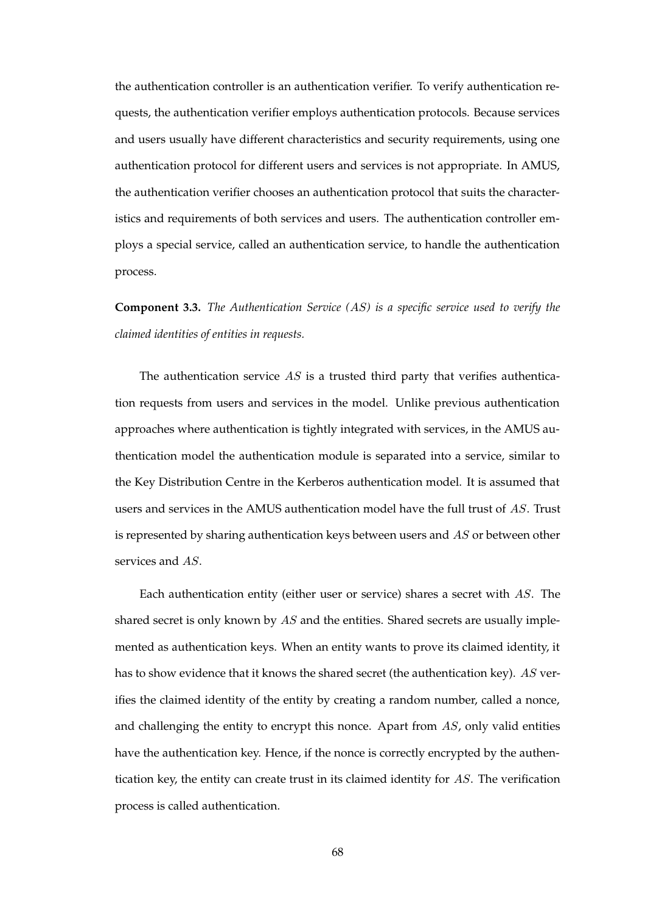the authentication controller is an authentication verifier. To verify authentication requests, the authentication verifier employs authentication protocols. Because services and users usually have different characteristics and security requirements, using one authentication protocol for different users and services is not appropriate. In AMUS, the authentication verifier chooses an authentication protocol that suits the characteristics and requirements of both services and users. The authentication controller employs a special service, called an authentication service, to handle the authentication process.

**Component 3.3.** *The Authentication Service (AS) is a specific service used to verify the claimed identities of entities in requests.*

The authentication service $AS$ is a trusted third party that verifies authentication requests from users and services in the model. Unlike previous authentication approaches where authentication is tightly integrated with services, in the AMUS authentication model the authentication module is separated into a service, similar to the Key Distribution Centre in the Kerberos authentication model. It is assumed that users and services in the AMUS authentication model have the full trust of $AS$. Trust is represented by sharing authentication keys between users and $AS$ or between other services and $AS$.

Each authentication entity (either user or service) shares a secret with $AS$. The shared secret is only known by $AS$ and the entities. Shared secrets are usually implemented as authentication keys. When an entity wants to prove its claimed identity, it has to show evidence that it knows the shared secret (the authentication key). $AS$ verifies the claimed identity of the entity by creating a random number, called a nonce, and challenging the entity to encrypt this nonce. Apart from $AS$, only valid entities have the authentication key. Hence, if the nonce is correctly encrypted by the authentication key, the entity can create trust in its claimed identity for $AS$. The verification process is called authentication.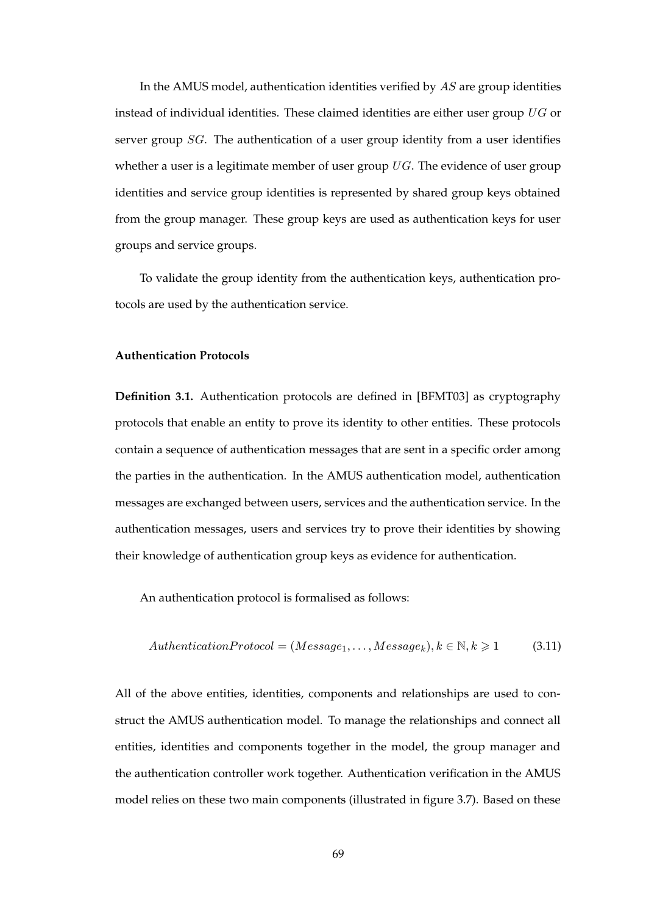In the AMUS model, authentication identities verified by $AS$ are group identities instead of individual identities. These claimed identities are either user group $UG$ or server group $SG$. The authentication of a user group identity from a user identifies whether a user is a legitimate member of user group $UG$. The evidence of user group identities and service group identities is represented by shared group keys obtained from the group manager. These group keys are used as authentication keys for user groups and service groups.

To validate the group identity from the authentication keys, authentication protocols are used by the authentication service.

#### Authentication Protocols

**Definition 3.1.** Authentication protocols are defined in [BFMT03] as cryptography protocols that enable an entity to prove its identity to other entities. These protocols contain a sequence of authentication messages that are sent in a specific order among the parties in the authentication. In the AMUS authentication model, authentication messages are exchanged between users, services and the authentication service. In the authentication messages, users and services try to prove their identities by showing their knowledge of authentication group keys as evidence for authentication.

An authentication protocol is formalised as follows:

$$AuthenticationProtocol = (Message_1, \ldots, Message_k), k \in \mathbb{N}, k \geqslant 1 \tag{3.11}$$

All of the above entities, identities, components and relationships are used to construct the AMUS authentication model. To manage the relationships and connect all entities, identities and components together in the model, the group manager and the authentication controller work together. Authentication verification in the AMUS model relies on these two main components (illustrated in figure 3.7). Based on these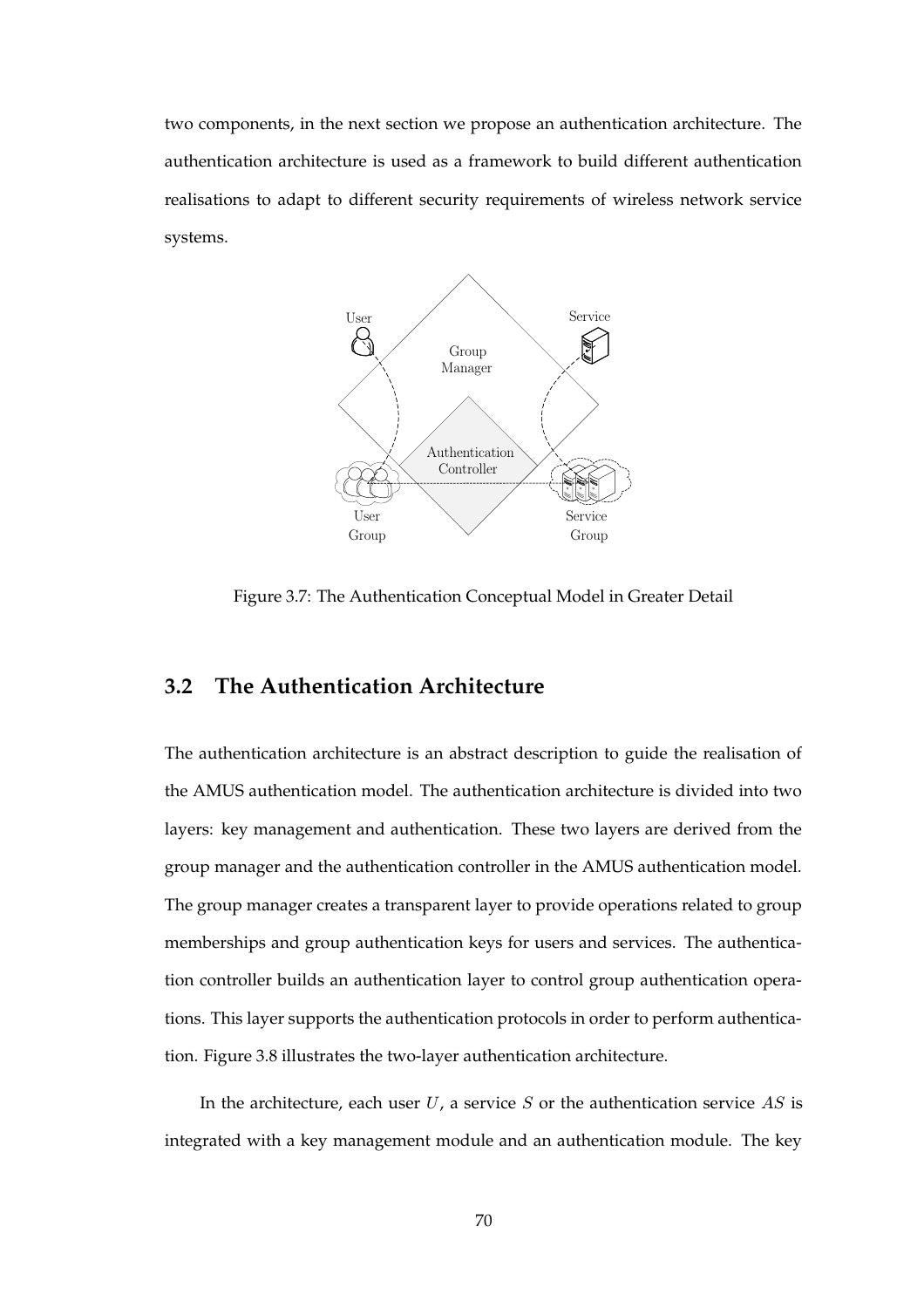two components, in the next section we propose an authentication architecture. The authentication architecture is used as a framework to build different authentication realisations to adapt to different security requirements of wireless network service systems.

User

Service

Group
Manager

Authentication
Controller

User
Group

Service
Group

Figure 3.7: The Authentication Conceptual Model in Greater Detail

## 3.2 The Authentication Architecture

The authentication architecture is an abstract description to guide the realisation of the AMUS authentication model. The authentication architecture is divided into two layers: key management and authentication. These two layers are derived from the group manager and the authentication controller in the AMUS authentication model. The group manager creates a transparent layer to provide operations related to group memberships and group authentication keys for users and services. The authentication controller builds an authentication layer to control group authentication operations. This layer supports the authentication protocols in order to perform authentication. Figure 3.8 illustrates the two-layer authentication architecture.

In the architecture, each user $U$, a service $S$ or the authentication service $AS$ is integrated with a key management module and an authentication module. The key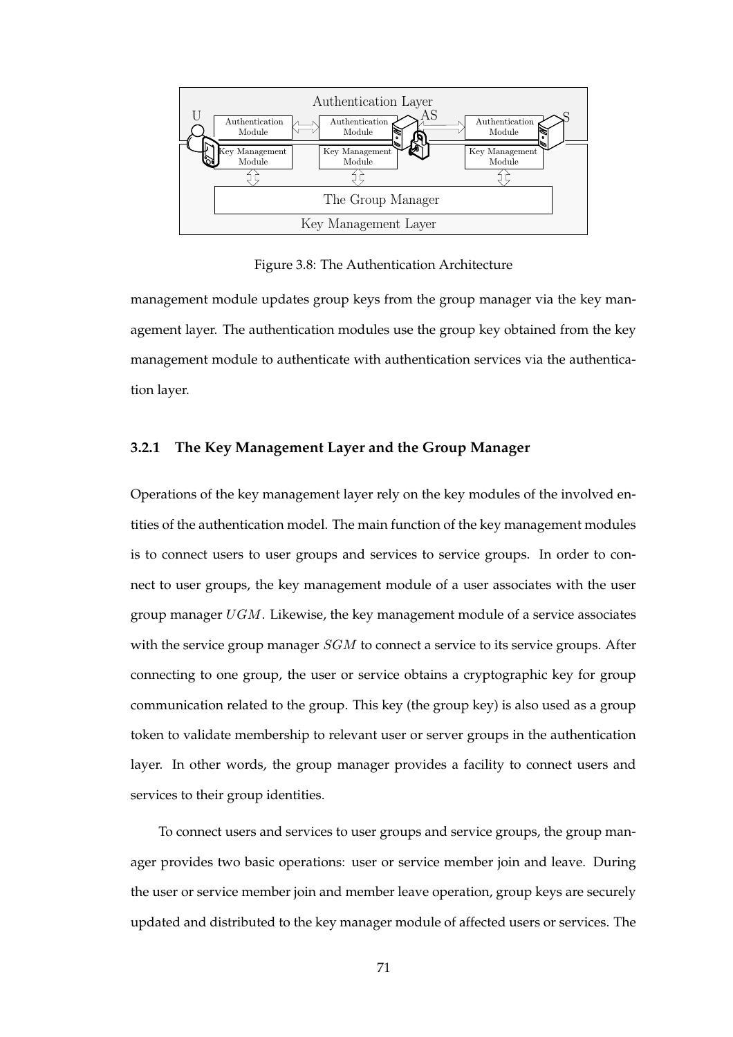Authentication Layer

U

AS

S

Authentication Module

Authentication Module

Authentication Module

Key Management Module

Key Management Module

Key Management Module

The Group Manager

Key Management Layer

Figure 3.8: The Authentication Architecture

management module updates group keys from the group manager via the key management layer. The authentication modules use the group key obtained from the key management module to authenticate with authentication services via the authentication layer.

### 3.2.1 The Key Management Layer and the Group Manager

Operations of the key management layer rely on the key modules of the involved entities of the authentication model. The main function of the key management modules is to connect users to user groups and services to service groups. In order to connect to user groups, the key management module of a user associates with the user group manager $UGM$. Likewise, the key management module of a service associates with the service group manager $SGM$ to connect a service to its service groups. After connecting to one group, the user or service obtains a cryptographic key for group communication related to the group. This key (the group key) is also used as a group token to validate membership to relevant user or server groups in the authentication layer. In other words, the group manager provides a facility to connect users and services to their group identities.

To connect users and services to user groups and service groups, the group manager provides two basic operations: user or service member join and leave. During the user or service member join and member leave operation, group keys are securely updated and distributed to the key manager module of affected users or services. The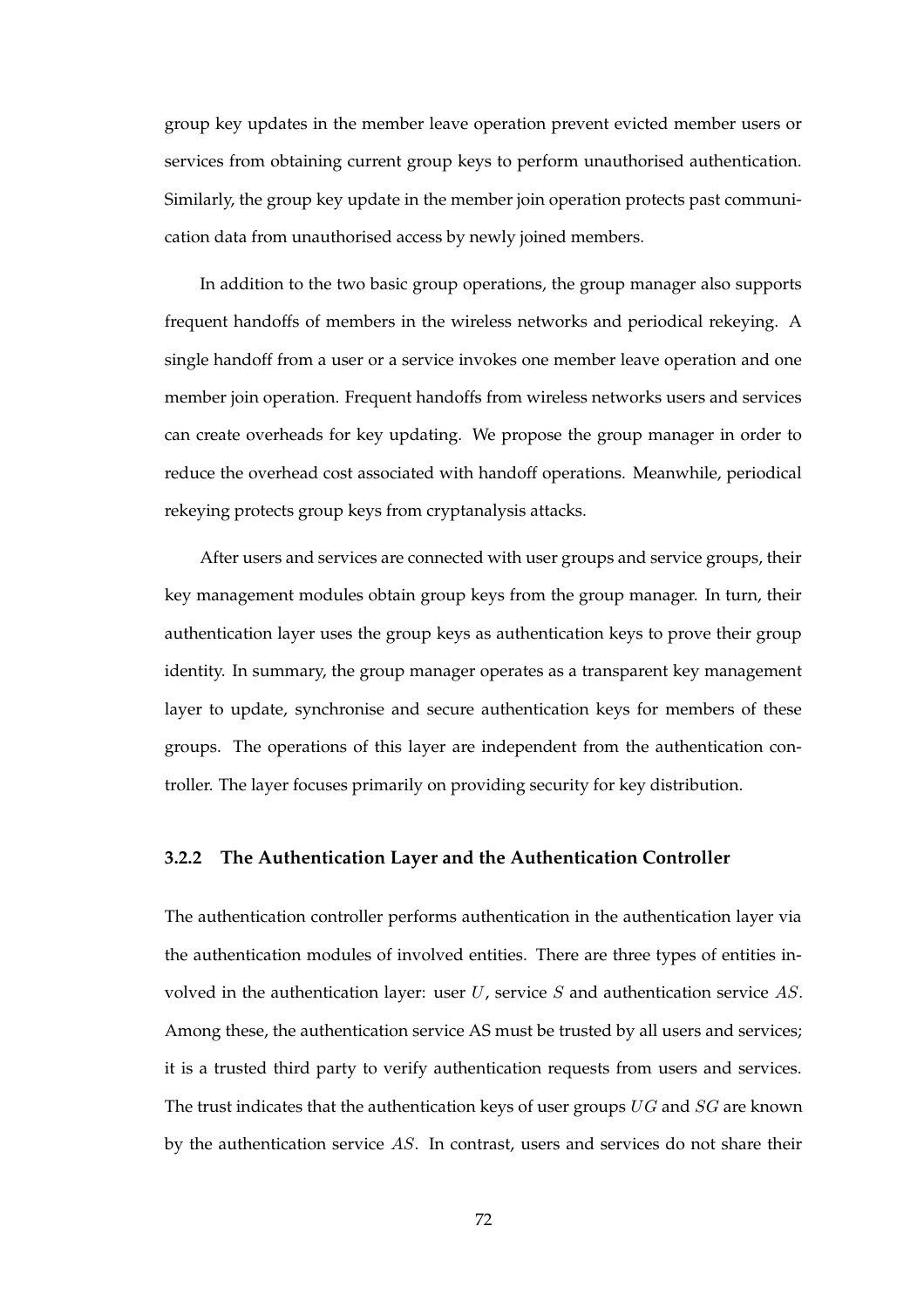group key updates in the member leave operation prevent evicted member users or services from obtaining current group keys to perform unauthorised authentication. Similarly, the group key update in the member join operation protects past communication data from unauthorised access by newly joined members.

In addition to the two basic group operations, the group manager also supports frequent handoffs of members in the wireless networks and periodical rekeying. A single handoff from a user or a service invokes one member leave operation and one member join operation. Frequent handoffs from wireless networks users and services can create overheads for key updating. We propose the group manager in order to reduce the overhead cost associated with handoff operations. Meanwhile, periodical rekeying protects group keys from cryptanalysis attacks.

After users and services are connected with user groups and service groups, their key management modules obtain group keys from the group manager. In turn, their authentication layer uses the group keys as authentication keys to prove their group identity. In summary, the group manager operates as a transparent key management layer to update, synchronise and secure authentication keys for members of these groups. The operations of this layer are independent from the authentication controller. The layer focuses primarily on providing security for key distribution.

### 3.2.2 The Authentication Layer and the Authentication Controller

The authentication controller performs authentication in the authentication layer via the authentication modules of involved entities. There are three types of entities involved in the authentication layer: user $U$, service $S$ and authentication service $AS$. Among these, the authentication service AS must be trusted by all users and services; it is a trusted third party to verify authentication requests from users and services. The trust indicates that the authentication keys of user groups $UG$ and $SG$ are known by the authentication service $AS$. In contrast, users and services do not share their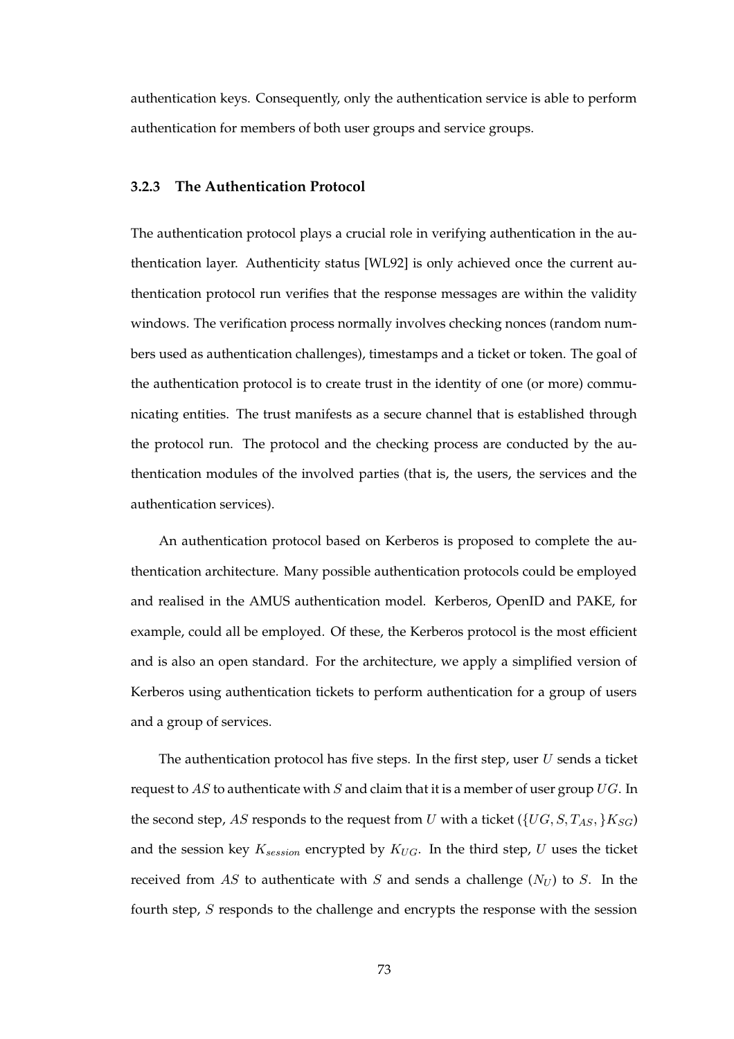authentication keys. Consequently, only the authentication service is able to perform authentication for members of both user groups and service groups.

### 3.2.3 The Authentication Protocol

The authentication protocol plays a crucial role in verifying authentication in the authentication layer. Authenticity status [WL92] is only achieved once the current authentication protocol run verifies that the response messages are within the validity windows. The verification process normally involves checking nonces (random numbers used as authentication challenges), timestamps and a ticket or token. The goal of the authentication protocol is to create trust in the identity of one (or more) communicating entities. The trust manifests as a secure channel that is established through the protocol run. The protocol and the checking process are conducted by the authentication modules of the involved parties (that is, the users, the services and the authentication services).

An authentication protocol based on Kerberos is proposed to complete the authentication architecture. Many possible authentication protocols could be employed and realised in the AMUS authentication model. Kerberos, OpenID and PAKE, for example, could all be employed. Of these, the Kerberos protocol is the most efficient and is also an open standard. For the architecture, we apply a simplified version of Kerberos using authentication tickets to perform authentication for a group of users and a group of services.

The authentication protocol has five steps. In the first step, user $U$ sends a ticket request to $AS$ to authenticate with $S$ and claim that it is a member of user group $UG$. In the second step, $AS$ responds to the request from $U$ with a ticket ($\{UG, S, T_{AS}, \}K_{SG}$) and the session key $K_{session}$ encrypted by $K_{UG}$. In the third step, $U$ uses the ticket received from $AS$ to authenticate with $S$ and sends a challenge ($N_U$) to $S$. In the fourth step, $S$ responds to the challenge and encrypts the response with the session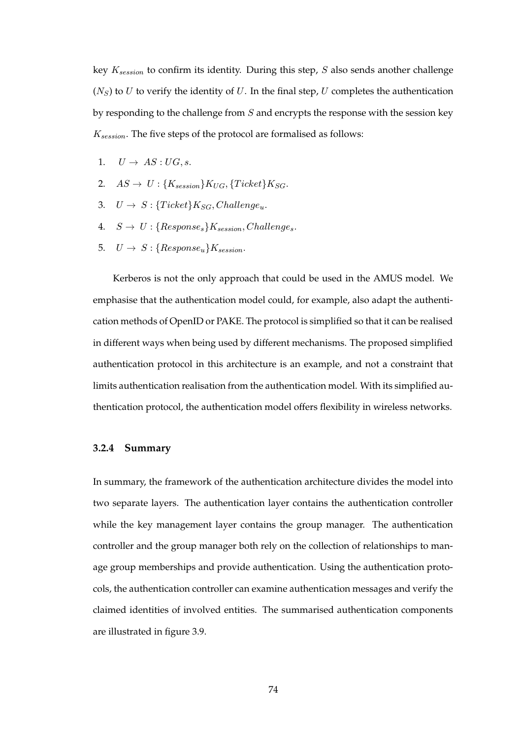key $K_{session}$ to confirm its identity. During this step, $S$ also sends another challenge ($N_S$) to $U$ to verify the identity of $U$. In the final step, $U$ completes the authentication by responding to the challenge from $S$ and encrypts the response with the session key $K_{session}$. The five steps of the protocol are formalised as follows:

1. $U \rightarrow AS : UG, s.$
2. $AS \rightarrow U : \{K_{session}\}K_{UG}, \{Ticket\}K_{SG}.$
3. $U \rightarrow S : \{Ticket\}K_{SG}, Challenge_u.$
4. $S \rightarrow U : \{Response_s\}K_{session}, Challenge_s.$
5. $U \rightarrow S : \{Response_u\}K_{session}.$

Kerberos is not the only approach that could be used in the AMUS model. We emphasise that the authentication model could, for example, also adapt the authentication methods of OpenID or PAKE. The protocol is simplified so that it can be realised in different ways when being used by different mechanisms. The proposed simplified authentication protocol in this architecture is an example, and not a constraint that limits authentication realisation from the authentication model. With its simplified authentication protocol, the authentication model offers flexibility in wireless networks.

### 3.2.4 Summary

In summary, the framework of the authentication architecture divides the model into two separate layers. The authentication layer contains the authentication controller while the key management layer contains the group manager. The authentication controller and the group manager both rely on the collection of relationships to manage group memberships and provide authentication. Using the authentication protocols, the authentication controller can examine authentication messages and verify the claimed identities of involved entities. The summarised authentication components are illustrated in figure 3.9.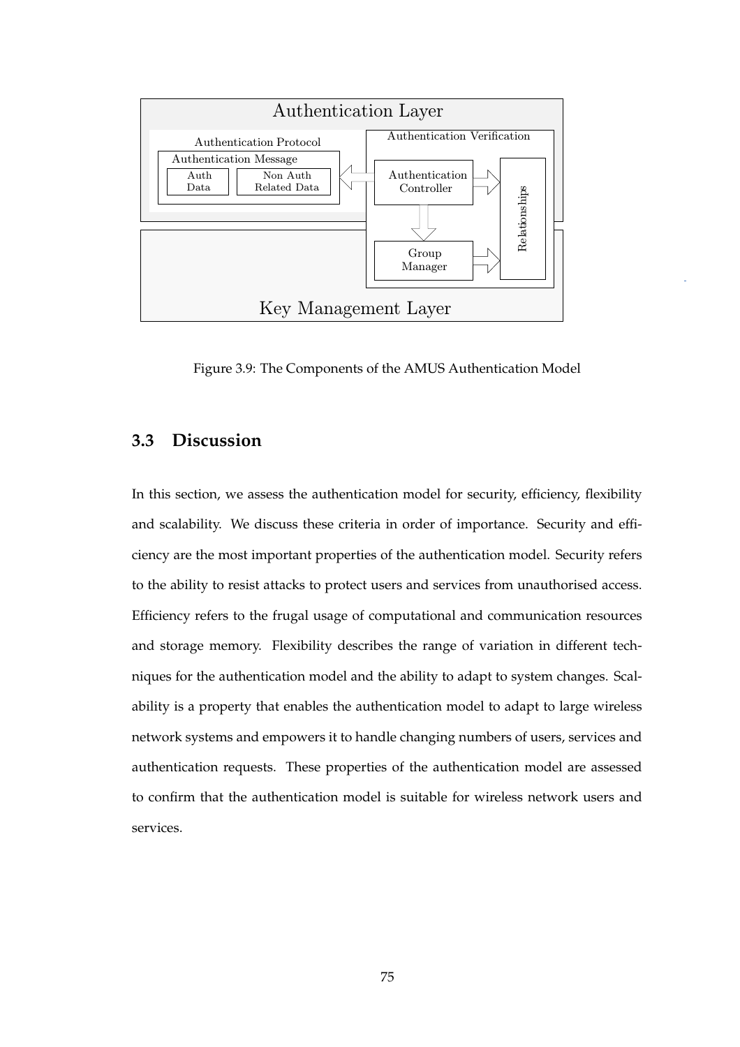Authentication Layer

Authentication Protocol

Authentication Message

Auth Data

Non Auth Related Data

Authentication Verification

Authentication Controller

Relationships

Group Manager

Key Management Layer

Figure 3.9: The Components of the AMUS Authentication Model

## 3.3 Discussion

In this section, we assess the authentication model for security, efficiency, flexibility and scalability. We discuss these criteria in order of importance. Security and efficiency are the most important properties of the authentication model. Security refers to the ability to resist attacks to protect users and services from unauthorised access. Efficiency refers to the frugal usage of computational and communication resources and storage memory. Flexibility describes the range of variation in different techniques for the authentication model and the ability to adapt to system changes. Scalability is a property that enables the authentication model to adapt to large wireless network systems and empowers it to handle changing numbers of users, services and authentication requests. These properties of the authentication model are assessed to confirm that the authentication model is suitable for wireless network users and services.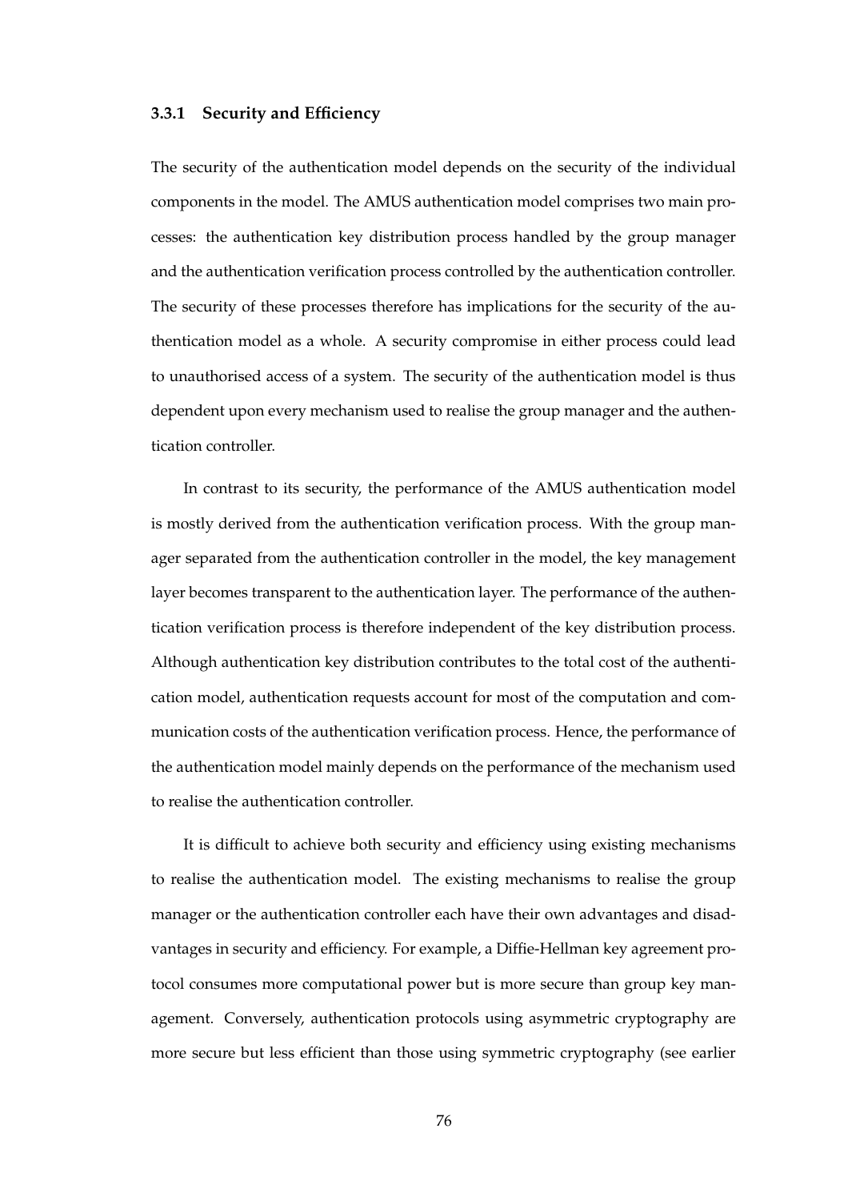### 3.3.1 Security and Efficiency

The security of the authentication model depends on the security of the individual components in the model. The AMUS authentication model comprises two main processes: the authentication key distribution process handled by the group manager and the authentication verification process controlled by the authentication controller. The security of these processes therefore has implications for the security of the authentication model as a whole. A security compromise in either process could lead to unauthorised access of a system. The security of the authentication model is thus dependent upon every mechanism used to realise the group manager and the authentication controller.

In contrast to its security, the performance of the AMUS authentication model is mostly derived from the authentication verification process. With the group manager separated from the authentication controller in the model, the key management layer becomes transparent to the authentication layer. The performance of the authentication verification process is therefore independent of the key distribution process. Although authentication key distribution contributes to the total cost of the authentication model, authentication requests account for most of the computation and communication costs of the authentication verification process. Hence, the performance of the authentication model mainly depends on the performance of the mechanism used to realise the authentication controller.

It is difficult to achieve both security and efficiency using existing mechanisms to realise the authentication model. The existing mechanisms to realise the group manager or the authentication controller each have their own advantages and disadvantages in security and efficiency. For example, a Diffie-Hellman key agreement protocol consumes more computational power but is more secure than group key management. Conversely, authentication protocols using asymmetric cryptography are more secure but less efficient than those using symmetric cryptography (see earlier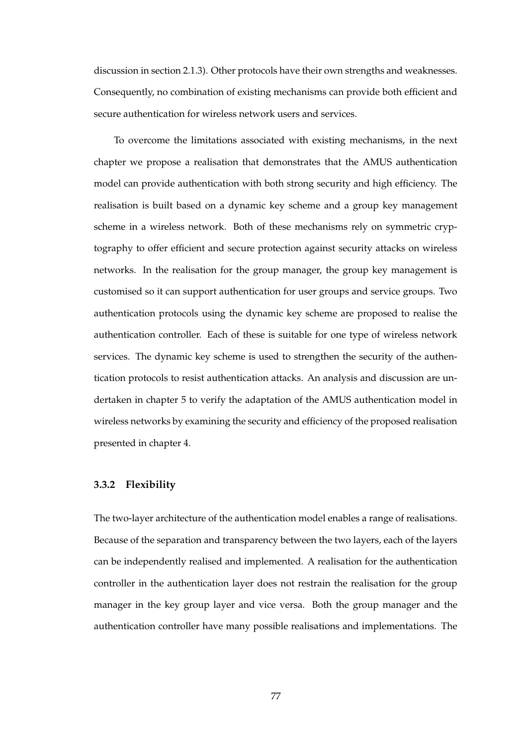discussion in section 2.1.3). Other protocols have their own strengths and weaknesses. Consequently, no combination of existing mechanisms can provide both efficient and secure authentication for wireless network users and services.

To overcome the limitations associated with existing mechanisms, in the next chapter we propose a realisation that demonstrates that the AMUS authentication model can provide authentication with both strong security and high efficiency. The realisation is built based on a dynamic key scheme and a group key management scheme in a wireless network. Both of these mechanisms rely on symmetric cryptography to offer efficient and secure protection against security attacks on wireless networks. In the realisation for the group manager, the group key management is customised so it can support authentication for user groups and service groups. Two authentication protocols using the dynamic key scheme are proposed to realise the authentication controller. Each of these is suitable for one type of wireless network services. The dynamic key scheme is used to strengthen the security of the authentication protocols to resist authentication attacks. An analysis and discussion are undertaken in chapter 5 to verify the adaptation of the AMUS authentication model in wireless networks by examining the security and efficiency of the proposed realisation presented in chapter 4.

### 3.3.2 Flexibility

The two-layer architecture of the authentication model enables a range of realisations. Because of the separation and transparency between the two layers, each of the layers can be independently realised and implemented. A realisation for the authentication controller in the authentication layer does not restrain the realisation for the group manager in the key group layer and vice versa. Both the group manager and the authentication controller have many possible realisations and implementations. The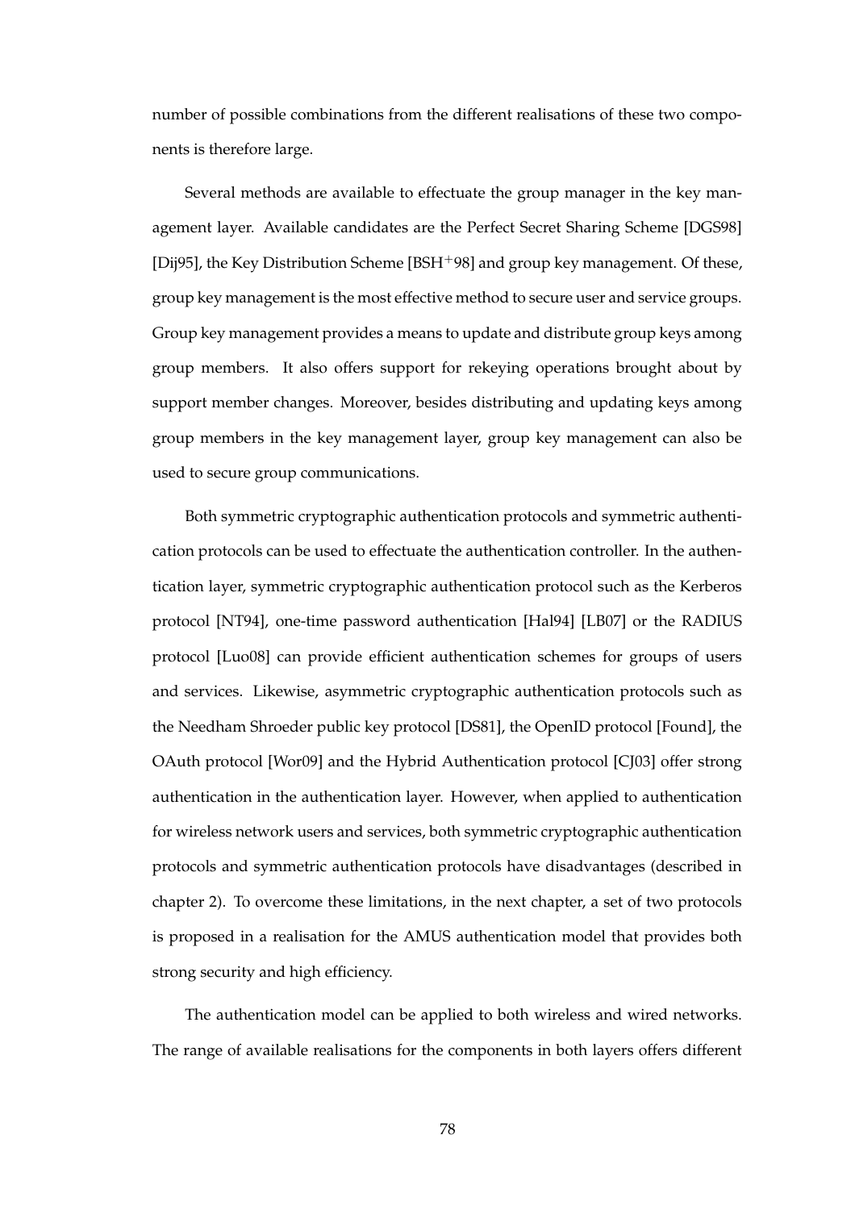number of possible combinations from the different realisations of these two components is therefore large.

Several methods are available to effectuate the group manager in the key management layer. Available candidates are the Perfect Secret Sharing Scheme [DGS98] [Dij95], the Key Distribution Scheme [BSH$^+$98] and group key management. Of these, group key management is the most effective method to secure user and service groups. Group key management provides a means to update and distribute group keys among group members. It also offers support for rekeying operations brought about by support member changes. Moreover, besides distributing and updating keys among group members in the key management layer, group key management can also be used to secure group communications.

Both symmetric cryptographic authentication protocols and symmetric authentication protocols can be used to effectuate the authentication controller. In the authentication layer, symmetric cryptographic authentication protocol such as the Kerberos protocol [NT94], one-time password authentication [Hal94] [LB07] or the RADIUS protocol [Luo08] can provide efficient authentication schemes for groups of users and services. Likewise, asymmetric cryptographic authentication protocols such as the Needham Shroeder public key protocol [DS81], the OpenID protocol [Found], the OAuth protocol [Wor09] and the Hybrid Authentication protocol [CJ03] offer strong authentication in the authentication layer. However, when applied to authentication for wireless network users and services, both symmetric cryptographic authentication protocols and symmetric authentication protocols have disadvantages (described in chapter 2). To overcome these limitations, in the next chapter, a set of two protocols is proposed in a realisation for the AMUS authentication model that provides both strong security and high efficiency.

The authentication model can be applied to both wireless and wired networks. The range of available realisations for the components in both layers offers different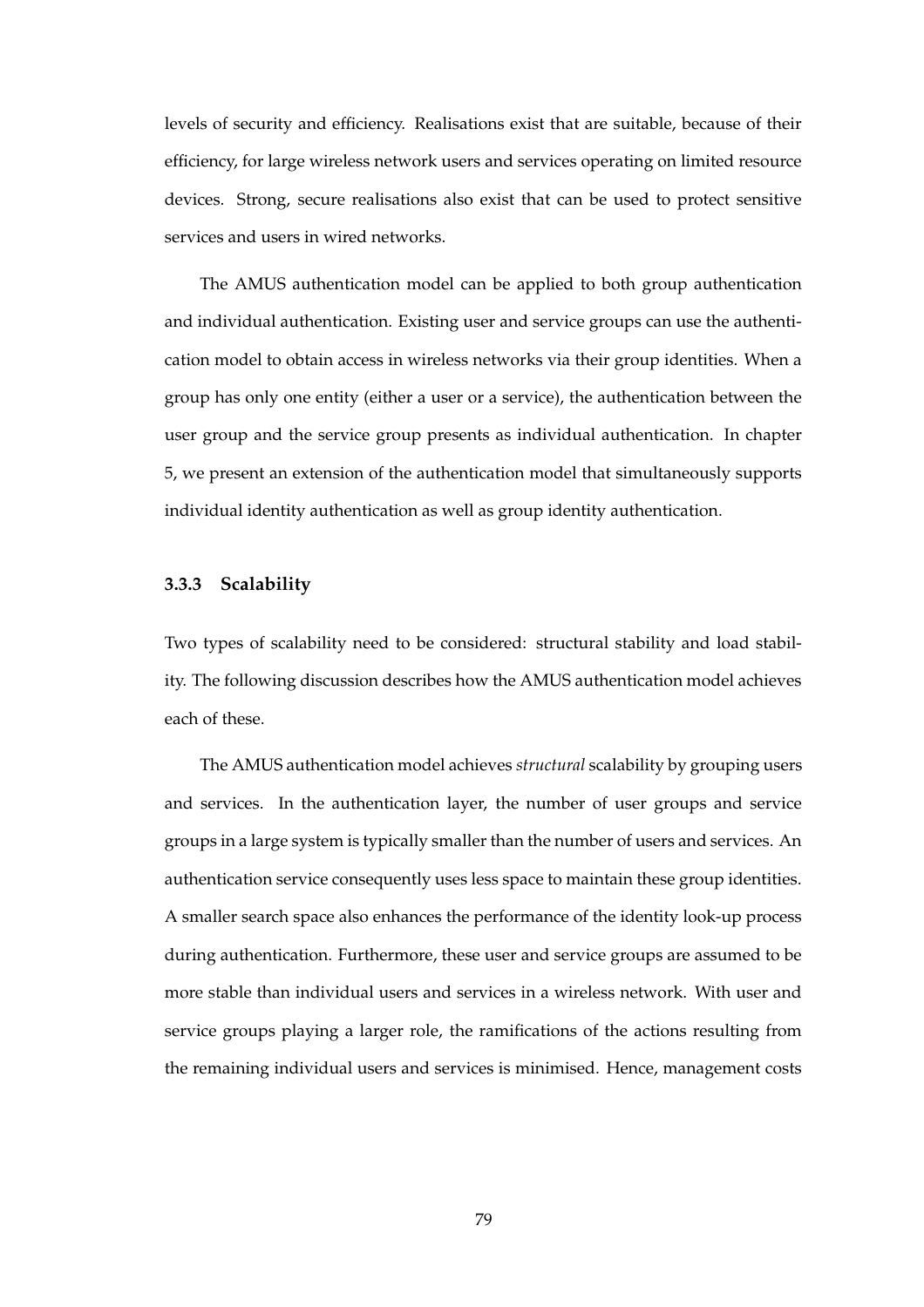levels of security and efficiency. Realisations exist that are suitable, because of their efficiency, for large wireless network users and services operating on limited resource devices. Strong, secure realisations also exist that can be used to protect sensitive services and users in wired networks.

The AMUS authentication model can be applied to both group authentication and individual authentication. Existing user and service groups can use the authentication model to obtain access in wireless networks via their group identities. When a group has only one entity (either a user or a service), the authentication between the user group and the service group presents as individual authentication. In chapter 5, we present an extension of the authentication model that simultaneously supports individual identity authentication as well as group identity authentication.

### 3.3.3 Scalability

Two types of scalability need to be considered: structural stability and load stability. The following discussion describes how the AMUS authentication model achieves each of these.

The AMUS authentication model achieves *structural* scalability by grouping users and services. In the authentication layer, the number of user groups and service groups in a large system is typically smaller than the number of users and services. An authentication service consequently uses less space to maintain these group identities. A smaller search space also enhances the performance of the identity look-up process during authentication. Furthermore, these user and service groups are assumed to be more stable than individual users and services in a wireless network. With user and service groups playing a larger role, the ramifications of the actions resulting from the remaining individual users and services is minimised. Hence, management costs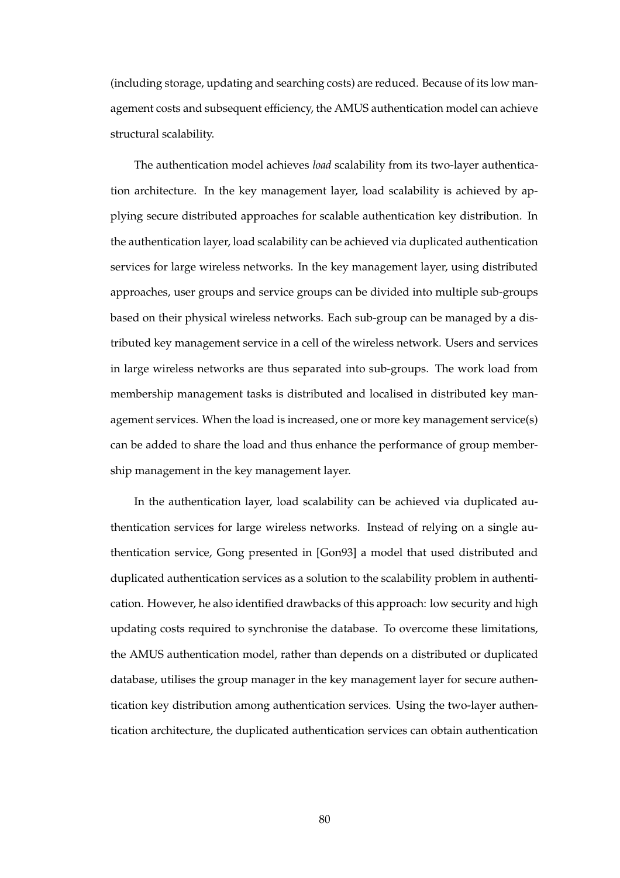(including storage, updating and searching costs) are reduced. Because of its low management costs and subsequent efficiency, the AMUS authentication model can achieve structural scalability.

The authentication model achieves *load* scalability from its two-layer authentication architecture. In the key management layer, load scalability is achieved by applying secure distributed approaches for scalable authentication key distribution. In the authentication layer, load scalability can be achieved via duplicated authentication services for large wireless networks. In the key management layer, using distributed approaches, user groups and service groups can be divided into multiple sub-groups based on their physical wireless networks. Each sub-group can be managed by a distributed key management service in a cell of the wireless network. Users and services in large wireless networks are thus separated into sub-groups. The work load from membership management tasks is distributed and localised in distributed key management services. When the load is increased, one or more key management service(s) can be added to share the load and thus enhance the performance of group membership management in the key management layer.

In the authentication layer, load scalability can be achieved via duplicated authentication services for large wireless networks. Instead of relying on a single authentication service, Gong presented in [Gon93] a model that used distributed and duplicated authentication services as a solution to the scalability problem in authentication. However, he also identified drawbacks of this approach: low security and high updating costs required to synchronise the database. To overcome these limitations, the AMUS authentication model, rather than depends on a distributed or duplicated database, utilises the group manager in the key management layer for secure authentication key distribution among authentication services. Using the two-layer authentication architecture, the duplicated authentication services can obtain authentication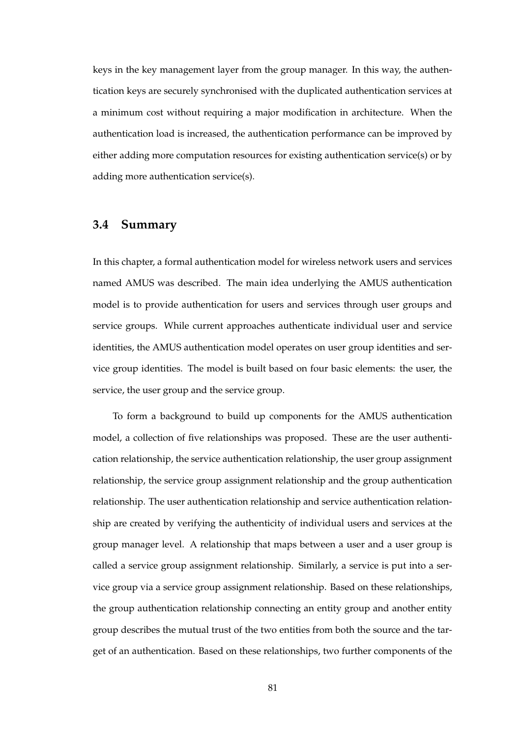keys in the key management layer from the group manager. In this way, the authentication keys are securely synchronised with the duplicated authentication services at a minimum cost without requiring a major modification in architecture. When the authentication load is increased, the authentication performance can be improved by either adding more computation resources for existing authentication service(s) or by adding more authentication service(s).

## 3.4 Summary

In this chapter, a formal authentication model for wireless network users and services named AMUS was described. The main idea underlying the AMUS authentication model is to provide authentication for users and services through user groups and service groups. While current approaches authenticate individual user and service identities, the AMUS authentication model operates on user group identities and service group identities. The model is built based on four basic elements: the user, the service, the user group and the service group.

To form a background to build up components for the AMUS authentication model, a collection of five relationships was proposed. These are the user authentication relationship, the service authentication relationship, the user group assignment relationship, the service group assignment relationship and the group authentication relationship. The user authentication relationship and service authentication relationship are created by verifying the authenticity of individual users and services at the group manager level. A relationship that maps between a user and a user group is called a service group assignment relationship. Similarly, a service is put into a service group via a service group assignment relationship. Based on these relationships, the group authentication relationship connecting an entity group and another entity group describes the mutual trust of the two entities from both the source and the target of an authentication. Based on these relationships, two further components of the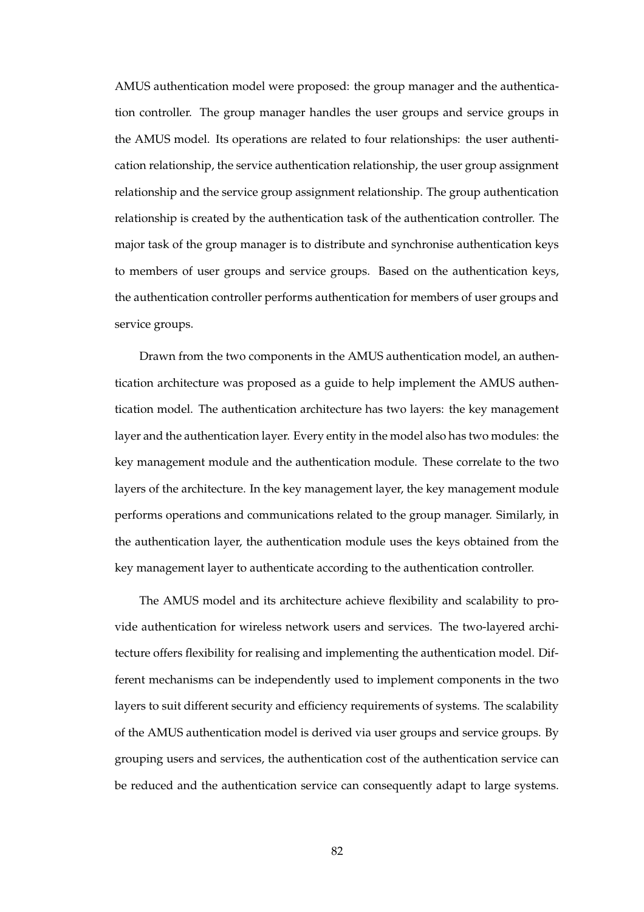AMUS authentication model were proposed: the group manager and the authentication controller. The group manager handles the user groups and service groups in the AMUS model. Its operations are related to four relationships: the user authentication relationship, the service authentication relationship, the user group assignment relationship and the service group assignment relationship. The group authentication relationship is created by the authentication task of the authentication controller. The major task of the group manager is to distribute and synchronise authentication keys to members of user groups and service groups. Based on the authentication keys, the authentication controller performs authentication for members of user groups and service groups.

Drawn from the two components in the AMUS authentication model, an authentication architecture was proposed as a guide to help implement the AMUS authentication model. The authentication architecture has two layers: the key management layer and the authentication layer. Every entity in the model also has two modules: the key management module and the authentication module. These correlate to the two layers of the architecture. In the key management layer, the key management module performs operations and communications related to the group manager. Similarly, in the authentication layer, the authentication module uses the keys obtained from the key management layer to authenticate according to the authentication controller.

The AMUS model and its architecture achieve flexibility and scalability to provide authentication for wireless network users and services. The two-layered architecture offers flexibility for realising and implementing the authentication model. Different mechanisms can be independently used to implement components in the two layers to suit different security and efficiency requirements of systems. The scalability of the AMUS authentication model is derived via user groups and service groups. By grouping users and services, the authentication cost of the authentication service can be reduced and the authentication service can consequently adapt to large systems.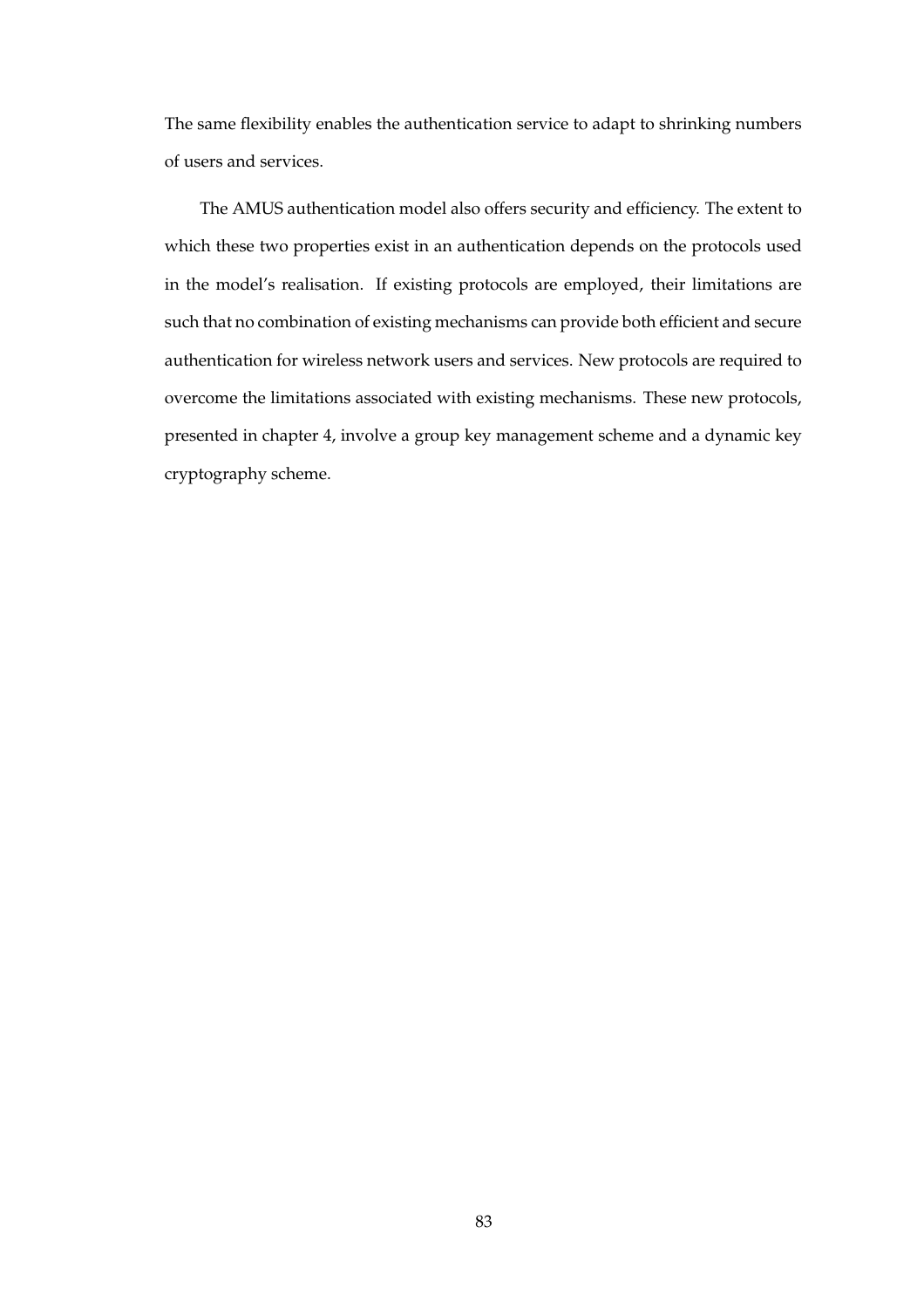The same flexibility enables the authentication service to adapt to shrinking numbers of users and services.

The AMUS authentication model also offers security and efficiency. The extent to which these two properties exist in an authentication depends on the protocols used in the model's realisation. If existing protocols are employed, their limitations are such that no combination of existing mechanisms can provide both efficient and secure authentication for wireless network users and services. New protocols are required to overcome the limitations associated with existing mechanisms. These new protocols, presented in chapter 4, involve a group key management scheme and a dynamic key cryptography scheme.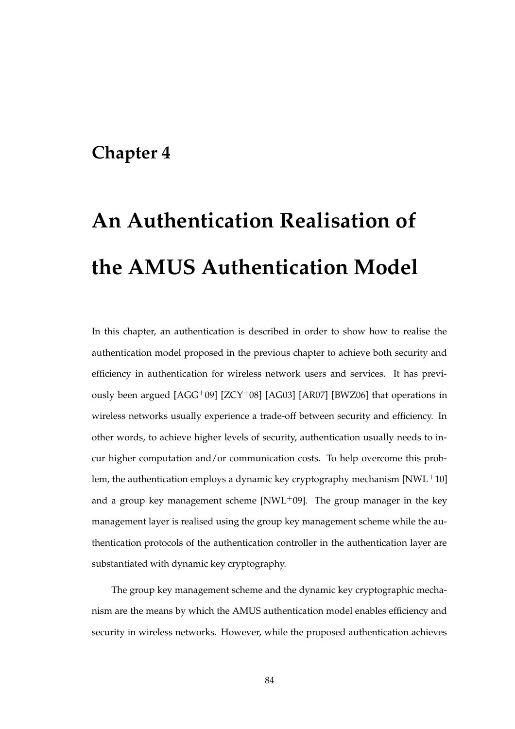# Chapter 4

# An Authentication Realisation of the AMUS Authentication Model

In this chapter, an authentication is described in order to show how to realise the authentication model proposed in the previous chapter to achieve both security and efficiency in authentication for wireless network users and services. It has previously been argued [AGG+09] [ZCY+08] [AG03] [AR07] [BWZ06] that operations in wireless networks usually experience a trade-off between security and efficiency. In other words, to achieve higher levels of security, authentication usually needs to incur higher computation and/or communication costs. To help overcome this problem, the authentication employs a dynamic key cryptography mechanism [NWL+10] and a group key management scheme [NWL+09]. The group manager in the key management layer is realised using the group key management scheme while the authentication protocols of the authentication controller in the authentication layer are substantiated with dynamic key cryptography.

The group key management scheme and the dynamic key cryptographic mechanism are the means by which the AMUS authentication model enables efficiency and security in wireless networks. However, while the proposed authentication achieves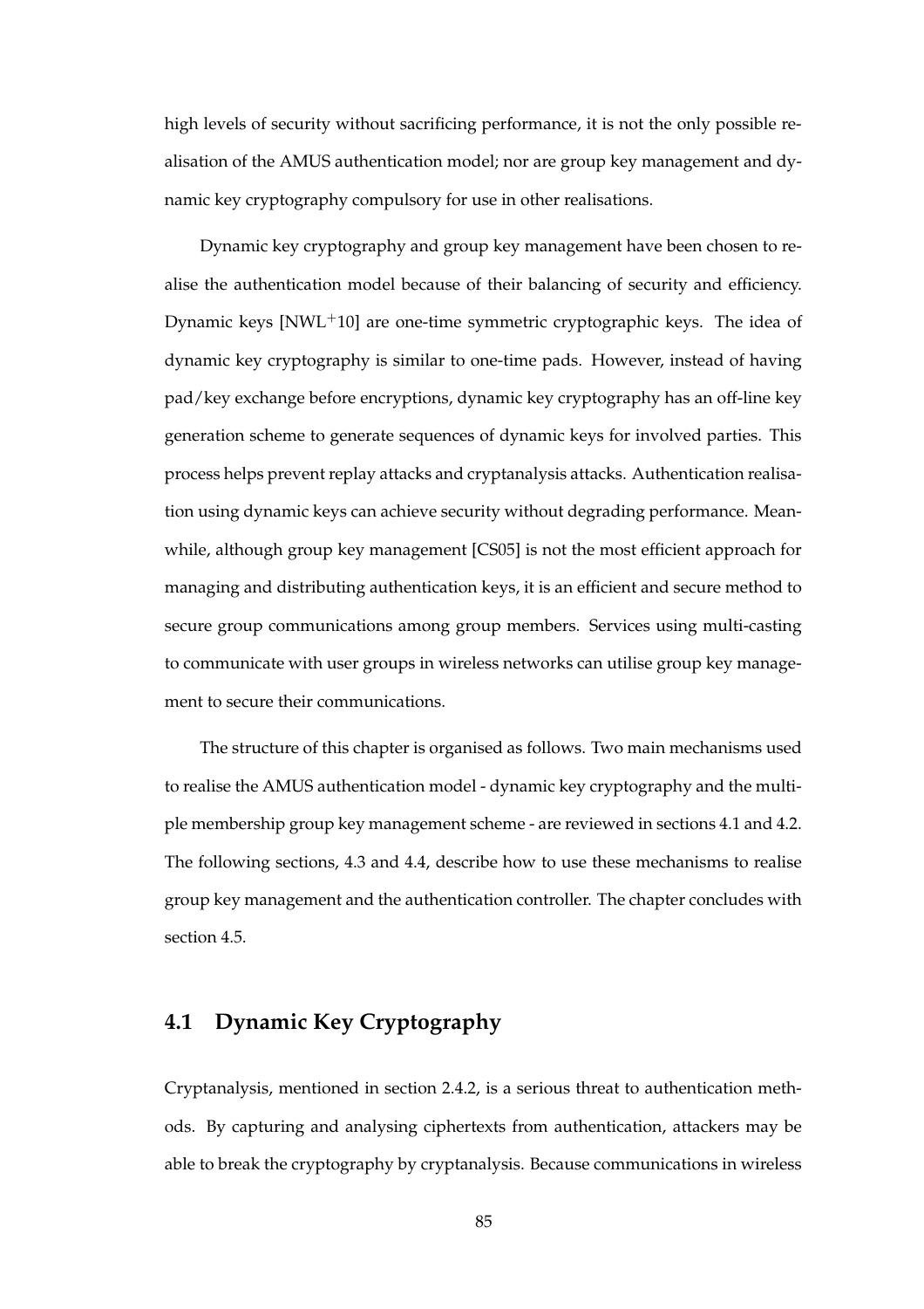high levels of security without sacrificing performance, it is not the only possible realisation of the AMUS authentication model; nor are group key management and dynamic key cryptography compulsory for use in other realisations.

Dynamic key cryptography and group key management have been chosen to realise the authentication model because of their balancing of security and efficiency. Dynamic keys [NWL$^{+}$10] are one-time symmetric cryptographic keys. The idea of dynamic key cryptography is similar to one-time pads. However, instead of having pad/key exchange before encryptions, dynamic key cryptography has an off-line key generation scheme to generate sequences of dynamic keys for involved parties. This process helps prevent replay attacks and cryptanalysis attacks. Authentication realisation using dynamic keys can achieve security without degrading performance. Meanwhile, although group key management [CS05] is not the most efficient approach for managing and distributing authentication keys, it is an efficient and secure method to secure group communications among group members. Services using multi-casting to communicate with user groups in wireless networks can utilise group key management to secure their communications.

The structure of this chapter is organised as follows. Two main mechanisms used to realise the AMUS authentication model - dynamic key cryptography and the multiple membership group key management scheme - are reviewed in sections 4.1 and 4.2. The following sections, 4.3 and 4.4, describe how to use these mechanisms to realise group key management and the authentication controller. The chapter concludes with section 4.5.

## 4.1 Dynamic Key Cryptography

Cryptanalysis, mentioned in section 2.4.2, is a serious threat to authentication methods. By capturing and analysing ciphertexts from authentication, attackers may be able to break the cryptography by cryptanalysis. Because communications in wireless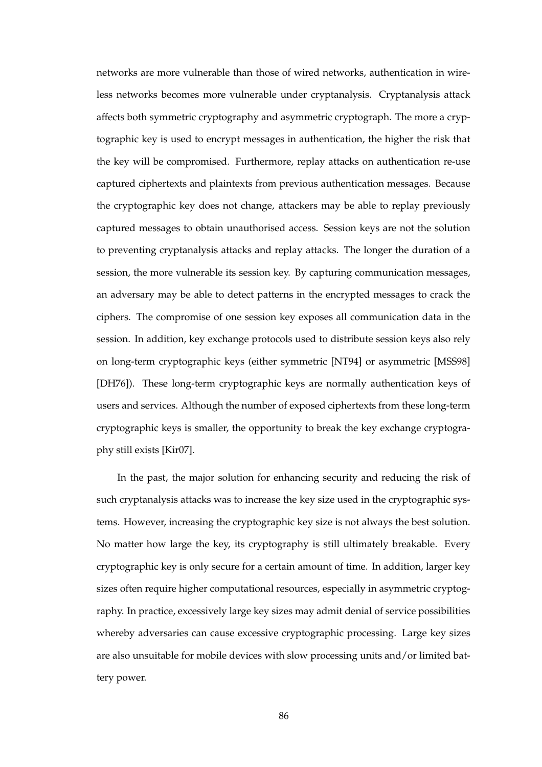networks are more vulnerable than those of wired networks, authentication in wireless networks becomes more vulnerable under cryptanalysis. Cryptanalysis attack affects both symmetric cryptography and asymmetric cryptograph. The more a cryptographic key is used to encrypt messages in authentication, the higher the risk that the key will be compromised. Furthermore, replay attacks on authentication re-use captured ciphertexts and plaintexts from previous authentication messages. Because the cryptographic key does not change, attackers may be able to replay previously captured messages to obtain unauthorised access. Session keys are not the solution to preventing cryptanalysis attacks and replay attacks. The longer the duration of a session, the more vulnerable its session key. By capturing communication messages, an adversary may be able to detect patterns in the encrypted messages to crack the ciphers. The compromise of one session key exposes all communication data in the session. In addition, key exchange protocols used to distribute session keys also rely on long-term cryptographic keys (either symmetric [NT94] or asymmetric [MSS98] [DH76]). These long-term cryptographic keys are normally authentication keys of users and services. Although the number of exposed ciphertexts from these long-term cryptographic keys is smaller, the opportunity to break the key exchange cryptography still exists [Kir07].

In the past, the major solution for enhancing security and reducing the risk of such cryptanalysis attacks was to increase the key size used in the cryptographic systems. However, increasing the cryptographic key size is not always the best solution. No matter how large the key, its cryptography is still ultimately breakable. Every cryptographic key is only secure for a certain amount of time. In addition, larger key sizes often require higher computational resources, especially in asymmetric cryptography. In practice, excessively large key sizes may admit denial of service possibilities whereby adversaries can cause excessive cryptographic processing. Large key sizes are also unsuitable for mobile devices with slow processing units and/or limited battery power.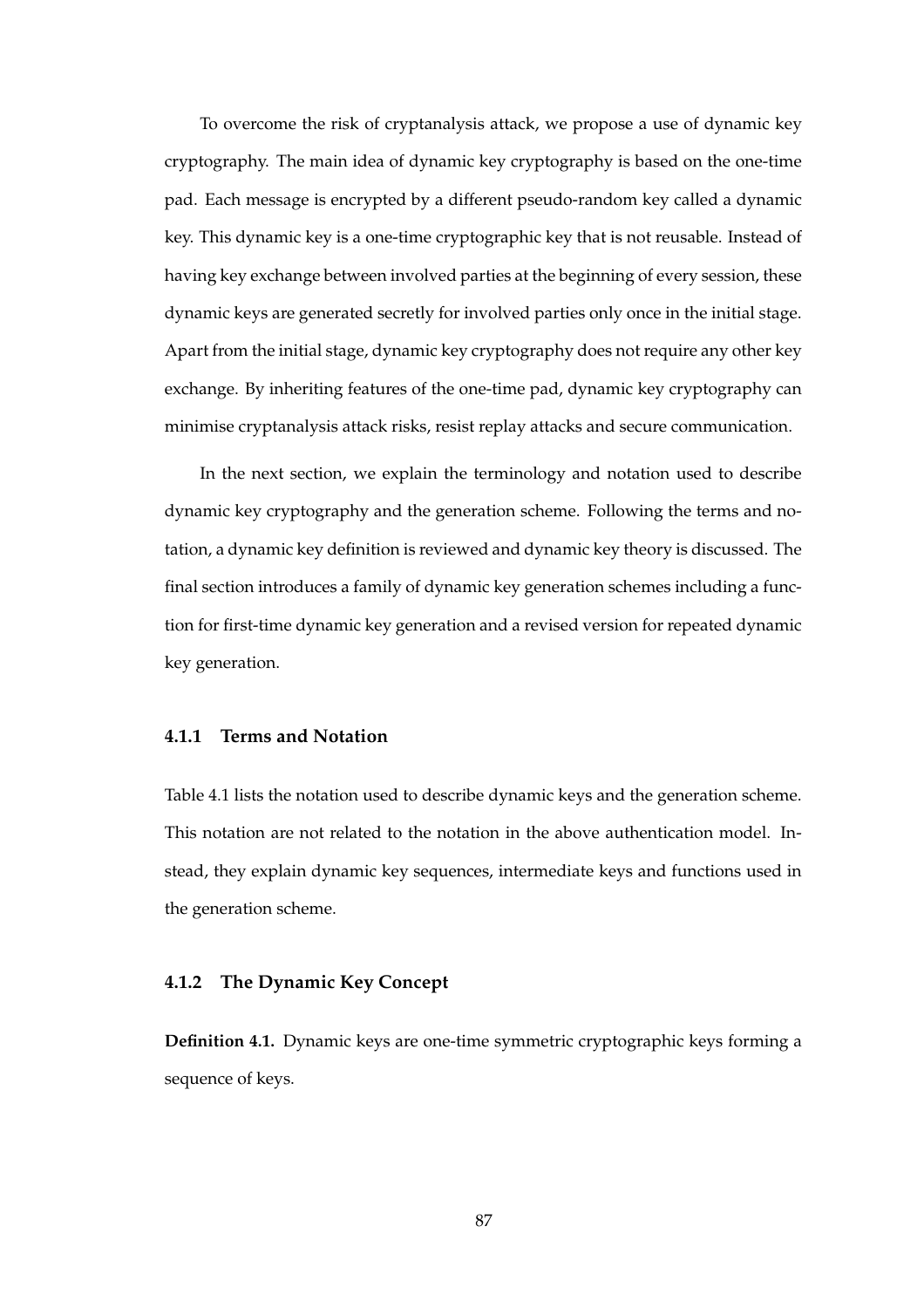To overcome the risk of cryptanalysis attack, we propose a use of dynamic key cryptography. The main idea of dynamic key cryptography is based on the one-time pad. Each message is encrypted by a different pseudo-random key called a dynamic key. This dynamic key is a one-time cryptographic key that is not reusable. Instead of having key exchange between involved parties at the beginning of every session, these dynamic keys are generated secretly for involved parties only once in the initial stage. Apart from the initial stage, dynamic key cryptography does not require any other key exchange. By inheriting features of the one-time pad, dynamic key cryptography can minimise cryptanalysis attack risks, resist replay attacks and secure communication.

In the next section, we explain the terminology and notation used to describe dynamic key cryptography and the generation scheme. Following the terms and notation, a dynamic key definition is reviewed and dynamic key theory is discussed. The final section introduces a family of dynamic key generation schemes including a function for first-time dynamic key generation and a revised version for repeated dynamic key generation.

### 4.1.1 Terms and Notation

Table 4.1 lists the notation used to describe dynamic keys and the generation scheme. This notation are not related to the notation in the above authentication model. Instead, they explain dynamic key sequences, intermediate keys and functions used in the generation scheme.

### 4.1.2 The Dynamic Key Concept

**Definition 4.1.** Dynamic keys are one-time symmetric cryptographic keys forming a sequence of keys.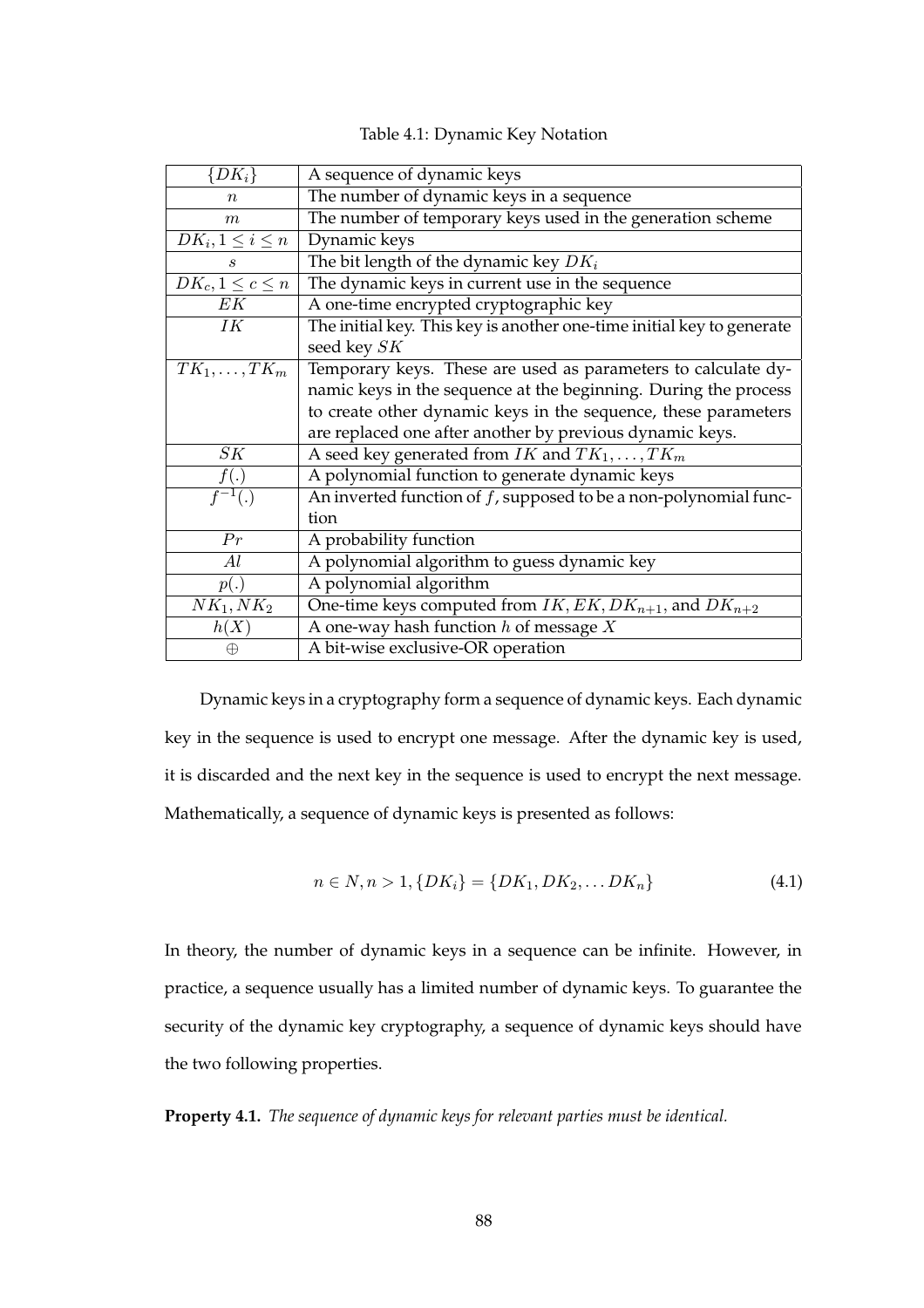Table 4.1: Dynamic Key Notation

| | |
|---|---|
| $\{DK_i\}$ | A sequence of dynamic keys |
| $n$ | The number of dynamic keys in a sequence |
| $m$ | The number of temporary keys used in the generation scheme |
| $DK_i, 1 \leq i \leq n$ | Dynamic keys |
| $s$ | The bit length of the dynamic key $DK_i$ |
| $DK_c, 1 \leq c \leq n$ | The dynamic keys in current use in the sequence |
| $EK$ | A one-time encrypted cryptographic key |
| $IK$ | The initial key. This key is another one-time initial key to generate seed key $SK$ |
| $TK_1, \ldots, TK_m$ | Temporary keys. These are used as parameters to calculate dynamic keys in the sequence at the beginning. During the process to create other dynamic keys in the sequence, these parameters are replaced one after another by previous dynamic keys. |
| $SK$ | A seed key generated from $IK$ and $TK_1, \ldots, TK_m$ |
| $f(.)$ | A polynomial function to generate dynamic keys |
| $f^{-1}(.)$ | An inverted function of $f$, supposed to be a non-polynomial function |
| $Pr$ | A probability function |
| $Al$ | A polynomial algorithm to guess dynamic key |
| $p(.)$ | A polynomial algorithm |
| $NK_1, NK_2$ | One-time keys computed from $IK, EK, DK_{n+1}$, and $DK_{n+2}$ |
| $h(X)$ | A one-way hash function $h$ of message $X$ |
| $\oplus$ | A bit-wise exclusive-OR operation |

Dynamic keys in a cryptography form a sequence of dynamic keys. Each dynamic key in the sequence is used to encrypt one message. After the dynamic key is used, it is discarded and the next key in the sequence is used to encrypt the next message. Mathematically, a sequence of dynamic keys is presented as follows:

$$n \in N, n > 1, \{DK_i\} = \{DK_1, DK_2, \ldots DK_n\} \tag{4.1}$$

In theory, the number of dynamic keys in a sequence can be infinite. However, in practice, a sequence usually has a limited number of dynamic keys. To guarantee the security of the dynamic key cryptography, a sequence of dynamic keys should have the two following properties.

**Property 4.1.** *The sequence of dynamic keys for relevant parties must be identical.*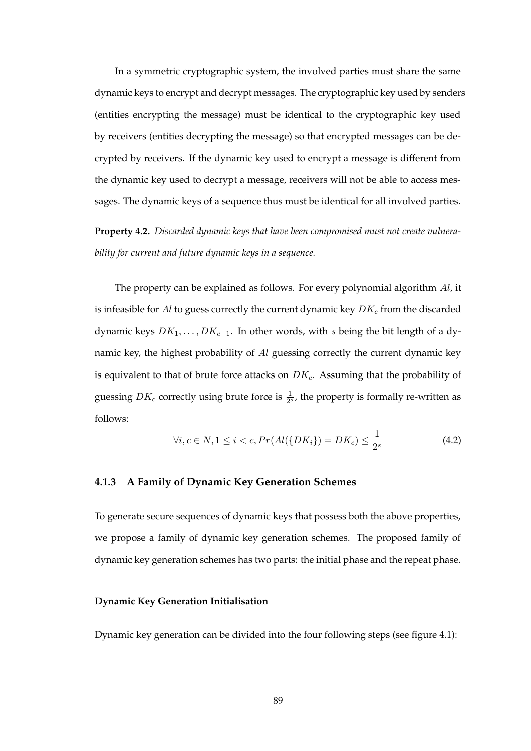In a symmetric cryptographic system, the involved parties must share the same dynamic keys to encrypt and decrypt messages. The cryptographic key used by senders (entities encrypting the message) must be identical to the cryptographic key used by receivers (entities decrypting the message) so that encrypted messages can be decrypted by receivers. If the dynamic key used to encrypt a message is different from the dynamic key used to decrypt a message, receivers will not be able to access messages. The dynamic keys of a sequence thus must be identical for all involved parties.

**Property 4.2.** *Discarded dynamic keys that have been compromised must not create vulnerability for current and future dynamic keys in a sequence.*

The property can be explained as follows. For every polynomial algorithm $Al$, it is infeasible for $Al$ to guess correctly the current dynamic key $DK_c$ from the discarded dynamic keys $DK_1, \ldots, DK_{c-1}$. In other words, with $s$ being the bit length of a dynamic key, the highest probability of $Al$ guessing correctly the current dynamic key is equivalent to that of brute force attacks on $DK_c$. Assuming that the probability of guessing $DK_c$ correctly using brute force is $\frac{1}{2^s}$, the property is formally re-written as follows:

$$\forall i, c \in N, 1 \leq i < c, Pr(Al(\{DK_i\}) = DK_c) \leq \frac{1}{2^s} \tag{4.2}$$

### 4.1.3 A Family of Dynamic Key Generation Schemes

To generate secure sequences of dynamic keys that possess both the above properties, we propose a family of dynamic key generation schemes. The proposed family of dynamic key generation schemes has two parts: the initial phase and the repeat phase.

#### Dynamic Key Generation Initialisation

Dynamic key generation can be divided into the four following steps (see figure 4.1):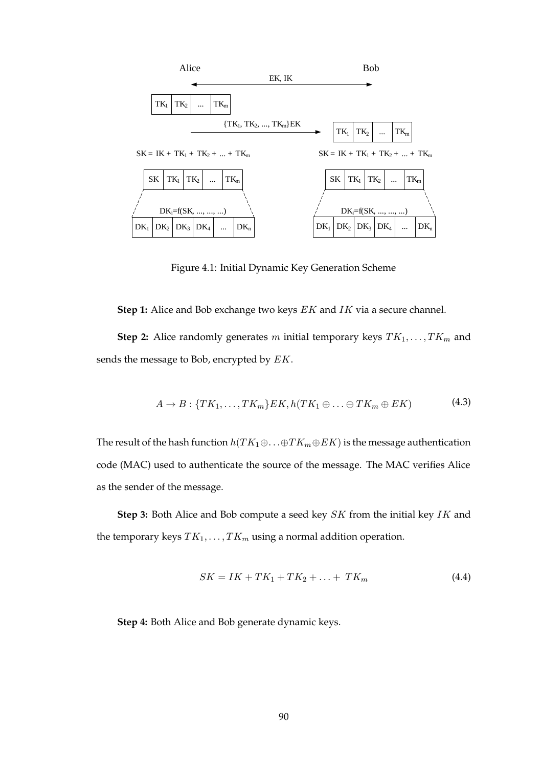Alice

Bob

EK, IK

TK1 TK2 ... TKm

{TK1, TK2, ..., TKm}EK

TK1 TK2 ... TKm

SK = IK + TK1 + TK2 + ... + TKm

SK = IK + TK1 + TK2 + ... + TKm

SK TK1 TK2 ... TKm

SK TK1 TK2 ... TKm

DKi=f(SK, ..., ..., ...)

DKi=f(SK, ..., ..., ...)

DK1 DK2 DK3 DK4 ... DKn

DK1 DK2 DK3 DK4 ... DKn

Figure 4.1: Initial Dynamic Key Generation Scheme

**Step 1:** Alice and Bob exchange two keys $EK$ and $IK$ via a secure channel.

**Step 2:** Alice randomly generates $m$ initial temporary keys $TK_1, \ldots, TK_m$ and sends the message to Bob, encrypted by $EK$.

$$A \rightarrow B : \{TK_1, \ldots, TK_m\}EK, h(TK_1 \oplus \ldots \oplus TK_m \oplus EK) \tag{4.3}$$

The result of the hash function $h(TK_1 \oplus \ldots \oplus TK_m \oplus EK)$ is the message authentication code (MAC) used to authenticate the source of the message. The MAC verifies Alice as the sender of the message.

**Step 3:** Both Alice and Bob compute a seed key $SK$ from the initial key $IK$ and the temporary keys $TK_1, \ldots, TK_m$ using a normal addition operation.

$$SK = IK + TK_1 + TK_2 + \ldots + TK_m \tag{4.4}$$

**Step 4:** Both Alice and Bob generate dynamic keys.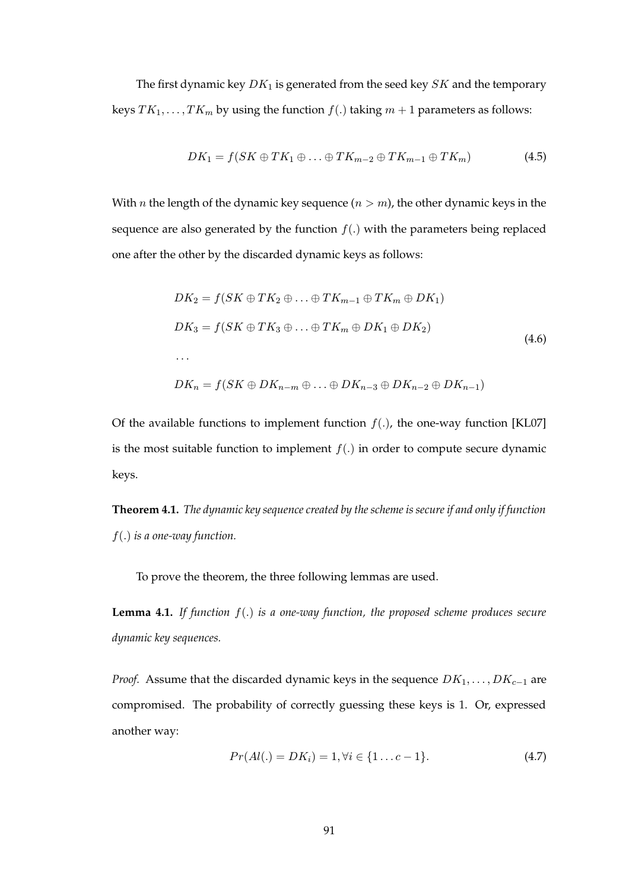The first dynamic key $DK_1$ is generated from the seed key $SK$ and the temporary keys $TK_1, \ldots, TK_m$ by using the function $f(.)$ taking $m + 1$ parameters as follows:

$$DK_1 = f(SK \oplus TK_1 \oplus \ldots \oplus TK_{m-2} \oplus TK_{m-1} \oplus TK_m) \tag{4.5}$$

With $n$ the length of the dynamic key sequence ($n > m$), the other dynamic keys in the sequence are also generated by the function $f(.)$ with the parameters being replaced one after the other by the discarded dynamic keys as follows:

$$\begin{aligned}
&DK_2 = f(SK \oplus TK_2 \oplus \ldots \oplus TK_{m-1} \oplus TK_m \oplus DK_1) \\
&DK_3 = f(SK \oplus TK_3 \oplus \ldots \oplus TK_m \oplus DK_1 \oplus DK_2) \\
&\ldots \\
&DK_n = f(SK \oplus DK_{n-m} \oplus \ldots \oplus DK_{n-3} \oplus DK_{n-2} \oplus DK_{n-1})
\end{aligned} \tag{4.6}$$

Of the available functions to implement function $f(.)$, the one-way function [KL07] is the most suitable function to implement $f(.)$ in order to compute secure dynamic keys.

**Theorem 4.1.** *The dynamic key sequence created by the scheme is secure if and only if function $f(.)$ is a one-way function.*

To prove the theorem, the three following lemmas are used.

**Lemma 4.1.** *If function $f(.)$ is a one-way function, the proposed scheme produces secure dynamic key sequences.*

*Proof.* Assume that the discarded dynamic keys in the sequence $DK_1, \ldots, DK_{c-1}$ are compromised. The probability of correctly guessing these keys is 1. Or, expressed another way:

$$Pr(Al(.) = DK_i) = 1, \forall i \in \{1 \ldots c-1\}. \tag{4.7}$$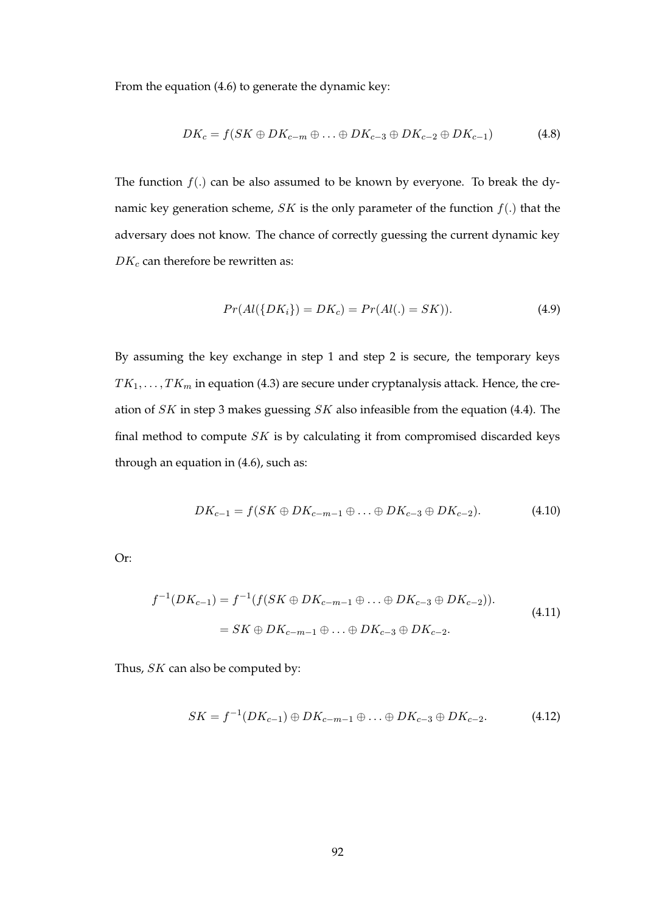From the equation (4.6) to generate the dynamic key:

$$DK_c = f(SK \oplus DK_{c-m} \oplus \ldots \oplus DK_{c-3} \oplus DK_{c-2} \oplus DK_{c-1}) \tag{4.8}$$

The function $f(.)$ can be also assumed to be known by everyone. To break the dynamic key generation scheme, $SK$ is the only parameter of the function $f(.)$ that the adversary does not know. The chance of correctly guessing the current dynamic key $DK_c$ can therefore be rewritten as:

$$Pr(Al(\{DK_i\}) = DK_c) = Pr(Al(.) = SK)). \tag{4.9}$$

By assuming the key exchange in step 1 and step 2 is secure, the temporary keys $TK_1, \ldots, TK_m$ in equation (4.3) are secure under cryptanalysis attack. Hence, the creation of $SK$ in step 3 makes guessing $SK$ also infeasible from the equation (4.4). The final method to compute $SK$ is by calculating it from compromised discarded keys through an equation in (4.6), such as:

$$DK_{c-1} = f(SK \oplus DK_{c-m-1} \oplus \ldots \oplus DK_{c-3} \oplus DK_{c-2}). \tag{4.10}$$

Or:

$$\begin{aligned} f^{-1}(DK_{c-1}) &= f^{-1}(f(SK \oplus DK_{c-m-1} \oplus \ldots \oplus DK_{c-3} \oplus DK_{c-2})). \\ &= SK \oplus DK_{c-m-1} \oplus \ldots \oplus DK_{c-3} \oplus DK_{c-2}. \end{aligned} \tag{4.11}$$

Thus, $SK$ can also be computed by:

$$SK = f^{-1}(DK_{c-1}) \oplus DK_{c-m-1} \oplus \ldots \oplus DK_{c-3} \oplus DK_{c-2}. \tag{4.12}$$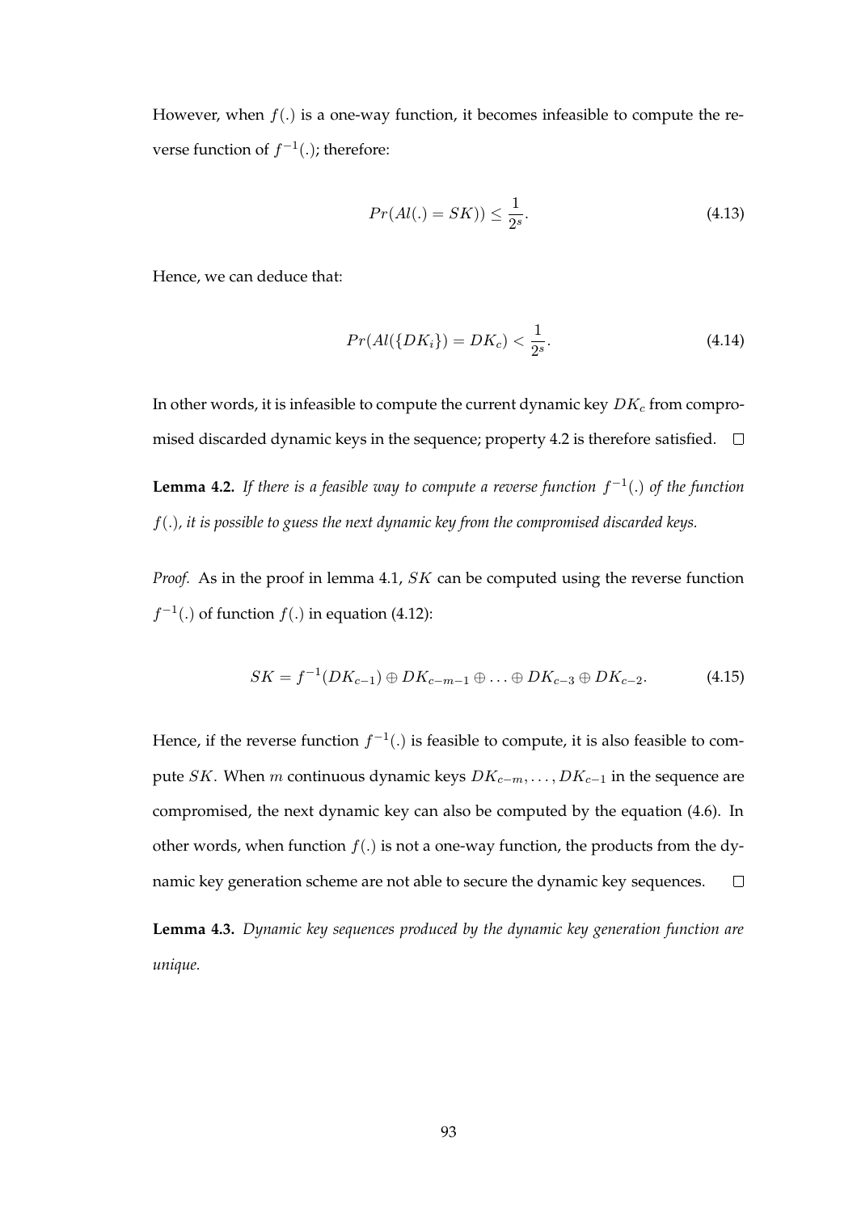However, when $f(.)$ is a one-way function, it becomes infeasible to compute the reverse function of $f^{-1}(.)$; therefore:

$$Pr(Al(.) = SK)) \leq \frac{1}{2^s}. \tag{4.13}$$

Hence, we can deduce that:

$$Pr(Al(\{DK_i\}) = DK_c) < \frac{1}{2^s}. \tag{4.14}$$

In other words, it is infeasible to compute the current dynamic key $DK_c$ from compromised discarded dynamic keys in the sequence; property 4.2 is therefore satisfied. □

**Lemma 4.2.** *If there is a feasible way to compute a reverse function $f^{-1}(.)$ of the function $f(.)$, it is possible to guess the next dynamic key from the compromised discarded keys.*

*Proof.* As in the proof in lemma 4.1, $SK$ can be computed using the reverse function $f^{-1}(.)$ of function $f(.)$ in equation (4.12):

$$SK = f^{-1}(DK_{c-1}) \oplus DK_{c-m-1} \oplus \ldots \oplus DK_{c-3} \oplus DK_{c-2}. \tag{4.15}$$

Hence, if the reverse function $f^{-1}(.)$ is feasible to compute, it is also feasible to compute $SK$. When $m$ continuous dynamic keys $DK_{c-m}, \ldots, DK_{c-1}$ in the sequence are compromised, the next dynamic key can also be computed by the equation (4.6). In other words, when function $f(.)$ is not a one-way function, the products from the dynamic key generation scheme are not able to secure the dynamic key sequences. □

**Lemma 4.3.** *Dynamic key sequences produced by the dynamic key generation function are unique.*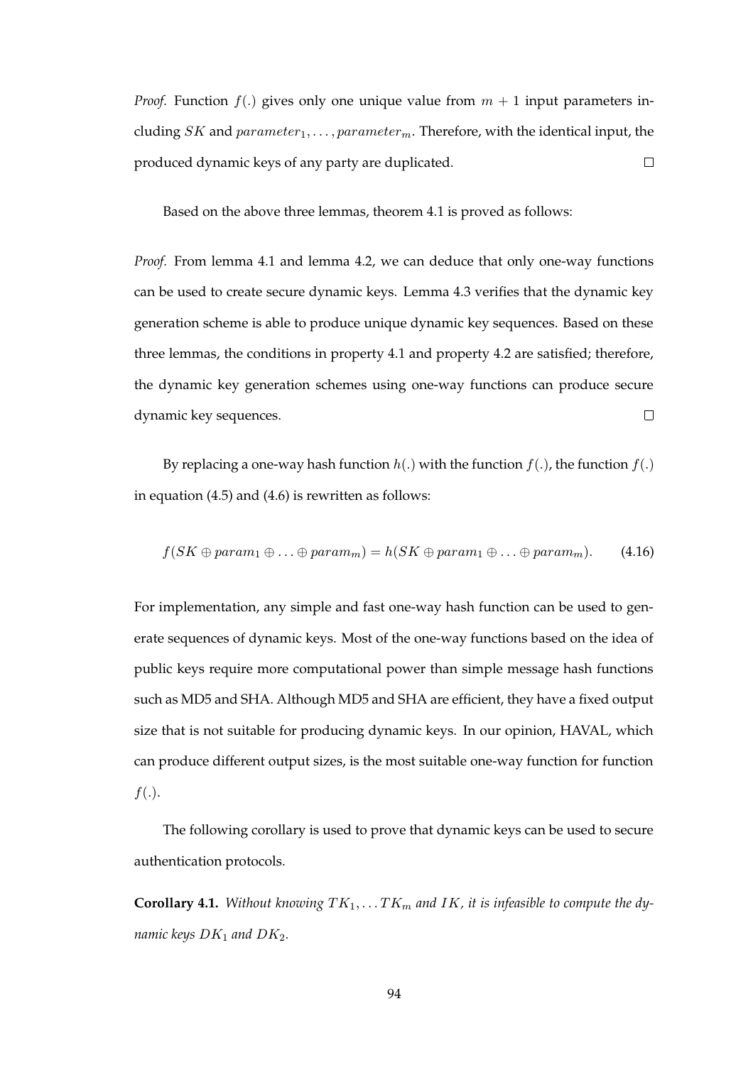*Proof.* Function $f(.)$ gives only one unique value from $m + 1$ input parameters including $SK$ and $parameter_1, \ldots, parameter_m$. Therefore, with the identical input, the produced dynamic keys of any party are duplicated. $\square$

Based on the above three lemmas, theorem 4.1 is proved as follows:

*Proof.* From lemma 4.1 and lemma 4.2, we can deduce that only one-way functions can be used to create secure dynamic keys. Lemma 4.3 verifies that the dynamic key generation scheme is able to produce unique dynamic key sequences. Based on these three lemmas, the conditions in property 4.1 and property 4.2 are satisfied; therefore, the dynamic key generation schemes using one-way functions can produce secure dynamic key sequences. $\square$

By replacing a one-way hash function $h(.)$ with the function $f(.)$, the function $f(.)$ in equation (4.5) and (4.6) is rewritten as follows:

$$f(SK \oplus param_1 \oplus \ldots \oplus param_m) = h(SK \oplus param_1 \oplus \ldots \oplus param_m). \qquad (4.16)$$

For implementation, any simple and fast one-way hash function can be used to generate sequences of dynamic keys. Most of the one-way functions based on the idea of public keys require more computational power than simple message hash functions such as MD5 and SHA. Although MD5 and SHA are efficient, they have a fixed output size that is not suitable for producing dynamic keys. In our opinion, HAVAL, which can produce different output sizes, is the most suitable one-way function for function $f(.)$.

The following corollary is used to prove that dynamic keys can be used to secure authentication protocols.

**Corollary 4.1.** *Without knowing $TK_1, \ldots TK_m$ and $IK$, it is infeasible to compute the dynamic keys $DK_1$ and $DK_2$.*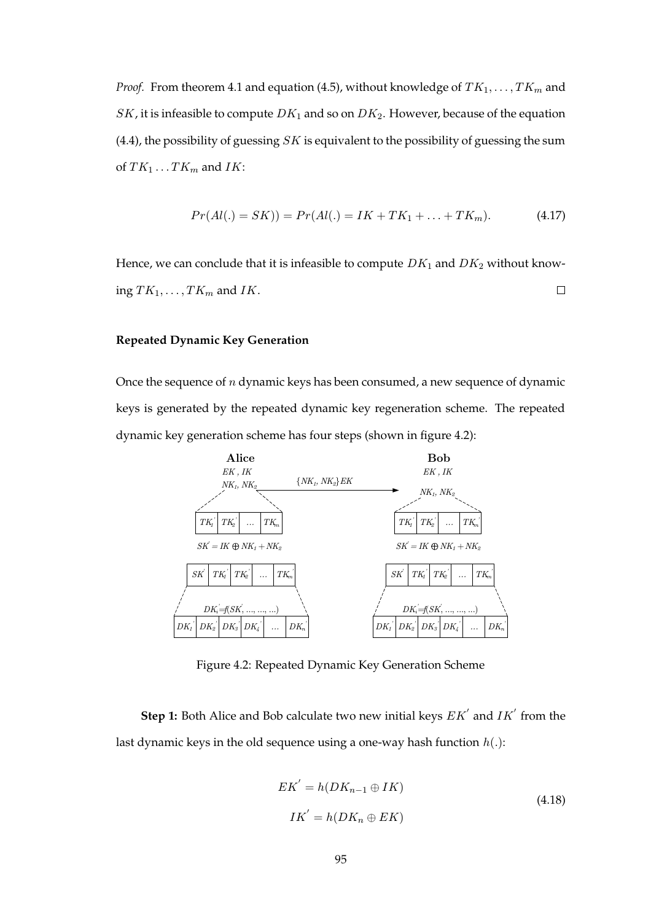*Proof.* From theorem 4.1 and equation (4.5), without knowledge of $TK_1, \ldots, TK_m$ and $SK$, it is infeasible to compute $DK_1$ and so on $DK_2$. However, because of the equation (4.4), the possibility of guessing $SK$ is equivalent to the possibility of guessing the sum of $TK_1 \ldots TK_m$ and $IK$:

$$Pr(Al(.) = SK)) = Pr(Al(.) = IK + TK_1 + \ldots + TK_m). \tag{4.17}$$

Hence, we can conclude that it is infeasible to compute $DK_1$ and $DK_2$ without knowing $TK_1, \ldots, TK_m$ and $IK$. □

#### Repeated Dynamic Key Generation

Once the sequence of $n$ dynamic keys has been consumed, a new sequence of dynamic keys is generated by the repeated dynamic key regeneration scheme. The repeated dynamic key generation scheme has four steps (shown in figure 4.2):

Alice

$EK$ , $IK$

$NK_1$, $NK_2$

$\{NK_1, NK_2\}EK$

Bob

$EK$ , $IK$

$NK_1$, $NK_2$

$TK_1'$ $TK_2'$ ... $TK_m'$

$SK' = IK \oplus NK_1 + NK_2$

$SK'$ $TK_1'$ $TK_2'$ ... $TK_m'$

$DK_i' = f(SK', \ldots, \ldots, \ldots)$

$DK_1'$ $DK_2'$ $DK_3'$ $DK_4'$ ... $DK_n'$

Figure 4.2: Repeated Dynamic Key Generation Scheme

**Step 1:** Both Alice and Bob calculate two new initial keys $EK'$ and $IK'$ from the last dynamic keys in the old sequence using a one-way hash function $h(.)$:

$$\begin{aligned} EK' &= h(DK_{n-1} \oplus IK) \\ IK' &= h(DK_n \oplus EK) \end{aligned} \tag{4.18}$$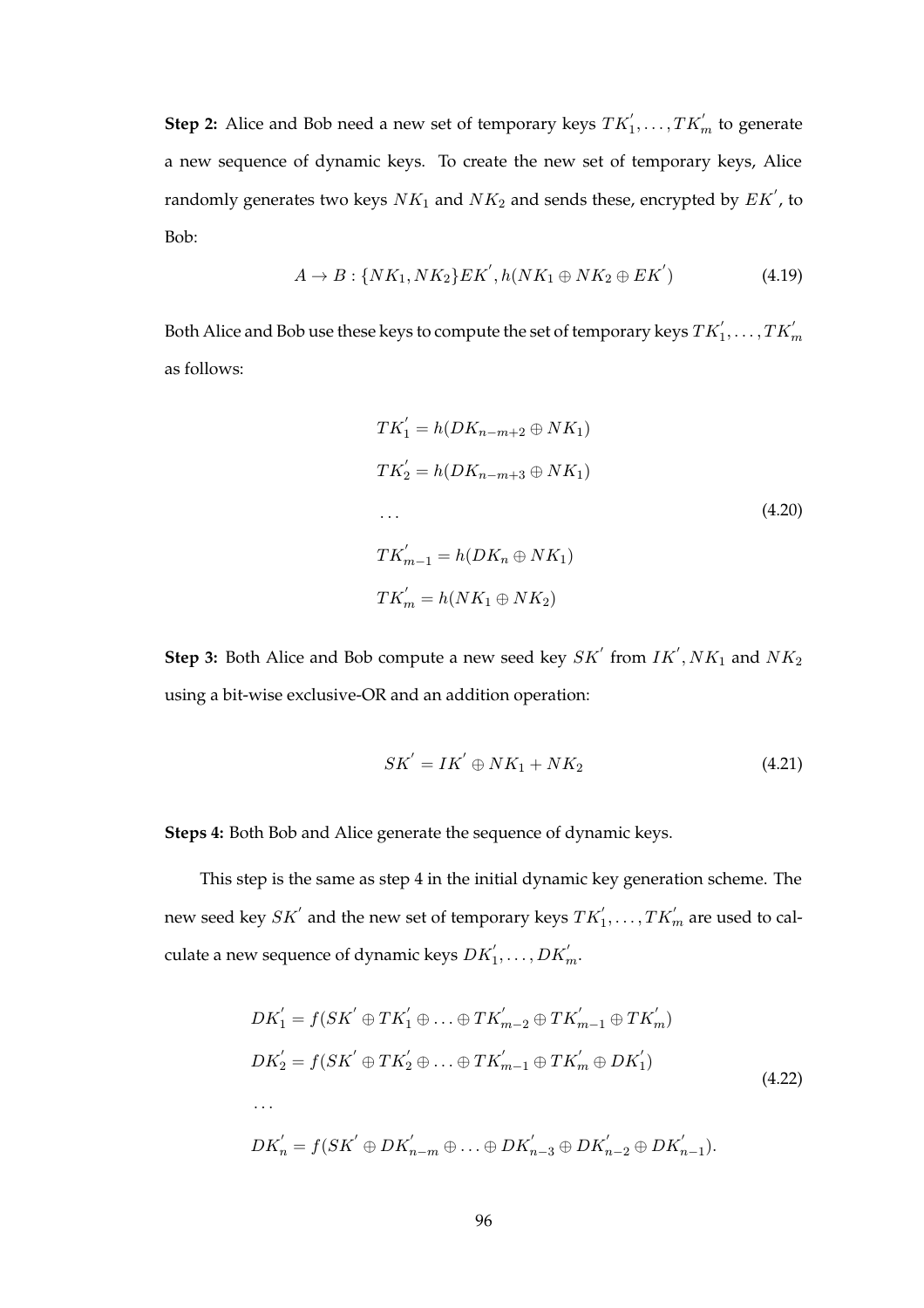**Step 2:** Alice and Bob need a new set of temporary keys $TK_1^{'}, \ldots, TK_m^{'}$ to generate a new sequence of dynamic keys. To create the new set of temporary keys, Alice randomly generates two keys $NK_1$ and $NK_2$ and sends these, encrypted by $EK^{'}$, to Bob:

$$A \rightarrow B : \{NK_1, NK_2\}EK^{'}, h(NK_1 \oplus NK_2 \oplus EK^{'}) \tag{4.19}$$

Both Alice and Bob use these keys to compute the set of temporary keys $TK_1^{'}, \ldots, TK_m^{'}$ as follows:

$$\begin{aligned}
TK_1^{'} &= h(DK_{n-m+2} \oplus NK_1) \\
TK_2^{'} &= h(DK_{n-m+3} \oplus NK_1) \\
&\ldots \\
TK_{m-1}^{'} &= h(DK_n \oplus NK_1) \\
TK_m^{'} &= h(NK_1 \oplus NK_2)
\end{aligned} \tag{4.20}$$

**Step 3:** Both Alice and Bob compute a new seed key $SK^{'}$ from $IK^{'}, NK_1$ and $NK_2$ using a bit-wise exclusive-OR and an addition operation:

$$SK^{'} = IK^{'} \oplus NK_1 + NK_2 \tag{4.21}$$

**Steps 4:** Both Bob and Alice generate the sequence of dynamic keys.

This step is the same as step 4 in the initial dynamic key generation scheme. The new seed key $SK^{'}$ and the new set of temporary keys $TK_1^{'}, \ldots, TK_m^{'}$ are used to calculate a new sequence of dynamic keys $DK_1^{'}, \ldots, DK_m^{'}$.

$$\begin{aligned}
DK_1^{'} &= f(SK^{'} \oplus TK_1^{'} \oplus \ldots \oplus TK_{m-2}^{'} \oplus TK_{m-1}^{'} \oplus TK_m^{'}) \\
DK_2^{'} &= f(SK^{'} \oplus TK_2^{'} \oplus \ldots \oplus TK_{m-1}^{'} \oplus TK_m^{'} \oplus DK_1^{'}) \\
&\ldots \\
DK_n^{'} &= f(SK^{'} \oplus DK_{n-m}^{'} \oplus \ldots \oplus DK_{n-3}^{'} \oplus DK_{n-2}^{'} \oplus DK_{n-1}^{'}).
\end{aligned} \tag{4.22}$$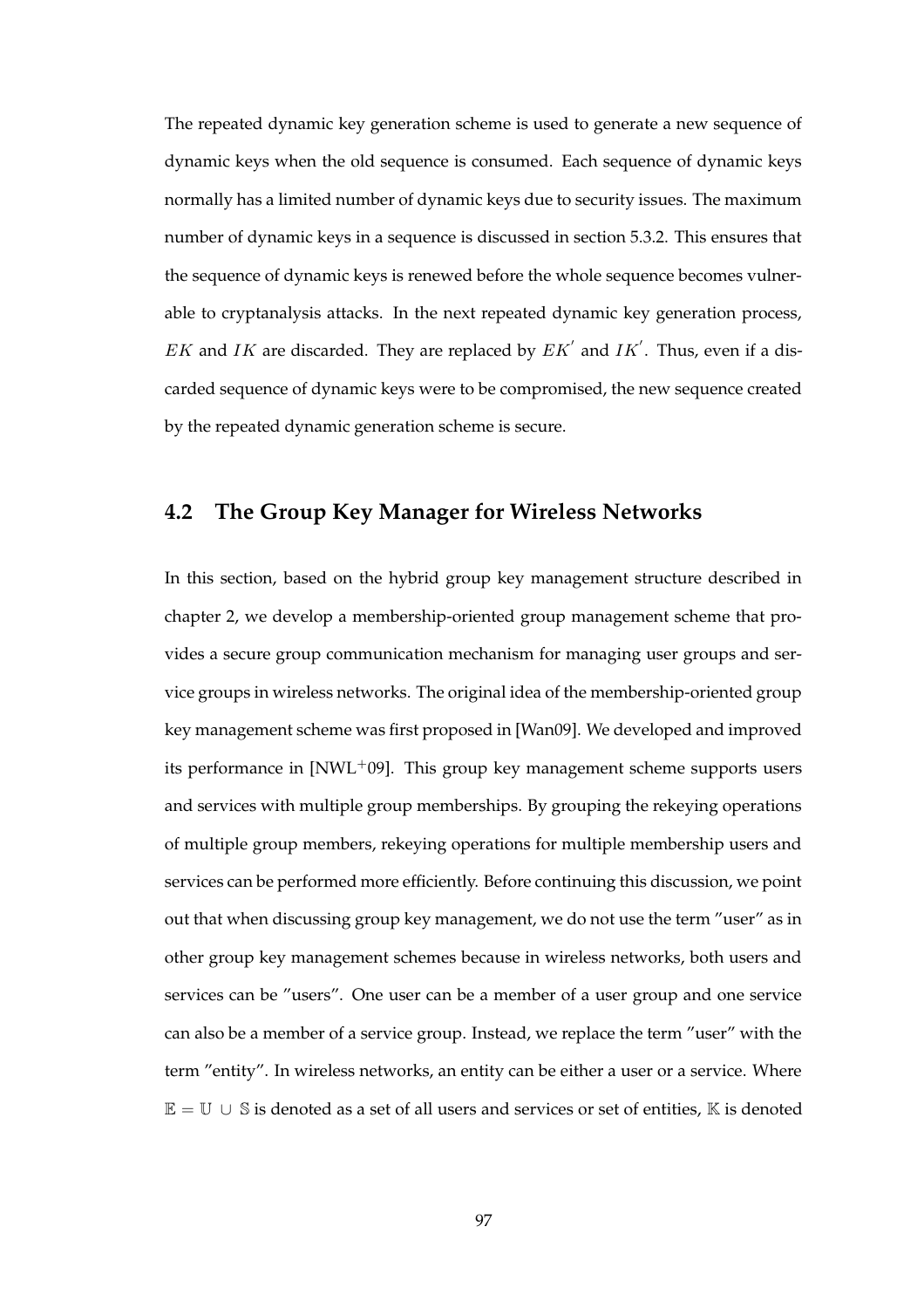The repeated dynamic key generation scheme is used to generate a new sequence of dynamic keys when the old sequence is consumed. Each sequence of dynamic keys normally has a limited number of dynamic keys due to security issues. The maximum number of dynamic keys in a sequence is discussed in section 5.3.2. This ensures that the sequence of dynamic keys is renewed before the whole sequence becomes vulnerable to cryptanalysis attacks. In the next repeated dynamic key generation process, $EK$ and $IK$ are discarded. They are replaced by $EK^{'}$ and $IK^{'}$. Thus, even if a discarded sequence of dynamic keys were to be compromised, the new sequence created by the repeated dynamic generation scheme is secure.

## 4.2 The Group Key Manager for Wireless Networks

In this section, based on the hybrid group key management structure described in chapter 2, we develop a membership-oriented group management scheme that provides a secure group communication mechanism for managing user groups and service groups in wireless networks. The original idea of the membership-oriented group key management scheme was first proposed in [Wan09]. We developed and improved its performance in [NWL$^{+}$09]. This group key management scheme supports users and services with multiple group memberships. By grouping the rekeying operations of multiple group members, rekeying operations for multiple membership users and services can be performed more efficiently. Before continuing this discussion, we point out that when discussing group key management, we do not use the term "user" as in other group key management schemes because in wireless networks, both users and services can be "users". One user can be a member of a user group and one service can also be a member of a service group. Instead, we replace the term "user" with the term "entity". In wireless networks, an entity can be either a user or a service. Where $\mathbb{E} = \mathbb{U} \cup \mathbb{S}$ is denoted as a set of all users and services or set of entities, $\mathbb{K}$ is denoted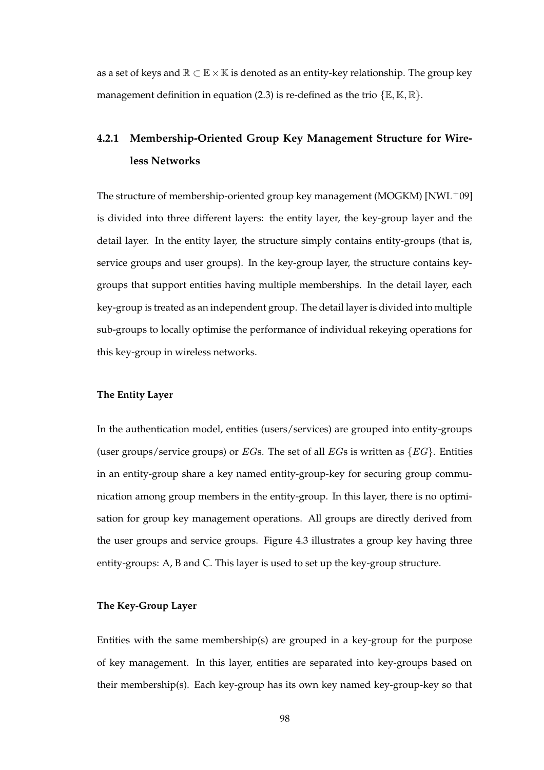as a set of keys and $\mathbb{R} \subset \mathbb{E} \times \mathbb{K}$ is denoted as an entity-key relationship. The group key management definition in equation (2.3) is re-defined as the trio $\{\mathbb{E}, \mathbb{K}, \mathbb{R}\}$.

### 4.2.1 Membership-Oriented Group Key Management Structure for Wireless Networks

The structure of membership-oriented group key management (MOGKM) [NWL$^+$09] is divided into three different layers: the entity layer, the key-group layer and the detail layer. In the entity layer, the structure simply contains entity-groups (that is, service groups and user groups). In the key-group layer, the structure contains key-groups that support entities having multiple memberships. In the detail layer, each key-group is treated as an independent group. The detail layer is divided into multiple sub-groups to locally optimise the performance of individual rekeying operations for this key-group in wireless networks.

#### The Entity Layer

In the authentication model, entities (users/services) are grouped into entity-groups (user groups/service groups) or $EG$s. The set of all $EG$s is written as $\{EG\}$. Entities in an entity-group share a key named entity-group-key for securing group communication among group members in the entity-group. In this layer, there is no optimisation for group key management operations. All groups are directly derived from the user groups and service groups. Figure 4.3 illustrates a group key having three entity-groups: A, B and C. This layer is used to set up the key-group structure.

#### The Key-Group Layer

Entities with the same membership(s) are grouped in a key-group for the purpose of key management. In this layer, entities are separated into key-groups based on their membership(s). Each key-group has its own key named key-group-key so that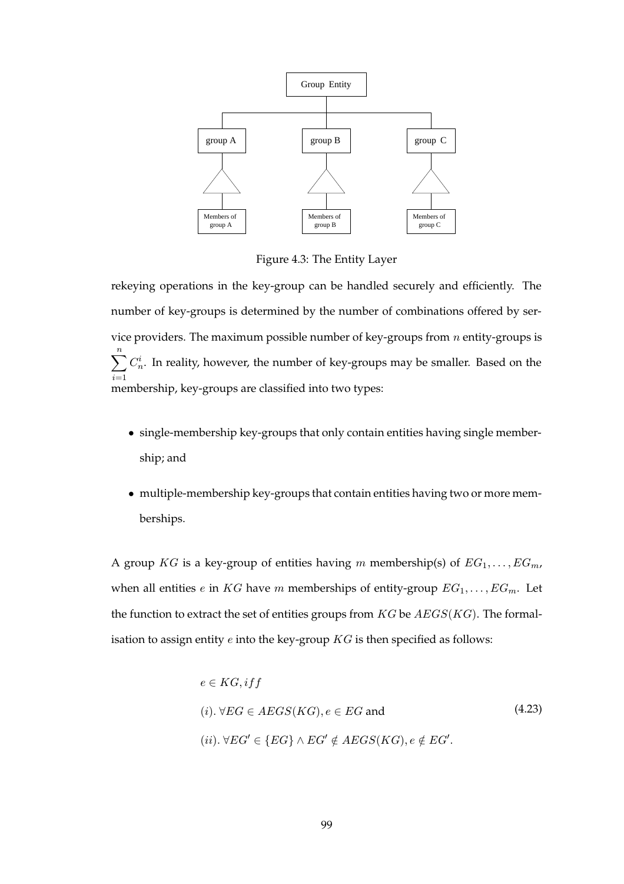Figure 4.3: The Entity Layer

rekeying operations in the key-group can be handled securely and efficiently. The number of key-groups is determined by the number of combinations offered by service providers. The maximum possible number of key-groups from $n$ entity-groups is $\sum_{i=1}^{n} C_n^i$. In reality, however, the number of key-groups may be smaller. Based on the membership, key-groups are classified into two types:

- single-membership key-groups that only contain entities having single membership; and
- multiple-membership key-groups that contain entities having two or more memberships.

A group $KG$ is a key-group of entities having $m$ membership(s) of $EG_1, \ldots, EG_m$, when all entities $e$ in $KG$ have $m$ memberships of entity-group $EG_1, \ldots, EG_m$. Let the function to extract the set of entities groups from $KG$ be $AEGS(KG)$. The formalisation to assign entity $e$ into the key-group $KG$ is then specified as follows:

$$
\begin{aligned}
& e \in KG, iff \\
& (i). \; \forall EG \in AEGS(KG), e \in EG \text{ and} \\
& (ii). \; \forall EG' \in \{EG\} \wedge EG' \notin AEGS(KG), e \notin EG'.
\end{aligned}
\tag{4.23}
$$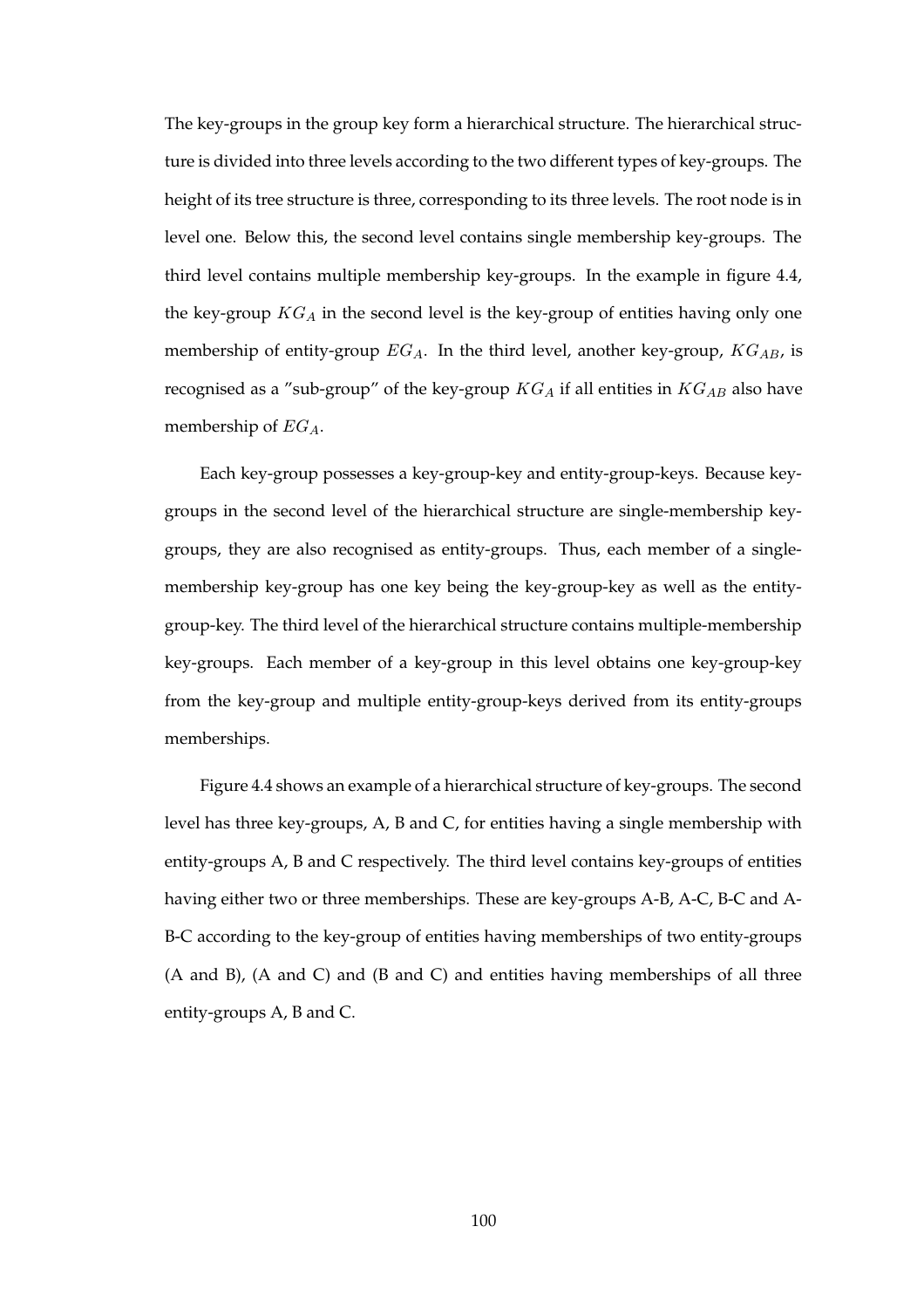The key-groups in the group key form a hierarchical structure. The hierarchical structure is divided into three levels according to the two different types of key-groups. The height of its tree structure is three, corresponding to its three levels. The root node is in level one. Below this, the second level contains single membership key-groups. The third level contains multiple membership key-groups. In the example in figure 4.4, the key-group $KG_A$ in the second level is the key-group of entities having only one membership of entity-group $EG_A$. In the third level, another key-group, $KG_{AB}$, is recognised as a "sub-group" of the key-group $KG_A$ if all entities in $KG_{AB}$ also have membership of $EG_A$.

Each key-group possesses a key-group-key and entity-group-keys. Because key-groups in the second level of the hierarchical structure are single-membership key-groups, they are also recognised as entity-groups. Thus, each member of a single-membership key-group has one key being the key-group-key as well as the entity-group-key. The third level of the hierarchical structure contains multiple-membership key-groups. Each member of a key-group in this level obtains one key-group-key from the key-group and multiple entity-group-keys derived from its entity-groups memberships.

Figure 4.4 shows an example of a hierarchical structure of key-groups. The second level has three key-groups, A, B and C, for entities having a single membership with entity-groups A, B and C respectively. The third level contains key-groups of entities having either two or three memberships. These are key-groups A-B, A-C, B-C and A-B-C according to the key-group of entities having memberships of two entity-groups (A and B), (A and C) and (B and C) and entities having memberships of all three entity-groups A, B and C.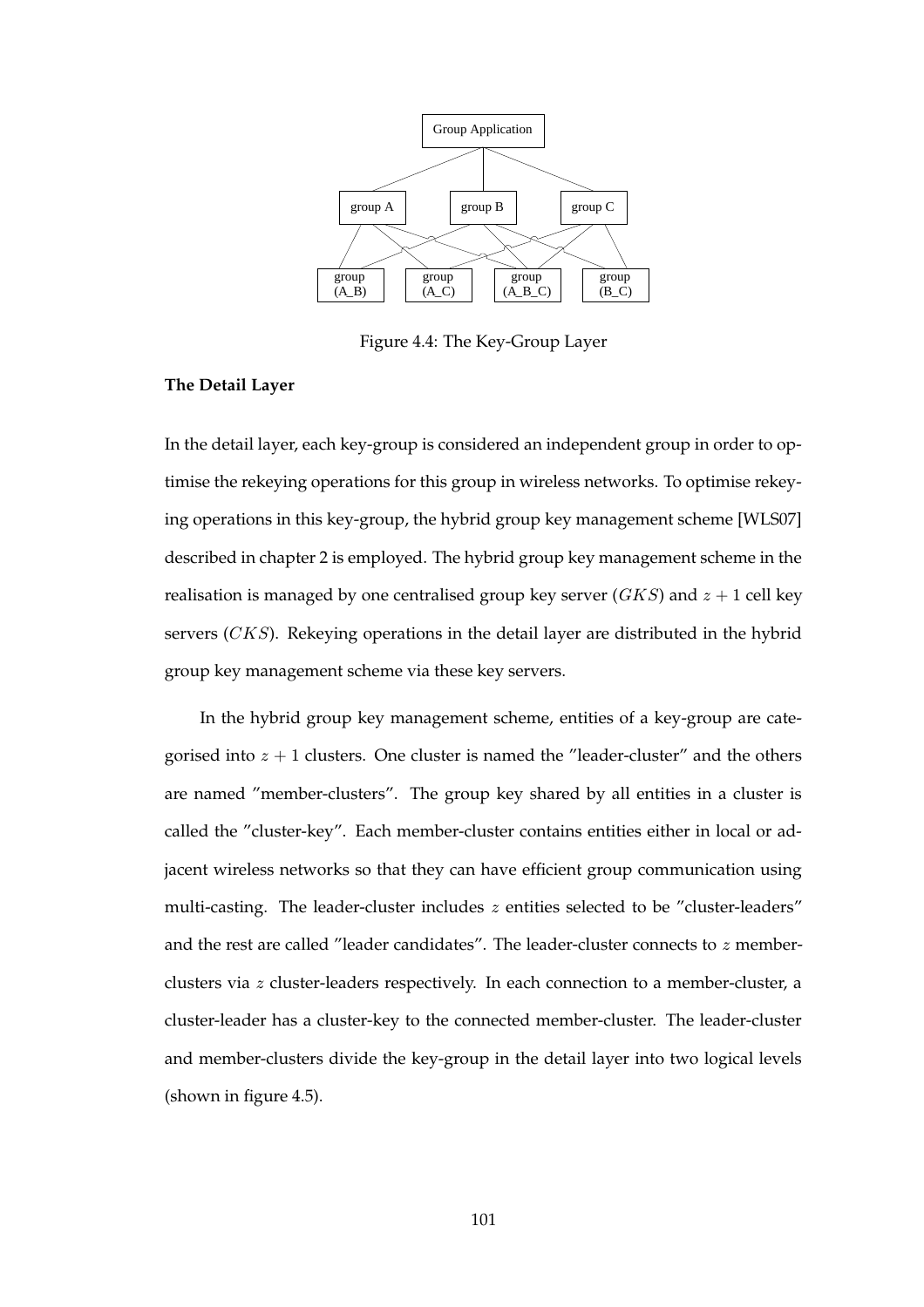Group Application

group A

group B

group C

group (A_B)

group (A_C)

group (A_B_C)

group (B_C)

Figure 4.4: The Key-Group Layer

#### The Detail Layer

In the detail layer, each key-group is considered an independent group in order to optimise the rekeying operations for this group in wireless networks. To optimise rekeying operations in this key-group, the hybrid group key management scheme [WLS07] described in chapter 2 is employed. The hybrid group key management scheme in the realisation is managed by one centralised group key server ($GKS$) and $z + 1$ cell key servers ($CKS$). Rekeying operations in the detail layer are distributed in the hybrid group key management scheme via these key servers.

In the hybrid group key management scheme, entities of a key-group are categorised into $z + 1$ clusters. One cluster is named the "leader-cluster" and the others are named "member-clusters". The group key shared by all entities in a cluster is called the "cluster-key". Each member-cluster contains entities either in local or adjacent wireless networks so that they can have efficient group communication using multi-casting. The leader-cluster includes $z$ entities selected to be "cluster-leaders" and the rest are called "leader candidates". The leader-cluster connects to $z$ member-clusters via $z$ cluster-leaders respectively. In each connection to a member-cluster, a cluster-leader has a cluster-key to the connected member-cluster. The leader-cluster and member-clusters divide the key-group in the detail layer into two logical levels (shown in figure 4.5).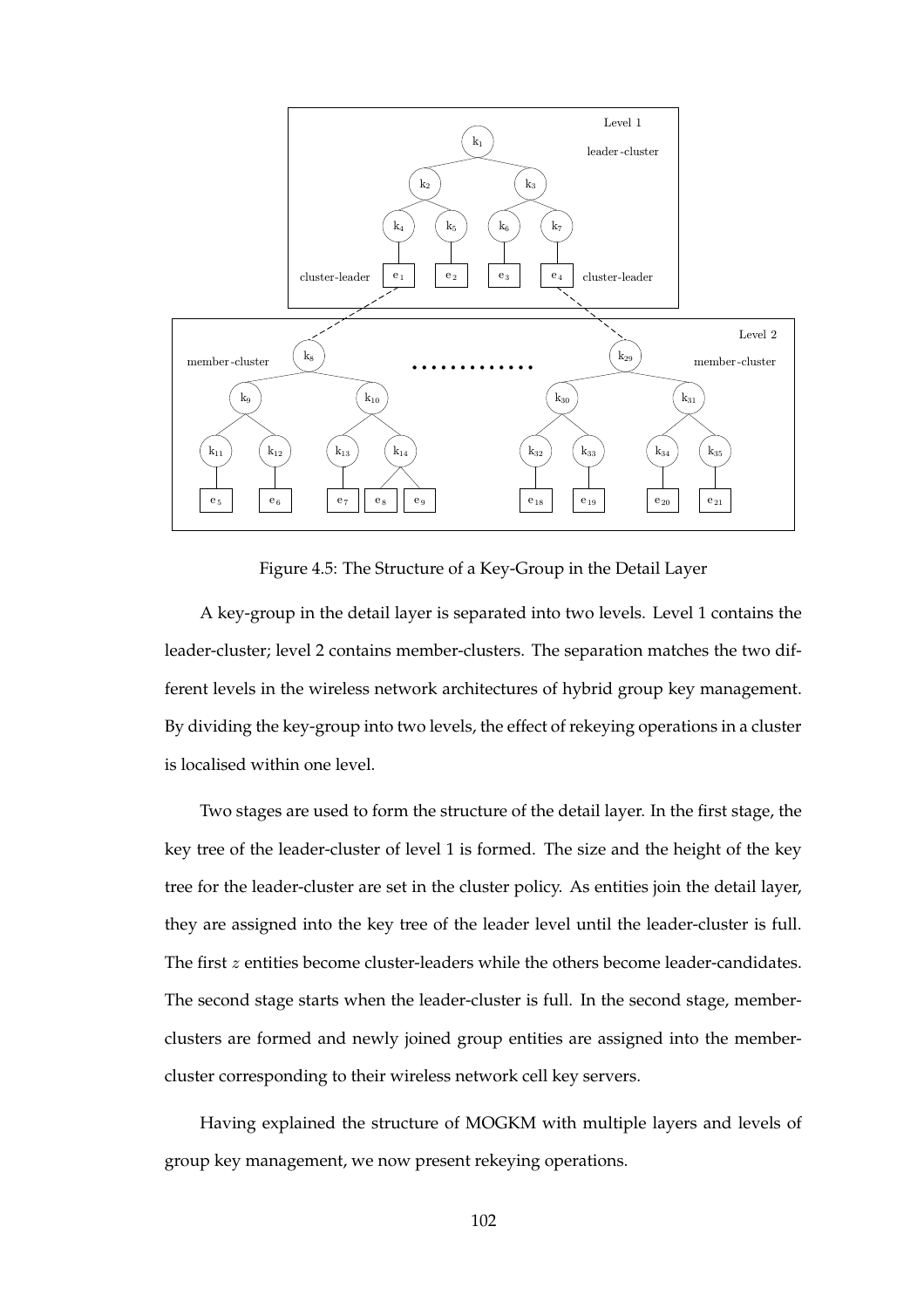Level 1

leader-cluster

$k_1$

$k_2$ $k_3$

$k_4$ $k_5$ $k_6$ $k_7$

cluster-leader $e_1$ $e_2$ $e_3$ $e_4$ cluster-leader

Level 2

member-cluster $k_8$ ............ $k_{29}$ member-cluster

$k_9$ $k_{10}$ $k_{30}$ $k_{31}$

$k_{11}$ $k_{12}$ $k_{13}$ $k_{14}$ $k_{32}$ $k_{33}$ $k_{34}$ $k_{35}$

$e_5$ $e_6$ $e_7$ $e_8$ $e_9$ $e_{18}$ $e_{19}$ $e_{20}$ $e_{21}$

Figure 4.5: The Structure of a Key-Group in the Detail Layer

A key-group in the detail layer is separated into two levels. Level 1 contains the leader-cluster; level 2 contains member-clusters. The separation matches the two different levels in the wireless network architectures of hybrid group key management. By dividing the key-group into two levels, the effect of rekeying operations in a cluster is localised within one level.

Two stages are used to form the structure of the detail layer. In the first stage, the key tree of the leader-cluster of level 1 is formed. The size and the height of the key tree for the leader-cluster are set in the cluster policy. As entities join the detail layer, they are assigned into the key tree of the leader level until the leader-cluster is full. The first $z$ entities become cluster-leaders while the others become leader-candidates. The second stage starts when the leader-cluster is full. In the second stage, member-clusters are formed and newly joined group entities are assigned into the member-cluster corresponding to their wireless network cell key servers.

Having explained the structure of MOGKM with multiple layers and levels of group key management, we now present rekeying operations.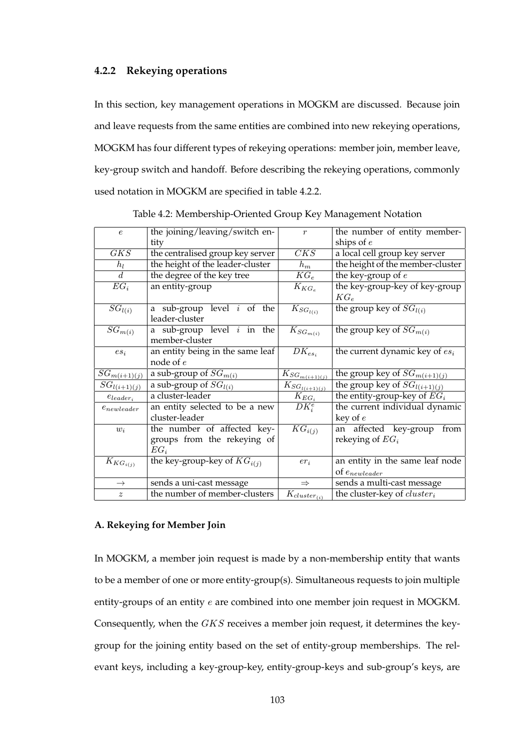### 4.2.2 Rekeying operations

In this section, key management operations in MOGKM are discussed. Because join and leave requests from the same entities are combined into new rekeying operations, MOGKM has four different types of rekeying operations: member join, member leave, key-group switch and handoff. Before describing the rekeying operations, commonly used notation in MOGKM are specified in table 4.2.2.

Table 4.2: Membership-Oriented Group Key Management Notation

| | | | |
|---|---|---|---|
| $e$ | the joining/leaving/switch entity | $r$ | the number of entity memberships of $e$ |
| $GKS$ | the centralised group key server | $CKS$ | a local cell group key server |
| $h_l$ | the height of the leader-cluster | $h_m$ | the height of the member-cluster |
| $d$ | the degree of the key tree | $KG_e$ | the key-group of $e$ |
| $EG_i$ | an entity-group | $K_{KG_e}$ | the key-group-key of key-group $KG_e$ |
| $SG_{l(i)}$ | a sub-group level $i$ of the leader-cluster | $K_{SG_{l(i)}}$ | the group key of $SG_{l(i)}$ |
| $SG_{m(i)}$ | a sub-group level $i$ in the member-cluster | $K_{SG_{m(i)}}$ | the group key of $SG_{m(i)}$ |
| $es_i$ | an entity being in the same leaf node of $e$ | $DK_{es_i}$ | the current dynamic key of $es_i$ |
| $SG_{m(i+1)(j)}$ | a sub-group of $SG_{m(i)}$ | $K_{SG_{m(i+1)(j)}}$ | the group key of $SG_{m(i+1)(j)}$ |
| $SG_{l(i+1)(j)}$ | a sub-group of $SG_{l(i)}$ | $K_{SG_{l(i+1)(j)}}$ | the group key of $SG_{l(i+1)(j)}$ |
| $e_{leader_i}$ | a cluster-leader | $K_{EG_i}$ | the entity-group-key of $EG_i$ |
| $e_{newleader}$ | an entity selected to be a new cluster-leader | $DK_i^e$ | the current individual dynamic key of $e$ |
| $w_i$ | the number of affected key-groups from the rekeying of $EG_i$ | $KG_{i(j)}$ | an affected key-group from rekeying of $EG_i$ |
| $K_{KG_{i(j)}}$ | the key-group-key of $KG_{i(j)}$ | $er_i$ | an entity in the same leaf node of $e_{newleader}$ |
| $\rightarrow$ | sends a uni-cast message | $\Rightarrow$ | sends a multi-cast message |
| $z$ | the number of member-clusters | $K_{cluster_{(i)}}$ | the cluster-key of $cluster_i$ |

#### A. Rekeying for Member Join

In MOGKM, a member join request is made by a non-membership entity that wants to be a member of one or more entity-group(s). Simultaneous requests to join multiple entity-groups of an entity $e$ are combined into one member join request in MOGKM. Consequently, when the $GKS$ receives a member join request, it determines the key-group for the joining entity based on the set of entity-group memberships. The relevant keys, including a key-group-key, entity-group-keys and sub-group's keys, are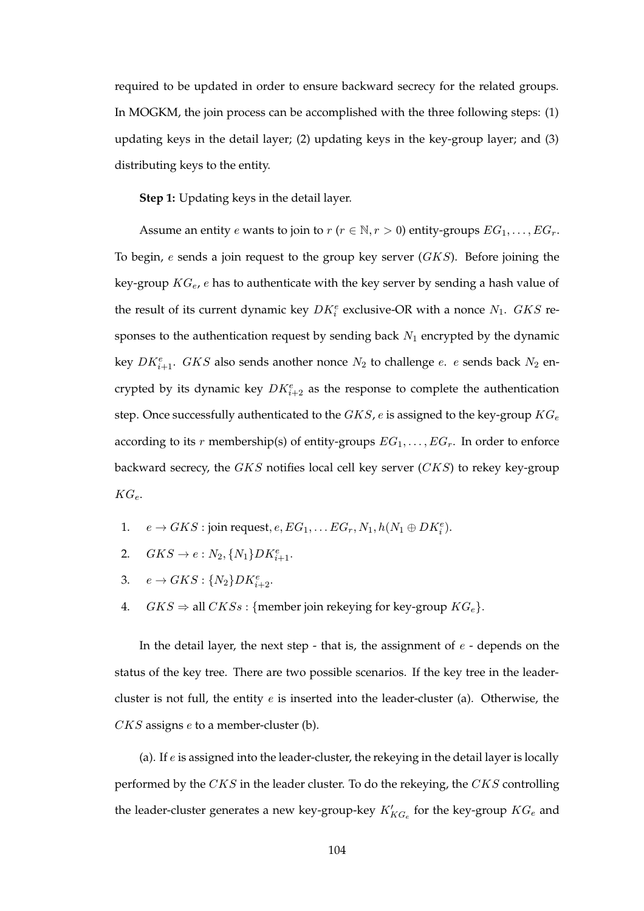required to be updated in order to ensure backward secrecy for the related groups. In MOGKM, the join process can be accomplished with the three following steps: (1) updating keys in the detail layer; (2) updating keys in the key-group layer; and (3) distributing keys to the entity.

**Step 1:** Updating keys in the detail layer.

Assume an entity $e$ wants to join to $r$ ($r \in \mathbb{N}, r > 0$) entity-groups $EG_1, \ldots, EG_r$. To begin, $e$ sends a join request to the group key server ($GKS$). Before joining the key-group $KG_e$, $e$ has to authenticate with the key server by sending a hash value of the result of its current dynamic key $DK_i^e$ exclusive-OR with a nonce $N_1$. $GKS$ responses to the authentication request by sending back $N_1$ encrypted by the dynamic key $DK_{i+1}^e$. $GKS$ also sends another nonce $N_2$ to challenge $e$. $e$ sends back $N_2$ encrypted by its dynamic key $DK_{i+2}^e$ as the response to complete the authentication step. Once successfully authenticated to the $GKS$, $e$ is assigned to the key-group $KG_e$ according to its $r$ membership(s) of entity-groups $EG_1, \ldots, EG_r$. In order to enforce backward secrecy, the $GKS$ notifies local cell key server ($CKS$) to rekey key-group $KG_e$.

1. $e \rightarrow GKS$ : join request, $e, EG_1, \ldots EG_r, N_1, h(N_1 \oplus DK_i^e)$.
2. $GKS \rightarrow e : N_2, \{N_1\}DK_{i+1}^e$.
3. $e \rightarrow GKS : \{N_2\}DK_{i+2}^e$.
4. $GKS \Rightarrow$ all $CKSs$ : {member join rekeying for key-group $KG_e$}.

In the detail layer, the next step - that is, the assignment of $e$ - depends on the status of the key tree. There are two possible scenarios. If the key tree in the leader-cluster is not full, the entity $e$ is inserted into the leader-cluster (a). Otherwise, the $CKS$ assigns $e$ to a member-cluster (b).

(a). If $e$ is assigned into the leader-cluster, the rekeying in the detail layer is locally performed by the $CKS$ in the leader cluster. To do the rekeying, the $CKS$ controlling the leader-cluster generates a new key-group-key $K'_{KG_e}$ for the key-group $KG_e$ and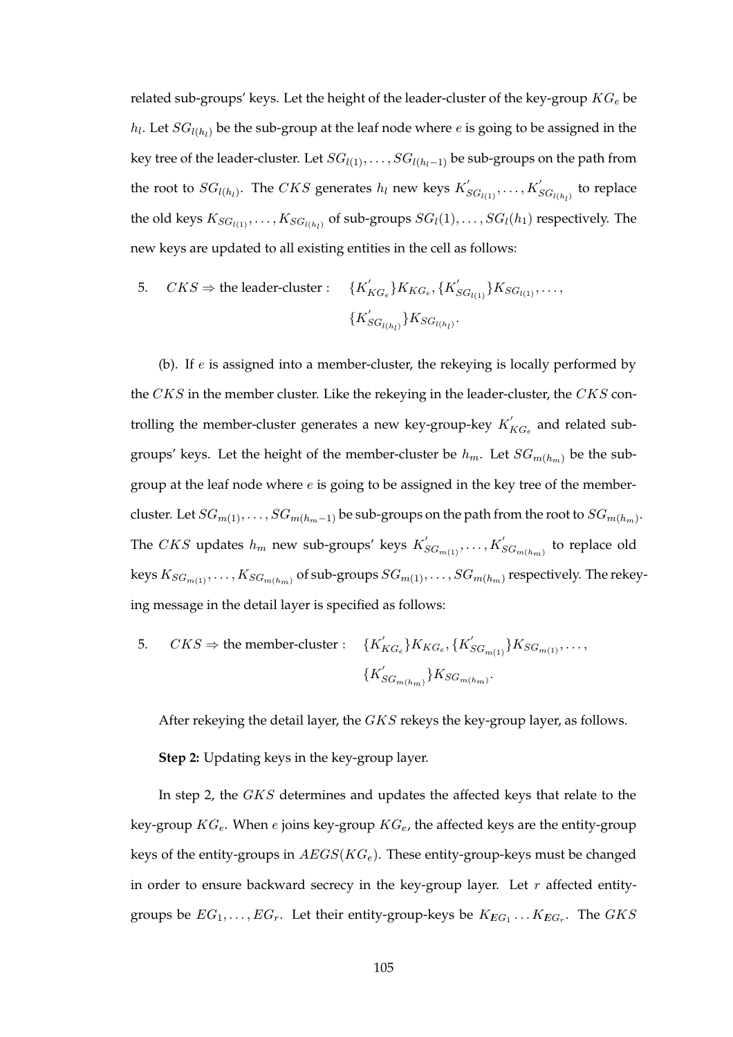related sub-groups' keys. Let the height of the leader-cluster of the key-group $KG_e$ be $h_l$. Let $SG_{l(h_l)}$ be the sub-group at the leaf node where $e$ is going to be assigned in the key tree of the leader-cluster. Let $SG_{l(1)}, \ldots, SG_{l(h_l-1)}$ be sub-groups on the path from the root to $SG_{l(h_l)}$. The $CKS$ generates $h_l$ new keys $K^{'}_{SG_{l(1)}}, \ldots, K^{'}_{SG_{l(h_l)}}$ to replace the old keys $K_{SG_{l(1)}}, \ldots, K_{SG_{l(h_l)}}$ of sub-groups $SG_l(1), \ldots, SG_l(h_1)$ respectively. The new keys are updated to all existing entities in the cell as follows:

$$5. \quad CKS \Rightarrow \text{the leader-cluster}: \quad \{K^{'}_{KG_e}\}K_{KG_e}, \{K^{'}_{SG_{l(1)}}\}K_{SG_{l(1)}}, \ldots, \{K^{'}_{SG_{l(h_l)}}\}K_{SG_{l(h_l)}}.$$

(b). If $e$ is assigned into a member-cluster, the rekeying is locally performed by the $CKS$ in the member cluster. Like the rekeying in the leader-cluster, the $CKS$ controlling the member-cluster generates a new key-group-key $K^{'}_{KG_e}$ and related sub-groups' keys. Let the height of the member-cluster be $h_m$. Let $SG_{m(h_m)}$ be the sub-group at the leaf node where $e$ is going to be assigned in the key tree of the member-cluster. Let $SG_{m(1)}, \ldots, SG_{m(h_m-1)}$ be sub-groups on the path from the root to $SG_{m(h_m)}$. The $CKS$ updates $h_m$ new sub-groups' keys $K^{'}_{SG_{m(1)}}, \ldots, K^{'}_{SG_{m(h_m)}}$ to replace old keys $K_{SG_{m(1)}}, \ldots, K_{SG_{m(h_m)}}$ of sub-groups $SG_{m(1)}, \ldots, SG_{m(h_m)}$ respectively. The rekeying message in the detail layer is specified as follows:

$$5. \quad CKS \Rightarrow \text{the member-cluster}: \quad \{K^{'}_{KG_e}\}K_{KG_e}, \{K^{'}_{SG_{m(1)}}\}K_{SG_{m(1)}}, \ldots, \{K^{'}_{SG_{m(h_m)}}\}K_{SG_{m(h_m)}}.$$

After rekeying the detail layer, the $GKS$ rekeys the key-group layer, as follows.

**Step 2:** Updating keys in the key-group layer.

In step 2, the $GKS$ determines and updates the affected keys that relate to the key-group $KG_e$. When $e$ joins key-group $KG_e$, the affected keys are the entity-group keys of the entity-groups in $AEGS(KG_e)$. These entity-group-keys must be changed in order to ensure backward secrecy in the key-group layer. Let $r$ affected entity-groups be $EG_1, \ldots, EG_r$. Let their entity-group-keys be $K_{EG_1} \ldots K_{EG_r}$. The $GKS$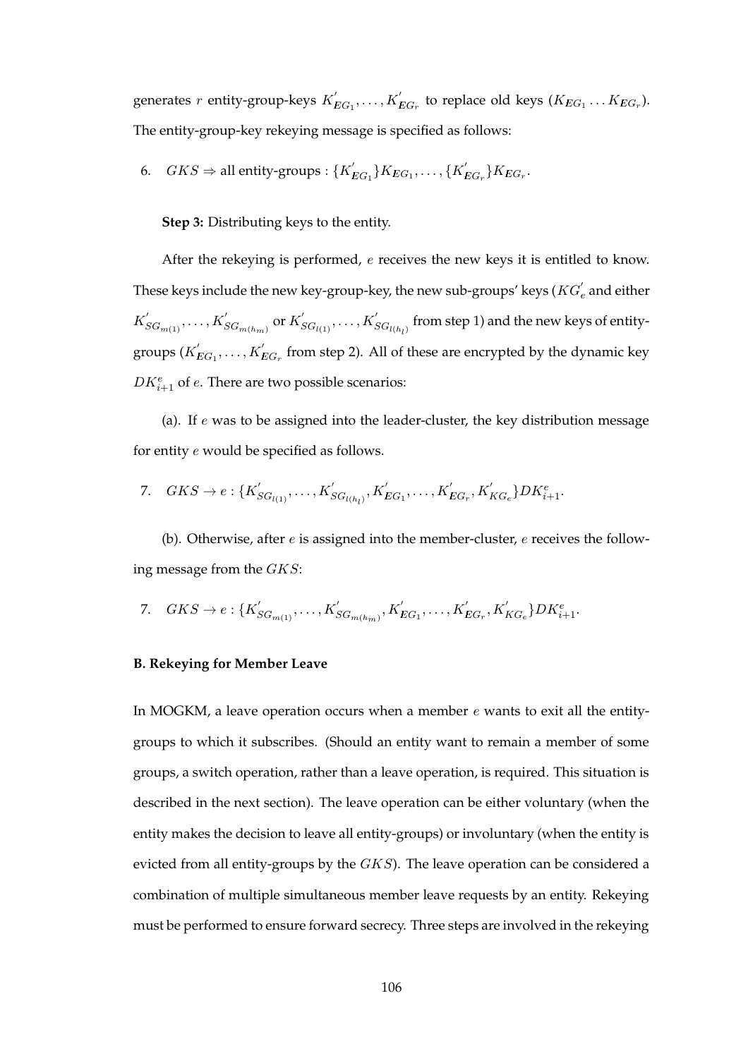generates $r$ entity-group-keys $K^{'}_{\boldsymbol{E}G_1}, \ldots, K^{'}_{\boldsymbol{E}G_r}$ to replace old keys ($K_{\boldsymbol{E}G_1} \ldots K_{\boldsymbol{E}G_r}$). The entity-group-key rekeying message is specified as follows:

6. $GKS \Rightarrow$ all entity-groups : $\{K^{'}_{\boldsymbol{E}G_1}\}K_{\boldsymbol{E}G_1}, \ldots, \{K^{'}_{\boldsymbol{E}G_r}\}K_{\boldsymbol{E}G_r}$.

**Step 3:** Distributing keys to the entity.

After the rekeying is performed, $e$ receives the new keys it is entitled to know. These keys include the new key-group-key, the new sub-groups' keys ($KG^{'}_e$ and either $K^{'}_{SG_{m(1)}}, \ldots, K^{'}_{SG_{m(h_m)}}$ or $K^{'}_{SG_{l(1)}}, \ldots, K^{'}_{SG_{l(h_l)}}$ from step 1) and the new keys of entity-groups ($K^{'}_{\boldsymbol{E}G_1}, \ldots, K^{'}_{\boldsymbol{E}G_r}$ from step 2). All of these are encrypted by the dynamic key $DK^e_{i+1}$ of $e$. There are two possible scenarios:

(a). If $e$ was to be assigned into the leader-cluster, the key distribution message for entity $e$ would be specified as follows.

7. $GKS \rightarrow e : \{K^{'}_{SG_{l(1)}}, \ldots, K^{'}_{SG_{l(h_l)}}, K^{'}_{\boldsymbol{E}G_1}, \ldots, K^{'}_{\boldsymbol{E}G_r}, K^{'}_{KG_e}\}DK^e_{i+1}$.

(b). Otherwise, after $e$ is assigned into the member-cluster, $e$ receives the following message from the $GKS$:

7. $GKS \rightarrow e : \{K^{'}_{SG_{m(1)}}, \ldots, K^{'}_{SG_{m(h_m)}}, K^{'}_{\boldsymbol{E}G_1}, \ldots, K^{'}_{\boldsymbol{E}G_r}, K^{'}_{KG_e}\}DK^e_{i+1}$.

**B. Rekeying for Member Leave**

In MOGKM, a leave operation occurs when a member $e$ wants to exit all the entity-groups to which it subscribes. (Should an entity want to remain a member of some groups, a switch operation, rather than a leave operation, is required. This situation is described in the next section). The leave operation can be either voluntary (when the entity makes the decision to leave all entity-groups) or involuntary (when the entity is evicted from all entity-groups by the $GKS$). The leave operation can be considered a combination of multiple simultaneous member leave requests by an entity. Rekeying must be performed to ensure forward secrecy. Three steps are involved in the rekeying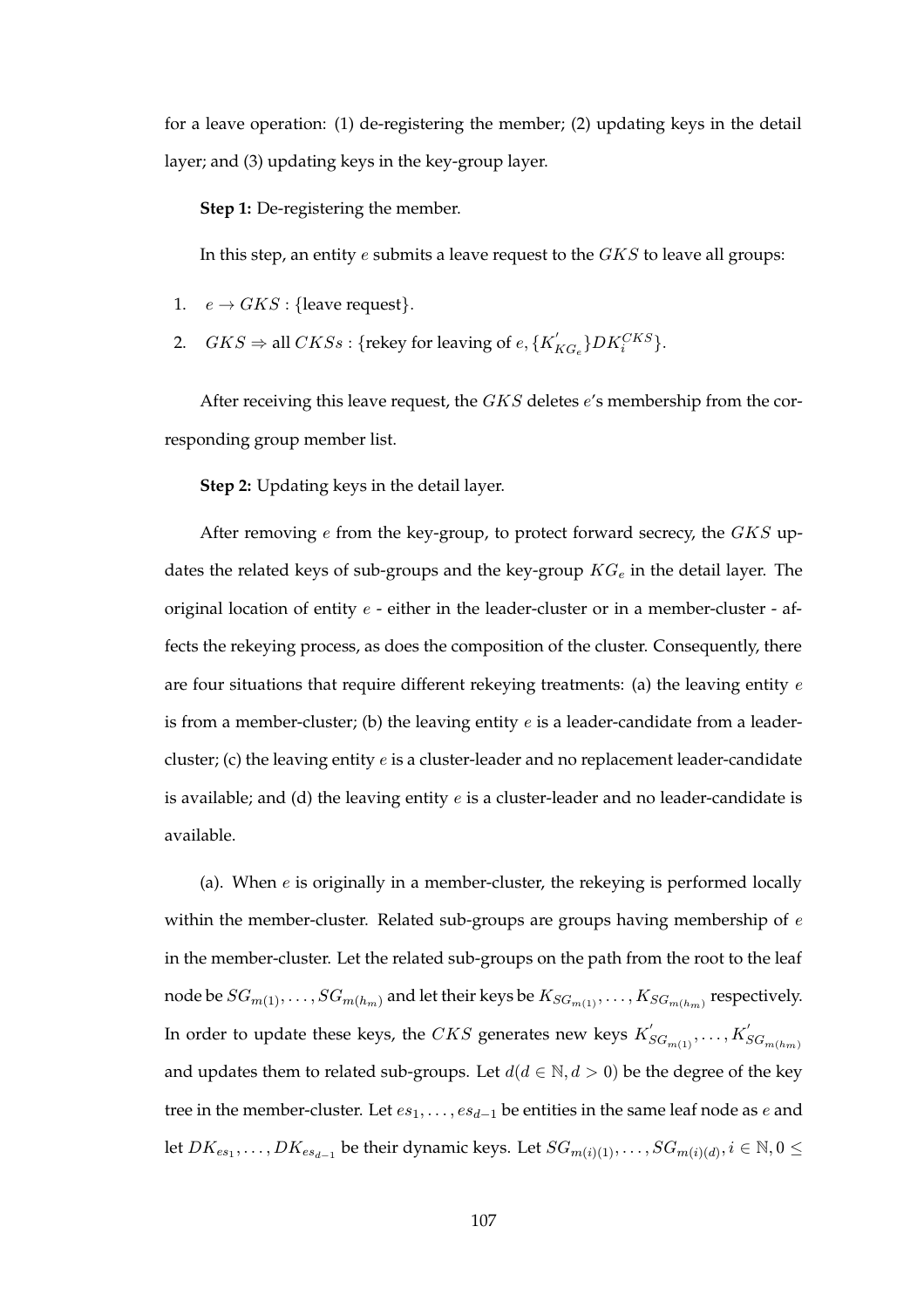for a leave operation: (1) de-registering the member; (2) updating keys in the detail layer; and (3) updating keys in the key-group layer.

**Step 1:** De-registering the member.

In this step, an entity $e$ submits a leave request to the $GKS$ to leave all groups:

1. $e \rightarrow GKS$ : {leave request}.
2. $GKS \Rightarrow$ all $CKSs$ : {rekey for leaving of $e, \{K^{'}_{KG_e}\}DK^{CKS}_{i}$}.

After receiving this leave request, the $GKS$ deletes $e$'s membership from the corresponding group member list.

**Step 2:** Updating keys in the detail layer.

After removing $e$ from the key-group, to protect forward secrecy, the $GKS$ updates the related keys of sub-groups and the key-group $KG_e$ in the detail layer. The original location of entity $e$ - either in the leader-cluster or in a member-cluster - affects the rekeying process, as does the composition of the cluster. Consequently, there are four situations that require different rekeying treatments: (a) the leaving entity $e$ is from a member-cluster; (b) the leaving entity $e$ is a leader-candidate from a leader-cluster; (c) the leaving entity $e$ is a cluster-leader and no replacement leader-candidate is available; and (d) the leaving entity $e$ is a cluster-leader and no leader-candidate is available.

(a). When $e$ is originally in a member-cluster, the rekeying is performed locally within the member-cluster. Related sub-groups are groups having membership of $e$ in the member-cluster. Let the related sub-groups on the path from the root to the leaf node be $SG_{m(1)}, \ldots, SG_{m(h_m)}$ and let their keys be $K_{SG_{m(1)}}, \ldots, K_{SG_{m(h_m)}}$ respectively. In order to update these keys, the $CKS$ generates new keys $K^{'}_{SG_{m(1)}}, \ldots, K^{'}_{SG_{m(h_m)}}$ and updates them to related sub-groups. Let $d (d \in \mathbb{N}, d > 0)$ be the degree of the key tree in the member-cluster. Let $es_1, \ldots, es_{d-1}$ be entities in the same leaf node as $e$ and let $DK_{es_1}, \ldots, DK_{es_{d-1}}$ be their dynamic keys. Let $SG_{m(i)(1)}, \ldots, SG_{m(i)(d)}, i \in \mathbb{N}, 0 \leq$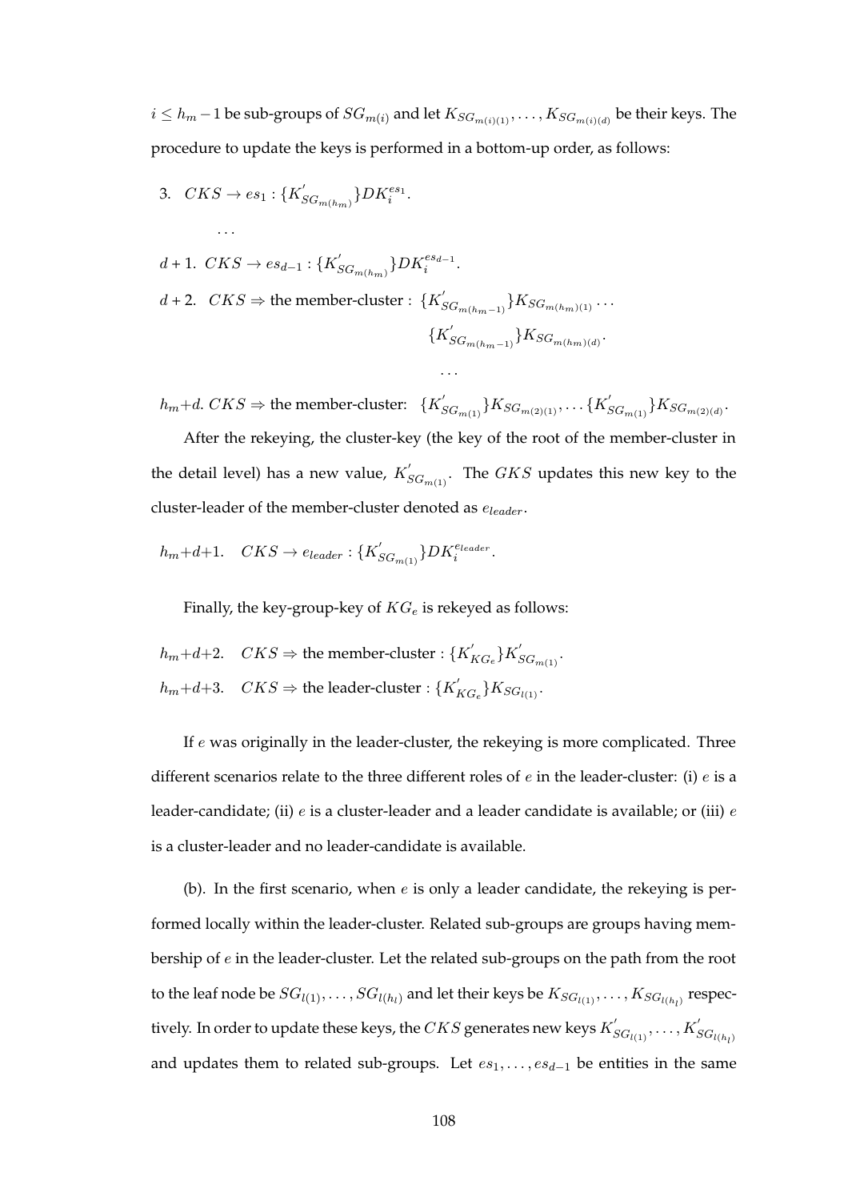$i \leq h_m - 1$ be sub-groups of $SG_{m(i)}$ and let $K_{SG_{m(i)(1)}}, \ldots, K_{SG_{m(i)(d)}}$ be their keys. The procedure to update the keys is performed in a bottom-up order, as follows:

3. $CKS \rightarrow es_1 : \{K^{'}_{SG_{m(h_m)}}\}DK_i^{es_1}$.

$\ldots$

$d+1$. $CKS \rightarrow es_{d-1} : \{K^{'}_{SG_{m(h_m)}}\}DK_i^{es_{d-1}}$.

$d+2$. $CKS \Rightarrow$ the member-cluster : $\{K^{'}_{SG_{m(h_m-1)}}\}K_{SG_{m(h_m)(1)}} \ldots$
$\{K^{'}_{SG_{m(h_m-1)}}\}K_{SG_{m(h_m)(d)}}$.

$\ldots$

$h_m{+}d$. $CKS \Rightarrow$ the member-cluster: $\{K^{'}_{SG_{m(1)}}\}K_{SG_{m(2)(1)}}, \ldots \{K^{'}_{SG_{m(1)}}\}K_{SG_{m(2)(d)}}$.

After the rekeying, the cluster-key (the key of the root of the member-cluster in the detail level) has a new value, $K^{'}_{SG_{m(1)}}$. The $GKS$ updates this new key to the cluster-leader of the member-cluster denoted as $e_{leader}$.

$h_m{+}d{+}1$. $CKS \rightarrow e_{leader} : \{K^{'}_{SG_{m(1)}}\}DK_i^{e_{leader}}$.

Finally, the key-group-key of $KG_e$ is rekeyed as follows:

$h_m{+}d{+}2$. $CKS \Rightarrow$ the member-cluster : $\{K^{'}_{KG_e}\}K^{'}_{SG_{m(1)}}$.

$h_m{+}d{+}3$. $CKS \Rightarrow$ the leader-cluster : $\{K^{'}_{KG_e}\}K_{SG_{l(1)}}$.

If $e$ was originally in the leader-cluster, the rekeying is more complicated. Three different scenarios relate to the three different roles of $e$ in the leader-cluster: (i) $e$ is a leader-candidate; (ii) $e$ is a cluster-leader and a leader candidate is available; or (iii) $e$ is a cluster-leader and no leader-candidate is available.

(b). In the first scenario, when $e$ is only a leader candidate, the rekeying is performed locally within the leader-cluster. Related sub-groups are groups having membership of $e$ in the leader-cluster. Let the related sub-groups on the path from the root to the leaf node be $SG_{l(1)}, \ldots, SG_{l(h_l)}$ and let their keys be $K_{SG_{l(1)}}, \ldots, K_{SG_{l(h_l)}}$ respectively. In order to update these keys, the $CKS$ generates new keys $K^{'}_{SG_{l(1)}}, \ldots, K^{'}_{SG_{l(h_l)}}$ and updates them to related sub-groups. Let $es_1, \ldots, es_{d-1}$ be entities in the same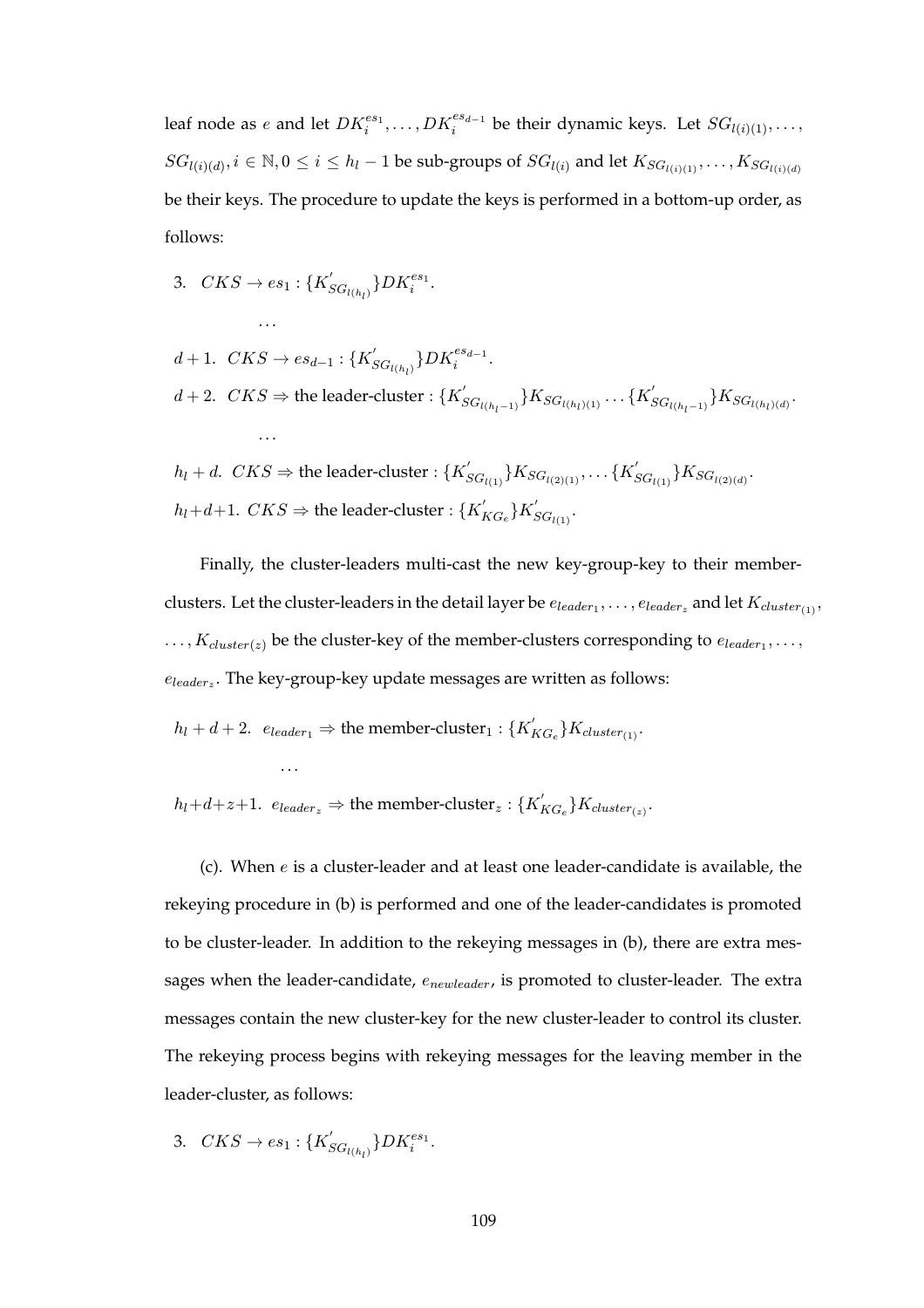leaf node as $e$ and let $DK_i^{es_1}, \ldots, DK_i^{es_{d-1}}$ be their dynamic keys. Let $SG_{l(i)(1)}, \ldots,$ $SG_{l(i)(d)}, i \in \mathbb{N}, 0 \leq i \leq h_l - 1$ be sub-groups of $SG_{l(i)}$ and let $K_{SG_{l(i)(1)}}, \ldots, K_{SG_{l(i)(d)}}$ be their keys. The procedure to update the keys is performed in a bottom-up order, as follows:

3. $CKS \rightarrow es_1 : \{K'_{SG_{l(h_l)}}\}DK_i^{es_1}$.

$\ldots$

$d+1$. $CKS \rightarrow es_{d-1} : \{K'_{SG_{l(h_l)}}\}DK_i^{es_{d-1}}$.

$d+2$. $CKS \Rightarrow$ the leader-cluster : $\{K'_{SG_{l(h_l-1)}}\}K_{SG_{l(h_l)(1)}} \ldots \{K'_{SG_{l(h_l-1)}}\}K_{SG_{l(h_l)(d)}}$.

$\ldots$

$h_l + d$. $CKS \Rightarrow$ the leader-cluster : $\{K'_{SG_{l(1)}}\}K_{SG_{l(2)(1)}}, \ldots \{K'_{SG_{l(1)}}\}K_{SG_{l(2)(d)}}$.

$h_l+d+1$. $CKS \Rightarrow$ the leader-cluster : $\{K'_{KG_e}\}K'_{SG_{l(1)}}$.

Finally, the cluster-leaders multi-cast the new key-group-key to their member-clusters. Let the cluster-leaders in the detail layer be $e_{leader_1}, \ldots, e_{leader_z}$ and let $K_{cluster_{(1)}}$, $\ldots, K_{cluster_{(z)}}$ be the cluster-key of the member-clusters corresponding to $e_{leader_1}, \ldots,$ $e_{leader_z}$. The key-group-key update messages are written as follows:

$h_l + d + 2$. $e_{leader_1} \Rightarrow$ the member-cluster$_1$ : $\{K'_{KG_e}\}K_{cluster_{(1)}}$.

$\ldots$

$h_l+d+z+1$. $e_{leader_z} \Rightarrow$ the member-cluster$_z$ : $\{K'_{KG_e}\}K_{cluster_{(z)}}$.

(c). When $e$ is a cluster-leader and at least one leader-candidate is available, the rekeying procedure in (b) is performed and one of the leader-candidates is promoted to be cluster-leader. In addition to the rekeying messages in (b), there are extra messages when the leader-candidate, $e_{newleader}$, is promoted to cluster-leader. The extra messages contain the new cluster-key for the new cluster-leader to control its cluster. The rekeying process begins with rekeying messages for the leaving member in the leader-cluster, as follows:

3. $CKS \rightarrow es_1 : \{K'_{SG_{l(h_l)}}\}DK_i^{es_1}$.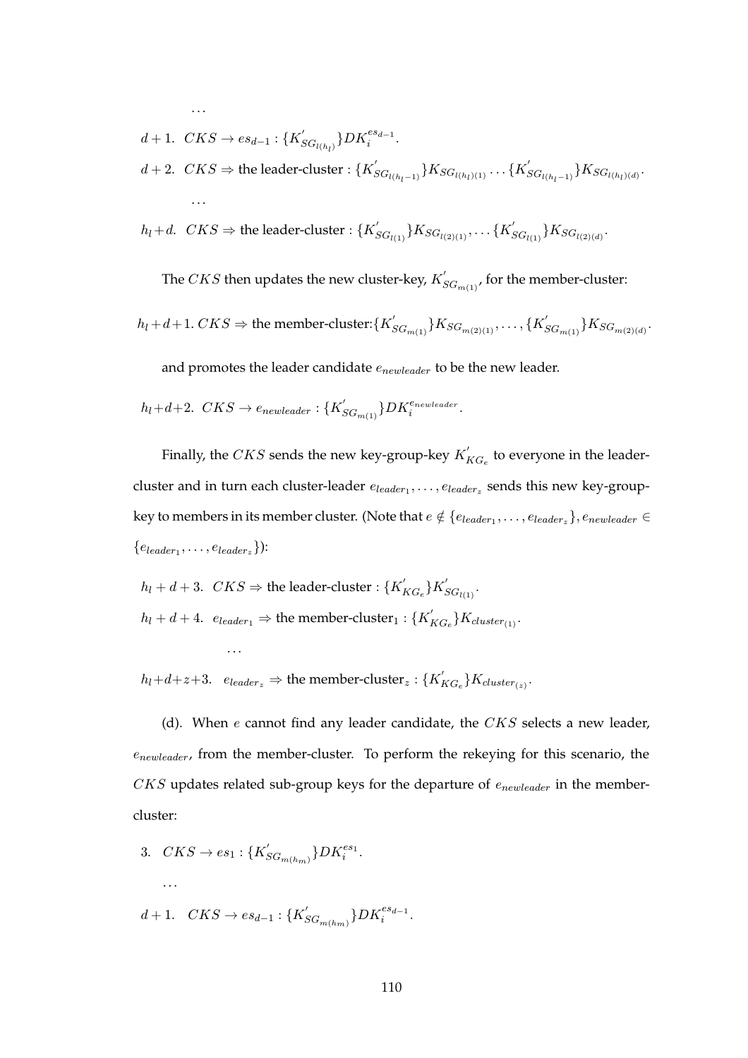$\ldots$

$d+1.\;\; CKS \rightarrow es_{d-1} : \{K^{'}_{SG_{l(h_l)}}\}DK_i^{es_{d-1}}.$

$d+2.\;\; CKS \Rightarrow$ the leader-cluster : $\{K^{'}_{SG_{l(h_l-1)}}\}K_{SG_{l(h_l)(1)}} \ldots \{K^{'}_{SG_{l(h_l-1)}}\}K_{SG_{l(h_l)(d)}}.$

$\ldots$

$h_l+d.\;\; CKS \Rightarrow$ the leader-cluster : $\{K^{'}_{SG_{l(1)}}\}K_{SG_{l(2)(1)}}, \ldots \{K^{'}_{SG_{l(1)}}\}K_{SG_{l(2)(d)}}.$

The $CKS$ then updates the new cluster-key, $K^{'}_{SG_{m(1)}}$, for the member-cluster:

$h_l+d+1.\; CKS \Rightarrow$ the member-cluster:$\{K^{'}_{SG_{m(1)}}\}K_{SG_{m(2)(1)}}, \ldots, \{K^{'}_{SG_{m(1)}}\}K_{SG_{m(2)(d)}}.$

and promotes the leader candidate $e_{newleader}$ to be the new leader.

$h_l+d+2.\;\; CKS \rightarrow e_{newleader} : \{K^{'}_{SG_{m(1)}}\}DK_i^{e_{newleader}}.$

Finally, the $CKS$ sends the new key-group-key $K^{'}_{KG_e}$ to everyone in the leader-cluster and in turn each cluster-leader $e_{leader_1}, \ldots, e_{leader_z}$ sends this new key-group-key to members in its member cluster. (Note that $e \notin \{e_{leader_1}, \ldots, e_{leader_z}\}, e_{newleader} \in \{e_{leader_1}, \ldots, e_{leader_z}\}$):

$h_l+d+3.\;\; CKS \Rightarrow$ the leader-cluster : $\{K^{'}_{KG_e}\}K^{'}_{SG_{l(1)}}.$

$h_l+d+4.\;\; e_{leader_1} \Rightarrow$ the member-cluster$_1$ : $\{K^{'}_{KG_e}\}K_{cluster_{(1)}}.$

$\ldots$

$h_l+d+z+3.\;\; e_{leader_z} \Rightarrow$ the member-cluster$_z$ : $\{K^{'}_{KG_e}\}K_{cluster_{(z)}}.$

(d). When $e$ cannot find any leader candidate, the $CKS$ selects a new leader, $e_{newleader}$, from the member-cluster. To perform the rekeying for this scenario, the $CKS$ updates related sub-group keys for the departure of $e_{newleader}$ in the member-cluster:

$3.\;\; CKS \rightarrow es_1 : \{K^{'}_{SG_{m(h_m)}}\}DK_i^{es_1}.$

$\ldots$

$d+1.\;\; CKS \rightarrow es_{d-1} : \{K^{'}_{SG_{m(h_m)}}\}DK_i^{es_{d-1}}.$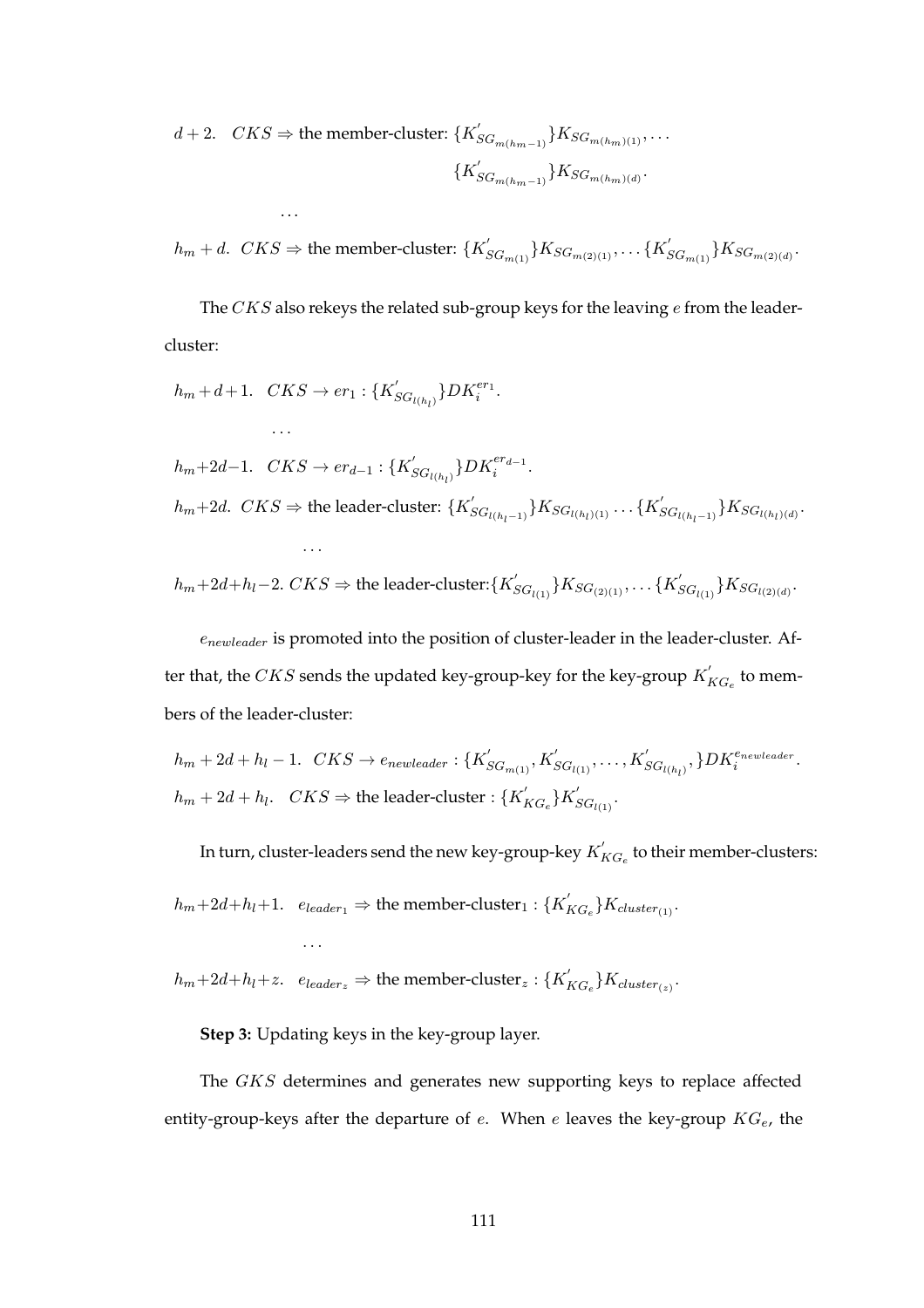$d+2.$ $\quad CKS \Rightarrow$ the member-cluster: $\{K^{'}_{SG_{m(h_m-1)}}\}K_{SG_{m(h_m)(1)}}, \ldots$

$$\{K^{'}_{SG_{m(h_m-1)}}\}K_{SG_{m(h_m)(d)}}.$$

$\ldots$

$h_m+d.$ $\quad CKS \Rightarrow$ the member-cluster: $\{K^{'}_{SG_{m(1)}}\}K_{SG_{m(2)(1)}}, \ldots \{K^{'}_{SG_{m(1)}}\}K_{SG_{m(2)(d)}}.$

The $CKS$ also rekeys the related sub-group keys for the leaving $e$ from the leader-cluster:

$h_m+d+1.$ $\quad CKS \rightarrow er_1 : \{K^{'}_{SG_{l(h_l)}}\}DK_i^{er_1}.$

$\ldots$

$h_m+2d-1.$ $\quad CKS \rightarrow er_{d-1} : \{K^{'}_{SG_{l(h_l)}}\}DK_i^{er_{d-1}}.$

$h_m+2d.$ $\quad CKS \Rightarrow$ the leader-cluster: $\{K^{'}_{SG_{l(h_l-1)}}\}K_{SG_{l(h_l)(1)}} \ldots \{K^{'}_{SG_{l(h_l-1)}}\}K_{SG_{l(h_l)(d)}}.$

$\ldots$

$h_m+2d+h_l-2.$ $CKS \Rightarrow$ the leader-cluster:$\{K^{'}_{SG_{l(1)}}\}K_{SG_{(2)(1)}}, \ldots \{K^{'}_{SG_{l(1)}}\}K_{SG_{l(2)(d)}}.$

$e_{newleader}$ is promoted into the position of cluster-leader in the leader-cluster. After that, the $CKS$ sends the updated key-group-key for the key-group $K^{'}_{KG_e}$ to members of the leader-cluster:

$h_m+2d+h_l-1.$ $\quad CKS \rightarrow e_{newleader} : \{K^{'}_{SG_{m(1)}}, K^{'}_{SG_{l(1)}}, \ldots, K^{'}_{SG_{l(h_l)}},\}DK_i^{e_{newleader}}.$

$h_m+2d+h_l.$ $\quad CKS \Rightarrow$ the leader-cluster : $\{K^{'}_{KG_e}\}K^{'}_{SG_{l(1)}}.$

In turn, cluster-leaders send the new key-group-key $K^{'}_{KG_e}$ to their member-clusters:

$h_m+2d+h_l+1.$ $\quad e_{leader_1} \Rightarrow$ the member-cluster$_1$ : $\{K^{'}_{KG_e}\}K_{cluster_{(1)}}.$

$\ldots$

$h_m+2d+h_l+z.$ $\quad e_{leader_z} \Rightarrow$ the member-cluster$_z$ : $\{K^{'}_{KG_e}\}K_{cluster_{(z)}}.$

**Step 3:** Updating keys in the key-group layer.

The $GKS$ determines and generates new supporting keys to replace affected entity-group-keys after the departure of $e$. When $e$ leaves the key-group $KG_e$, the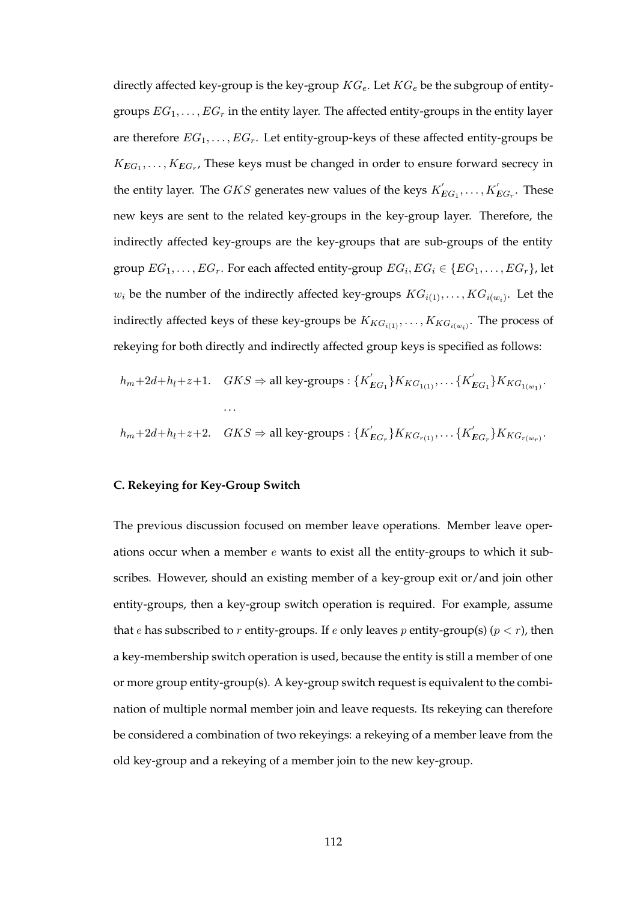directly affected key-group is the key-group $KG_e$. Let $KG_e$ be the subgroup of entity-groups $EG_1, \ldots, EG_r$ in the entity layer. The affected entity-groups in the entity layer are therefore $EG_1, \ldots, EG_r$. Let entity-group-keys of these affected entity-groups be $K_{\boldsymbol{EG}_1}, \ldots, K_{\boldsymbol{EG}_r}$, These keys must be changed in order to ensure forward secrecy in the entity layer. The $GKS$ generates new values of the keys $K^{'}_{\boldsymbol{EG}_1}, \ldots, K^{'}_{\boldsymbol{EG}_r}$. These new keys are sent to the related key-groups in the key-group layer. Therefore, the indirectly affected key-groups are the key-groups that are sub-groups of the entity group $EG_1, \ldots, EG_r$. For each affected entity-group $EG_i, EG_i \in \{EG_1, \ldots, EG_r\}$, let $w_i$ be the number of the indirectly affected key-groups $KG_{i(1)}, \ldots, KG_{i(w_i)}$. Let the indirectly affected keys of these key-groups be $K_{KG_{i(1)}}, \ldots, K_{KG_{i(w_i)}}$. The process of rekeying for both directly and indirectly affected group keys is specified as follows:

$$h_m{+}2d{+}h_l{+}z{+}1. \quad GKS \Rightarrow \text{all key-groups} : \{K^{'}_{\boldsymbol{EG}_1}\}K_{KG_{1(1)}}, \ldots \{K^{'}_{\boldsymbol{EG}_1}\}K_{KG_{1(w_1)}}.$$

$$\ldots$$

$$h_m{+}2d{+}h_l{+}z{+}2. \quad GKS \Rightarrow \text{all key-groups} : \{K^{'}_{\boldsymbol{EG}_r}\}K_{KG_{r(1)}}, \ldots \{K^{'}_{\boldsymbol{EG}_r}\}K_{KG_{r(w_r)}}.$$

#### C. Rekeying for Key-Group Switch

The previous discussion focused on member leave operations. Member leave operations occur when a member $e$ wants to exist all the entity-groups to which it subscribes. However, should an existing member of a key-group exit or/and join other entity-groups, then a key-group switch operation is required. For example, assume that $e$ has subscribed to $r$ entity-groups. If $e$ only leaves $p$ entity-group(s) ($p < r$), then a key-membership switch operation is used, because the entity is still a member of one or more group entity-group(s). A key-group switch request is equivalent to the combination of multiple normal member join and leave requests. Its rekeying can therefore be considered a combination of two rekeyings: a rekeying of a member leave from the old key-group and a rekeying of a member join to the new key-group.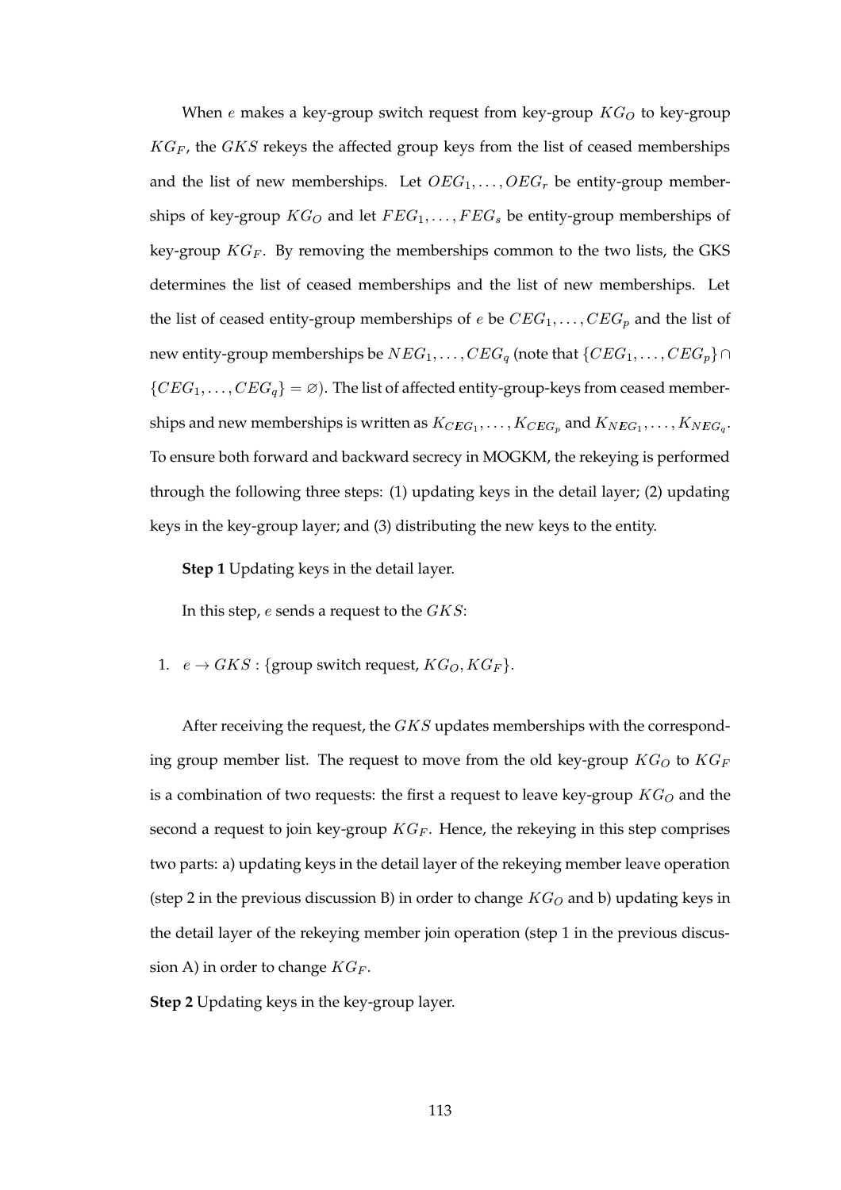When $e$ makes a key-group switch request from key-group $KG_O$ to key-group $KG_F$, the $GKS$ rekeys the affected group keys from the list of ceased memberships and the list of new memberships. Let $OEG_1, \ldots, OEG_r$ be entity-group memberships of key-group $KG_O$ and let $FEG_1, \ldots, FEG_s$ be entity-group memberships of key-group $KG_F$. By removing the memberships common to the two lists, the GKS determines the list of ceased memberships and the list of new memberships. Let the list of ceased entity-group memberships of $e$ be $CEG_1, \ldots, CEG_p$ and the list of new entity-group memberships be $NEG_1, \ldots, CEG_q$ (note that $\{CEG_1, \ldots, CEG_p\} \cap \{CEG_1, \ldots, CEG_q\} = \varnothing$). The list of affected entity-group-keys from ceased memberships and new memberships is written as $K_{CEG_1}, \ldots, K_{CEG_p}$ and $K_{NEG_1}, \ldots, K_{NEG_q}$. To ensure both forward and backward secrecy in MOGKM, the rekeying is performed through the following three steps: (1) updating keys in the detail layer; (2) updating keys in the key-group layer; and (3) distributing the new keys to the entity.

**Step 1** Updating keys in the detail layer.

In this step, $e$ sends a request to the $GKS$:

1. $e \rightarrow GKS$ : {group switch request, $KG_O, KG_F$}.

After receiving the request, the $GKS$ updates memberships with the corresponding group member list. The request to move from the old key-group $KG_O$ to $KG_F$ is a combination of two requests: the first a request to leave key-group $KG_O$ and the second a request to join key-group $KG_F$. Hence, the rekeying in this step comprises two parts: a) updating keys in the detail layer of the rekeying member leave operation (step 2 in the previous discussion B) in order to change $KG_O$ and b) updating keys in the detail layer of the rekeying member join operation (step 1 in the previous discussion A) in order to change $KG_F$.

**Step 2** Updating keys in the key-group layer.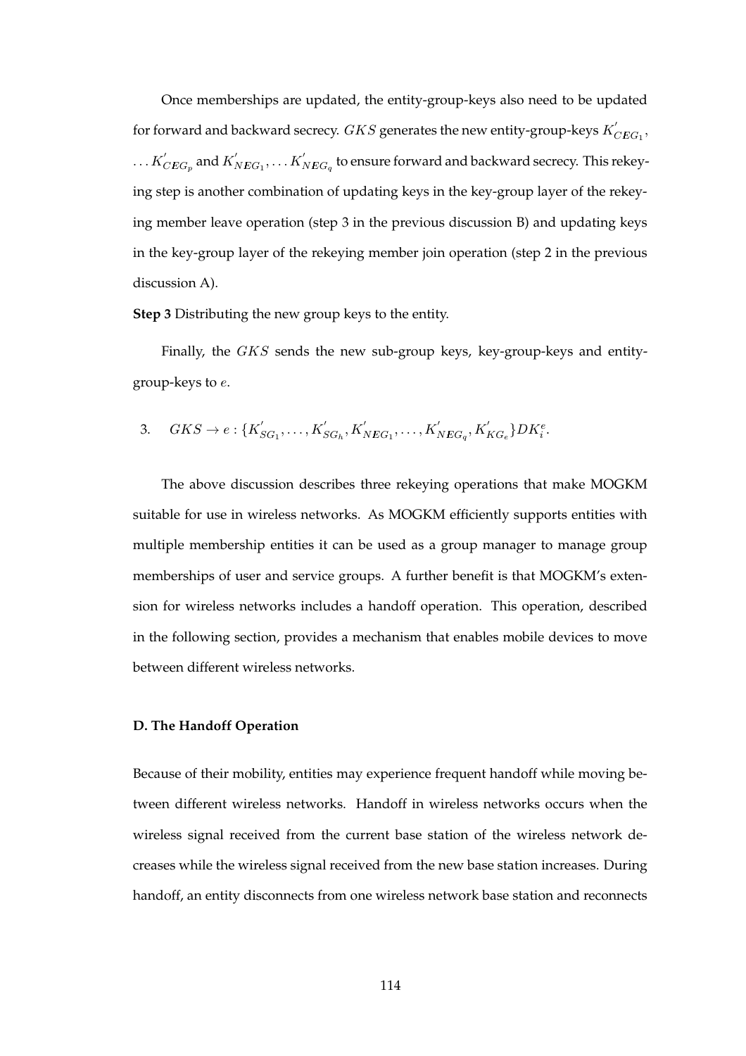Once memberships are updated, the entity-group-keys also need to be updated for forward and backward secrecy. $GKS$ generates the new entity-group-keys $K^{'}_{CEG_1}$, $\ldots K^{'}_{CEG_p}$ and $K^{'}_{NEG_1}, \ldots K^{'}_{NEG_q}$ to ensure forward and backward secrecy. This rekeying step is another combination of updating keys in the key-group layer of the rekeying member leave operation (step 3 in the previous discussion B) and updating keys in the key-group layer of the rekeying member join operation (step 2 in the previous discussion A).

**Step 3** Distributing the new group keys to the entity.

Finally, the $GKS$ sends the new sub-group keys, key-group-keys and entity-group-keys to $e$.

3. $GKS \rightarrow e : \{K^{'}_{SG_1}, \ldots, K^{'}_{SG_h}, K^{'}_{NEG_1}, \ldots, K^{'}_{NEG_q}, K^{'}_{KG_e}\}DK^{e}_{i}$.

The above discussion describes three rekeying operations that make MOGKM suitable for use in wireless networks. As MOGKM efficiently supports entities with multiple membership entities it can be used as a group manager to manage group memberships of user and service groups. A further benefit is that MOGKM's extension for wireless networks includes a handoff operation. This operation, described in the following section, provides a mechanism that enables mobile devices to move between different wireless networks.

**D. The Handoff Operation**

Because of their mobility, entities may experience frequent handoff while moving between different wireless networks. Handoff in wireless networks occurs when the wireless signal received from the current base station of the wireless network decreases while the wireless signal received from the new base station increases. During handoff, an entity disconnects from one wireless network base station and reconnects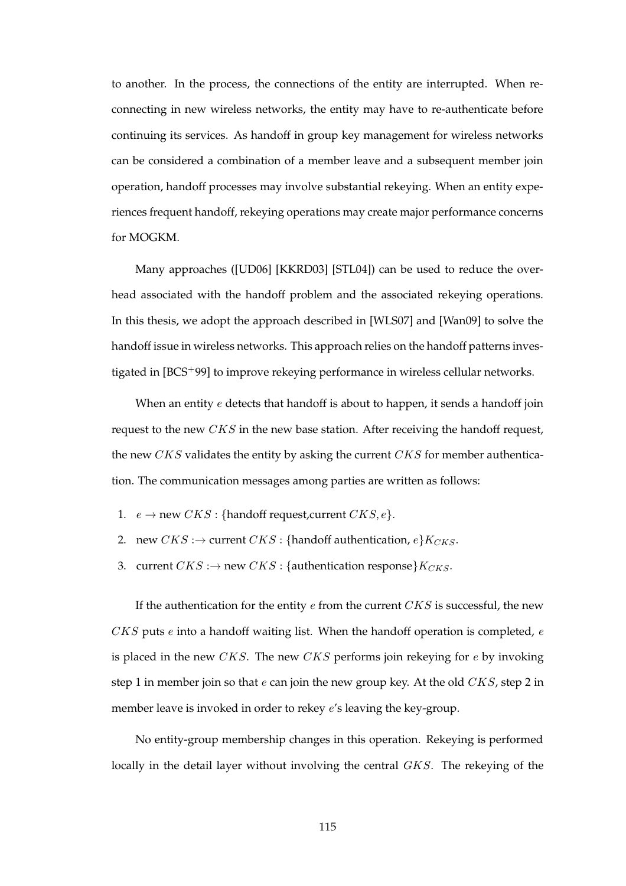to another. In the process, the connections of the entity are interrupted. When reconnecting in new wireless networks, the entity may have to re-authenticate before continuing its services. As handoff in group key management for wireless networks can be considered a combination of a member leave and a subsequent member join operation, handoff processes may involve substantial rekeying. When an entity experiences frequent handoff, rekeying operations may create major performance concerns for MOGKM.

Many approaches ([UD06] [KKRD03] [STL04]) can be used to reduce the overhead associated with the handoff problem and the associated rekeying operations. In this thesis, we adopt the approach described in [WLS07] and [Wan09] to solve the handoff issue in wireless networks. This approach relies on the handoff patterns investigated in [BCS$^{+}$99] to improve rekeying performance in wireless cellular networks.

When an entity $e$ detects that handoff is about to happen, it sends a handoff join request to the new $CKS$ in the new base station. After receiving the handoff request, the new $CKS$ validates the entity by asking the current $CKS$ for member authentication. The communication messages among parties are written as follows:

1. $e \rightarrow$ new $CKS$ : {handoff request,current $CKS, e$}.
2. new $CKS :\rightarrow$ current $CKS$ : {handoff authentication, $e$}$K_{CKS}$.
3. current $CKS :\rightarrow$ new $CKS$ : {authentication response}$K_{CKS}$.

If the authentication for the entity $e$ from the current $CKS$ is successful, the new $CKS$ puts $e$ into a handoff waiting list. When the handoff operation is completed, $e$ is placed in the new $CKS$. The new $CKS$ performs join rekeying for $e$ by invoking step 1 in member join so that $e$ can join the new group key. At the old $CKS$, step 2 in member leave is invoked in order to rekey $e$'s leaving the key-group.

No entity-group membership changes in this operation. Rekeying is performed locally in the detail layer without involving the central $GKS$. The rekeying of the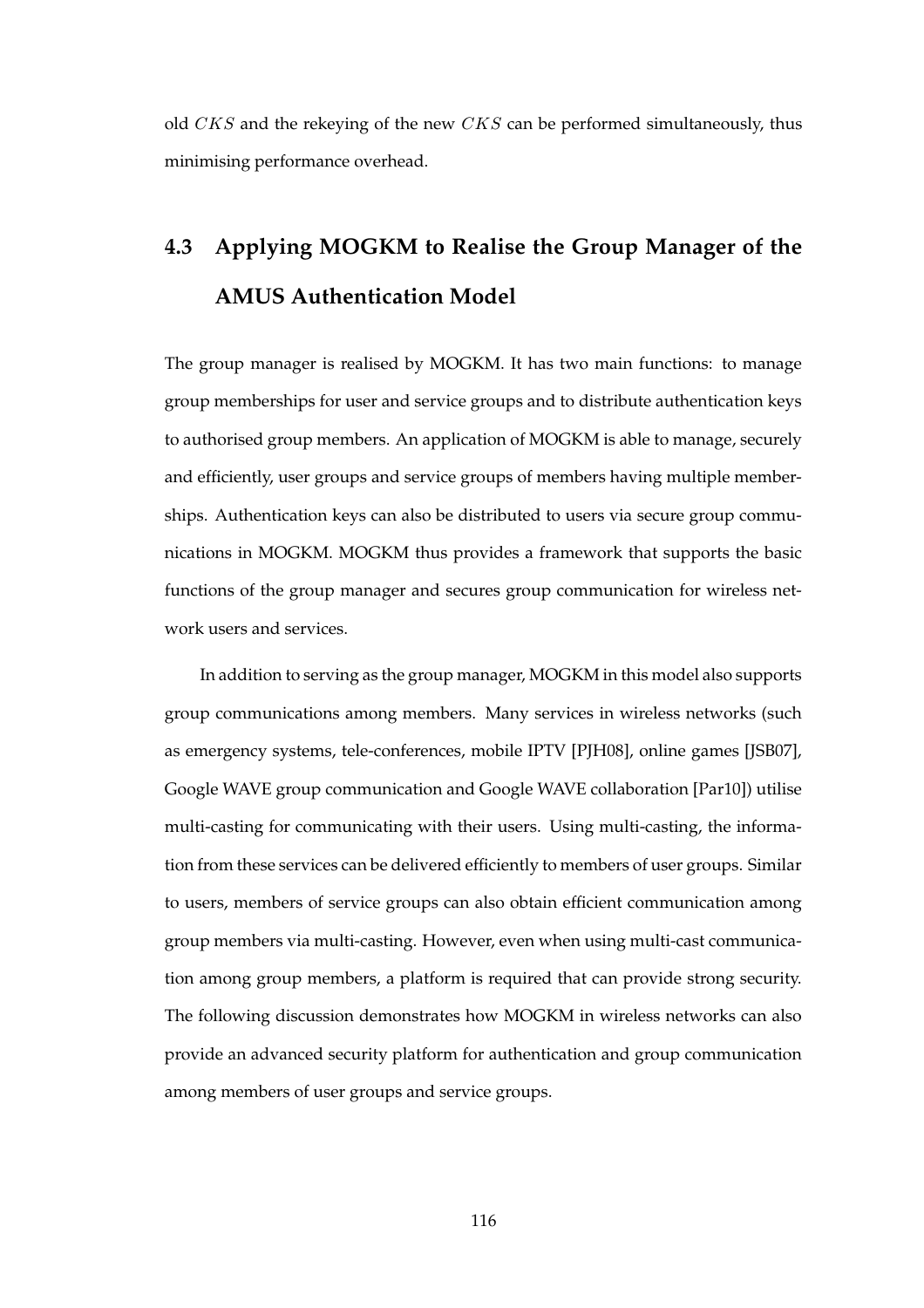old $CKS$ and the rekeying of the new $CKS$ can be performed simultaneously, thus minimising performance overhead.

## 4.3 Applying MOGKM to Realise the Group Manager of the AMUS Authentication Model

The group manager is realised by MOGKM. It has two main functions: to manage group memberships for user and service groups and to distribute authentication keys to authorised group members. An application of MOGKM is able to manage, securely and efficiently, user groups and service groups of members having multiple memberships. Authentication keys can also be distributed to users via secure group communications in MOGKM. MOGKM thus provides a framework that supports the basic functions of the group manager and secures group communication for wireless network users and services.

In addition to serving as the group manager, MOGKM in this model also supports group communications among members. Many services in wireless networks (such as emergency systems, tele-conferences, mobile IPTV [PJH08], online games [JSB07], Google WAVE group communication and Google WAVE collaboration [Par10]) utilise multi-casting for communicating with their users. Using multi-casting, the information from these services can be delivered efficiently to members of user groups. Similar to users, members of service groups can also obtain efficient communication among group members via multi-casting. However, even when using multi-cast communication among group members, a platform is required that can provide strong security. The following discussion demonstrates how MOGKM in wireless networks can also provide an advanced security platform for authentication and group communication among members of user groups and service groups.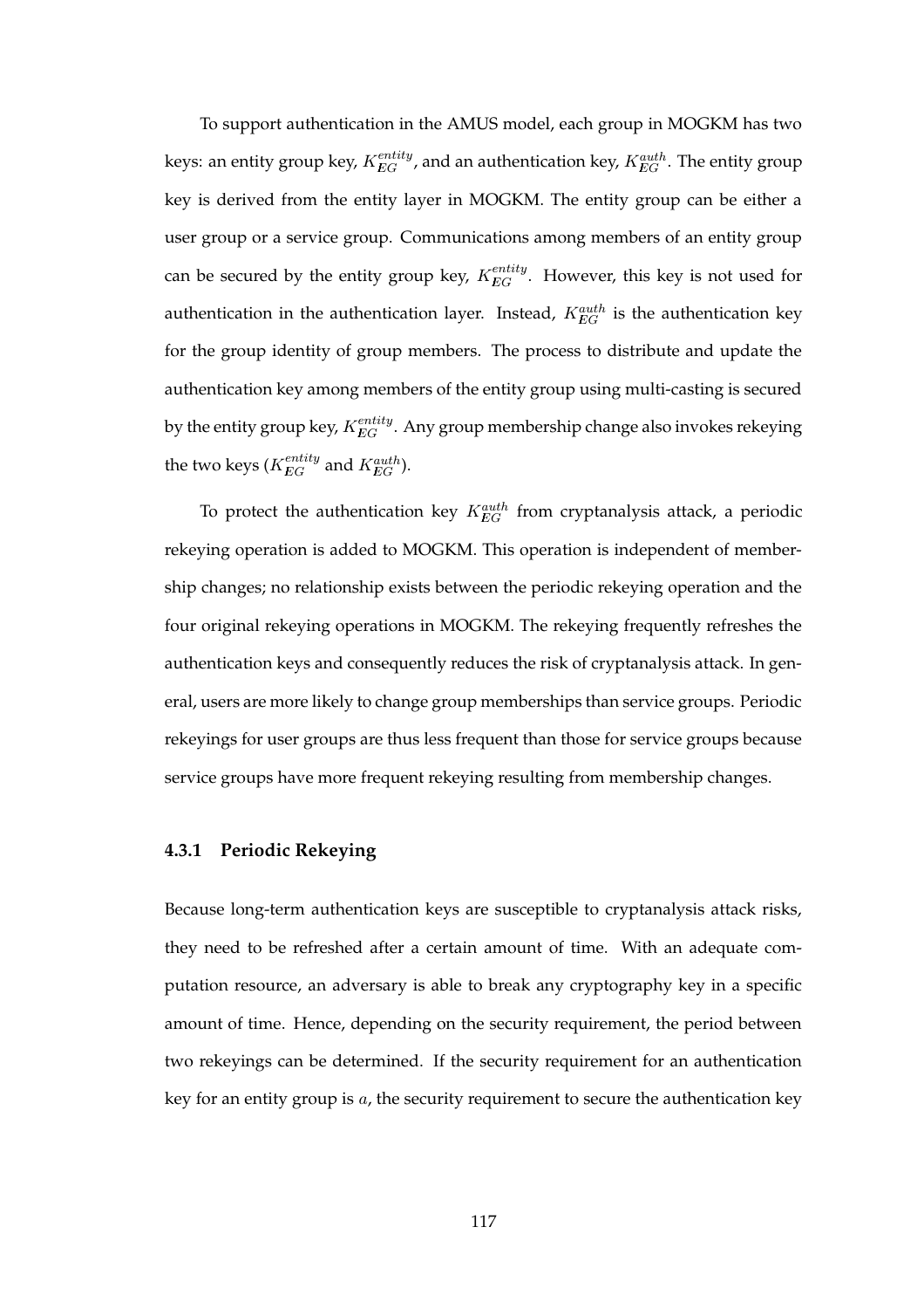To support authentication in the AMUS model, each group in MOGKM has two keys: an entity group key, $K_{EG}^{entity}$, and an authentication key, $K_{EG}^{auth}$. The entity group key is derived from the entity layer in MOGKM. The entity group can be either a user group or a service group. Communications among members of an entity group can be secured by the entity group key, $K_{EG}^{entity}$. However, this key is not used for authentication in the authentication layer. Instead, $K_{EG}^{auth}$ is the authentication key for the group identity of group members. The process to distribute and update the authentication key among members of the entity group using multi-casting is secured by the entity group key, $K_{EG}^{entity}$. Any group membership change also invokes rekeying the two keys ($K_{EG}^{entity}$ and $K_{EG}^{auth}$).

To protect the authentication key $K_{EG}^{auth}$ from cryptanalysis attack, a periodic rekeying operation is added to MOGKM. This operation is independent of membership changes; no relationship exists between the periodic rekeying operation and the four original rekeying operations in MOGKM. The rekeying frequently refreshes the authentication keys and consequently reduces the risk of cryptanalysis attack. In general, users are more likely to change group memberships than service groups. Periodic rekeyings for user groups are thus less frequent than those for service groups because service groups have more frequent rekeying resulting from membership changes.

### 4.3.1 Periodic Rekeying

Because long-term authentication keys are susceptible to cryptanalysis attack risks, they need to be refreshed after a certain amount of time. With an adequate computation resource, an adversary is able to break any cryptography key in a specific amount of time. Hence, depending on the security requirement, the period between two rekeyings can be determined. If the security requirement for an authentication key for an entity group is $a$, the security requirement to secure the authentication key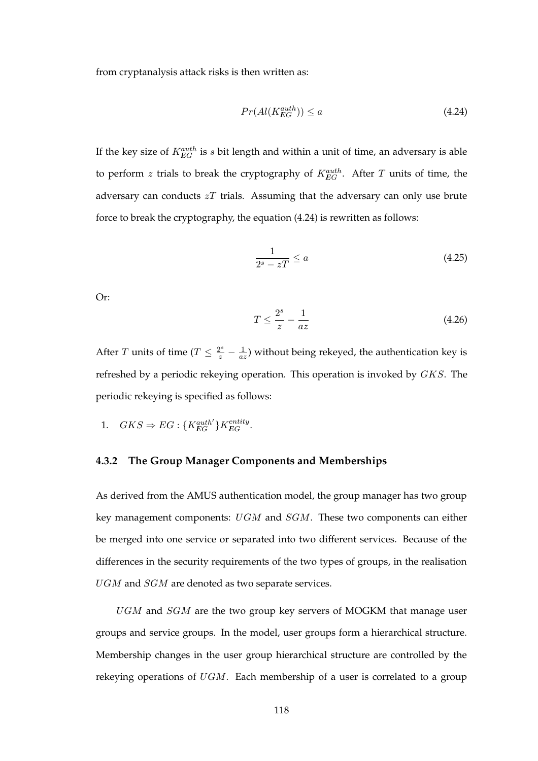from cryptanalysis attack risks is then written as:

$$Pr(Al(K_{\boldsymbol{EG}}^{auth})) \leq a \tag{4.24}$$

If the key size of $K_{EG}^{auth}$ is $s$ bit length and within a unit of time, an adversary is able to perform $z$ trials to break the cryptography of $K_{EG}^{auth}$. After $T$ units of time, the adversary can conducts $zT$ trials. Assuming that the adversary can only use brute force to break the cryptography, the equation (4.24) is rewritten as follows:

$$\frac{1}{2^s - zT} \leq a \tag{4.25}$$

Or:

$$T \leq \frac{2^s}{z} - \frac{1}{az} \tag{4.26}$$

After $T$ units of time ($T \leq \frac{2^s}{z} - \frac{1}{az}$) without being rekeyed, the authentication key is refreshed by a periodic rekeying operation. This operation is invoked by $GKS$. The periodic rekeying is specified as follows:

1. $GKS \Rightarrow EG : \{K_{\boldsymbol{EG}}^{auth'}\}K_{\boldsymbol{EG}}^{entity}$.

### 4.3.2 The Group Manager Components and Memberships

As derived from the AMUS authentication model, the group manager has two group key management components: $UGM$ and $SGM$. These two components can either be merged into one service or separated into two different services. Because of the differences in the security requirements of the two types of groups, in the realisation $UGM$ and $SGM$ are denoted as two separate services.

$UGM$ and $SGM$ are the two group key servers of MOGKM that manage user groups and service groups. In the model, user groups form a hierarchical structure. Membership changes in the user group hierarchical structure are controlled by the rekeying operations of $UGM$. Each membership of a user is correlated to a group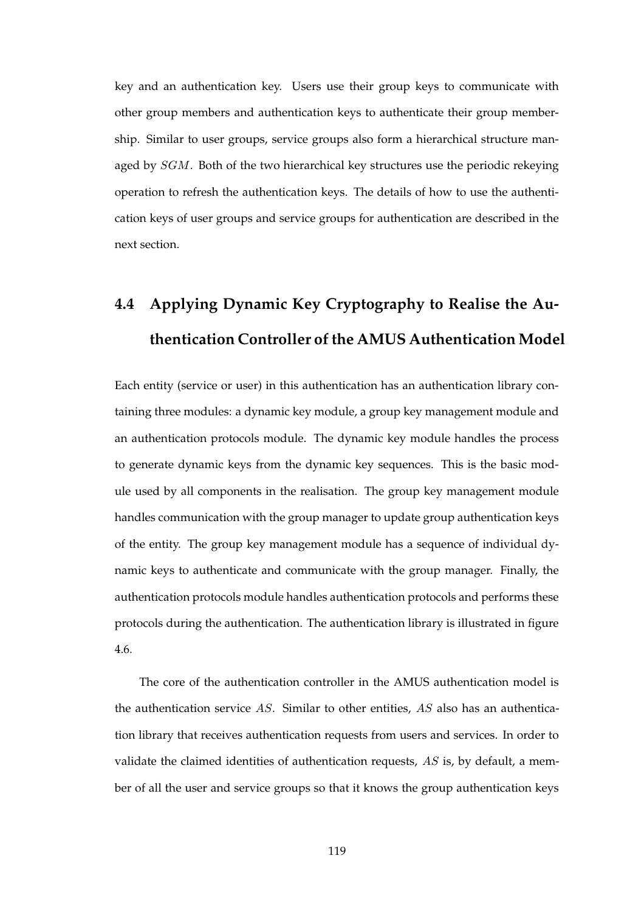key and an authentication key. Users use their group keys to communicate with other group members and authentication keys to authenticate their group membership. Similar to user groups, service groups also form a hierarchical structure managed by $SGM$. Both of the two hierarchical key structures use the periodic rekeying operation to refresh the authentication keys. The details of how to use the authentication keys of user groups and service groups for authentication are described in the next section.

## 4.4 Applying Dynamic Key Cryptography to Realise the Authentication Controller of the AMUS Authentication Model

Each entity (service or user) in this authentication has an authentication library containing three modules: a dynamic key module, a group key management module and an authentication protocols module. The dynamic key module handles the process to generate dynamic keys from the dynamic key sequences. This is the basic module used by all components in the realisation. The group key management module handles communication with the group manager to update group authentication keys of the entity. The group key management module has a sequence of individual dynamic keys to authenticate and communicate with the group manager. Finally, the authentication protocols module handles authentication protocols and performs these protocols during the authentication. The authentication library is illustrated in figure 4.6.

The core of the authentication controller in the AMUS authentication model is the authentication service $AS$. Similar to other entities, $AS$ also has an authentication library that receives authentication requests from users and services. In order to validate the claimed identities of authentication requests, $AS$ is, by default, a member of all the user and service groups so that it knows the group authentication keys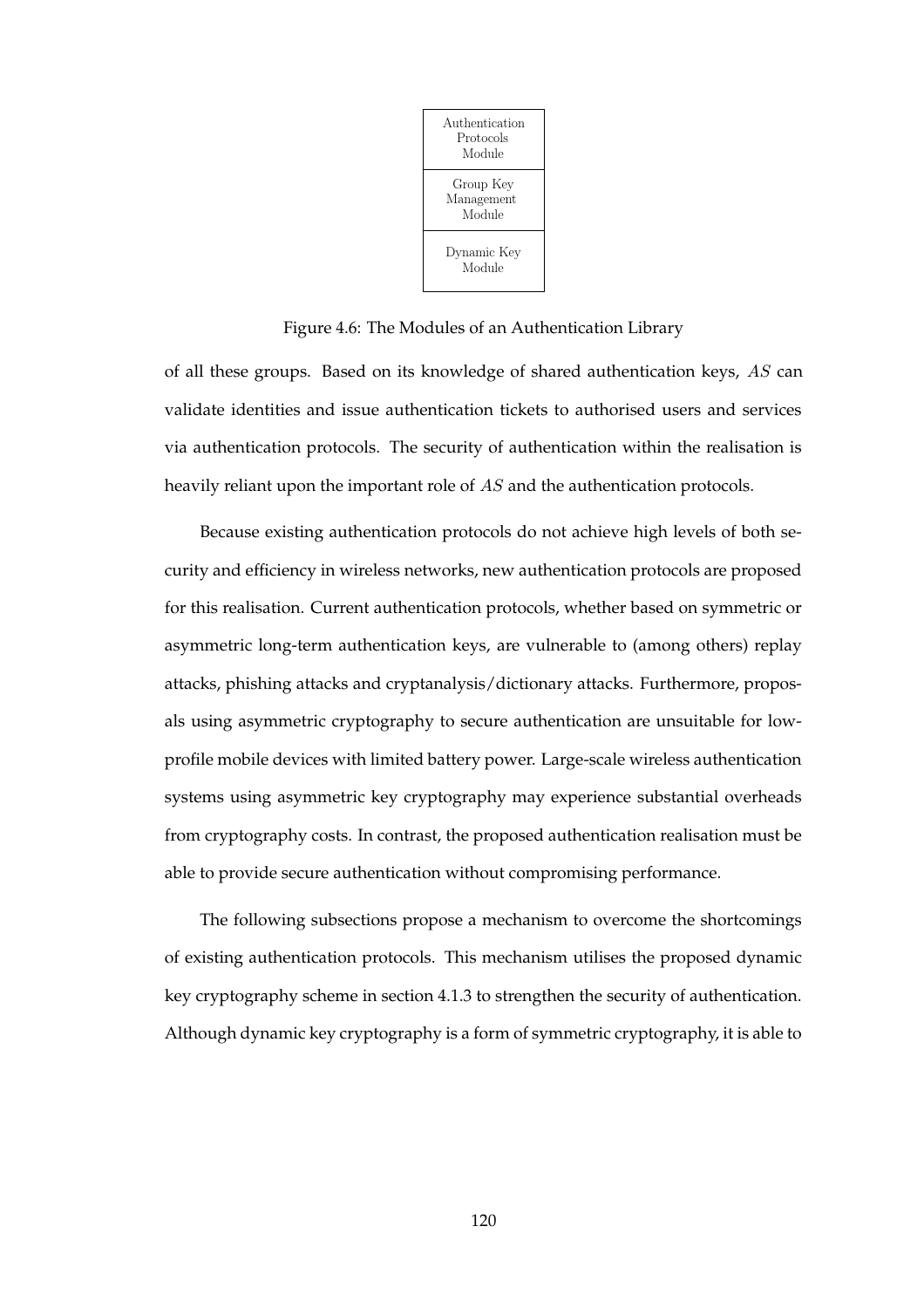Authentication Protocols Module

Group Key Management Module

Dynamic Key Module

Figure 4.6: The Modules of an Authentication Library

of all these groups. Based on its knowledge of shared authentication keys, $AS$ can validate identities and issue authentication tickets to authorised users and services via authentication protocols. The security of authentication within the realisation is heavily reliant upon the important role of $AS$ and the authentication protocols.

Because existing authentication protocols do not achieve high levels of both security and efficiency in wireless networks, new authentication protocols are proposed for this realisation. Current authentication protocols, whether based on symmetric or asymmetric long-term authentication keys, are vulnerable to (among others) replay attacks, phishing attacks and cryptanalysis/dictionary attacks. Furthermore, proposals using asymmetric cryptography to secure authentication are unsuitable for low-profile mobile devices with limited battery power. Large-scale wireless authentication systems using asymmetric key cryptography may experience substantial overheads from cryptography costs. In contrast, the proposed authentication realisation must be able to provide secure authentication without compromising performance.

The following subsections propose a mechanism to overcome the shortcomings of existing authentication protocols. This mechanism utilises the proposed dynamic key cryptography scheme in section 4.1.3 to strengthen the security of authentication. Although dynamic key cryptography is a form of symmetric cryptography, it is able to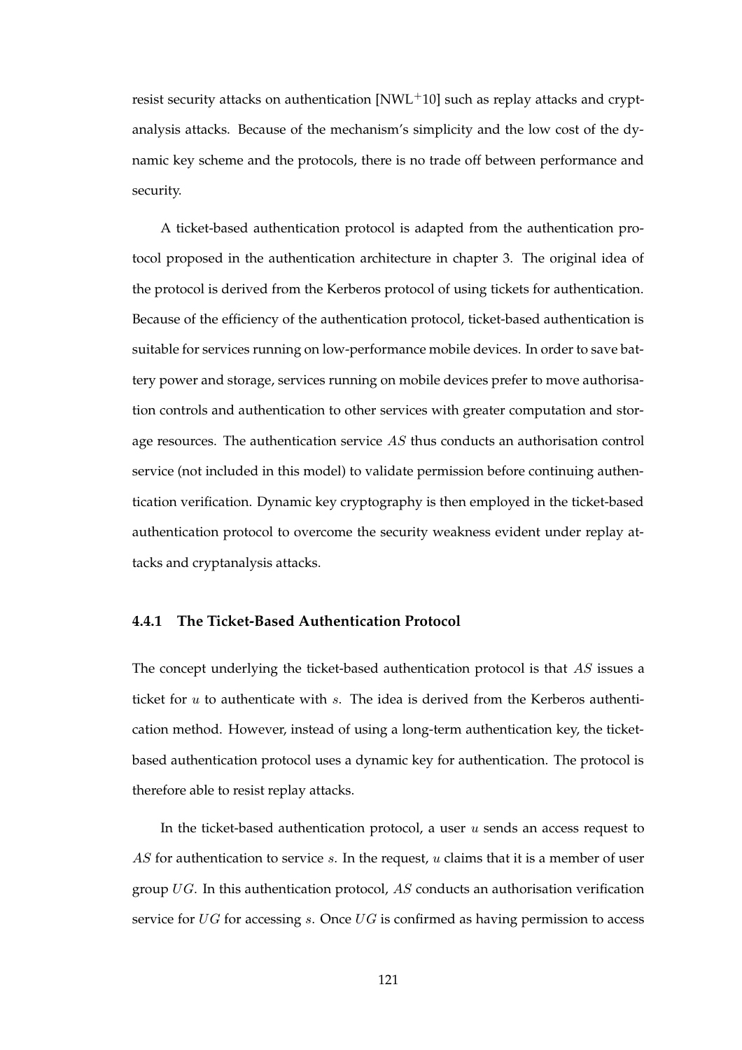resist security attacks on authentication [NWL+10] such as replay attacks and cryptanalysis attacks. Because of the mechanism's simplicity and the low cost of the dynamic key scheme and the protocols, there is no trade off between performance and security.

A ticket-based authentication protocol is adapted from the authentication protocol proposed in the authentication architecture in chapter 3. The original idea of the protocol is derived from the Kerberos protocol of using tickets for authentication. Because of the efficiency of the authentication protocol, ticket-based authentication is suitable for services running on low-performance mobile devices. In order to save battery power and storage, services running on mobile devices prefer to move authorisation controls and authentication to other services with greater computation and storage resources. The authentication service $AS$ thus conducts an authorisation control service (not included in this model) to validate permission before continuing authentication verification. Dynamic key cryptography is then employed in the ticket-based authentication protocol to overcome the security weakness evident under replay attacks and cryptanalysis attacks.

### 4.4.1 The Ticket-Based Authentication Protocol

The concept underlying the ticket-based authentication protocol is that $AS$ issues a ticket for $u$ to authenticate with $s$. The idea is derived from the Kerberos authentication method. However, instead of using a long-term authentication key, the ticket-based authentication protocol uses a dynamic key for authentication. The protocol is therefore able to resist replay attacks.

In the ticket-based authentication protocol, a user $u$ sends an access request to $AS$ for authentication to service $s$. In the request, $u$ claims that it is a member of user group $UG$. In this authentication protocol, $AS$ conducts an authorisation verification service for $UG$ for accessing $s$. Once $UG$ is confirmed as having permission to access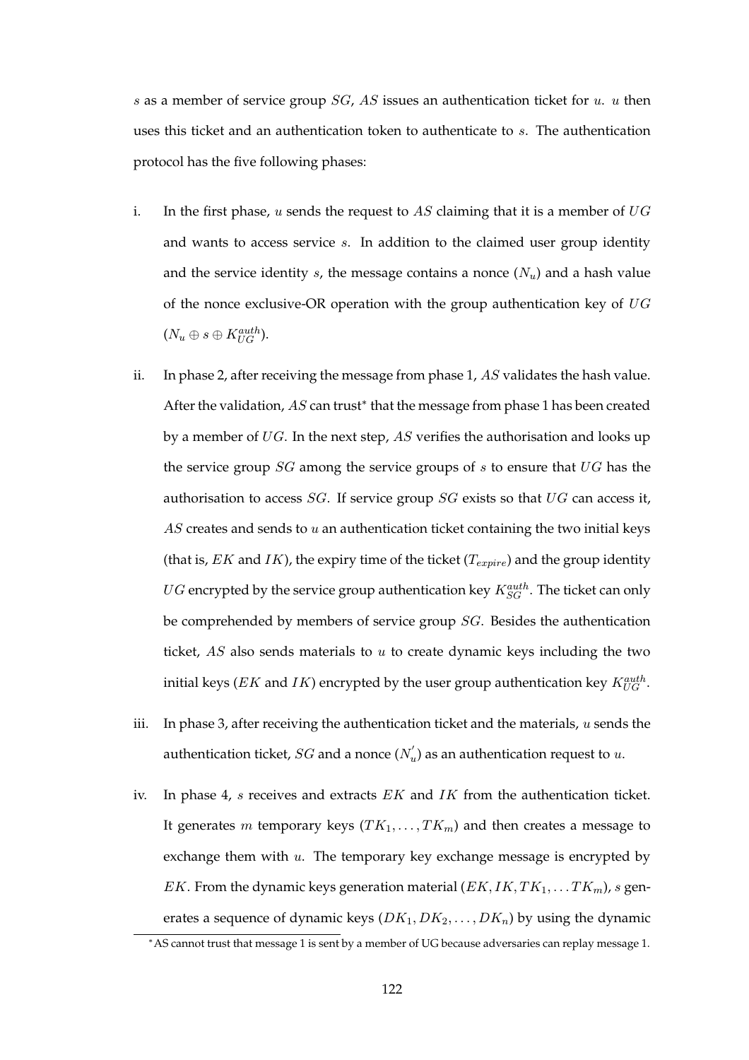$s$ as a member of service group $SG$, $AS$ issues an authentication ticket for $u$. $u$ then uses this ticket and an authentication token to authenticate to $s$. The authentication protocol has the five following phases:

i. In the first phase, $u$ sends the request to $AS$ claiming that it is a member of $UG$ and wants to access service $s$. In addition to the claimed user group identity and the service identity $s$, the message contains a nonce ($N_u$) and a hash value of the nonce exclusive-OR operation with the group authentication key of $UG$ ($N_u \oplus s \oplus K_{UG}^{auth}$).

ii. In phase 2, after receiving the message from phase 1, $AS$ validates the hash value. After the validation, $AS$ can trust* that the message from phase 1 has been created by a member of $UG$. In the next step, $AS$ verifies the authorisation and looks up the service group $SG$ among the service groups of $s$ to ensure that $UG$ has the authorisation to access $SG$. If service group $SG$ exists so that $UG$ can access it, $AS$ creates and sends to $u$ an authentication ticket containing the two initial keys (that is, $EK$ and $IK$), the expiry time of the ticket ($T_{expire}$) and the group identity $UG$ encrypted by the service group authentication key $K_{SG}^{auth}$. The ticket can only be comprehended by members of service group $SG$. Besides the authentication ticket, $AS$ also sends materials to $u$ to create dynamic keys including the two initial keys ($EK$ and $IK$) encrypted by the user group authentication key $K_{UG}^{auth}$.

iii. In phase 3, after receiving the authentication ticket and the materials, $u$ sends the authentication ticket, $SG$ and a nonce ($N_u^{'}$) as an authentication request to $u$.

iv. In phase 4, $s$ receives and extracts $EK$ and $IK$ from the authentication ticket. It generates $m$ temporary keys ($TK_1, \ldots, TK_m$) and then creates a message to exchange them with $u$. The temporary key exchange message is encrypted by $EK$. From the dynamic keys generation material ($EK, IK, TK_1, \ldots TK_m$), $s$ generates a sequence of dynamic keys ($DK_1, DK_2, \ldots, DK_n$) by using the dynamic

*AS cannot trust that message 1 is sent by a member of UG because adversaries can replay message 1.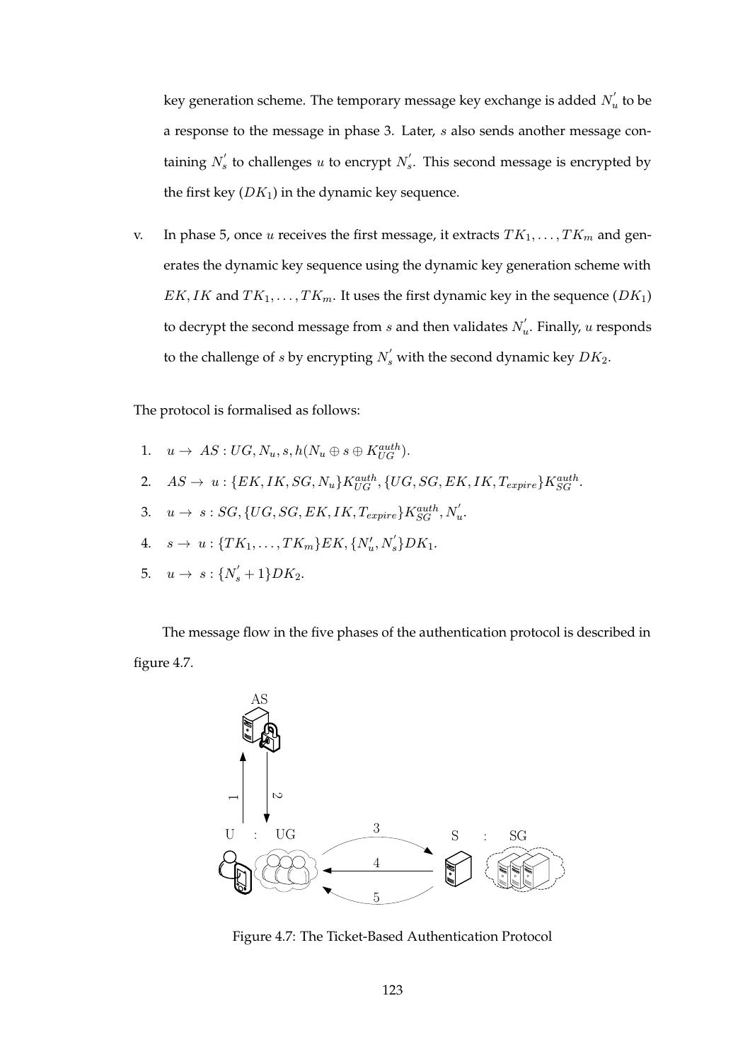key generation scheme. The temporary message key exchange is added $N_u^{'}$ to be a response to the message in phase 3. Later, $s$ also sends another message containing $N_s^{'}$ to challenges $u$ to encrypt $N_s^{'}$. This second message is encrypted by the first key ($DK_1$) in the dynamic key sequence.

v. In phase 5, once $u$ receives the first message, it extracts $TK_1, \ldots, TK_m$ and generates the dynamic key sequence using the dynamic key generation scheme with $EK, IK$ and $TK_1, \ldots, TK_m$. It uses the first dynamic key in the sequence ($DK_1$) to decrypt the second message from $s$ and then validates $N_u^{'}$. Finally, $u$ responds to the challenge of $s$ by encrypting $N_s^{'}$ with the second dynamic key $DK_2$.

The protocol is formalised as follows:

1. $u \rightarrow AS : UG, N_u, s, h(N_u \oplus s \oplus K_{UG}^{auth})$.
2. $AS \rightarrow u : \{EK, IK, SG, N_u\}K_{UG}^{auth}, \{UG, SG, EK, IK, T_{expire}\}K_{SG}^{auth}$.
3. $u \rightarrow s : SG, \{UG, SG, EK, IK, T_{expire}\}K_{SG}^{auth}, N_u^{'}$.
4. $s \rightarrow u : \{TK_1, \ldots, TK_m\}EK, \{N_u^{\prime}, N_s^{'}\}DK_1$.
5. $u \rightarrow s : \{N_s^{'} + 1\}DK_2$.

The message flow in the five phases of the authentication protocol is described in figure 4.7.

AS

1

2

U : UG

3

4

5

S : SG

Figure 4.7: The Ticket-Based Authentication Protocol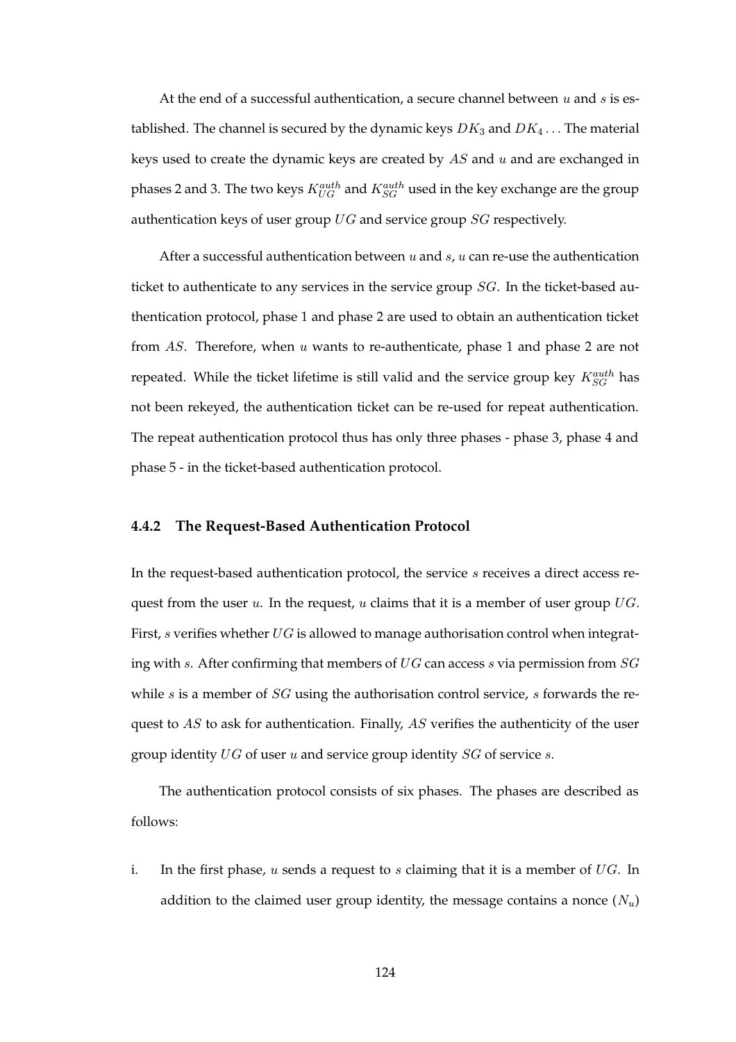At the end of a successful authentication, a secure channel between $u$ and $s$ is established. The channel is secured by the dynamic keys $DK_3$ and $DK_4 \ldots$ The material keys used to create the dynamic keys are created by $AS$ and $u$ and are exchanged in phases 2 and 3. The two keys $K_{UG}^{auth}$ and $K_{SG}^{auth}$ used in the key exchange are the group authentication keys of user group $UG$ and service group $SG$ respectively.

After a successful authentication between $u$ and $s$, $u$ can re-use the authentication ticket to authenticate to any services in the service group $SG$. In the ticket-based authentication protocol, phase 1 and phase 2 are used to obtain an authentication ticket from $AS$. Therefore, when $u$ wants to re-authenticate, phase 1 and phase 2 are not repeated. While the ticket lifetime is still valid and the service group key $K_{SG}^{auth}$ has not been rekeyed, the authentication ticket can be re-used for repeat authentication. The repeat authentication protocol thus has only three phases - phase 3, phase 4 and phase 5 - in the ticket-based authentication protocol.

### 4.4.2 The Request-Based Authentication Protocol

In the request-based authentication protocol, the service $s$ receives a direct access request from the user $u$. In the request, $u$ claims that it is a member of user group $UG$. First, $s$ verifies whether $UG$ is allowed to manage authorisation control when integrating with $s$. After confirming that members of $UG$ can access $s$ via permission from $SG$ while $s$ is a member of $SG$ using the authorisation control service, $s$ forwards the request to $AS$ to ask for authentication. Finally, $AS$ verifies the authenticity of the user group identity $UG$ of user $u$ and service group identity $SG$ of service $s$.

The authentication protocol consists of six phases. The phases are described as follows:

i. In the first phase, $u$ sends a request to $s$ claiming that it is a member of $UG$. In addition to the claimed user group identity, the message contains a nonce ($N_u$)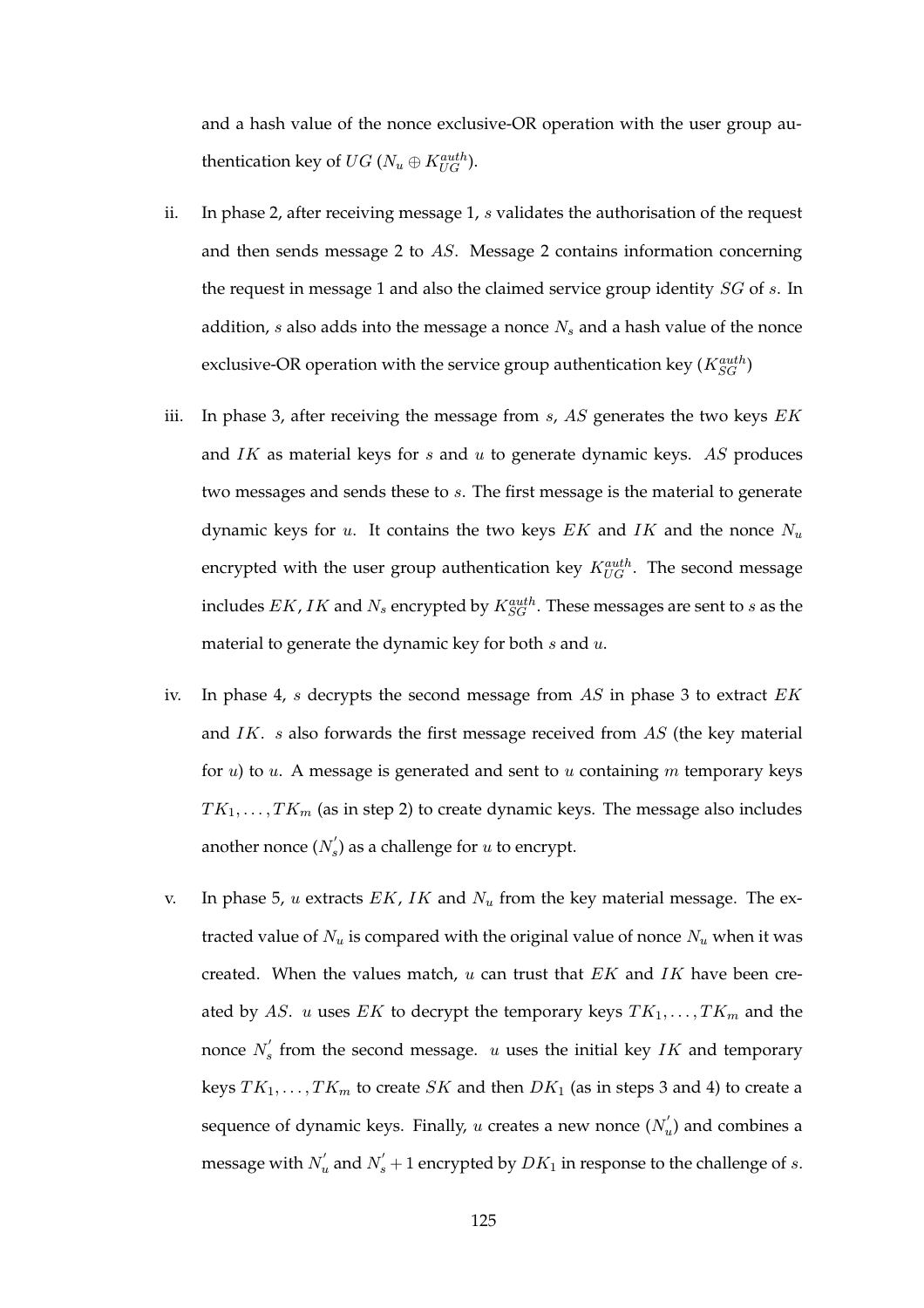and a hash value of the nonce exclusive-OR operation with the user group authentication key of $UG$ ($N_u \oplus K_{UG}^{auth}$).

ii. In phase 2, after receiving message 1, $s$ validates the authorisation of the request and then sends message 2 to $AS$. Message 2 contains information concerning the request in message 1 and also the claimed service group identity $SG$ of $s$. In addition, $s$ also adds into the message a nonce $N_s$ and a hash value of the nonce exclusive-OR operation with the service group authentication key ($K_{SG}^{auth}$)

iii. In phase 3, after receiving the message from $s$, $AS$ generates the two keys $EK$ and $IK$ as material keys for $s$ and $u$ to generate dynamic keys. $AS$ produces two messages and sends these to $s$. The first message is the material to generate dynamic keys for $u$. It contains the two keys $EK$ and $IK$ and the nonce $N_u$ encrypted with the user group authentication key $K_{UG}^{auth}$. The second message includes $EK$, $IK$ and $N_s$ encrypted by $K_{SG}^{auth}$. These messages are sent to $s$ as the material to generate the dynamic key for both $s$ and $u$.

iv. In phase 4, $s$ decrypts the second message from $AS$ in phase 3 to extract $EK$ and $IK$. $s$ also forwards the first message received from $AS$ (the key material for $u$) to $u$. A message is generated and sent to $u$ containing $m$ temporary keys $TK_1, \ldots, TK_m$ (as in step 2) to create dynamic keys. The message also includes another nonce ($N_s^{'}$) as a challenge for $u$ to encrypt.

v. In phase 5, $u$ extracts $EK$, $IK$ and $N_u$ from the key material message. The extracted value of $N_u$ is compared with the original value of nonce $N_u$ when it was created. When the values match, $u$ can trust that $EK$ and $IK$ have been created by $AS$. $u$ uses $EK$ to decrypt the temporary keys $TK_1, \ldots, TK_m$ and the nonce $N_s^{'}$ from the second message. $u$ uses the initial key $IK$ and temporary keys $TK_1, \ldots, TK_m$ to create $SK$ and then $DK_1$ (as in steps 3 and 4) to create a sequence of dynamic keys. Finally, $u$ creates a new nonce ($N_u^{'}$) and combines a message with $N_u^{'}$ and $N_s^{'} + 1$ encrypted by $DK_1$ in response to the challenge of $s$.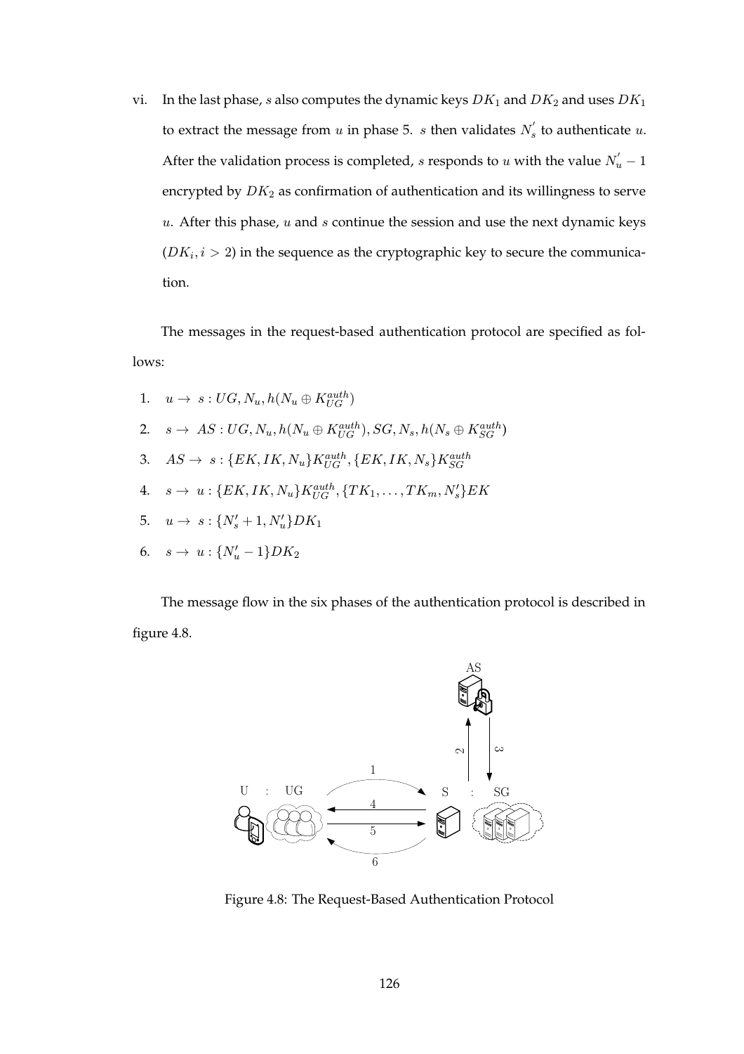vi. In the last phase, $s$ also computes the dynamic keys $DK_1$ and $DK_2$ and uses $DK_1$ to extract the message from $u$ in phase 5. $s$ then validates $N_s^{'}$ to authenticate $u$. After the validation process is completed, $s$ responds to $u$ with the value $N_u^{'} - 1$ encrypted by $DK_2$ as confirmation of authentication and its willingness to serve $u$. After this phase, $u$ and $s$ continue the session and use the next dynamic keys $(DK_i, i > 2)$ in the sequence as the cryptographic key to secure the communication.

The messages in the request-based authentication protocol are specified as follows:

1. $u \rightarrow s : UG, N_u, h(N_u \oplus K_{UG}^{auth})$
2. $s \rightarrow AS : UG, N_u, h(N_u \oplus K_{UG}^{auth}), SG, N_s, h(N_s \oplus K_{SG}^{auth})$
3. $AS \rightarrow s : \{EK, IK, N_u\}K_{UG}^{auth}, \{EK, IK, N_s\}K_{SG}^{auth}$
4. $s \rightarrow u : \{EK, IK, N_u\}K_{UG}^{auth}, \{TK_1, \ldots, TK_m, N_s'\}EK$
5. $u \rightarrow s : \{N_s' + 1, N_u'\}DK_1$
6. $s \rightarrow u : \{N_u' - 1\}DK_2$

The message flow in the six phases of the authentication protocol is described in figure 4.8.

AS

U : UG

S : SG

1

2

3

4

5

6

Figure 4.8: The Request-Based Authentication Protocol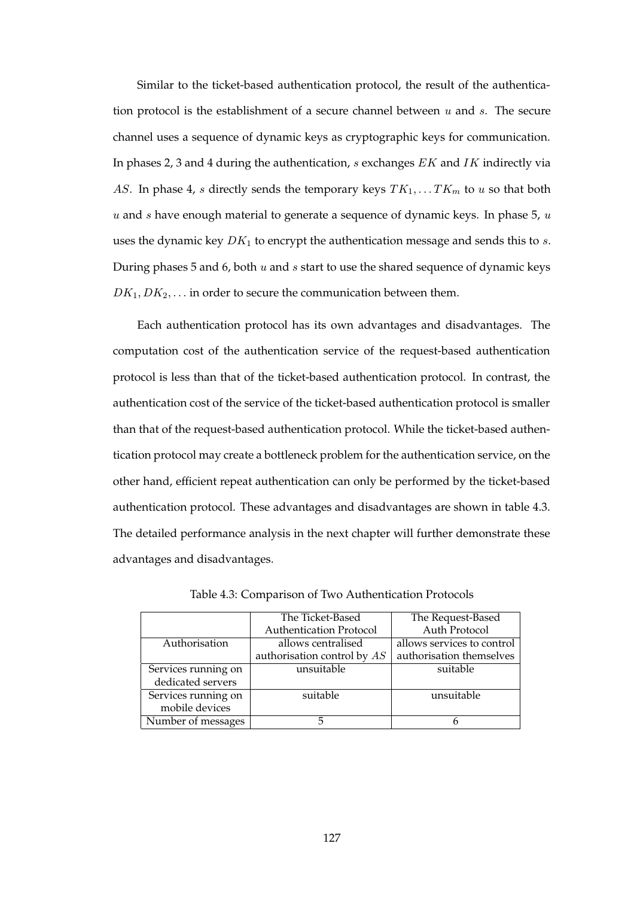Similar to the ticket-based authentication protocol, the result of the authentication protocol is the establishment of a secure channel between $u$ and $s$. The secure channel uses a sequence of dynamic keys as cryptographic keys for communication. In phases 2, 3 and 4 during the authentication, $s$ exchanges $EK$ and $IK$ indirectly via $AS$. In phase 4, $s$ directly sends the temporary keys $TK_1, \ldots TK_m$ to $u$ so that both $u$ and $s$ have enough material to generate a sequence of dynamic keys. In phase 5, $u$ uses the dynamic key $DK_1$ to encrypt the authentication message and sends this to $s$. During phases 5 and 6, both $u$ and $s$ start to use the shared sequence of dynamic keys $DK_1, DK_2, \ldots$ in order to secure the communication between them.

Each authentication protocol has its own advantages and disadvantages. The computation cost of the authentication service of the request-based authentication protocol is less than that of the ticket-based authentication protocol. In contrast, the authentication cost of the service of the ticket-based authentication protocol is smaller than that of the request-based authentication protocol. While the ticket-based authentication protocol may create a bottleneck problem for the authentication service, on the other hand, efficient repeat authentication can only be performed by the ticket-based authentication protocol. These advantages and disadvantages are shown in table 4.3. The detailed performance analysis in the next chapter will further demonstrate these advantages and disadvantages.

Table 4.3: Comparison of Two Authentication Protocols

| | The Ticket-Based Authentication Protocol | The Request-Based Auth Protocol |
|---|---|---|
| Authorisation | allows centralised authorisation control by $AS$ | allows services to control authorisation themselves |
| Services running on dedicated servers | unsuitable | suitable |
| Services running on mobile devices | suitable | unsuitable |
| Number of messages | 5 | 6 |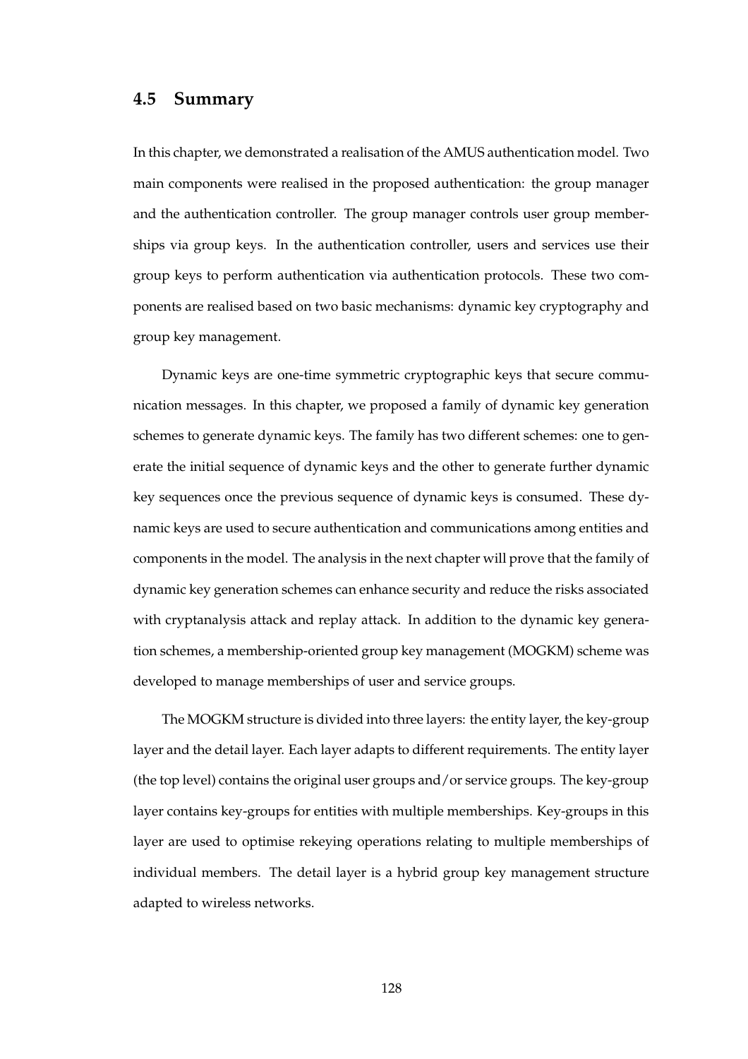## 4.5 Summary

In this chapter, we demonstrated a realisation of the AMUS authentication model. Two main components were realised in the proposed authentication: the group manager and the authentication controller. The group manager controls user group memberships via group keys. In the authentication controller, users and services use their group keys to perform authentication via authentication protocols. These two components are realised based on two basic mechanisms: dynamic key cryptography and group key management.

Dynamic keys are one-time symmetric cryptographic keys that secure communication messages. In this chapter, we proposed a family of dynamic key generation schemes to generate dynamic keys. The family has two different schemes: one to generate the initial sequence of dynamic keys and the other to generate further dynamic key sequences once the previous sequence of dynamic keys is consumed. These dynamic keys are used to secure authentication and communications among entities and components in the model. The analysis in the next chapter will prove that the family of dynamic key generation schemes can enhance security and reduce the risks associated with cryptanalysis attack and replay attack. In addition to the dynamic key generation schemes, a membership-oriented group key management (MOGKM) scheme was developed to manage memberships of user and service groups.

The MOGKM structure is divided into three layers: the entity layer, the key-group layer and the detail layer. Each layer adapts to different requirements. The entity layer (the top level) contains the original user groups and/or service groups. The key-group layer contains key-groups for entities with multiple memberships. Key-groups in this layer are used to optimise rekeying operations relating to multiple memberships of individual members. The detail layer is a hybrid group key management structure adapted to wireless networks.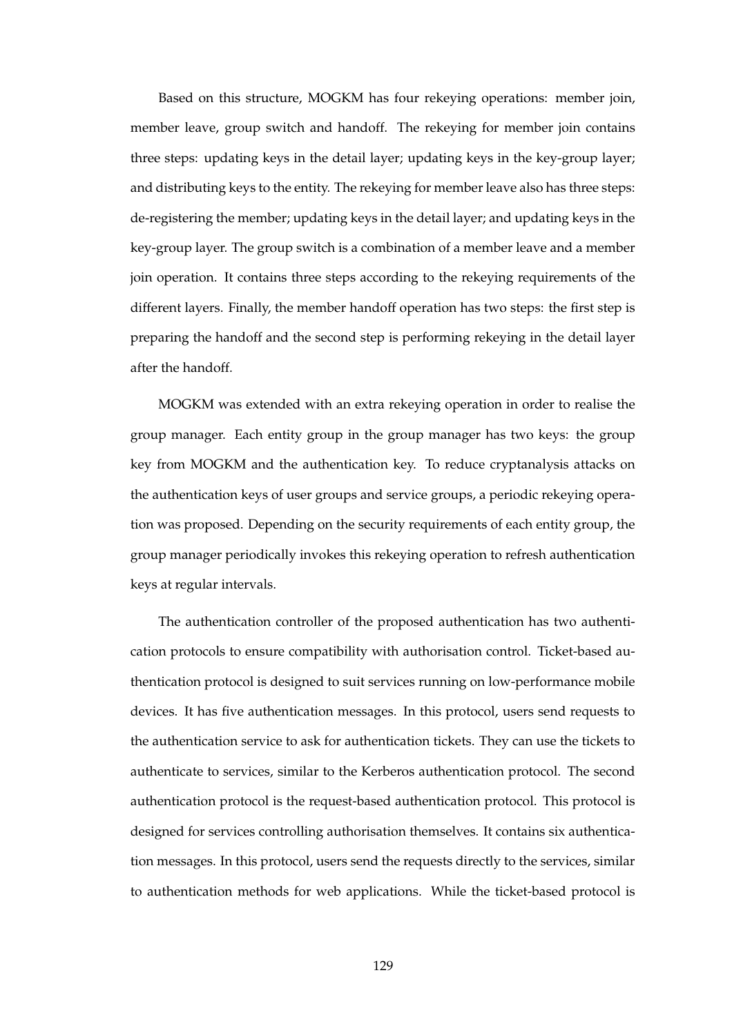Based on this structure, MOGKM has four rekeying operations: member join, member leave, group switch and handoff. The rekeying for member join contains three steps: updating keys in the detail layer; updating keys in the key-group layer; and distributing keys to the entity. The rekeying for member leave also has three steps: de-registering the member; updating keys in the detail layer; and updating keys in the key-group layer. The group switch is a combination of a member leave and a member join operation. It contains three steps according to the rekeying requirements of the different layers. Finally, the member handoff operation has two steps: the first step is preparing the handoff and the second step is performing rekeying in the detail layer after the handoff.

MOGKM was extended with an extra rekeying operation in order to realise the group manager. Each entity group in the group manager has two keys: the group key from MOGKM and the authentication key. To reduce cryptanalysis attacks on the authentication keys of user groups and service groups, a periodic rekeying operation was proposed. Depending on the security requirements of each entity group, the group manager periodically invokes this rekeying operation to refresh authentication keys at regular intervals.

The authentication controller of the proposed authentication has two authentication protocols to ensure compatibility with authorisation control. Ticket-based authentication protocol is designed to suit services running on low-performance mobile devices. It has five authentication messages. In this protocol, users send requests to the authentication service to ask for authentication tickets. They can use the tickets to authenticate to services, similar to the Kerberos authentication protocol. The second authentication protocol is the request-based authentication protocol. This protocol is designed for services controlling authorisation themselves. It contains six authentication messages. In this protocol, users send the requests directly to the services, similar to authentication methods for web applications. While the ticket-based protocol is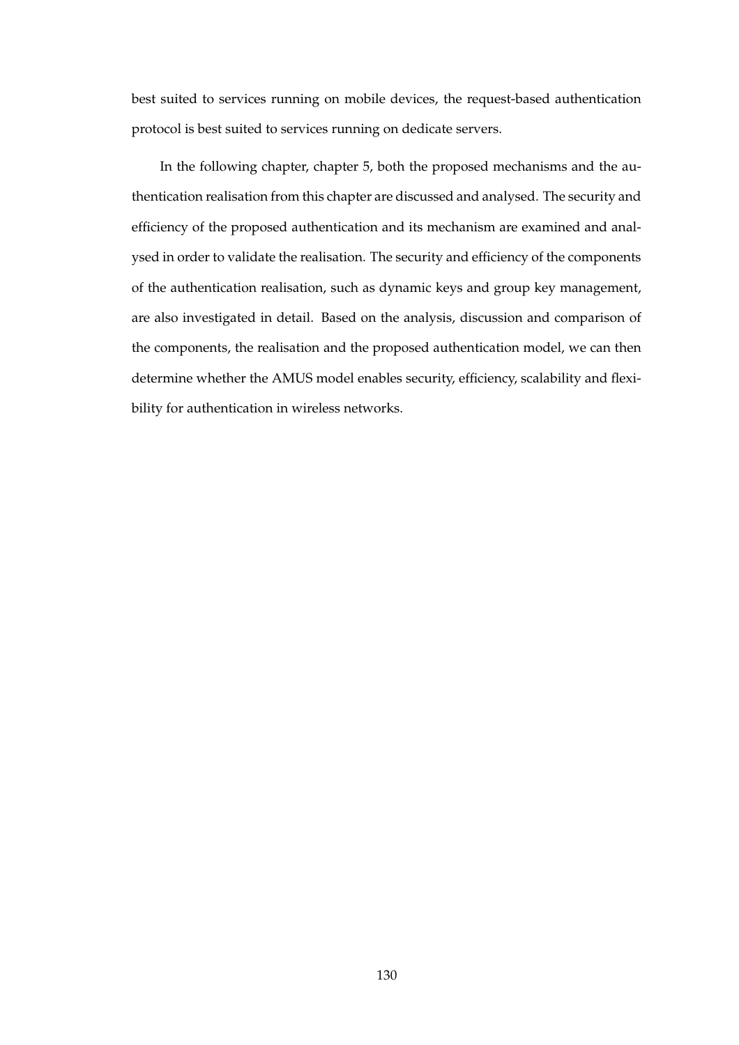best suited to services running on mobile devices, the request-based authentication protocol is best suited to services running on dedicate servers.

In the following chapter, chapter 5, both the proposed mechanisms and the authentication realisation from this chapter are discussed and analysed. The security and efficiency of the proposed authentication and its mechanism are examined and analysed in order to validate the realisation. The security and efficiency of the components of the authentication realisation, such as dynamic keys and group key management, are also investigated in detail. Based on the analysis, discussion and comparison of the components, the realisation and the proposed authentication model, we can then determine whether the AMUS model enables security, efficiency, scalability and flexibility for authentication in wireless networks.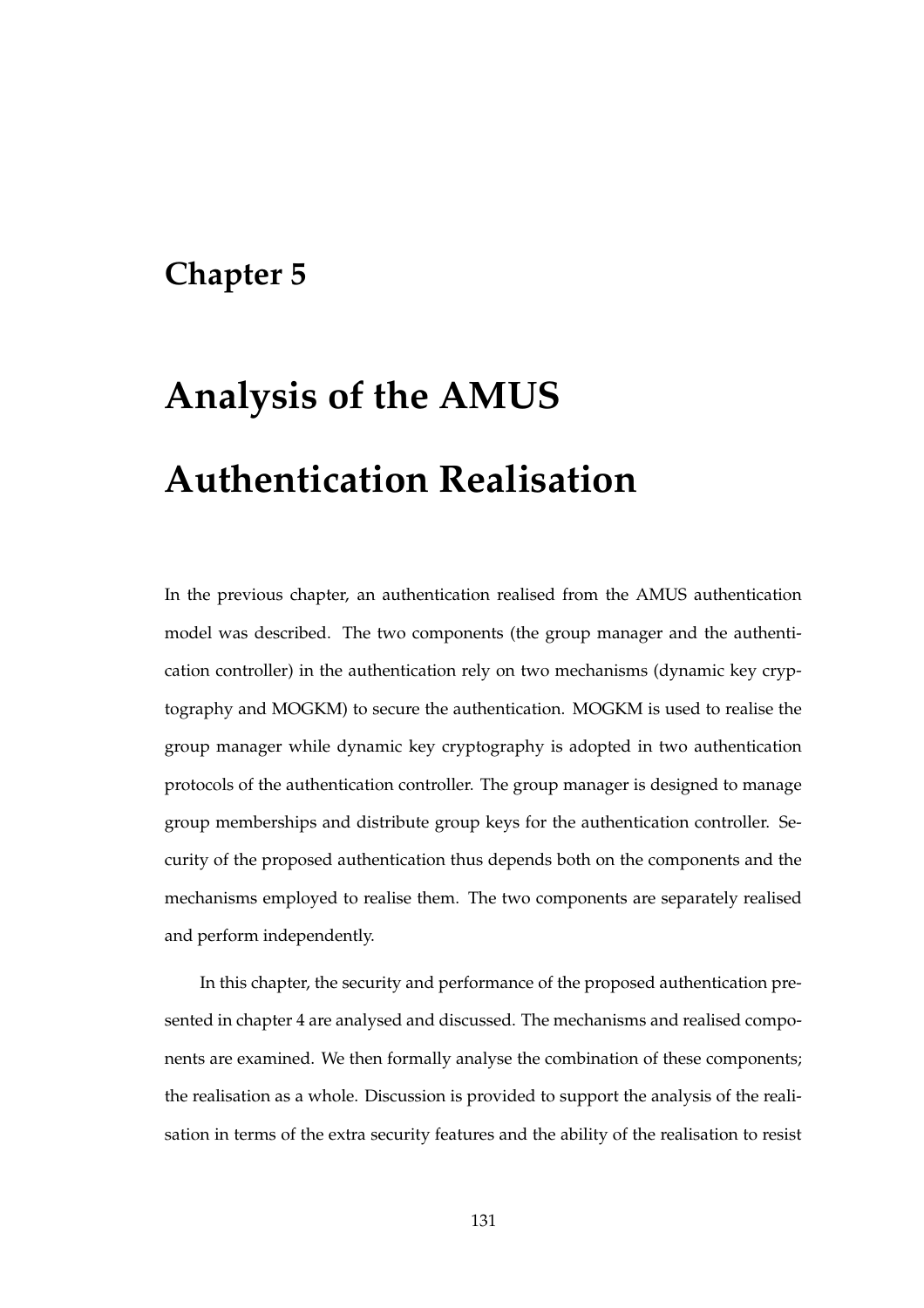# Chapter 5

# Analysis of the AMUS Authentication Realisation

In the previous chapter, an authentication realised from the AMUS authentication model was described. The two components (the group manager and the authentication controller) in the authentication rely on two mechanisms (dynamic key cryptography and MOGKM) to secure the authentication. MOGKM is used to realise the group manager while dynamic key cryptography is adopted in two authentication protocols of the authentication controller. The group manager is designed to manage group memberships and distribute group keys for the authentication controller. Security of the proposed authentication thus depends both on the components and the mechanisms employed to realise them. The two components are separately realised and perform independently.

In this chapter, the security and performance of the proposed authentication presented in chapter 4 are analysed and discussed. The mechanisms and realised components are examined. We then formally analyse the combination of these components; the realisation as a whole. Discussion is provided to support the analysis of the realisation in terms of the extra security features and the ability of the realisation to resist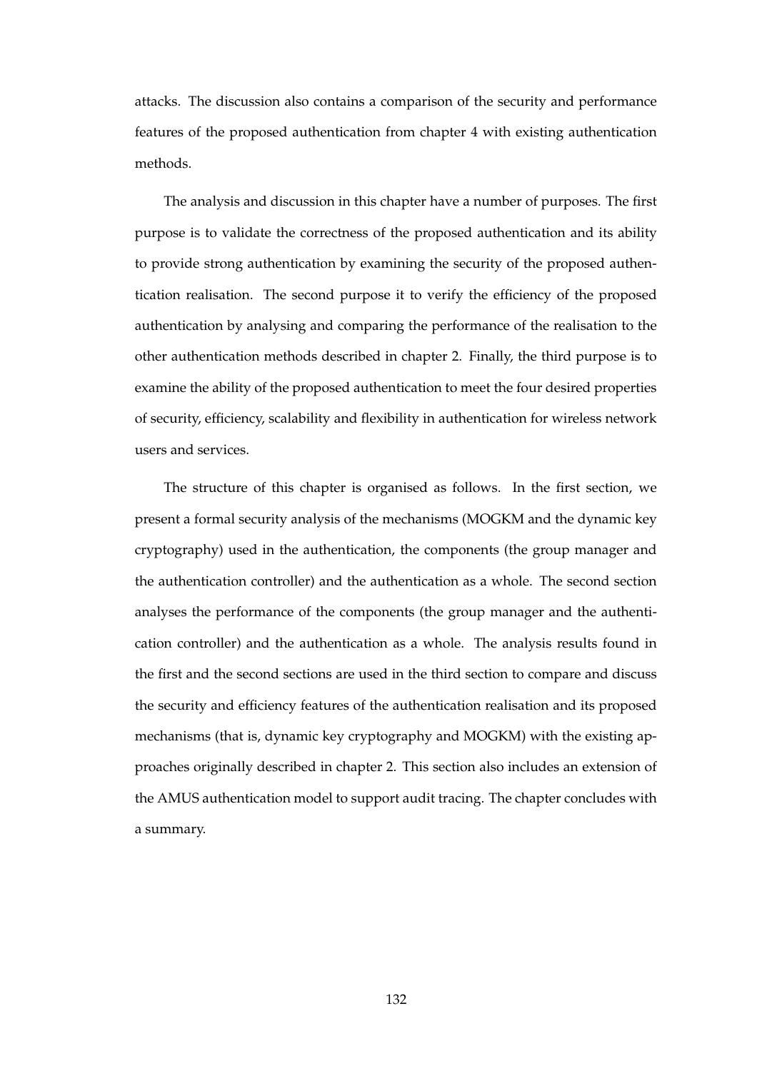attacks. The discussion also contains a comparison of the security and performance features of the proposed authentication from chapter 4 with existing authentication methods.

The analysis and discussion in this chapter have a number of purposes. The first purpose is to validate the correctness of the proposed authentication and its ability to provide strong authentication by examining the security of the proposed authentication realisation. The second purpose it to verify the efficiency of the proposed authentication by analysing and comparing the performance of the realisation to the other authentication methods described in chapter 2. Finally, the third purpose is to examine the ability of the proposed authentication to meet the four desired properties of security, efficiency, scalability and flexibility in authentication for wireless network users and services.

The structure of this chapter is organised as follows. In the first section, we present a formal security analysis of the mechanisms (MOGKM and the dynamic key cryptography) used in the authentication, the components (the group manager and the authentication controller) and the authentication as a whole. The second section analyses the performance of the components (the group manager and the authentication controller) and the authentication as a whole. The analysis results found in the first and the second sections are used in the third section to compare and discuss the security and efficiency features of the authentication realisation and its proposed mechanisms (that is, dynamic key cryptography and MOGKM) with the existing approaches originally described in chapter 2. This section also includes an extension of the AMUS authentication model to support audit tracing. The chapter concludes with a summary.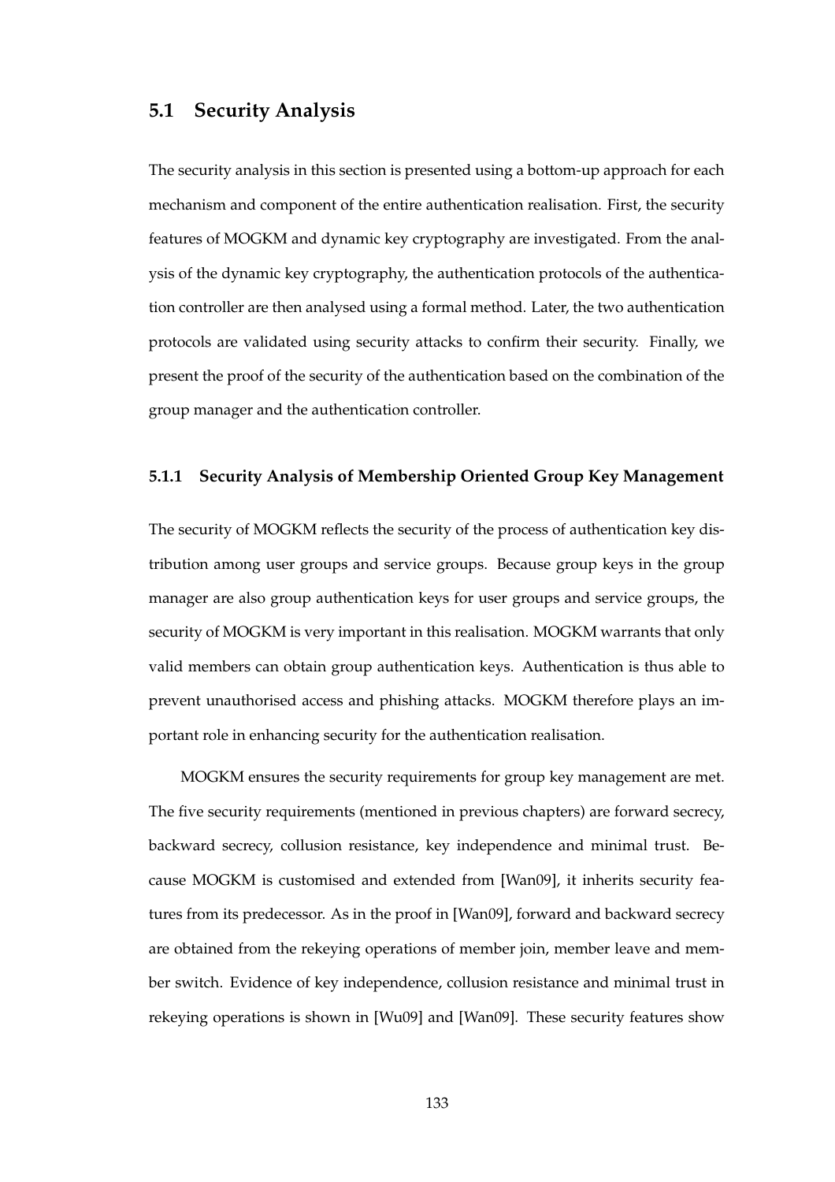## 5.1 Security Analysis

The security analysis in this section is presented using a bottom-up approach for each mechanism and component of the entire authentication realisation. First, the security features of MOGKM and dynamic key cryptography are investigated. From the analysis of the dynamic key cryptography, the authentication protocols of the authentication controller are then analysed using a formal method. Later, the two authentication protocols are validated using security attacks to confirm their security. Finally, we present the proof of the security of the authentication based on the combination of the group manager and the authentication controller.

### 5.1.1 Security Analysis of Membership Oriented Group Key Management

The security of MOGKM reflects the security of the process of authentication key distribution among user groups and service groups. Because group keys in the group manager are also group authentication keys for user groups and service groups, the security of MOGKM is very important in this realisation. MOGKM warrants that only valid members can obtain group authentication keys. Authentication is thus able to prevent unauthorised access and phishing attacks. MOGKM therefore plays an important role in enhancing security for the authentication realisation.

MOGKM ensures the security requirements for group key management are met. The five security requirements (mentioned in previous chapters) are forward secrecy, backward secrecy, collusion resistance, key independence and minimal trust. Because MOGKM is customised and extended from [Wan09], it inherits security features from its predecessor. As in the proof in [Wan09], forward and backward secrecy are obtained from the rekeying operations of member join, member leave and member switch. Evidence of key independence, collusion resistance and minimal trust in rekeying operations is shown in [Wu09] and [Wan09]. These security features show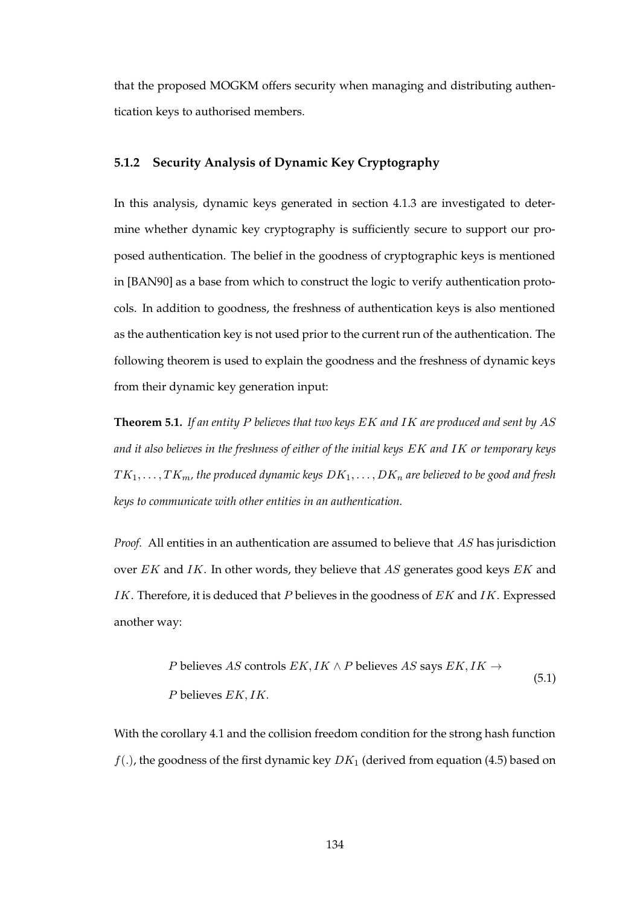that the proposed MOGKM offers security when managing and distributing authentication keys to authorised members.

### 5.1.2 Security Analysis of Dynamic Key Cryptography

In this analysis, dynamic keys generated in section 4.1.3 are investigated to determine whether dynamic key cryptography is sufficiently secure to support our proposed authentication. The belief in the goodness of cryptographic keys is mentioned in [BAN90] as a base from which to construct the logic to verify authentication protocols. In addition to goodness, the freshness of authentication keys is also mentioned as the authentication key is not used prior to the current run of the authentication. The following theorem is used to explain the goodness and the freshness of dynamic keys from their dynamic key generation input:

**Theorem 5.1.** *If an entity $P$ believes that two keys $EK$ and $IK$ are produced and sent by $AS$ and it also believes in the freshness of either of the initial keys $EK$ and $IK$ or temporary keys $TK_1, \ldots, TK_m$, the produced dynamic keys $DK_1, \ldots, DK_n$ are believed to be good and fresh keys to communicate with other entities in an authentication.*

*Proof.* All entities in an authentication are assumed to believe that $AS$ has jurisdiction over $EK$ and $IK$. In other words, they believe that $AS$ generates good keys $EK$ and $IK$. Therefore, it is deduced that $P$ believes in the goodness of $EK$ and $IK$. Expressed another way:

$$\begin{aligned} &P \text{ believes } AS \text{ controls } EK, IK \wedge P \text{ believes } AS \text{ says } EK, IK \rightarrow \\ &P \text{ believes } EK, IK. \end{aligned} \tag{5.1}$$

With the corollary 4.1 and the collision freedom condition for the strong hash function $f(.)$, the goodness of the first dynamic key $DK_1$ (derived from equation (4.5) based on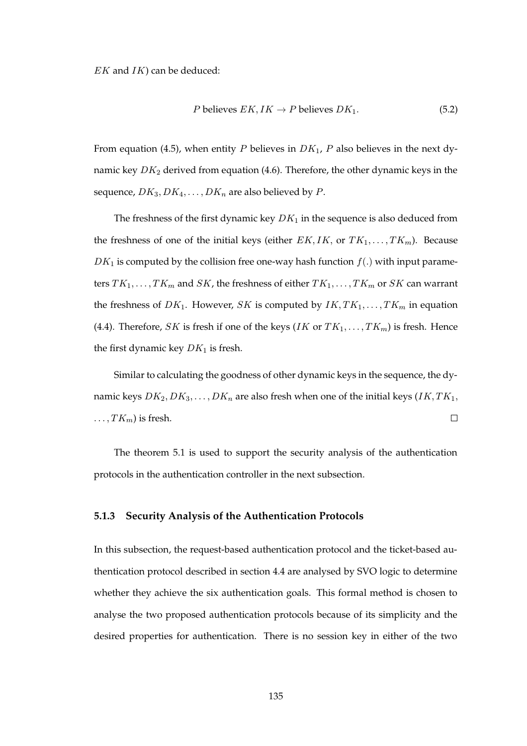$EK$ and $IK$) can be deduced:

$$P \text{ believes } EK, IK \rightarrow P \text{ believes } DK_1. \tag{5.2}$$

From equation (4.5), when entity $P$ believes in $DK_1$, $P$ also believes in the next dynamic key $DK_2$ derived from equation (4.6). Therefore, the other dynamic keys in the sequence, $DK_3, DK_4, \ldots, DK_n$ are also believed by $P$.

The freshness of the first dynamic key $DK_1$ in the sequence is also deduced from the freshness of one of the initial keys (either $EK, IK$, or $TK_1, \ldots, TK_m$). Because $DK_1$ is computed by the collision free one-way hash function $f(.)$ with input parameters $TK_1, \ldots, TK_m$ and $SK$, the freshness of either $TK_1, \ldots, TK_m$ or $SK$ can warrant the freshness of $DK_1$. However, $SK$ is computed by $IK, TK_1, \ldots, TK_m$ in equation (4.4). Therefore, $SK$ is fresh if one of the keys ($IK$ or $TK_1, \ldots, TK_m$) is fresh. Hence the first dynamic key $DK_1$ is fresh.

Similar to calculating the goodness of other dynamic keys in the sequence, the dynamic keys $DK_2, DK_3, \ldots, DK_n$ are also fresh when one of the initial keys ($IK, TK_1, \ldots, TK_m$) is fresh. □

The theorem 5.1 is used to support the security analysis of the authentication protocols in the authentication controller in the next subsection.

### 5.1.3 Security Analysis of the Authentication Protocols

In this subsection, the request-based authentication protocol and the ticket-based authentication protocol described in section 4.4 are analysed by SVO logic to determine whether they achieve the six authentication goals. This formal method is chosen to analyse the two proposed authentication protocols because of its simplicity and the desired properties for authentication. There is no session key in either of the two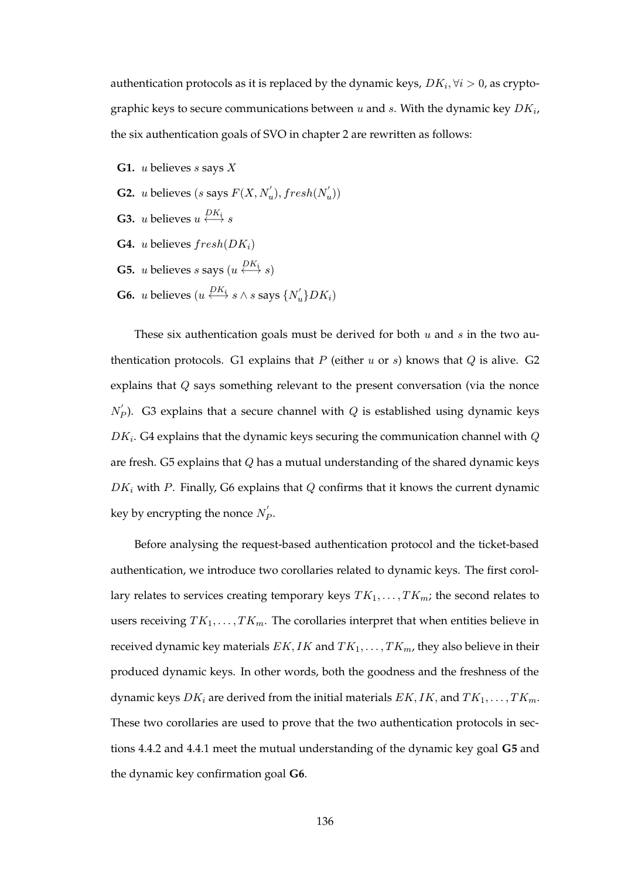authentication protocols as it is replaced by the dynamic keys, $DK_i, \forall i > 0$, as cryptographic keys to secure communications between $u$ and $s$. With the dynamic key $DK_i$, the six authentication goals of SVO in chapter 2 are rewritten as follows:

- **G1.** $u$ believes $s$ says $X$
- **G2.** $u$ believes ($s$ says $F(X, N_u^{'}), fresh(N_u^{'})$)
- **G3.** $u$ believes $u \overset{DK_i}{\longleftrightarrow} s$
- **G4.** $u$ believes $fresh(DK_i)$
- **G5.** $u$ believes $s$ says ($u \overset{DK_i}{\longleftrightarrow} s$)
- **G6.** $u$ believes ($u \overset{DK_i}{\longleftrightarrow} s \wedge s$ says $\{N_u^{'}\}DK_i$)

These six authentication goals must be derived for both $u$ and $s$ in the two authentication protocols. G1 explains that $P$ (either $u$ or $s$) knows that $Q$ is alive. G2 explains that $Q$ says something relevant to the present conversation (via the nonce $N_P^{'}$). G3 explains that a secure channel with $Q$ is established using dynamic keys $DK_i$. G4 explains that the dynamic keys securing the communication channel with $Q$ are fresh. G5 explains that $Q$ has a mutual understanding of the shared dynamic keys $DK_i$ with $P$. Finally, G6 explains that $Q$ confirms that it knows the current dynamic key by encrypting the nonce $N_P^{'}$.

Before analysing the request-based authentication protocol and the ticket-based authentication, we introduce two corollaries related to dynamic keys. The first corollary relates to services creating temporary keys $TK_1, \ldots, TK_m$; the second relates to users receiving $TK_1, \ldots, TK_m$. The corollaries interpret that when entities believe in received dynamic key materials $EK, IK$ and $TK_1, \ldots, TK_m$, they also believe in their produced dynamic keys. In other words, both the goodness and the freshness of the dynamic keys $DK_i$ are derived from the initial materials $EK, IK$, and $TK_1, \ldots, TK_m$. These two corollaries are used to prove that the two authentication protocols in sections 4.4.2 and 4.4.1 meet the mutual understanding of the dynamic key goal **G5** and the dynamic key confirmation goal **G6**.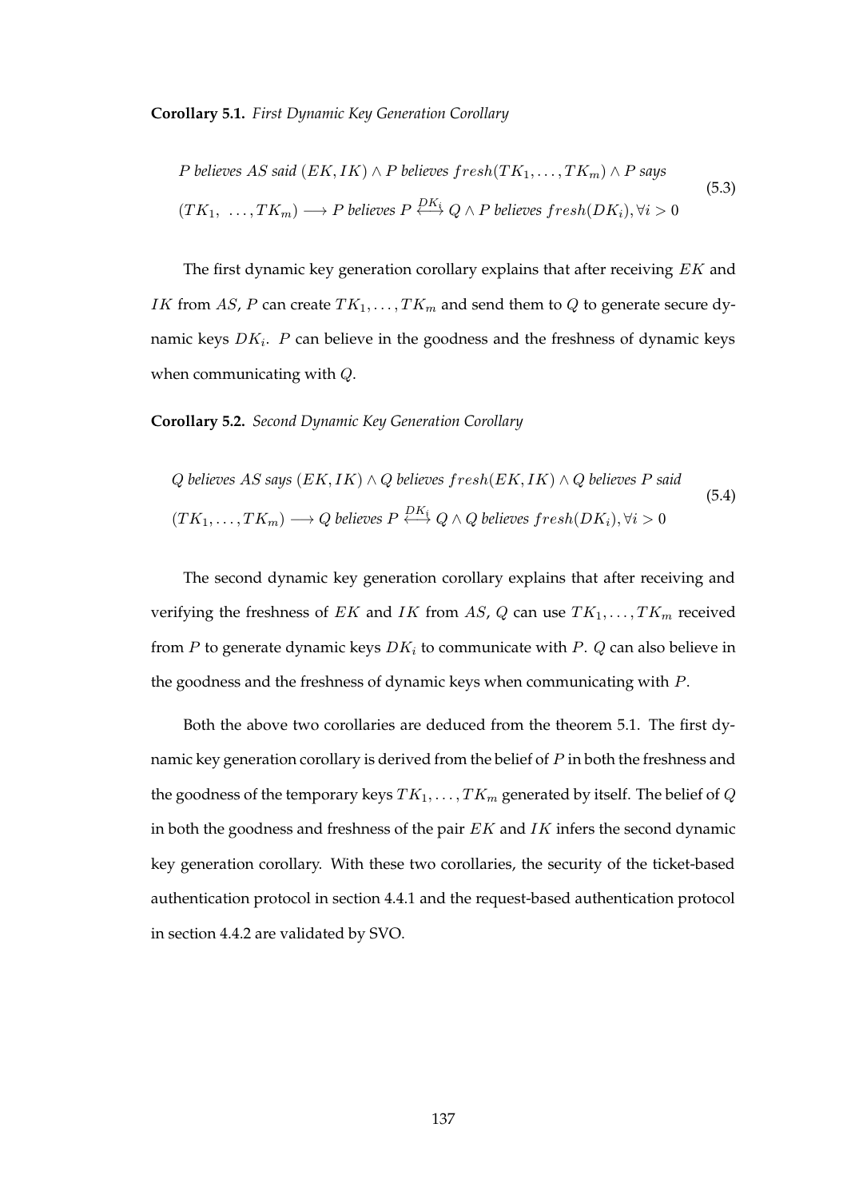**Corollary 5.1.** *First Dynamic Key Generation Corollary*

$$P \textit{ believes } AS \textit{ said } (EK, IK) \wedge P \textit{ believes } fresh(TK_1, \ldots, TK_m) \wedge P \textit{ says } (TK_1, \ \ldots, TK_m) \longrightarrow P \textit{ believes } P \stackrel{DK_i}{\longleftrightarrow} Q \wedge P \textit{ believes } fresh(DK_i), \forall i > 0 \tag{5.3}$$

The first dynamic key generation corollary explains that after receiving $EK$ and $IK$ from $AS$, $P$ can create $TK_1, \ldots, TK_m$ and send them to $Q$ to generate secure dynamic keys $DK_i$. $P$ can believe in the goodness and the freshness of dynamic keys when communicating with $Q$.

**Corollary 5.2.** *Second Dynamic Key Generation Corollary*

$$Q \textit{ believes } AS \textit{ says } (EK, IK) \wedge Q \textit{ believes } fresh(EK, IK) \wedge Q \textit{ believes } P \textit{ said } (TK_1, \ldots, TK_m) \longrightarrow Q \textit{ believes } P \stackrel{DK_i}{\longleftrightarrow} Q \wedge Q \textit{ believes } fresh(DK_i), \forall i > 0 \tag{5.4}$$

The second dynamic key generation corollary explains that after receiving and verifying the freshness of $EK$ and $IK$ from $AS$, $Q$ can use $TK_1, \ldots, TK_m$ received from $P$ to generate dynamic keys $DK_i$ to communicate with $P$. $Q$ can also believe in the goodness and the freshness of dynamic keys when communicating with $P$.

Both the above two corollaries are deduced from the theorem 5.1. The first dynamic key generation corollary is derived from the belief of $P$ in both the freshness and the goodness of the temporary keys $TK_1, \ldots, TK_m$ generated by itself. The belief of $Q$ in both the goodness and freshness of the pair $EK$ and $IK$ infers the second dynamic key generation corollary. With these two corollaries, the security of the ticket-based authentication protocol in section 4.4.1 and the request-based authentication protocol in section 4.4.2 are validated by SVO.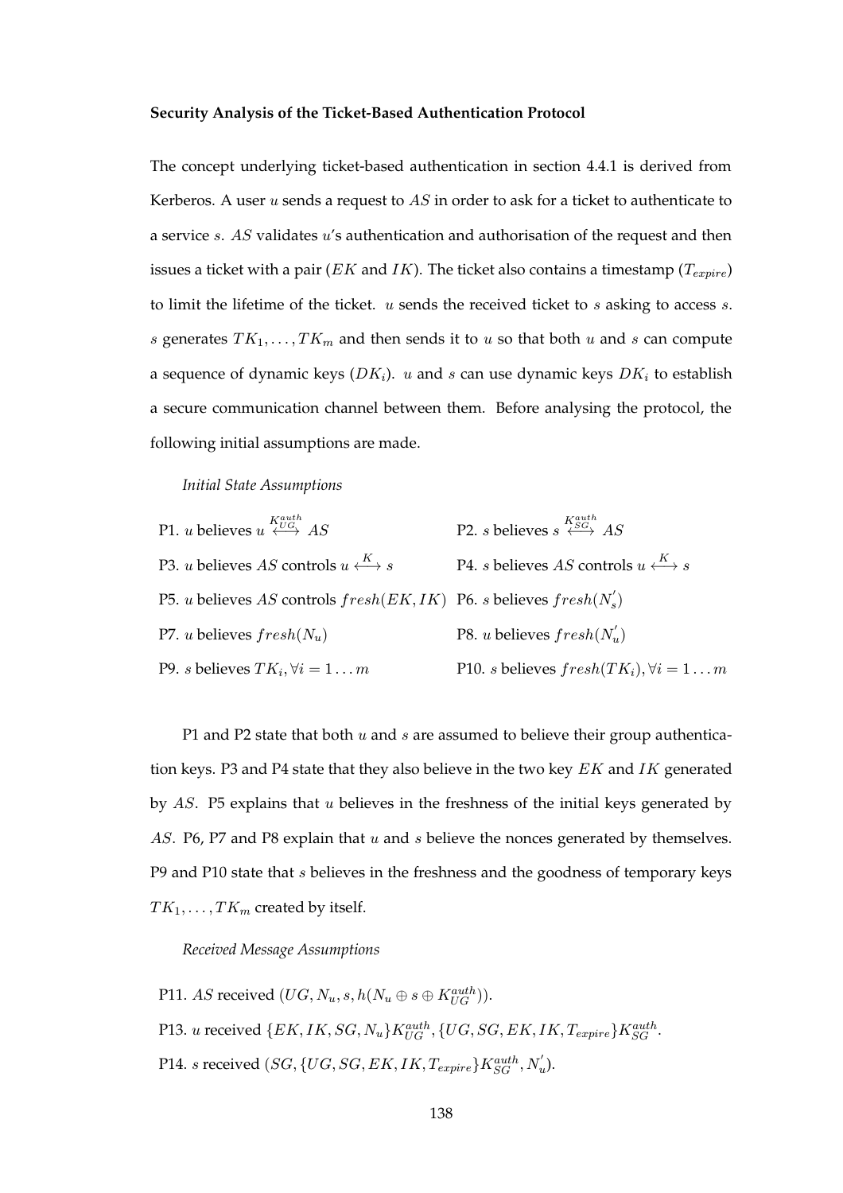**Security Analysis of the Ticket-Based Authentication Protocol**

The concept underlying ticket-based authentication in section 4.4.1 is derived from Kerberos. A user $u$ sends a request to $AS$ in order to ask for a ticket to authenticate to a service $s$. $AS$ validates $u$'s authentication and authorisation of the request and then issues a ticket with a pair ($EK$ and $IK$). The ticket also contains a timestamp ($T_{expire}$) to limit the lifetime of the ticket. $u$ sends the received ticket to $s$ asking to access $s$. $s$ generates $TK_1, \ldots, TK_m$ and then sends it to $u$ so that both $u$ and $s$ can compute a sequence of dynamic keys ($DK_i$). $u$ and $s$ can use dynamic keys $DK_i$ to establish a secure communication channel between them. Before analysing the protocol, the following initial assumptions are made.

*Initial State Assumptions*

P1. $u$ believes $u \stackrel{K_{UG}^{auth}}{\longleftrightarrow} AS$

P2. $s$ believes $s \stackrel{K_{SG}^{auth}}{\longleftrightarrow} AS$

P3. $u$ believes $AS$ controls $u \stackrel{K}{\longleftrightarrow} s$

P4. $s$ believes $AS$ controls $u \stackrel{K}{\longleftrightarrow} s$

P5. $u$ believes $AS$ controls $fresh(EK, IK)$

P6. $s$ believes $fresh(N_s^{'})$

P7. $u$ believes $fresh(N_u)$

P8. $u$ believes $fresh(N_u^{'})$

P9. $s$ believes $TK_i, \forall i = 1 \ldots m$

P10. $s$ believes $fresh(TK_i), \forall i = 1 \ldots m$

P1 and P2 state that both $u$ and $s$ are assumed to believe their group authentication keys. P3 and P4 state that they also believe in the two key $EK$ and $IK$ generated by $AS$. P5 explains that $u$ believes in the freshness of the initial keys generated by $AS$. P6, P7 and P8 explain that $u$ and $s$ believe the nonces generated by themselves. P9 and P10 state that $s$ believes in the freshness and the goodness of temporary keys $TK_1, \ldots, TK_m$ created by itself.

*Received Message Assumptions*

P11. $AS$ received $(UG, N_u, s, h(N_u \oplus s \oplus K_{UG}^{auth}))$.

P13. $u$ received $\{EK, IK, SG, N_u\}K_{UG}^{auth}, \{UG, SG, EK, IK, T_{expire}\}K_{SG}^{auth}$.

P14. $s$ received $(SG, \{UG, SG, EK, IK, T_{expire}\}K_{SG}^{auth}, N_u^{'})$.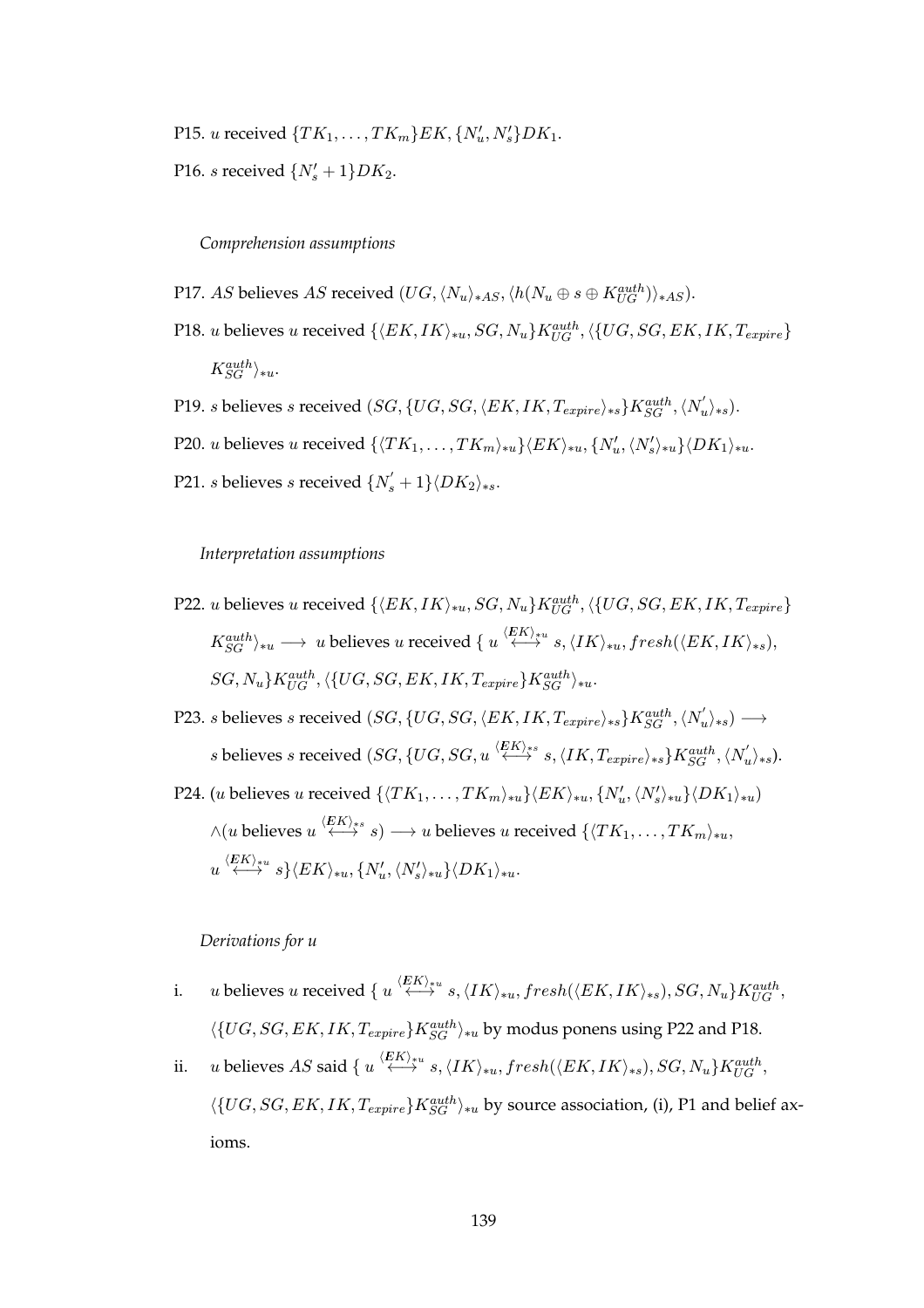P15. $u$ received $\{TK_1, \ldots, TK_m\}EK, \{N_u', N_s'\}DK_1$.

P16. $s$ received $\{N_s' + 1\}DK_2$.

*Comprehension assumptions*

P17. $AS$ believes $AS$ received $(UG, \langle N_u \rangle_{*AS}, \langle h(N_u \oplus s \oplus K_{UG}^{auth}) \rangle_{*AS})$.

P18. $u$ believes $u$ received $\{\langle EK, IK \rangle_{*u}, SG, N_u\}K_{UG}^{auth}, \langle \{UG, SG, EK, IK, T_{expire}\} K_{SG}^{auth} \rangle_{*u}$.

P19. $s$ believes $s$ received $(SG, \{UG, SG, \langle EK, IK, T_{expire} \rangle_{*s}\}K_{SG}^{auth}, \langle N_u' \rangle_{*s})$.

P20. $u$ believes $u$ received $\{\langle TK_1, \ldots, TK_m \rangle_{*u}\}\langle EK \rangle_{*u}, \{N_u', \langle N_s' \rangle_{*u}\}\langle DK_1 \rangle_{*u}$.

P21. $s$ believes $s$ received $\{N_s' + 1\}\langle DK_2 \rangle_{*s}$.

*Interpretation assumptions*

P22. $u$ believes $u$ received $\{\langle EK, IK \rangle_{*u}, SG, N_u\}K_{UG}^{auth}, \langle \{UG, SG, EK, IK, T_{expire}\} K_{SG}^{auth} \rangle_{*u} \longrightarrow$ $u$ believes $u$ received $\{ u \stackrel{\langle EK \rangle_{*u}}{\longleftrightarrow} s, \langle IK \rangle_{*u}, fresh(\langle EK, IK \rangle_{*s}), SG, N_u\}K_{UG}^{auth}, \langle \{UG, SG, EK, IK, T_{expire}\} K_{SG}^{auth} \rangle_{*u}$.

P23. $s$ believes $s$ received $(SG, \{UG, SG, \langle EK, IK, T_{expire} \rangle_{*s}\}K_{SG}^{auth}, \langle N_u' \rangle_{*s}) \longrightarrow$ $s$ believes $s$ received $(SG, \{UG, SG, u \stackrel{\langle EK \rangle_{*s}}{\longleftrightarrow} s, \langle IK, T_{expire} \rangle_{*s}\}K_{SG}^{auth}, \langle N_u' \rangle_{*s})$.

P24. ($u$ believes $u$ received $\{\langle TK_1, \ldots, TK_m \rangle_{*u}\}\langle EK \rangle_{*u}, \{N_u', \langle N_s' \rangle_{*u}\}\langle DK_1 \rangle_{*u}$) $\wedge$($u$ believes $u \stackrel{\langle EK \rangle_{*s}}{\longleftrightarrow} s$) $\longrightarrow$ $u$ believes $u$ received $\{\langle TK_1, \ldots, TK_m \rangle_{*u}, u \stackrel{\langle EK \rangle_{*u}}{\longleftrightarrow} s\}\langle EK \rangle_{*u}, \{N_u', \langle N_s' \rangle_{*u}\}\langle DK_1 \rangle_{*u}$.

*Derivations for u*

i. $u$ believes $u$ received $\{ u \stackrel{\langle EK \rangle_{*u}}{\longleftrightarrow} s, \langle IK \rangle_{*u}, fresh(\langle EK, IK \rangle_{*s}), SG, N_u\}K_{UG}^{auth}$, $\langle \{UG, SG, EK, IK, T_{expire}\} K_{SG}^{auth} \rangle_{*u}$ by modus ponens using P22 and P18.

ii. $u$ believes $AS$ said $\{ u \stackrel{\langle EK \rangle_{*u}}{\longleftrightarrow} s, \langle IK \rangle_{*u}, fresh(\langle EK, IK \rangle_{*s}), SG, N_u\}K_{UG}^{auth}$, $\langle \{UG, SG, EK, IK, T_{expire}\} K_{SG}^{auth} \rangle_{*u}$ by source association, (i), P1 and belief axioms.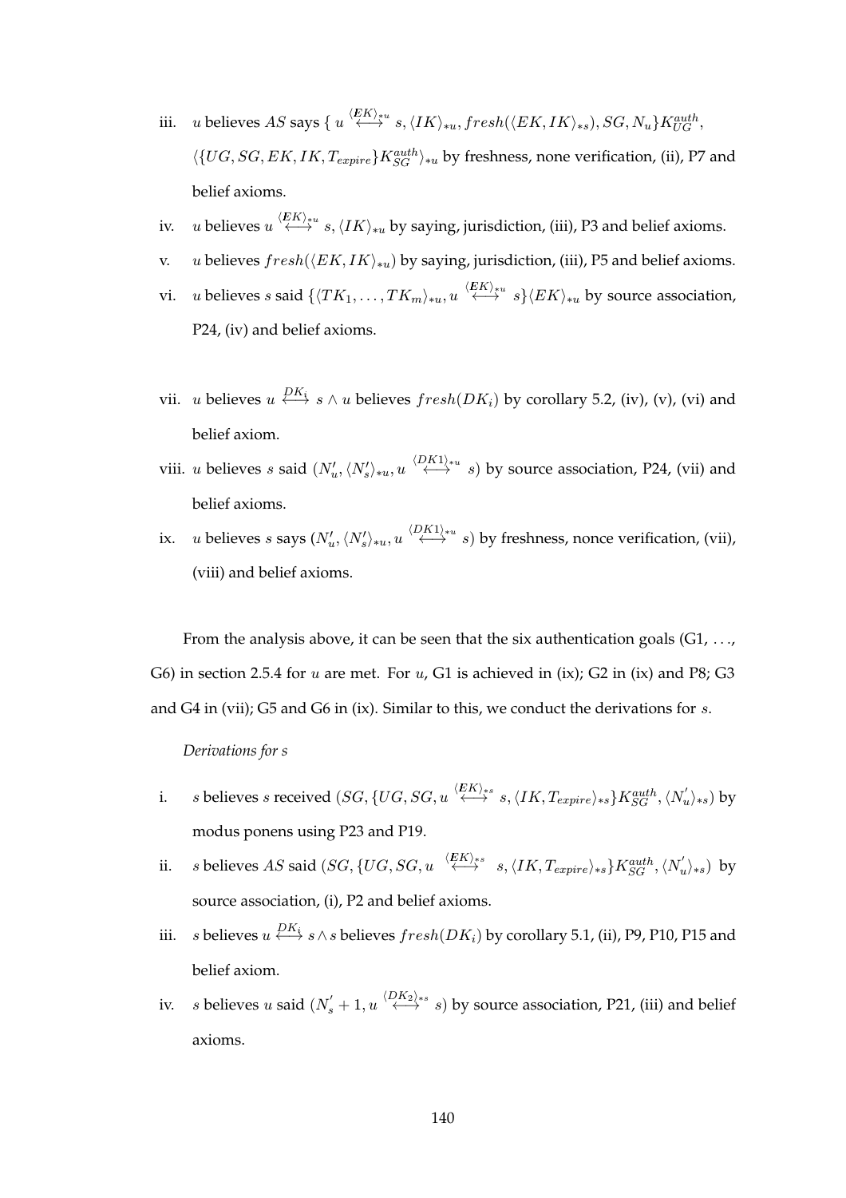iii. $u$ believes $AS$ says { $u \overset{\langle EK \rangle_{*u}}{\longleftrightarrow} s, \langle IK \rangle_{*u}, fresh(\langle EK, IK \rangle_{*s}), SG, N_u\}K_{UG}^{auth}$, $\langle \{UG, SG, EK, IK, T_{expire}\}K_{SG}^{auth} \rangle_{*u}$ by freshness, none verification, (ii), P7 and belief axioms.

iv. $u$ believes $u \overset{\langle EK \rangle_{*u}}{\longleftrightarrow} s, \langle IK \rangle_{*u}$ by saying, jurisdiction, (iii), P3 and belief axioms.

v. $u$ believes $fresh(\langle EK, IK \rangle_{*u})$ by saying, jurisdiction, (iii), P5 and belief axioms.

vi. $u$ believes $s$ said $\{\langle TK_1, \ldots, TK_m \rangle_{*u}, u \overset{\langle EK \rangle_{*u}}{\longleftrightarrow} s\}\langle EK \rangle_{*u}$ by source association, P24, (iv) and belief axioms.

vii. $u$ believes $u \overset{DK_i}{\longleftrightarrow} s \wedge u$ believes $fresh(DK_i)$ by corollary 5.2, (iv), (v), (vi) and belief axiom.

viii. $u$ believes $s$ said $(N_u', \langle N_s' \rangle_{*u}, u \overset{\langle DK1 \rangle_{*u}}{\longleftrightarrow} s)$ by source association, P24, (vii) and belief axioms.

ix. $u$ believes $s$ says $(N_u', \langle N_s' \rangle_{*u}, u \overset{\langle DK1 \rangle_{*u}}{\longleftrightarrow} s)$ by freshness, nonce verification, (vii), (viii) and belief axioms.

From the analysis above, it can be seen that the six authentication goals (G1, ..., G6) in section 2.5.4 for $u$ are met. For $u$, G1 is achieved in (ix); G2 in (ix) and P8; G3 and G4 in (vii); G5 and G6 in (ix). Similar to this, we conduct the derivations for $s$.

*Derivations for s*

i. $s$ believes $s$ received $(SG, \{UG, SG, u \overset{\langle EK \rangle_{*s}}{\longleftrightarrow} s, \langle IK, T_{expire} \rangle_{*s}\}K_{SG}^{auth}, \langle N_u' \rangle_{*s})$ by modus ponens using P23 and P19.

ii. $s$ believes $AS$ said $(SG, \{UG, SG, u \overset{\langle EK \rangle_{*s}}{\longleftrightarrow} s, \langle IK, T_{expire} \rangle_{*s}\}K_{SG}^{auth}, \langle N_u' \rangle_{*s})$ by source association, (i), P2 and belief axioms.

iii. $s$ believes $u \overset{DK_i}{\longleftrightarrow} s \wedge s$ believes $fresh(DK_i)$ by corollary 5.1, (ii), P9, P10, P15 and belief axiom.

iv. $s$ believes $u$ said $(N_s' + 1, u \overset{\langle DK_2 \rangle_{*s}}{\longleftrightarrow} s)$ by source association, P21, (iii) and belief axioms.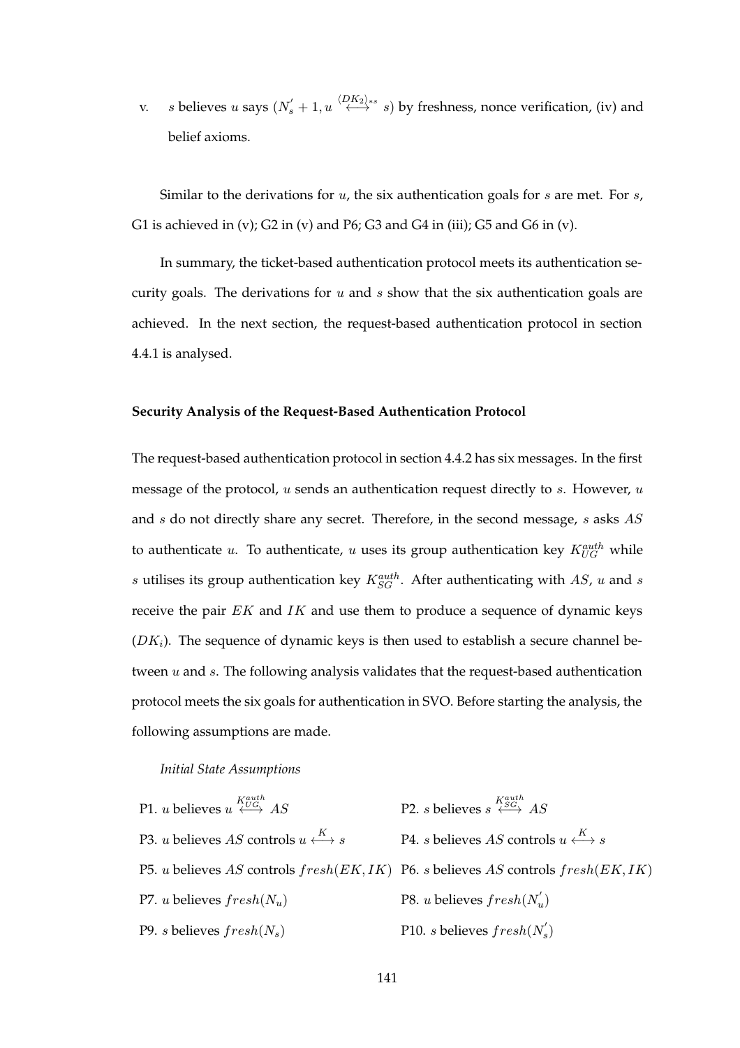v. $s$ believes $u$ says $(N_s^{'} + 1, u \overset{\langle DK_2 \rangle_{*s}}{\longleftrightarrow} s)$ by freshness, nonce verification, (iv) and belief axioms.

Similar to the derivations for $u$, the six authentication goals for $s$ are met. For $s$, G1 is achieved in (v); G2 in (v) and P6; G3 and G4 in (iii); G5 and G6 in (v).

In summary, the ticket-based authentication protocol meets its authentication security goals. The derivations for $u$ and $s$ show that the six authentication goals are achieved. In the next section, the request-based authentication protocol in section 4.4.1 is analysed.

**Security Analysis of the Request-Based Authentication Protocol**

The request-based authentication protocol in section 4.4.2 has six messages. In the first message of the protocol, $u$ sends an authentication request directly to $s$. However, $u$ and $s$ do not directly share any secret. Therefore, in the second message, $s$ asks $AS$ to authenticate $u$. To authenticate, $u$ uses its group authentication key $K_{UG}^{auth}$ while $s$ utilises its group authentication key $K_{SG}^{auth}$. After authenticating with $AS$, $u$ and $s$ receive the pair $EK$ and $IK$ and use them to produce a sequence of dynamic keys ($DK_i$). The sequence of dynamic keys is then used to establish a secure channel between $u$ and $s$. The following analysis validates that the request-based authentication protocol meets the six goals for authentication in SVO. Before starting the analysis, the following assumptions are made.

*Initial State Assumptions*

P1. $u$ believes $u \overset{K_{UG}^{auth}}{\longleftrightarrow} AS$

P2. $s$ believes $s \overset{K_{SG}^{auth}}{\longleftrightarrow} AS$

P3. $u$ believes $AS$ controls $u \overset{K}{\longleftrightarrow} s$

P4. $s$ believes $AS$ controls $u \overset{K}{\longleftrightarrow} s$

P5. $u$ believes $AS$ controls $fresh(EK, IK)$

P6. $s$ believes $AS$ controls $fresh(EK, IK)$

P7. $u$ believes $fresh(N_u)$

P8. $u$ believes $fresh(N_u^{'})$

P9. $s$ believes $fresh(N_s)$

P10. $s$ believes $fresh(N_s^{'})$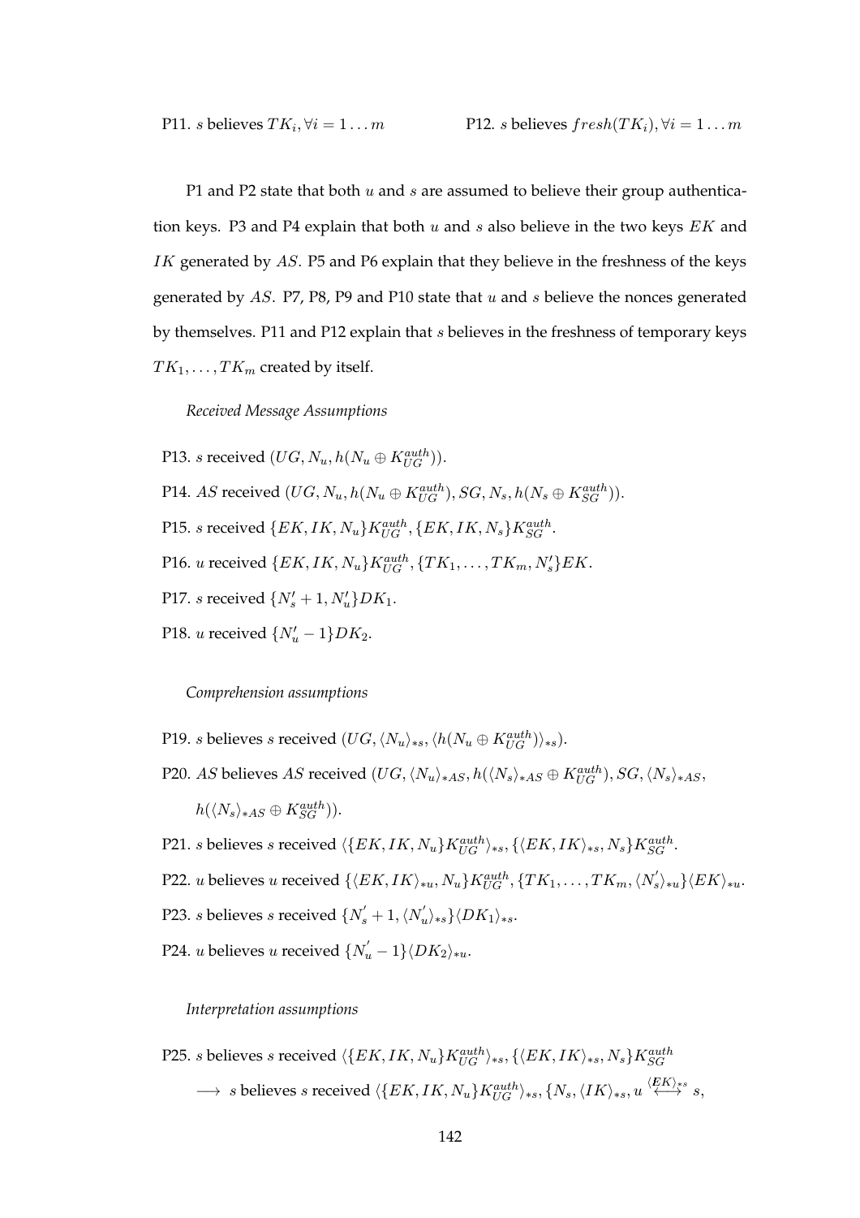P11. $s$ believes $TK_i, \forall i = 1 \ldots m$ P12. $s$ believes $fresh(TK_i), \forall i = 1 \ldots m$

P1 and P2 state that both $u$ and $s$ are assumed to believe their group authentication keys. P3 and P4 explain that both $u$ and $s$ also believe in the two keys $EK$ and $IK$ generated by $AS$. P5 and P6 explain that they believe in the freshness of the keys generated by $AS$. P7, P8, P9 and P10 state that $u$ and $s$ believe the nonces generated by themselves. P11 and P12 explain that $s$ believes in the freshness of temporary keys $TK_1, \ldots, TK_m$ created by itself.

*Received Message Assumptions*

P13. $s$ received $(UG, N_u, h(N_u \oplus K_{UG}^{auth}))$.

P14. $AS$ received $(UG, N_u, h(N_u \oplus K_{UG}^{auth}), SG, N_s, h(N_s \oplus K_{SG}^{auth}))$.

P15. $s$ received $\{EK, IK, N_u\}K_{UG}^{auth}, \{EK, IK, N_s\}K_{SG}^{auth}$.

P16. $u$ received $\{EK, IK, N_u\}K_{UG}^{auth}, \{TK_1, \ldots, TK_m, N_s'\}EK$.

P17. $s$ received $\{N_s' + 1, N_u'\}DK_1$.

P18. $u$ received $\{N_u' - 1\}DK_2$.

*Comprehension assumptions*

P19. $s$ believes $s$ received $(UG, \langle N_u \rangle_{*s}, \langle h(N_u \oplus K_{UG}^{auth}) \rangle_{*s})$.

P20. $AS$ believes $AS$ received $(UG, \langle N_u \rangle_{*AS}, h(\langle N_s \rangle_{*AS} \oplus K_{UG}^{auth}), SG, \langle N_s \rangle_{*AS},$
$h(\langle N_s \rangle_{*AS} \oplus K_{SG}^{auth}))$.

P21. $s$ believes $s$ received $\langle \{EK, IK, N_u\}K_{UG}^{auth} \rangle_{*s}, \{\langle EK, IK \rangle_{*s}, N_s\}K_{SG}^{auth}$.

P22. $u$ believes $u$ received $\{\langle EK, IK \rangle_{*u}, N_u\}K_{UG}^{auth}, \{TK_1, \ldots, TK_m, \langle N_s' \rangle_{*u}\}\langle EK \rangle_{*u}$.

P23. $s$ believes $s$ received $\{N_s' + 1, \langle N_u' \rangle_{*s}\}\langle DK_1 \rangle_{*s}$.

P24. $u$ believes $u$ received $\{N_u' - 1\}\langle DK_2 \rangle_{*u}$.

*Interpretation assumptions*

P25. $s$ believes $s$ received $\langle \{EK, IK, N_u\}K_{UG}^{auth} \rangle_{*s}, \{\langle EK, IK \rangle_{*s}, N_s\}K_{SG}^{auth}$
$\longrightarrow$ $s$ believes $s$ received $\langle \{EK, IK, N_u\}K_{UG}^{auth} \rangle_{*s}, \{N_s, \langle IK \rangle_{*s}, u \stackrel{\langle EK \rangle_{*s}}{\longleftrightarrow} s,$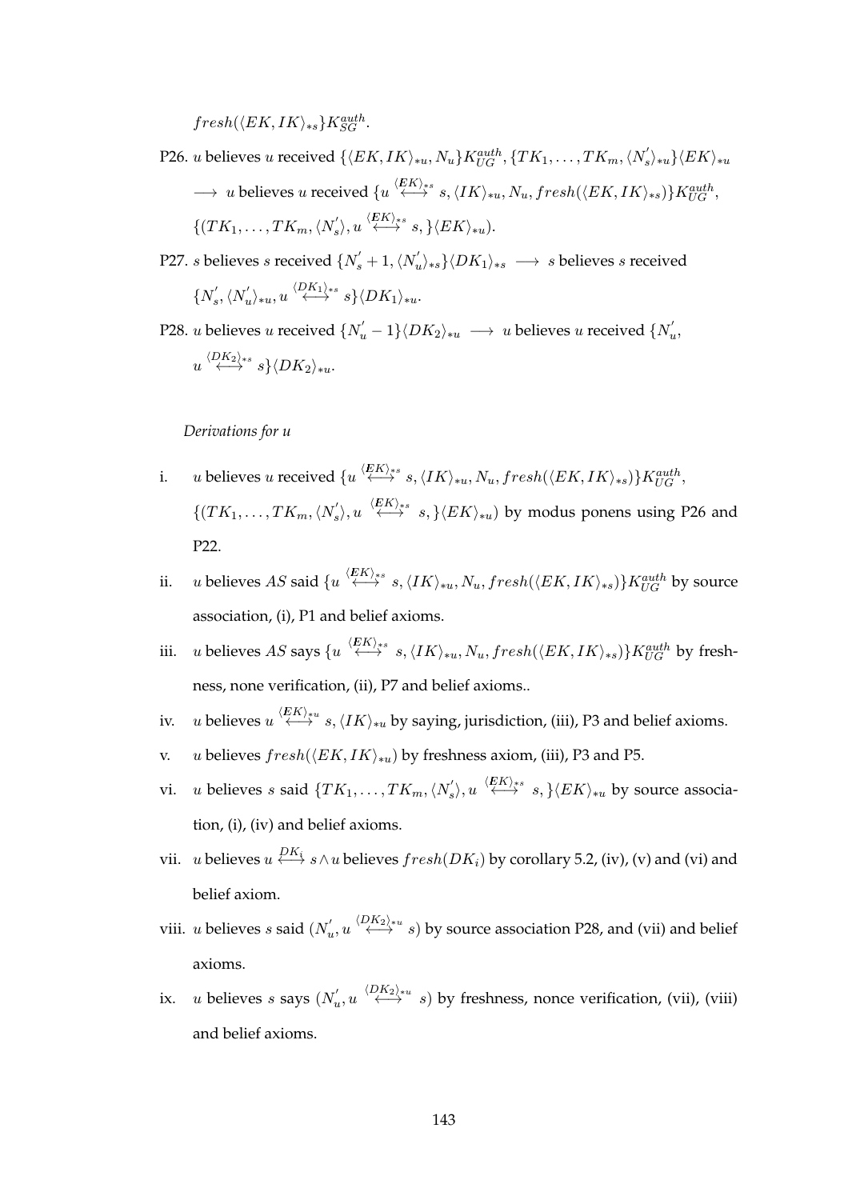$fresh(\langle EK, IK\rangle_{*s}\}K_{SG}^{auth}$.

P26. $u$ believes $u$ received $\{\langle EK, IK\rangle_{*u}, N_u\}K_{UG}^{auth}, \{TK_1, \ldots, TK_m, \langle N_s^{'}\rangle_{*u}\}\langle EK\rangle_{*u}$ $\longrightarrow$ $u$ believes $u$ received $\{u \overset{\langle EK\rangle_{*s}}{\longleftrightarrow} s, \langle IK\rangle_{*u}, N_u, fresh(\langle EK, IK\rangle_{*s})\}K_{UG}^{auth}$, $\{(TK_1, \ldots, TK_m, \langle N_s^{'}\rangle, u \overset{\langle EK\rangle_{*s}}{\longleftrightarrow} s, \}\langle EK\rangle_{*u})$.

P27. $s$ believes $s$ received $\{N_s^{'} + 1, \langle N_u^{'}\rangle_{*s}\}\langle DK_1\rangle_{*s}$ $\longrightarrow$ $s$ believes $s$ received $\{N_s^{'}, \langle N_u^{'}\rangle_{*u}, u \overset{\langle DK_1\rangle_{*s}}{\longleftrightarrow} s\}\langle DK_1\rangle_{*u}$.

P28. $u$ believes $u$ received $\{N_u^{'} - 1\}\langle DK_2\rangle_{*u}$ $\longrightarrow$ $u$ believes $u$ received $\{N_u^{'}, u \overset{\langle DK_2\rangle_{*s}}{\longleftrightarrow} s\}\langle DK_2\rangle_{*u}$.

*Derivations for u*

i. $u$ believes $u$ received $\{u \overset{\langle EK\rangle_{*s}}{\longleftrightarrow} s, \langle IK\rangle_{*u}, N_u, fresh(\langle EK, IK\rangle_{*s})\}K_{UG}^{auth}$, $\{(TK_1, \ldots, TK_m, \langle N_s^{'}\rangle, u \overset{\langle EK\rangle_{*s}}{\longleftrightarrow} s, \}\langle EK\rangle_{*u})$ by modus ponens using P26 and P22.

ii. $u$ believes $AS$ said $\{u \overset{\langle EK\rangle_{*s}}{\longleftrightarrow} s, \langle IK\rangle_{*u}, N_u, fresh(\langle EK, IK\rangle_{*s})\}K_{UG}^{auth}$ by source association, (i), P1 and belief axioms.

iii. $u$ believes $AS$ says $\{u \overset{\langle EK\rangle_{*s}}{\longleftrightarrow} s, \langle IK\rangle_{*u}, N_u, fresh(\langle EK, IK\rangle_{*s})\}K_{UG}^{auth}$ by freshness, none verification, (ii), P7 and belief axioms..

iv. $u$ believes $u \overset{\langle EK\rangle_{*u}}{\longleftrightarrow} s, \langle IK\rangle_{*u}$ by saying, jurisdiction, (iii), P3 and belief axioms.

v. $u$ believes $fresh(\langle EK, IK\rangle_{*u})$ by freshness axiom, (iii), P3 and P5.

vi. $u$ believes $s$ said $\{TK_1, \ldots, TK_m, \langle N_s^{'}\rangle, u \overset{\langle EK\rangle_{*s}}{\longleftrightarrow} s, \}\langle EK\rangle_{*u}$ by source association, (i), (iv) and belief axioms.

vii. $u$ believes $u \overset{DK_i}{\longleftrightarrow} s \wedge u$ believes $fresh(DK_i)$ by corollary 5.2, (iv), (v) and (vi) and belief axiom.

viii. $u$ believes $s$ said $(N_u^{'}, u \overset{\langle DK_2\rangle_{*u}}{\longleftrightarrow} s)$ by source association P28, and (vii) and belief axioms.

ix. $u$ believes $s$ says $(N_u^{'}, u \overset{\langle DK_2\rangle_{*u}}{\longleftrightarrow} s)$ by freshness, nonce verification, (vii), (viii) and belief axioms.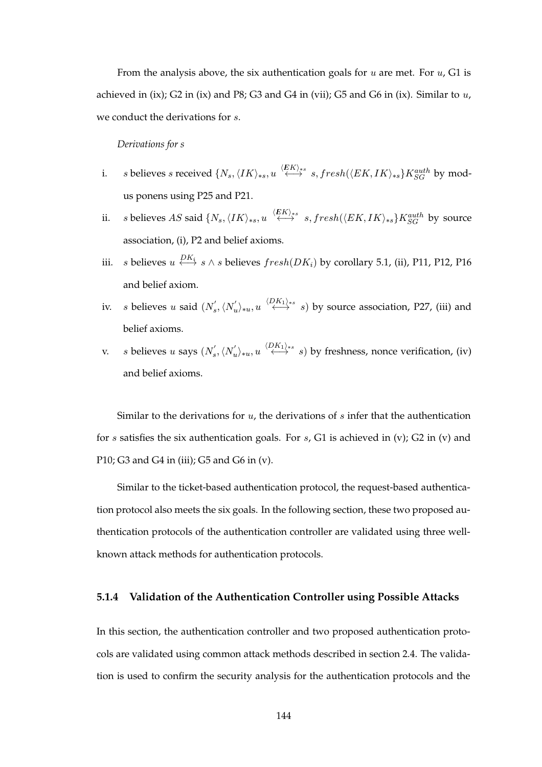From the analysis above, the six authentication goals for $u$ are met. For $u$, G1 is achieved in (ix); G2 in (ix) and P8; G3 and G4 in (vii); G5 and G6 in (ix). Similar to $u$, we conduct the derivations for $s$.

*Derivations for s*

i. $s$ believes $s$ received $\{N_s, \langle IK\rangle_{*s}, u \overset{\langle EK\rangle_{*s}}{\longleftrightarrow} s, fresh(\langle EK, IK\rangle_{*s}\}K_{SG}^{auth}$ by modus ponens using P25 and P21.

ii. $s$ believes $AS$ said $\{N_s, \langle IK\rangle_{*s}, u \overset{\langle EK\rangle_{*s}}{\longleftrightarrow} s, fresh(\langle EK, IK\rangle_{*s}\}K_{SG}^{auth}$ by source association, (i), P2 and belief axioms.

iii. $s$ believes $u \overset{DK_i}{\longleftrightarrow} s \wedge s$ believes $fresh(DK_i)$ by corollary 5.1, (ii), P11, P12, P16 and belief axiom.

iv. $s$ believes $u$ said $(N_s', \langle N_u'\rangle_{*u}, u \overset{\langle DK_1\rangle_{*s}}{\longleftrightarrow} s)$ by source association, P27, (iii) and belief axioms.

v. $s$ believes $u$ says $(N_s', \langle N_u'\rangle_{*u}, u \overset{\langle DK_1\rangle_{*s}}{\longleftrightarrow} s)$ by freshness, nonce verification, (iv) and belief axioms.

Similar to the derivations for $u$, the derivations of $s$ infer that the authentication for $s$ satisfies the six authentication goals. For $s$, G1 is achieved in (v); G2 in (v) and P10; G3 and G4 in (iii); G5 and G6 in (v).

Similar to the ticket-based authentication protocol, the request-based authentication protocol also meets the six goals. In the following section, these two proposed authentication protocols of the authentication controller are validated using three well-known attack methods for authentication protocols.

### 5.1.4 Validation of the Authentication Controller using Possible Attacks

In this section, the authentication controller and two proposed authentication protocols are validated using common attack methods described in section 2.4. The validation is used to confirm the security analysis for the authentication protocols and the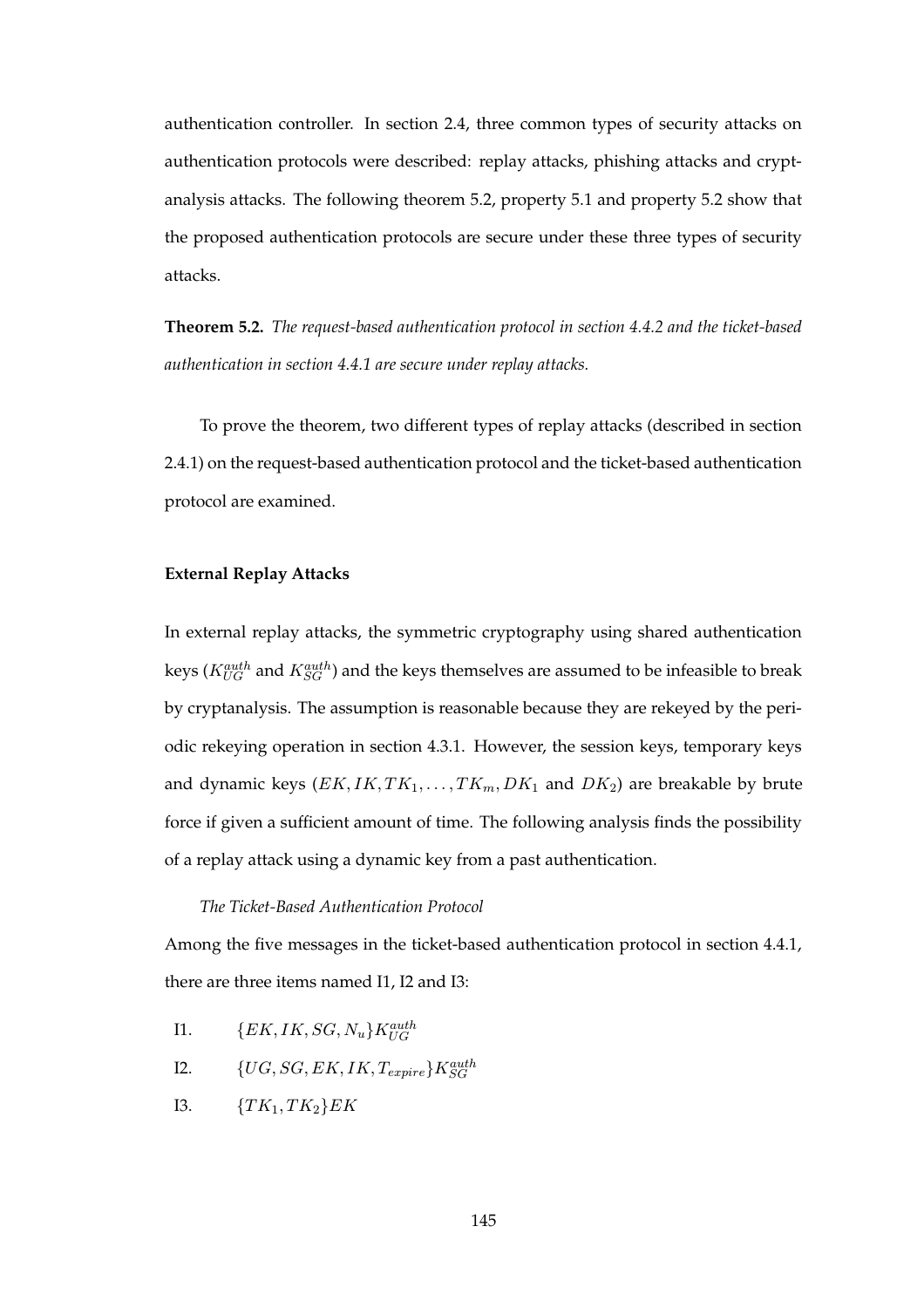authentication controller. In section 2.4, three common types of security attacks on authentication protocols were described: replay attacks, phishing attacks and cryptanalysis attacks. The following theorem 5.2, property 5.1 and property 5.2 show that the proposed authentication protocols are secure under these three types of security attacks.

**Theorem 5.2.** *The request-based authentication protocol in section 4.4.2 and the ticket-based authentication in section 4.4.1 are secure under replay attacks.*

To prove the theorem, two different types of replay attacks (described in section 2.4.1) on the request-based authentication protocol and the ticket-based authentication protocol are examined.

#### External Replay Attacks

In external replay attacks, the symmetric cryptography using shared authentication keys ($K_{UG}^{auth}$ and $K_{SG}^{auth}$) and the keys themselves are assumed to be infeasible to break by cryptanalysis. The assumption is reasonable because they are rekeyed by the periodic rekeying operation in section 4.3.1. However, the session keys, temporary keys and dynamic keys ($EK, IK, TK_1, \ldots, TK_m, DK_1$ and $DK_2$) are breakable by brute force if given a sufficient amount of time. The following analysis finds the possibility of a replay attack using a dynamic key from a past authentication.

*The Ticket-Based Authentication Protocol*

Among the five messages in the ticket-based authentication protocol in section 4.4.1, there are three items named I1, I2 and I3:

I1. $\{EK, IK, SG, N_u\}K_{UG}^{auth}$

I2. $\{UG, SG, EK, IK, T_{expire}\}K_{SG}^{auth}$

I3. $\{TK_1, TK_2\}EK$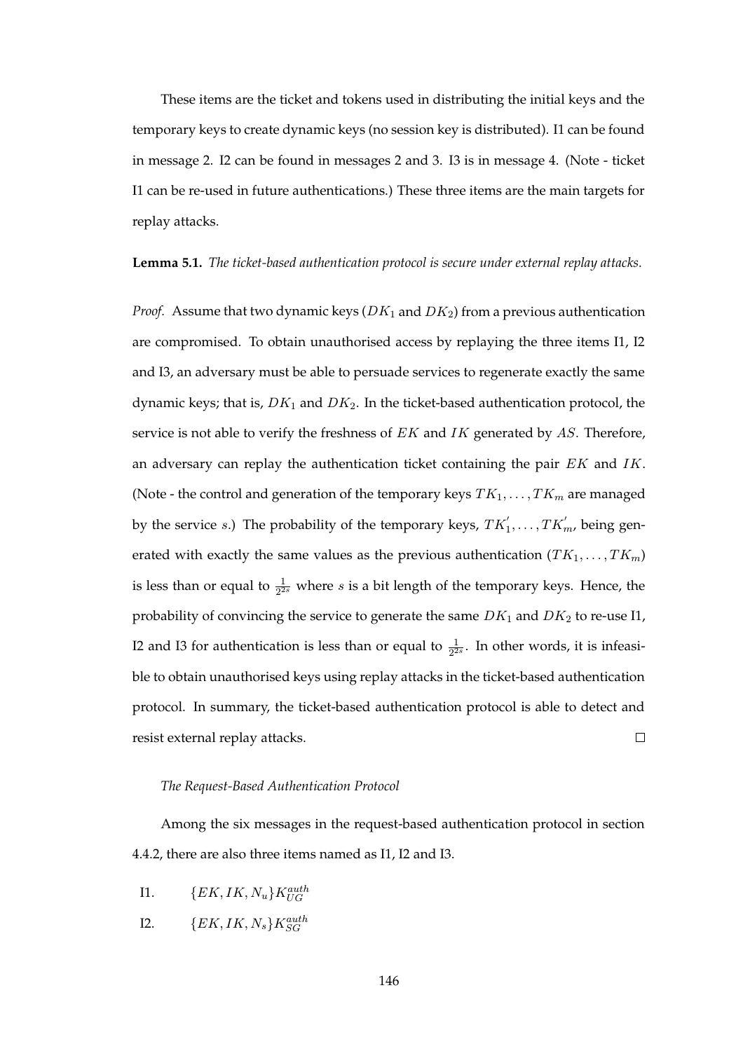These items are the ticket and tokens used in distributing the initial keys and the temporary keys to create dynamic keys (no session key is distributed). I1 can be found in message 2. I2 can be found in messages 2 and 3. I3 is in message 4. (Note - ticket I1 can be re-used in future authentications.) These three items are the main targets for replay attacks.

**Lemma 5.1.** *The ticket-based authentication protocol is secure under external replay attacks.*

*Proof.* Assume that two dynamic keys ($DK_1$ and $DK_2$) from a previous authentication are compromised. To obtain unauthorised access by replaying the three items I1, I2 and I3, an adversary must be able to persuade services to regenerate exactly the same dynamic keys; that is, $DK_1$ and $DK_2$. In the ticket-based authentication protocol, the service is not able to verify the freshness of $EK$ and $IK$ generated by $AS$. Therefore, an adversary can replay the authentication ticket containing the pair $EK$ and $IK$. (Note - the control and generation of the temporary keys $TK_1, \ldots, TK_m$ are managed by the service $s$.) The probability of the temporary keys, $TK_1^{'}, \ldots, TK_m^{'}$, being generated with exactly the same values as the previous authentication ($TK_1, \ldots, TK_m$) is less than or equal to $\frac{1}{2^{2s}}$ where $s$ is a bit length of the temporary keys. Hence, the probability of convincing the service to generate the same $DK_1$ and $DK_2$ to re-use I1, I2 and I3 for authentication is less than or equal to $\frac{1}{2^{2s}}$. In other words, it is infeasible to obtain unauthorised keys using replay attacks in the ticket-based authentication protocol. In summary, the ticket-based authentication protocol is able to detect and resist external replay attacks. □

*The Request-Based Authentication Protocol*

Among the six messages in the request-based authentication protocol in section 4.4.2, there are also three items named as I1, I2 and I3.

I1. $\{EK, IK, N_u\}K_{UG}^{auth}$

I2. $\{EK, IK, N_s\}K_{SG}^{auth}$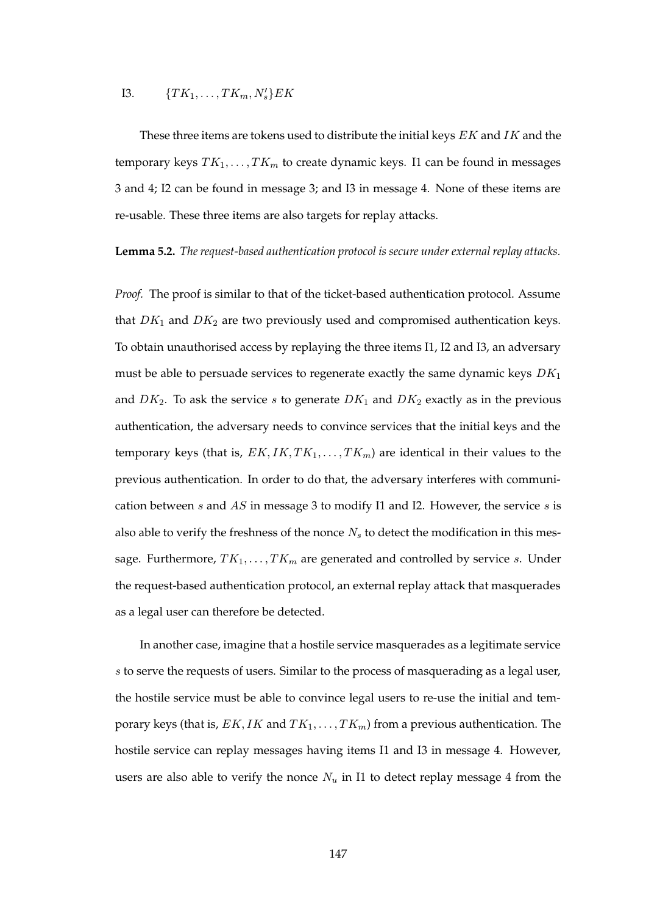I3. $\{TK_1, \ldots, TK_m, N_s'\}EK$

These three items are tokens used to distribute the initial keys $EK$ and $IK$ and the temporary keys $TK_1, \ldots, TK_m$ to create dynamic keys. I1 can be found in messages 3 and 4; I2 can be found in message 3; and I3 in message 4. None of these items are re-usable. These three items are also targets for replay attacks.

**Lemma 5.2.** *The request-based authentication protocol is secure under external replay attacks.*

*Proof.* The proof is similar to that of the ticket-based authentication protocol. Assume that $DK_1$ and $DK_2$ are two previously used and compromised authentication keys. To obtain unauthorised access by replaying the three items I1, I2 and I3, an adversary must be able to persuade services to regenerate exactly the same dynamic keys $DK_1$ and $DK_2$. To ask the service $s$ to generate $DK_1$ and $DK_2$ exactly as in the previous authentication, the adversary needs to convince services that the initial keys and the temporary keys (that is, $EK, IK, TK_1, \ldots, TK_m$) are identical in their values to the previous authentication. In order to do that, the adversary interferes with communication between $s$ and $AS$ in message 3 to modify I1 and I2. However, the service $s$ is also able to verify the freshness of the nonce $N_s$ to detect the modification in this message. Furthermore, $TK_1, \ldots, TK_m$ are generated and controlled by service $s$. Under the request-based authentication protocol, an external replay attack that masquerades as a legal user can therefore be detected.

In another case, imagine that a hostile service masquerades as a legitimate service $s$ to serve the requests of users. Similar to the process of masquerading as a legal user, the hostile service must be able to convince legal users to re-use the initial and temporary keys (that is, $EK, IK$ and $TK_1, \ldots, TK_m$) from a previous authentication. The hostile service can replay messages having items I1 and I3 in message 4. However, users are also able to verify the nonce $N_u$ in I1 to detect replay message 4 from the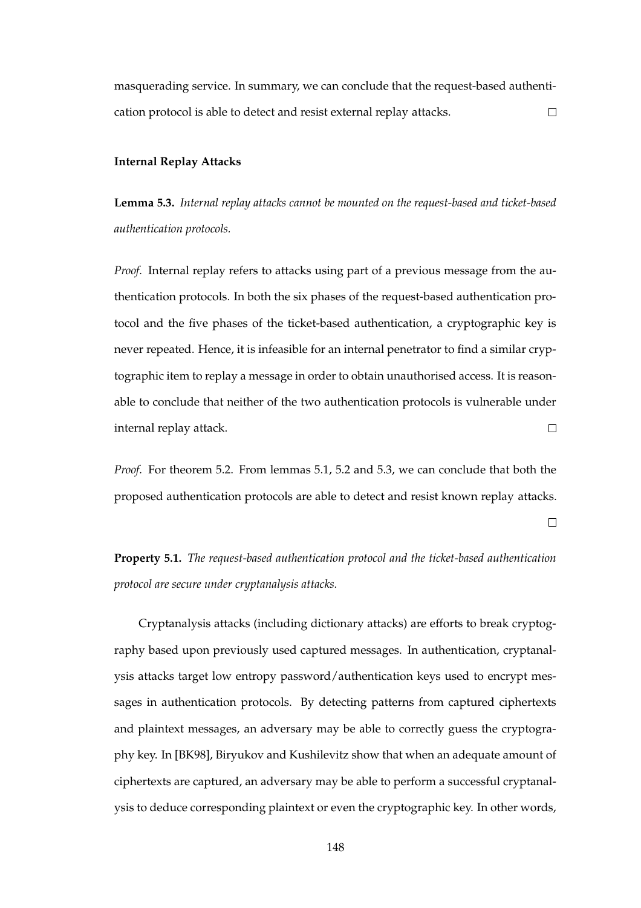masquerading service. In summary, we can conclude that the request-based authentication protocol is able to detect and resist external replay attacks. □

#### Internal Replay Attacks

**Lemma 5.3.** *Internal replay attacks cannot be mounted on the request-based and ticket-based authentication protocols.*

*Proof.* Internal replay refers to attacks using part of a previous message from the authentication protocols. In both the six phases of the request-based authentication protocol and the five phases of the ticket-based authentication, a cryptographic key is never repeated. Hence, it is infeasible for an internal penetrator to find a similar cryptographic item to replay a message in order to obtain unauthorised access. It is reasonable to conclude that neither of the two authentication protocols is vulnerable under internal replay attack. □

*Proof.* For theorem 5.2. From lemmas 5.1, 5.2 and 5.3, we can conclude that both the proposed authentication protocols are able to detect and resist known replay attacks. □

**Property 5.1.** *The request-based authentication protocol and the ticket-based authentication protocol are secure under cryptanalysis attacks.*

Cryptanalysis attacks (including dictionary attacks) are efforts to break cryptography based upon previously used captured messages. In authentication, cryptanalysis attacks target low entropy password/authentication keys used to encrypt messages in authentication protocols. By detecting patterns from captured ciphertexts and plaintext messages, an adversary may be able to correctly guess the cryptography key. In [BK98], Biryukov and Kushilevitz show that when an adequate amount of ciphertexts are captured, an adversary may be able to perform a successful cryptanalysis to deduce corresponding plaintext or even the cryptographic key. In other words,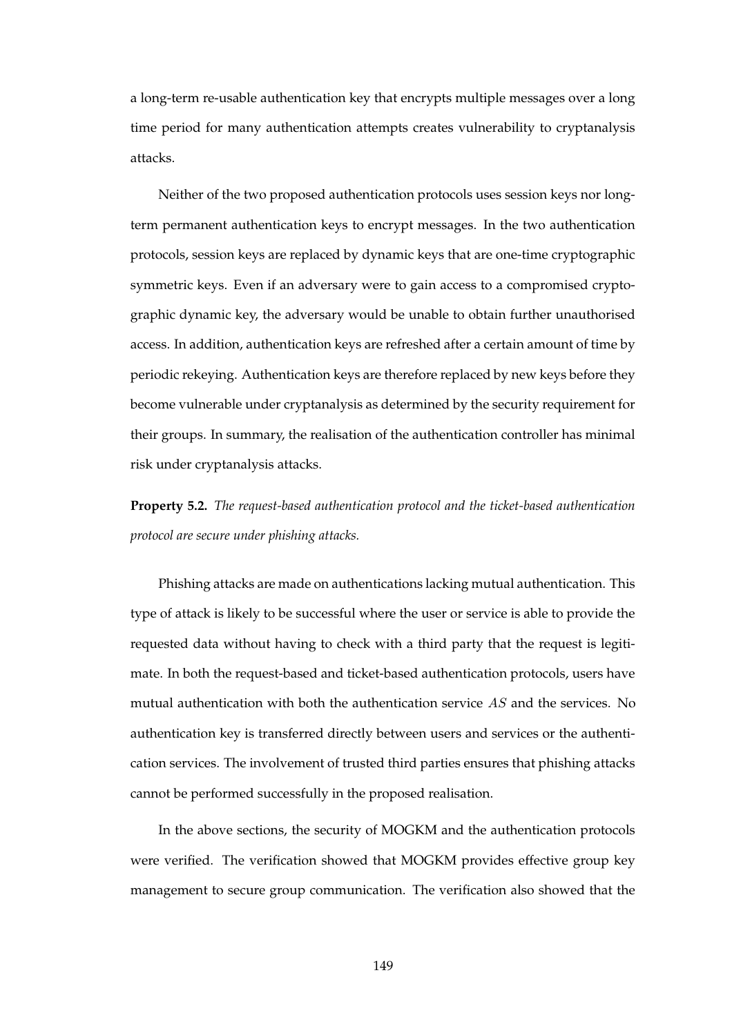a long-term re-usable authentication key that encrypts multiple messages over a long time period for many authentication attempts creates vulnerability to cryptanalysis attacks.

Neither of the two proposed authentication protocols uses session keys nor long-term permanent authentication keys to encrypt messages. In the two authentication protocols, session keys are replaced by dynamic keys that are one-time cryptographic symmetric keys. Even if an adversary were to gain access to a compromised cryptographic dynamic key, the adversary would be unable to obtain further unauthorised access. In addition, authentication keys are refreshed after a certain amount of time by periodic rekeying. Authentication keys are therefore replaced by new keys before they become vulnerable under cryptanalysis as determined by the security requirement for their groups. In summary, the realisation of the authentication controller has minimal risk under cryptanalysis attacks.

**Property 5.2.** *The request-based authentication protocol and the ticket-based authentication protocol are secure under phishing attacks.*

Phishing attacks are made on authentications lacking mutual authentication. This type of attack is likely to be successful where the user or service is able to provide the requested data without having to check with a third party that the request is legitimate. In both the request-based and ticket-based authentication protocols, users have mutual authentication with both the authentication service $AS$ and the services. No authentication key is transferred directly between users and services or the authentication services. The involvement of trusted third parties ensures that phishing attacks cannot be performed successfully in the proposed realisation.

In the above sections, the security of MOGKM and the authentication protocols were verified. The verification showed that MOGKM provides effective group key management to secure group communication. The verification also showed that the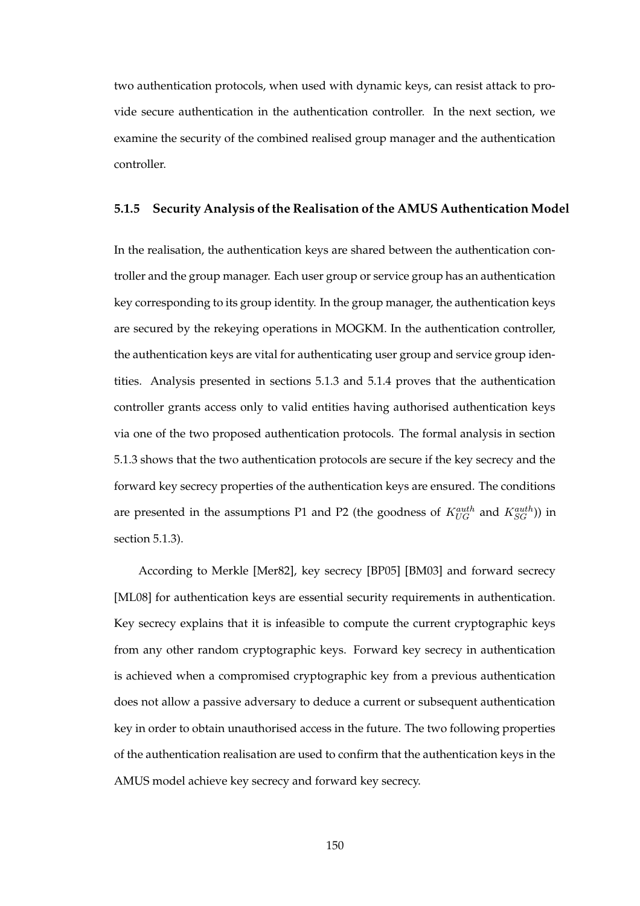two authentication protocols, when used with dynamic keys, can resist attack to provide secure authentication in the authentication controller. In the next section, we examine the security of the combined realised group manager and the authentication controller.

### 5.1.5 Security Analysis of the Realisation of the AMUS Authentication Model

In the realisation, the authentication keys are shared between the authentication controller and the group manager. Each user group or service group has an authentication key corresponding to its group identity. In the group manager, the authentication keys are secured by the rekeying operations in MOGKM. In the authentication controller, the authentication keys are vital for authenticating user group and service group identities. Analysis presented in sections 5.1.3 and 5.1.4 proves that the authentication controller grants access only to valid entities having authorised authentication keys via one of the two proposed authentication protocols. The formal analysis in section 5.1.3 shows that the two authentication protocols are secure if the key secrecy and the forward key secrecy properties of the authentication keys are ensured. The conditions are presented in the assumptions P1 and P2 (the goodness of $K_{UG}^{auth}$ and $K_{SG}^{auth}$)) in section 5.1.3).

According to Merkle [Mer82], key secrecy [BP05] [BM03] and forward secrecy [ML08] for authentication keys are essential security requirements in authentication. Key secrecy explains that it is infeasible to compute the current cryptographic keys from any other random cryptographic keys. Forward key secrecy in authentication is achieved when a compromised cryptographic key from a previous authentication does not allow a passive adversary to deduce a current or subsequent authentication key in order to obtain unauthorised access in the future. The two following properties of the authentication realisation are used to confirm that the authentication keys in the AMUS model achieve key secrecy and forward key secrecy.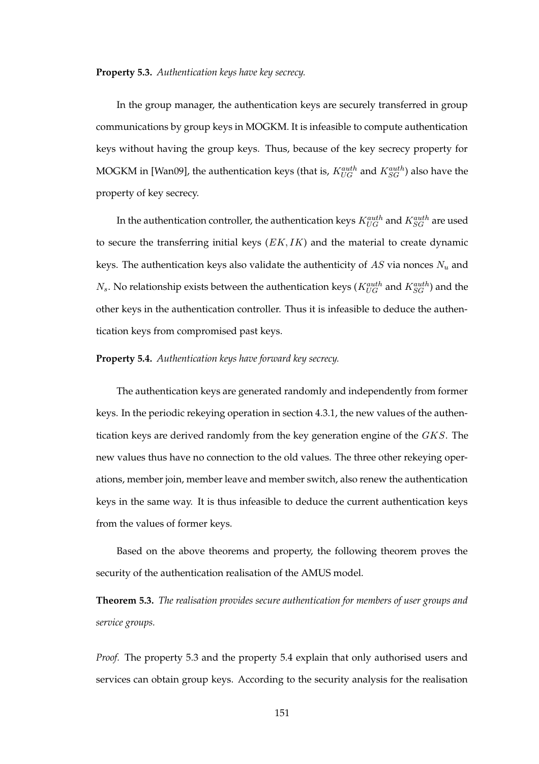**Property 5.3.** *Authentication keys have key secrecy.*

In the group manager, the authentication keys are securely transferred in group communications by group keys in MOGKM. It is infeasible to compute authentication keys without having the group keys. Thus, because of the key secrecy property for MOGKM in [Wan09], the authentication keys (that is, $K_{UG}^{auth}$ and $K_{SG}^{auth}$) also have the property of key secrecy.

In the authentication controller, the authentication keys $K_{UG}^{auth}$ and $K_{SG}^{auth}$ are used to secure the transferring initial keys $(EK, IK)$ and the material to create dynamic keys. The authentication keys also validate the authenticity of $AS$ via nonces $N_u$ and $N_s$. No relationship exists between the authentication keys ($K_{UG}^{auth}$ and $K_{SG}^{auth}$) and the other keys in the authentication controller. Thus it is infeasible to deduce the authentication keys from compromised past keys.

**Property 5.4.** *Authentication keys have forward key secrecy.*

The authentication keys are generated randomly and independently from former keys. In the periodic rekeying operation in section 4.3.1, the new values of the authentication keys are derived randomly from the key generation engine of the $GKS$. The new values thus have no connection to the old values. The three other rekeying operations, member join, member leave and member switch, also renew the authentication keys in the same way. It is thus infeasible to deduce the current authentication keys from the values of former keys.

Based on the above theorems and property, the following theorem proves the security of the authentication realisation of the AMUS model.

**Theorem 5.3.** *The realisation provides secure authentication for members of user groups and service groups.*

*Proof.* The property 5.3 and the property 5.4 explain that only authorised users and services can obtain group keys. According to the security analysis for the realisation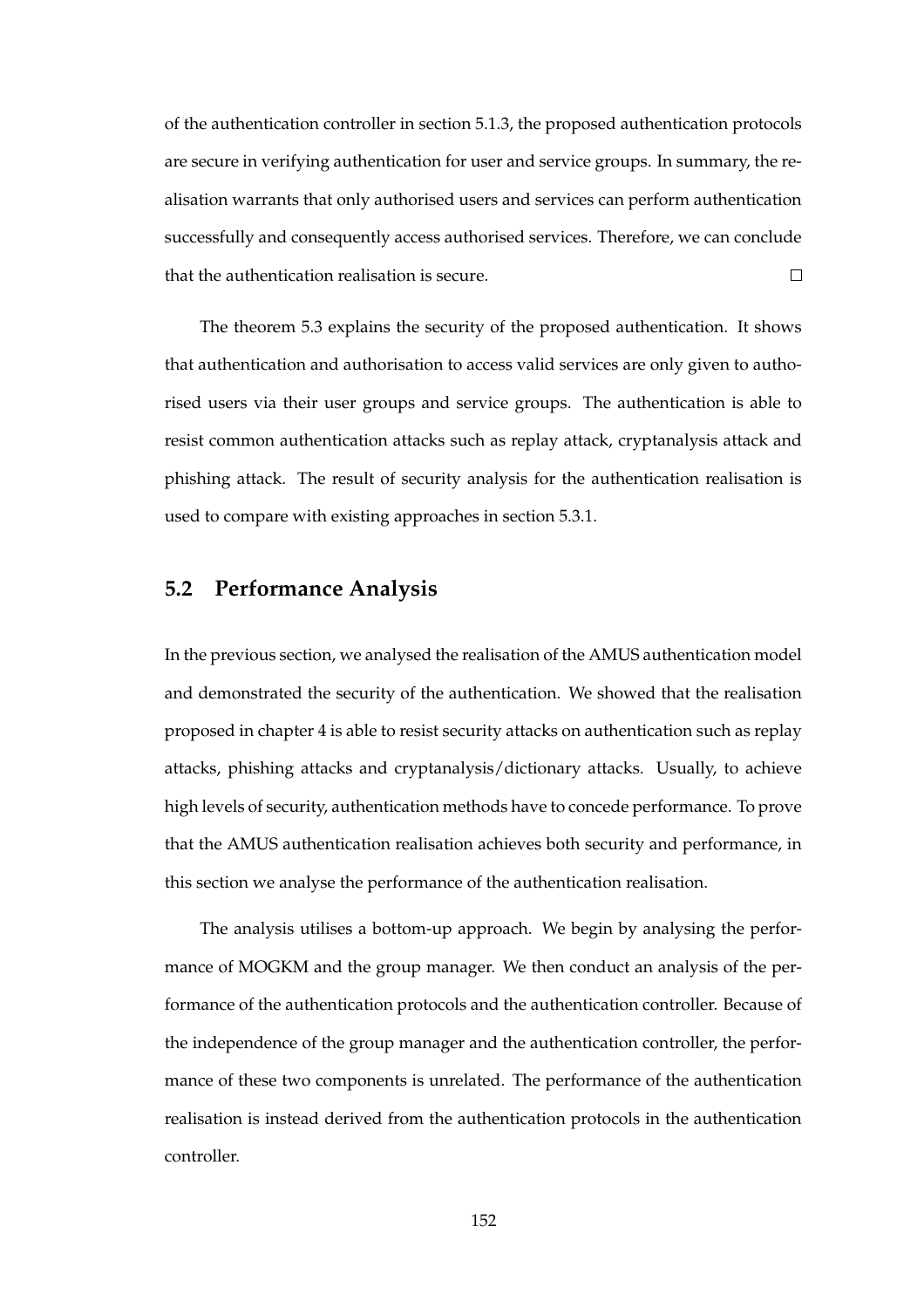of the authentication controller in section 5.1.3, the proposed authentication protocols are secure in verifying authentication for user and service groups. In summary, the realisation warrants that only authorised users and services can perform authentication successfully and consequently access authorised services. Therefore, we can conclude that the authentication realisation is secure. □

The theorem 5.3 explains the security of the proposed authentication. It shows that authentication and authorisation to access valid services are only given to authorised users via their user groups and service groups. The authentication is able to resist common authentication attacks such as replay attack, cryptanalysis attack and phishing attack. The result of security analysis for the authentication realisation is used to compare with existing approaches in section 5.3.1.

## 5.2 Performance Analysis

In the previous section, we analysed the realisation of the AMUS authentication model and demonstrated the security of the authentication. We showed that the realisation proposed in chapter 4 is able to resist security attacks on authentication such as replay attacks, phishing attacks and cryptanalysis/dictionary attacks. Usually, to achieve high levels of security, authentication methods have to concede performance. To prove that the AMUS authentication realisation achieves both security and performance, in this section we analyse the performance of the authentication realisation.

The analysis utilises a bottom-up approach. We begin by analysing the performance of MOGKM and the group manager. We then conduct an analysis of the performance of the authentication protocols and the authentication controller. Because of the independence of the group manager and the authentication controller, the performance of these two components is unrelated. The performance of the authentication realisation is instead derived from the authentication protocols in the authentication controller.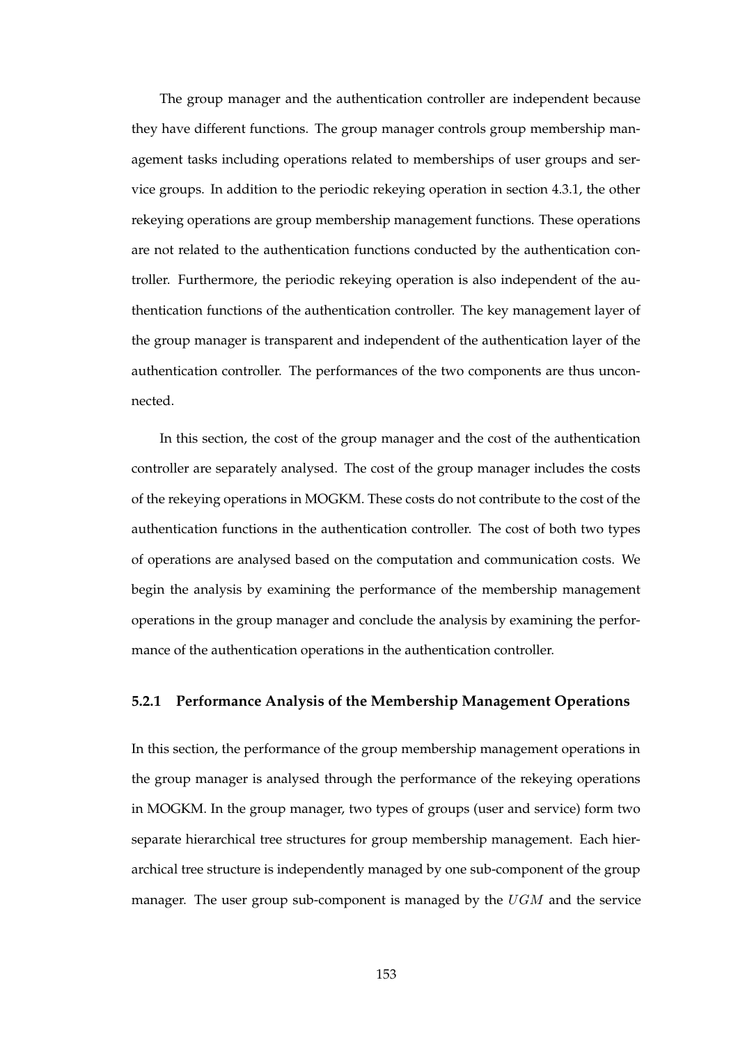The group manager and the authentication controller are independent because they have different functions. The group manager controls group membership management tasks including operations related to memberships of user groups and service groups. In addition to the periodic rekeying operation in section 4.3.1, the other rekeying operations are group membership management functions. These operations are not related to the authentication functions conducted by the authentication controller. Furthermore, the periodic rekeying operation is also independent of the authentication functions of the authentication controller. The key management layer of the group manager is transparent and independent of the authentication layer of the authentication controller. The performances of the two components are thus unconnected.

In this section, the cost of the group manager and the cost of the authentication controller are separately analysed. The cost of the group manager includes the costs of the rekeying operations in MOGKM. These costs do not contribute to the cost of the authentication functions in the authentication controller. The cost of both two types of operations are analysed based on the computation and communication costs. We begin the analysis by examining the performance of the membership management operations in the group manager and conclude the analysis by examining the performance of the authentication operations in the authentication controller.

### 5.2.1 Performance Analysis of the Membership Management Operations

In this section, the performance of the group membership management operations in the group manager is analysed through the performance of the rekeying operations in MOGKM. In the group manager, two types of groups (user and service) form two separate hierarchical tree structures for group membership management. Each hierarchical tree structure is independently managed by one sub-component of the group manager. The user group sub-component is managed by the $UGM$ and the service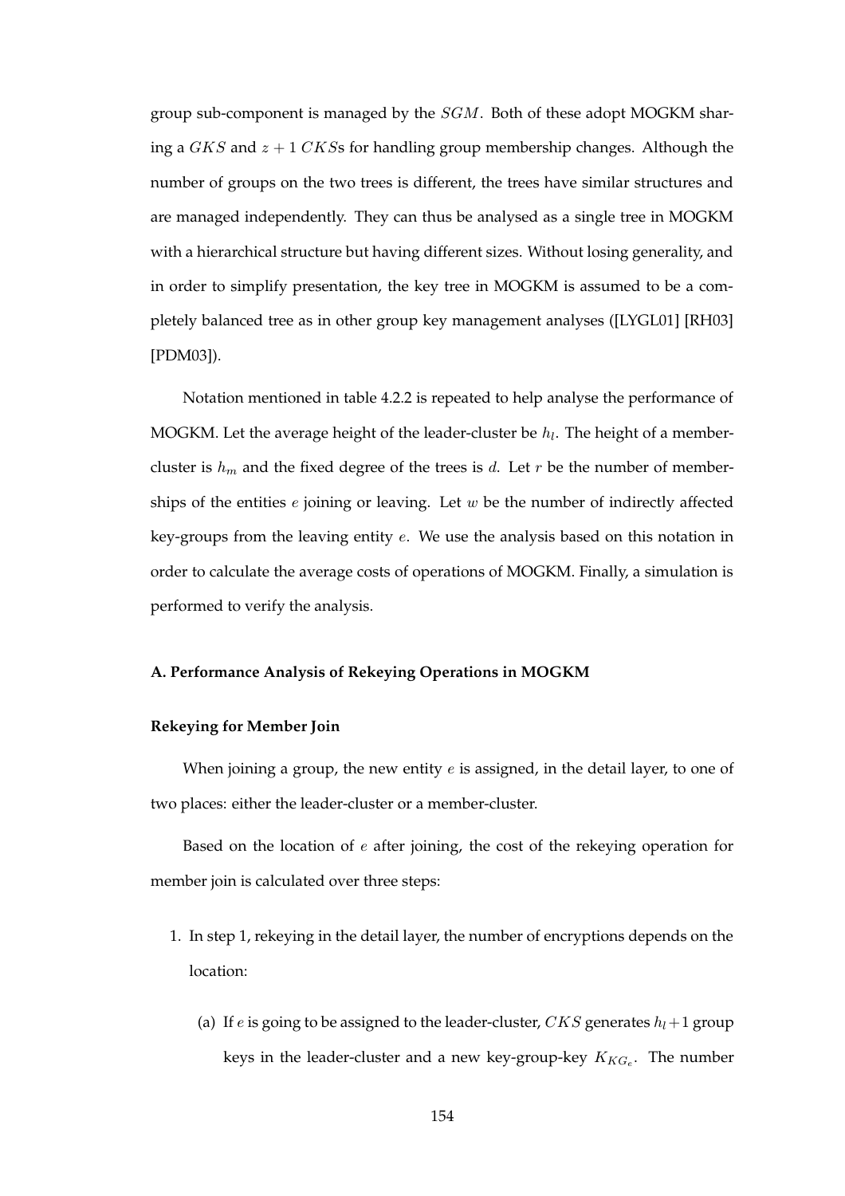group sub-component is managed by the $SGM$. Both of these adopt MOGKM sharing a $GKS$ and $z + 1$ $CKS$s for handling group membership changes. Although the number of groups on the two trees is different, the trees have similar structures and are managed independently. They can thus be analysed as a single tree in MOGKM with a hierarchical structure but having different sizes. Without losing generality, and in order to simplify presentation, the key tree in MOGKM is assumed to be a completely balanced tree as in other group key management analyses ([LYGL01] [RH03] [PDM03]).

Notation mentioned in table 4.2.2 is repeated to help analyse the performance of MOGKM. Let the average height of the leader-cluster be $h_l$. The height of a member-cluster is $h_m$ and the fixed degree of the trees is $d$. Let $r$ be the number of memberships of the entities $e$ joining or leaving. Let $w$ be the number of indirectly affected key-groups from the leaving entity $e$. We use the analysis based on this notation in order to calculate the average costs of operations of MOGKM. Finally, a simulation is performed to verify the analysis.

**A. Performance Analysis of Rekeying Operations in MOGKM**

**Rekeying for Member Join**

When joining a group, the new entity $e$ is assigned, in the detail layer, to one of two places: either the leader-cluster or a member-cluster.

Based on the location of $e$ after joining, the cost of the rekeying operation for member join is calculated over three steps:

1. In step 1, rekeying in the detail layer, the number of encryptions depends on the location:

   (a) If $e$ is going to be assigned to the leader-cluster, $CKS$ generates $h_l + 1$ group keys in the leader-cluster and a new key-group-key $K_{KG_e}$. The number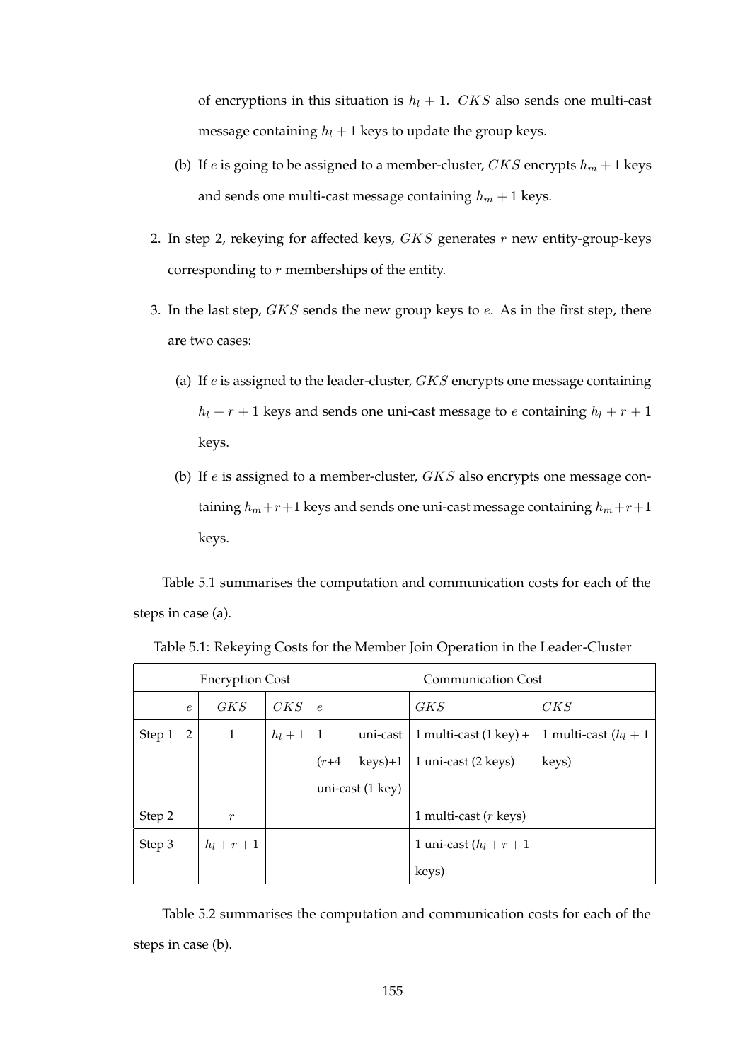of encryptions in this situation is $h_l + 1$. $CKS$ also sends one multi-cast message containing $h_l + 1$ keys to update the group keys.

(b) If $e$ is going to be assigned to a member-cluster, $CKS$ encrypts $h_m + 1$ keys and sends one multi-cast message containing $h_m + 1$ keys.

2. In step 2, rekeying for affected keys, $GKS$ generates $r$ new entity-group-keys corresponding to $r$ memberships of the entity.

3. In the last step, $GKS$ sends the new group keys to $e$. As in the first step, there are two cases:

   (a) If $e$ is assigned to the leader-cluster, $GKS$ encrypts one message containing $h_l + r + 1$ keys and sends one uni-cast message to $e$ containing $h_l + r + 1$ keys.

   (b) If $e$ is assigned to a member-cluster, $GKS$ also encrypts one message containing $h_m + r + 1$ keys and sends one uni-cast message containing $h_m + r + 1$ keys.

Table 5.1 summarises the computation and communication costs for each of the steps in case (a).

Table 5.1: Rekeying Costs for the Member Join Operation in the Leader-Cluster

| | Encryption Cost | | | Communication Cost | | |
|---|---|---|---|---|---|---|
| | $e$ | $GKS$ | $CKS$ | $e$ | $GKS$ | $CKS$ |
| Step 1 | 2 | 1 | $h_l + 1$ | 1 uni-cast ($r$+4 keys)+1 uni-cast (1 key) | 1 multi-cast (1 key) + 1 uni-cast (2 keys) | 1 multi-cast ($h_l + 1$ keys) |
| Step 2 | | $r$ | | | 1 multi-cast ($r$ keys) | |
| Step 3 | | $h_l + r + 1$ | | | 1 uni-cast ($h_l + r + 1$ keys) | |

Table 5.2 summarises the computation and communication costs for each of the steps in case (b).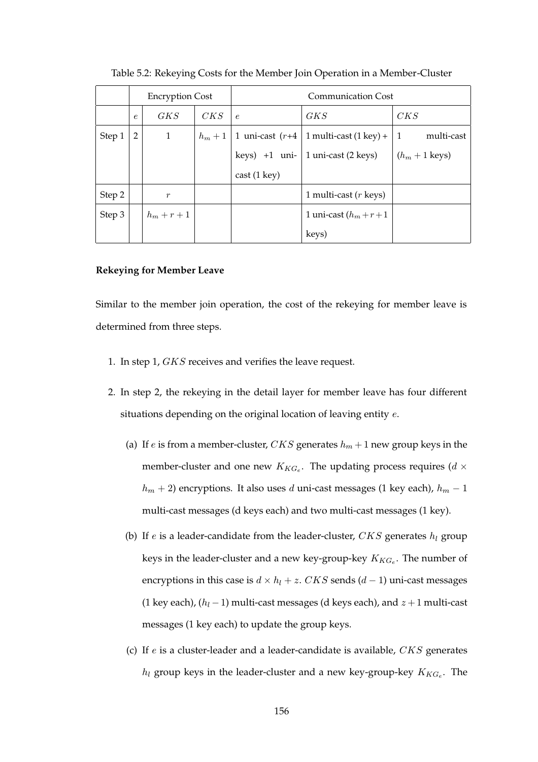Table 5.2: Rekeying Costs for the Member Join Operation in a Member-Cluster

| | Encryption Cost | | | Communication Cost | | |
|---|---|---|---|---|---|---|
| | $e$ | $GKS$ | $CKS$ | $e$ | $GKS$ | $CKS$ |
| Step 1 | 2 | 1 | $h_m + 1$ | 1 uni-cast ($r$+4 keys) +1 uni-cast (1 key) | 1 multi-cast (1 key) + 1 uni-cast (2 keys) | 1 multi-cast ($h_m + 1$ keys) |
| Step 2 | | $r$ | | | 1 multi-cast ($r$ keys) | |
| Step 3 | | $h_m + r + 1$ | | | 1 uni-cast ($h_m + r + 1$ keys) | |

**Rekeying for Member Leave**

Similar to the member join operation, the cost of the rekeying for member leave is determined from three steps.

1. In step 1, $GKS$ receives and verifies the leave request.

2. In step 2, the rekeying in the detail layer for member leave has four different situations depending on the original location of leaving entity $e$.

   (a) If $e$ is from a member-cluster, $CKS$ generates $h_m + 1$ new group keys in the member-cluster and one new $K_{KG_e}$. The updating process requires ($d \times h_m + 2$) encryptions. It also uses $d$ uni-cast messages (1 key each), $h_m - 1$ multi-cast messages (d keys each) and two multi-cast messages (1 key).

   (b) If $e$ is a leader-candidate from the leader-cluster, $CKS$ generates $h_l$ group keys in the leader-cluster and a new key-group-key $K_{KG_e}$. The number of encryptions in this case is $d \times h_l + z$. $CKS$ sends ($d - 1$) uni-cast messages (1 key each), ($h_l - 1$) multi-cast messages (d keys each), and $z + 1$ multi-cast messages (1 key each) to update the group keys.

   (c) If $e$ is a cluster-leader and a leader-candidate is available, $CKS$ generates $h_l$ group keys in the leader-cluster and a new key-group-key $K_{KG_e}$. The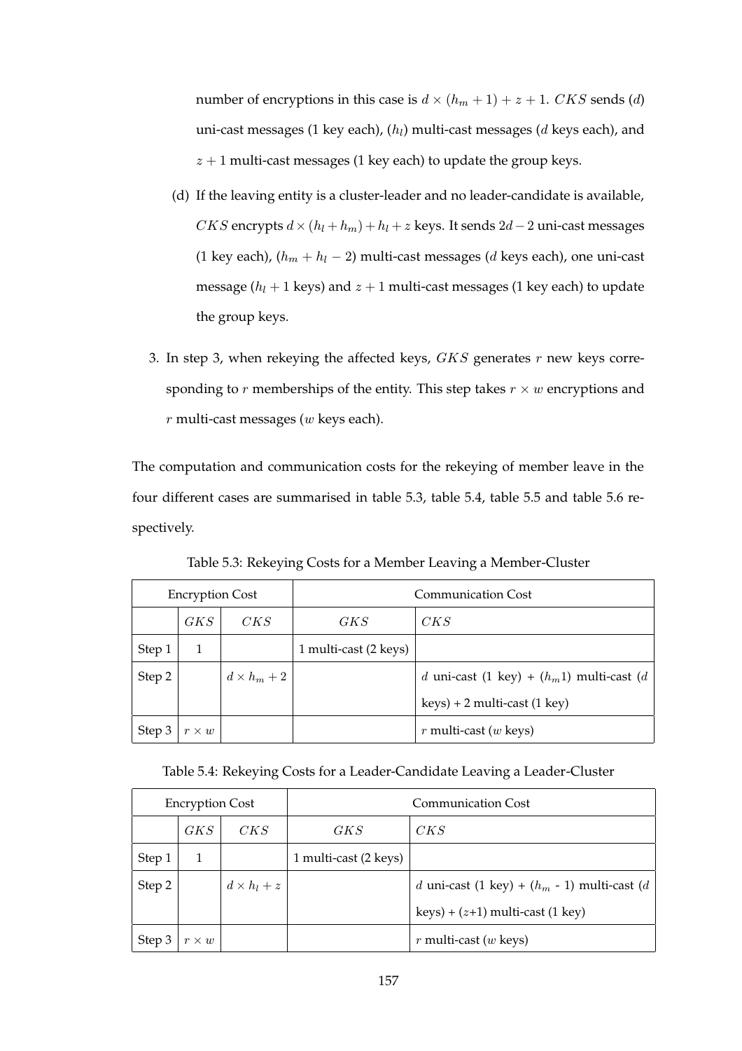number of encryptions in this case is $d \times (h_m + 1) + z + 1$. $CKS$ sends ($d$) uni-cast messages (1 key each), ($h_l$) multi-cast messages ($d$ keys each), and $z + 1$ multi-cast messages (1 key each) to update the group keys.

(d) If the leaving entity is a cluster-leader and no leader-candidate is available, $CKS$ encrypts $d \times (h_l + h_m) + h_l + z$ keys. It sends $2d - 2$ uni-cast messages (1 key each), ($h_m + h_l - 2$) multi-cast messages ($d$ keys each), one uni-cast message ($h_l + 1$ keys) and $z + 1$ multi-cast messages (1 key each) to update the group keys.

3. In step 3, when rekeying the affected keys, $GKS$ generates $r$ new keys corresponding to $r$ memberships of the entity. This step takes $r \times w$ encryptions and $r$ multi-cast messages ($w$ keys each).

The computation and communication costs for the rekeying of member leave in the four different cases are summarised in table 5.3, table 5.4, table 5.5 and table 5.6 respectively.

Table 5.3: Rekeying Costs for a Member Leaving a Member-Cluster

| Encryption Cost | | | Communication Cost | |
|---|---|---|---|---|
| | $GKS$ | $CKS$ | $GKS$ | $CKS$ |
| Step 1 | 1 | | 1 multi-cast (2 keys) | |
| Step 2 | | $d \times h_m + 2$ | | $d$ uni-cast (1 key) + ($h_m$1) multi-cast ($d$ keys) + 2 multi-cast (1 key) |
| Step 3 | $r \times w$ | | | $r$ multi-cast ($w$ keys) |

Table 5.4: Rekeying Costs for a Leader-Candidate Leaving a Leader-Cluster

| Encryption Cost | | | Communication Cost | |
|---|---|---|---|---|
| | $GKS$ | $CKS$ | $GKS$ | $CKS$ |
| Step 1 | 1 | | 1 multi-cast (2 keys) | |
| Step 2 | | $d \times h_l + z$ | | $d$ uni-cast (1 key) + ($h_m$ - 1) multi-cast ($d$ keys) + ($z$+1) multi-cast (1 key) |
| Step 3 | $r \times w$ | | | $r$ multi-cast ($w$ keys) |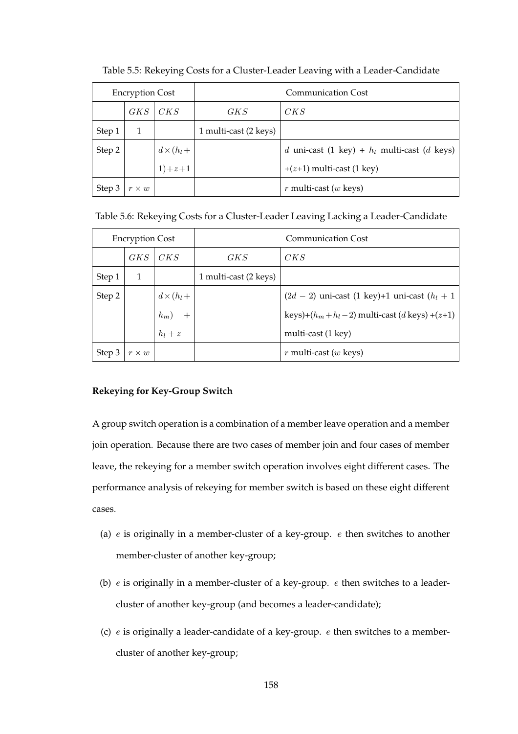Table 5.5: Rekeying Costs for a Cluster-Leader Leaving with a Leader-Candidate

| Encryption Cost | | | Communication Cost | |
|---|---|---|---|---|
| | $GKS$ | $CKS$ | $GKS$ | $CKS$ |
| Step 1 | 1 | | 1 multi-cast (2 keys) | |
| Step 2 | | $d \times (h_l + 1) + z + 1$ | | $d$ uni-cast (1 key) + $h_l$ multi-cast ($d$ keys) +($z$+1) multi-cast (1 key) |
| Step 3 | $r \times w$ | | | $r$ multi-cast ($w$ keys) |

Table 5.6: Rekeying Costs for a Cluster-Leader Leaving Lacking a Leader-Candidate

| Encryption Cost | | | Communication Cost | |
|---|---|---|---|---|
| | $GKS$ | $CKS$ | $GKS$ | $CKS$ |
| Step 1 | 1 | | 1 multi-cast (2 keys) | |
| Step 2 | | $d \times (h_l + h_m) + h_l + z$ | | $(2d - 2)$ uni-cast (1 key)+1 uni-cast ($h_l + 1$ keys)+($h_m + h_l - 2$) multi-cast ($d$ keys) +($z$+1) multi-cast (1 key) |
| Step 3 | $r \times w$ | | | $r$ multi-cast ($w$ keys) |

**Rekeying for Key-Group Switch**

A group switch operation is a combination of a member leave operation and a member join operation. Because there are two cases of member join and four cases of member leave, the rekeying for a member switch operation involves eight different cases. The performance analysis of rekeying for member switch is based on these eight different cases.

(a) $e$ is originally in a member-cluster of a key-group. $e$ then switches to another member-cluster of another key-group;

(b) $e$ is originally in a member-cluster of a key-group. $e$ then switches to a leader-cluster of another key-group (and becomes a leader-candidate);

(c) $e$ is originally a leader-candidate of a key-group. $e$ then switches to a member-cluster of another key-group;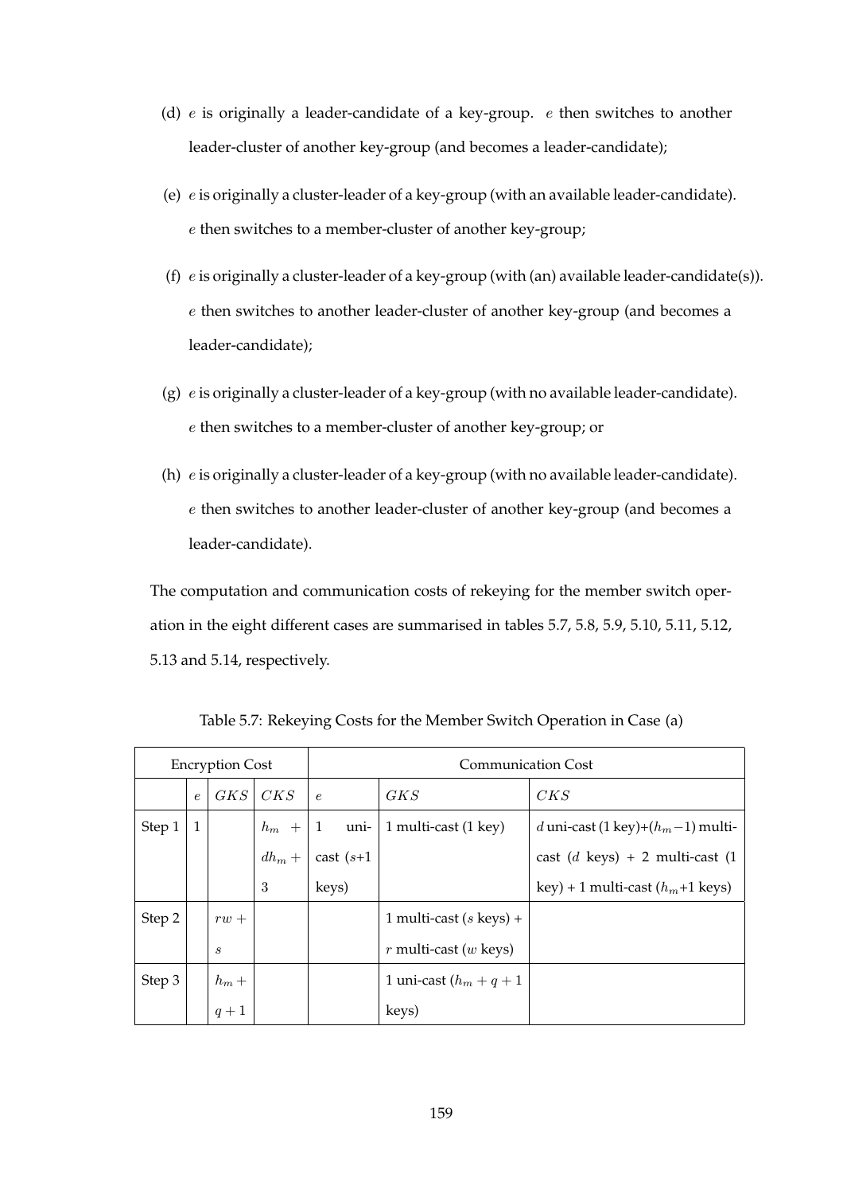(d) $e$ is originally a leader-candidate of a key-group. $e$ then switches to another leader-cluster of another key-group (and becomes a leader-candidate);

(e) $e$ is originally a cluster-leader of a key-group (with an available leader-candidate). $e$ then switches to a member-cluster of another key-group;

(f) $e$ is originally a cluster-leader of a key-group (with (an) available leader-candidate(s)). $e$ then switches to another leader-cluster of another key-group (and becomes a leader-candidate);

(g) $e$ is originally a cluster-leader of a key-group (with no available leader-candidate). $e$ then switches to a member-cluster of another key-group; or

(h) $e$ is originally a cluster-leader of a key-group (with no available leader-candidate). $e$ then switches to another leader-cluster of another key-group (and becomes a leader-candidate).

The computation and communication costs of rekeying for the member switch operation in the eight different cases are summarised in tables 5.7, 5.8, 5.9, 5.10, 5.11, 5.12, 5.13 and 5.14, respectively.

Table 5.7: Rekeying Costs for the Member Switch Operation in Case (a)

| | Encryption Cost | | | Communication Cost | | |
|---|---|---|---|---|---|---|
| | $e$ | $GKS$ | $CKS$ | $e$ | $GKS$ | $CKS$ |
| Step 1 | 1 | | $h_m + dh_m + 3$ | 1 uni-cast ($s$+1 keys) | 1 multi-cast (1 key) | $d$ uni-cast (1 key)+($h_m-1$) multi-cast ($d$ keys) + 2 multi-cast (1 key) + 1 multi-cast ($h_m$+1 keys) |
| Step 2 | | $rw + s$ | | | 1 multi-cast ($s$ keys) + $r$ multi-cast ($w$ keys) | |
| Step 3 | | $h_m + q + 1$ | | | 1 uni-cast ($h_m + q + 1$ keys) | |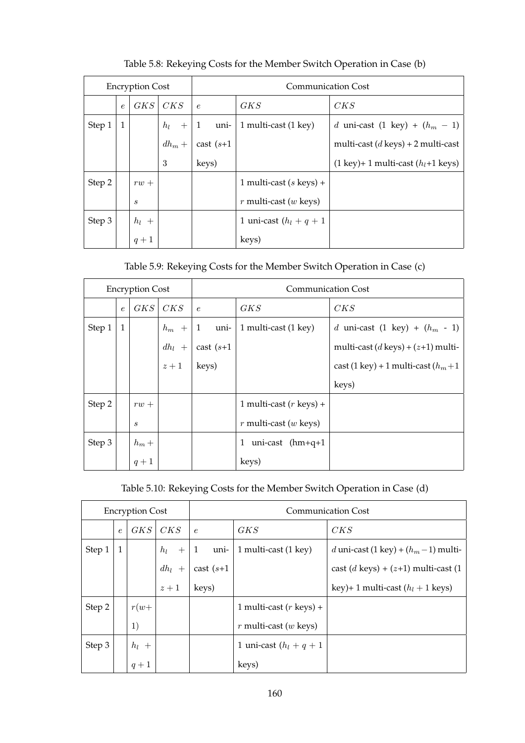Table 5.8: Rekeying Costs for the Member Switch Operation in Case (b)

| Encryption Cost | | | | Communication Cost | | |
|---|---|---|---|---|---|---|
| | $e$ | $GKS$ | $CKS$ | $e$ | $GKS$ | $CKS$ |
| Step 1 | 1 | | $h_l + dh_m + 3$ | 1 uni-cast ($s$+1 keys) | 1 multi-cast (1 key) | $d$ uni-cast (1 key) + ($h_m - 1$) multi-cast ($d$ keys) + 2 multi-cast (1 key)+ 1 multi-cast ($h_l$+1 keys) |
| Step 2 | | $rw + s$ | | | 1 multi-cast ($s$ keys) + $r$ multi-cast ($w$ keys) | |
| Step 3 | | $h_l + q + 1$ | | | 1 uni-cast ($h_l + q + 1$ keys) | |

Table 5.9: Rekeying Costs for the Member Switch Operation in Case (c)

| Encryption Cost | | | | Communication Cost | | |
|---|---|---|---|---|---|---|
| | $e$ | $GKS$ | $CKS$ | $e$ | $GKS$ | $CKS$ |
| Step 1 | 1 | | $h_m + dh_l + z + 1$ | 1 uni-cast ($s$+1 keys) | 1 multi-cast (1 key) | $d$ uni-cast (1 key) + ($h_m$ - 1) multi-cast ($d$ keys) + ($z$+1) multi-cast (1 key) + 1 multi-cast ($h_m$+1 keys) |
| Step 2 | | $rw + s$ | | | 1 multi-cast ($r$ keys) + $r$ multi-cast ($w$ keys) | |
| Step 3 | | $h_m + q + 1$ | | | 1 uni-cast (hm+q+1 keys) | |

Table 5.10: Rekeying Costs for the Member Switch Operation in Case (d)

| Encryption Cost | | | | Communication Cost | | |
|---|---|---|---|---|---|---|
| | $e$ | $GKS$ | $CKS$ | $e$ | $GKS$ | $CKS$ |
| Step 1 | 1 | | $h_l + dh_l + z + 1$ | 1 uni-cast ($s$+1 keys) | 1 multi-cast (1 key) | $d$ uni-cast (1 key) + ($h_m - 1$) multi-cast ($d$ keys) + ($z$+1) multi-cast (1 key)+ 1 multi-cast ($h_l + 1$ keys) |
| Step 2 | | $r(w+1)$ | | | 1 multi-cast ($r$ keys) + $r$ multi-cast ($w$ keys) | |
| Step 3 | | $h_l + q + 1$ | | | 1 uni-cast ($h_l + q + 1$ keys) | |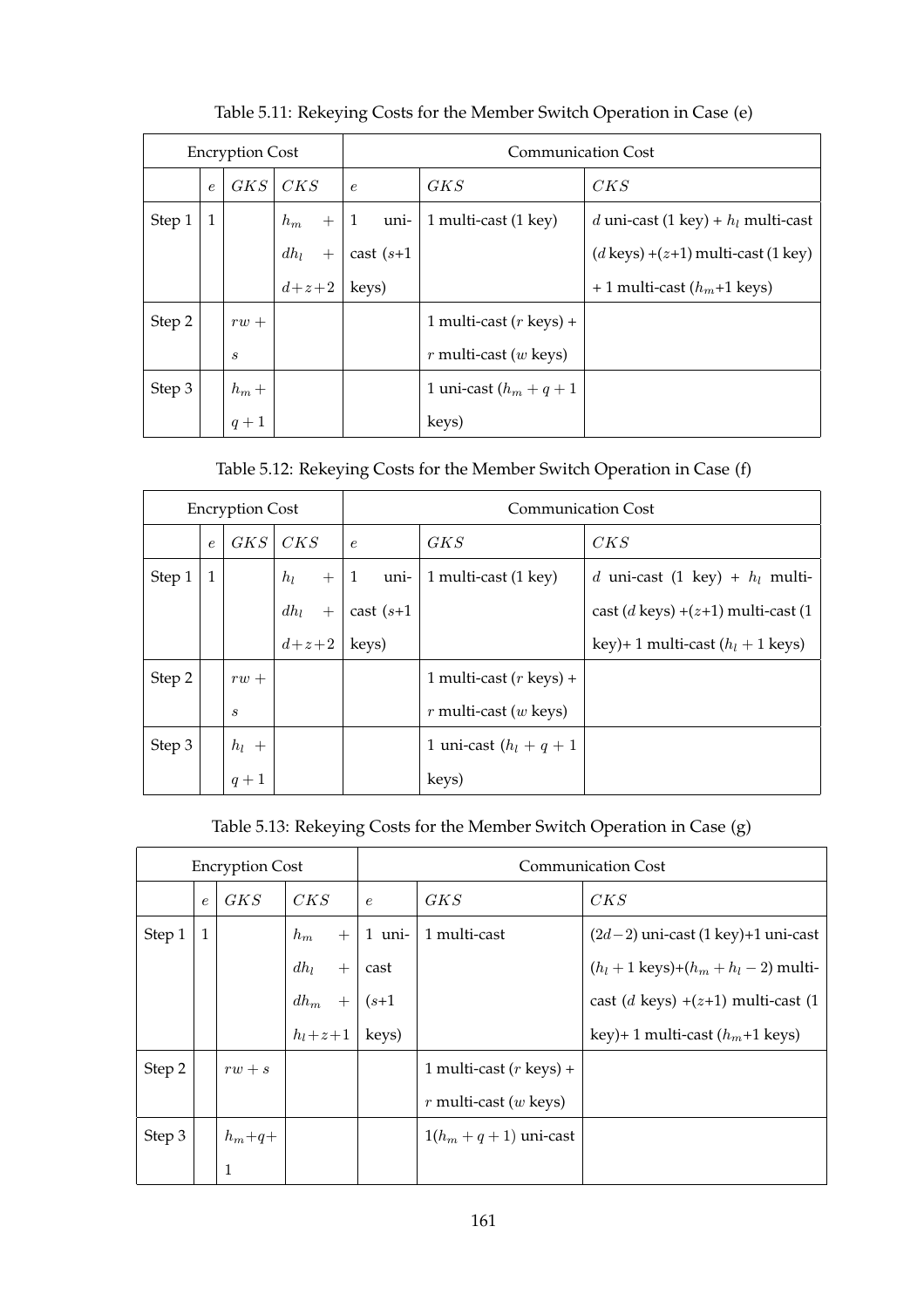Table 5.11: Rekeying Costs for the Member Switch Operation in Case (e)

| Encryption Cost | | | | Communication Cost | | |
|---|---|---|---|---|---|---|
| | $e$ | $GKS$ | $CKS$ | $e$ | $GKS$ | $CKS$ |
| Step 1 | 1 | | $h_m + dh_l + d+z+2$ | 1 uni-cast ($s$+1 keys) | 1 multi-cast (1 key) | $d$ uni-cast (1 key) + $h_l$ multi-cast ($d$ keys) +($z$+1) multi-cast (1 key) + 1 multi-cast ($h_m$+1 keys) |
| Step 2 | | $rw + s$ | | | 1 multi-cast ($r$ keys) + $r$ multi-cast ($w$ keys) | |
| Step 3 | | $h_m + q+1$ | | | 1 uni-cast ($h_m + q + 1$ keys) | |

Table 5.12: Rekeying Costs for the Member Switch Operation in Case (f)

| Encryption Cost | | | | Communication Cost | | |
|---|---|---|---|---|---|---|
| | $e$ | $GKS$ | $CKS$ | $e$ | $GKS$ | $CKS$ |
| Step 1 | 1 | | $h_l + dh_l + d+z+2$ | 1 uni-cast ($s$+1 keys) | 1 multi-cast (1 key) | $d$ uni-cast (1 key) + $h_l$ multi-cast ($d$ keys) +($z$+1) multi-cast (1 key)+ 1 multi-cast ($h_l + 1$ keys) |
| Step 2 | | $rw + s$ | | | 1 multi-cast ($r$ keys) + $r$ multi-cast ($w$ keys) | |
| Step 3 | | $h_l + q+1$ | | | 1 uni-cast ($h_l + q + 1$ keys) | |

Table 5.13: Rekeying Costs for the Member Switch Operation in Case (g)

| Encryption Cost | | | | Communication Cost | | |
|---|---|---|---|---|---|---|
| | $e$ | $GKS$ | $CKS$ | $e$ | $GKS$ | $CKS$ |
| Step 1 | 1 | | $h_m + dh_l + dh_m + h_l+z+1$ | 1 uni-cast ($s$+1 keys) | 1 multi-cast | $(2d-2)$ uni-cast (1 key)+1 uni-cast ($h_l + 1$ keys)+($h_m + h_l - 2$) multi-cast ($d$ keys) +($z$+1) multi-cast (1 key)+ 1 multi-cast ($h_m$+1 keys) |
| Step 2 | | $rw + s$ | | | 1 multi-cast ($r$ keys) + $r$ multi-cast ($w$ keys) | |
| Step 3 | | $h_m$+$q$+1 | | | 1($h_m + q + 1$) uni-cast | |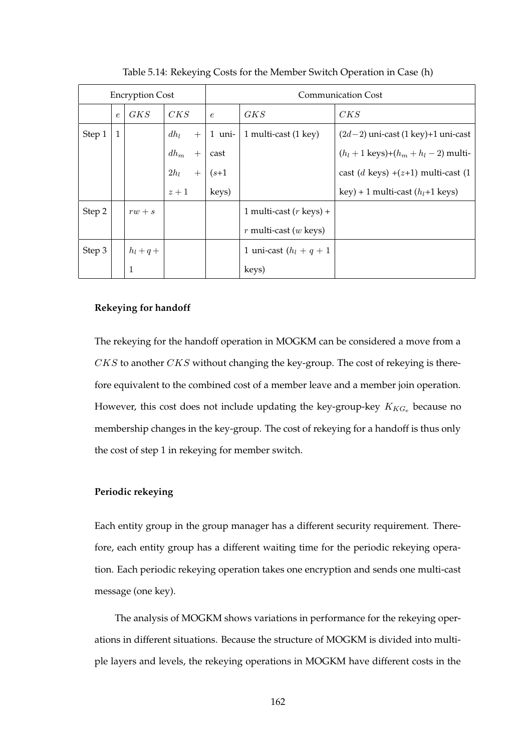Table 5.14: Rekeying Costs for the Member Switch Operation in Case (h)

| Encryption Cost | | | | Communication Cost | | |
|---|---|---|---|---|---|---|
| | $e$ | $GKS$ | $CKS$ | $e$ | $GKS$ | $CKS$ |
| Step 1 | 1 | | $dh_l + dh_m + 2h_l + z + 1$ | 1 uni-cast ($s$+1 keys) | 1 multi-cast (1 key) | $(2d-2)$ uni-cast (1 key)+1 uni-cast $(h_l + 1$ keys)+$(h_m + h_l - 2)$ multi-cast ($d$ keys) +($z$+1) multi-cast (1 key) + 1 multi-cast ($h_l$+1 keys) |
| Step 2 | | $rw + s$ | | | 1 multi-cast ($r$ keys) + $r$ multi-cast ($w$ keys) | |
| Step 3 | | $h_l + q + 1$ | | | 1 uni-cast ($h_l + q + 1$ keys) | |

**Rekeying for handoff**

The rekeying for the handoff operation in MOGKM can be considered a move from a $CKS$ to another $CKS$ without changing the key-group. The cost of rekeying is therefore equivalent to the combined cost of a member leave and a member join operation. However, this cost does not include updating the key-group-key $K_{KG_e}$ because no membership changes in the key-group. The cost of rekeying for a handoff is thus only the cost of step 1 in rekeying for member switch.

**Periodic rekeying**

Each entity group in the group manager has a different security requirement. Therefore, each entity group has a different waiting time for the periodic rekeying operation. Each periodic rekeying operation takes one encryption and sends one multi-cast message (one key).

The analysis of MOGKM shows variations in performance for the rekeying operations in different situations. Because the structure of MOGKM is divided into multiple layers and levels, the rekeying operations in MOGKM have different costs in the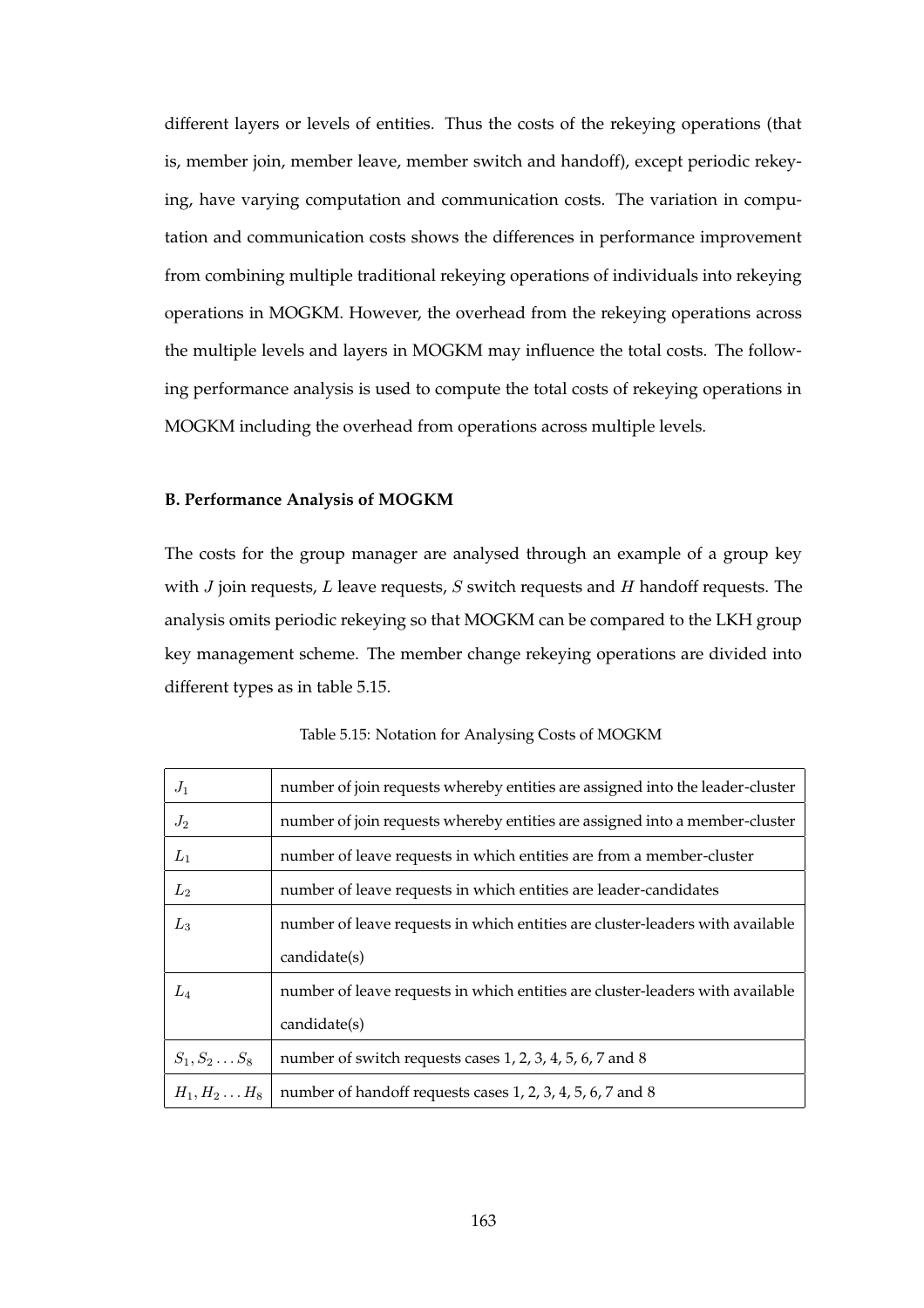different layers or levels of entities. Thus the costs of the rekeying operations (that is, member join, member leave, member switch and handoff), except periodic rekeying, have varying computation and communication costs. The variation in computation and communication costs shows the differences in performance improvement from combining multiple traditional rekeying operations of individuals into rekeying operations in MOGKM. However, the overhead from the rekeying operations across the multiple levels and layers in MOGKM may influence the total costs. The following performance analysis is used to compute the total costs of rekeying operations in MOGKM including the overhead from operations across multiple levels.

**B. Performance Analysis of MOGKM**

The costs for the group manager are analysed through an example of a group key with $J$ join requests, $L$ leave requests, $S$ switch requests and $H$ handoff requests. The analysis omits periodic rekeying so that MOGKM can be compared to the LKH group key management scheme. The member change rekeying operations are divided into different types as in table 5.15.

Table 5.15: Notation for Analysing Costs of MOGKM

| | |
|---|---|
| $J_1$ | number of join requests whereby entities are assigned into the leader-cluster |
| $J_2$ | number of join requests whereby entities are assigned into a member-cluster |
| $L_1$ | number of leave requests in which entities are from a member-cluster |
| $L_2$ | number of leave requests in which entities are leader-candidates |
| $L_3$ | number of leave requests in which entities are cluster-leaders with available candidate(s) |
| $L_4$ | number of leave requests in which entities are cluster-leaders with available candidate(s) |
| $S_1, S_2 \dots S_8$ | number of switch requests cases 1, 2, 3, 4, 5, 6, 7 and 8 |
| $H_1, H_2 \dots H_8$ | number of handoff requests cases 1, 2, 3, 4, 5, 6, 7 and 8 |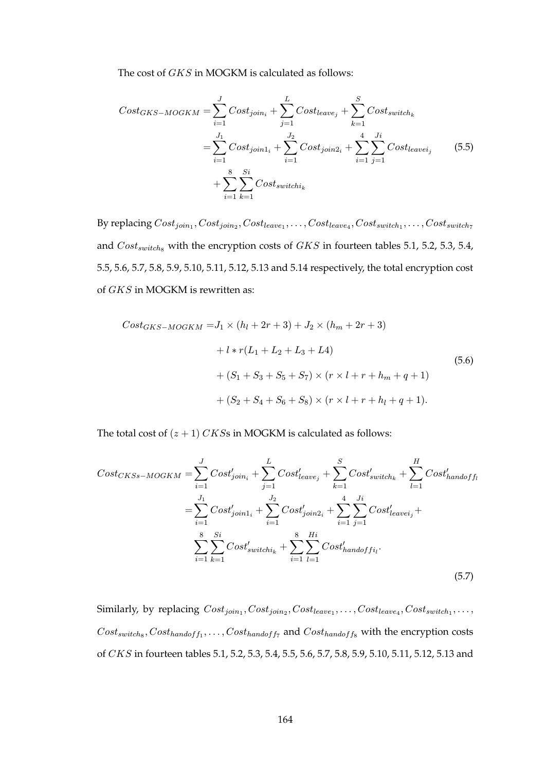The cost of $GKS$ in MOGKM is calculated as follows:

$$
\begin{aligned}
Cost_{GKS-MOGKM} =& \sum_{i=1}^{J} Cost_{join_i} + \sum_{j=1}^{L} Cost_{leave_j} + \sum_{k=1}^{S} Cost_{switch_k} \\
=& \sum_{i=1}^{J_1} Cost_{join1_i} + \sum_{i=1}^{J_2} Cost_{join2_i} + \sum_{i=1}^{4} \sum_{j=1}^{Ji} Cost_{leavei_j} \\
&+ \sum_{i=1}^{8} \sum_{k=1}^{Si} Cost_{switchi_k}
\end{aligned}
\tag{5.5}
$$

By replacing $Cost_{join_1}, Cost_{join_2}, Cost_{leave_1}, \ldots, Cost_{leave_4}, Cost_{switch_1}, \ldots, Cost_{switch_7}$ and $Cost_{switch_8}$ with the encryption costs of $GKS$ in fourteen tables 5.1, 5.2, 5.3, 5.4, 5.5, 5.6, 5.7, 5.8, 5.9, 5.10, 5.11, 5.12, 5.13 and 5.14 respectively, the total encryption cost of $GKS$ in MOGKM is rewritten as:

$$
\begin{aligned}
Cost_{GKS-MOGKM} =& J_1 \times (h_l + 2r + 3) + J_2 \times (h_m + 2r + 3) \\
&+ l * r(L_1 + L_2 + L_3 + L4) \\
&+ (S_1 + S_3 + S_5 + S_7) \times (r \times l + r + h_m + q + 1) \\
&+ (S_2 + S_4 + S_6 + S_8) \times (r \times l + r + h_l + q + 1).
\end{aligned}
\tag{5.6}
$$

The total cost of $(z+1)$ $CKS$s in MOGKM is calculated as follows:

$$
\begin{aligned}
Cost_{CKSs-MOGKM} =& \sum_{i=1}^{J} Cost'_{join_i} + \sum_{j=1}^{L} Cost'_{leave_j} + \sum_{k=1}^{S} Cost'_{switch_k} + \sum_{l=1}^{H} Cost'_{handoff_l} \\
=& \sum_{i=1}^{J_1} Cost'_{join1_i} + \sum_{i=1}^{J_2} Cost'_{join2_i} + \sum_{i=1}^{4} \sum_{j=1}^{Ji} Cost'_{leavei_j} + \\
& \sum_{i=1}^{8} \sum_{k=1}^{Si} Cost'_{switchi_k} + \sum_{i=1}^{8} \sum_{l=1}^{Hi} Cost'_{handoffi_l}.
\end{aligned}
\tag{5.7}
$$

Similarly, by replacing $Cost_{join_1}, Cost_{join_2}, Cost_{leave_1}, \ldots, Cost_{leave_4}, Cost_{switch_1}, \ldots,$ $Cost_{switch_8}, Cost_{handoff_1}, \ldots, Cost_{handoff_7}$ and $Cost_{handoff_8}$ with the encryption costs of $CKS$ in fourteen tables 5.1, 5.2, 5.3, 5.4, 5.5, 5.6, 5.7, 5.8, 5.9, 5.10, 5.11, 5.12, 5.13 and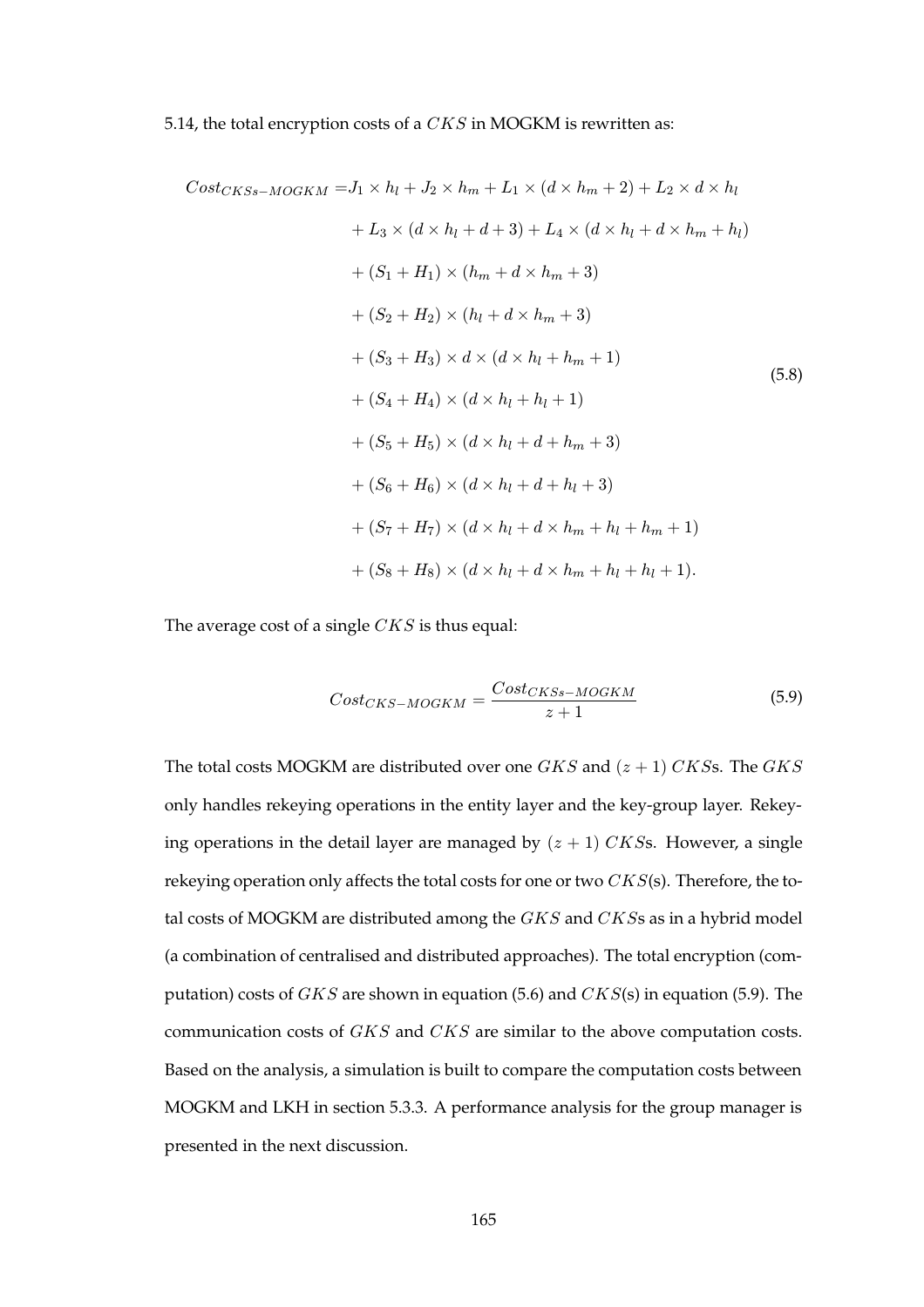5.14, the total encryption costs of a $CKS$ in MOGKM is rewritten as:

$$
\begin{aligned}
Cost_{CKSs-MOGKM} =& J_1 \times h_l + J_2 \times h_m + L_1 \times (d \times h_m + 2) + L_2 \times d \times h_l \\
&+ L_3 \times (d \times h_l + d + 3) + L_4 \times (d \times h_l + d \times h_m + h_l) \\
&+ (S_1 + H_1) \times (h_m + d \times h_m + 3) \\
&+ (S_2 + H_2) \times (h_l + d \times h_m + 3) \\
&+ (S_3 + H_3) \times d \times (d \times h_l + h_m + 1) \\
&+ (S_4 + H_4) \times (d \times h_l + h_l + 1) \\
&+ (S_5 + H_5) \times (d \times h_l + d + h_m + 3) \\
&+ (S_6 + H_6) \times (d \times h_l + d + h_l + 3) \\
&+ (S_7 + H_7) \times (d \times h_l + d \times h_m + h_l + h_m + 1) \\
&+ (S_8 + H_8) \times (d \times h_l + d \times h_m + h_l + h_l + 1).
\end{aligned}
\tag{5.8}
$$

The average cost of a single $CKS$ is thus equal:

$$
Cost_{CKS-MOGKM} = \frac{Cost_{CKSs-MOGKM}}{z+1} \tag{5.9}
$$

The total costs MOGKM are distributed over one $GKS$ and $(z+1)$ $CKS$s. The $GKS$ only handles rekeying operations in the entity layer and the key-group layer. Rekeying operations in the detail layer are managed by $(z+1)$ $CKS$s. However, a single rekeying operation only affects the total costs for one or two $CKS$(s). Therefore, the total costs of MOGKM are distributed among the $GKS$ and $CKS$s as in a hybrid model (a combination of centralised and distributed approaches). The total encryption (computation) costs of $GKS$ are shown in equation (5.6) and $CKS$(s) in equation (5.9). The communication costs of $GKS$ and $CKS$ are similar to the above computation costs. Based on the analysis, a simulation is built to compare the computation costs between MOGKM and LKH in section 5.3.3. A performance analysis for the group manager is presented in the next discussion.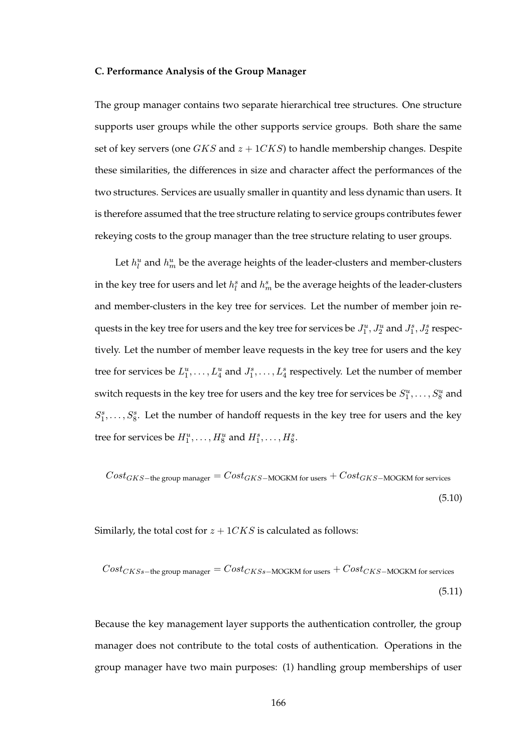**C. Performance Analysis of the Group Manager**

The group manager contains two separate hierarchical tree structures. One structure supports user groups while the other supports service groups. Both share the same set of key servers (one $GKS$ and $z + 1CKS$) to handle membership changes. Despite these similarities, the differences in size and character affect the performances of the two structures. Services are usually smaller in quantity and less dynamic than users. It is therefore assumed that the tree structure relating to service groups contributes fewer rekeying costs to the group manager than the tree structure relating to user groups.

Let $h_l^u$ and $h_m^u$ be the average heights of the leader-clusters and member-clusters in the key tree for users and let $h_l^s$ and $h_m^s$ be the average heights of the leader-clusters and member-clusters in the key tree for services. Let the number of member join requests in the key tree for users and the key tree for services be $J_1^u, J_2^u$ and $J_1^s, J_2^s$ respectively. Let the number of member leave requests in the key tree for users and the key tree for services be $L_1^u, \ldots, L_4^u$ and $J_1^s, \ldots, L_4^s$ respectively. Let the number of member switch requests in the key tree for users and the key tree for services be $S_1^u, \ldots, S_8^u$ and $S_1^s, \ldots, S_8^s$. Let the number of handoff requests in the key tree for users and the key tree for services be $H_1^u, \ldots, H_8^u$ and $H_1^s, \ldots, H_8^s$.

$$Cost_{GKS-\text{the group manager}} = Cost_{GKS-\text{MOGKM for users}} + Cost_{GKS-\text{MOGKM for services}} \tag{5.10}$$

Similarly, the total cost for $z + 1CKS$ is calculated as follows:

$$Cost_{CKSs-\text{the group manager}} = Cost_{CKSs-\text{MOGKM for users}} + Cost_{CKS-\text{MOGKM for services}} \tag{5.11}$$

Because the key management layer supports the authentication controller, the group manager does not contribute to the total costs of authentication. Operations in the group manager have two main purposes: (1) handling group memberships of user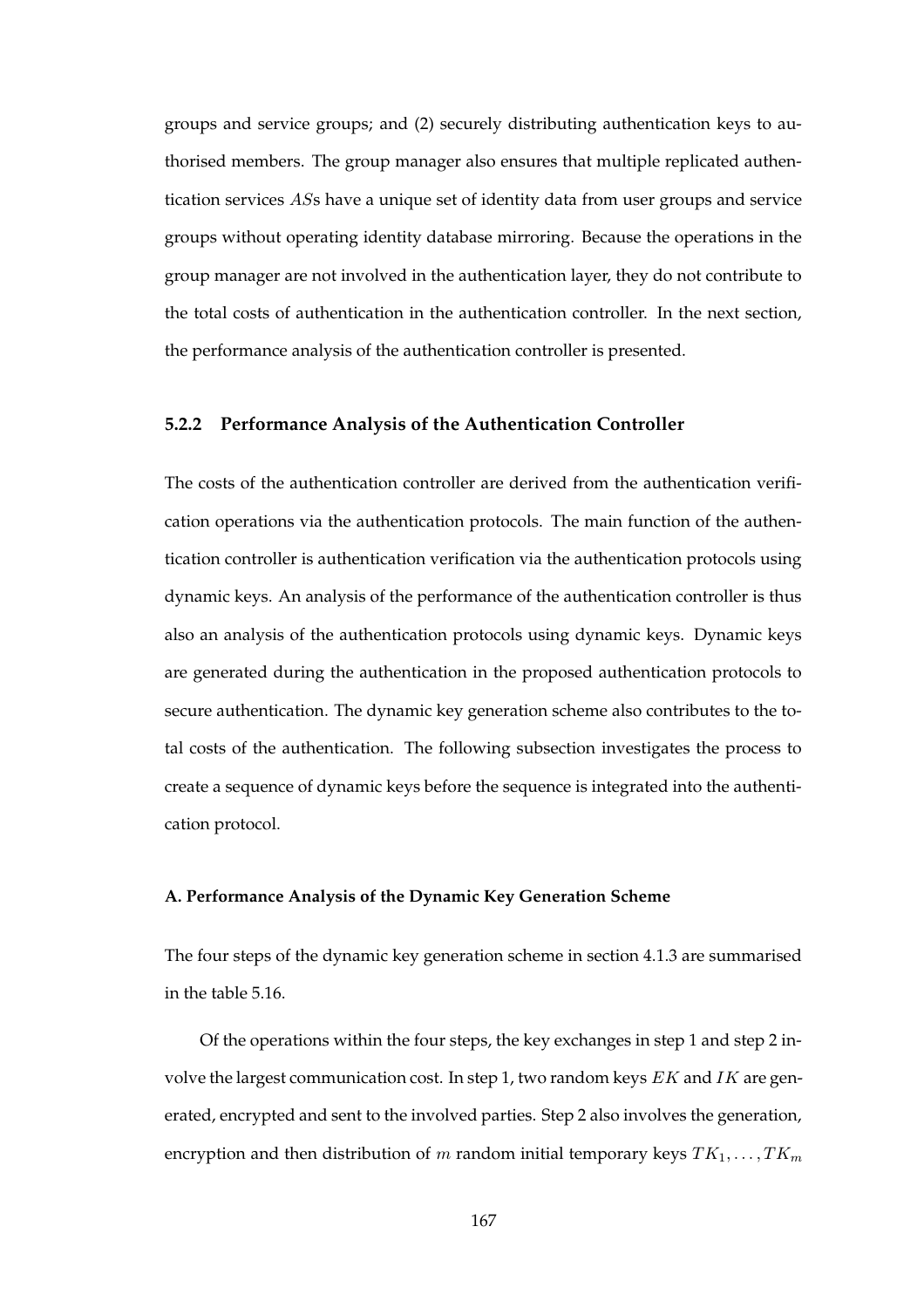groups and service groups; and (2) securely distributing authentication keys to authorised members. The group manager also ensures that multiple replicated authentication services $AS$s have a unique set of identity data from user groups and service groups without operating identity database mirroring. Because the operations in the group manager are not involved in the authentication layer, they do not contribute to the total costs of authentication in the authentication controller. In the next section, the performance analysis of the authentication controller is presented.

### 5.2.2 Performance Analysis of the Authentication Controller

The costs of the authentication controller are derived from the authentication verification operations via the authentication protocols. The main function of the authentication controller is authentication verification via the authentication protocols using dynamic keys. An analysis of the performance of the authentication controller is thus also an analysis of the authentication protocols using dynamic keys. Dynamic keys are generated during the authentication in the proposed authentication protocols to secure authentication. The dynamic key generation scheme also contributes to the total costs of the authentication. The following subsection investigates the process to create a sequence of dynamic keys before the sequence is integrated into the authentication protocol.

#### A. Performance Analysis of the Dynamic Key Generation Scheme

The four steps of the dynamic key generation scheme in section 4.1.3 are summarised in the table 5.16.

Of the operations within the four steps, the key exchanges in step 1 and step 2 involve the largest communication cost. In step 1, two random keys $EK$ and $IK$ are generated, encrypted and sent to the involved parties. Step 2 also involves the generation, encryption and then distribution of $m$ random initial temporary keys $TK_1, \ldots, TK_m$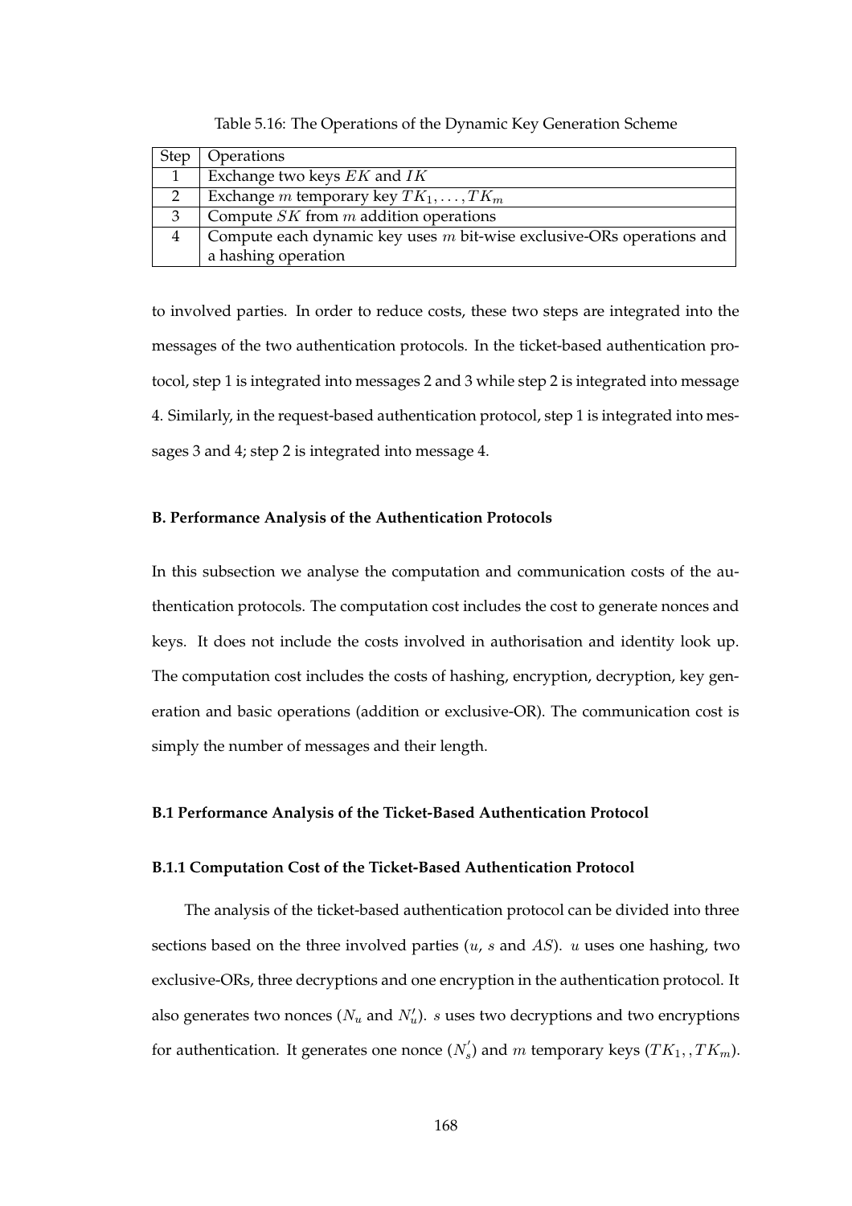Table 5.16: The Operations of the Dynamic Key Generation Scheme

| Step | Operations |
| --- | --- |
| 1 | Exchange two keys $EK$ and $IK$ |
| 2 | Exchange $m$ temporary key $TK_1, \ldots, TK_m$ |
| 3 | Compute $SK$ from $m$ addition operations |
| 4 | Compute each dynamic key uses $m$ bit-wise exclusive-ORs operations and a hashing operation |

to involved parties. In order to reduce costs, these two steps are integrated into the messages of the two authentication protocols. In the ticket-based authentication protocol, step 1 is integrated into messages 2 and 3 while step 2 is integrated into message 4. Similarly, in the request-based authentication protocol, step 1 is integrated into messages 3 and 4; step 2 is integrated into message 4.

#### B. Performance Analysis of the Authentication Protocols

In this subsection we analyse the computation and communication costs of the authentication protocols. The computation cost includes the cost to generate nonces and keys. It does not include the costs involved in authorisation and identity look up. The computation cost includes the costs of hashing, encryption, decryption, key generation and basic operations (addition or exclusive-OR). The communication cost is simply the number of messages and their length.

#### B.1 Performance Analysis of the Ticket-Based Authentication Protocol

#### B.1.1 Computation Cost of the Ticket-Based Authentication Protocol

The analysis of the ticket-based authentication protocol can be divided into three sections based on the three involved parties ($u$, $s$ and $AS$). $u$ uses one hashing, two exclusive-ORs, three decryptions and one encryption in the authentication protocol. It also generates two nonces ($N_u$ and $N_u'$). $s$ uses two decryptions and two encryptions for authentication. It generates one nonce ($N_s^{'}$) and $m$ temporary keys ($TK_1, , TK_m$).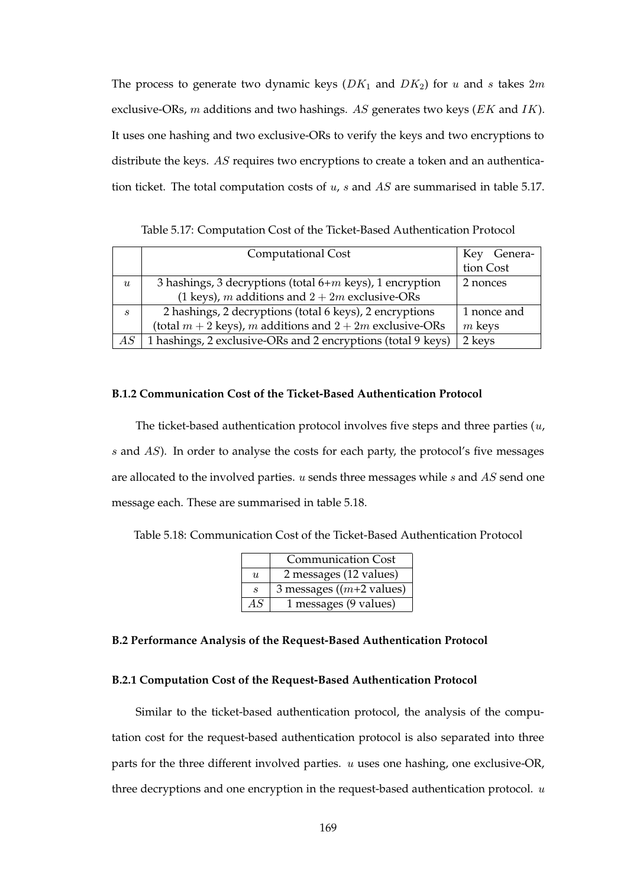The process to generate two dynamic keys ($DK_1$ and $DK_2$) for $u$ and $s$ takes $2m$ exclusive-ORs, $m$ additions and two hashings. $AS$ generates two keys ($EK$ and $IK$). It uses one hashing and two exclusive-ORs to verify the keys and two encryptions to distribute the keys. $AS$ requires two encryptions to create a token and an authentication ticket. The total computation costs of $u$, $s$ and $AS$ are summarised in table 5.17.

Table 5.17: Computation Cost of the Ticket-Based Authentication Protocol

| | Computational Cost | Key Generation Cost |
|---|---|---|
| $u$ | 3 hashings, 3 decryptions (total $6+m$ keys), 1 encryption (1 keys), $m$ additions and $2+2m$ exclusive-ORs | 2 nonces |
| $s$ | 2 hashings, 2 decryptions (total 6 keys), 2 encryptions (total $m+2$ keys), $m$ additions and $2+2m$ exclusive-ORs | 1 nonce and $m$ keys |
| $AS$ | 1 hashings, 2 exclusive-ORs and 2 encryptions (total 9 keys) | 2 keys |

**B.1.2 Communication Cost of the Ticket-Based Authentication Protocol**

The ticket-based authentication protocol involves five steps and three parties ($u$, $s$ and $AS$). In order to analyse the costs for each party, the protocol's five messages are allocated to the involved parties. $u$ sends three messages while $s$ and $AS$ send one message each. These are summarised in table 5.18.

Table 5.18: Communication Cost of the Ticket-Based Authentication Protocol

| | Communication Cost |
|---|---|
| $u$ | 2 messages (12 values) |
| $s$ | 3 messages (($m$+2 values) |
| $AS$ | 1 messages (9 values) |

**B.2 Performance Analysis of the Request-Based Authentication Protocol**

**B.2.1 Computation Cost of the Request-Based Authentication Protocol**

Similar to the ticket-based authentication protocol, the analysis of the computation cost for the request-based authentication protocol is also separated into three parts for the three different involved parties. $u$ uses one hashing, one exclusive-OR, three decryptions and one encryption in the request-based authentication protocol. $u$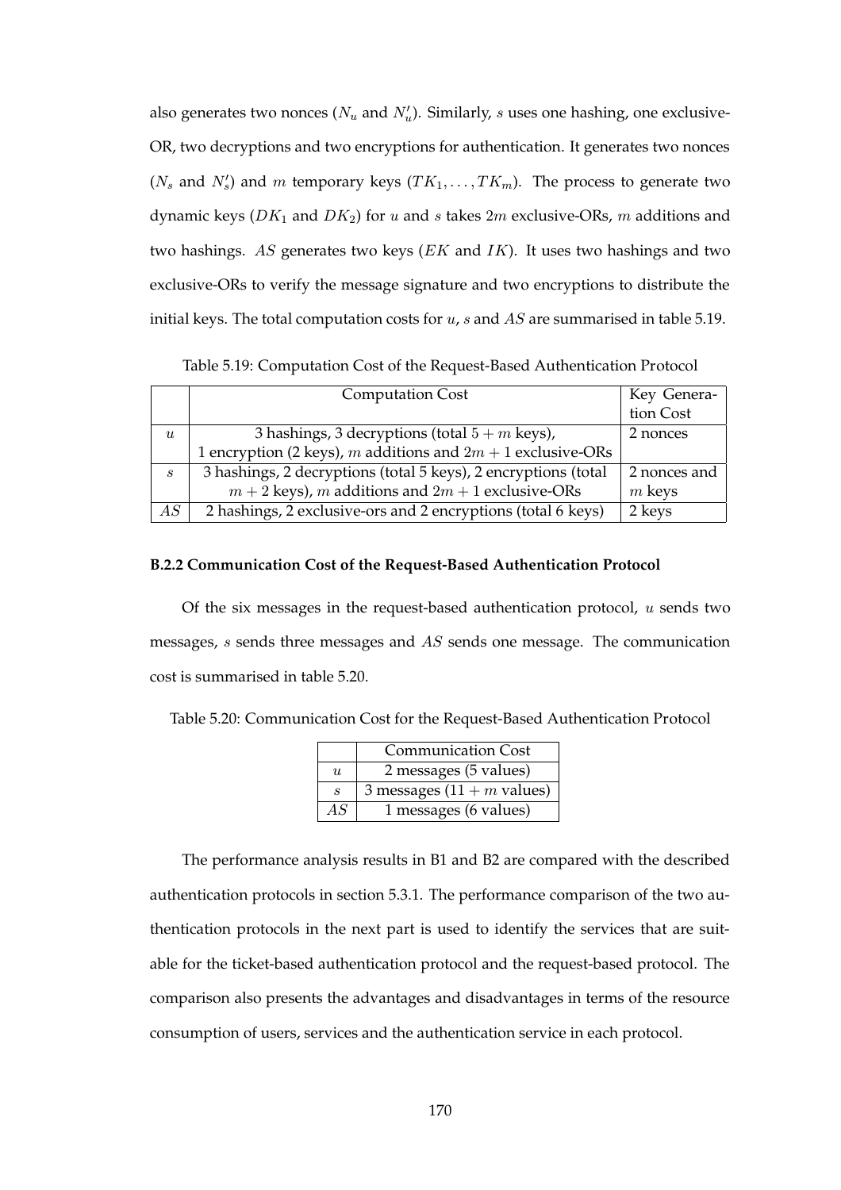also generates two nonces ($N_u$ and $N'_u$). Similarly, $s$ uses one hashing, one exclusive-OR, two decryptions and two encryptions for authentication. It generates two nonces ($N_s$ and $N'_s$) and $m$ temporary keys ($TK_1, \ldots, TK_m$). The process to generate two dynamic keys ($DK_1$ and $DK_2$) for $u$ and $s$ takes $2m$ exclusive-ORs, $m$ additions and two hashings. $AS$ generates two keys ($EK$ and $IK$). It uses two hashings and two exclusive-ORs to verify the message signature and two encryptions to distribute the initial keys. The total computation costs for $u$, $s$ and $AS$ are summarised in table 5.19.

Table 5.19: Computation Cost of the Request-Based Authentication Protocol

| | Computation Cost | Key Generation Cost |
|---|---|---|
| $u$ | 3 hashings, 3 decryptions (total $5 + m$ keys), 1 encryption (2 keys), $m$ additions and $2m + 1$ exclusive-ORs | 2 nonces |
| $s$ | 3 hashings, 2 decryptions (total 5 keys), 2 encryptions (total $m + 2$ keys), $m$ additions and $2m + 1$ exclusive-ORs | 2 nonces and $m$ keys |
| $AS$ | 2 hashings, 2 exclusive-ors and 2 encryptions (total 6 keys) | 2 keys |

### B.2.2 Communication Cost of the Request-Based Authentication Protocol

Of the six messages in the request-based authentication protocol, $u$ sends two messages, $s$ sends three messages and $AS$ sends one message. The communication cost is summarised in table 5.20.

Table 5.20: Communication Cost for the Request-Based Authentication Protocol

| | Communication Cost |
|---|---|
| $u$ | 2 messages (5 values) |
| $s$ | 3 messages ($11 + m$ values) |
| $AS$ | 1 messages (6 values) |

The performance analysis results in B1 and B2 are compared with the described authentication protocols in section 5.3.1. The performance comparison of the two authentication protocols in the next part is used to identify the services that are suitable for the ticket-based authentication protocol and the request-based protocol. The comparison also presents the advantages and disadvantages in terms of the resource consumption of users, services and the authentication service in each protocol.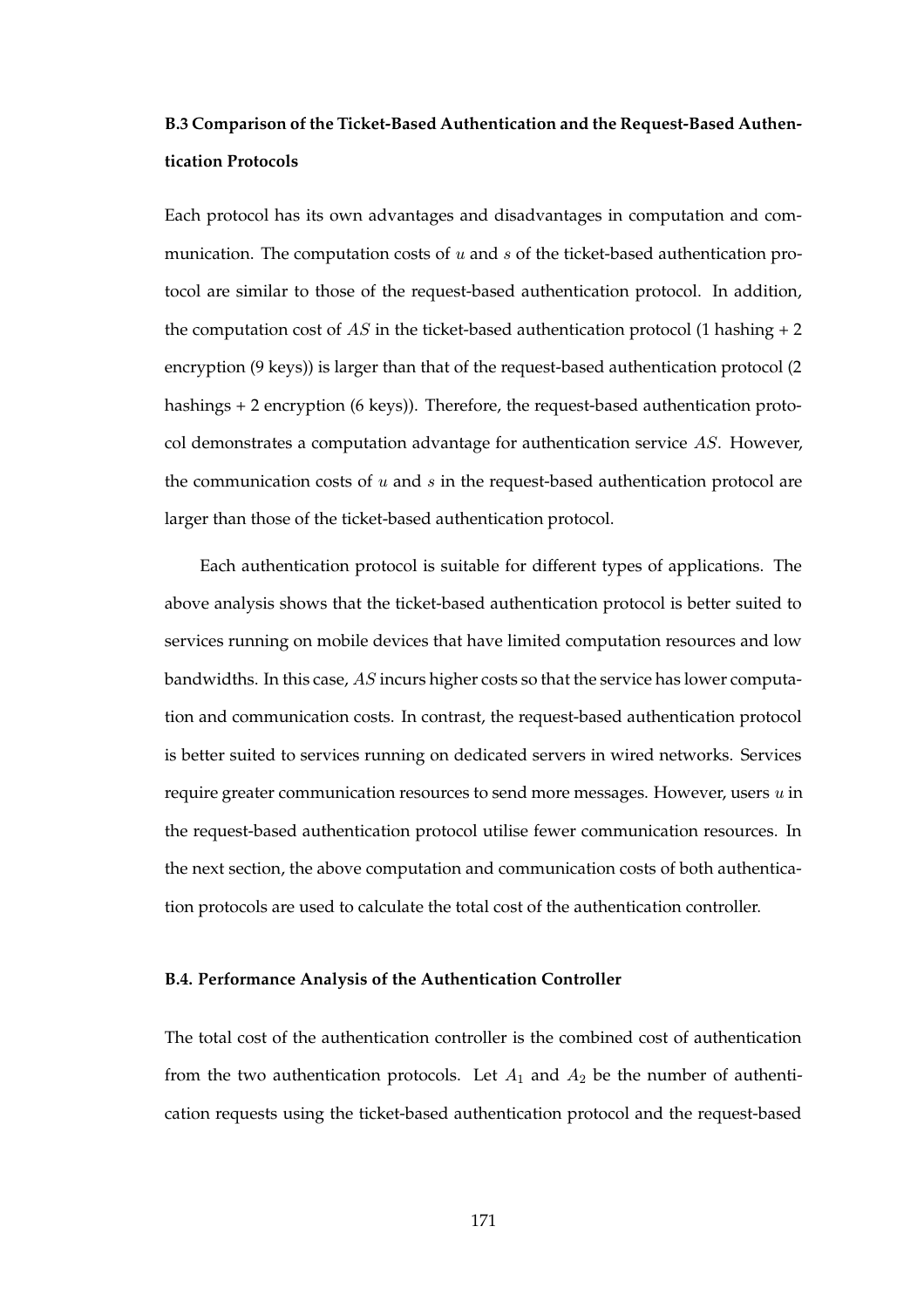### B.3 Comparison of the Ticket-Based Authentication and the Request-Based Authentication Protocols

Each protocol has its own advantages and disadvantages in computation and communication. The computation costs of $u$ and $s$ of the ticket-based authentication protocol are similar to those of the request-based authentication protocol. In addition, the computation cost of $AS$ in the ticket-based authentication protocol (1 hashing + 2 encryption (9 keys)) is larger than that of the request-based authentication protocol (2 hashings + 2 encryption (6 keys)). Therefore, the request-based authentication protocol demonstrates a computation advantage for authentication service $AS$. However, the communication costs of $u$ and $s$ in the request-based authentication protocol are larger than those of the ticket-based authentication protocol.

Each authentication protocol is suitable for different types of applications. The above analysis shows that the ticket-based authentication protocol is better suited to services running on mobile devices that have limited computation resources and low bandwidths. In this case, $AS$ incurs higher costs so that the service has lower computation and communication costs. In contrast, the request-based authentication protocol is better suited to services running on dedicated servers in wired networks. Services require greater communication resources to send more messages. However, users $u$ in the request-based authentication protocol utilise fewer communication resources. In the next section, the above computation and communication costs of both authentication protocols are used to calculate the total cost of the authentication controller.

### B.4. Performance Analysis of the Authentication Controller

The total cost of the authentication controller is the combined cost of authentication from the two authentication protocols. Let $A_1$ and $A_2$ be the number of authentication requests using the ticket-based authentication protocol and the request-based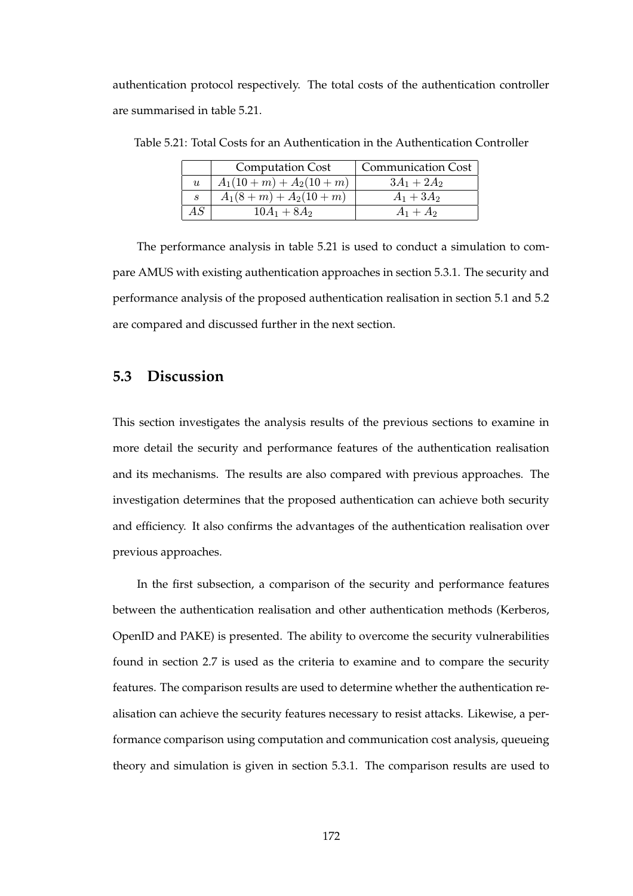authentication protocol respectively. The total costs of the authentication controller are summarised in table 5.21.

Table 5.21: Total Costs for an Authentication in the Authentication Controller

| | Computation Cost | Communication Cost |
|---|---|---|
| $u$ | $A_1(10+m)+A_2(10+m)$ | $3A_1+2A_2$ |
| $s$ | $A_1(8+m)+A_2(10+m)$ | $A_1+3A_2$ |
| $AS$ | $10A_1+8A_2$ | $A_1+A_2$ |

The performance analysis in table 5.21 is used to conduct a simulation to compare AMUS with existing authentication approaches in section 5.3.1. The security and performance analysis of the proposed authentication realisation in section 5.1 and 5.2 are compared and discussed further in the next section.

## 5.3 Discussion

This section investigates the analysis results of the previous sections to examine in more detail the security and performance features of the authentication realisation and its mechanisms. The results are also compared with previous approaches. The investigation determines that the proposed authentication can achieve both security and efficiency. It also confirms the advantages of the authentication realisation over previous approaches.

In the first subsection, a comparison of the security and performance features between the authentication realisation and other authentication methods (Kerberos, OpenID and PAKE) is presented. The ability to overcome the security vulnerabilities found in section 2.7 is used as the criteria to examine and to compare the security features. The comparison results are used to determine whether the authentication realisation can achieve the security features necessary to resist attacks. Likewise, a performance comparison using computation and communication cost analysis, queueing theory and simulation is given in section 5.3.1. The comparison results are used to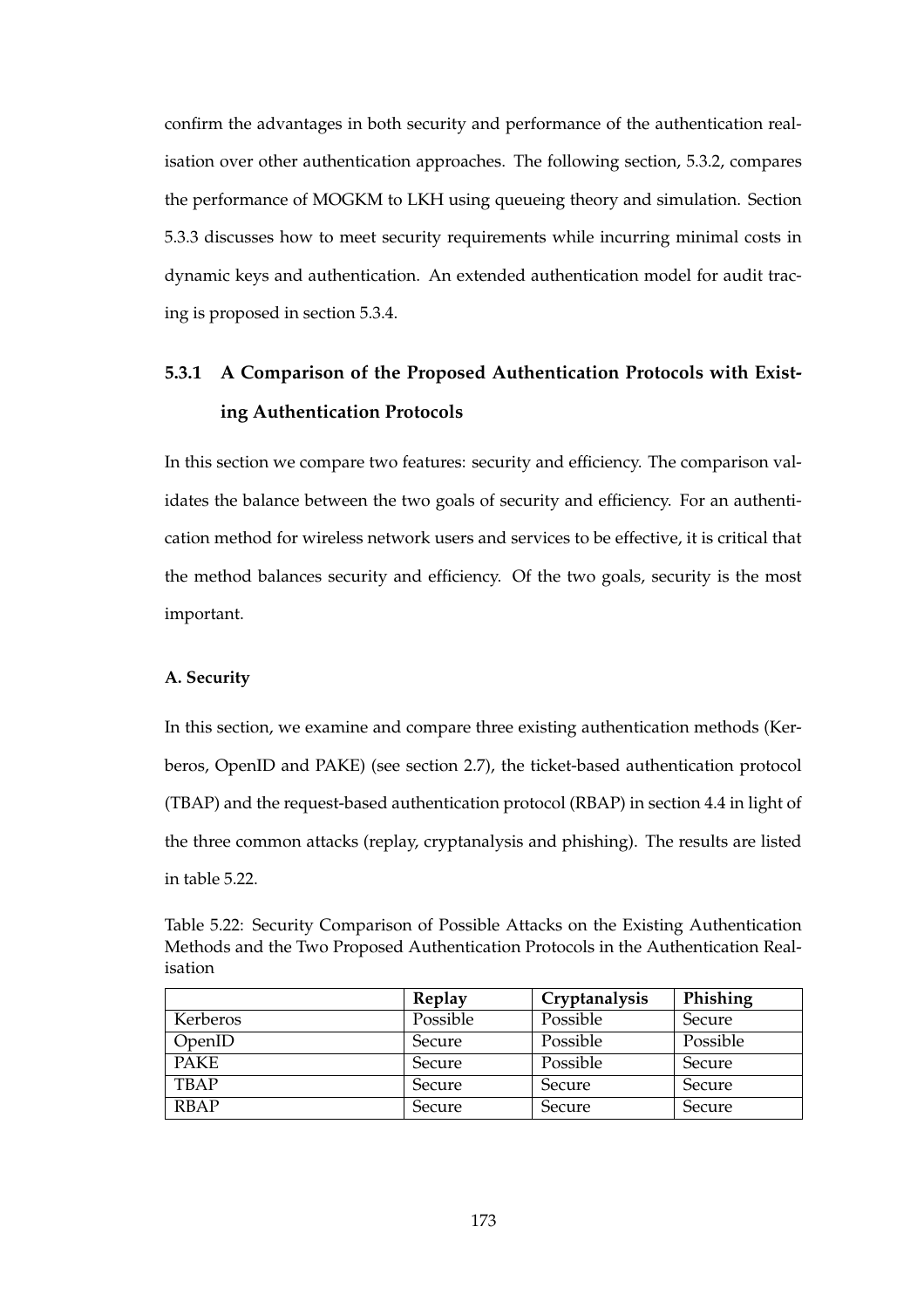confirm the advantages in both security and performance of the authentication realisation over other authentication approaches. The following section, 5.3.2, compares the performance of MOGKM to LKH using queueing theory and simulation. Section 5.3.3 discusses how to meet security requirements while incurring minimal costs in dynamic keys and authentication. An extended authentication model for audit tracing is proposed in section 5.3.4.

### 5.3.1 A Comparison of the Proposed Authentication Protocols with Existing Authentication Protocols

In this section we compare two features: security and efficiency. The comparison validates the balance between the two goals of security and efficiency. For an authentication method for wireless network users and services to be effective, it is critical that the method balances security and efficiency. Of the two goals, security is the most important.

#### A. Security

In this section, we examine and compare three existing authentication methods (Kerberos, OpenID and PAKE) (see section 2.7), the ticket-based authentication protocol (TBAP) and the request-based authentication protocol (RBAP) in section 4.4 in light of the three common attacks (replay, cryptanalysis and phishing). The results are listed in table 5.22.

Table 5.22: Security Comparison of Possible Attacks on the Existing Authentication Methods and the Two Proposed Authentication Protocols in the Authentication Realisation

| | **Replay** | **Cryptanalysis** | **Phishing** |
|---|---|---|---|
| Kerberos | Possible | Possible | Secure |
| OpenID | Secure | Possible | Possible |
| PAKE | Secure | Possible | Secure |
| TBAP | Secure | Secure | Secure |
| RBAP | Secure | Secure | Secure |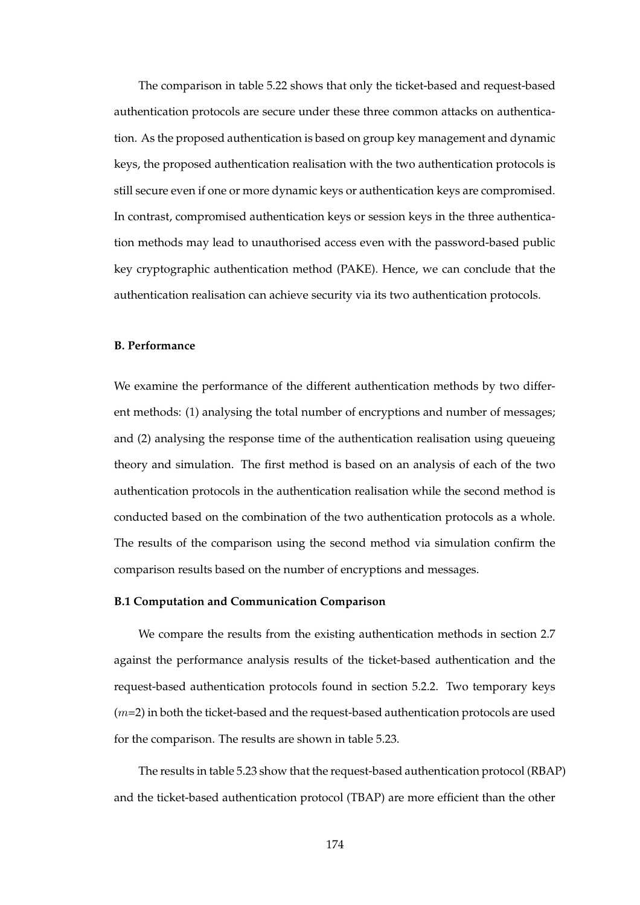The comparison in table 5.22 shows that only the ticket-based and request-based authentication protocols are secure under these three common attacks on authentication. As the proposed authentication is based on group key management and dynamic keys, the proposed authentication realisation with the two authentication protocols is still secure even if one or more dynamic keys or authentication keys are compromised. In contrast, compromised authentication keys or session keys in the three authentication methods may lead to unauthorised access even with the password-based public key cryptographic authentication method (PAKE). Hence, we can conclude that the authentication realisation can achieve security via its two authentication protocols.

#### B. Performance

We examine the performance of the different authentication methods by two different methods: (1) analysing the total number of encryptions and number of messages; and (2) analysing the response time of the authentication realisation using queueing theory and simulation. The first method is based on an analysis of each of the two authentication protocols in the authentication realisation while the second method is conducted based on the combination of the two authentication protocols as a whole. The results of the comparison using the second method via simulation confirm the comparison results based on the number of encryptions and messages.

#### B.1 Computation and Communication Comparison

We compare the results from the existing authentication methods in section 2.7 against the performance analysis results of the ticket-based authentication and the request-based authentication protocols found in section 5.2.2. Two temporary keys ($m$=2) in both the ticket-based and the request-based authentication protocols are used for the comparison. The results are shown in table 5.23.

The results in table 5.23 show that the request-based authentication protocol (RBAP) and the ticket-based authentication protocol (TBAP) are more efficient than the other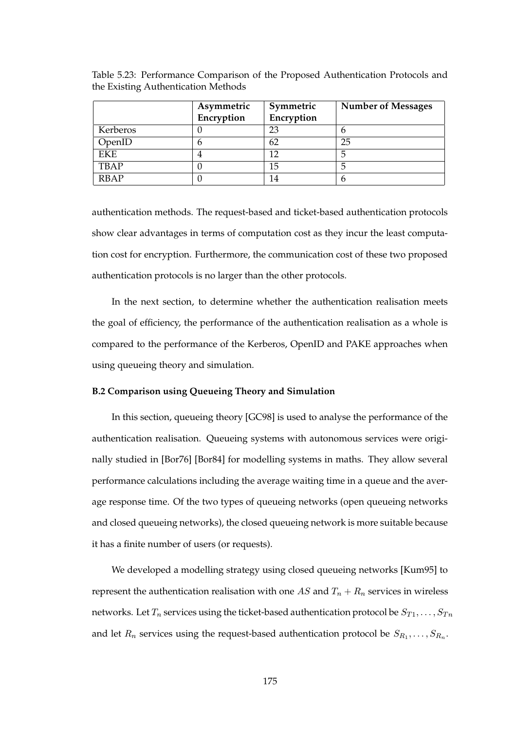Table 5.23: Performance Comparison of the Proposed Authentication Protocols and the Existing Authentication Methods

| | Asymmetric Encryption | Symmetric Encryption | Number of Messages |
|---|---|---|---|
| Kerberos | 0 | 23 | 6 |
| OpenID | 6 | 62 | 25 |
| EKE | 4 | 12 | 5 |
| TBAP | 0 | 15 | 5 |
| RBAP | 0 | 14 | 6 |

authentication methods. The request-based and ticket-based authentication protocols show clear advantages in terms of computation cost as they incur the least computation cost for encryption. Furthermore, the communication cost of these two proposed authentication protocols is no larger than the other protocols.

In the next section, to determine whether the authentication realisation meets the goal of efficiency, the performance of the authentication realisation as a whole is compared to the performance of the Kerberos, OpenID and PAKE approaches when using queueing theory and simulation.

**B.2 Comparison using Queueing Theory and Simulation**

In this section, queueing theory [GC98] is used to analyse the performance of the authentication realisation. Queueing systems with autonomous services were originally studied in [Bor76] [Bor84] for modelling systems in maths. They allow several performance calculations including the average waiting time in a queue and the average response time. Of the two types of queueing networks (open queueing networks and closed queueing networks), the closed queueing network is more suitable because it has a finite number of users (or requests).

We developed a modelling strategy using closed queueing networks [Kum95] to represent the authentication realisation with one $AS$ and $T_n + R_n$ services in wireless networks. Let $T_n$ services using the ticket-based authentication protocol be $S_{T1}, \ldots, S_{Tn}$ and let $R_n$ services using the request-based authentication protocol be $S_{R_1}, \ldots, S_{R_n}$.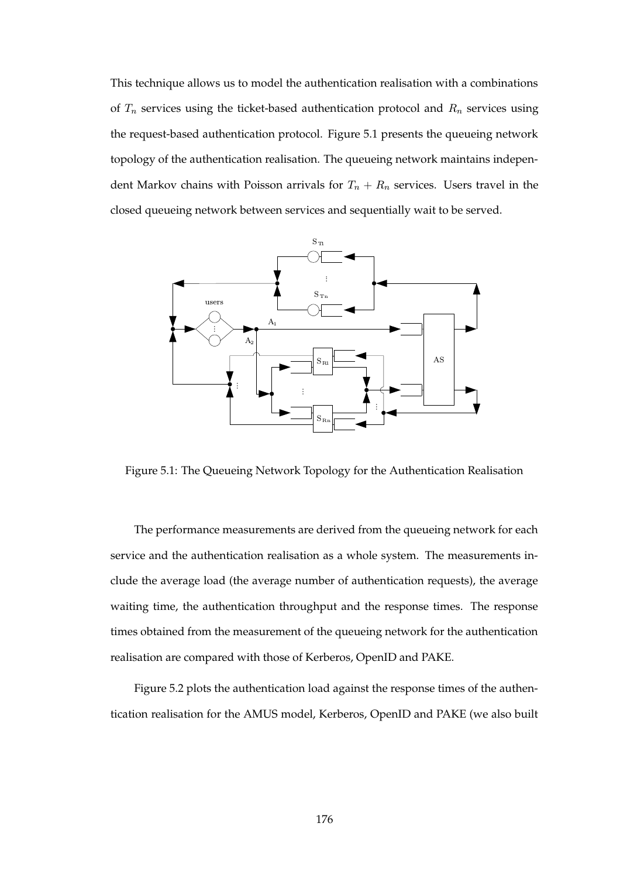This technique allows us to model the authentication realisation with a combinations of $T_n$ services using the ticket-based authentication protocol and $R_n$ services using the request-based authentication protocol. Figure 5.1 presents the queueing network topology of the authentication realisation. The queueing network maintains independent Markov chains with Poisson arrivals for $T_n + R_n$ services. Users travel in the closed queueing network between services and sequentially wait to be served.

$S_{T1}$

$S_{Tn}$

users

$A_1$

$A_2$

$S_{R1}$

AS

$S_{Rn}$

Figure 5.1: The Queueing Network Topology for the Authentication Realisation

The performance measurements are derived from the queueing network for each service and the authentication realisation as a whole system. The measurements include the average load (the average number of authentication requests), the average waiting time, the authentication throughput and the response times. The response times obtained from the measurement of the queueing network for the authentication realisation are compared with those of Kerberos, OpenID and PAKE.

Figure 5.2 plots the authentication load against the response times of the authentication realisation for the AMUS model, Kerberos, OpenID and PAKE (we also built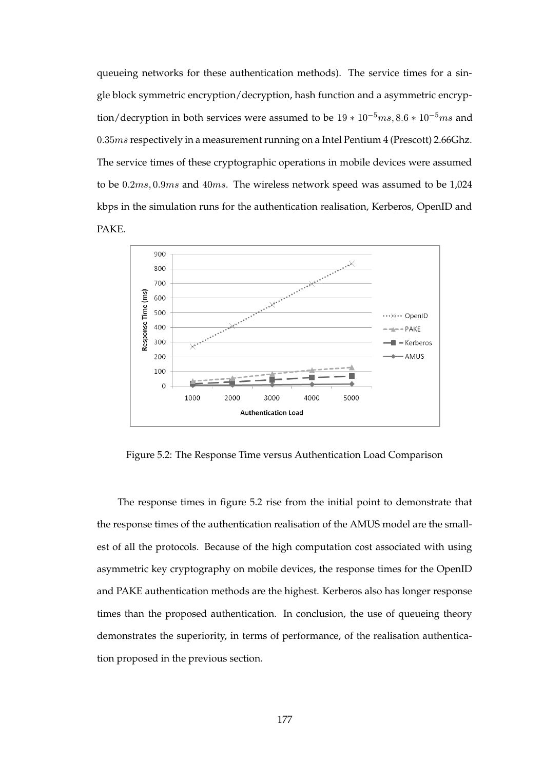queueing networks for these authentication methods). The service times for a single block symmetric encryption/decryption, hash function and a asymmetric encryption/decryption in both services were assumed to be $19 * 10^{-5}ms, 8.6 * 10^{-5}ms$ and $0.35ms$ respectively in a measurement running on a Intel Pentium 4 (Prescott) 2.66Ghz. The service times of these cryptographic operations in mobile devices were assumed to be $0.2ms, 0.9ms$ and $40ms$. The wireless network speed was assumed to be 1,024 kbps in the simulation runs for the authentication realisation, Kerberos, OpenID and PAKE.

900
800
700
600
500
400
300
200
100
0

Response Time (ms)

1000 2000 3000 4000 5000

Authentication Load

OpenID
PAKE
Kerberos
AMUS

Figure 5.2: The Response Time versus Authentication Load Comparison

The response times in figure 5.2 rise from the initial point to demonstrate that the response times of the authentication realisation of the AMUS model are the smallest of all the protocols. Because of the high computation cost associated with using asymmetric key cryptography on mobile devices, the response times for the OpenID and PAKE authentication methods are the highest. Kerberos also has longer response times than the proposed authentication. In conclusion, the use of queueing theory demonstrates the superiority, in terms of performance, of the realisation authentication proposed in the previous section.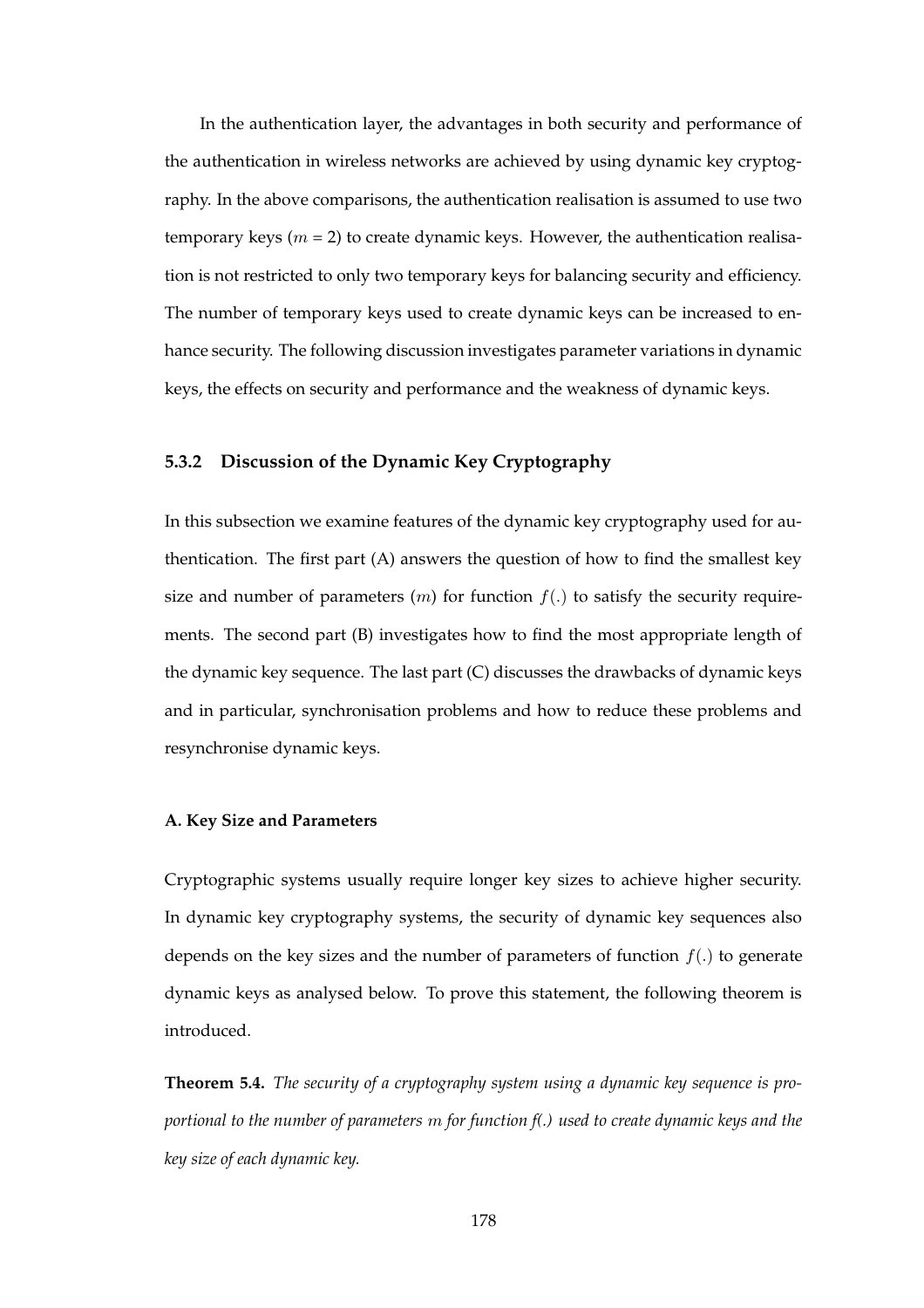In the authentication layer, the advantages in both security and performance of the authentication in wireless networks are achieved by using dynamic key cryptography. In the above comparisons, the authentication realisation is assumed to use two temporary keys ($m$ = 2) to create dynamic keys. However, the authentication realisation is not restricted to only two temporary keys for balancing security and efficiency. The number of temporary keys used to create dynamic keys can be increased to enhance security. The following discussion investigates parameter variations in dynamic keys, the effects on security and performance and the weakness of dynamic keys.

### 5.3.2 Discussion of the Dynamic Key Cryptography

In this subsection we examine features of the dynamic key cryptography used for authentication. The first part (A) answers the question of how to find the smallest key size and number of parameters ($m$) for function $f(.)$ to satisfy the security requirements. The second part (B) investigates how to find the most appropriate length of the dynamic key sequence. The last part (C) discusses the drawbacks of dynamic keys and in particular, synchronisation problems and how to reduce these problems and resynchronise dynamic keys.

#### A. Key Size and Parameters

Cryptographic systems usually require longer key sizes to achieve higher security. In dynamic key cryptography systems, the security of dynamic key sequences also depends on the key sizes and the number of parameters of function $f(.)$ to generate dynamic keys as analysed below. To prove this statement, the following theorem is introduced.

**Theorem 5.4.** *The security of a cryptography system using a dynamic key sequence is proportional to the number of parameters $m$ for function f(.) used to create dynamic keys and the key size of each dynamic key.*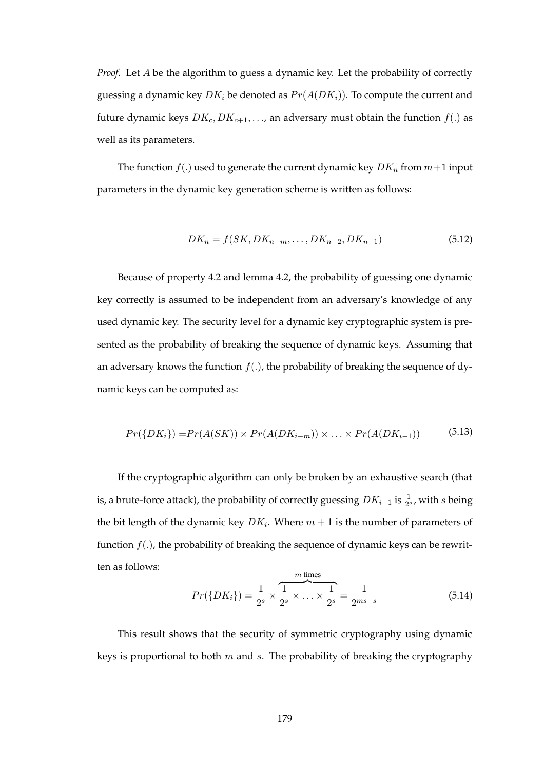*Proof.* Let $A$ be the algorithm to guess a dynamic key. Let the probability of correctly guessing a dynamic key $DK_i$ be denoted as $Pr(A(DK_i))$. To compute the current and future dynamic keys $DK_c, DK_{c+1}, \ldots$, an adversary must obtain the function $f(.)$ as well as its parameters.

The function $f(.)$ used to generate the current dynamic key $DK_n$ from $m+1$ input parameters in the dynamic key generation scheme is written as follows:

$$DK_n = f(SK, DK_{n-m}, \ldots, DK_{n-2}, DK_{n-1}) \tag{5.12}$$

Because of property 4.2 and lemma 4.2, the probability of guessing one dynamic key correctly is assumed to be independent from an adversary's knowledge of any used dynamic key. The security level for a dynamic key cryptographic system is presented as the probability of breaking the sequence of dynamic keys. Assuming that an adversary knows the function $f(.)$, the probability of breaking the sequence of dynamic keys can be computed as:

$$Pr(\{DK_i\}) = Pr(A(SK)) \times Pr(A(DK_{i-m})) \times \ldots \times Pr(A(DK_{i-1})) \tag{5.13}$$

If the cryptographic algorithm can only be broken by an exhaustive search (that is, a brute-force attack), the probability of correctly guessing $DK_{i-1}$ is $\frac{1}{2^s}$, with $s$ being the bit length of the dynamic key $DK_i$. Where $m+1$ is the number of parameters of function $f(.)$, the probability of breaking the sequence of dynamic keys can be rewritten as follows:

$$Pr(\{DK_i\}) = \frac{1}{2^s} \times \overbrace{\frac{1}{2^s} \times \ldots \times \frac{1}{2^s}}^{m \text{ times}} = \frac{1}{2^{ms+s}} \tag{5.14}$$

This result shows that the security of symmetric cryptography using dynamic keys is proportional to both $m$ and $s$. The probability of breaking the cryptography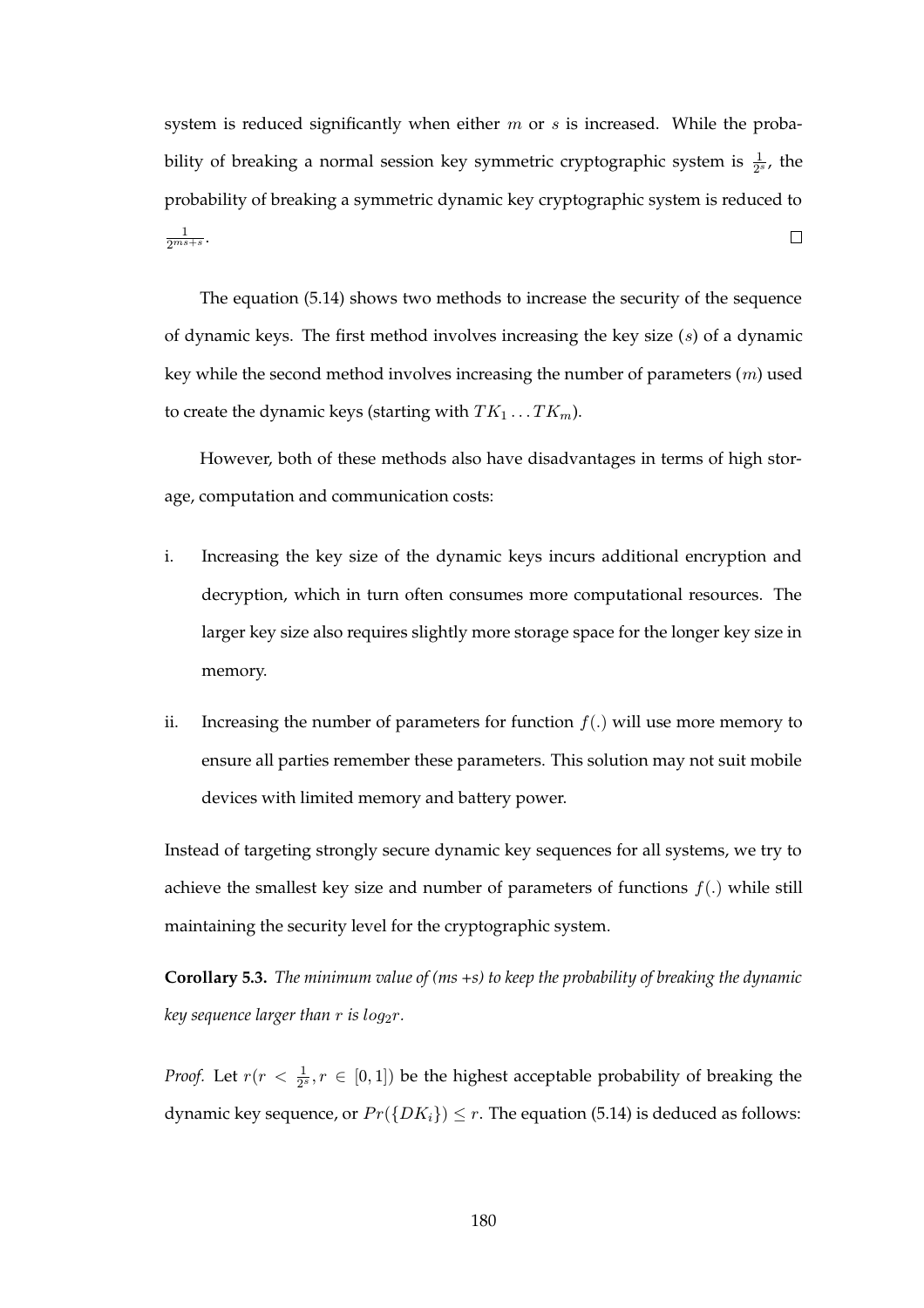system is reduced significantly when either $m$ or $s$ is increased. While the probability of breaking a normal session key symmetric cryptographic system is $\frac{1}{2^s}$, the probability of breaking a symmetric dynamic key cryptographic system is reduced to $\frac{1}{2^{ms+s}}$. □

The equation (5.14) shows two methods to increase the security of the sequence of dynamic keys. The first method involves increasing the key size ($s$) of a dynamic key while the second method involves increasing the number of parameters ($m$) used to create the dynamic keys (starting with $TK_1 \ldots TK_m$).

However, both of these methods also have disadvantages in terms of high storage, computation and communication costs:

i. Increasing the key size of the dynamic keys incurs additional encryption and decryption, which in turn often consumes more computational resources. The larger key size also requires slightly more storage space for the longer key size in memory.

ii. Increasing the number of parameters for function $f(.)$ will use more memory to ensure all parties remember these parameters. This solution may not suit mobile devices with limited memory and battery power.

Instead of targeting strongly secure dynamic key sequences for all systems, we try to achieve the smallest key size and number of parameters of functions $f(.)$ while still maintaining the security level for the cryptographic system.

**Corollary 5.3.** *The minimum value of (ms +s) to keep the probability of breaking the dynamic key sequence larger than $r$ is $log_2 r$.*

*Proof.* Let $r(r < \frac{1}{2^s}, r \in [0, 1])$ be the highest acceptable probability of breaking the dynamic key sequence, or $Pr(\{DK_i\}) \leq r$. The equation (5.14) is deduced as follows: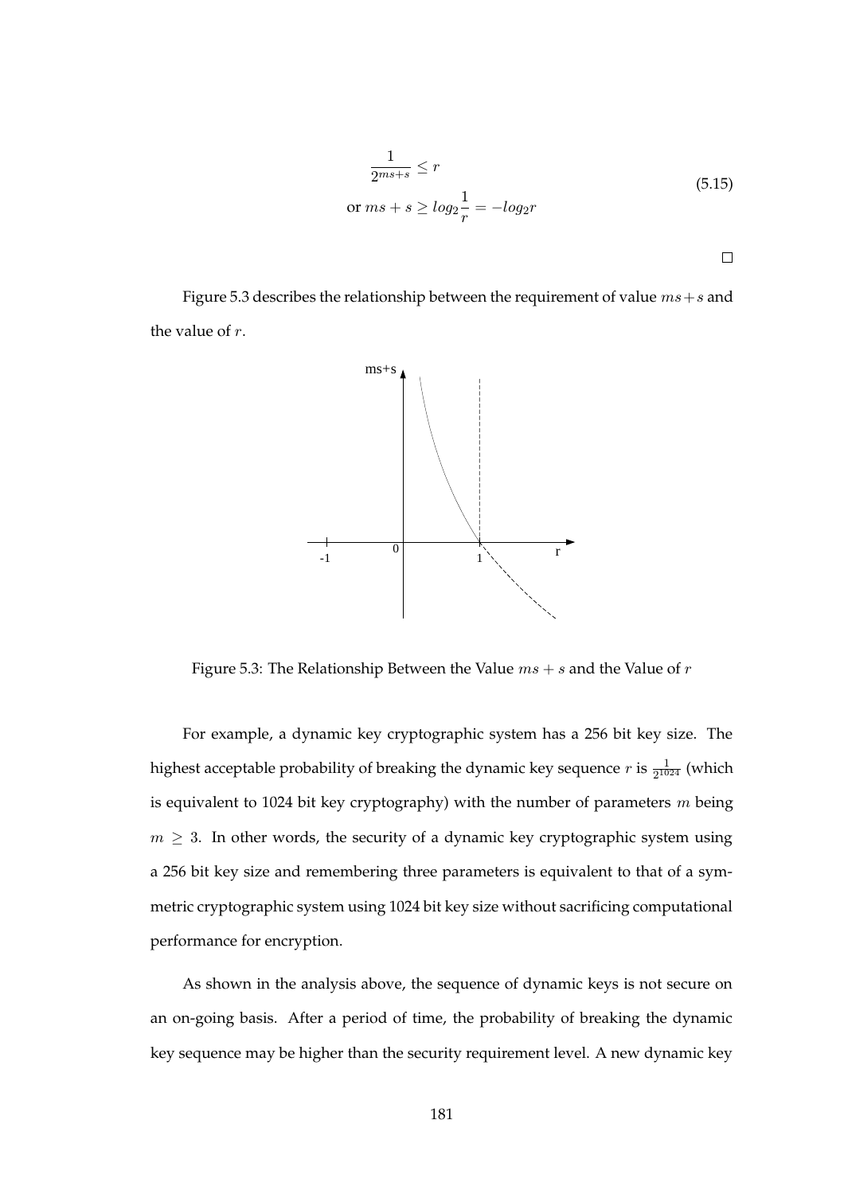$$
\begin{aligned}
&\frac{1}{2^{ms+s}} \leq r \\
&\text{or } ms + s \geq log_2 \frac{1}{r} = -log_2 r
\end{aligned}
\tag{5.15}
$$

□

Figure 5.3 describes the relationship between the requirement of value $ms+s$ and the value of $r$.

ms+s

r

-1

0

1

Figure 5.3: The Relationship Between the Value $ms + s$ and the Value of $r$

For example, a dynamic key cryptographic system has a 256 bit key size. The highest acceptable probability of breaking the dynamic key sequence $r$ is $\frac{1}{2^{1024}}$ (which is equivalent to 1024 bit key cryptography) with the number of parameters $m$ being $m \geq 3$. In other words, the security of a dynamic key cryptographic system using a 256 bit key size and remembering three parameters is equivalent to that of a symmetric cryptographic system using 1024 bit key size without sacrificing computational performance for encryption.

As shown in the analysis above, the sequence of dynamic keys is not secure on an on-going basis. After a period of time, the probability of breaking the dynamic key sequence may be higher than the security requirement level. A new dynamic key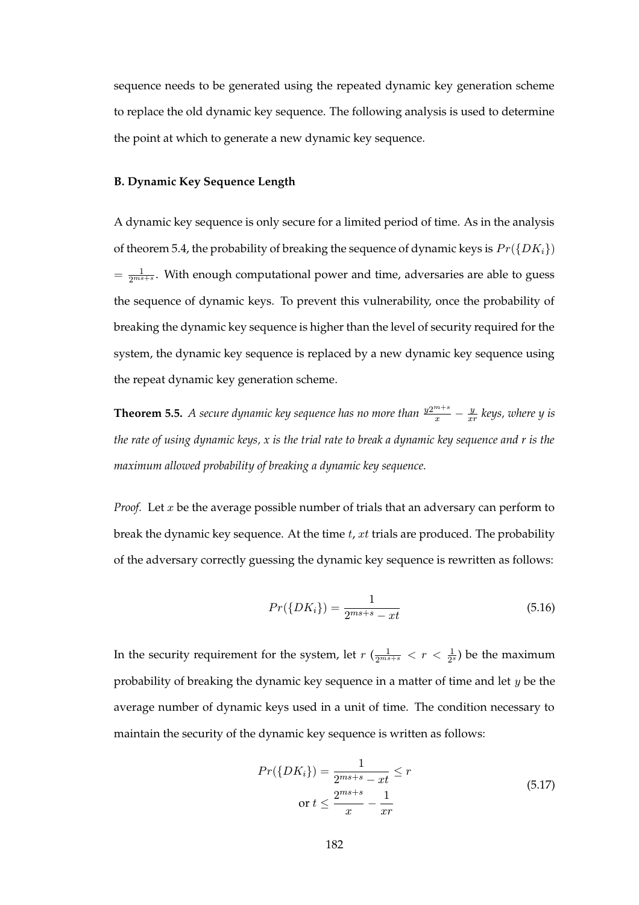sequence needs to be generated using the repeated dynamic key generation scheme to replace the old dynamic key sequence. The following analysis is used to determine the point at which to generate a new dynamic key sequence.

### B. Dynamic Key Sequence Length

A dynamic key sequence is only secure for a limited period of time. As in the analysis of theorem 5.4, the probability of breaking the sequence of dynamic keys is $Pr(\{DK_i\}) = \frac{1}{2^{ms+s}}$. With enough computational power and time, adversaries are able to guess the sequence of dynamic keys. To prevent this vulnerability, once the probability of breaking the dynamic key sequence is higher than the level of security required for the system, the dynamic key sequence is replaced by a new dynamic key sequence using the repeat dynamic key generation scheme.

**Theorem 5.5.** *A secure dynamic key sequence has no more than* $\frac{y2^{m+s}}{x} - \frac{y}{xr}$ *keys, where y is the rate of using dynamic keys, x is the trial rate to break a dynamic key sequence and r is the maximum allowed probability of breaking a dynamic key sequence.*

*Proof.* Let $x$ be the average possible number of trials that an adversary can perform to break the dynamic key sequence. At the time $t$, $xt$ trials are produced. The probability of the adversary correctly guessing the dynamic key sequence is rewritten as follows:

$$Pr(\{DK_i\}) = \frac{1}{2^{ms+s} - xt} \tag{5.16}$$

In the security requirement for the system, let $r$ ($\frac{1}{2^{ms+s}} < r < \frac{1}{2^s}$) be the maximum probability of breaking the dynamic key sequence in a matter of time and let $y$ be the average number of dynamic keys used in a unit of time. The condition necessary to maintain the security of the dynamic key sequence is written as follows:

$$\begin{gathered} Pr(\{DK_i\}) = \frac{1}{2^{ms+s} - xt} \leq r \\ \text{or } t \leq \frac{2^{ms+s}}{x} - \frac{1}{xr} \end{gathered} \tag{5.17}$$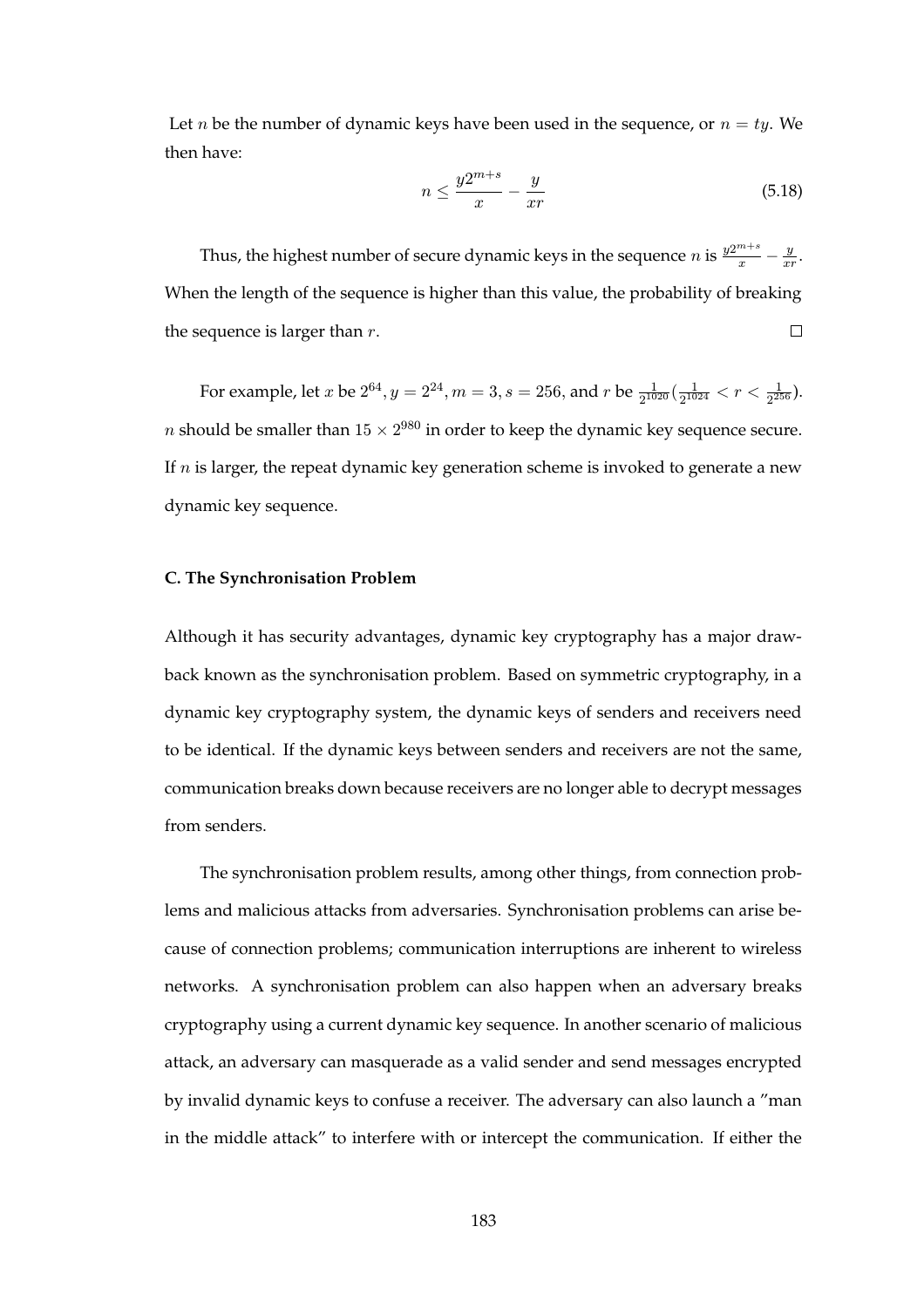Let $n$ be the number of dynamic keys have been used in the sequence, or $n = ty$. We then have:

$$n \leq \frac{y2^{m+s}}{x} - \frac{y}{xr} \tag{5.18}$$

Thus, the highest number of secure dynamic keys in the sequence $n$ is $\frac{y2^{m+s}}{x} - \frac{y}{xr}$. When the length of the sequence is higher than this value, the probability of breaking the sequence is larger than $r$. $\square$

For example, let $x$ be $2^{64}, y = 2^{24}, m = 3, s = 256$, and $r$ be $\frac{1}{2^{1020}}$($\frac{1}{2^{1024}} < r < \frac{1}{2^{256}}$). $n$ should be smaller than $15 \times 2^{980}$ in order to keep the dynamic key sequence secure. If $n$ is larger, the repeat dynamic key generation scheme is invoked to generate a new dynamic key sequence.

**C. The Synchronisation Problem**

Although it has security advantages, dynamic key cryptography has a major drawback known as the synchronisation problem. Based on symmetric cryptography, in a dynamic key cryptography system, the dynamic keys of senders and receivers need to be identical. If the dynamic keys between senders and receivers are not the same, communication breaks down because receivers are no longer able to decrypt messages from senders.

The synchronisation problem results, among other things, from connection problems and malicious attacks from adversaries. Synchronisation problems can arise because of connection problems; communication interruptions are inherent to wireless networks. A synchronisation problem can also happen when an adversary breaks cryptography using a current dynamic key sequence. In another scenario of malicious attack, an adversary can masquerade as a valid sender and send messages encrypted by invalid dynamic keys to confuse a receiver. The adversary can also launch a "man in the middle attack" to interfere with or intercept the communication. If either the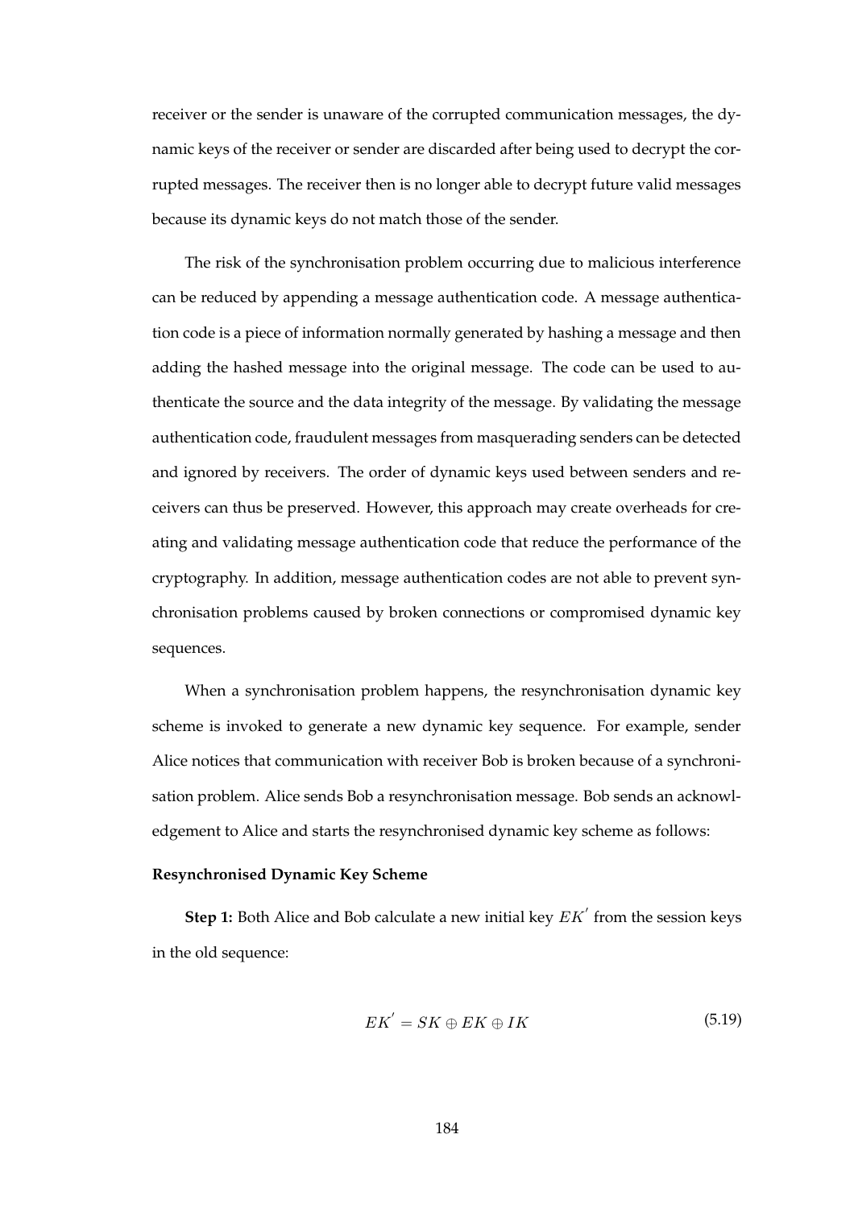receiver or the sender is unaware of the corrupted communication messages, the dynamic keys of the receiver or sender are discarded after being used to decrypt the corrupted messages. The receiver then is no longer able to decrypt future valid messages because its dynamic keys do not match those of the sender.

The risk of the synchronisation problem occurring due to malicious interference can be reduced by appending a message authentication code. A message authentication code is a piece of information normally generated by hashing a message and then adding the hashed message into the original message. The code can be used to authenticate the source and the data integrity of the message. By validating the message authentication code, fraudulent messages from masquerading senders can be detected and ignored by receivers. The order of dynamic keys used between senders and receivers can thus be preserved. However, this approach may create overheads for creating and validating message authentication code that reduce the performance of the cryptography. In addition, message authentication codes are not able to prevent synchronisation problems caused by broken connections or compromised dynamic key sequences.

When a synchronisation problem happens, the resynchronisation dynamic key scheme is invoked to generate a new dynamic key sequence. For example, sender Alice notices that communication with receiver Bob is broken because of a synchronisation problem. Alice sends Bob a resynchronisation message. Bob sends an acknowledgement to Alice and starts the resynchronised dynamic key scheme as follows:

**Resynchronised Dynamic Key Scheme**

**Step 1:** Both Alice and Bob calculate a new initial key $EK^{'}$ from the session keys in the old sequence:

$$EK^{'} = SK \oplus EK \oplus IK \tag{5.19}$$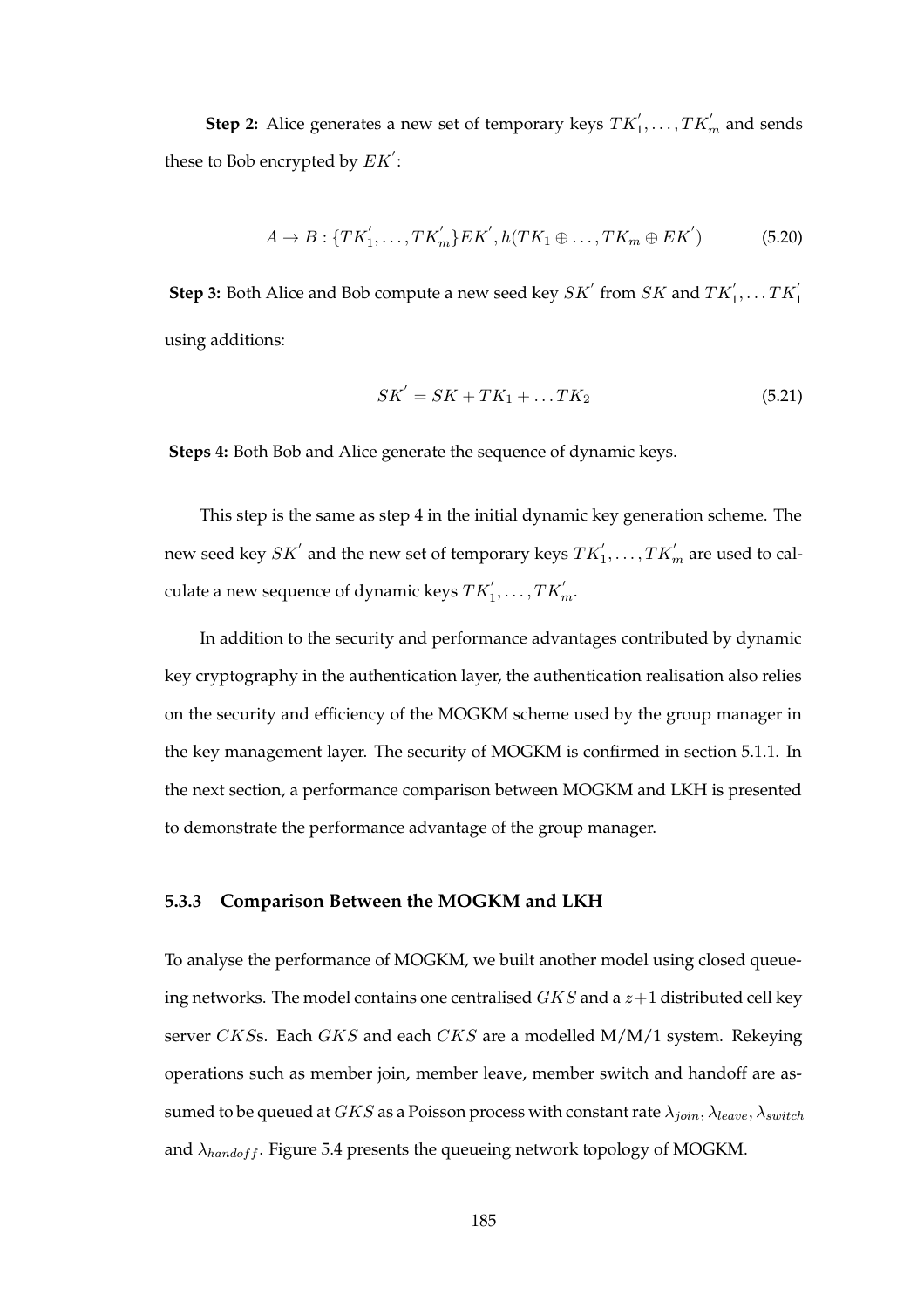**Step 2:** Alice generates a new set of temporary keys $TK_1^{'}, \ldots, TK_m^{'}$ and sends these to Bob encrypted by $EK^{'}$:

$$A \rightarrow B : \{TK_1^{'}, \ldots, TK_m^{'}\}EK^{'}, h(TK_1 \oplus \ldots, TK_m \oplus EK^{'}) \tag{5.20}$$

**Step 3:** Both Alice and Bob compute a new seed key $SK^{'}$ from $SK$ and $TK_1^{'}, \ldots TK_1^{'}$ using additions:

$$SK^{'} = SK + TK_1 + \ldots TK_2 \tag{5.21}$$

**Steps 4:** Both Bob and Alice generate the sequence of dynamic keys.

This step is the same as step 4 in the initial dynamic key generation scheme. The new seed key $SK^{'}$ and the new set of temporary keys $TK_1^{'}, \ldots, TK_m^{'}$ are used to calculate a new sequence of dynamic keys $TK_1^{'}, \ldots, TK_m^{'}$.

In addition to the security and performance advantages contributed by dynamic key cryptography in the authentication layer, the authentication realisation also relies on the security and efficiency of the MOGKM scheme used by the group manager in the key management layer. The security of MOGKM is confirmed in section 5.1.1. In the next section, a performance comparison between MOGKM and LKH is presented to demonstrate the performance advantage of the group manager.

### 5.3.3 Comparison Between the MOGKM and LKH

To analyse the performance of MOGKM, we built another model using closed queueing networks. The model contains one centralised $GKS$ and a $z+1$ distributed cell key server $CKS$s. Each $GKS$ and each $CKS$ are a modelled M/M/1 system. Rekeying operations such as member join, member leave, member switch and handoff are assumed to be queued at $GKS$ as a Poisson process with constant rate $\lambda_{join}, \lambda_{leave}, \lambda_{switch}$ and $\lambda_{handoff}$. Figure 5.4 presents the queueing network topology of MOGKM.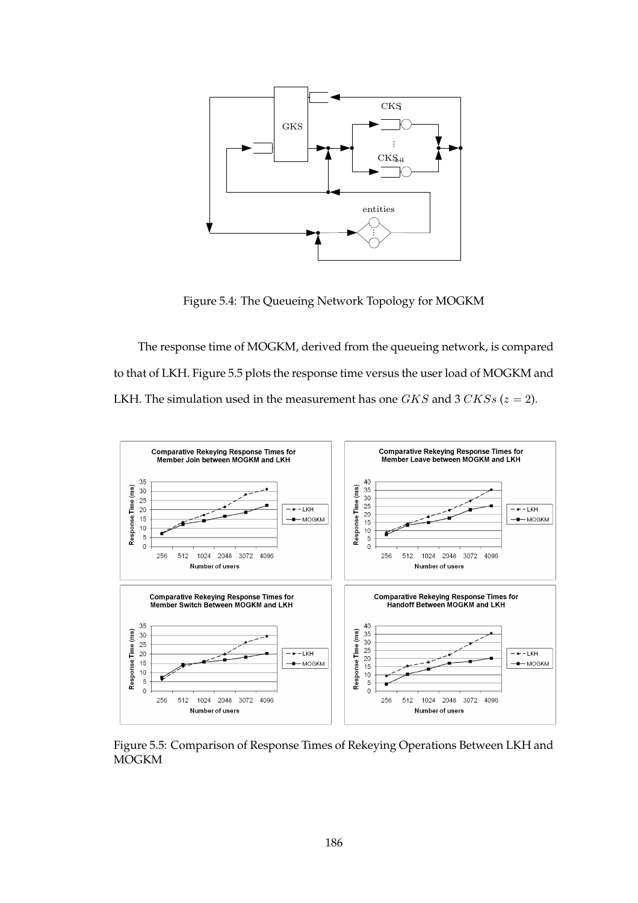Figure 5.4: The Queueing Network Topology for MOGKM

The response time of MOGKM, derived from the queueing network, is compared to that of LKH. Figure 5.5 plots the response time versus the user load of MOGKM and LKH. The simulation used in the measurement has one $GKS$ and 3 $CKSs$ ($z = 2$).

Figure 5.5: Comparison of Response Times of Rekeying Operations Between LKH and MOGKM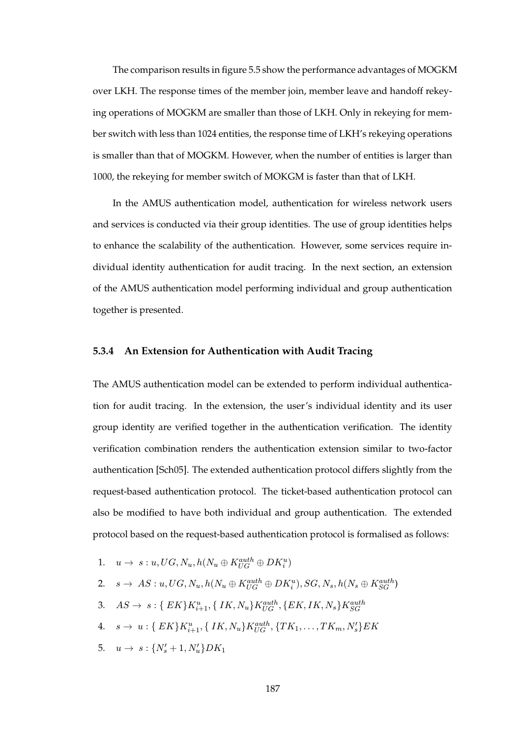The comparison results in figure 5.5 show the performance advantages of MOGKM over LKH. The response times of the member join, member leave and handoff rekeying operations of MOGKM are smaller than those of LKH. Only in rekeying for member switch with less than 1024 entities, the response time of LKH's rekeying operations is smaller than that of MOGKM. However, when the number of entities is larger than 1000, the rekeying for member switch of MOKGM is faster than that of LKH.

In the AMUS authentication model, authentication for wireless network users and services is conducted via their group identities. The use of group identities helps to enhance the scalability of the authentication. However, some services require individual identity authentication for audit tracing. In the next section, an extension of the AMUS authentication model performing individual and group authentication together is presented.

### 5.3.4 An Extension for Authentication with Audit Tracing

The AMUS authentication model can be extended to perform individual authentication for audit tracing. In the extension, the user's individual identity and its user group identity are verified together in the authentication verification. The identity verification combination renders the authentication extension similar to two-factor authentication [Sch05]. The extended authentication protocol differs slightly from the request-based authentication protocol. The ticket-based authentication protocol can also be modified to have both individual and group authentication. The extended protocol based on the request-based authentication protocol is formalised as follows:

1. $u \rightarrow s : u, UG, N_u, h(N_u \oplus K_{UG}^{auth} \oplus DK_i^u)$
2. $s \rightarrow AS : u, UG, N_u, h(N_u \oplus K_{UG}^{auth} \oplus DK_i^u), SG, N_s, h(N_s \oplus K_{SG}^{auth})$
3. $AS \rightarrow s : \{EK\}K_{i+1}^u, \{IK, N_u\}K_{UG}^{auth}, \{EK, IK, N_s\}K_{SG}^{auth}$
4. $s \rightarrow u : \{EK\}K_{i+1}^u, \{IK, N_u\}K_{UG}^{auth}, \{TK_1, \ldots, TK_m, N_s'\}EK$
5. $u \rightarrow s : \{N_s' + 1, N_u'\}DK_1$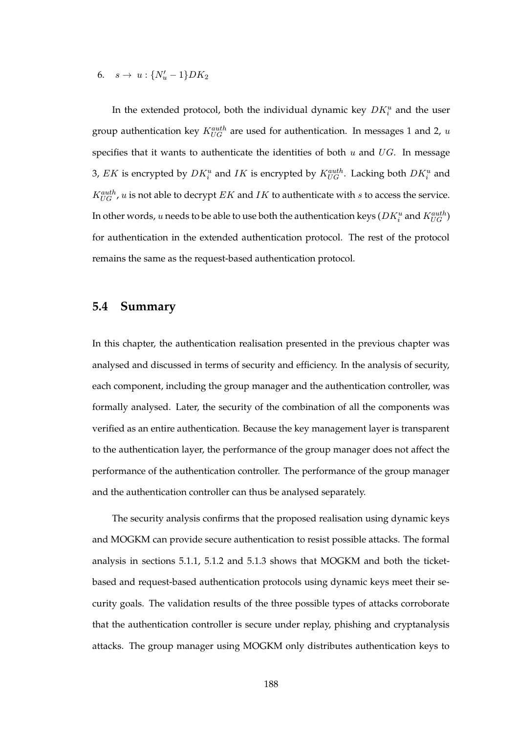6. $s \rightarrow u : \{N'_u - 1\}DK_2$

In the extended protocol, both the individual dynamic key $DK_i^u$ and the user group authentication key $K_{UG}^{auth}$ are used for authentication. In messages 1 and 2, $u$ specifies that it wants to authenticate the identities of both $u$ and $UG$. In message 3, $EK$ is encrypted by $DK_i^u$ and $IK$ is encrypted by $K_{UG}^{auth}$. Lacking both $DK_i^u$ and $K_{UG}^{auth}$, $u$ is not able to decrypt $EK$ and $IK$ to authenticate with $s$ to access the service. In other words, $u$ needs to be able to use both the authentication keys ($DK_i^u$ and $K_{UG}^{auth}$) for authentication in the extended authentication protocol. The rest of the protocol remains the same as the request-based authentication protocol.

## 5.4 Summary

In this chapter, the authentication realisation presented in the previous chapter was analysed and discussed in terms of security and efficiency. In the analysis of security, each component, including the group manager and the authentication controller, was formally analysed. Later, the security of the combination of all the components was verified as an entire authentication. Because the key management layer is transparent to the authentication layer, the performance of the group manager does not affect the performance of the authentication controller. The performance of the group manager and the authentication controller can thus be analysed separately.

The security analysis confirms that the proposed realisation using dynamic keys and MOGKM can provide secure authentication to resist possible attacks. The formal analysis in sections 5.1.1, 5.1.2 and 5.1.3 shows that MOGKM and both the ticket-based and request-based authentication protocols using dynamic keys meet their security goals. The validation results of the three possible types of attacks corroborate that the authentication controller is secure under replay, phishing and cryptanalysis attacks. The group manager using MOGKM only distributes authentication keys to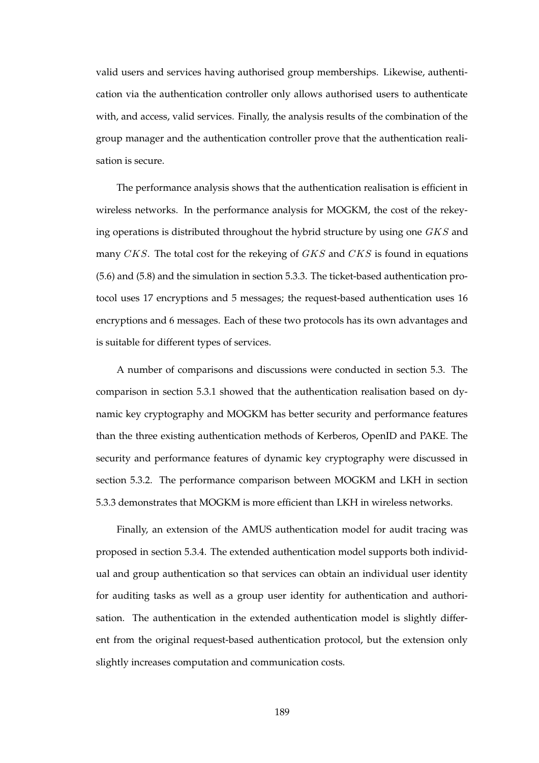valid users and services having authorised group memberships. Likewise, authentication via the authentication controller only allows authorised users to authenticate with, and access, valid services. Finally, the analysis results of the combination of the group manager and the authentication controller prove that the authentication realisation is secure.

The performance analysis shows that the authentication realisation is efficient in wireless networks. In the performance analysis for MOGKM, the cost of the rekeying operations is distributed throughout the hybrid structure by using one $GKS$ and many $CKS$. The total cost for the rekeying of $GKS$ and $CKS$ is found in equations (5.6) and (5.8) and the simulation in section 5.3.3. The ticket-based authentication protocol uses 17 encryptions and 5 messages; the request-based authentication uses 16 encryptions and 6 messages. Each of these two protocols has its own advantages and is suitable for different types of services.

A number of comparisons and discussions were conducted in section 5.3. The comparison in section 5.3.1 showed that the authentication realisation based on dynamic key cryptography and MOGKM has better security and performance features than the three existing authentication methods of Kerberos, OpenID and PAKE. The security and performance features of dynamic key cryptography were discussed in section 5.3.2. The performance comparison between MOGKM and LKH in section 5.3.3 demonstrates that MOGKM is more efficient than LKH in wireless networks.

Finally, an extension of the AMUS authentication model for audit tracing was proposed in section 5.3.4. The extended authentication model supports both individual and group authentication so that services can obtain an individual user identity for auditing tasks as well as a group user identity for authentication and authorisation. The authentication in the extended authentication model is slightly different from the original request-based authentication protocol, but the extension only slightly increases computation and communication costs.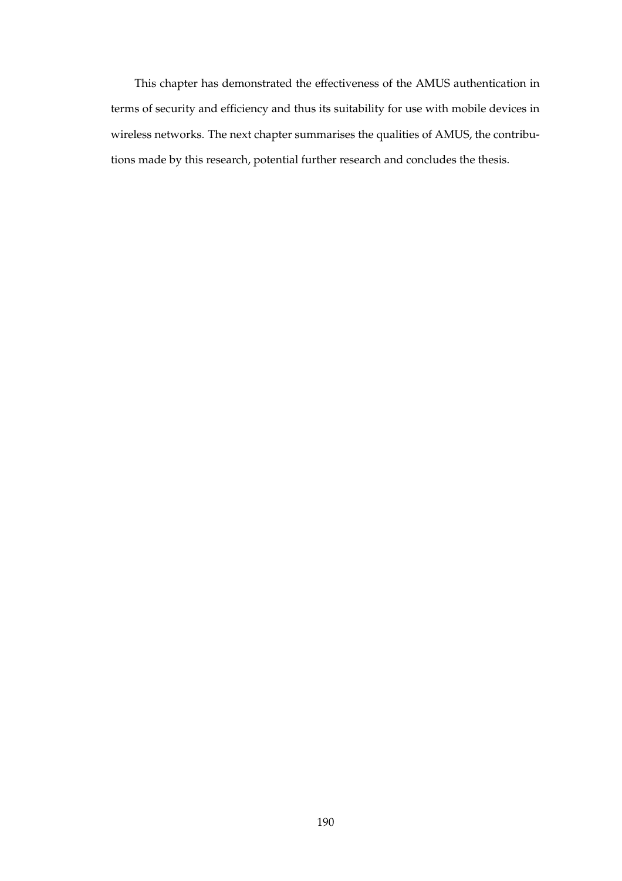This chapter has demonstrated the effectiveness of the AMUS authentication in terms of security and efficiency and thus its suitability for use with mobile devices in wireless networks. The next chapter summarises the qualities of AMUS, the contributions made by this research, potential further research and concludes the thesis.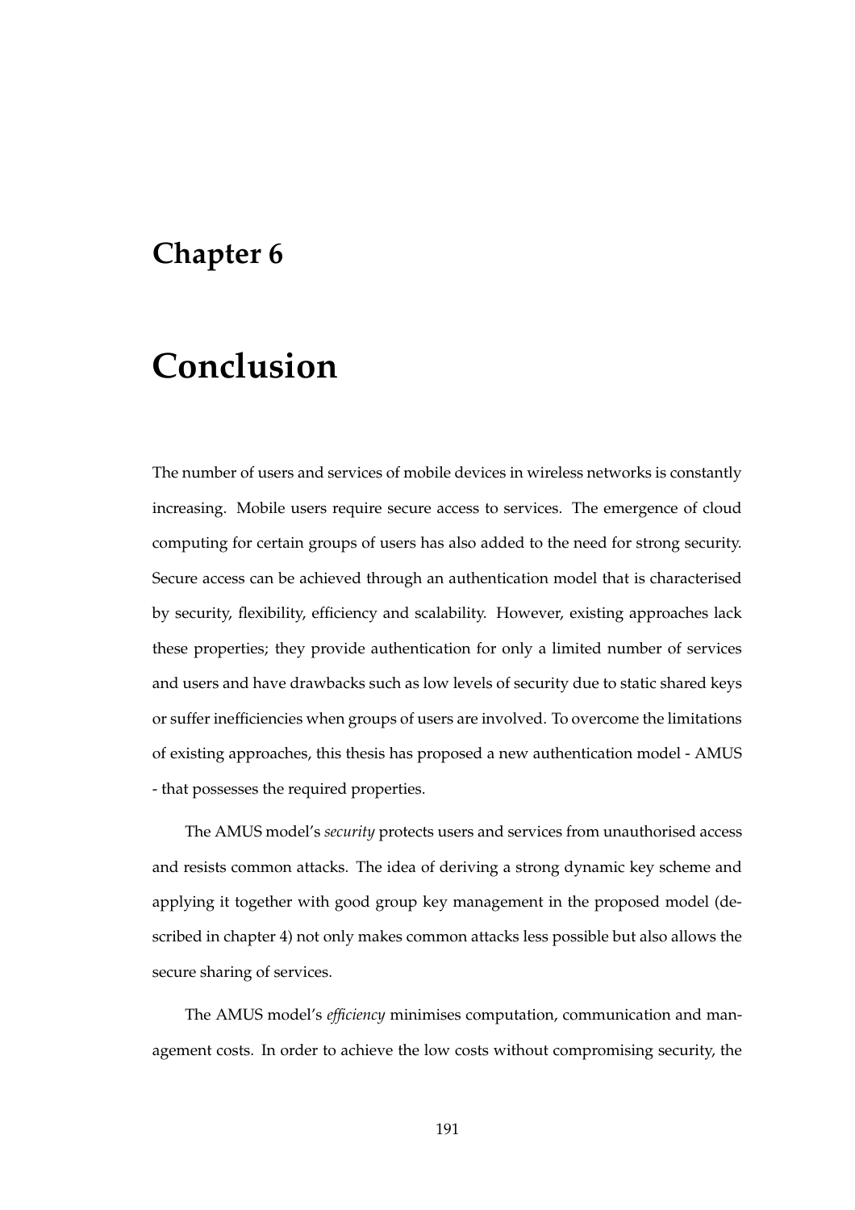# Chapter 6

# Conclusion

The number of users and services of mobile devices in wireless networks is constantly increasing. Mobile users require secure access to services. The emergence of cloud computing for certain groups of users has also added to the need for strong security. Secure access can be achieved through an authentication model that is characterised by security, flexibility, efficiency and scalability. However, existing approaches lack these properties; they provide authentication for only a limited number of services and users and have drawbacks such as low levels of security due to static shared keys or suffer inefficiencies when groups of users are involved. To overcome the limitations of existing approaches, this thesis has proposed a new authentication model - AMUS - that possesses the required properties.

The AMUS model's *security* protects users and services from unauthorised access and resists common attacks. The idea of deriving a strong dynamic key scheme and applying it together with good group key management in the proposed model (described in chapter 4) not only makes common attacks less possible but also allows the secure sharing of services.

The AMUS model's *efficiency* minimises computation, communication and management costs. In order to achieve the low costs without compromising security, the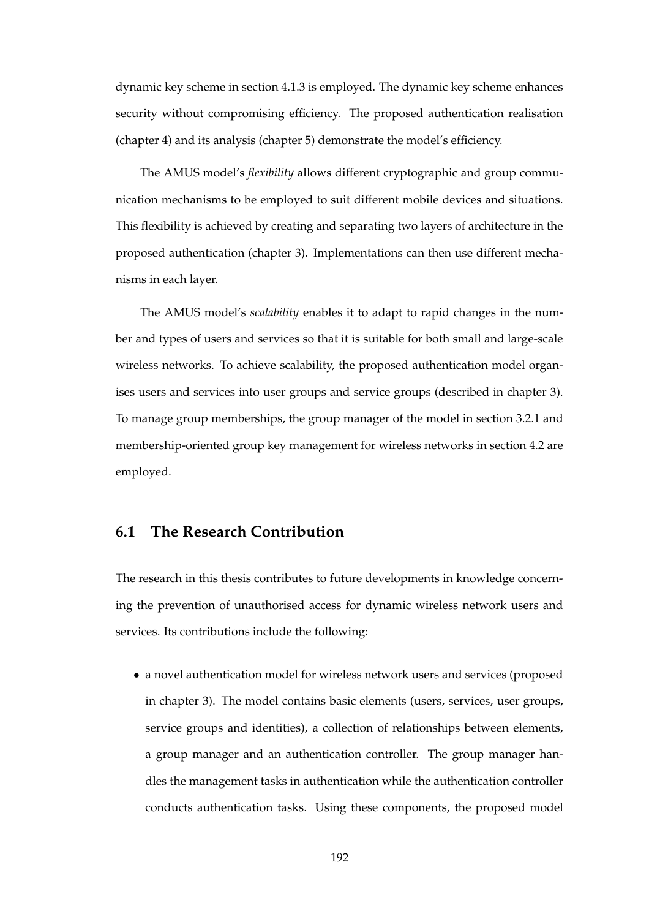dynamic key scheme in section 4.1.3 is employed. The dynamic key scheme enhances security without compromising efficiency. The proposed authentication realisation (chapter 4) and its analysis (chapter 5) demonstrate the model's efficiency.

The AMUS model's *flexibility* allows different cryptographic and group communication mechanisms to be employed to suit different mobile devices and situations. This flexibility is achieved by creating and separating two layers of architecture in the proposed authentication (chapter 3). Implementations can then use different mechanisms in each layer.

The AMUS model's *scalability* enables it to adapt to rapid changes in the number and types of users and services so that it is suitable for both small and large-scale wireless networks. To achieve scalability, the proposed authentication model organises users and services into user groups and service groups (described in chapter 3). To manage group memberships, the group manager of the model in section 3.2.1 and membership-oriented group key management for wireless networks in section 4.2 are employed.

## 6.1 The Research Contribution

The research in this thesis contributes to future developments in knowledge concerning the prevention of unauthorised access for dynamic wireless network users and services. Its contributions include the following:

- a novel authentication model for wireless network users and services (proposed in chapter 3). The model contains basic elements (users, services, user groups, service groups and identities), a collection of relationships between elements, a group manager and an authentication controller. The group manager handles the management tasks in authentication while the authentication controller conducts authentication tasks. Using these components, the proposed model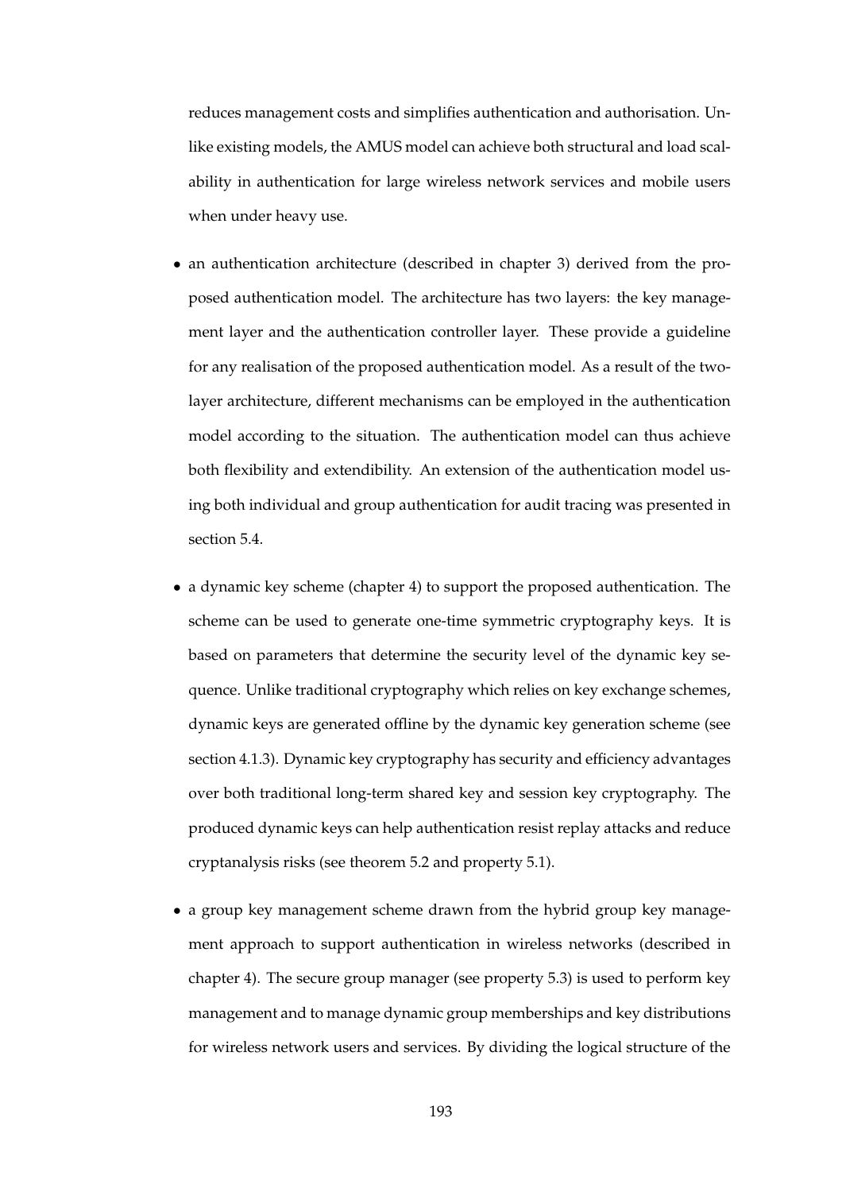reduces management costs and simplifies authentication and authorisation. Unlike existing models, the AMUS model can achieve both structural and load scalability in authentication for large wireless network services and mobile users when under heavy use.

- an authentication architecture (described in chapter 3) derived from the proposed authentication model. The architecture has two layers: the key management layer and the authentication controller layer. These provide a guideline for any realisation of the proposed authentication model. As a result of the two-layer architecture, different mechanisms can be employed in the authentication model according to the situation. The authentication model can thus achieve both flexibility and extendibility. An extension of the authentication model using both individual and group authentication for audit tracing was presented in section 5.4.

- a dynamic key scheme (chapter 4) to support the proposed authentication. The scheme can be used to generate one-time symmetric cryptography keys. It is based on parameters that determine the security level of the dynamic key sequence. Unlike traditional cryptography which relies on key exchange schemes, dynamic keys are generated offline by the dynamic key generation scheme (see section 4.1.3). Dynamic key cryptography has security and efficiency advantages over both traditional long-term shared key and session key cryptography. The produced dynamic keys can help authentication resist replay attacks and reduce cryptanalysis risks (see theorem 5.2 and property 5.1).

- a group key management scheme drawn from the hybrid group key management approach to support authentication in wireless networks (described in chapter 4). The secure group manager (see property 5.3) is used to perform key management and to manage dynamic group memberships and key distributions for wireless network users and services. By dividing the logical structure of the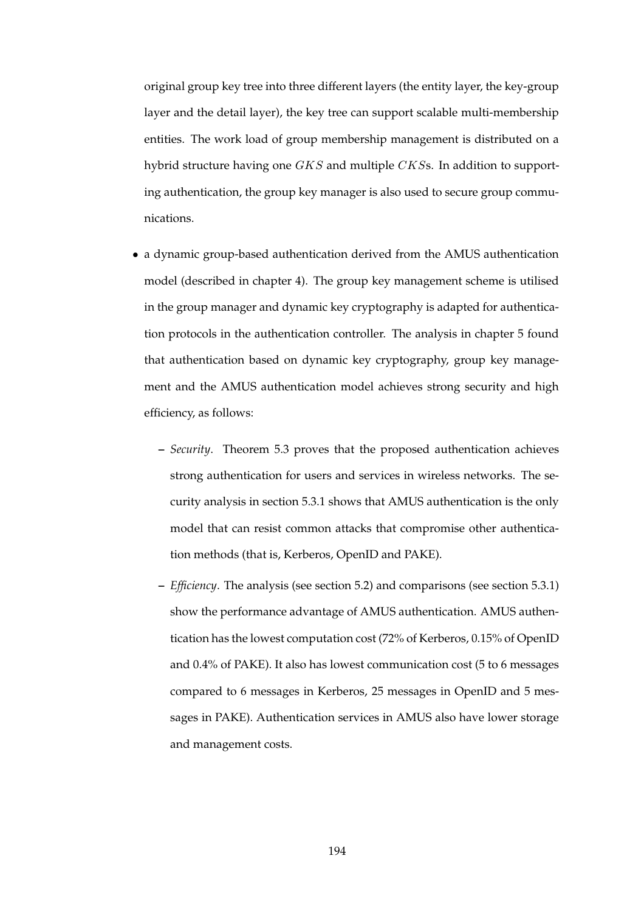original group key tree into three different layers (the entity layer, the key-group layer and the detail layer), the key tree can support scalable multi-membership entities. The work load of group membership management is distributed on a hybrid structure having one $GKS$ and multiple $CKS$s. In addition to supporting authentication, the group key manager is also used to secure group communications.

- a dynamic group-based authentication derived from the AMUS authentication model (described in chapter 4). The group key management scheme is utilised in the group manager and dynamic key cryptography is adapted for authentication protocols in the authentication controller. The analysis in chapter 5 found that authentication based on dynamic key cryptography, group key management and the AMUS authentication model achieves strong security and high efficiency, as follows:
  - *Security*. Theorem 5.3 proves that the proposed authentication achieves strong authentication for users and services in wireless networks. The security analysis in section 5.3.1 shows that AMUS authentication is the only model that can resist common attacks that compromise other authentication methods (that is, Kerberos, OpenID and PAKE).
  - *Efficiency*. The analysis (see section 5.2) and comparisons (see section 5.3.1) show the performance advantage of AMUS authentication. AMUS authentication has the lowest computation cost (72% of Kerberos, 0.15% of OpenID and 0.4% of PAKE). It also has lowest communication cost (5 to 6 messages compared to 6 messages in Kerberos, 25 messages in OpenID and 5 messages in PAKE). Authentication services in AMUS also have lower storage and management costs.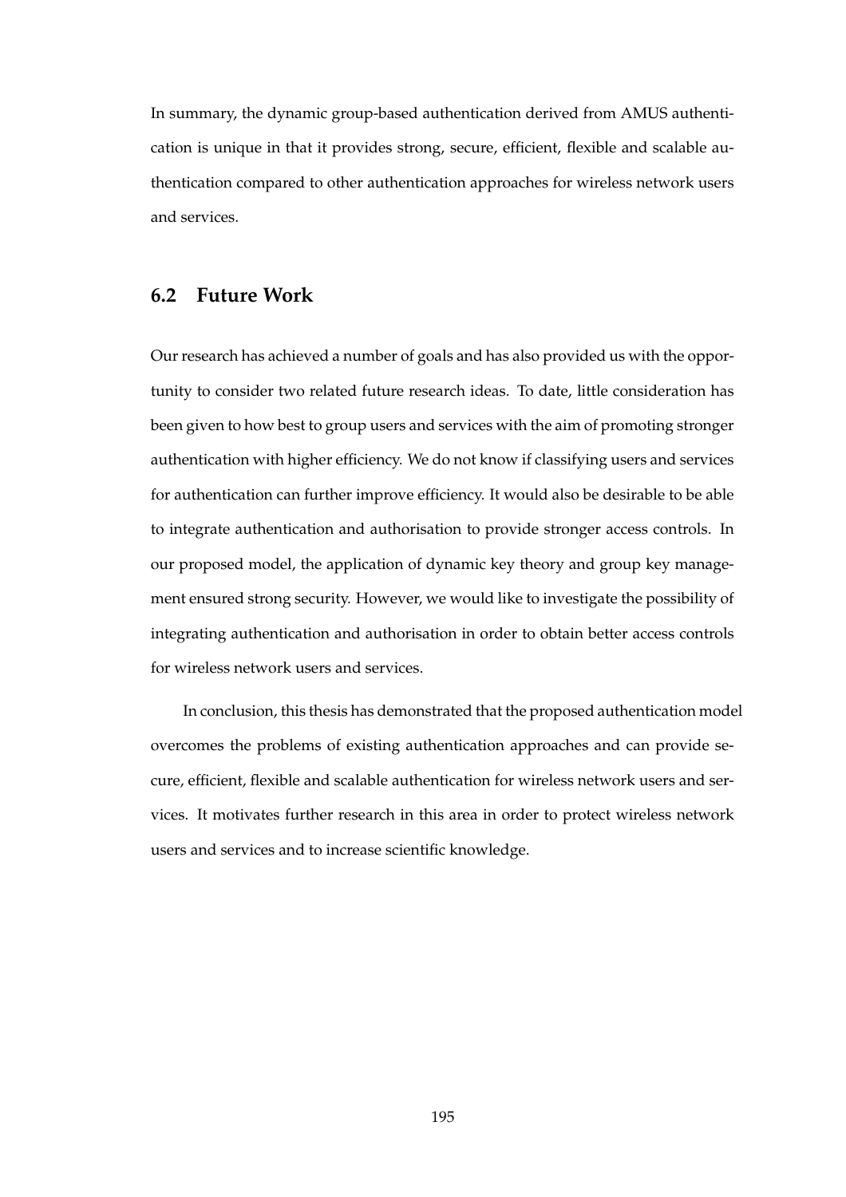In summary, the dynamic group-based authentication derived from AMUS authentication is unique in that it provides strong, secure, efficient, flexible and scalable authentication compared to other authentication approaches for wireless network users and services.

## 6.2 Future Work

Our research has achieved a number of goals and has also provided us with the opportunity to consider two related future research ideas. To date, little consideration has been given to how best to group users and services with the aim of promoting stronger authentication with higher efficiency. We do not know if classifying users and services for authentication can further improve efficiency. It would also be desirable to be able to integrate authentication and authorisation to provide stronger access controls. In our proposed model, the application of dynamic key theory and group key management ensured strong security. However, we would like to investigate the possibility of integrating authentication and authorisation in order to obtain better access controls for wireless network users and services.

In conclusion, this thesis has demonstrated that the proposed authentication model overcomes the problems of existing authentication approaches and can provide secure, efficient, flexible and scalable authentication for wireless network users and services. It motivates further research in this area in order to protect wireless network users and services and to increase scientific knowledge.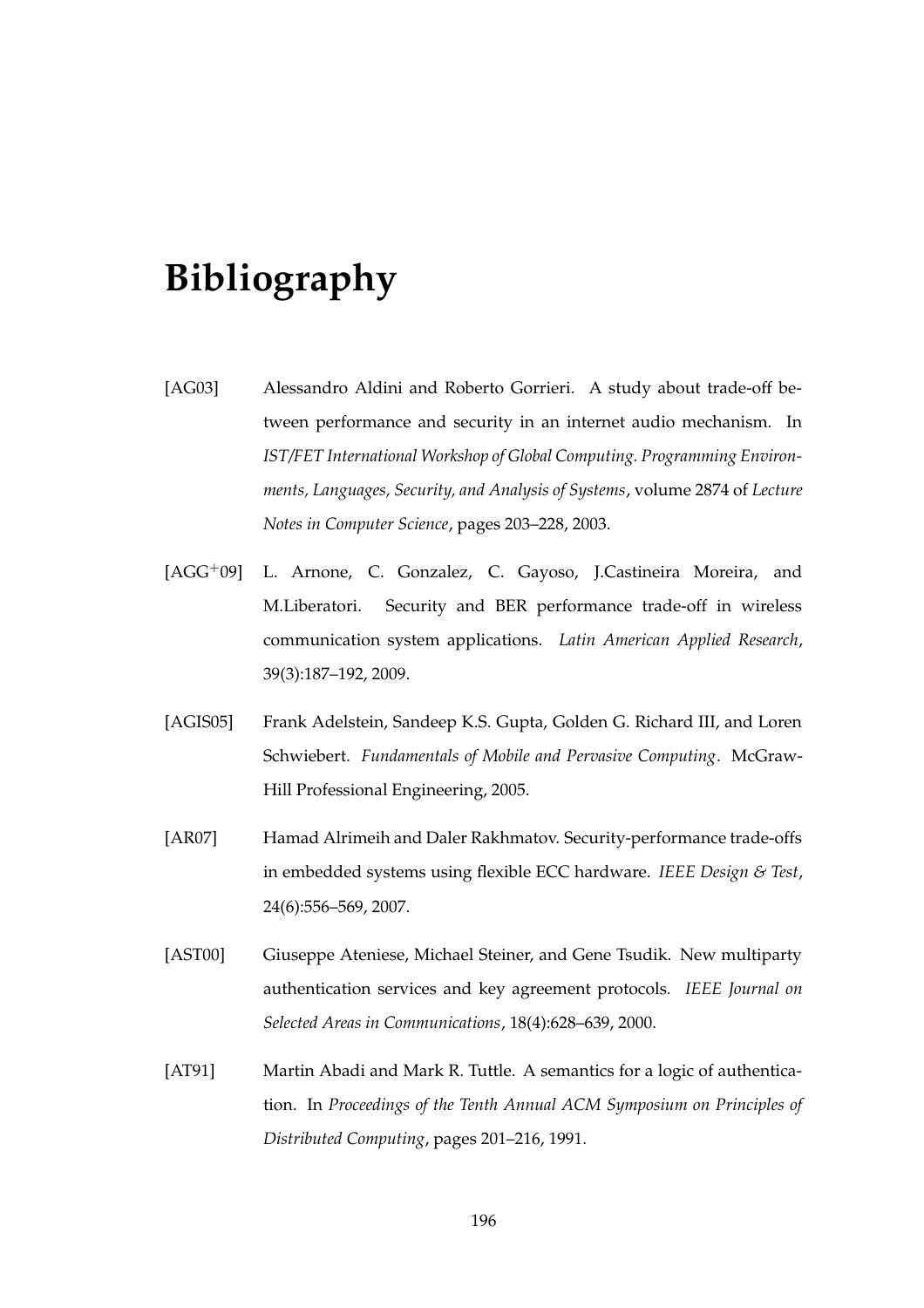# Bibliography

[AG03] Alessandro Aldini and Roberto Gorrieri. A study about trade-off between performance and security in an internet audio mechanism. In *IST/FET International Workshop of Global Computing. Programming Environments, Languages, Security, and Analysis of Systems*, volume 2874 of *Lecture Notes in Computer Science*, pages 203–228, 2003.

[AGG+09] L. Arnone, C. Gonzalez, C. Gayoso, J.Castineira Moreira, and M.Liberatori. Security and BER performance trade-off in wireless communication system applications. *Latin American Applied Research*, 39(3):187–192, 2009.

[AGIS05] Frank Adelstein, Sandeep K.S. Gupta, Golden G. Richard III, and Loren Schwiebert. *Fundamentals of Mobile and Pervasive Computing*. McGraw-Hill Professional Engineering, 2005.

[AR07] Hamad Alrimeih and Daler Rakhmatov. Security-performance trade-offs in embedded systems using flexible ECC hardware. *IEEE Design & Test*, 24(6):556–569, 2007.

[AST00] Giuseppe Ateniese, Michael Steiner, and Gene Tsudik. New multiparty authentication services and key agreement protocols. *IEEE Journal on Selected Areas in Communications*, 18(4):628–639, 2000.

[AT91] Martin Abadi and Mark R. Tuttle. A semantics for a logic of authentication. In *Proceedings of the Tenth Annual ACM Symposium on Principles of Distributed Computing*, pages 201–216, 1991.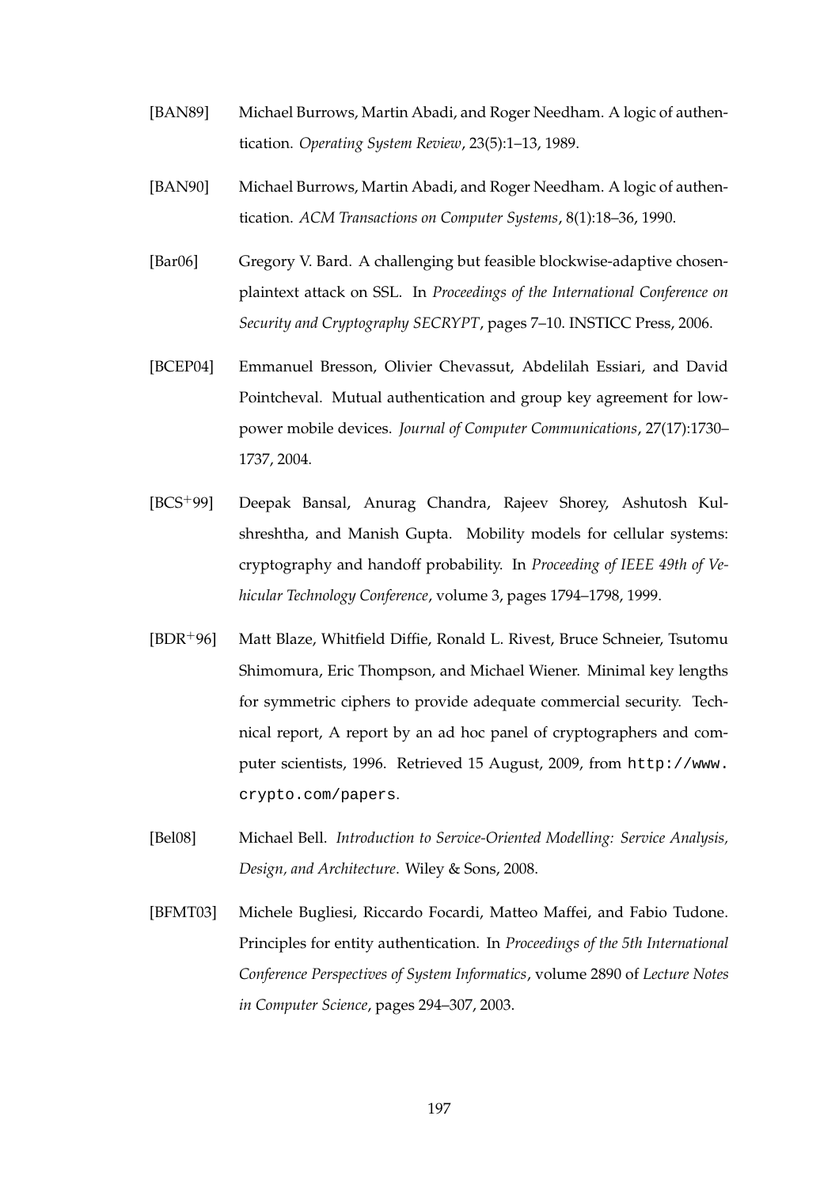[BAN89] Michael Burrows, Martin Abadi, and Roger Needham. A logic of authentication. *Operating System Review*, 23(5):1–13, 1989.

[BAN90] Michael Burrows, Martin Abadi, and Roger Needham. A logic of authentication. *ACM Transactions on Computer Systems*, 8(1):18–36, 1990.

[Bar06] Gregory V. Bard. A challenging but feasible blockwise-adaptive chosen-plaintext attack on SSL. In *Proceedings of the International Conference on Security and Cryptography SECRYPT*, pages 7–10. INSTICC Press, 2006.

[BCEP04] Emmanuel Bresson, Olivier Chevassut, Abdelilah Essiari, and David Pointcheval. Mutual authentication and group key agreement for low-power mobile devices. *Journal of Computer Communications*, 27(17):1730–1737, 2004.

[BCS+99] Deepak Bansal, Anurag Chandra, Rajeev Shorey, Ashutosh Kulshreshtha, and Manish Gupta. Mobility models for cellular systems: cryptography and handoff probability. In *Proceeding of IEEE 49th of Vehicular Technology Conference*, volume 3, pages 1794–1798, 1999.

[BDR+96] Matt Blaze, Whitfield Diffie, Ronald L. Rivest, Bruce Schneier, Tsutomu Shimomura, Eric Thompson, and Michael Wiener. Minimal key lengths for symmetric ciphers to provide adequate commercial security. Technical report, A report by an ad hoc panel of cryptographers and computer scientists, 1996. Retrieved 15 August, 2009, from `http://www.crypto.com/papers`.

[Bel08] Michael Bell. *Introduction to Service-Oriented Modelling: Service Analysis, Design, and Architecture*. Wiley & Sons, 2008.

[BFMT03] Michele Bugliesi, Riccardo Focardi, Matteo Maffei, and Fabio Tudone. Principles for entity authentication. In *Proceedings of the 5th International Conference Perspectives of System Informatics*, volume 2890 of *Lecture Notes in Computer Science*, pages 294–307, 2003.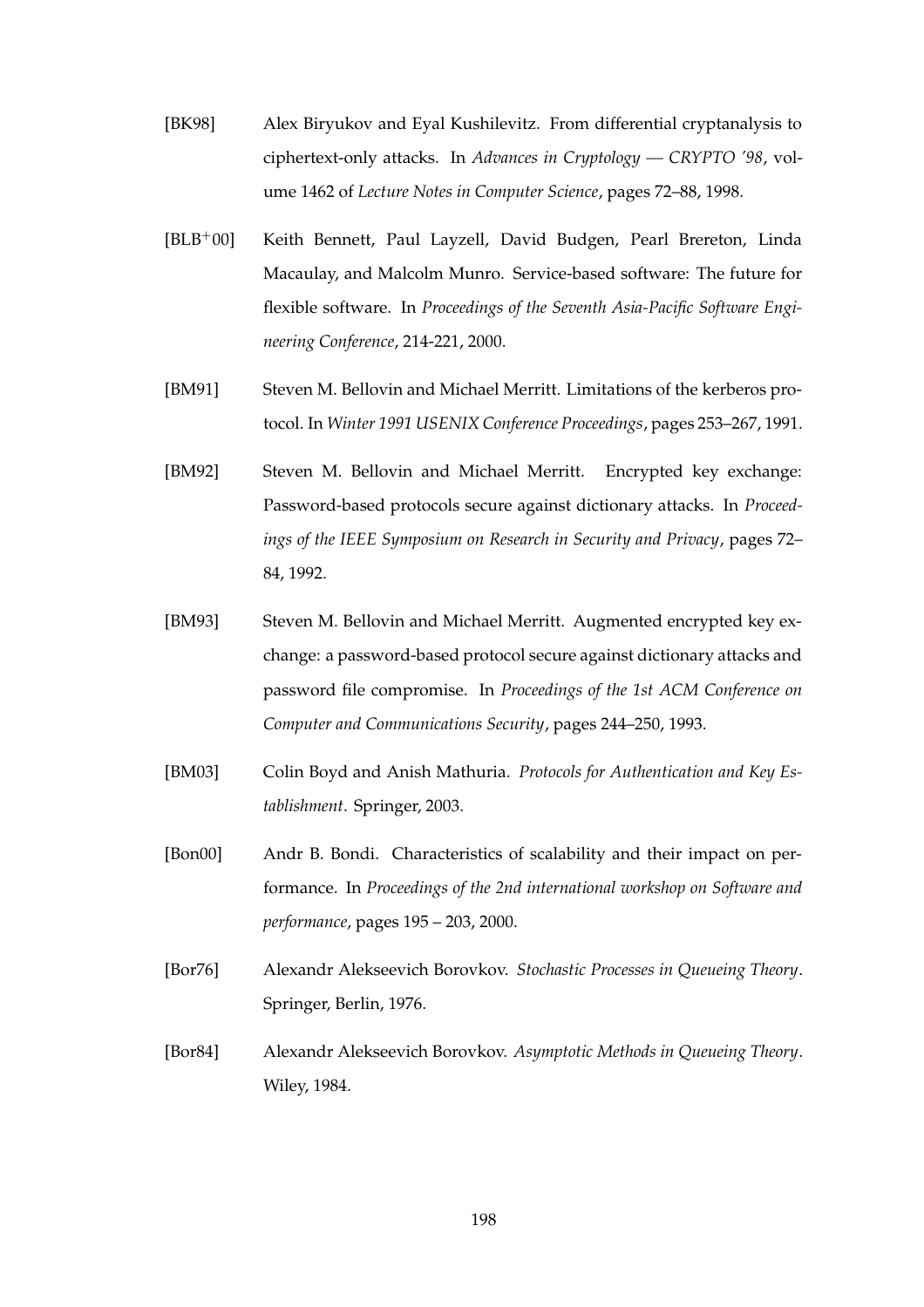[BK98] Alex Biryukov and Eyal Kushilevitz. From differential cryptanalysis to ciphertext-only attacks. In *Advances in Cryptology — CRYPTO '98*, volume 1462 of *Lecture Notes in Computer Science*, pages 72–88, 1998.

[BLB+00] Keith Bennett, Paul Layzell, David Budgen, Pearl Brereton, Linda Macaulay, and Malcolm Munro. Service-based software: The future for flexible software. In *Proceedings of the Seventh Asia-Pacific Software Engineering Conference*, 214-221, 2000.

[BM91] Steven M. Bellovin and Michael Merritt. Limitations of the kerberos protocol. In *Winter 1991 USENIX Conference Proceedings*, pages 253–267, 1991.

[BM92] Steven M. Bellovin and Michael Merritt. Encrypted key exchange: Password-based protocols secure against dictionary attacks. In *Proceedings of the IEEE Symposium on Research in Security and Privacy*, pages 72–84, 1992.

[BM93] Steven M. Bellovin and Michael Merritt. Augmented encrypted key exchange: a password-based protocol secure against dictionary attacks and password file compromise. In *Proceedings of the 1st ACM Conference on Computer and Communications Security*, pages 244–250, 1993.

[BM03] Colin Boyd and Anish Mathuria. *Protocols for Authentication and Key Establishment*. Springer, 2003.

[Bon00] Andr B. Bondi. Characteristics of scalability and their impact on performance. In *Proceedings of the 2nd international workshop on Software and performance*, pages 195 – 203, 2000.

[Bor76] Alexandr Alekseevich Borovkov. *Stochastic Processes in Queueing Theory*. Springer, Berlin, 1976.

[Bor84] Alexandr Alekseevich Borovkov. *Asymptotic Methods in Queueing Theory*. Wiley, 1984.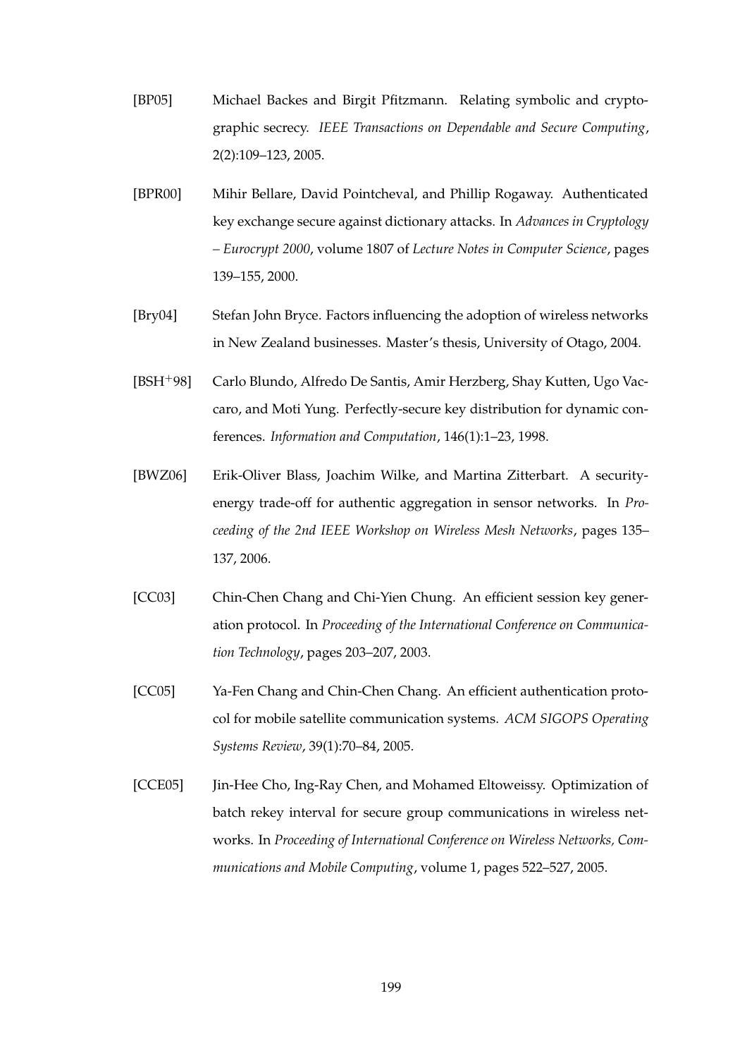[BP05] Michael Backes and Birgit Pfitzmann. Relating symbolic and cryptographic secrecy. *IEEE Transactions on Dependable and Secure Computing*, 2(2):109–123, 2005.

[BPR00] Mihir Bellare, David Pointcheval, and Phillip Rogaway. Authenticated key exchange secure against dictionary attacks. In *Advances in Cryptology – Eurocrypt 2000*, volume 1807 of *Lecture Notes in Computer Science*, pages 139–155, 2000.

[Bry04] Stefan John Bryce. Factors influencing the adoption of wireless networks in New Zealand businesses. Master's thesis, University of Otago, 2004.

[BSH+98] Carlo Blundo, Alfredo De Santis, Amir Herzberg, Shay Kutten, Ugo Vaccaro, and Moti Yung. Perfectly-secure key distribution for dynamic conferences. *Information and Computation*, 146(1):1–23, 1998.

[BWZ06] Erik-Oliver Blass, Joachim Wilke, and Martina Zitterbart. A security-energy trade-off for authentic aggregation in sensor networks. In *Proceeding of the 2nd IEEE Workshop on Wireless Mesh Networks*, pages 135–137, 2006.

[CC03] Chin-Chen Chang and Chi-Yien Chung. An efficient session key generation protocol. In *Proceeding of the International Conference on Communication Technology*, pages 203–207, 2003.

[CC05] Ya-Fen Chang and Chin-Chen Chang. An efficient authentication protocol for mobile satellite communication systems. *ACM SIGOPS Operating Systems Review*, 39(1):70–84, 2005.

[CCE05] Jin-Hee Cho, Ing-Ray Chen, and Mohamed Eltoweissy. Optimization of batch rekey interval for secure group communications in wireless networks. In *Proceeding of International Conference on Wireless Networks, Communications and Mobile Computing*, volume 1, pages 522–527, 2005.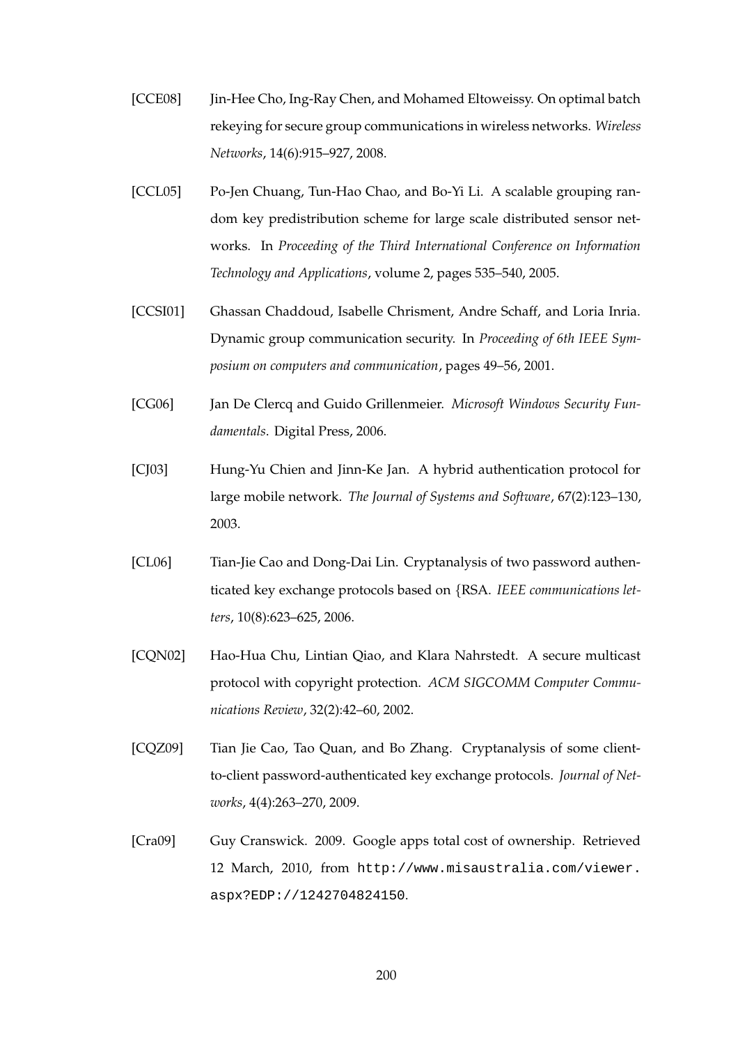[CCE08] Jin-Hee Cho, Ing-Ray Chen, and Mohamed Eltoweissy. On optimal batch rekeying for secure group communications in wireless networks. *Wireless Networks*, 14(6):915–927, 2008.

[CCL05] Po-Jen Chuang, Tun-Hao Chao, and Bo-Yi Li. A scalable grouping random key predistribution scheme for large scale distributed sensor networks. In *Proceeding of the Third International Conference on Information Technology and Applications*, volume 2, pages 535–540, 2005.

[CCSI01] Ghassan Chaddoud, Isabelle Chrisment, Andre Schaff, and Loria Inria. Dynamic group communication security. In *Proceeding of 6th IEEE Symposium on computers and communication*, pages 49–56, 2001.

[CG06] Jan De Clercq and Guido Grillenmeier. *Microsoft Windows Security Fundamentals*. Digital Press, 2006.

[CJ03] Hung-Yu Chien and Jinn-Ke Jan. A hybrid authentication protocol for large mobile network. *The Journal of Systems and Software*, 67(2):123–130, 2003.

[CL06] Tian-Jie Cao and Dong-Dai Lin. Cryptanalysis of two password authenticated key exchange protocols based on {RSA. *IEEE communications letters*, 10(8):623–625, 2006.

[CQN02] Hao-Hua Chu, Lintian Qiao, and Klara Nahrstedt. A secure multicast protocol with copyright protection. *ACM SIGCOMM Computer Communications Review*, 32(2):42–60, 2002.

[CQZ09] Tian Jie Cao, Tao Quan, and Bo Zhang. Cryptanalysis of some client-to-client password-authenticated key exchange protocols. *Journal of Networks*, 4(4):263–270, 2009.

[Cra09] Guy Cranswick. 2009. Google apps total cost of ownership. Retrieved 12 March, 2010, from `http://www.misaustralia.com/viewer.aspx?EDP://1242704824150`.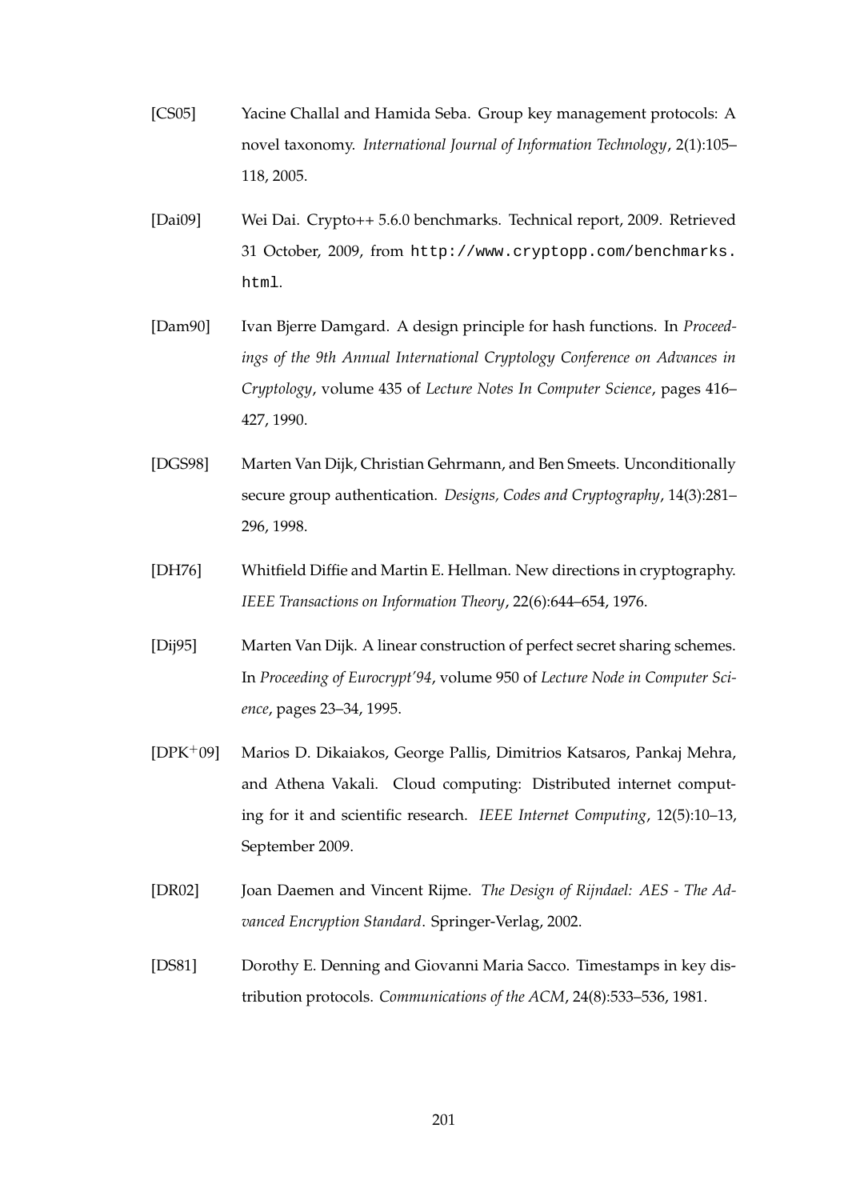[CS05] Yacine Challal and Hamida Seba. Group key management protocols: A novel taxonomy. *International Journal of Information Technology*, 2(1):105–118, 2005.

[Dai09] Wei Dai. Crypto++ 5.6.0 benchmarks. Technical report, 2009. Retrieved 31 October, 2009, from `http://www.cryptopp.com/benchmarks.html`.

[Dam90] Ivan Bjerre Damgard. A design principle for hash functions. In *Proceedings of the 9th Annual International Cryptology Conference on Advances in Cryptology*, volume 435 of *Lecture Notes In Computer Science*, pages 416–427, 1990.

[DGS98] Marten Van Dijk, Christian Gehrmann, and Ben Smeets. Unconditionally secure group authentication. *Designs, Codes and Cryptography*, 14(3):281–296, 1998.

[DH76] Whitfield Diffie and Martin E. Hellman. New directions in cryptography. *IEEE Transactions on Information Theory*, 22(6):644–654, 1976.

[Dij95] Marten Van Dijk. A linear construction of perfect secret sharing schemes. In *Proceeding of Eurocrypt'94*, volume 950 of *Lecture Node in Computer Science*, pages 23–34, 1995.

[DPK+09] Marios D. Dikaiakos, George Pallis, Dimitrios Katsaros, Pankaj Mehra, and Athena Vakali. Cloud computing: Distributed internet computing for it and scientific research. *IEEE Internet Computing*, 12(5):10–13, September 2009.

[DR02] Joan Daemen and Vincent Rijme. *The Design of Rijndael: AES - The Advanced Encryption Standard*. Springer-Verlag, 2002.

[DS81] Dorothy E. Denning and Giovanni Maria Sacco. Timestamps in key distribution protocols. *Communications of the ACM*, 24(8):533–536, 1981.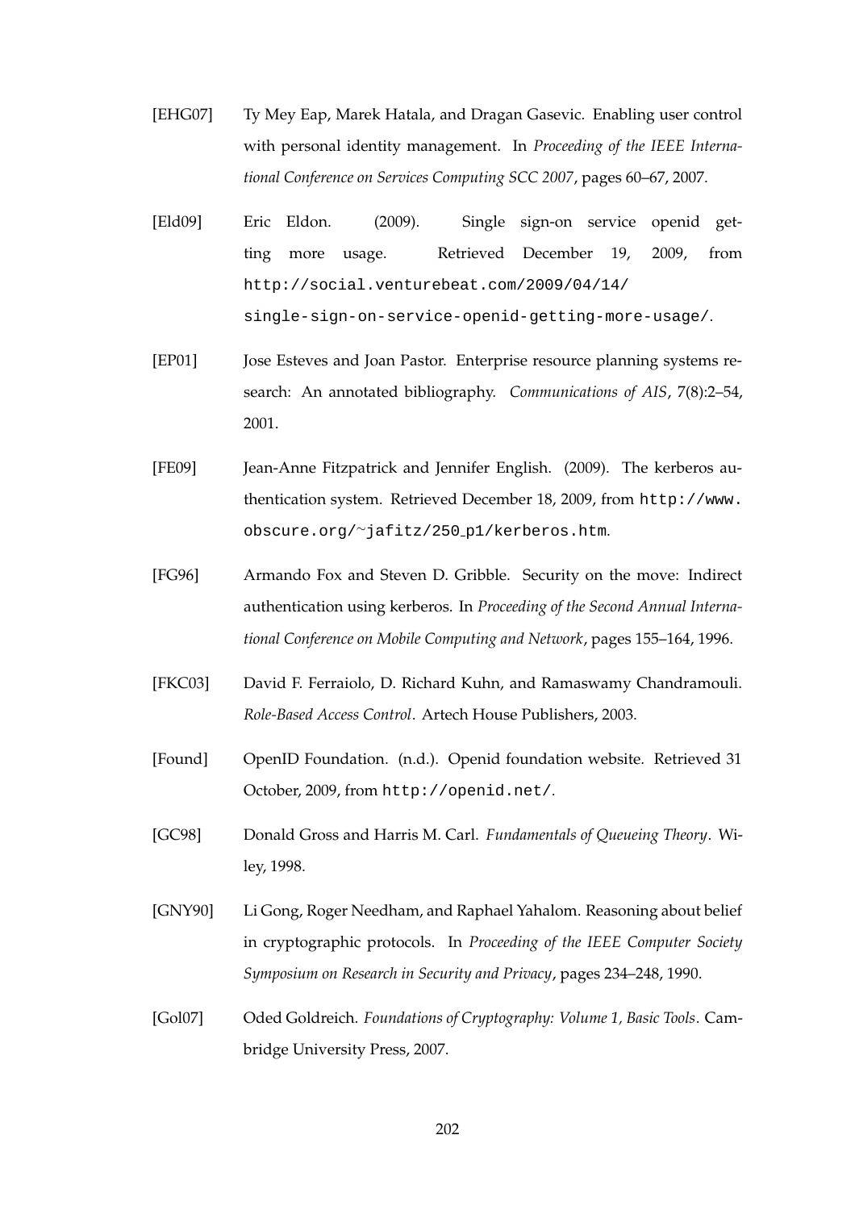[EHG07] Ty Mey Eap, Marek Hatala, and Dragan Gasevic. Enabling user control with personal identity management. In *Proceeding of the IEEE International Conference on Services Computing SCC 2007*, pages 60–67, 2007.

[Eld09] Eric Eldon. (2009). Single sign-on service openid getting more usage. Retrieved December 19, 2009, from `http://social.venturebeat.com/2009/04/14/single-sign-on-service-openid-getting-more-usage/`.

[EP01] Jose Esteves and Joan Pastor. Enterprise resource planning systems research: An annotated bibliography. *Communications of AIS*, 7(8):2–54, 2001.

[FE09] Jean-Anne Fitzpatrick and Jennifer English. (2009). The kerberos authentication system. Retrieved December 18, 2009, from `http://www.obscure.org/~jafitz/250_p1/kerberos.htm`.

[FG96] Armando Fox and Steven D. Gribble. Security on the move: Indirect authentication using kerberos. In *Proceeding of the Second Annual International Conference on Mobile Computing and Network*, pages 155–164, 1996.

[FKC03] David F. Ferraiolo, D. Richard Kuhn, and Ramaswamy Chandramouli. *Role-Based Access Control*. Artech House Publishers, 2003.

[Found] OpenID Foundation. (n.d.). Openid foundation website. Retrieved 31 October, 2009, from `http://openid.net/`.

[GC98] Donald Gross and Harris M. Carl. *Fundamentals of Queueing Theory*. Wiley, 1998.

[GNY90] Li Gong, Roger Needham, and Raphael Yahalom. Reasoning about belief in cryptographic protocols. In *Proceeding of the IEEE Computer Society Symposium on Research in Security and Privacy*, pages 234–248, 1990.

[Gol07] Oded Goldreich. *Foundations of Cryptography: Volume 1, Basic Tools*. Cambridge University Press, 2007.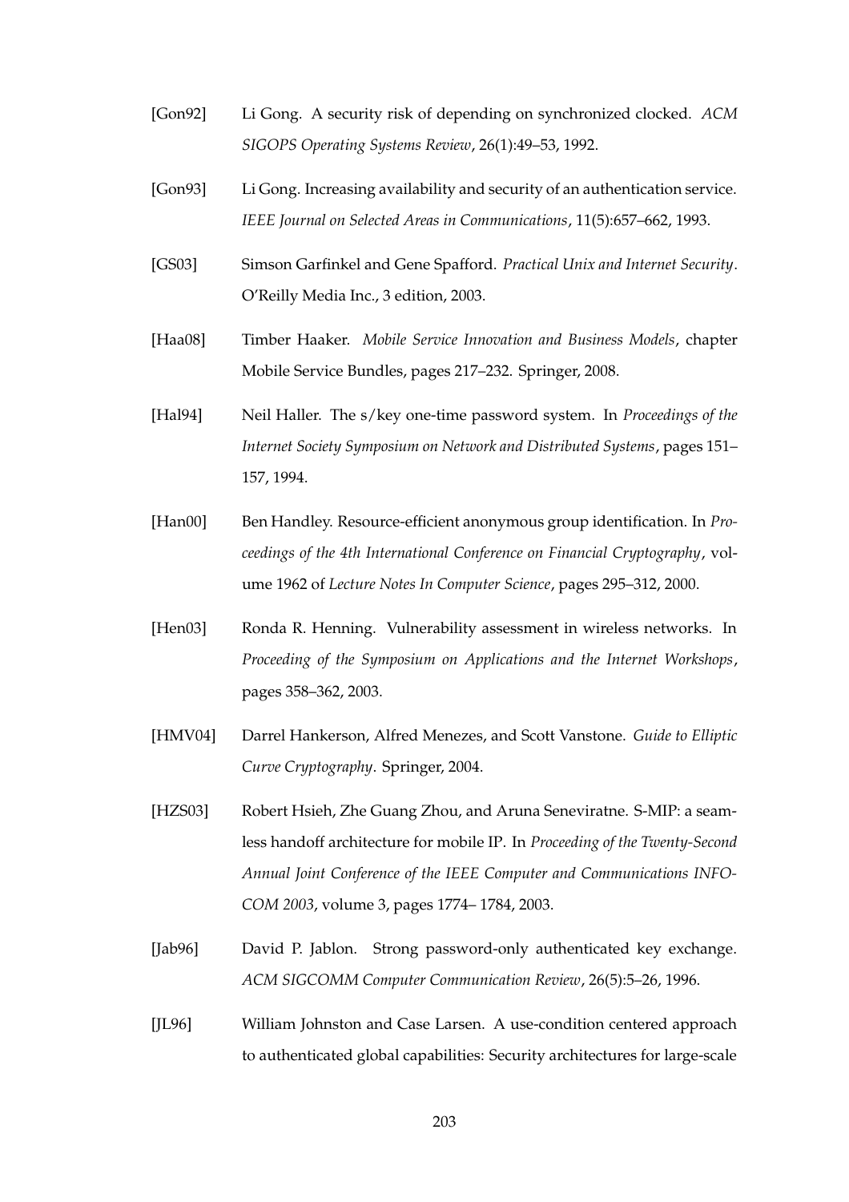[Gon92] Li Gong. A security risk of depending on synchronized clocked. *ACM SIGOPS Operating Systems Review*, 26(1):49–53, 1992.

[Gon93] Li Gong. Increasing availability and security of an authentication service. *IEEE Journal on Selected Areas in Communications*, 11(5):657–662, 1993.

[GS03] Simson Garfinkel and Gene Spafford. *Practical Unix and Internet Security*. O'Reilly Media Inc., 3 edition, 2003.

[Haa08] Timber Haaker. *Mobile Service Innovation and Business Models*, chapter Mobile Service Bundles, pages 217–232. Springer, 2008.

[Hal94] Neil Haller. The s/key one-time password system. In *Proceedings of the Internet Society Symposium on Network and Distributed Systems*, pages 151–157, 1994.

[Han00] Ben Handley. Resource-efficient anonymous group identification. In *Proceedings of the 4th International Conference on Financial Cryptography*, volume 1962 of *Lecture Notes In Computer Science*, pages 295–312, 2000.

[Hen03] Ronda R. Henning. Vulnerability assessment in wireless networks. In *Proceeding of the Symposium on Applications and the Internet Workshops*, pages 358–362, 2003.

[HMV04] Darrel Hankerson, Alfred Menezes, and Scott Vanstone. *Guide to Elliptic Curve Cryptography*. Springer, 2004.

[HZS03] Robert Hsieh, Zhe Guang Zhou, and Aruna Seneviratne. S-MIP: a seamless handoff architecture for mobile IP. In *Proceeding of the Twenty-Second Annual Joint Conference of the IEEE Computer and Communications INFOCOM 2003*, volume 3, pages 1774– 1784, 2003.

[Jab96] David P. Jablon. Strong password-only authenticated key exchange. *ACM SIGCOMM Computer Communication Review*, 26(5):5–26, 1996.

[JL96] William Johnston and Case Larsen. A use-condition centered approach to authenticated global capabilities: Security architectures for large-scale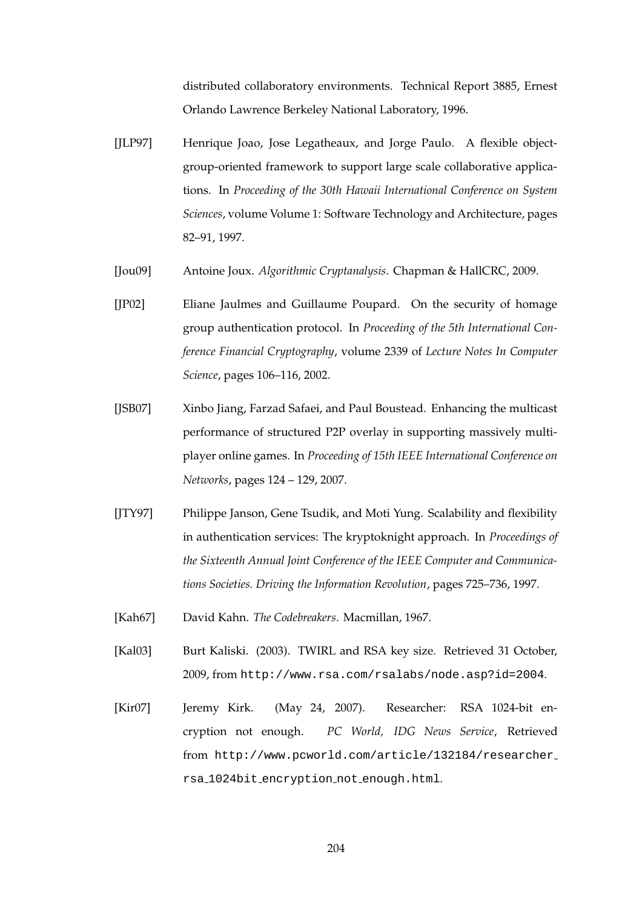distributed collaboratory environments. Technical Report 3885, Ernest Orlando Lawrence Berkeley National Laboratory, 1996.

[JLP97] Henrique Joao, Jose Legatheaux, and Jorge Paulo. A flexible object-group-oriented framework to support large scale collaborative applications. In *Proceeding of the 30th Hawaii International Conference on System Sciences*, volume Volume 1: Software Technology and Architecture, pages 82–91, 1997.

[Jou09] Antoine Joux. *Algorithmic Cryptanalysis*. Chapman & HallCRC, 2009.

[JP02] Eliane Jaulmes and Guillaume Poupard. On the security of homage group authentication protocol. In *Proceeding of the 5th International Conference Financial Cryptography*, volume 2339 of *Lecture Notes In Computer Science*, pages 106–116, 2002.

[JSB07] Xinbo Jiang, Farzad Safaei, and Paul Boustead. Enhancing the multicast performance of structured P2P overlay in supporting massively multiplayer online games. In *Proceeding of 15th IEEE International Conference on Networks*, pages 124 – 129, 2007.

[JTY97] Philippe Janson, Gene Tsudik, and Moti Yung. Scalability and flexibility in authentication services: The kryptoknight approach. In *Proceedings of the Sixteenth Annual Joint Conference of the IEEE Computer and Communications Societies. Driving the Information Revolution*, pages 725–736, 1997.

[Kah67] David Kahn. *The Codebreakers*. Macmillan, 1967.

[Kal03] Burt Kaliski. (2003). TWIRL and RSA key size. Retrieved 31 October, 2009, from `http://www.rsa.com/rsalabs/node.asp?id=2004`.

[Kir07] Jeremy Kirk. (May 24, 2007). Researcher: RSA 1024-bit encryption not enough. *PC World, IDG News Service*, Retrieved from `http://www.pcworld.com/article/132184/researcher_rsa_1024bit_encryption_not_enough.html`.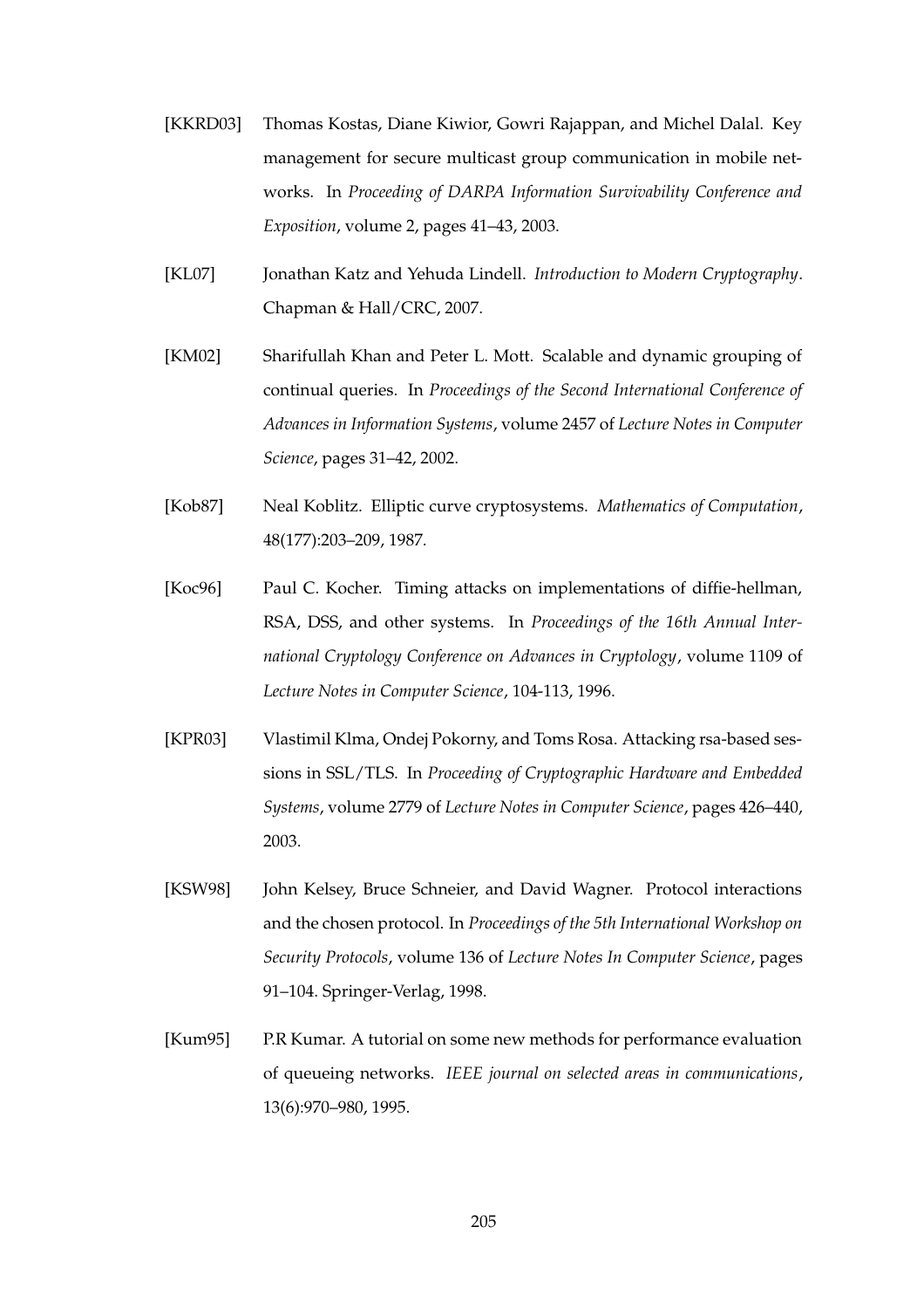[KKRD03] Thomas Kostas, Diane Kiwior, Gowri Rajappan, and Michel Dalal. Key management for secure multicast group communication in mobile networks. In *Proceeding of DARPA Information Survivability Conference and Exposition*, volume 2, pages 41–43, 2003.

[KL07] Jonathan Katz and Yehuda Lindell. *Introduction to Modern Cryptography*. Chapman & Hall/CRC, 2007.

[KM02] Sharifullah Khan and Peter L. Mott. Scalable and dynamic grouping of continual queries. In *Proceedings of the Second International Conference of Advances in Information Systems*, volume 2457 of *Lecture Notes in Computer Science*, pages 31–42, 2002.

[Kob87] Neal Koblitz. Elliptic curve cryptosystems. *Mathematics of Computation*, 48(177):203–209, 1987.

[Koc96] Paul C. Kocher. Timing attacks on implementations of diffie-hellman, RSA, DSS, and other systems. In *Proceedings of the 16th Annual International Cryptology Conference on Advances in Cryptology*, volume 1109 of *Lecture Notes in Computer Science*, 104-113, 1996.

[KPR03] Vlastimil Klma, Ondej Pokorny, and Toms Rosa. Attacking rsa-based sessions in SSL/TLS. In *Proceeding of Cryptographic Hardware and Embedded Systems*, volume 2779 of *Lecture Notes in Computer Science*, pages 426–440, 2003.

[KSW98] John Kelsey, Bruce Schneier, and David Wagner. Protocol interactions and the chosen protocol. In *Proceedings of the 5th International Workshop on Security Protocols*, volume 136 of *Lecture Notes In Computer Science*, pages 91–104. Springer-Verlag, 1998.

[Kum95] P.R Kumar. A tutorial on some new methods for performance evaluation of queueing networks. *IEEE journal on selected areas in communications*, 13(6):970–980, 1995.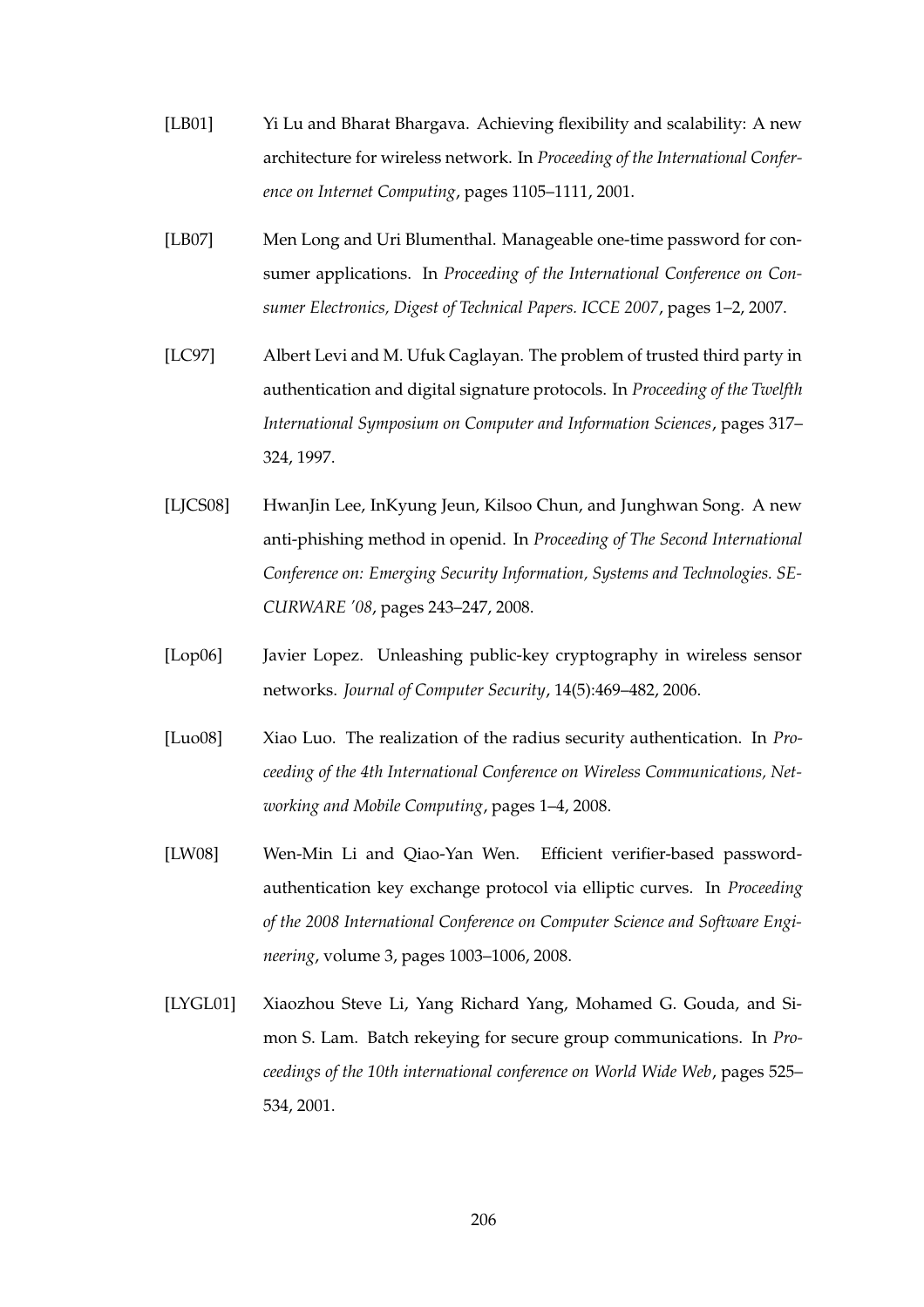[LB01] Yi Lu and Bharat Bhargava. Achieving flexibility and scalability: A new architecture for wireless network. In *Proceeding of the International Conference on Internet Computing*, pages 1105–1111, 2001.

[LB07] Men Long and Uri Blumenthal. Manageable one-time password for consumer applications. In *Proceeding of the International Conference on Consumer Electronics, Digest of Technical Papers. ICCE 2007*, pages 1–2, 2007.

[LC97] Albert Levi and M. Ufuk Caglayan. The problem of trusted third party in authentication and digital signature protocols. In *Proceeding of the Twelfth International Symposium on Computer and Information Sciences*, pages 317–324, 1997.

[LJCS08] HwanJin Lee, InKyung Jeun, Kilsoo Chun, and Junghwan Song. A new anti-phishing method in openid. In *Proceeding of The Second International Conference on: Emerging Security Information, Systems and Technologies. SECURWARE '08*, pages 243–247, 2008.

[Lop06] Javier Lopez. Unleashing public-key cryptography in wireless sensor networks. *Journal of Computer Security*, 14(5):469–482, 2006.

[Luo08] Xiao Luo. The realization of the radius security authentication. In *Proceeding of the 4th International Conference on Wireless Communications, Networking and Mobile Computing*, pages 1–4, 2008.

[LW08] Wen-Min Li and Qiao-Yan Wen. Efficient verifier-based password-authentication key exchange protocol via elliptic curves. In *Proceeding of the 2008 International Conference on Computer Science and Software Engineering*, volume 3, pages 1003–1006, 2008.

[LYGL01] Xiaozhou Steve Li, Yang Richard Yang, Mohamed G. Gouda, and Simon S. Lam. Batch rekeying for secure group communications. In *Proceedings of the 10th international conference on World Wide Web*, pages 525–534, 2001.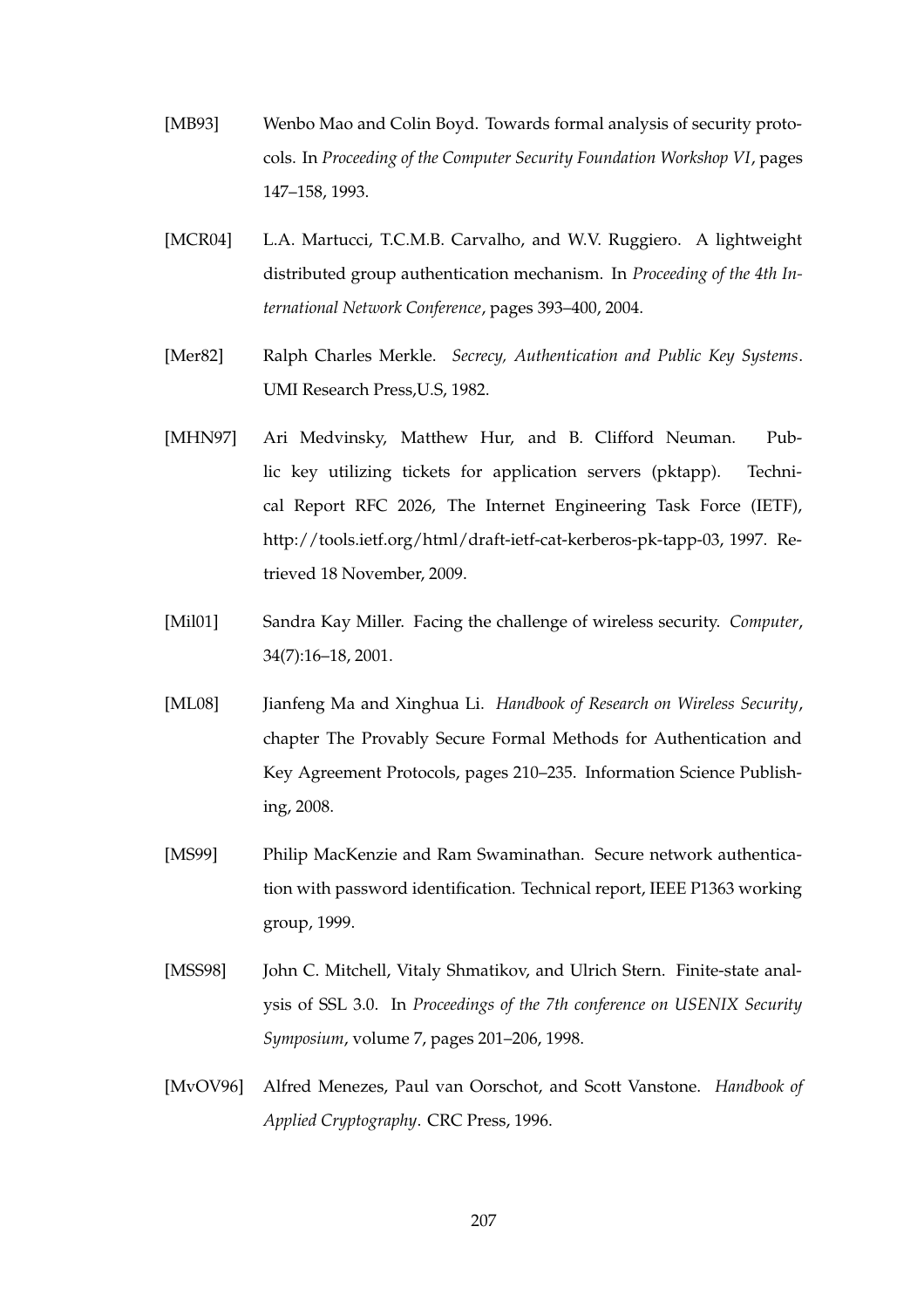[MB93] Wenbo Mao and Colin Boyd. Towards formal analysis of security protocols. In *Proceeding of the Computer Security Foundation Workshop VI*, pages 147–158, 1993.

[MCR04] L.A. Martucci, T.C.M.B. Carvalho, and W.V. Ruggiero. A lightweight distributed group authentication mechanism. In *Proceeding of the 4th International Network Conference*, pages 393–400, 2004.

[Mer82] Ralph Charles Merkle. *Secrecy, Authentication and Public Key Systems*. UMI Research Press,U.S, 1982.

[MHN97] Ari Medvinsky, Matthew Hur, and B. Clifford Neuman. Public key utilizing tickets for application servers (pktapp). Technical Report RFC 2026, The Internet Engineering Task Force (IETF), http://tools.ietf.org/html/draft-ietf-cat-kerberos-pk-tapp-03, 1997. Retrieved 18 November, 2009.

[Mil01] Sandra Kay Miller. Facing the challenge of wireless security. *Computer*, 34(7):16–18, 2001.

[ML08] Jianfeng Ma and Xinghua Li. *Handbook of Research on Wireless Security*, chapter The Provably Secure Formal Methods for Authentication and Key Agreement Protocols, pages 210–235. Information Science Publishing, 2008.

[MS99] Philip MacKenzie and Ram Swaminathan. Secure network authentication with password identification. Technical report, IEEE P1363 working group, 1999.

[MSS98] John C. Mitchell, Vitaly Shmatikov, and Ulrich Stern. Finite-state analysis of SSL 3.0. In *Proceedings of the 7th conference on USENIX Security Symposium*, volume 7, pages 201–206, 1998.

[MvOV96] Alfred Menezes, Paul van Oorschot, and Scott Vanstone. *Handbook of Applied Cryptography*. CRC Press, 1996.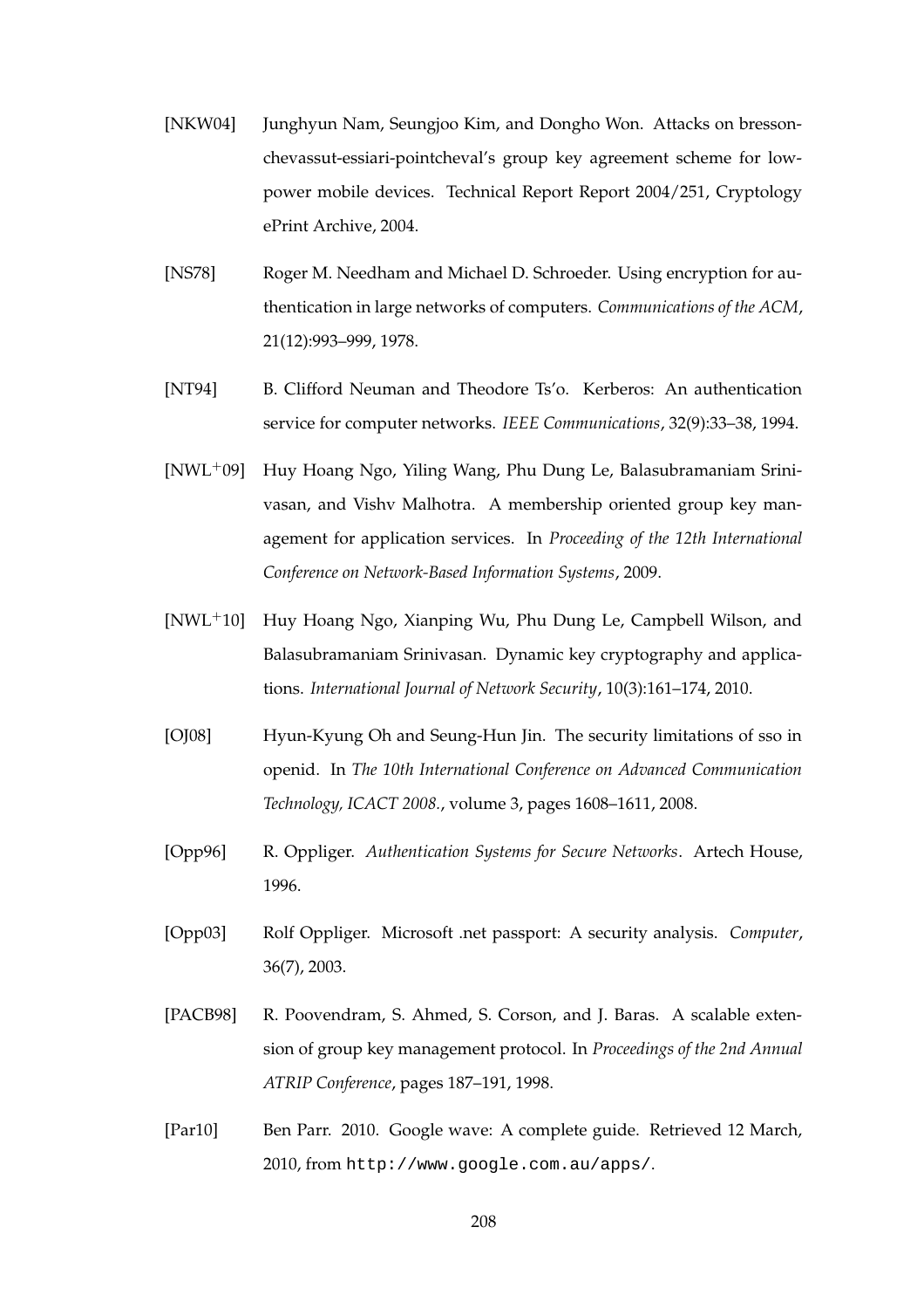[NKW04] Junghyun Nam, Seungjoo Kim, and Dongho Won. Attacks on bresson-chevassut-essiari-pointcheval's group key agreement scheme for low-power mobile devices. Technical Report Report 2004/251, Cryptology ePrint Archive, 2004.

[NS78] Roger M. Needham and Michael D. Schroeder. Using encryption for authentication in large networks of computers. *Communications of the ACM*, 21(12):993–999, 1978.

[NT94] B. Clifford Neuman and Theodore Ts'o. Kerberos: An authentication service for computer networks. *IEEE Communications*, 32(9):33–38, 1994.

[NWL$^+$09] Huy Hoang Ngo, Yiling Wang, Phu Dung Le, Balasubramaniam Srinivasan, and Vishv Malhotra. A membership oriented group key management for application services. In *Proceeding of the 12th International Conference on Network-Based Information Systems*, 2009.

[NWL$^+$10] Huy Hoang Ngo, Xianping Wu, Phu Dung Le, Campbell Wilson, and Balasubramaniam Srinivasan. Dynamic key cryptography and applications. *International Journal of Network Security*, 10(3):161–174, 2010.

[OJ08] Hyun-Kyung Oh and Seung-Hun Jin. The security limitations of sso in openid. In *The 10th International Conference on Advanced Communication Technology, ICACT 2008.*, volume 3, pages 1608–1611, 2008.

[Opp96] R. Oppliger. *Authentication Systems for Secure Networks*. Artech House, 1996.

[Opp03] Rolf Oppliger. Microsoft .net passport: A security analysis. *Computer*, 36(7), 2003.

[PACB98] R. Poovendram, S. Ahmed, S. Corson, and J. Baras. A scalable extension of group key management protocol. In *Proceedings of the 2nd Annual ATRIP Conference*, pages 187–191, 1998.

[Par10] Ben Parr. 2010. Google wave: A complete guide. Retrieved 12 March, 2010, from `http://www.google.com.au/apps/`.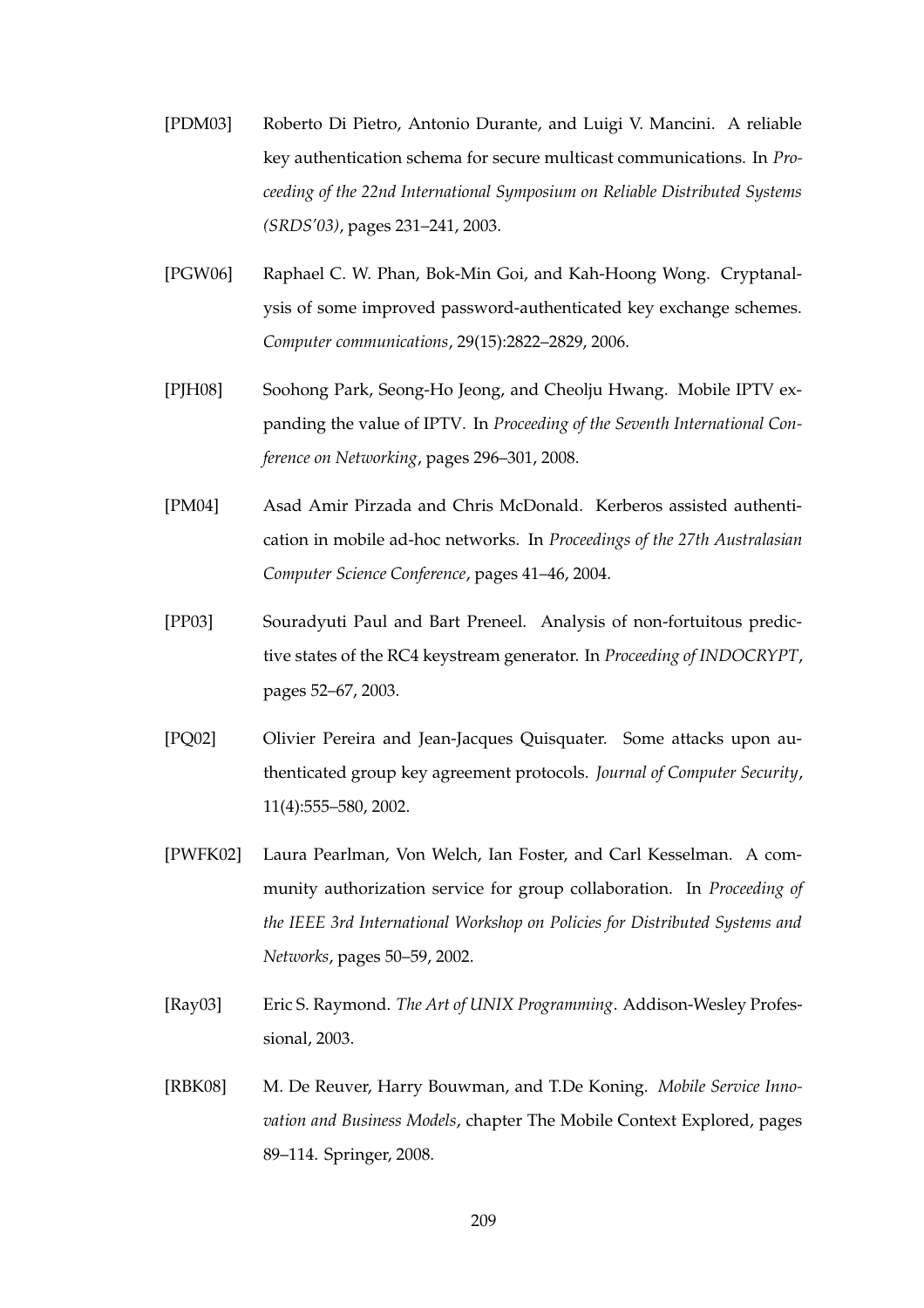[PDM03] Roberto Di Pietro, Antonio Durante, and Luigi V. Mancini. A reliable key authentication schema for secure multicast communications. In *Proceeding of the 22nd International Symposium on Reliable Distributed Systems (SRDS'03)*, pages 231–241, 2003.

[PGW06] Raphael C. W. Phan, Bok-Min Goi, and Kah-Hoong Wong. Cryptanalysis of some improved password-authenticated key exchange schemes. *Computer communications*, 29(15):2822–2829, 2006.

[PJH08] Soohong Park, Seong-Ho Jeong, and Cheolju Hwang. Mobile IPTV expanding the value of IPTV. In *Proceeding of the Seventh International Conference on Networking*, pages 296–301, 2008.

[PM04] Asad Amir Pirzada and Chris McDonald. Kerberos assisted authentication in mobile ad-hoc networks. In *Proceedings of the 27th Australasian Computer Science Conference*, pages 41–46, 2004.

[PP03] Souradyuti Paul and Bart Preneel. Analysis of non-fortuitous predictive states of the RC4 keystream generator. In *Proceeding of INDOCRYPT*, pages 52–67, 2003.

[PQ02] Olivier Pereira and Jean-Jacques Quisquater. Some attacks upon authenticated group key agreement protocols. *Journal of Computer Security*, 11(4):555–580, 2002.

[PWFK02] Laura Pearlman, Von Welch, Ian Foster, and Carl Kesselman. A community authorization service for group collaboration. In *Proceeding of the IEEE 3rd International Workshop on Policies for Distributed Systems and Networks*, pages 50–59, 2002.

[Ray03] Eric S. Raymond. *The Art of UNIX Programming*. Addison-Wesley Professional, 2003.

[RBK08] M. De Reuver, Harry Bouwman, and T.De Koning. *Mobile Service Innovation and Business Models*, chapter The Mobile Context Explored, pages 89–114. Springer, 2008.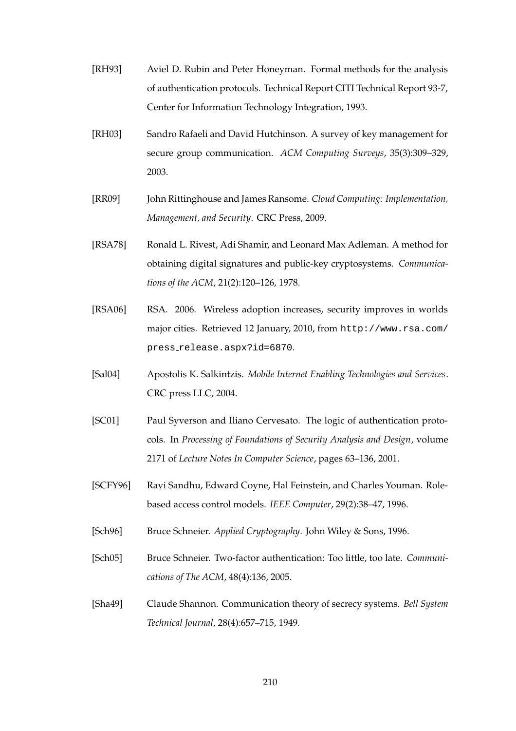[RH93] Aviel D. Rubin and Peter Honeyman. Formal methods for the analysis of authentication protocols. Technical Report CITI Technical Report 93-7, Center for Information Technology Integration, 1993.

[RH03] Sandro Rafaeli and David Hutchinson. A survey of key management for secure group communication. *ACM Computing Surveys*, 35(3):309–329, 2003.

[RR09] John Rittinghouse and James Ransome. *Cloud Computing: Implementation, Management, and Security*. CRC Press, 2009.

[RSA78] Ronald L. Rivest, Adi Shamir, and Leonard Max Adleman. A method for obtaining digital signatures and public-key cryptosystems. *Communications of the ACM*, 21(2):120–126, 1978.

[RSA06] RSA. 2006. Wireless adoption increases, security improves in worlds major cities. Retrieved 12 January, 2010, from `http://www.rsa.com/press_release.aspx?id=6870`.

[Sal04] Apostolis K. Salkintzis. *Mobile Internet Enabling Technologies and Services*. CRC press LLC, 2004.

[SC01] Paul Syverson and Iliano Cervesato. The logic of authentication protocols. In *Processing of Foundations of Security Analysis and Design*, volume 2171 of *Lecture Notes In Computer Science*, pages 63–136, 2001.

[SCFY96] Ravi Sandhu, Edward Coyne, Hal Feinstein, and Charles Youman. Role-based access control models. *IEEE Computer*, 29(2):38–47, 1996.

[Sch96] Bruce Schneier. *Applied Cryptography*. John Wiley & Sons, 1996.

[Sch05] Bruce Schneier. Two-factor authentication: Too little, too late. *Communications of The ACM*, 48(4):136, 2005.

[Sha49] Claude Shannon. Communication theory of secrecy systems. *Bell System Technical Journal*, 28(4):657–715, 1949.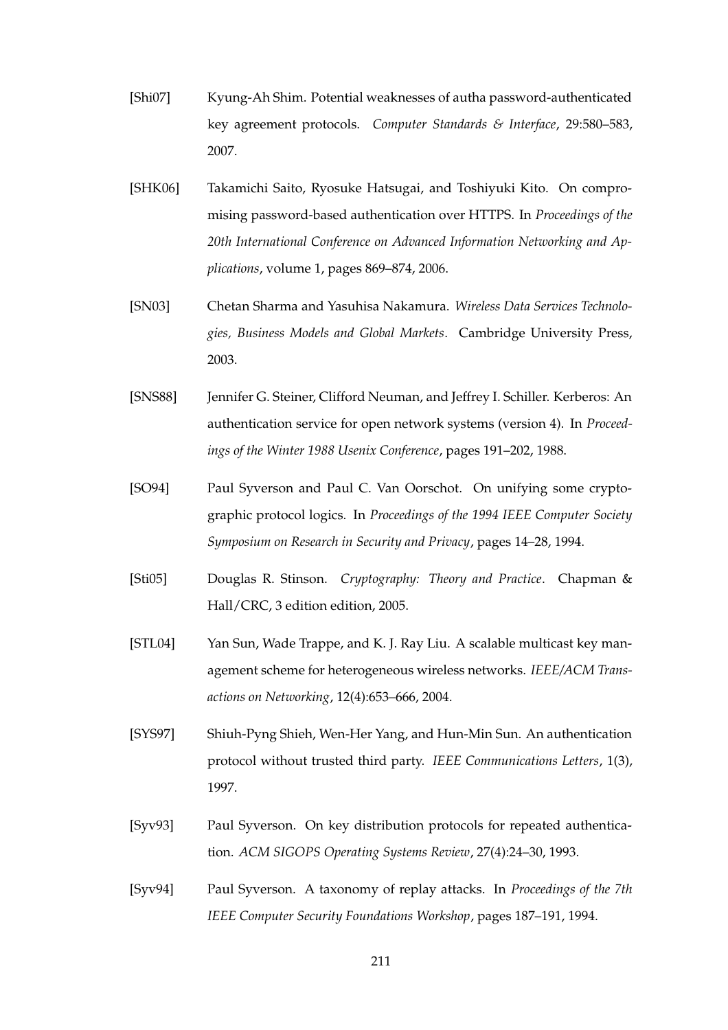[Shi07] Kyung-Ah Shim. Potential weaknesses of autha password-authenticated key agreement protocols. *Computer Standards & Interface*, 29:580–583, 2007.

[SHK06] Takamichi Saito, Ryosuke Hatsugai, and Toshiyuki Kito. On compromising password-based authentication over HTTPS. In *Proceedings of the 20th International Conference on Advanced Information Networking and Applications*, volume 1, pages 869–874, 2006.

[SN03] Chetan Sharma and Yasuhisa Nakamura. *Wireless Data Services Technologies, Business Models and Global Markets*. Cambridge University Press, 2003.

[SNS88] Jennifer G. Steiner, Clifford Neuman, and Jeffrey I. Schiller. Kerberos: An authentication service for open network systems (version 4). In *Proceedings of the Winter 1988 Usenix Conference*, pages 191–202, 1988.

[SO94] Paul Syverson and Paul C. Van Oorschot. On unifying some cryptographic protocol logics. In *Proceedings of the 1994 IEEE Computer Society Symposium on Research in Security and Privacy*, pages 14–28, 1994.

[Sti05] Douglas R. Stinson. *Cryptography: Theory and Practice*. Chapman & Hall/CRC, 3 edition edition, 2005.

[STL04] Yan Sun, Wade Trappe, and K. J. Ray Liu. A scalable multicast key management scheme for heterogeneous wireless networks. *IEEE/ACM Transactions on Networking*, 12(4):653–666, 2004.

[SYS97] Shiuh-Pyng Shieh, Wen-Her Yang, and Hun-Min Sun. An authentication protocol without trusted third party. *IEEE Communications Letters*, 1(3), 1997.

[Syv93] Paul Syverson. On key distribution protocols for repeated authentication. *ACM SIGOPS Operating Systems Review*, 27(4):24–30, 1993.

[Syv94] Paul Syverson. A taxonomy of replay attacks. In *Proceedings of the 7th IEEE Computer Security Foundations Workshop*, pages 187–191, 1994.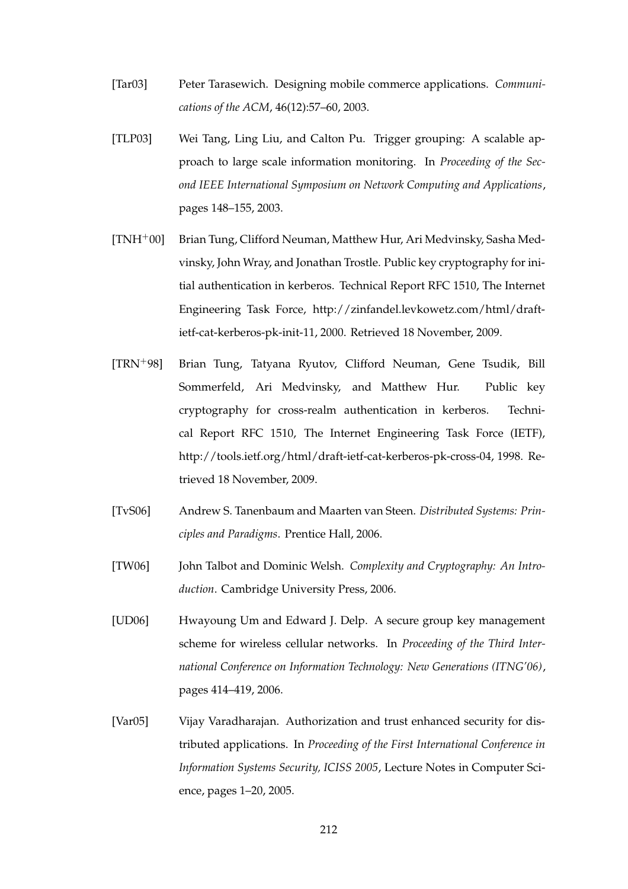[Tar03] Peter Tarasewich. Designing mobile commerce applications. *Communications of the ACM*, 46(12):57–60, 2003.

[TLP03] Wei Tang, Ling Liu, and Calton Pu. Trigger grouping: A scalable approach to large scale information monitoring. In *Proceeding of the Second IEEE International Symposium on Network Computing and Applications*, pages 148–155, 2003.

[TNH+00] Brian Tung, Clifford Neuman, Matthew Hur, Ari Medvinsky, Sasha Medvinsky, John Wray, and Jonathan Trostle. Public key cryptography for initial authentication in kerberos. Technical Report RFC 1510, The Internet Engineering Task Force, http://zinfandel.levkowetz.com/html/draft-ietf-cat-kerberos-pk-init-11, 2000. Retrieved 18 November, 2009.

[TRN+98] Brian Tung, Tatyana Ryutov, Clifford Neuman, Gene Tsudik, Bill Sommerfeld, Ari Medvinsky, and Matthew Hur. Public key cryptography for cross-realm authentication in kerberos. Technical Report RFC 1510, The Internet Engineering Task Force (IETF), http://tools.ietf.org/html/draft-ietf-cat-kerberos-pk-cross-04, 1998. Retrieved 18 November, 2009.

[TvS06] Andrew S. Tanenbaum and Maarten van Steen. *Distributed Systems: Principles and Paradigms*. Prentice Hall, 2006.

[TW06] John Talbot and Dominic Welsh. *Complexity and Cryptography: An Introduction*. Cambridge University Press, 2006.

[UD06] Hwayoung Um and Edward J. Delp. A secure group key management scheme for wireless cellular networks. In *Proceeding of the Third International Conference on Information Technology: New Generations (ITNG'06)*, pages 414–419, 2006.

[Var05] Vijay Varadharajan. Authorization and trust enhanced security for distributed applications. In *Proceeding of the First International Conference in Information Systems Security, ICISS 2005*, Lecture Notes in Computer Science, pages 1–20, 2005.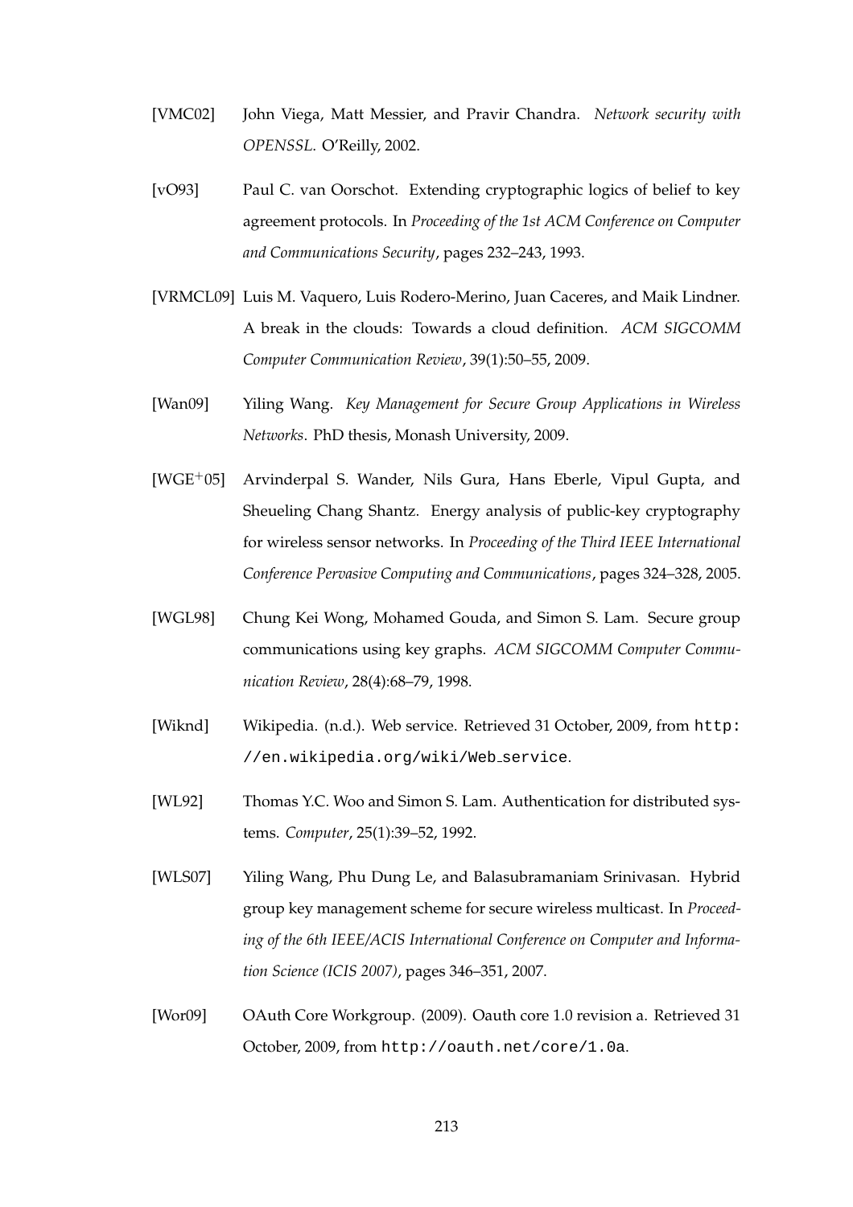[VMC02] John Viega, Matt Messier, and Pravir Chandra. *Network security with OPENSSL*. O'Reilly, 2002.

[vO93] Paul C. van Oorschot. Extending cryptographic logics of belief to key agreement protocols. In *Proceeding of the 1st ACM Conference on Computer and Communications Security*, pages 232–243, 1993.

[VRMCL09] Luis M. Vaquero, Luis Rodero-Merino, Juan Caceres, and Maik Lindner. A break in the clouds: Towards a cloud definition. *ACM SIGCOMM Computer Communication Review*, 39(1):50–55, 2009.

[Wan09] Yiling Wang. *Key Management for Secure Group Applications in Wireless Networks*. PhD thesis, Monash University, 2009.

[WGE+05] Arvinderpal S. Wander, Nils Gura, Hans Eberle, Vipul Gupta, and Sheueling Chang Shantz. Energy analysis of public-key cryptography for wireless sensor networks. In *Proceeding of the Third IEEE International Conference Pervasive Computing and Communications*, pages 324–328, 2005.

[WGL98] Chung Kei Wong, Mohamed Gouda, and Simon S. Lam. Secure group communications using key graphs. *ACM SIGCOMM Computer Communication Review*, 28(4):68–79, 1998.

[Wiknd] Wikipedia. (n.d.). Web service. Retrieved 31 October, 2009, from `http://en.wikipedia.org/wiki/Web_service`.

[WL92] Thomas Y.C. Woo and Simon S. Lam. Authentication for distributed systems. *Computer*, 25(1):39–52, 1992.

[WLS07] Yiling Wang, Phu Dung Le, and Balasubramaniam Srinivasan. Hybrid group key management scheme for secure wireless multicast. In *Proceeding of the 6th IEEE/ACIS International Conference on Computer and Information Science (ICIS 2007)*, pages 346–351, 2007.

[Wor09] OAuth Core Workgroup. (2009). Oauth core 1.0 revision a. Retrieved 31 October, 2009, from `http://oauth.net/core/1.0a`.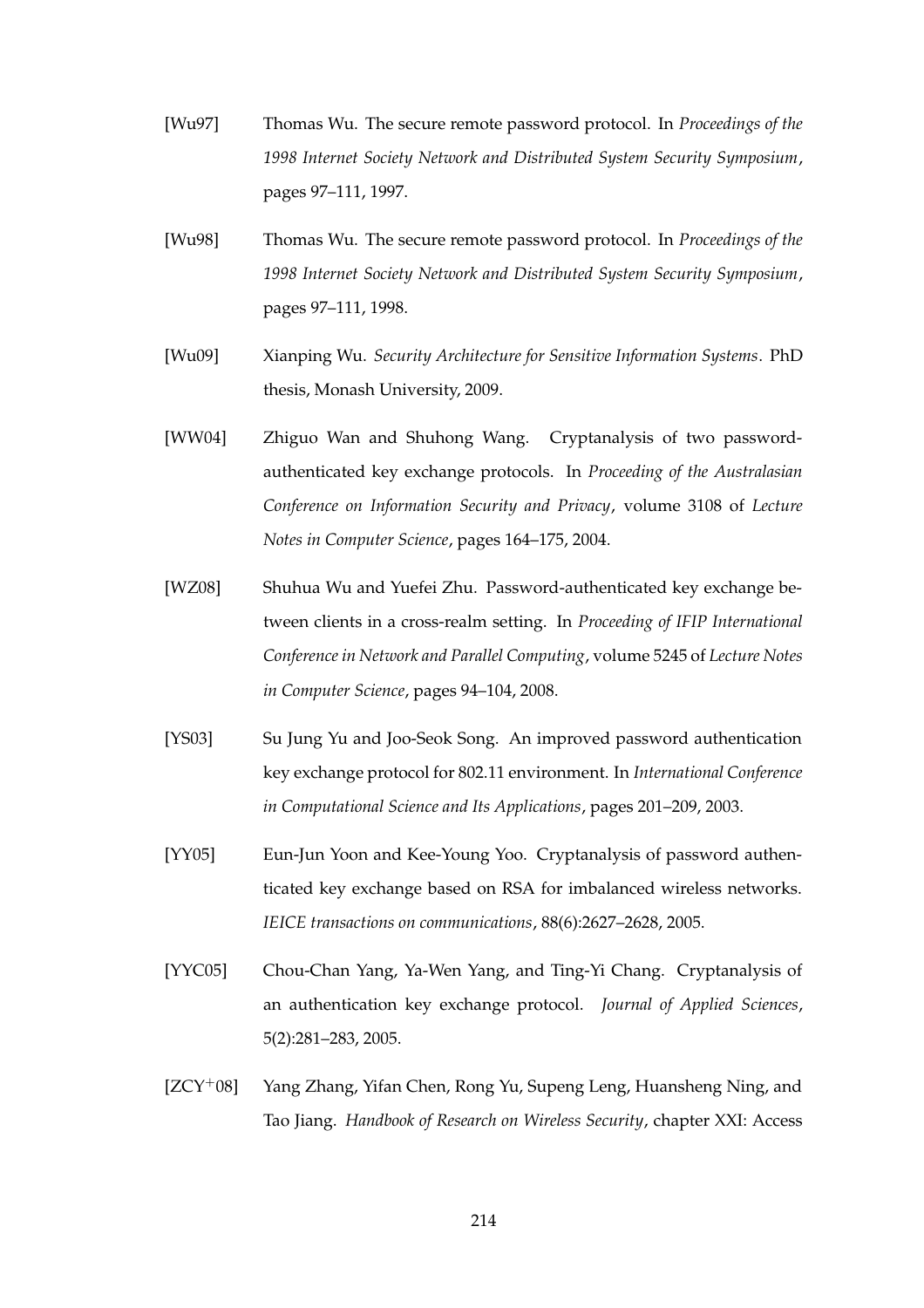[Wu97] Thomas Wu. The secure remote password protocol. In *Proceedings of the 1998 Internet Society Network and Distributed System Security Symposium*, pages 97–111, 1997.

[Wu98] Thomas Wu. The secure remote password protocol. In *Proceedings of the 1998 Internet Society Network and Distributed System Security Symposium*, pages 97–111, 1998.

[Wu09] Xianping Wu. *Security Architecture for Sensitive Information Systems*. PhD thesis, Monash University, 2009.

[WW04] Zhiguo Wan and Shuhong Wang. Cryptanalysis of two password-authenticated key exchange protocols. In *Proceeding of the Australasian Conference on Information Security and Privacy*, volume 3108 of *Lecture Notes in Computer Science*, pages 164–175, 2004.

[WZ08] Shuhua Wu and Yuefei Zhu. Password-authenticated key exchange between clients in a cross-realm setting. In *Proceeding of IFIP International Conference in Network and Parallel Computing*, volume 5245 of *Lecture Notes in Computer Science*, pages 94–104, 2008.

[YS03] Su Jung Yu and Joo-Seok Song. An improved password authentication key exchange protocol for 802.11 environment. In *International Conference in Computational Science and Its Applications*, pages 201–209, 2003.

[YY05] Eun-Jun Yoon and Kee-Young Yoo. Cryptanalysis of password authenticated key exchange based on RSA for imbalanced wireless networks. *IEICE transactions on communications*, 88(6):2627–2628, 2005.

[YYC05] Chou-Chan Yang, Ya-Wen Yang, and Ting-Yi Chang. Cryptanalysis of an authentication key exchange protocol. *Journal of Applied Sciences*, 5(2):281–283, 2005.

[ZCY+08] Yang Zhang, Yifan Chen, Rong Yu, Supeng Leng, Huansheng Ning, and Tao Jiang. *Handbook of Research on Wireless Security*, chapter XXI: Access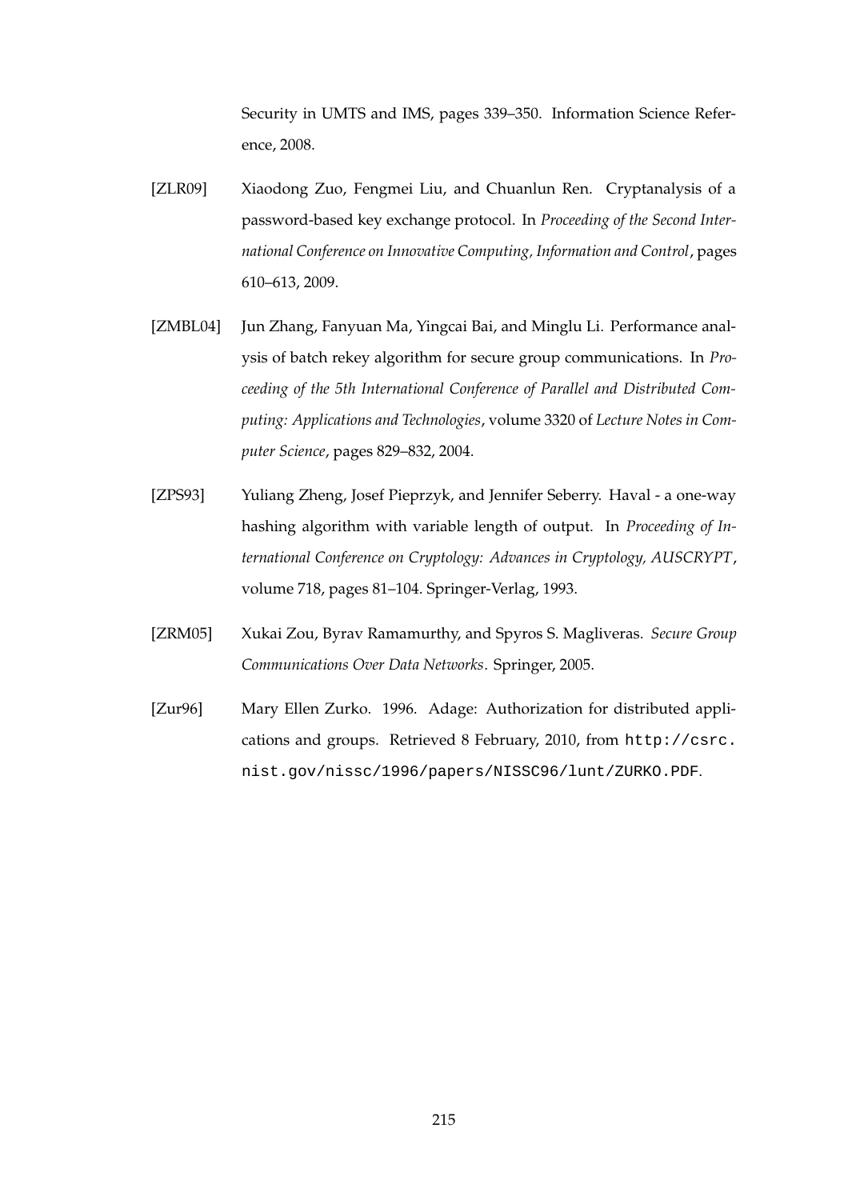Security in UMTS and IMS, pages 339–350. Information Science Reference, 2008.

[ZLR09] Xiaodong Zuo, Fengmei Liu, and Chuanlun Ren. Cryptanalysis of a password-based key exchange protocol. In *Proceeding of the Second International Conference on Innovative Computing, Information and Control*, pages 610–613, 2009.

[ZMBL04] Jun Zhang, Fanyuan Ma, Yingcai Bai, and Minglu Li. Performance analysis of batch rekey algorithm for secure group communications. In *Proceeding of the 5th International Conference of Parallel and Distributed Computing: Applications and Technologies*, volume 3320 of *Lecture Notes in Computer Science*, pages 829–832, 2004.

[ZPS93] Yuliang Zheng, Josef Pieprzyk, and Jennifer Seberry. Haval - a one-way hashing algorithm with variable length of output. In *Proceeding of International Conference on Cryptology: Advances in Cryptology, AUSCRYPT*, volume 718, pages 81–104. Springer-Verlag, 1993.

[ZRM05] Xukai Zou, Byrav Ramamurthy, and Spyros S. Magliveras. *Secure Group Communications Over Data Networks*. Springer, 2005.

[Zur96] Mary Ellen Zurko. 1996. Adage: Authorization for distributed applications and groups. Retrieved 8 February, 2010, from `http://csrc.nist.gov/nissc/1996/papers/NISSC96/lunt/ZURKO.PDF`.